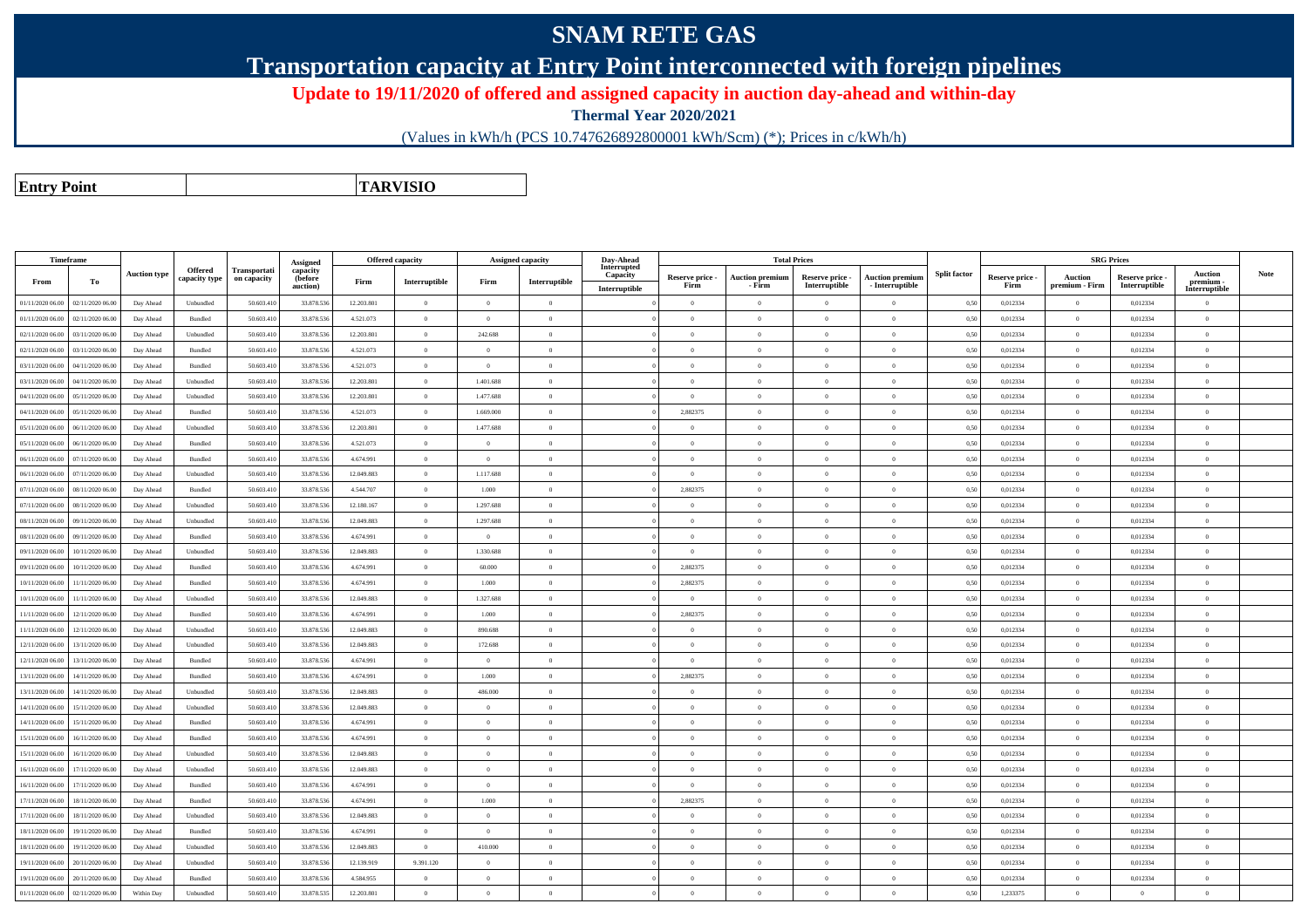# SNAM RETE GAS

## Transportation capacity at Entry Point interconnected with foreign pipelines

### Update to 19/11/2020 of offered and assigned capacity in auction day-ahead and within-day

**Thermal Year 2020/2021**

(Values in kWh/h (PCS 10.747626892800001 kWh/Scm) (*); Prices in c/kWh/h)

| **Entry Point** | | **TARVISIO** |
|---|---|---|

| Timeframe | | Auction type | Offered capacity type | Transportation capacity | Assigned capacity (before auction) | Offered capacity | | Assigned capacity | | Day-Ahead Interrupted Capacity | Total Prices | | | | Split factor | SRG Prices | | | | Note |
|---|---|---|---|---|---|---|---|---|---|---|---|---|---|---|---|---|---|---|---|---|
| From | To | | | | | Firm | Interruptible | Firm | Interruptible | Interruptible | Reserve price - Firm | Auction premium - Firm | Reserve price - Interruptible | Auction premium - Interruptible | | Reserve price - Firm | Auction premium - Firm | Reserve price - Interruptible | Auction premium - Interruptible | |
| 01/11/2020 06.00 | 02/11/2020 06.00 | Day Ahead | Unbundled | 50.603.410 | 33.878.536 | 12.203.801 | 0 | 0 | 0 | 0 | 0 | 0 | 0 | 0 | 0,50 | 0,012334 | 0 | 0,012334 | 0 | |
| 01/11/2020 06.00 | 02/11/2020 06.00 | Day Ahead | Bundled | 50.603.410 | 33.878.536 | 4.521.073 | 0 | 0 | 0 | 0 | 0 | 0 | 0 | 0 | 0,50 | 0,012334 | 0 | 0,012334 | 0 | |
| 02/11/2020 06.00 | 03/11/2020 06.00 | Day Ahead | Unbundled | 50.603.410 | 33.878.536 | 12.203.801 | 0 | 242.688 | 0 | 0 | 0 | 0 | 0 | 0 | 0,50 | 0,012334 | 0 | 0,012334 | 0 | |
| 02/11/2020 06.00 | 03/11/2020 06.00 | Day Ahead | Bundled | 50.603.410 | 33.878.536 | 4.521.073 | 0 | 0 | 0 | 0 | 0 | 0 | 0 | 0 | 0,50 | 0,012334 | 0 | 0,012334 | 0 | |
| 03/11/2020 06.00 | 04/11/2020 06.00 | Day Ahead | Bundled | 50.603.410 | 33.878.536 | 4.521.073 | 0 | 0 | 0 | 0 | 0 | 0 | 0 | 0 | 0,50 | 0,012334 | 0 | 0,012334 | 0 | |
| 03/11/2020 06.00 | 04/11/2020 06.00 | Day Ahead | Unbundled | 50.603.410 | 33.878.536 | 12.203.801 | 0 | 1.401.688 | 0 | 0 | 0 | 0 | 0 | 0 | 0,50 | 0,012334 | 0 | 0,012334 | 0 | |
| 04/11/2020 06.00 | 05/11/2020 06.00 | Day Ahead | Unbundled | 50.603.410 | 33.878.536 | 12.203.801 | 0 | 1.477.688 | 0 | 0 | 0 | 0 | 0 | 0 | 0,50 | 0,012334 | 0 | 0,012334 | 0 | |
| 04/11/2020 06.00 | 05/11/2020 06.00 | Day Ahead | Bundled | 50.603.410 | 33.878.536 | 4.521.073 | 0 | 1.669.000 | 0 | 0 | 2,882375 | 0 | 0 | 0 | 0,50 | 0,012334 | 0 | 0,012334 | 0 | |
| 05/11/2020 06.00 | 06/11/2020 06.00 | Day Ahead | Unbundled | 50.603.410 | 33.878.536 | 12.203.801 | 0 | 1.477.688 | 0 | 0 | 0 | 0 | 0 | 0 | 0,50 | 0,012334 | 0 | 0,012334 | 0 | |
| 05/11/2020 06.00 | 06/11/2020 06.00 | Day Ahead | Bundled | 50.603.410 | 33.878.536 | 4.521.073 | 0 | 0 | 0 | 0 | 0 | 0 | 0 | 0 | 0,50 | 0,012334 | 0 | 0,012334 | 0 | |
| 06/11/2020 06.00 | 07/11/2020 06.00 | Day Ahead | Bundled | 50.603.410 | 33.878.536 | 4.674.991 | 0 | 0 | 0 | 0 | 0 | 0 | 0 | 0 | 0,50 | 0,012334 | 0 | 0,012334 | 0 | |
| 06/11/2020 06.00 | 07/11/2020 06.00 | Day Ahead | Unbundled | 50.603.410 | 33.878.536 | 12.049.883 | 0 | 1.117.688 | 0 | 0 | 0 | 0 | 0 | 0 | 0,50 | 0,012334 | 0 | 0,012334 | 0 | |
| 07/11/2020 06.00 | 08/11/2020 06.00 | Day Ahead | Bundled | 50.603.410 | 33.878.536 | 4.544.707 | 0 | 1.000 | 0 | 0 | 2,882375 | 0 | 0 | 0 | 0,50 | 0,012334 | 0 | 0,012334 | 0 | |
| 07/11/2020 06.00 | 08/11/2020 06.00 | Day Ahead | Unbundled | 50.603.410 | 33.878.536 | 12.180.167 | 0 | 1.297.688 | 0 | 0 | 0 | 0 | 0 | 0 | 0,50 | 0,012334 | 0 | 0,012334 | 0 | |
| 08/11/2020 06.00 | 09/11/2020 06.00 | Day Ahead | Unbundled | 50.603.410 | 33.878.536 | 12.049.883 | 0 | 1.297.688 | 0 | 0 | 0 | 0 | 0 | 0 | 0,50 | 0,012334 | 0 | 0,012334 | 0 | |
| 08/11/2020 06.00 | 09/11/2020 06.00 | Day Ahead | Bundled | 50.603.410 | 33.878.536 | 4.674.991 | 0 | 0 | 0 | 0 | 0 | 0 | 0 | 0 | 0,50 | 0,012334 | 0 | 0,012334 | 0 | |
| 09/11/2020 06.00 | 10/11/2020 06.00 | Day Ahead | Unbundled | 50.603.410 | 33.878.536 | 12.049.883 | 0 | 1.330.688 | 0 | 0 | 0 | 0 | 0 | 0 | 0,50 | 0,012334 | 0 | 0,012334 | 0 | |
| 09/11/2020 06.00 | 10/11/2020 06.00 | Day Ahead | Bundled | 50.603.410 | 33.878.536 | 4.674.991 | 0 | 60.000 | 0 | 0 | 2,882375 | 0 | 0 | 0 | 0,50 | 0,012334 | 0 | 0,012334 | 0 | |
| 10/11/2020 06.00 | 11/11/2020 06.00 | Day Ahead | Bundled | 50.603.410 | 33.878.536 | 4.674.991 | 0 | 1.000 | 0 | 0 | 2,882375 | 0 | 0 | 0 | 0,50 | 0,012334 | 0 | 0,012334 | 0 | |
| 10/11/2020 06.00 | 11/11/2020 06.00 | Day Ahead | Unbundled | 50.603.410 | 33.878.536 | 12.049.883 | 0 | 1.327.688 | 0 | 0 | 0 | 0 | 0 | 0 | 0,50 | 0,012334 | 0 | 0,012334 | 0 | |
| 11/11/2020 06.00 | 12/11/2020 06.00 | Day Ahead | Bundled | 50.603.410 | 33.878.536 | 4.674.991 | 0 | 1.000 | 0 | 0 | 2,882375 | 0 | 0 | 0 | 0,50 | 0,012334 | 0 | 0,012334 | 0 | |
| 11/11/2020 06.00 | 12/11/2020 06.00 | Day Ahead | Unbundled | 50.603.410 | 33.878.536 | 12.049.883 | 0 | 890.688 | 0 | 0 | 0 | 0 | 0 | 0 | 0,50 | 0,012334 | 0 | 0,012334 | 0 | |
| 12/11/2020 06.00 | 13/11/2020 06.00 | Day Ahead | Unbundled | 50.603.410 | 33.878.536 | 12.049.883 | 0 | 172.688 | 0 | 0 | 0 | 0 | 0 | 0 | 0,50 | 0,012334 | 0 | 0,012334 | 0 | |
| 12/11/2020 06.00 | 13/11/2020 06.00 | Day Ahead | Bundled | 50.603.410 | 33.878.536 | 4.674.991 | 0 | 0 | 0 | 0 | 0 | 0 | 0 | 0 | 0,50 | 0,012334 | 0 | 0,012334 | 0 | |
| 13/11/2020 06.00 | 14/11/2020 06.00 | Day Ahead | Bundled | 50.603.410 | 33.878.536 | 4.674.991 | 0 | 1.000 | 0 | 0 | 2,882375 | 0 | 0 | 0 | 0,50 | 0,012334 | 0 | 0,012334 | 0 | |
| 13/11/2020 06.00 | 14/11/2020 06.00 | Day Ahead | Unbundled | 50.603.410 | 33.878.536 | 12.049.883 | 0 | 486.000 | 0 | 0 | 0 | 0 | 0 | 0 | 0,50 | 0,012334 | 0 | 0,012334 | 0 | |
| 14/11/2020 06.00 | 15/11/2020 06.00 | Day Ahead | Unbundled | 50.603.410 | 33.878.536 | 12.049.883 | 0 | 0 | 0 | 0 | 0 | 0 | 0 | 0 | 0,50 | 0,012334 | 0 | 0,012334 | 0 | |
| 14/11/2020 06.00 | 15/11/2020 06.00 | Day Ahead | Bundled | 50.603.410 | 33.878.536 | 4.674.991 | 0 | 0 | 0 | 0 | 0 | 0 | 0 | 0 | 0,50 | 0,012334 | 0 | 0,012334 | 0 | |
| 15/11/2020 06.00 | 16/11/2020 06.00 | Day Ahead | Bundled | 50.603.410 | 33.878.536 | 4.674.991 | 0 | 0 | 0 | 0 | 0 | 0 | 0 | 0 | 0,50 | 0,012334 | 0 | 0,012334 | 0 | |
| 15/11/2020 06.00 | 16/11/2020 06.00 | Day Ahead | Unbundled | 50.603.410 | 33.878.536 | 12.049.883 | 0 | 0 | 0 | 0 | 0 | 0 | 0 | 0 | 0,50 | 0,012334 | 0 | 0,012334 | 0 | |
| 16/11/2020 06.00 | 17/11/2020 06.00 | Day Ahead | Unbundled | 50.603.410 | 33.878.536 | 12.049.883 | 0 | 0 | 0 | 0 | 0 | 0 | 0 | 0 | 0,50 | 0,012334 | 0 | 0,012334 | 0 | |
| 16/11/2020 06.00 | 17/11/2020 06.00 | Day Ahead | Bundled | 50.603.410 | 33.878.536 | 4.674.991 | 0 | 0 | 0 | 0 | 0 | 0 | 0 | 0 | 0,50 | 0,012334 | 0 | 0,012334 | 0 | |
| 17/11/2020 06.00 | 18/11/2020 06.00 | Day Ahead | Bundled | 50.603.410 | 33.878.536 | 4.674.991 | 0 | 1.000 | 0 | 0 | 2,882375 | 0 | 0 | 0 | 0,50 | 0,012334 | 0 | 0,012334 | 0 | |
| 17/11/2020 06.00 | 18/11/2020 06.00 | Day Ahead | Unbundled | 50.603.410 | 33.878.536 | 12.049.883 | 0 | 0 | 0 | 0 | 0 | 0 | 0 | 0 | 0,50 | 0,012334 | 0 | 0,012334 | 0 | |
| 18/11/2020 06.00 | 19/11/2020 06.00 | Day Ahead | Bundled | 50.603.410 | 33.878.536 | 4.674.991 | 0 | 0 | 0 | 0 | 0 | 0 | 0 | 0 | 0,50 | 0,012334 | 0 | 0,012334 | 0 | |
| 18/11/2020 06.00 | 19/11/2020 06.00 | Day Ahead | Unbundled | 50.603.410 | 33.878.536 | 12.049.883 | 0 | 410.000 | 0 | 0 | 0 | 0 | 0 | 0 | 0,50 | 0,012334 | 0 | 0,012334 | 0 | |
| 19/11/2020 06.00 | 20/11/2020 06.00 | Day Ahead | Unbundled | 50.603.410 | 33.878.536 | 12.139.919 | 9.391.120 | 0 | 0 | 0 | 0 | 0 | 0 | 0 | 0,50 | 0,012334 | 0 | 0,012334 | 0 | |
| 19/11/2020 06.00 | 20/11/2020 06.00 | Day Ahead | Bundled | 50.603.410 | 33.878.536 | 4.584.955 | 0 | 0 | 0 | 0 | 0 | 0 | 0 | 0 | 0,50 | 0,012334 | 0 | 0,012334 | 0 | |
| 01/11/2020 06.00 | 02/11/2020 06.00 | Within Day | Unbundled | 50.603.410 | 33.878.535 | 12.203.801 | 0 | 0 | 0 | 0 | 0 | 0 | 0 | 0 | 0,50 | 1,233375 | 0 | 0 | 0 | |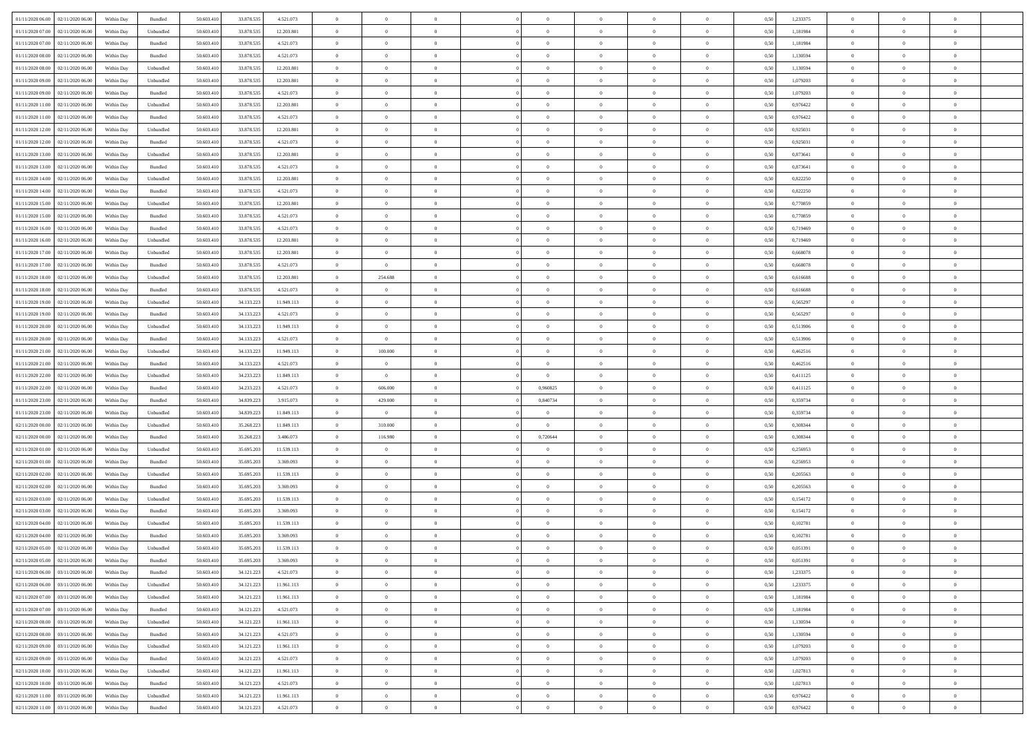| | | | | | | | | | | | | | | | | | | | | |
|---|---|---|---|---|---|---|---|---|---|---|---|---|---|---|---|---|---|---|---|---|
| 01/11/2020 06.00 | 02/11/2020 06.00 | Within Day | Bundled | 50.603.410 | 33.878.535 | 4.521.073 | 0 | 0 | 0 | | 0 | 0 | 0 | 0 | 0,50 | 1,233375 | 0 | 0 | 0 | |
| 01/11/2020 07.00 | 02/11/2020 06.00 | Within Day | Unbundled | 50.603.410 | 33.878.535 | 12.203.801 | 0 | 0 | 0 | | 0 | 0 | 0 | 0 | 0,50 | 1,181984 | 0 | 0 | 0 | |
| 01/11/2020 07.00 | 02/11/2020 06.00 | Within Day | Bundled | 50.603.410 | 33.878.535 | 4.521.073 | 0 | 0 | 0 | | 0 | 0 | 0 | 0 | 0,50 | 1,181984 | 0 | 0 | 0 | |
| 01/11/2020 08.00 | 02/11/2020 06.00 | Within Day | Bundled | 50.603.410 | 33.878.535 | 4.521.073 | 0 | 0 | 0 | | 0 | 0 | 0 | 0 | 0,50 | 1,130594 | 0 | 0 | 0 | |
| 01/11/2020 08.00 | 02/11/2020 06.00 | Within Day | Unbundled | 50.603.410 | 33.878.535 | 12.203.801 | 0 | 0 | 0 | | 0 | 0 | 0 | 0 | 0,50 | 1,130594 | 0 | 0 | 0 | |
| 01/11/2020 09.00 | 02/11/2020 06.00 | Within Day | Unbundled | 50.603.410 | 33.878.535 | 12.203.801 | 0 | 0 | 0 | | 0 | 0 | 0 | 0 | 0,50 | 1,079203 | 0 | 0 | 0 | |
| 01/11/2020 09.00 | 02/11/2020 06.00 | Within Day | Bundled | 50.603.410 | 33.878.535 | 4.521.073 | 0 | 0 | 0 | | 0 | 0 | 0 | 0 | 0,50 | 1,079203 | 0 | 0 | 0 | |
| 01/11/2020 11.00 | 02/11/2020 06.00 | Within Day | Unbundled | 50.603.410 | 33.878.535 | 12.203.801 | 0 | 0 | 0 | | 0 | 0 | 0 | 0 | 0,50 | 0,976422 | 0 | 0 | 0 | |
| 01/11/2020 11.00 | 02/11/2020 06.00 | Within Day | Bundled | 50.603.410 | 33.878.535 | 4.521.073 | 0 | 0 | 0 | | 0 | 0 | 0 | 0 | 0,50 | 0,976422 | 0 | 0 | 0 | |
| 01/11/2020 12.00 | 02/11/2020 06.00 | Within Day | Unbundled | 50.603.410 | 33.878.535 | 12.203.801 | 0 | 0 | 0 | | 0 | 0 | 0 | 0 | 0,50 | 0,925031 | 0 | 0 | 0 | |
| 01/11/2020 12.00 | 02/11/2020 06.00 | Within Day | Bundled | 50.603.410 | 33.878.535 | 4.521.073 | 0 | 0 | 0 | | 0 | 0 | 0 | 0 | 0,50 | 0,925031 | 0 | 0 | 0 | |
| 01/11/2020 13.00 | 02/11/2020 06.00 | Within Day | Unbundled | 50.603.410 | 33.878.535 | 12.203.801 | 0 | 0 | 0 | | 0 | 0 | 0 | 0 | 0,50 | 0,873641 | 0 | 0 | 0 | |
| 01/11/2020 13.00 | 02/11/2020 06.00 | Within Day | Bundled | 50.603.410 | 33.878.535 | 4.521.073 | 0 | 0 | 0 | | 0 | 0 | 0 | 0 | 0,50 | 0,873641 | 0 | 0 | 0 | |
| 01/11/2020 14.00 | 02/11/2020 06.00 | Within Day | Unbundled | 50.603.410 | 33.878.535 | 12.203.801 | 0 | 0 | 0 | | 0 | 0 | 0 | 0 | 0,50 | 0,822250 | 0 | 0 | 0 | |
| 01/11/2020 14.00 | 02/11/2020 06.00 | Within Day | Bundled | 50.603.410 | 33.878.535 | 4.521.073 | 0 | 0 | 0 | | 0 | 0 | 0 | 0 | 0,50 | 0,822250 | 0 | 0 | 0 | |
| 01/11/2020 15.00 | 02/11/2020 06.00 | Within Day | Unbundled | 50.603.410 | 33.878.535 | 12.203.801 | 0 | 0 | 0 | | 0 | 0 | 0 | 0 | 0,50 | 0,770859 | 0 | 0 | 0 | |
| 01/11/2020 15.00 | 02/11/2020 06.00 | Within Day | Bundled | 50.603.410 | 33.878.535 | 4.521.073 | 0 | 0 | 0 | | 0 | 0 | 0 | 0 | 0,50 | 0,770859 | 0 | 0 | 0 | |
| 01/11/2020 16.00 | 02/11/2020 06.00 | Within Day | Bundled | 50.603.410 | 33.878.535 | 4.521.073 | 0 | 0 | 0 | | 0 | 0 | 0 | 0 | 0,50 | 0,719469 | 0 | 0 | 0 | |
| 01/11/2020 16.00 | 02/11/2020 06.00 | Within Day | Unbundled | 50.603.410 | 33.878.535 | 12.203.801 | 0 | 0 | 0 | | 0 | 0 | 0 | 0 | 0,50 | 0,719469 | 0 | 0 | 0 | |
| 01/11/2020 17.00 | 02/11/2020 06.00 | Within Day | Unbundled | 50.603.410 | 33.878.535 | 12.203.801 | 0 | 0 | 0 | | 0 | 0 | 0 | 0 | 0,50 | 0,668078 | 0 | 0 | 0 | |
| 01/11/2020 17.00 | 02/11/2020 06.00 | Within Day | Bundled | 50.603.410 | 33.878.535 | 4.521.073 | 0 | 0 | 0 | | 0 | 0 | 0 | 0 | 0,50 | 0,668078 | 0 | 0 | 0 | |
| 01/11/2020 18.00 | 02/11/2020 06.00 | Within Day | Unbundled | 50.603.410 | 33.878.535 | 12.203.801 | 0 | 254.688 | 0 | | 0 | 0 | 0 | 0 | 0,50 | 0,616688 | 0 | 0 | 0 | |
| 01/11/2020 18.00 | 02/11/2020 06.00 | Within Day | Bundled | 50.603.410 | 33.878.535 | 4.521.073 | 0 | 0 | 0 | | 0 | 0 | 0 | 0 | 0,50 | 0,616688 | 0 | 0 | 0 | |
| 01/11/2020 19.00 | 02/11/2020 06.00 | Within Day | Unbundled | 50.603.410 | 34.133.223 | 11.949.113 | 0 | 0 | 0 | | 0 | 0 | 0 | 0 | 0,50 | 0,565297 | 0 | 0 | 0 | |
| 01/11/2020 19.00 | 02/11/2020 06.00 | Within Day | Bundled | 50.603.410 | 34.133.223 | 4.521.073 | 0 | 0 | 0 | | 0 | 0 | 0 | 0 | 0,50 | 0,565297 | 0 | 0 | 0 | |
| 01/11/2020 20.00 | 02/11/2020 06.00 | Within Day | Unbundled | 50.603.410 | 34.133.223 | 11.949.113 | 0 | 0 | 0 | | 0 | 0 | 0 | 0 | 0,50 | 0,513906 | 0 | 0 | 0 | |
| 01/11/2020 20.00 | 02/11/2020 06.00 | Within Day | Bundled | 50.603.410 | 34.133.223 | 4.521.073 | 0 | 0 | 0 | | 0 | 0 | 0 | 0 | 0,50 | 0,513906 | 0 | 0 | 0 | |
| 01/11/2020 21.00 | 02/11/2020 06.00 | Within Day | Unbundled | 50.603.410 | 34.133.223 | 11.949.113 | 0 | 100.000 | 0 | | 0 | 0 | 0 | 0 | 0,50 | 0,462516 | 0 | 0 | 0 | |
| 01/11/2020 21.00 | 02/11/2020 06.00 | Within Day | Bundled | 50.603.410 | 34.133.223 | 4.521.073 | 0 | 0 | 0 | | 0 | 0 | 0 | 0 | 0,50 | 0,462516 | 0 | 0 | 0 | |
| 01/11/2020 22.00 | 02/11/2020 06.00 | Within Day | Unbundled | 50.603.410 | 34.233.223 | 11.849.113 | 0 | 0 | 0 | | 0 | 0 | 0 | 0 | 0,50 | 0,411125 | 0 | 0 | 0 | |
| 01/11/2020 22.00 | 02/11/2020 06.00 | Within Day | Bundled | 50.603.410 | 34.233.223 | 4.521.073 | 0 | 606.000 | 0 | | 0,960825 | 0 | 0 | 0 | 0,50 | 0,411125 | 0 | 0 | 0 | |
| 01/11/2020 23.00 | 02/11/2020 06.00 | Within Day | Bundled | 50.603.410 | 34.839.223 | 3.915.073 | 0 | 429.000 | 0 | | 0,840734 | 0 | 0 | 0 | 0,50 | 0,359734 | 0 | 0 | 0 | |
| 01/11/2020 23.00 | 02/11/2020 06.00 | Within Day | Unbundled | 50.603.410 | 34.839.223 | 11.849.113 | 0 | 0 | 0 | | 0 | 0 | 0 | 0 | 0,50 | 0,359734 | 0 | 0 | 0 | |
| 02/11/2020 00.00 | 02/11/2020 06.00 | Within Day | Unbundled | 50.603.410 | 35.268.223 | 11.849.113 | 0 | 310.000 | 0 | | 0 | 0 | 0 | 0 | 0,50 | 0,308344 | 0 | 0 | 0 | |
| 02/11/2020 00.00 | 02/11/2020 06.00 | Within Day | Bundled | 50.603.410 | 35.268.223 | 3.486.073 | 0 | 116.980 | 0 | | 0,720644 | 0 | 0 | 0 | 0,50 | 0,308344 | 0 | 0 | 0 | |
| 02/11/2020 01.00 | 02/11/2020 06.00 | Within Day | Unbundled | 50.603.410 | 35.695.203 | 11.539.113 | 0 | 0 | 0 | | 0 | 0 | 0 | 0 | 0,50 | 0,256953 | 0 | 0 | 0 | |
| 02/11/2020 01.00 | 02/11/2020 06.00 | Within Day | Bundled | 50.603.410 | 35.695.203 | 3.369.093 | 0 | 0 | 0 | | 0 | 0 | 0 | 0 | 0,50 | 0,256953 | 0 | 0 | 0 | |
| 02/11/2020 02.00 | 02/11/2020 06.00 | Within Day | Unbundled | 50.603.410 | 35.695.203 | 11.539.113 | 0 | 0 | 0 | | 0 | 0 | 0 | 0 | 0,50 | 0,205563 | 0 | 0 | 0 | |
| 02/11/2020 02.00 | 02/11/2020 06.00 | Within Day | Bundled | 50.603.410 | 35.695.203 | 3.369.093 | 0 | 0 | 0 | | 0 | 0 | 0 | 0 | 0,50 | 0,205563 | 0 | 0 | 0 | |
| 02/11/2020 03.00 | 02/11/2020 06.00 | Within Day | Unbundled | 50.603.410 | 35.695.203 | 11.539.113 | 0 | 0 | 0 | | 0 | 0 | 0 | 0 | 0,50 | 0,154172 | 0 | 0 | 0 | |
| 02/11/2020 03.00 | 02/11/2020 06.00 | Within Day | Bundled | 50.603.410 | 35.695.203 | 3.369.093 | 0 | 0 | 0 | | 0 | 0 | 0 | 0 | 0,50 | 0,154172 | 0 | 0 | 0 | |
| 02/11/2020 04.00 | 02/11/2020 06.00 | Within Day | Unbundled | 50.603.410 | 35.695.203 | 11.539.113 | 0 | 0 | 0 | | 0 | 0 | 0 | 0 | 0,50 | 0,102781 | 0 | 0 | 0 | |
| 02/11/2020 04.00 | 02/11/2020 06.00 | Within Day | Bundled | 50.603.410 | 35.695.203 | 3.369.093 | 0 | 0 | 0 | | 0 | 0 | 0 | 0 | 0,50 | 0,102781 | 0 | 0 | 0 | |
| 02/11/2020 05.00 | 02/11/2020 06.00 | Within Day | Unbundled | 50.603.410 | 35.695.203 | 11.539.113 | 0 | 0 | 0 | | 0 | 0 | 0 | 0 | 0,50 | 0,051391 | 0 | 0 | 0 | |
| 02/11/2020 05.00 | 02/11/2020 06.00 | Within Day | Bundled | 50.603.410 | 35.695.203 | 3.369.093 | 0 | 0 | 0 | | 0 | 0 | 0 | 0 | 0,50 | 0,051391 | 0 | 0 | 0 | |
| 02/11/2020 06.00 | 03/11/2020 06.00 | Within Day | Bundled | 50.603.410 | 34.121.223 | 4.521.073 | 0 | 0 | 0 | | 0 | 0 | 0 | 0 | 0,50 | 1,233375 | 0 | 0 | 0 | |
| 02/11/2020 06.00 | 03/11/2020 06.00 | Within Day | Unbundled | 50.603.410 | 34.121.223 | 11.961.113 | 0 | 0 | 0 | | 0 | 0 | 0 | 0 | 0,50 | 1,233375 | 0 | 0 | 0 | |
| 02/11/2020 07.00 | 03/11/2020 06.00 | Within Day | Unbundled | 50.603.410 | 34.121.223 | 11.961.113 | 0 | 0 | 0 | | 0 | 0 | 0 | 0 | 0,50 | 1,181984 | 0 | 0 | 0 | |
| 02/11/2020 07.00 | 03/11/2020 06.00 | Within Day | Bundled | 50.603.410 | 34.121.223 | 4.521.073 | 0 | 0 | 0 | | 0 | 0 | 0 | 0 | 0,50 | 1,181984 | 0 | 0 | 0 | |
| 02/11/2020 08.00 | 03/11/2020 06.00 | Within Day | Unbundled | 50.603.410 | 34.121.223 | 11.961.113 | 0 | 0 | 0 | | 0 | 0 | 0 | 0 | 0,50 | 1,130594 | 0 | 0 | 0 | |
| 02/11/2020 08.00 | 03/11/2020 06.00 | Within Day | Bundled | 50.603.410 | 34.121.223 | 4.521.073 | 0 | 0 | 0 | | 0 | 0 | 0 | 0 | 0,50 | 1,130594 | 0 | 0 | 0 | |
| 02/11/2020 09.00 | 03/11/2020 06.00 | Within Day | Unbundled | 50.603.410 | 34.121.223 | 11.961.113 | 0 | 0 | 0 | | 0 | 0 | 0 | 0 | 0,50 | 1,079203 | 0 | 0 | 0 | |
| 02/11/2020 09.00 | 03/11/2020 06.00 | Within Day | Bundled | 50.603.410 | 34.121.223 | 4.521.073 | 0 | 0 | 0 | | 0 | 0 | 0 | 0 | 0,50 | 1,079203 | 0 | 0 | 0 | |
| 02/11/2020 10.00 | 03/11/2020 06.00 | Within Day | Unbundled | 50.603.410 | 34.121.223 | 11.961.113 | 0 | 0 | 0 | | 0 | 0 | 0 | 0 | 0,50 | 1,027813 | 0 | 0 | 0 | |
| 02/11/2020 10.00 | 03/11/2020 06.00 | Within Day | Bundled | 50.603.410 | 34.121.223 | 4.521.073 | 0 | 0 | 0 | | 0 | 0 | 0 | 0 | 0,50 | 1,027813 | 0 | 0 | 0 | |
| 02/11/2020 11.00 | 03/11/2020 06.00 | Within Day | Unbundled | 50.603.410 | 34.121.223 | 11.961.113 | 0 | 0 | 0 | | 0 | 0 | 0 | 0 | 0,50 | 0,976422 | 0 | 0 | 0 | |
| 02/11/2020 11.00 | 03/11/2020 06.00 | Within Day | Bundled | 50.603.410 | 34.121.223 | 4.521.073 | 0 | 0 | 0 | | 0 | 0 | 0 | 0 | 0,50 | 0,976422 | 0 | 0 | 0 | |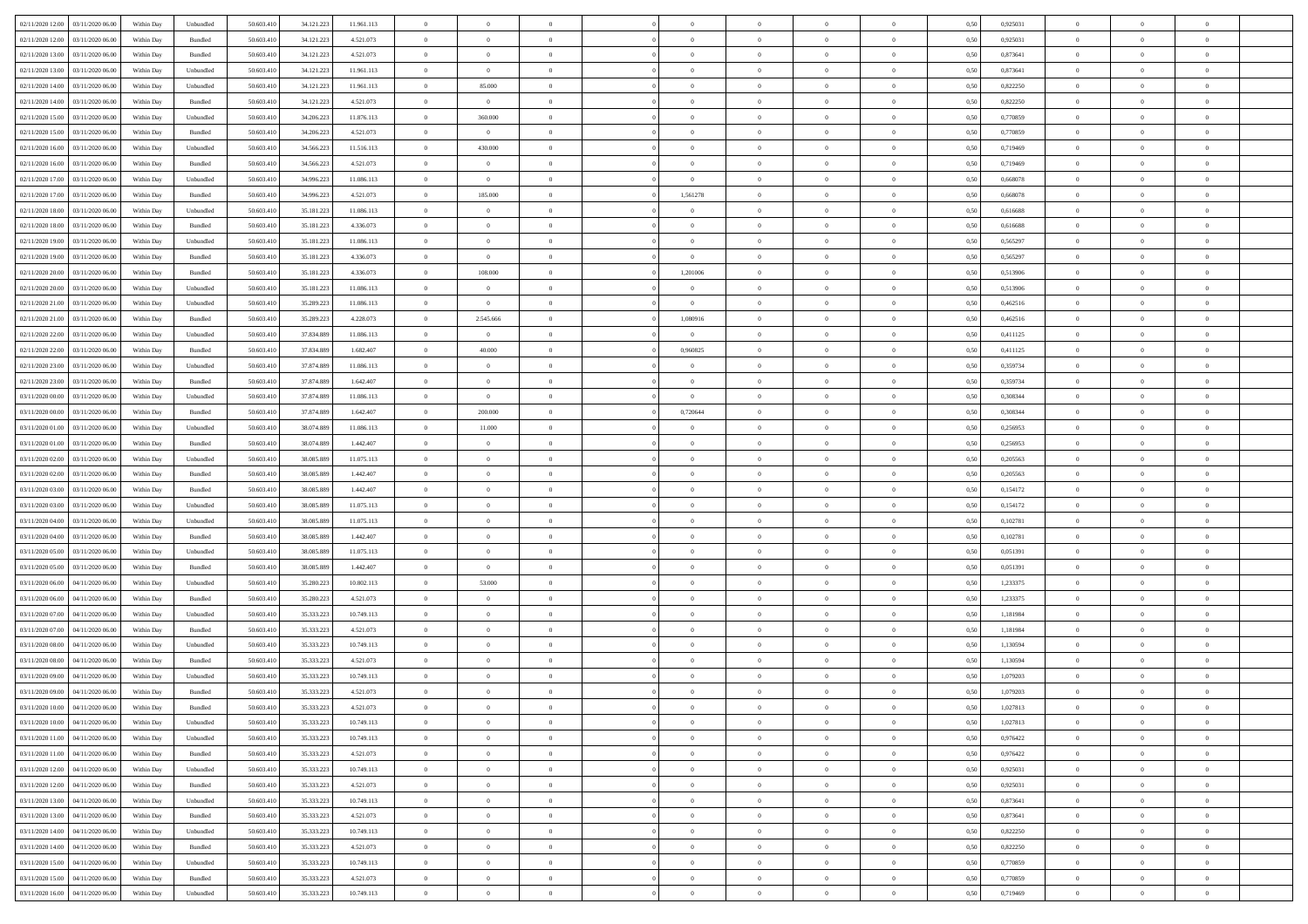| | | | | | | | | | | | | | | | | | | |
|---|---|---|---|---|---|---|---|---|---|---|---|---|---|---|---|---|---|---|
| 02/11/2020 12.00 | 03/11/2020 06.00 | Within Day | Unbundled | 50.603.410 | 34.121.223 | 11.961.113 | 0 | 0 | 0 | 0 | 0 | 0 | 0 | 0 | 0,50 | 0,925031 | 0 | 0 | 0 |
| 02/11/2020 12.00 | 03/11/2020 06.00 | Within Day | Bundled | 50.603.410 | 34.121.223 | 4.521.073 | 0 | 0 | 0 | 0 | 0 | 0 | 0 | 0 | 0,50 | 0,925031 | 0 | 0 | 0 |
| 02/11/2020 13.00 | 03/11/2020 06.00 | Within Day | Bundled | 50.603.410 | 34.121.223 | 4.521.073 | 0 | 0 | 0 | 0 | 0 | 0 | 0 | 0 | 0,50 | 0,873641 | 0 | 0 | 0 |
| 02/11/2020 13.00 | 03/11/2020 06.00 | Within Day | Unbundled | 50.603.410 | 34.121.223 | 11.961.113 | 0 | 0 | 0 | 0 | 0 | 0 | 0 | 0 | 0,50 | 0,873641 | 0 | 0 | 0 |
| 02/11/2020 14.00 | 03/11/2020 06.00 | Within Day | Unbundled | 50.603.410 | 34.121.223 | 11.961.113 | 0 | 85.000 | 0 | 0 | 0 | 0 | 0 | 0 | 0,50 | 0,822250 | 0 | 0 | 0 |
| 02/11/2020 14.00 | 03/11/2020 06.00 | Within Day | Bundled | 50.603.410 | 34.121.223 | 4.521.073 | 0 | 0 | 0 | 0 | 0 | 0 | 0 | 0 | 0,50 | 0,822250 | 0 | 0 | 0 |
| 02/11/2020 15.00 | 03/11/2020 06.00 | Within Day | Unbundled | 50.603.410 | 34.206.223 | 11.876.113 | 0 | 360.000 | 0 | 0 | 0 | 0 | 0 | 0 | 0,50 | 0,770859 | 0 | 0 | 0 |
| 02/11/2020 15.00 | 03/11/2020 06.00 | Within Day | Bundled | 50.603.410 | 34.206.223 | 4.521.073 | 0 | 0 | 0 | 0 | 0 | 0 | 0 | 0 | 0,50 | 0,770859 | 0 | 0 | 0 |
| 02/11/2020 16.00 | 03/11/2020 06.00 | Within Day | Unbundled | 50.603.410 | 34.566.223 | 11.516.113 | 0 | 430.000 | 0 | 0 | 0 | 0 | 0 | 0 | 0,50 | 0,719469 | 0 | 0 | 0 |
| 02/11/2020 16.00 | 03/11/2020 06.00 | Within Day | Bundled | 50.603.410 | 34.566.223 | 4.521.073 | 0 | 0 | 0 | 0 | 0 | 0 | 0 | 0 | 0,50 | 0,719469 | 0 | 0 | 0 |
| 02/11/2020 17.00 | 03/11/2020 06.00 | Within Day | Unbundled | 50.603.410 | 34.996.223 | 11.086.113 | 0 | 0 | 0 | 0 | 0 | 0 | 0 | 0 | 0,50 | 0,668078 | 0 | 0 | 0 |
| 02/11/2020 17.00 | 03/11/2020 06.00 | Within Day | Bundled | 50.603.410 | 34.996.223 | 4.521.073 | 0 | 185.000 | 0 | 0 | 1,561278 | 0 | 0 | 0 | 0,50 | 0,668078 | 0 | 0 | 0 |
| 02/11/2020 18.00 | 03/11/2020 06.00 | Within Day | Unbundled | 50.603.410 | 35.181.223 | 11.086.113 | 0 | 0 | 0 | 0 | 0 | 0 | 0 | 0 | 0,50 | 0,616688 | 0 | 0 | 0 |
| 02/11/2020 18.00 | 03/11/2020 06.00 | Within Day | Bundled | 50.603.410 | 35.181.223 | 4.336.073 | 0 | 0 | 0 | 0 | 0 | 0 | 0 | 0 | 0,50 | 0,616688 | 0 | 0 | 0 |
| 02/11/2020 19.00 | 03/11/2020 06.00 | Within Day | Unbundled | 50.603.410 | 35.181.223 | 11.086.113 | 0 | 0 | 0 | 0 | 0 | 0 | 0 | 0 | 0,50 | 0,565297 | 0 | 0 | 0 |
| 02/11/2020 19.00 | 03/11/2020 06.00 | Within Day | Bundled | 50.603.410 | 35.181.223 | 4.336.073 | 0 | 0 | 0 | 0 | 0 | 0 | 0 | 0 | 0,50 | 0,565297 | 0 | 0 | 0 |
| 02/11/2020 20.00 | 03/11/2020 06.00 | Within Day | Bundled | 50.603.410 | 35.181.223 | 4.336.073 | 0 | 108.000 | 0 | 0 | 1,201006 | 0 | 0 | 0 | 0,50 | 0,513906 | 0 | 0 | 0 |
| 02/11/2020 20.00 | 03/11/2020 06.00 | Within Day | Unbundled | 50.603.410 | 35.181.223 | 11.086.113 | 0 | 0 | 0 | 0 | 0 | 0 | 0 | 0 | 0,50 | 0,513906 | 0 | 0 | 0 |
| 02/11/2020 21.00 | 03/11/2020 06.00 | Within Day | Unbundled | 50.603.410 | 35.289.223 | 11.086.113 | 0 | 0 | 0 | 0 | 0 | 0 | 0 | 0 | 0,50 | 0,462516 | 0 | 0 | 0 |
| 02/11/2020 21.00 | 03/11/2020 06.00 | Within Day | Bundled | 50.603.410 | 35.289.223 | 4.228.073 | 0 | 2.545.666 | 0 | 0 | 1,080916 | 0 | 0 | 0 | 0,50 | 0,462516 | 0 | 0 | 0 |
| 02/11/2020 22.00 | 03/11/2020 06.00 | Within Day | Unbundled | 50.603.410 | 37.834.889 | 11.086.113 | 0 | 0 | 0 | 0 | 0 | 0 | 0 | 0 | 0,50 | 0,411125 | 0 | 0 | 0 |
| 02/11/2020 22.00 | 03/11/2020 06.00 | Within Day | Bundled | 50.603.410 | 37.834.889 | 1.682.407 | 0 | 40.000 | 0 | 0 | 0,960825 | 0 | 0 | 0 | 0,50 | 0,411125 | 0 | 0 | 0 |
| 02/11/2020 23.00 | 03/11/2020 06.00 | Within Day | Unbundled | 50.603.410 | 37.874.889 | 11.086.113 | 0 | 0 | 0 | 0 | 0 | 0 | 0 | 0 | 0,50 | 0,359734 | 0 | 0 | 0 |
| 02/11/2020 23.00 | 03/11/2020 06.00 | Within Day | Bundled | 50.603.410 | 37.874.889 | 1.642.407 | 0 | 0 | 0 | 0 | 0 | 0 | 0 | 0 | 0,50 | 0,359734 | 0 | 0 | 0 |
| 03/11/2020 00.00 | 03/11/2020 06.00 | Within Day | Unbundled | 50.603.410 | 37.874.889 | 11.086.113 | 0 | 0 | 0 | 0 | 0 | 0 | 0 | 0 | 0,50 | 0,308344 | 0 | 0 | 0 |
| 03/11/2020 00.00 | 03/11/2020 06.00 | Within Day | Bundled | 50.603.410 | 37.874.889 | 1.642.407 | 0 | 200.000 | 0 | 0 | 0,720644 | 0 | 0 | 0 | 0,50 | 0,308344 | 0 | 0 | 0 |
| 03/11/2020 01.00 | 03/11/2020 06.00 | Within Day | Unbundled | 50.603.410 | 38.074.889 | 11.086.113 | 0 | 11.000 | 0 | 0 | 0 | 0 | 0 | 0 | 0,50 | 0,256953 | 0 | 0 | 0 |
| 03/11/2020 01.00 | 03/11/2020 06.00 | Within Day | Bundled | 50.603.410 | 38.074.889 | 1.442.407 | 0 | 0 | 0 | 0 | 0 | 0 | 0 | 0 | 0,50 | 0,256953 | 0 | 0 | 0 |
| 03/11/2020 02.00 | 03/11/2020 06.00 | Within Day | Unbundled | 50.603.410 | 38.085.889 | 11.075.113 | 0 | 0 | 0 | 0 | 0 | 0 | 0 | 0 | 0,50 | 0,205563 | 0 | 0 | 0 |
| 03/11/2020 02.00 | 03/11/2020 06.00 | Within Day | Bundled | 50.603.410 | 38.085.889 | 1.442.407 | 0 | 0 | 0 | 0 | 0 | 0 | 0 | 0 | 0,50 | 0,205563 | 0 | 0 | 0 |
| 03/11/2020 03.00 | 03/11/2020 06.00 | Within Day | Bundled | 50.603.410 | 38.085.889 | 1.442.407 | 0 | 0 | 0 | 0 | 0 | 0 | 0 | 0 | 0,50 | 0,154172 | 0 | 0 | 0 |
| 03/11/2020 03.00 | 03/11/2020 06.00 | Within Day | Unbundled | 50.603.410 | 38.085.889 | 11.075.113 | 0 | 0 | 0 | 0 | 0 | 0 | 0 | 0 | 0,50 | 0,154172 | 0 | 0 | 0 |
| 03/11/2020 04.00 | 03/11/2020 06.00 | Within Day | Unbundled | 50.603.410 | 38.085.889 | 11.075.113 | 0 | 0 | 0 | 0 | 0 | 0 | 0 | 0 | 0,50 | 0,102781 | 0 | 0 | 0 |
| 03/11/2020 04.00 | 03/11/2020 06.00 | Within Day | Bundled | 50.603.410 | 38.085.889 | 1.442.407 | 0 | 0 | 0 | 0 | 0 | 0 | 0 | 0 | 0,50 | 0,102781 | 0 | 0 | 0 |
| 03/11/2020 05.00 | 03/11/2020 06.00 | Within Day | Unbundled | 50.603.410 | 38.085.889 | 11.075.113 | 0 | 0 | 0 | 0 | 0 | 0 | 0 | 0 | 0,50 | 0,051391 | 0 | 0 | 0 |
| 03/11/2020 05.00 | 03/11/2020 06.00 | Within Day | Bundled | 50.603.410 | 38.085.889 | 1.442.407 | 0 | 0 | 0 | 0 | 0 | 0 | 0 | 0 | 0,50 | 0,051391 | 0 | 0 | 0 |
| 03/11/2020 06.00 | 04/11/2020 06.00 | Within Day | Unbundled | 50.603.410 | 35.280.223 | 10.802.113 | 0 | 53.000 | 0 | 0 | 0 | 0 | 0 | 0 | 0,50 | 1,233375 | 0 | 0 | 0 |
| 03/11/2020 06.00 | 04/11/2020 06.00 | Within Day | Bundled | 50.603.410 | 35.280.223 | 4.521.073 | 0 | 0 | 0 | 0 | 0 | 0 | 0 | 0 | 0,50 | 1,233375 | 0 | 0 | 0 |
| 03/11/2020 07.00 | 04/11/2020 06.00 | Within Day | Unbundled | 50.603.410 | 35.333.223 | 10.749.113 | 0 | 0 | 0 | 0 | 0 | 0 | 0 | 0 | 0,50 | 1,181984 | 0 | 0 | 0 |
| 03/11/2020 07.00 | 04/11/2020 06.00 | Within Day | Bundled | 50.603.410 | 35.333.223 | 4.521.073 | 0 | 0 | 0 | 0 | 0 | 0 | 0 | 0 | 0,50 | 1,181984 | 0 | 0 | 0 |
| 03/11/2020 08.00 | 04/11/2020 06.00 | Within Day | Unbundled | 50.603.410 | 35.333.223 | 10.749.113 | 0 | 0 | 0 | 0 | 0 | 0 | 0 | 0 | 0,50 | 1,130594 | 0 | 0 | 0 |
| 03/11/2020 08.00 | 04/11/2020 06.00 | Within Day | Bundled | 50.603.410 | 35.333.223 | 4.521.073 | 0 | 0 | 0 | 0 | 0 | 0 | 0 | 0 | 0,50 | 1,130594 | 0 | 0 | 0 |
| 03/11/2020 09.00 | 04/11/2020 06.00 | Within Day | Unbundled | 50.603.410 | 35.333.223 | 10.749.113 | 0 | 0 | 0 | 0 | 0 | 0 | 0 | 0 | 0,50 | 1,079203 | 0 | 0 | 0 |
| 03/11/2020 09.00 | 04/11/2020 06.00 | Within Day | Bundled | 50.603.410 | 35.333.223 | 4.521.073 | 0 | 0 | 0 | 0 | 0 | 0 | 0 | 0 | 0,50 | 1,079203 | 0 | 0 | 0 |
| 03/11/2020 10.00 | 04/11/2020 06.00 | Within Day | Bundled | 50.603.410 | 35.333.223 | 4.521.073 | 0 | 0 | 0 | 0 | 0 | 0 | 0 | 0 | 0,50 | 1,027813 | 0 | 0 | 0 |
| 03/11/2020 10.00 | 04/11/2020 06.00 | Within Day | Unbundled | 50.603.410 | 35.333.223 | 10.749.113 | 0 | 0 | 0 | 0 | 0 | 0 | 0 | 0 | 0,50 | 1,027813 | 0 | 0 | 0 |
| 03/11/2020 11.00 | 04/11/2020 06.00 | Within Day | Unbundled | 50.603.410 | 35.333.223 | 10.749.113 | 0 | 0 | 0 | 0 | 0 | 0 | 0 | 0 | 0,50 | 0,976422 | 0 | 0 | 0 |
| 03/11/2020 11.00 | 04/11/2020 06.00 | Within Day | Bundled | 50.603.410 | 35.333.223 | 4.521.073 | 0 | 0 | 0 | 0 | 0 | 0 | 0 | 0 | 0,50 | 0,976422 | 0 | 0 | 0 |
| 03/11/2020 12.00 | 04/11/2020 06.00 | Within Day | Unbundled | 50.603.410 | 35.333.223 | 10.749.113 | 0 | 0 | 0 | 0 | 0 | 0 | 0 | 0 | 0,50 | 0,925031 | 0 | 0 | 0 |
| 03/11/2020 12.00 | 04/11/2020 06.00 | Within Day | Bundled | 50.603.410 | 35.333.223 | 4.521.073 | 0 | 0 | 0 | 0 | 0 | 0 | 0 | 0 | 0,50 | 0,925031 | 0 | 0 | 0 |
| 03/11/2020 13.00 | 04/11/2020 06.00 | Within Day | Unbundled | 50.603.410 | 35.333.223 | 10.749.113 | 0 | 0 | 0 | 0 | 0 | 0 | 0 | 0 | 0,50 | 0,873641 | 0 | 0 | 0 |
| 03/11/2020 13.00 | 04/11/2020 06.00 | Within Day | Bundled | 50.603.410 | 35.333.223 | 4.521.073 | 0 | 0 | 0 | 0 | 0 | 0 | 0 | 0 | 0,50 | 0,873641 | 0 | 0 | 0 |
| 03/11/2020 14.00 | 04/11/2020 06.00 | Within Day | Unbundled | 50.603.410 | 35.333.223 | 10.749.113 | 0 | 0 | 0 | 0 | 0 | 0 | 0 | 0 | 0,50 | 0,822250 | 0 | 0 | 0 |
| 03/11/2020 14.00 | 04/11/2020 06.00 | Within Day | Bundled | 50.603.410 | 35.333.223 | 4.521.073 | 0 | 0 | 0 | 0 | 0 | 0 | 0 | 0 | 0,50 | 0,822250 | 0 | 0 | 0 |
| 03/11/2020 15.00 | 04/11/2020 06.00 | Within Day | Unbundled | 50.603.410 | 35.333.223 | 10.749.113 | 0 | 0 | 0 | 0 | 0 | 0 | 0 | 0 | 0,50 | 0,770859 | 0 | 0 | 0 |
| 03/11/2020 15.00 | 04/11/2020 06.00 | Within Day | Bundled | 50.603.410 | 35.333.223 | 4.521.073 | 0 | 0 | 0 | 0 | 0 | 0 | 0 | 0 | 0,50 | 0,770859 | 0 | 0 | 0 |
| 03/11/2020 16.00 | 04/11/2020 06.00 | Within Day | Unbundled | 50.603.410 | 35.333.223 | 10.749.113 | 0 | 0 | 0 | 0 | 0 | 0 | 0 | 0 | 0,50 | 0,719469 | 0 | 0 | 0 |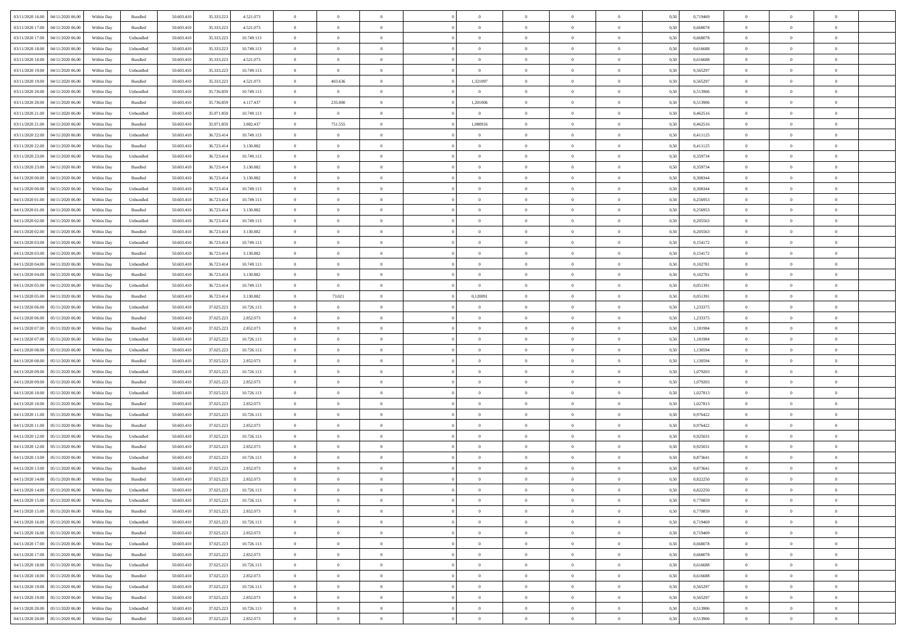| | | | | | | | | | | | | | | | | | | | | |
|---|---|---|---|---|---|---|---|---|---|---|---|---|---|---|---|---|---|---|---|---|
| 03/11/2020 16.00 | 04/11/2020 06.00 | Within Day | Bundled | 50.603.410 | 35.333.223 | 4.521.073 | 0 | 0 | 0 | | 0 | 0 | 0 | 0 | 0,50 | 0,719469 | 0 | 0 | 0 | |
| 03/11/2020 17.00 | 04/11/2020 06.00 | Within Day | Bundled | 50.603.410 | 35.333.223 | 4.521.073 | 0 | 0 | 0 | | 0 | 0 | 0 | 0 | 0,50 | 0,668078 | 0 | 0 | 0 | |
| 03/11/2020 17.00 | 04/11/2020 06.00 | Within Day | Unbundled | 50.603.410 | 35.333.223 | 10.749.113 | 0 | 0 | 0 | | 0 | 0 | 0 | 0 | 0,50 | 0,668078 | 0 | 0 | 0 | |
| 03/11/2020 18.00 | 04/11/2020 06.00 | Within Day | Unbundled | 50.603.410 | 35.333.223 | 10.749.113 | 0 | 0 | 0 | | 0 | 0 | 0 | 0 | 0,50 | 0,616688 | 0 | 0 | 0 | |
| 03/11/2020 18.00 | 04/11/2020 06.00 | Within Day | Bundled | 50.603.410 | 35.333.223 | 4.521.073 | 0 | 0 | 0 | | 0 | 0 | 0 | 0 | 0,50 | 0,616688 | 0 | 0 | 0 | |
| 03/11/2020 19.00 | 04/11/2020 06.00 | Within Day | Unbundled | 50.603.410 | 35.333.223 | 10.749.113 | 0 | 0 | 0 | | 0 | 0 | 0 | 0 | 0,50 | 0,565297 | 0 | 0 | 0 | |
| 03/11/2020 19.00 | 04/11/2020 06.00 | Within Day | Bundled | 50.603.410 | 35.333.223 | 4.521.073 | 0 | 403.636 | 0 | | 1,321097 | 0 | 0 | 0 | 0,50 | 0,565297 | 0 | 0 | 0 | |
| 03/11/2020 20.00 | 04/11/2020 06.00 | Within Day | Unbundled | 50.603.410 | 35.736.859 | 10.749.113 | 0 | 0 | 0 | | 0 | 0 | 0 | 0 | 0,50 | 0,513906 | 0 | 0 | 0 | |
| 03/11/2020 20.00 | 04/11/2020 06.00 | Within Day | Bundled | 50.603.410 | 35.736.859 | 4.117.437 | 0 | 235.000 | 0 | | 1,201006 | 0 | 0 | 0 | 0,50 | 0,513906 | 0 | 0 | 0 | |
| 03/11/2020 21.00 | 04/11/2020 06.00 | Within Day | Unbundled | 50.603.410 | 35.971.859 | 10.749.113 | 0 | 0 | 0 | | 0 | 0 | 0 | 0 | 0,50 | 0,462516 | 0 | 0 | 0 | |
| 03/11/2020 21.00 | 04/11/2020 06.00 | Within Day | Bundled | 50.603.410 | 35.971.859 | 3.882.437 | 0 | 751.555 | 0 | | 1,080916 | 0 | 0 | 0 | 0,50 | 0,462516 | 0 | 0 | 0 | |
| 03/11/2020 22.00 | 04/11/2020 06.00 | Within Day | Unbundled | 50.603.410 | 36.723.414 | 10.749.113 | 0 | 0 | 0 | | 0 | 0 | 0 | 0 | 0,50 | 0,411125 | 0 | 0 | 0 | |
| 03/11/2020 22.00 | 04/11/2020 06.00 | Within Day | Bundled | 50.603.410 | 36.723.414 | 3.130.882 | 0 | 0 | 0 | | 0 | 0 | 0 | 0 | 0,50 | 0,411125 | 0 | 0 | 0 | |
| 03/11/2020 23.00 | 04/11/2020 06.00 | Within Day | Unbundled | 50.603.410 | 36.723.414 | 10.749.113 | 0 | 0 | 0 | | 0 | 0 | 0 | 0 | 0,50 | 0,359734 | 0 | 0 | 0 | |
| 03/11/2020 23.00 | 04/11/2020 06.00 | Within Day | Bundled | 50.603.410 | 36.723.414 | 3.130.882 | 0 | 0 | 0 | | 0 | 0 | 0 | 0 | 0,50 | 0,359734 | 0 | 0 | 0 | |
| 04/11/2020 00.00 | 04/11/2020 06.00 | Within Day | Bundled | 50.603.410 | 36.723.414 | 3.130.882 | 0 | 0 | 0 | | 0 | 0 | 0 | 0 | 0,50 | 0,308344 | 0 | 0 | 0 | |
| 04/11/2020 00.00 | 04/11/2020 06.00 | Within Day | Unbundled | 50.603.410 | 36.723.414 | 10.749.113 | 0 | 0 | 0 | | 0 | 0 | 0 | 0 | 0,50 | 0,308344 | 0 | 0 | 0 | |
| 04/11/2020 01.00 | 04/11/2020 06.00 | Within Day | Unbundled | 50.603.410 | 36.723.414 | 10.749.113 | 0 | 0 | 0 | | 0 | 0 | 0 | 0 | 0,50 | 0,256953 | 0 | 0 | 0 | |
| 04/11/2020 01.00 | 04/11/2020 06.00 | Within Day | Bundled | 50.603.410 | 36.723.414 | 3.130.882 | 0 | 0 | 0 | | 0 | 0 | 0 | 0 | 0,50 | 0,256953 | 0 | 0 | 0 | |
| 04/11/2020 02.00 | 04/11/2020 06.00 | Within Day | Unbundled | 50.603.410 | 36.723.414 | 10.749.113 | 0 | 0 | 0 | | 0 | 0 | 0 | 0 | 0,50 | 0,205563 | 0 | 0 | 0 | |
| 04/11/2020 02.00 | 04/11/2020 06.00 | Within Day | Bundled | 50.603.410 | 36.723.414 | 3.130.882 | 0 | 0 | 0 | | 0 | 0 | 0 | 0 | 0,50 | 0,205563 | 0 | 0 | 0 | |
| 04/11/2020 03.00 | 04/11/2020 06.00 | Within Day | Unbundled | 50.603.410 | 36.723.414 | 10.749.113 | 0 | 0 | 0 | | 0 | 0 | 0 | 0 | 0,50 | 0,154172 | 0 | 0 | 0 | |
| 04/11/2020 03.00 | 04/11/2020 06.00 | Within Day | Bundled | 50.603.410 | 36.723.414 | 3.130.882 | 0 | 0 | 0 | | 0 | 0 | 0 | 0 | 0,50 | 0,154172 | 0 | 0 | 0 | |
| 04/11/2020 04.00 | 04/11/2020 06.00 | Within Day | Unbundled | 50.603.410 | 36.723.414 | 10.749.113 | 0 | 0 | 0 | | 0 | 0 | 0 | 0 | 0,50 | 0,102781 | 0 | 0 | 0 | |
| 04/11/2020 04.00 | 04/11/2020 06.00 | Within Day | Bundled | 50.603.410 | 36.723.414 | 3.130.882 | 0 | 0 | 0 | | 0 | 0 | 0 | 0 | 0,50 | 0,102781 | 0 | 0 | 0 | |
| 04/11/2020 05.00 | 04/11/2020 06.00 | Within Day | Unbundled | 50.603.410 | 36.723.414 | 10.749.113 | 0 | 0 | 0 | | 0 | 0 | 0 | 0 | 0,50 | 0,051391 | 0 | 0 | 0 | |
| 04/11/2020 05.00 | 04/11/2020 06.00 | Within Day | Bundled | 50.603.410 | 36.723.414 | 3.130.882 | 0 | 73.021 | 0 | | 0,120091 | 0 | 0 | 0 | 0,50 | 0,051391 | 0 | 0 | 0 | |
| 04/11/2020 06.00 | 05/11/2020 06.00 | Within Day | Unbundled | 50.603.410 | 37.025.223 | 10.726.113 | 0 | 0 | 0 | | 0 | 0 | 0 | 0 | 0,50 | 1,233375 | 0 | 0 | 0 | |
| 04/11/2020 06.00 | 05/11/2020 06.00 | Within Day | Bundled | 50.603.410 | 37.025.223 | 2.852.073 | 0 | 0 | 0 | | 0 | 0 | 0 | 0 | 0,50 | 1,233375 | 0 | 0 | 0 | |
| 04/11/2020 07.00 | 05/11/2020 06.00 | Within Day | Bundled | 50.603.410 | 37.025.223 | 2.852.073 | 0 | 0 | 0 | | 0 | 0 | 0 | 0 | 0,50 | 1,181984 | 0 | 0 | 0 | |
| 04/11/2020 07.00 | 05/11/2020 06.00 | Within Day | Unbundled | 50.603.410 | 37.025.223 | 10.726.113 | 0 | 0 | 0 | | 0 | 0 | 0 | 0 | 0,50 | 1,181984 | 0 | 0 | 0 | |
| 04/11/2020 08.00 | 05/11/2020 06.00 | Within Day | Unbundled | 50.603.410 | 37.025.223 | 10.726.113 | 0 | 0 | 0 | | 0 | 0 | 0 | 0 | 0,50 | 1,130594 | 0 | 0 | 0 | |
| 04/11/2020 08.00 | 05/11/2020 06.00 | Within Day | Bundled | 50.603.410 | 37.025.223 | 2.852.073 | 0 | 0 | 0 | | 0 | 0 | 0 | 0 | 0,50 | 1,130594 | 0 | 0 | 0 | |
| 04/11/2020 09.00 | 05/11/2020 06.00 | Within Day | Unbundled | 50.603.410 | 37.025.223 | 10.726.113 | 0 | 0 | 0 | | 0 | 0 | 0 | 0 | 0,50 | 1,079203 | 0 | 0 | 0 | |
| 04/11/2020 09.00 | 05/11/2020 06.00 | Within Day | Bundled | 50.603.410 | 37.025.223 | 2.852.073 | 0 | 0 | 0 | | 0 | 0 | 0 | 0 | 0,50 | 1,079203 | 0 | 0 | 0 | |
| 04/11/2020 10.00 | 05/11/2020 06.00 | Within Day | Unbundled | 50.603.410 | 37.025.223 | 10.726.113 | 0 | 0 | 0 | | 0 | 0 | 0 | 0 | 0,50 | 1,027813 | 0 | 0 | 0 | |
| 04/11/2020 10.00 | 05/11/2020 06.00 | Within Day | Bundled | 50.603.410 | 37.025.223 | 2.852.073 | 0 | 0 | 0 | | 0 | 0 | 0 | 0 | 0,50 | 1,027813 | 0 | 0 | 0 | |
| 04/11/2020 11.00 | 05/11/2020 06.00 | Within Day | Unbundled | 50.603.410 | 37.025.223 | 10.726.113 | 0 | 0 | 0 | | 0 | 0 | 0 | 0 | 0,50 | 0,976422 | 0 | 0 | 0 | |
| 04/11/2020 11.00 | 05/11/2020 06.00 | Within Day | Bundled | 50.603.410 | 37.025.223 | 2.852.073 | 0 | 0 | 0 | | 0 | 0 | 0 | 0 | 0,50 | 0,976422 | 0 | 0 | 0 | |
| 04/11/2020 12.00 | 05/11/2020 06.00 | Within Day | Unbundled | 50.603.410 | 37.025.223 | 10.726.113 | 0 | 0 | 0 | | 0 | 0 | 0 | 0 | 0,50 | 0,925031 | 0 | 0 | 0 | |
| 04/11/2020 12.00 | 05/11/2020 06.00 | Within Day | Bundled | 50.603.410 | 37.025.223 | 2.852.073 | 0 | 0 | 0 | | 0 | 0 | 0 | 0 | 0,50 | 0,925031 | 0 | 0 | 0 | |
| 04/11/2020 13.00 | 05/11/2020 06.00 | Within Day | Unbundled | 50.603.410 | 37.025.223 | 10.726.113 | 0 | 0 | 0 | | 0 | 0 | 0 | 0 | 0,50 | 0,873641 | 0 | 0 | 0 | |
| 04/11/2020 13.00 | 05/11/2020 06.00 | Within Day | Bundled | 50.603.410 | 37.025.223 | 2.852.073 | 0 | 0 | 0 | | 0 | 0 | 0 | 0 | 0,50 | 0,873641 | 0 | 0 | 0 | |
| 04/11/2020 14.00 | 05/11/2020 06.00 | Within Day | Bundled | 50.603.410 | 37.025.223 | 2.852.073 | 0 | 0 | 0 | | 0 | 0 | 0 | 0 | 0,50 | 0,822250 | 0 | 0 | 0 | |
| 04/11/2020 14.00 | 05/11/2020 06.00 | Within Day | Unbundled | 50.603.410 | 37.025.223 | 10.726.113 | 0 | 0 | 0 | | 0 | 0 | 0 | 0 | 0,50 | 0,822250 | 0 | 0 | 0 | |
| 04/11/2020 15.00 | 05/11/2020 06.00 | Within Day | Unbundled | 50.603.410 | 37.025.223 | 10.726.113 | 0 | 0 | 0 | | 0 | 0 | 0 | 0 | 0,50 | 0,770859 | 0 | 0 | 0 | |
| 04/11/2020 15.00 | 05/11/2020 06.00 | Within Day | Bundled | 50.603.410 | 37.025.223 | 2.852.073 | 0 | 0 | 0 | | 0 | 0 | 0 | 0 | 0,50 | 0,770859 | 0 | 0 | 0 | |
| 04/11/2020 16.00 | 05/11/2020 06.00 | Within Day | Unbundled | 50.603.410 | 37.025.223 | 10.726.113 | 0 | 0 | 0 | | 0 | 0 | 0 | 0 | 0,50 | 0,719469 | 0 | 0 | 0 | |
| 04/11/2020 16.00 | 05/11/2020 06.00 | Within Day | Bundled | 50.603.410 | 37.025.223 | 2.852.073 | 0 | 0 | 0 | | 0 | 0 | 0 | 0 | 0,50 | 0,719469 | 0 | 0 | 0 | |
| 04/11/2020 17.00 | 05/11/2020 06.00 | Within Day | Unbundled | 50.603.410 | 37.025.223 | 10.726.113 | 0 | 0 | 0 | | 0 | 0 | 0 | 0 | 0,50 | 0,668078 | 0 | 0 | 0 | |
| 04/11/2020 17.00 | 05/11/2020 06.00 | Within Day | Bundled | 50.603.410 | 37.025.223 | 2.852.073 | 0 | 0 | 0 | | 0 | 0 | 0 | 0 | 0,50 | 0,668078 | 0 | 0 | 0 | |
| 04/11/2020 18.00 | 05/11/2020 06.00 | Within Day | Unbundled | 50.603.410 | 37.025.223 | 10.726.113 | 0 | 0 | 0 | | 0 | 0 | 0 | 0 | 0,50 | 0,616688 | 0 | 0 | 0 | |
| 04/11/2020 18.00 | 05/11/2020 06.00 | Within Day | Bundled | 50.603.410 | 37.025.223 | 2.852.073 | 0 | 0 | 0 | | 0 | 0 | 0 | 0 | 0,50 | 0,616688 | 0 | 0 | 0 | |
| 04/11/2020 19.00 | 05/11/2020 06.00 | Within Day | Unbundled | 50.603.410 | 37.025.223 | 10.726.113 | 0 | 0 | 0 | | 0 | 0 | 0 | 0 | 0,50 | 0,565297 | 0 | 0 | 0 | |
| 04/11/2020 19.00 | 05/11/2020 06.00 | Within Day | Bundled | 50.603.410 | 37.025.223 | 2.852.073 | 0 | 0 | 0 | | 0 | 0 | 0 | 0 | 0,50 | 0,565297 | 0 | 0 | 0 | |
| 04/11/2020 20.00 | 05/11/2020 06.00 | Within Day | Unbundled | 50.603.410 | 37.025.223 | 10.726.113 | 0 | 0 | 0 | | 0 | 0 | 0 | 0 | 0,50 | 0,513906 | 0 | 0 | 0 | |
| 04/11/2020 20.00 | 05/11/2020 06.00 | Within Day | Bundled | 50.603.410 | 37.025.223 | 2.852.073 | 0 | 0 | 0 | | 0 | 0 | 0 | 0 | 0,50 | 0,513906 | 0 | 0 | 0 | |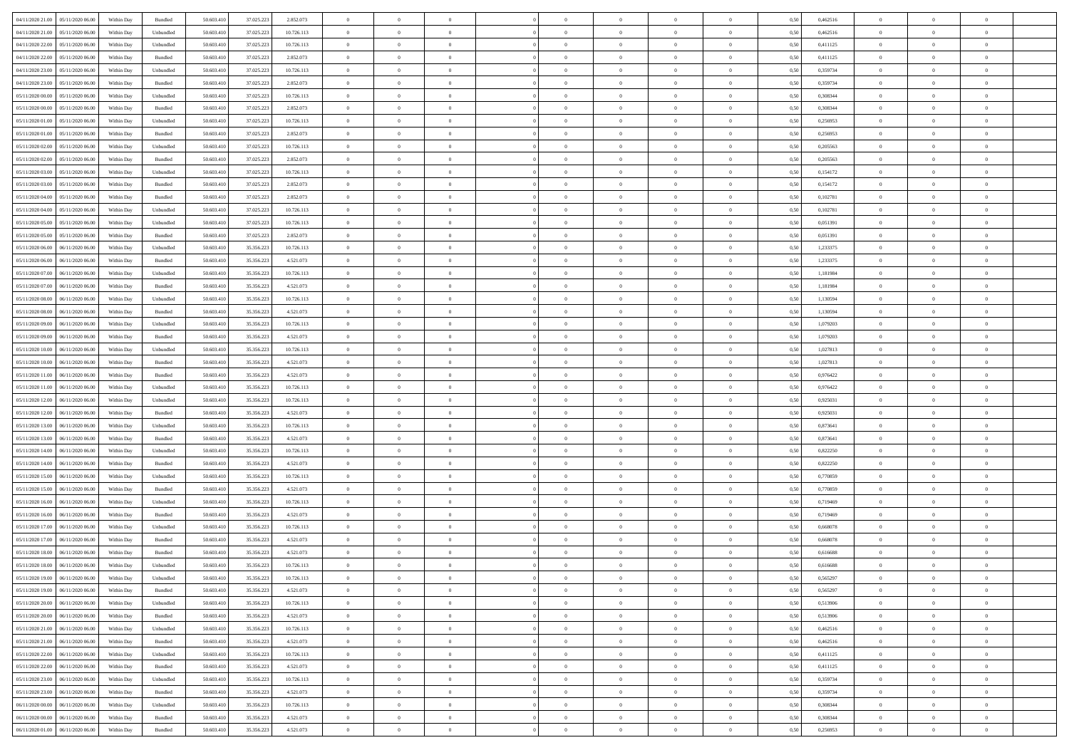| | | | | | | | | | | | | | | | | | | | | |
|---|---|---|---|---|---|---|---|---|---|---|---|---|---|---|---|---|---|---|---|---|
| 04/11/2020 21.00 | 05/11/2020 06.00 | Within Day | Bundled | 50.603.410 | 37.025.223 | 2.852.073 | 0 | 0 | 0 | | 0 | 0 | 0 | 0 | 0,50 | 0,462516 | 0 | 0 | 0 | |
| 04/11/2020 21.00 | 05/11/2020 06.00 | Within Day | Unbundled | 50.603.410 | 37.025.223 | 10.726.113 | 0 | 0 | 0 | | 0 | 0 | 0 | 0 | 0,50 | 0,462516 | 0 | 0 | 0 | |
| 04/11/2020 22.00 | 05/11/2020 06.00 | Within Day | Unbundled | 50.603.410 | 37.025.223 | 10.726.113 | 0 | 0 | 0 | | 0 | 0 | 0 | 0 | 0,50 | 0,411125 | 0 | 0 | 0 | |
| 04/11/2020 22.00 | 05/11/2020 06.00 | Within Day | Bundled | 50.603.410 | 37.025.223 | 2.852.073 | 0 | 0 | 0 | | 0 | 0 | 0 | 0 | 0,50 | 0,411125 | 0 | 0 | 0 | |
| 04/11/2020 23.00 | 05/11/2020 06.00 | Within Day | Unbundled | 50.603.410 | 37.025.223 | 10.726.113 | 0 | 0 | 0 | | 0 | 0 | 0 | 0 | 0,50 | 0,359734 | 0 | 0 | 0 | |
| 04/11/2020 23.00 | 05/11/2020 06.00 | Within Day | Bundled | 50.603.410 | 37.025.223 | 2.852.073 | 0 | 0 | 0 | | 0 | 0 | 0 | 0 | 0,50 | 0,359734 | 0 | 0 | 0 | |
| 05/11/2020 00.00 | 05/11/2020 06.00 | Within Day | Unbundled | 50.603.410 | 37.025.223 | 10.726.113 | 0 | 0 | 0 | | 0 | 0 | 0 | 0 | 0,50 | 0,308344 | 0 | 0 | 0 | |
| 05/11/2020 00.00 | 05/11/2020 06.00 | Within Day | Bundled | 50.603.410 | 37.025.223 | 2.852.073 | 0 | 0 | 0 | | 0 | 0 | 0 | 0 | 0,50 | 0,308344 | 0 | 0 | 0 | |
| 05/11/2020 01.00 | 05/11/2020 06.00 | Within Day | Unbundled | 50.603.410 | 37.025.223 | 10.726.113 | 0 | 0 | 0 | | 0 | 0 | 0 | 0 | 0,50 | 0,256953 | 0 | 0 | 0 | |
| 05/11/2020 01.00 | 05/11/2020 06.00 | Within Day | Bundled | 50.603.410 | 37.025.223 | 2.852.073 | 0 | 0 | 0 | | 0 | 0 | 0 | 0 | 0,50 | 0,256953 | 0 | 0 | 0 | |
| 05/11/2020 02.00 | 05/11/2020 06.00 | Within Day | Unbundled | 50.603.410 | 37.025.223 | 10.726.113 | 0 | 0 | 0 | | 0 | 0 | 0 | 0 | 0,50 | 0,205563 | 0 | 0 | 0 | |
| 05/11/2020 02.00 | 05/11/2020 06.00 | Within Day | Bundled | 50.603.410 | 37.025.223 | 2.852.073 | 0 | 0 | 0 | | 0 | 0 | 0 | 0 | 0,50 | 0,205563 | 0 | 0 | 0 | |
| 05/11/2020 03.00 | 05/11/2020 06.00 | Within Day | Unbundled | 50.603.410 | 37.025.223 | 10.726.113 | 0 | 0 | 0 | | 0 | 0 | 0 | 0 | 0,50 | 0,154172 | 0 | 0 | 0 | |
| 05/11/2020 03.00 | 05/11/2020 06.00 | Within Day | Bundled | 50.603.410 | 37.025.223 | 2.852.073 | 0 | 0 | 0 | | 0 | 0 | 0 | 0 | 0,50 | 0,154172 | 0 | 0 | 0 | |
| 05/11/2020 04.00 | 05/11/2020 06.00 | Within Day | Bundled | 50.603.410 | 37.025.223 | 2.852.073 | 0 | 0 | 0 | | 0 | 0 | 0 | 0 | 0,50 | 0,102781 | 0 | 0 | 0 | |
| 05/11/2020 04.00 | 05/11/2020 06.00 | Within Day | Unbundled | 50.603.410 | 37.025.223 | 10.726.113 | 0 | 0 | 0 | | 0 | 0 | 0 | 0 | 0,50 | 0,102781 | 0 | 0 | 0 | |
| 05/11/2020 05.00 | 05/11/2020 06.00 | Within Day | Unbundled | 50.603.410 | 37.025.223 | 10.726.113 | 0 | 0 | 0 | | 0 | 0 | 0 | 0 | 0,50 | 0,051391 | 0 | 0 | 0 | |
| 05/11/2020 05.00 | 05/11/2020 06.00 | Within Day | Bundled | 50.603.410 | 37.025.223 | 2.852.073 | 0 | 0 | 0 | | 0 | 0 | 0 | 0 | 0,50 | 0,051391 | 0 | 0 | 0 | |
| 05/11/2020 06.00 | 06/11/2020 06.00 | Within Day | Unbundled | 50.603.410 | 35.356.223 | 10.726.113 | 0 | 0 | 0 | | 0 | 0 | 0 | 0 | 0,50 | 1,233375 | 0 | 0 | 0 | |
| 05/11/2020 06.00 | 06/11/2020 06.00 | Within Day | Bundled | 50.603.410 | 35.356.223 | 4.521.073 | 0 | 0 | 0 | | 0 | 0 | 0 | 0 | 0,50 | 1,233375 | 0 | 0 | 0 | |
| 05/11/2020 07.00 | 06/11/2020 06.00 | Within Day | Unbundled | 50.603.410 | 35.356.223 | 10.726.113 | 0 | 0 | 0 | | 0 | 0 | 0 | 0 | 0,50 | 1,181984 | 0 | 0 | 0 | |
| 05/11/2020 07.00 | 06/11/2020 06.00 | Within Day | Bundled | 50.603.410 | 35.356.223 | 4.521.073 | 0 | 0 | 0 | | 0 | 0 | 0 | 0 | 0,50 | 1,181984 | 0 | 0 | 0 | |
| 05/11/2020 08.00 | 06/11/2020 06.00 | Within Day | Unbundled | 50.603.410 | 35.356.223 | 10.726.113 | 0 | 0 | 0 | | 0 | 0 | 0 | 0 | 0,50 | 1,130594 | 0 | 0 | 0 | |
| 05/11/2020 08.00 | 06/11/2020 06.00 | Within Day | Bundled | 50.603.410 | 35.356.223 | 4.521.073 | 0 | 0 | 0 | | 0 | 0 | 0 | 0 | 0,50 | 1,130594 | 0 | 0 | 0 | |
| 05/11/2020 09.00 | 06/11/2020 06.00 | Within Day | Unbundled | 50.603.410 | 35.356.223 | 10.726.113 | 0 | 0 | 0 | | 0 | 0 | 0 | 0 | 0,50 | 1,079203 | 0 | 0 | 0 | |
| 05/11/2020 09.00 | 06/11/2020 06.00 | Within Day | Bundled | 50.603.410 | 35.356.223 | 4.521.073 | 0 | 0 | 0 | | 0 | 0 | 0 | 0 | 0,50 | 1,079203 | 0 | 0 | 0 | |
| 05/11/2020 10.00 | 06/11/2020 06.00 | Within Day | Unbundled | 50.603.410 | 35.356.223 | 10.726.113 | 0 | 0 | 0 | | 0 | 0 | 0 | 0 | 0,50 | 1,027813 | 0 | 0 | 0 | |
| 05/11/2020 10.00 | 06/11/2020 06.00 | Within Day | Bundled | 50.603.410 | 35.356.223 | 4.521.073 | 0 | 0 | 0 | | 0 | 0 | 0 | 0 | 0,50 | 1,027813 | 0 | 0 | 0 | |
| 05/11/2020 11.00 | 06/11/2020 06.00 | Within Day | Bundled | 50.603.410 | 35.356.223 | 4.521.073 | 0 | 0 | 0 | | 0 | 0 | 0 | 0 | 0,50 | 0,976422 | 0 | 0 | 0 | |
| 05/11/2020 11.00 | 06/11/2020 06.00 | Within Day | Unbundled | 50.603.410 | 35.356.223 | 10.726.113 | 0 | 0 | 0 | | 0 | 0 | 0 | 0 | 0,50 | 0,976422 | 0 | 0 | 0 | |
| 05/11/2020 12.00 | 06/11/2020 06.00 | Within Day | Unbundled | 50.603.410 | 35.356.223 | 10.726.113 | 0 | 0 | 0 | | 0 | 0 | 0 | 0 | 0,50 | 0,925031 | 0 | 0 | 0 | |
| 05/11/2020 12.00 | 06/11/2020 06.00 | Within Day | Bundled | 50.603.410 | 35.356.223 | 4.521.073 | 0 | 0 | 0 | | 0 | 0 | 0 | 0 | 0,50 | 0,925031 | 0 | 0 | 0 | |
| 05/11/2020 13.00 | 06/11/2020 06.00 | Within Day | Unbundled | 50.603.410 | 35.356.223 | 10.726.113 | 0 | 0 | 0 | | 0 | 0 | 0 | 0 | 0,50 | 0,873641 | 0 | 0 | 0 | |
| 05/11/2020 13.00 | 06/11/2020 06.00 | Within Day | Bundled | 50.603.410 | 35.356.223 | 4.521.073 | 0 | 0 | 0 | | 0 | 0 | 0 | 0 | 0,50 | 0,873641 | 0 | 0 | 0 | |
| 05/11/2020 14.00 | 06/11/2020 06.00 | Within Day | Unbundled | 50.603.410 | 35.356.223 | 10.726.113 | 0 | 0 | 0 | | 0 | 0 | 0 | 0 | 0,50 | 0,822250 | 0 | 0 | 0 | |
| 05/11/2020 14.00 | 06/11/2020 06.00 | Within Day | Bundled | 50.603.410 | 35.356.223 | 4.521.073 | 0 | 0 | 0 | | 0 | 0 | 0 | 0 | 0,50 | 0,822250 | 0 | 0 | 0 | |
| 05/11/2020 15.00 | 06/11/2020 06.00 | Within Day | Unbundled | 50.603.410 | 35.356.223 | 10.726.113 | 0 | 0 | 0 | | 0 | 0 | 0 | 0 | 0,50 | 0,770859 | 0 | 0 | 0 | |
| 05/11/2020 15.00 | 06/11/2020 06.00 | Within Day | Bundled | 50.603.410 | 35.356.223 | 4.521.073 | 0 | 0 | 0 | | 0 | 0 | 0 | 0 | 0,50 | 0,770859 | 0 | 0 | 0 | |
| 05/11/2020 16.00 | 06/11/2020 06.00 | Within Day | Unbundled | 50.603.410 | 35.356.223 | 10.726.113 | 0 | 0 | 0 | | 0 | 0 | 0 | 0 | 0,50 | 0,719469 | 0 | 0 | 0 | |
| 05/11/2020 16.00 | 06/11/2020 06.00 | Within Day | Bundled | 50.603.410 | 35.356.223 | 4.521.073 | 0 | 0 | 0 | | 0 | 0 | 0 | 0 | 0,50 | 0,719469 | 0 | 0 | 0 | |
| 05/11/2020 17.00 | 06/11/2020 06.00 | Within Day | Unbundled | 50.603.410 | 35.356.223 | 10.726.113 | 0 | 0 | 0 | | 0 | 0 | 0 | 0 | 0,50 | 0,668078 | 0 | 0 | 0 | |
| 05/11/2020 17.00 | 06/11/2020 06.00 | Within Day | Bundled | 50.603.410 | 35.356.223 | 4.521.073 | 0 | 0 | 0 | | 0 | 0 | 0 | 0 | 0,50 | 0,668078 | 0 | 0 | 0 | |
| 05/11/2020 18.00 | 06/11/2020 06.00 | Within Day | Bundled | 50.603.410 | 35.356.223 | 4.521.073 | 0 | 0 | 0 | | 0 | 0 | 0 | 0 | 0,50 | 0,616688 | 0 | 0 | 0 | |
| 05/11/2020 18.00 | 06/11/2020 06.00 | Within Day | Unbundled | 50.603.410 | 35.356.223 | 10.726.113 | 0 | 0 | 0 | | 0 | 0 | 0 | 0 | 0,50 | 0,616688 | 0 | 0 | 0 | |
| 05/11/2020 19.00 | 06/11/2020 06.00 | Within Day | Unbundled | 50.603.410 | 35.356.223 | 10.726.113 | 0 | 0 | 0 | | 0 | 0 | 0 | 0 | 0,50 | 0,565297 | 0 | 0 | 0 | |
| 05/11/2020 19.00 | 06/11/2020 06.00 | Within Day | Bundled | 50.603.410 | 35.356.223 | 4.521.073 | 0 | 0 | 0 | | 0 | 0 | 0 | 0 | 0,50 | 0,565297 | 0 | 0 | 0 | |
| 05/11/2020 20.00 | 06/11/2020 06.00 | Within Day | Unbundled | 50.603.410 | 35.356.223 | 10.726.113 | 0 | 0 | 0 | | 0 | 0 | 0 | 0 | 0,50 | 0,513906 | 0 | 0 | 0 | |
| 05/11/2020 20.00 | 06/11/2020 06.00 | Within Day | Bundled | 50.603.410 | 35.356.223 | 4.521.073 | 0 | 0 | 0 | | 0 | 0 | 0 | 0 | 0,50 | 0,513906 | 0 | 0 | 0 | |
| 05/11/2020 21.00 | 06/11/2020 06.00 | Within Day | Unbundled | 50.603.410 | 35.356.223 | 10.726.113 | 0 | 0 | 0 | | 0 | 0 | 0 | 0 | 0,50 | 0,462516 | 0 | 0 | 0 | |
| 05/11/2020 21.00 | 06/11/2020 06.00 | Within Day | Bundled | 50.603.410 | 35.356.223 | 4.521.073 | 0 | 0 | 0 | | 0 | 0 | 0 | 0 | 0,50 | 0,462516 | 0 | 0 | 0 | |
| 05/11/2020 22.00 | 06/11/2020 06.00 | Within Day | Unbundled | 50.603.410 | 35.356.223 | 10.726.113 | 0 | 0 | 0 | | 0 | 0 | 0 | 0 | 0,50 | 0,411125 | 0 | 0 | 0 | |
| 05/11/2020 22.00 | 06/11/2020 06.00 | Within Day | Bundled | 50.603.410 | 35.356.223 | 4.521.073 | 0 | 0 | 0 | | 0 | 0 | 0 | 0 | 0,50 | 0,411125 | 0 | 0 | 0 | |
| 05/11/2020 23.00 | 06/11/2020 06.00 | Within Day | Unbundled | 50.603.410 | 35.356.223 | 10.726.113 | 0 | 0 | 0 | | 0 | 0 | 0 | 0 | 0,50 | 0,359734 | 0 | 0 | 0 | |
| 05/11/2020 23.00 | 06/11/2020 06.00 | Within Day | Bundled | 50.603.410 | 35.356.223 | 4.521.073 | 0 | 0 | 0 | | 0 | 0 | 0 | 0 | 0,50 | 0,359734 | 0 | 0 | 0 | |
| 06/11/2020 00.00 | 06/11/2020 06.00 | Within Day | Unbundled | 50.603.410 | 35.356.223 | 10.726.113 | 0 | 0 | 0 | | 0 | 0 | 0 | 0 | 0,50 | 0,308344 | 0 | 0 | 0 | |
| 06/11/2020 00.00 | 06/11/2020 06.00 | Within Day | Bundled | 50.603.410 | 35.356.223 | 4.521.073 | 0 | 0 | 0 | | 0 | 0 | 0 | 0 | 0,50 | 0,308344 | 0 | 0 | 0 | |
| 06/11/2020 01.00 | 06/11/2020 06.00 | Within Day | Bundled | 50.603.410 | 35.356.223 | 4.521.073 | 0 | 0 | 0 | | 0 | 0 | 0 | 0 | 0,50 | 0,256953 | 0 | 0 | 0 | |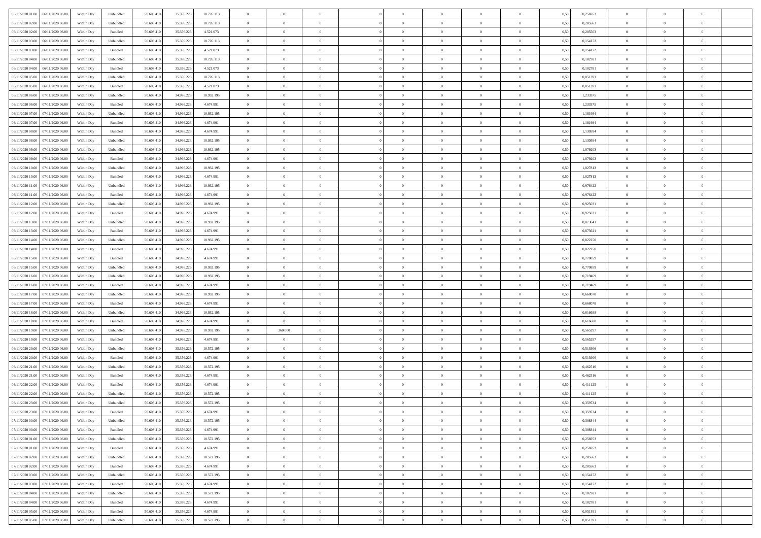| | | | | | | | | | | | | | | | | | | | | |
|---|---|---|---|---|---|---|---|---|---|---|---|---|---|---|---|---|---|---|---|---|
| 06/11/2020 01:00 | 06/11/2020 06:00 | Within Day | Unbundled | 50.603.410 | 35.356.223 | 10.726.113 | 0 | 0 | 0 | | 0 | 0 | 0 | 0 | 0,50 | 0,256953 | 0 | 0 | 0 | |
| 06/11/2020 02:00 | 06/11/2020 06:00 | Within Day | Unbundled | 50.603.410 | 35.356.223 | 10.726.113 | 0 | 0 | 0 | | 0 | 0 | 0 | 0 | 0,50 | 0,205563 | 0 | 0 | 0 | |
| 06/11/2020 02:00 | 06/11/2020 06:00 | Within Day | Bundled | 50.603.410 | 35.356.223 | 4.521.073 | 0 | 0 | 0 | | 0 | 0 | 0 | 0 | 0,50 | 0,205563 | 0 | 0 | 0 | |
| 06/11/2020 03:00 | 06/11/2020 06:00 | Within Day | Unbundled | 50.603.410 | 35.356.223 | 10.726.113 | 0 | 0 | 0 | | 0 | 0 | 0 | 0 | 0,50 | 0,154172 | 0 | 0 | 0 | |
| 06/11/2020 03:00 | 06/11/2020 06:00 | Within Day | Bundled | 50.603.410 | 35.356.223 | 4.521.073 | 0 | 0 | 0 | | 0 | 0 | 0 | 0 | 0,50 | 0,154172 | 0 | 0 | 0 | |
| 06/11/2020 04:00 | 06/11/2020 06:00 | Within Day | Unbundled | 50.603.410 | 35.356.223 | 10.726.113 | 0 | 0 | 0 | | 0 | 0 | 0 | 0 | 0,50 | 0,102781 | 0 | 0 | 0 | |
| 06/11/2020 04:00 | 06/11/2020 06:00 | Within Day | Bundled | 50.603.410 | 35.356.223 | 4.521.073 | 0 | 0 | 0 | | 0 | 0 | 0 | 0 | 0,50 | 0,102781 | 0 | 0 | 0 | |
| 06/11/2020 05:00 | 06/11/2020 06:00 | Within Day | Unbundled | 50.603.410 | 35.356.223 | 10.726.113 | 0 | 0 | 0 | | 0 | 0 | 0 | 0 | 0,50 | 0,051391 | 0 | 0 | 0 | |
| 06/11/2020 05:00 | 06/11/2020 06:00 | Within Day | Bundled | 50.603.410 | 35.356.223 | 4.521.073 | 0 | 0 | 0 | | 0 | 0 | 0 | 0 | 0,50 | 0,051391 | 0 | 0 | 0 | |
| 06/11/2020 06:00 | 07/11/2020 06:00 | Within Day | Unbundled | 50.603.410 | 34.996.223 | 10.932.195 | 0 | 0 | 0 | | 0 | 0 | 0 | 0 | 0,50 | 1,233375 | 0 | 0 | 0 | |
| 06/11/2020 06:00 | 07/11/2020 06:00 | Within Day | Bundled | 50.603.410 | 34.996.223 | 4.674.991 | 0 | 0 | 0 | | 0 | 0 | 0 | 0 | 0,50 | 1,233375 | 0 | 0 | 0 | |
| 06/11/2020 07:00 | 07/11/2020 06:00 | Within Day | Unbundled | 50.603.410 | 34.996.223 | 10.932.195 | 0 | 0 | 0 | | 0 | 0 | 0 | 0 | 0,50 | 1,181984 | 0 | 0 | 0 | |
| 06/11/2020 07:00 | 07/11/2020 06:00 | Within Day | Bundled | 50.603.410 | 34.996.223 | 4.674.991 | 0 | 0 | 0 | | 0 | 0 | 0 | 0 | 0,50 | 1,181984 | 0 | 0 | 0 | |
| 06/11/2020 08:00 | 07/11/2020 06:00 | Within Day | Bundled | 50.603.410 | 34.996.223 | 4.674.991 | 0 | 0 | 0 | | 0 | 0 | 0 | 0 | 0,50 | 1,130594 | 0 | 0 | 0 | |
| 06/11/2020 08:00 | 07/11/2020 06:00 | Within Day | Unbundled | 50.603.410 | 34.996.223 | 10.932.195 | 0 | 0 | 0 | | 0 | 0 | 0 | 0 | 0,50 | 1,130594 | 0 | 0 | 0 | |
| 06/11/2020 09:00 | 07/11/2020 06:00 | Within Day | Unbundled | 50.603.410 | 34.996.223 | 10.932.195 | 0 | 0 | 0 | | 0 | 0 | 0 | 0 | 0,50 | 1,079203 | 0 | 0 | 0 | |
| 06/11/2020 09:00 | 07/11/2020 06:00 | Within Day | Bundled | 50.603.410 | 34.996.223 | 4.674.991 | 0 | 0 | 0 | | 0 | 0 | 0 | 0 | 0,50 | 1,079203 | 0 | 0 | 0 | |
| 06/11/2020 10:00 | 07/11/2020 06:00 | Within Day | Unbundled | 50.603.410 | 34.996.223 | 10.932.195 | 0 | 0 | 0 | | 0 | 0 | 0 | 0 | 0,50 | 1,027813 | 0 | 0 | 0 | |
| 06/11/2020 10:00 | 07/11/2020 06:00 | Within Day | Bundled | 50.603.410 | 34.996.223 | 4.674.991 | 0 | 0 | 0 | | 0 | 0 | 0 | 0 | 0,50 | 1,027813 | 0 | 0 | 0 | |
| 06/11/2020 11:00 | 07/11/2020 06:00 | Within Day | Unbundled | 50.603.410 | 34.996.223 | 10.932.195 | 0 | 0 | 0 | | 0 | 0 | 0 | 0 | 0,50 | 0,976422 | 0 | 0 | 0 | |
| 06/11/2020 11:00 | 07/11/2020 06:00 | Within Day | Bundled | 50.603.410 | 34.996.223 | 4.674.991 | 0 | 0 | 0 | | 0 | 0 | 0 | 0 | 0,50 | 0,976422 | 0 | 0 | 0 | |
| 06/11/2020 12:00 | 07/11/2020 06:00 | Within Day | Unbundled | 50.603.410 | 34.996.223 | 10.932.195 | 0 | 0 | 0 | | 0 | 0 | 0 | 0 | 0,50 | 0,925031 | 0 | 0 | 0 | |
| 06/11/2020 12:00 | 07/11/2020 06:00 | Within Day | Bundled | 50.603.410 | 34.996.223 | 4.674.991 | 0 | 0 | 0 | | 0 | 0 | 0 | 0 | 0,50 | 0,925031 | 0 | 0 | 0 | |
| 06/11/2020 13:00 | 07/11/2020 06:00 | Within Day | Unbundled | 50.603.410 | 34.996.223 | 10.932.195 | 0 | 0 | 0 | | 0 | 0 | 0 | 0 | 0,50 | 0,873641 | 0 | 0 | 0 | |
| 06/11/2020 13:00 | 07/11/2020 06:00 | Within Day | Bundled | 50.603.410 | 34.996.223 | 4.674.991 | 0 | 0 | 0 | | 0 | 0 | 0 | 0 | 0,50 | 0,873641 | 0 | 0 | 0 | |
| 06/11/2020 14:00 | 07/11/2020 06:00 | Within Day | Unbundled | 50.603.410 | 34.996.223 | 10.932.195 | 0 | 0 | 0 | | 0 | 0 | 0 | 0 | 0,50 | 0,822250 | 0 | 0 | 0 | |
| 06/11/2020 14:00 | 07/11/2020 06:00 | Within Day | Bundled | 50.603.410 | 34.996.223 | 4.674.991 | 0 | 0 | 0 | | 0 | 0 | 0 | 0 | 0,50 | 0,822250 | 0 | 0 | 0 | |
| 06/11/2020 15:00 | 07/11/2020 06:00 | Within Day | Bundled | 50.603.410 | 34.996.223 | 4.674.991 | 0 | 0 | 0 | | 0 | 0 | 0 | 0 | 0,50 | 0,770859 | 0 | 0 | 0 | |
| 06/11/2020 15:00 | 07/11/2020 06:00 | Within Day | Unbundled | 50.603.410 | 34.996.223 | 10.932.195 | 0 | 0 | 0 | | 0 | 0 | 0 | 0 | 0,50 | 0,770859 | 0 | 0 | 0 | |
| 06/11/2020 16:00 | 07/11/2020 06:00 | Within Day | Unbundled | 50.603.410 | 34.996.223 | 10.932.195 | 0 | 0 | 0 | | 0 | 0 | 0 | 0 | 0,50 | 0,719469 | 0 | 0 | 0 | |
| 06/11/2020 16:00 | 07/11/2020 06:00 | Within Day | Bundled | 50.603.410 | 34.996.223 | 4.674.991 | 0 | 0 | 0 | | 0 | 0 | 0 | 0 | 0,50 | 0,719469 | 0 | 0 | 0 | |
| 06/11/2020 17:00 | 07/11/2020 06:00 | Within Day | Unbundled | 50.603.410 | 34.996.223 | 10.932.195 | 0 | 0 | 0 | | 0 | 0 | 0 | 0 | 0,50 | 0,668078 | 0 | 0 | 0 | |
| 06/11/2020 17:00 | 07/11/2020 06:00 | Within Day | Bundled | 50.603.410 | 34.996.223 | 4.674.991 | 0 | 0 | 0 | | 0 | 0 | 0 | 0 | 0,50 | 0,668078 | 0 | 0 | 0 | |
| 06/11/2020 18:00 | 07/11/2020 06:00 | Within Day | Unbundled | 50.603.410 | 34.996.223 | 10.932.195 | 0 | 0 | 0 | | 0 | 0 | 0 | 0 | 0,50 | 0,616688 | 0 | 0 | 0 | |
| 06/11/2020 18:00 | 07/11/2020 06:00 | Within Day | Bundled | 50.603.410 | 34.996.223 | 4.674.991 | 0 | 0 | 0 | | 0 | 0 | 0 | 0 | 0,50 | 0,616688 | 0 | 0 | 0 | |
| 06/11/2020 19:00 | 07/11/2020 06:00 | Within Day | Unbundled | 50.603.410 | 34.996.223 | 10.932.195 | 0 | 360.000 | 0 | | 0 | 0 | 0 | 0 | 0,50 | 0,565297 | 0 | 0 | 0 | |
| 06/11/2020 19:00 | 07/11/2020 06:00 | Within Day | Bundled | 50.603.410 | 34.996.223 | 4.674.991 | 0 | 0 | 0 | | 0 | 0 | 0 | 0 | 0,50 | 0,565297 | 0 | 0 | 0 | |
| 06/11/2020 20:00 | 07/11/2020 06:00 | Within Day | Unbundled | 50.603.410 | 35.356.223 | 10.572.195 | 0 | 0 | 0 | | 0 | 0 | 0 | 0 | 0,50 | 0,513906 | 0 | 0 | 0 | |
| 06/11/2020 20:00 | 07/11/2020 06:00 | Within Day | Bundled | 50.603.410 | 35.356.223 | 4.674.991 | 0 | 0 | 0 | | 0 | 0 | 0 | 0 | 0,50 | 0,513906 | 0 | 0 | 0 | |
| 06/11/2020 21:00 | 07/11/2020 06:00 | Within Day | Unbundled | 50.603.410 | 35.356.223 | 10.572.195 | 0 | 0 | 0 | | 0 | 0 | 0 | 0 | 0,50 | 0,462516 | 0 | 0 | 0 | |
| 06/11/2020 21:00 | 07/11/2020 06:00 | Within Day | Bundled | 50.603.410 | 35.356.223 | 4.674.991 | 0 | 0 | 0 | | 0 | 0 | 0 | 0 | 0,50 | 0,462516 | 0 | 0 | 0 | |
| 06/11/2020 22:00 | 07/11/2020 06:00 | Within Day | Bundled | 50.603.410 | 35.356.223 | 4.674.991 | 0 | 0 | 0 | | 0 | 0 | 0 | 0 | 0,50 | 0,411125 | 0 | 0 | 0 | |
| 06/11/2020 22:00 | 07/11/2020 06:00 | Within Day | Unbundled | 50.603.410 | 35.356.223 | 10.572.195 | 0 | 0 | 0 | | 0 | 0 | 0 | 0 | 0,50 | 0,411125 | 0 | 0 | 0 | |
| 06/11/2020 23:00 | 07/11/2020 06:00 | Within Day | Unbundled | 50.603.410 | 35.356.223 | 10.572.195 | 0 | 0 | 0 | | 0 | 0 | 0 | 0 | 0,50 | 0,359734 | 0 | 0 | 0 | |
| 06/11/2020 23:00 | 07/11/2020 06:00 | Within Day | Bundled | 50.603.410 | 35.356.223 | 4.674.991 | 0 | 0 | 0 | | 0 | 0 | 0 | 0 | 0,50 | 0,359734 | 0 | 0 | 0 | |
| 07/11/2020 00:00 | 07/11/2020 06:00 | Within Day | Unbundled | 50.603.410 | 35.356.223 | 10.572.195 | 0 | 0 | 0 | | 0 | 0 | 0 | 0 | 0,50 | 0,308344 | 0 | 0 | 0 | |
| 07/11/2020 00:00 | 07/11/2020 06:00 | Within Day | Bundled | 50.603.410 | 35.356.223 | 4.674.991 | 0 | 0 | 0 | | 0 | 0 | 0 | 0 | 0,50 | 0,308344 | 0 | 0 | 0 | |
| 07/11/2020 01:00 | 07/11/2020 06:00 | Within Day | Unbundled | 50.603.410 | 35.356.223 | 10.572.195 | 0 | 0 | 0 | | 0 | 0 | 0 | 0 | 0,50 | 0,256953 | 0 | 0 | 0 | |
| 07/11/2020 01:00 | 07/11/2020 06:00 | Within Day | Bundled | 50.603.410 | 35.356.223 | 4.674.991 | 0 | 0 | 0 | | 0 | 0 | 0 | 0 | 0,50 | 0,256953 | 0 | 0 | 0 | |
| 07/11/2020 02:00 | 07/11/2020 06:00 | Within Day | Unbundled | 50.603.410 | 35.356.223 | 10.572.195 | 0 | 0 | 0 | | 0 | 0 | 0 | 0 | 0,50 | 0,205563 | 0 | 0 | 0 | |
| 07/11/2020 02:00 | 07/11/2020 06:00 | Within Day | Bundled | 50.603.410 | 35.356.223 | 4.674.991 | 0 | 0 | 0 | | 0 | 0 | 0 | 0 | 0,50 | 0,205563 | 0 | 0 | 0 | |
| 07/11/2020 03:00 | 07/11/2020 06:00 | Within Day | Unbundled | 50.603.410 | 35.356.223 | 10.572.195 | 0 | 0 | 0 | | 0 | 0 | 0 | 0 | 0,50 | 0,154172 | 0 | 0 | 0 | |
| 07/11/2020 03:00 | 07/11/2020 06:00 | Within Day | Bundled | 50.603.410 | 35.356.223 | 4.674.991 | 0 | 0 | 0 | | 0 | 0 | 0 | 0 | 0,50 | 0,154172 | 0 | 0 | 0 | |
| 07/11/2020 04:00 | 07/11/2020 06:00 | Within Day | Unbundled | 50.603.410 | 35.356.223 | 10.572.195 | 0 | 0 | 0 | | 0 | 0 | 0 | 0 | 0,50 | 0,102781 | 0 | 0 | 0 | |
| 07/11/2020 04:00 | 07/11/2020 06:00 | Within Day | Bundled | 50.603.410 | 35.356.223 | 4.674.991 | 0 | 0 | 0 | | 0 | 0 | 0 | 0 | 0,50 | 0,102781 | 0 | 0 | 0 | |
| 07/11/2020 05:00 | 07/11/2020 06:00 | Within Day | Bundled | 50.603.410 | 35.356.223 | 4.674.991 | 0 | 0 | 0 | | 0 | 0 | 0 | 0 | 0,50 | 0,051391 | 0 | 0 | 0 | |
| 07/11/2020 05:00 | 07/11/2020 06:00 | Within Day | Unbundled | 50.603.410 | 35.356.223 | 10.572.195 | 0 | 0 | 0 | | 0 | 0 | 0 | 0 | 0,50 | 0,051391 | 0 | 0 | 0 | |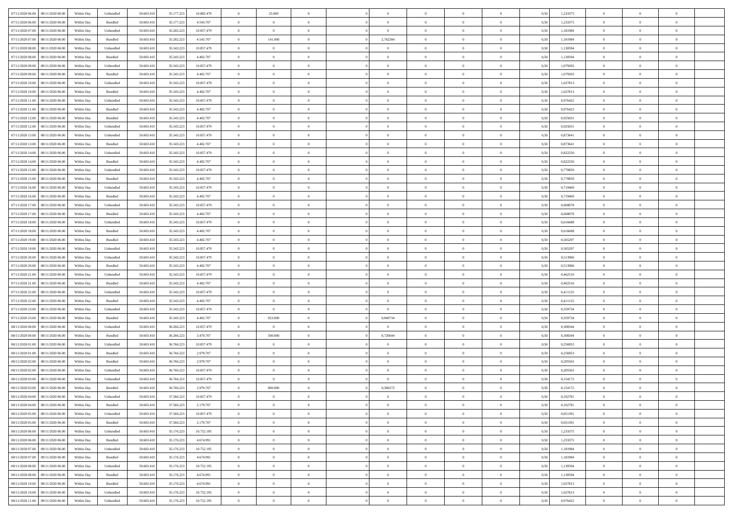| | | | | | | | | | | | | | | | | | | | | |
|---|---|---|---|---|---|---|---|---|---|---|---|---|---|---|---|---|---|---|---|---|
| 07/11/2020 06.00 | 08/11/2020 06.00 | Within Day | Unbundled | 50.603.410 | 35.177.223 | 10.882.479 | 0 | 25.000 | 0 | | 0 | 0 | 0 | 0 | 0 | 0,50 | 1,233375 | 0 | 0 | 0 |
| 07/11/2020 06.00 | 08/11/2020 06.00 | Within Day | Bundled | 50.603.410 | 35.177.223 | 4.543.707 | 0 | 0 | 0 | | 0 | 0 | 0 | 0 | 0 | 0,50 | 1,233375 | 0 | 0 | 0 |
| 07/11/2020 07.00 | 08/11/2020 06.00 | Within Day | Unbundled | 50.603.410 | 35.202.223 | 10.857.479 | 0 | 0 | 0 | | 0 | 0 | 0 | 0 | 0 | 0,50 | 1,181984 | 0 | 0 | 0 |
| 07/11/2020 07.00 | 08/11/2020 06.00 | Within Day | Bundled | 50.603.410 | 35.202.223 | 4.543.707 | 0 | 141.000 | 0 | | 2,762284 | 0 | 0 | 0 | 0 | 0,50 | 1,181984 | 0 | 0 | 0 |
| 07/11/2020 08.00 | 08/11/2020 06.00 | Within Day | Unbundled | 50.603.410 | 35.343.223 | 10.857.479 | 0 | 0 | 0 | | 0 | 0 | 0 | 0 | 0 | 0,50 | 1,130594 | 0 | 0 | 0 |
| 07/11/2020 08.00 | 08/11/2020 06.00 | Within Day | Bundled | 50.603.410 | 35.343.223 | 4.402.707 | 0 | 0 | 0 | | 0 | 0 | 0 | 0 | 0 | 0,50 | 1,130594 | 0 | 0 | 0 |
| 07/11/2020 09.00 | 08/11/2020 06.00 | Within Day | Unbundled | 50.603.410 | 35.343.223 | 10.857.479 | 0 | 0 | 0 | | 0 | 0 | 0 | 0 | 0 | 0,50 | 1,079203 | 0 | 0 | 0 |
| 07/11/2020 09.00 | 08/11/2020 06.00 | Within Day | Bundled | 50.603.410 | 35.343.223 | 4.402.707 | 0 | 0 | 0 | | 0 | 0 | 0 | 0 | 0 | 0,50 | 1,079203 | 0 | 0 | 0 |
| 07/11/2020 10.00 | 08/11/2020 06.00 | Within Day | Unbundled | 50.603.410 | 35.343.223 | 10.857.479 | 0 | 0 | 0 | | 0 | 0 | 0 | 0 | 0 | 0,50 | 1,027813 | 0 | 0 | 0 |
| 07/11/2020 10.00 | 08/11/2020 06.00 | Within Day | Bundled | 50.603.410 | 35.343.223 | 4.402.707 | 0 | 0 | 0 | | 0 | 0 | 0 | 0 | 0 | 0,50 | 1,027813 | 0 | 0 | 0 |
| 07/11/2020 11.00 | 08/11/2020 06.00 | Within Day | Unbundled | 50.603.410 | 35.343.223 | 10.857.479 | 0 | 0 | 0 | | 0 | 0 | 0 | 0 | 0 | 0,50 | 0,976422 | 0 | 0 | 0 |
| 07/11/2020 11.00 | 08/11/2020 06.00 | Within Day | Bundled | 50.603.410 | 35.343.223 | 4.402.707 | 0 | 0 | 0 | | 0 | 0 | 0 | 0 | 0 | 0,50 | 0,976422 | 0 | 0 | 0 |
| 07/11/2020 12.00 | 08/11/2020 06.00 | Within Day | Bundled | 50.603.410 | 35.343.223 | 4.402.707 | 0 | 0 | 0 | | 0 | 0 | 0 | 0 | 0 | 0,50 | 0,925031 | 0 | 0 | 0 |
| 07/11/2020 12.00 | 08/11/2020 06.00 | Within Day | Unbundled | 50.603.410 | 35.343.223 | 10.857.479 | 0 | 0 | 0 | | 0 | 0 | 0 | 0 | 0 | 0,50 | 0,925031 | 0 | 0 | 0 |
| 07/11/2020 13.00 | 08/11/2020 06.00 | Within Day | Unbundled | 50.603.410 | 35.343.223 | 10.857.479 | 0 | 0 | 0 | | 0 | 0 | 0 | 0 | 0 | 0,50 | 0,873641 | 0 | 0 | 0 |
| 07/11/2020 13.00 | 08/11/2020 06.00 | Within Day | Bundled | 50.603.410 | 35.343.223 | 4.402.707 | 0 | 0 | 0 | | 0 | 0 | 0 | 0 | 0 | 0,50 | 0,873641 | 0 | 0 | 0 |
| 07/11/2020 14.00 | 08/11/2020 06.00 | Within Day | Unbundled | 50.603.410 | 35.343.223 | 10.857.479 | 0 | 0 | 0 | | 0 | 0 | 0 | 0 | 0 | 0,50 | 0,822250 | 0 | 0 | 0 |
| 07/11/2020 14.00 | 08/11/2020 06.00 | Within Day | Bundled | 50.603.410 | 35.343.223 | 4.402.707 | 0 | 0 | 0 | | 0 | 0 | 0 | 0 | 0 | 0,50 | 0,822250 | 0 | 0 | 0 |
| 07/11/2020 15.00 | 08/11/2020 06.00 | Within Day | Unbundled | 50.603.410 | 35.343.223 | 10.857.479 | 0 | 0 | 0 | | 0 | 0 | 0 | 0 | 0 | 0,50 | 0,770859 | 0 | 0 | 0 |
| 07/11/2020 15.00 | 08/11/2020 06.00 | Within Day | Bundled | 50.603.410 | 35.343.223 | 4.402.707 | 0 | 0 | 0 | | 0 | 0 | 0 | 0 | 0 | 0,50 | 0,770859 | 0 | 0 | 0 |
| 07/11/2020 16.00 | 08/11/2020 06.00 | Within Day | Unbundled | 50.603.410 | 35.343.223 | 10.857.479 | 0 | 0 | 0 | | 0 | 0 | 0 | 0 | 0 | 0,50 | 0,719469 | 0 | 0 | 0 |
| 07/11/2020 16.00 | 08/11/2020 06.00 | Within Day | Bundled | 50.603.410 | 35.343.223 | 4.402.707 | 0 | 0 | 0 | | 0 | 0 | 0 | 0 | 0 | 0,50 | 0,719469 | 0 | 0 | 0 |
| 07/11/2020 17.00 | 08/11/2020 06.00 | Within Day | Unbundled | 50.603.410 | 35.343.223 | 10.857.479 | 0 | 0 | 0 | | 0 | 0 | 0 | 0 | 0 | 0,50 | 0,668078 | 0 | 0 | 0 |
| 07/11/2020 17.00 | 08/11/2020 06.00 | Within Day | Bundled | 50.603.410 | 35.343.223 | 4.402.707 | 0 | 0 | 0 | | 0 | 0 | 0 | 0 | 0 | 0,50 | 0,668078 | 0 | 0 | 0 |
| 07/11/2020 18.00 | 08/11/2020 06.00 | Within Day | Unbundled | 50.603.410 | 35.343.223 | 10.857.479 | 0 | 0 | 0 | | 0 | 0 | 0 | 0 | 0 | 0,50 | 0,616688 | 0 | 0 | 0 |
| 07/11/2020 18.00 | 08/11/2020 06.00 | Within Day | Bundled | 50.603.410 | 35.343.223 | 4.402.707 | 0 | 0 | 0 | | 0 | 0 | 0 | 0 | 0 | 0,50 | 0,616688 | 0 | 0 | 0 |
| 07/11/2020 19.00 | 08/11/2020 06.00 | Within Day | Bundled | 50.603.410 | 35.343.223 | 4.402.707 | 0 | 0 | 0 | | 0 | 0 | 0 | 0 | 0 | 0,50 | 0,565297 | 0 | 0 | 0 |
| 07/11/2020 19.00 | 08/11/2020 06.00 | Within Day | Unbundled | 50.603.410 | 35.343.223 | 10.857.479 | 0 | 0 | 0 | | 0 | 0 | 0 | 0 | 0 | 0,50 | 0,565297 | 0 | 0 | 0 |
| 07/11/2020 20.00 | 08/11/2020 06.00 | Within Day | Unbundled | 50.603.410 | 35.343.223 | 10.857.479 | 0 | 0 | 0 | | 0 | 0 | 0 | 0 | 0 | 0,50 | 0,513906 | 0 | 0 | 0 |
| 07/11/2020 20.00 | 08/11/2020 06.00 | Within Day | Bundled | 50.603.410 | 35.343.223 | 4.402.707 | 0 | 0 | 0 | | 0 | 0 | 0 | 0 | 0 | 0,50 | 0,513906 | 0 | 0 | 0 |
| 07/11/2020 21.00 | 08/11/2020 06.00 | Within Day | Unbundled | 50.603.410 | 35.343.223 | 10.857.479 | 0 | 0 | 0 | | 0 | 0 | 0 | 0 | 0 | 0,50 | 0,462516 | 0 | 0 | 0 |
| 07/11/2020 21.00 | 08/11/2020 06.00 | Within Day | Bundled | 50.603.410 | 35.343.223 | 4.402.707 | 0 | 0 | 0 | | 0 | 0 | 0 | 0 | 0 | 0,50 | 0,462516 | 0 | 0 | 0 |
| 07/11/2020 22.00 | 08/11/2020 06.00 | Within Day | Unbundled | 50.603.410 | 35.343.223 | 10.857.479 | 0 | 0 | 0 | | 0 | 0 | 0 | 0 | 0 | 0,50 | 0,411125 | 0 | 0 | 0 |
| 07/11/2020 22.00 | 08/11/2020 06.00 | Within Day | Bundled | 50.603.410 | 35.343.223 | 4.402.707 | 0 | 0 | 0 | | 0 | 0 | 0 | 0 | 0 | 0,50 | 0,411125 | 0 | 0 | 0 |
| 07/11/2020 23.00 | 08/11/2020 06.00 | Within Day | Unbundled | 50.603.410 | 35.343.223 | 10.857.479 | 0 | 0 | 0 | | 0 | 0 | 0 | 0 | 0 | 0,50 | 0,359734 | 0 | 0 | 0 |
| 07/11/2020 23.00 | 08/11/2020 06.00 | Within Day | Bundled | 50.603.410 | 35.343.223 | 4.402.707 | 0 | 923.000 | 0 | | 0,840734 | 0 | 0 | 0 | 0 | 0,50 | 0,359734 | 0 | 0 | 0 |
| 08/11/2020 00.00 | 08/11/2020 06.00 | Within Day | Unbundled | 50.603.410 | 36.266.223 | 10.857.479 | 0 | 0 | 0 | | 0 | 0 | 0 | 0 | 0 | 0,50 | 0,308344 | 0 | 0 | 0 |
| 08/11/2020 00.00 | 08/11/2020 06.00 | Within Day | Bundled | 50.603.410 | 36.266.223 | 3.479.707 | 0 | 500.000 | 0 | | 0,720644 | 0 | 0 | 0 | 0 | 0,50 | 0,308344 | 0 | 0 | 0 |
| 08/11/2020 01.00 | 08/11/2020 06.00 | Within Day | Unbundled | 50.603.410 | 36.766.223 | 10.857.479 | 0 | 0 | 0 | | 0 | 0 | 0 | 0 | 0 | 0,50 | 0,256953 | 0 | 0 | 0 |
| 08/11/2020 01.00 | 08/11/2020 06.00 | Within Day | Bundled | 50.603.410 | 36.766.223 | 2.979.707 | 0 | 0 | 0 | | 0 | 0 | 0 | 0 | 0 | 0,50 | 0,256953 | 0 | 0 | 0 |
| 08/11/2020 02.00 | 08/11/2020 06.00 | Within Day | Bundled | 50.603.410 | 36.766.223 | 2.979.707 | 0 | 0 | 0 | | 0 | 0 | 0 | 0 | 0 | 0,50 | 0,205563 | 0 | 0 | 0 |
| 08/11/2020 02.00 | 08/11/2020 06.00 | Within Day | Unbundled | 50.603.410 | 36.766.223 | 10.857.479 | 0 | 0 | 0 | | 0 | 0 | 0 | 0 | 0 | 0,50 | 0,205563 | 0 | 0 | 0 |
| 08/11/2020 03.00 | 08/11/2020 06.00 | Within Day | Unbundled | 50.603.410 | 36.766.223 | 10.857.479 | 0 | 0 | 0 | | 0 | 0 | 0 | 0 | 0 | 0,50 | 0,154172 | 0 | 0 | 0 |
| 08/11/2020 03.00 | 08/11/2020 06.00 | Within Day | Bundled | 50.603.410 | 36.766.223 | 2.979.707 | 0 | 800.000 | 0 | | 0,360272 | 0 | 0 | 0 | 0 | 0,50 | 0,154172 | 0 | 0 | 0 |
| 08/11/2020 04.00 | 08/11/2020 06.00 | Within Day | Unbundled | 50.603.410 | 37.566.223 | 10.857.479 | 0 | 0 | 0 | | 0 | 0 | 0 | 0 | 0 | 0,50 | 0,102781 | 0 | 0 | 0 |
| 08/11/2020 04.00 | 08/11/2020 06.00 | Within Day | Bundled | 50.603.410 | 37.566.223 | 2.179.707 | 0 | 0 | 0 | | 0 | 0 | 0 | 0 | 0 | 0,50 | 0,102781 | 0 | 0 | 0 |
| 08/11/2020 05.00 | 08/11/2020 06.00 | Within Day | Unbundled | 50.603.410 | 37.566.223 | 10.857.479 | 0 | 0 | 0 | | 0 | 0 | 0 | 0 | 0 | 0,50 | 0,051391 | 0 | 0 | 0 |
| 08/11/2020 05.00 | 08/11/2020 06.00 | Within Day | Bundled | 50.603.410 | 37.566.223 | 2.179.707 | 0 | 0 | 0 | | 0 | 0 | 0 | 0 | 0 | 0,50 | 0,051391 | 0 | 0 | 0 |
| 08/11/2020 06.00 | 09/11/2020 06.00 | Within Day | Unbundled | 50.603.410 | 35.176.223 | 10.752.195 | 0 | 0 | 0 | | 0 | 0 | 0 | 0 | 0 | 0,50 | 1,233375 | 0 | 0 | 0 |
| 08/11/2020 06.00 | 09/11/2020 06.00 | Within Day | Bundled | 50.603.410 | 35.176.223 | 4.674.991 | 0 | 0 | 0 | | 0 | 0 | 0 | 0 | 0 | 0,50 | 1,233375 | 0 | 0 | 0 |
| 08/11/2020 07.00 | 09/11/2020 06.00 | Within Day | Unbundled | 50.603.410 | 35.176.223 | 10.752.195 | 0 | 0 | 0 | | 0 | 0 | 0 | 0 | 0 | 0,50 | 1,181984 | 0 | 0 | 0 |
| 08/11/2020 07.00 | 09/11/2020 06.00 | Within Day | Bundled | 50.603.410 | 35.176.223 | 4.674.991 | 0 | 0 | 0 | | 0 | 0 | 0 | 0 | 0 | 0,50 | 1,181984 | 0 | 0 | 0 |
| 08/11/2020 08.00 | 09/11/2020 06.00 | Within Day | Unbundled | 50.603.410 | 35.176.223 | 10.752.195 | 0 | 0 | 0 | | 0 | 0 | 0 | 0 | 0 | 0,50 | 1,130594 | 0 | 0 | 0 |
| 08/11/2020 08.00 | 09/11/2020 06.00 | Within Day | Bundled | 50.603.410 | 35.176.223 | 4.674.991 | 0 | 0 | 0 | | 0 | 0 | 0 | 0 | 0 | 0,50 | 1,130594 | 0 | 0 | 0 |
| 08/11/2020 10.00 | 09/11/2020 06.00 | Within Day | Bundled | 50.603.410 | 35.176.223 | 4.674.991 | 0 | 0 | 0 | | 0 | 0 | 0 | 0 | 0 | 0,50 | 1,027813 | 0 | 0 | 0 |
| 08/11/2020 10.00 | 09/11/2020 06.00 | Within Day | Unbundled | 50.603.410 | 35.176.223 | 10.752.195 | 0 | 0 | 0 | | 0 | 0 | 0 | 0 | 0 | 0,50 | 1,027813 | 0 | 0 | 0 |
| 08/11/2020 11.00 | 09/11/2020 06.00 | Within Day | Unbundled | 50.603.410 | 35.176.223 | 10.752.195 | 0 | 0 | 0 | | 0 | 0 | 0 | 0 | 0 | 0,50 | 0,976422 | 0 | 0 | 0 |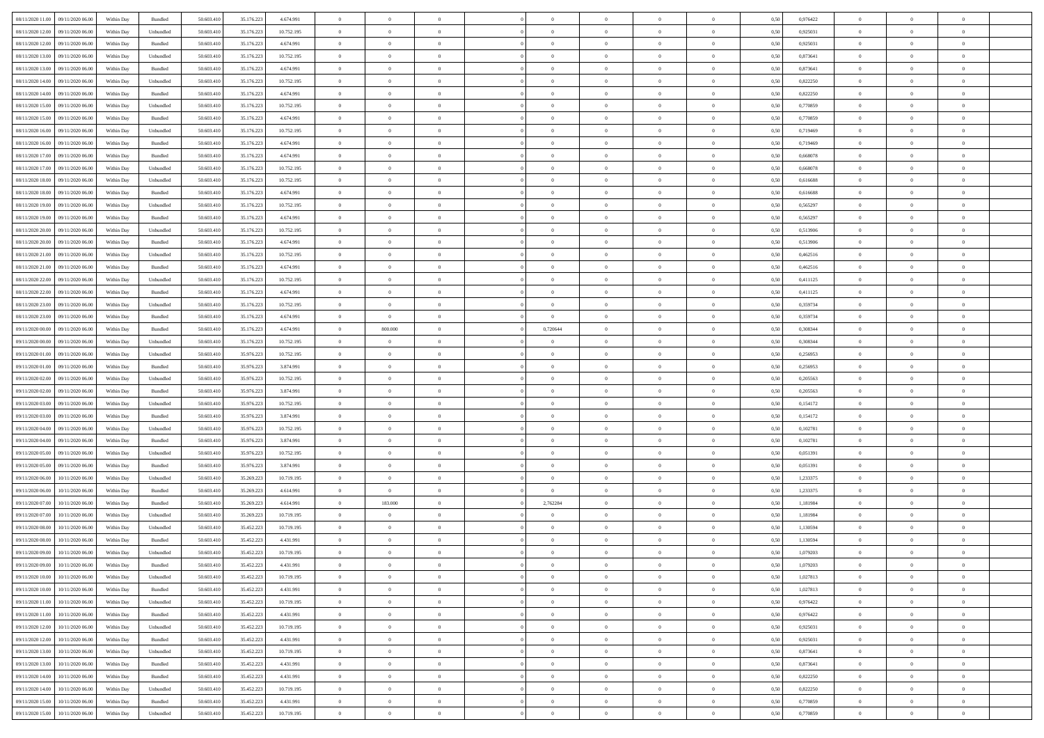| 08/11/2020 11:00 | 09/11/2020 06:00 | Within Day | Bundled | 50.603.410 | 35.176.223 | 4.674.991 | 0 | 0 | 0 | | 0 | 0 | 0 | 0 | 0,50 | 0,976422 | 0 | 0 | 0 | |
|---|---|---|---|---|---|---|---|---|---|---|---|---|---|---|---|---|---|---|---|---|
| 08/11/2020 12:00 | 09/11/2020 06:00 | Within Day | Unbundled | 50.603.410 | 35.176.223 | 10.752.195 | 0 | 0 | 0 | | 0 | 0 | 0 | 0 | 0,50 | 0,925031 | 0 | 0 | 0 | |
| 08/11/2020 12:00 | 09/11/2020 06:00 | Within Day | Bundled | 50.603.410 | 35.176.223 | 4.674.991 | 0 | 0 | 0 | | 0 | 0 | 0 | 0 | 0,50 | 0,925031 | 0 | 0 | 0 | |
| 08/11/2020 13:00 | 09/11/2020 06:00 | Within Day | Unbundled | 50.603.410 | 35.176.223 | 10.752.195 | 0 | 0 | 0 | | 0 | 0 | 0 | 0 | 0,50 | 0,873641 | 0 | 0 | 0 | |
| 08/11/2020 13:00 | 09/11/2020 06:00 | Within Day | Bundled | 50.603.410 | 35.176.223 | 4.674.991 | 0 | 0 | 0 | | 0 | 0 | 0 | 0 | 0,50 | 0,873641 | 0 | 0 | 0 | |
| 08/11/2020 14:00 | 09/11/2020 06:00 | Within Day | Unbundled | 50.603.410 | 35.176.223 | 10.752.195 | 0 | 0 | 0 | | 0 | 0 | 0 | 0 | 0,50 | 0,822250 | 0 | 0 | 0 | |
| 08/11/2020 14:00 | 09/11/2020 06:00 | Within Day | Bundled | 50.603.410 | 35.176.223 | 4.674.991 | 0 | 0 | 0 | | 0 | 0 | 0 | 0 | 0,50 | 0,822250 | 0 | 0 | 0 | |
| 08/11/2020 15:00 | 09/11/2020 06:00 | Within Day | Unbundled | 50.603.410 | 35.176.223 | 10.752.195 | 0 | 0 | 0 | | 0 | 0 | 0 | 0 | 0,50 | 0,770859 | 0 | 0 | 0 | |
| 08/11/2020 15:00 | 09/11/2020 06:00 | Within Day | Bundled | 50.603.410 | 35.176.223 | 4.674.991 | 0 | 0 | 0 | | 0 | 0 | 0 | 0 | 0,50 | 0,770859 | 0 | 0 | 0 | |
| 08/11/2020 16:00 | 09/11/2020 06:00 | Within Day | Unbundled | 50.603.410 | 35.176.223 | 10.752.195 | 0 | 0 | 0 | | 0 | 0 | 0 | 0 | 0,50 | 0,719469 | 0 | 0 | 0 | |
| 08/11/2020 16:00 | 09/11/2020 06:00 | Within Day | Bundled | 50.603.410 | 35.176.223 | 4.674.991 | 0 | 0 | 0 | | 0 | 0 | 0 | 0 | 0,50 | 0,719469 | 0 | 0 | 0 | |
| 08/11/2020 17:00 | 09/11/2020 06:00 | Within Day | Bundled | 50.603.410 | 35.176.223 | 4.674.991 | 0 | 0 | 0 | | 0 | 0 | 0 | 0 | 0,50 | 0,668078 | 0 | 0 | 0 | |
| 08/11/2020 17:00 | 09/11/2020 06:00 | Within Day | Unbundled | 50.603.410 | 35.176.223 | 10.752.195 | 0 | 0 | 0 | | 0 | 0 | 0 | 0 | 0,50 | 0,668078 | 0 | 0 | 0 | |
| 08/11/2020 18:00 | 09/11/2020 06:00 | Within Day | Unbundled | 50.603.410 | 35.176.223 | 10.752.195 | 0 | 0 | 0 | | 0 | 0 | 0 | 0 | 0,50 | 0,616688 | 0 | 0 | 0 | |
| 08/11/2020 18:00 | 09/11/2020 06:00 | Within Day | Bundled | 50.603.410 | 35.176.223 | 4.674.991 | 0 | 0 | 0 | | 0 | 0 | 0 | 0 | 0,50 | 0,616688 | 0 | 0 | 0 | |
| 08/11/2020 19:00 | 09/11/2020 06:00 | Within Day | Unbundled | 50.603.410 | 35.176.223 | 10.752.195 | 0 | 0 | 0 | | 0 | 0 | 0 | 0 | 0,50 | 0,565297 | 0 | 0 | 0 | |
| 08/11/2020 19:00 | 09/11/2020 06:00 | Within Day | Bundled | 50.603.410 | 35.176.223 | 4.674.991 | 0 | 0 | 0 | | 0 | 0 | 0 | 0 | 0,50 | 0,565297 | 0 | 0 | 0 | |
| 08/11/2020 20:00 | 09/11/2020 06:00 | Within Day | Unbundled | 50.603.410 | 35.176.223 | 10.752.195 | 0 | 0 | 0 | | 0 | 0 | 0 | 0 | 0,50 | 0,513906 | 0 | 0 | 0 | |
| 08/11/2020 20:00 | 09/11/2020 06:00 | Within Day | Bundled | 50.603.410 | 35.176.223 | 4.674.991 | 0 | 0 | 0 | | 0 | 0 | 0 | 0 | 0,50 | 0,513906 | 0 | 0 | 0 | |
| 08/11/2020 21:00 | 09/11/2020 06:00 | Within Day | Unbundled | 50.603.410 | 35.176.223 | 10.752.195 | 0 | 0 | 0 | | 0 | 0 | 0 | 0 | 0,50 | 0,462516 | 0 | 0 | 0 | |
| 08/11/2020 21:00 | 09/11/2020 06:00 | Within Day | Bundled | 50.603.410 | 35.176.223 | 4.674.991 | 0 | 0 | 0 | | 0 | 0 | 0 | 0 | 0,50 | 0,462516 | 0 | 0 | 0 | |
| 08/11/2020 22:00 | 09/11/2020 06:00 | Within Day | Unbundled | 50.603.410 | 35.176.223 | 10.752.195 | 0 | 0 | 0 | | 0 | 0 | 0 | 0 | 0,50 | 0,411125 | 0 | 0 | 0 | |
| 08/11/2020 22:00 | 09/11/2020 06:00 | Within Day | Bundled | 50.603.410 | 35.176.223 | 4.674.991 | 0 | 0 | 0 | | 0 | 0 | 0 | 0 | 0,50 | 0,411125 | 0 | 0 | 0 | |
| 08/11/2020 23:00 | 09/11/2020 06:00 | Within Day | Unbundled | 50.603.410 | 35.176.223 | 10.752.195 | 0 | 0 | 0 | | 0 | 0 | 0 | 0 | 0,50 | 0,359734 | 0 | 0 | 0 | |
| 08/11/2020 23:00 | 09/11/2020 06:00 | Within Day | Bundled | 50.603.410 | 35.176.223 | 4.674.991 | 0 | 0 | 0 | | 0 | 0 | 0 | 0 | 0,50 | 0,359734 | 0 | 0 | 0 | |
| 09/11/2020 00:00 | 09/11/2020 06:00 | Within Day | Bundled | 50.603.410 | 35.176.223 | 4.674.991 | 0 | 800.000 | 0 | | 0,720644 | 0 | 0 | 0 | 0,50 | 0,308344 | 0 | 0 | 0 | |
| 09/11/2020 00:00 | 09/11/2020 06:00 | Within Day | Unbundled | 50.603.410 | 35.176.223 | 10.752.195 | 0 | 0 | 0 | | 0 | 0 | 0 | 0 | 0,50 | 0,308344 | 0 | 0 | 0 | |
| 09/11/2020 01:00 | 09/11/2020 06:00 | Within Day | Unbundled | 50.603.410 | 35.976.223 | 10.752.195 | 0 | 0 | 0 | | 0 | 0 | 0 | 0 | 0,50 | 0,256953 | 0 | 0 | 0 | |
| 09/11/2020 01:00 | 09/11/2020 06:00 | Within Day | Bundled | 50.603.410 | 35.976.223 | 3.874.991 | 0 | 0 | 0 | | 0 | 0 | 0 | 0 | 0,50 | 0,256953 | 0 | 0 | 0 | |
| 09/11/2020 02:00 | 09/11/2020 06:00 | Within Day | Unbundled | 50.603.410 | 35.976.223 | 10.752.195 | 0 | 0 | 0 | | 0 | 0 | 0 | 0 | 0,50 | 0,205563 | 0 | 0 | 0 | |
| 09/11/2020 02:00 | 09/11/2020 06:00 | Within Day | Bundled | 50.603.410 | 35.976.223 | 3.874.991 | 0 | 0 | 0 | | 0 | 0 | 0 | 0 | 0,50 | 0,205563 | 0 | 0 | 0 | |
| 09/11/2020 03:00 | 09/11/2020 06:00 | Within Day | Unbundled | 50.603.410 | 35.976.223 | 10.752.195 | 0 | 0 | 0 | | 0 | 0 | 0 | 0 | 0,50 | 0,154172 | 0 | 0 | 0 | |
| 09/11/2020 03:00 | 09/11/2020 06:00 | Within Day | Bundled | 50.603.410 | 35.976.223 | 3.874.991 | 0 | 0 | 0 | | 0 | 0 | 0 | 0 | 0,50 | 0,154172 | 0 | 0 | 0 | |
| 09/11/2020 04:00 | 09/11/2020 06:00 | Within Day | Unbundled | 50.603.410 | 35.976.223 | 10.752.195 | 0 | 0 | 0 | | 0 | 0 | 0 | 0 | 0,50 | 0,102781 | 0 | 0 | 0 | |
| 09/11/2020 04:00 | 09/11/2020 06:00 | Within Day | Bundled | 50.603.410 | 35.976.223 | 3.874.991 | 0 | 0 | 0 | | 0 | 0 | 0 | 0 | 0,50 | 0,102781 | 0 | 0 | 0 | |
| 09/11/2020 05:00 | 09/11/2020 06:00 | Within Day | Unbundled | 50.603.410 | 35.976.223 | 10.752.195 | 0 | 0 | 0 | | 0 | 0 | 0 | 0 | 0,50 | 0,051391 | 0 | 0 | 0 | |
| 09/11/2020 05:00 | 09/11/2020 06:00 | Within Day | Bundled | 50.603.410 | 35.976.223 | 3.874.991 | 0 | 0 | 0 | | 0 | 0 | 0 | 0 | 0,50 | 0,051391 | 0 | 0 | 0 | |
| 09/11/2020 06:00 | 10/11/2020 06:00 | Within Day | Unbundled | 50.603.410 | 35.269.223 | 10.719.195 | 0 | 0 | 0 | | 0 | 0 | 0 | 0 | 0,50 | 1,233375 | 0 | 0 | 0 | |
| 09/11/2020 06:00 | 10/11/2020 06:00 | Within Day | Bundled | 50.603.410 | 35.269.223 | 4.614.991 | 0 | 0 | 0 | | 0 | 0 | 0 | 0 | 0,50 | 1,233375 | 0 | 0 | 0 | |
| 09/11/2020 07:00 | 10/11/2020 06:00 | Within Day | Bundled | 50.603.410 | 35.269.223 | 4.614.991 | 0 | 183.000 | 0 | | 2,762284 | 0 | 0 | 0 | 0,50 | 1,181984 | 0 | 0 | 0 | |
| 09/11/2020 07:00 | 10/11/2020 06:00 | Within Day | Unbundled | 50.603.410 | 35.269.223 | 10.719.195 | 0 | 0 | 0 | | 0 | 0 | 0 | 0 | 0,50 | 1,181984 | 0 | 0 | 0 | |
| 09/11/2020 08:00 | 10/11/2020 06:00 | Within Day | Unbundled | 50.603.410 | 35.452.223 | 10.719.195 | 0 | 0 | 0 | | 0 | 0 | 0 | 0 | 0,50 | 1,130594 | 0 | 0 | 0 | |
| 09/11/2020 08:00 | 10/11/2020 06:00 | Within Day | Bundled | 50.603.410 | 35.452.223 | 4.431.991 | 0 | 0 | 0 | | 0 | 0 | 0 | 0 | 0,50 | 1,130594 | 0 | 0 | 0 | |
| 09/11/2020 09:00 | 10/11/2020 06:00 | Within Day | Unbundled | 50.603.410 | 35.452.223 | 10.719.195 | 0 | 0 | 0 | | 0 | 0 | 0 | 0 | 0,50 | 1,079203 | 0 | 0 | 0 | |
| 09/11/2020 09:00 | 10/11/2020 06:00 | Within Day | Bundled | 50.603.410 | 35.452.223 | 4.431.991 | 0 | 0 | 0 | | 0 | 0 | 0 | 0 | 0,50 | 1,079203 | 0 | 0 | 0 | |
| 09/11/2020 10:00 | 10/11/2020 06:00 | Within Day | Unbundled | 50.603.410 | 35.452.223 | 10.719.195 | 0 | 0 | 0 | | 0 | 0 | 0 | 0 | 0,50 | 1,027813 | 0 | 0 | 0 | |
| 09/11/2020 10:00 | 10/11/2020 06:00 | Within Day | Bundled | 50.603.410 | 35.452.223 | 4.431.991 | 0 | 0 | 0 | | 0 | 0 | 0 | 0 | 0,50 | 1,027813 | 0 | 0 | 0 | |
| 09/11/2020 11:00 | 10/11/2020 06:00 | Within Day | Unbundled | 50.603.410 | 35.452.223 | 10.719.195 | 0 | 0 | 0 | | 0 | 0 | 0 | 0 | 0,50 | 0,976422 | 0 | 0 | 0 | |
| 09/11/2020 11:00 | 10/11/2020 06:00 | Within Day | Bundled | 50.603.410 | 35.452.223 | 4.431.991 | 0 | 0 | 0 | | 0 | 0 | 0 | 0 | 0,50 | 0,976422 | 0 | 0 | 0 | |
| 09/11/2020 12:00 | 10/11/2020 06:00 | Within Day | Unbundled | 50.603.410 | 35.452.223 | 10.719.195 | 0 | 0 | 0 | | 0 | 0 | 0 | 0 | 0,50 | 0,925031 | 0 | 0 | 0 | |
| 09/11/2020 12:00 | 10/11/2020 06:00 | Within Day | Bundled | 50.603.410 | 35.452.223 | 4.431.991 | 0 | 0 | 0 | | 0 | 0 | 0 | 0 | 0,50 | 0,925031 | 0 | 0 | 0 | |
| 09/11/2020 13:00 | 10/11/2020 06:00 | Within Day | Unbundled | 50.603.410 | 35.452.223 | 10.719.195 | 0 | 0 | 0 | | 0 | 0 | 0 | 0 | 0,50 | 0,873641 | 0 | 0 | 0 | |
| 09/11/2020 13:00 | 10/11/2020 06:00 | Within Day | Bundled | 50.603.410 | 35.452.223 | 4.431.991 | 0 | 0 | 0 | | 0 | 0 | 0 | 0 | 0,50 | 0,873641 | 0 | 0 | 0 | |
| 09/11/2020 14:00 | 10/11/2020 06:00 | Within Day | Bundled | 50.603.410 | 35.452.223 | 4.431.991 | 0 | 0 | 0 | | 0 | 0 | 0 | 0 | 0,50 | 0,822250 | 0 | 0 | 0 | |
| 09/11/2020 14:00 | 10/11/2020 06:00 | Within Day | Unbundled | 50.603.410 | 35.452.223 | 10.719.195 | 0 | 0 | 0 | | 0 | 0 | 0 | 0 | 0,50 | 0,822250 | 0 | 0 | 0 | |
| 09/11/2020 15:00 | 10/11/2020 06:00 | Within Day | Bundled | 50.603.410 | 35.452.223 | 4.431.991 | 0 | 0 | 0 | | 0 | 0 | 0 | 0 | 0,50 | 0,770859 | 0 | 0 | 0 | |
| 09/11/2020 15:00 | 10/11/2020 06:00 | Within Day | Unbundled | 50.603.410 | 35.452.223 | 10.719.195 | 0 | 0 | 0 | | 0 | 0 | 0 | 0 | 0,50 | 0,770859 | 0 | 0 | 0 | |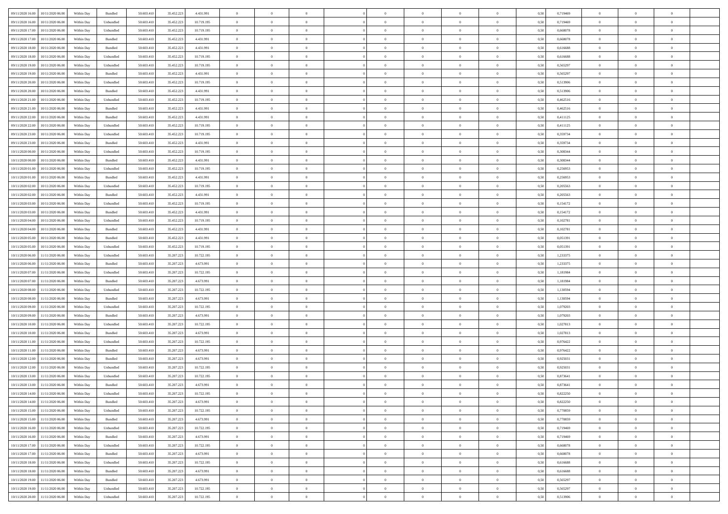| | | | | | | | | | | | | | | | | | | | | | |
|---|---|---|---|---|---|---|---|---|---|---|---|---|---|---|---|---|---|---|---|---|---|
| 09/11/2020 16:00 | 10/11/2020 06:00 | Within Day | Bundled | 50.603.410 | 35.452.223 | 4.431.991 | 0 | 0 | 0 | | 0 | 0 | 0 | 0 | 0,50 | 0,719469 | 0 | 0 | 0 | |
| 09/11/2020 16:00 | 10/11/2020 06:00 | Within Day | Unbundled | 50.603.410 | 35.452.223 | 10.719.195 | 0 | 0 | 0 | | 0 | 0 | 0 | 0 | 0,50 | 0,719469 | 0 | 0 | 0 | |
| 09/11/2020 17:00 | 10/11/2020 06:00 | Within Day | Unbundled | 50.603.410 | 35.452.223 | 10.719.195 | 0 | 0 | 0 | | 0 | 0 | 0 | 0 | 0,50 | 0,668078 | 0 | 0 | 0 | |
| 09/11/2020 17:00 | 10/11/2020 06:00 | Within Day | Bundled | 50.603.410 | 35.452.223 | 4.431.991 | 0 | 0 | 0 | | 0 | 0 | 0 | 0 | 0,50 | 0,668078 | 0 | 0 | 0 | |
| 09/11/2020 18:00 | 10/11/2020 06:00 | Within Day | Bundled | 50.603.410 | 35.452.223 | 4.431.991 | 0 | 0 | 0 | | 0 | 0 | 0 | 0 | 0,50 | 0,616688 | 0 | 0 | 0 | |
| 09/11/2020 18:00 | 10/11/2020 06:00 | Within Day | Unbundled | 50.603.410 | 35.452.223 | 10.719.195 | 0 | 0 | 0 | | 0 | 0 | 0 | 0 | 0,50 | 0,616688 | 0 | 0 | 0 | |
| 09/11/2020 19:00 | 10/11/2020 06:00 | Within Day | Unbundled | 50.603.410 | 35.452.223 | 10.719.195 | 0 | 0 | 0 | | 0 | 0 | 0 | 0 | 0,50 | 0,565297 | 0 | 0 | 0 | |
| 09/11/2020 19:00 | 10/11/2020 06:00 | Within Day | Bundled | 50.603.410 | 35.452.223 | 4.431.991 | 0 | 0 | 0 | | 0 | 0 | 0 | 0 | 0,50 | 0,565297 | 0 | 0 | 0 | |
| 09/11/2020 20:00 | 10/11/2020 06:00 | Within Day | Unbundled | 50.603.410 | 35.452.223 | 10.719.195 | 0 | 0 | 0 | | 0 | 0 | 0 | 0 | 0,50 | 0,513906 | 0 | 0 | 0 | |
| 09/11/2020 20:00 | 10/11/2020 06:00 | Within Day | Bundled | 50.603.410 | 35.452.223 | 4.431.991 | 0 | 0 | 0 | | 0 | 0 | 0 | 0 | 0,50 | 0,513906 | 0 | 0 | 0 | |
| 09/11/2020 21:00 | 10/11/2020 06:00 | Within Day | Unbundled | 50.603.410 | 35.452.223 | 10.719.195 | 0 | 0 | 0 | | 0 | 0 | 0 | 0 | 0,50 | 0,462516 | 0 | 0 | 0 | |
| 09/11/2020 21:00 | 10/11/2020 06:00 | Within Day | Bundled | 50.603.410 | 35.452.223 | 4.431.991 | 0 | 0 | 0 | | 0 | 0 | 0 | 0 | 0,50 | 0,462516 | 0 | 0 | 0 | |
| 09/11/2020 22:00 | 10/11/2020 06:00 | Within Day | Bundled | 50.603.410 | 35.452.223 | 4.431.991 | 0 | 0 | 0 | | 0 | 0 | 0 | 0 | 0,50 | 0,411125 | 0 | 0 | 0 | |
| 09/11/2020 22:00 | 10/11/2020 06:00 | Within Day | Unbundled | 50.603.410 | 35.452.223 | 10.719.195 | 0 | 0 | 0 | | 0 | 0 | 0 | 0 | 0,50 | 0,411125 | 0 | 0 | 0 | |
| 09/11/2020 23:00 | 10/11/2020 06:00 | Within Day | Unbundled | 50.603.410 | 35.452.223 | 10.719.195 | 0 | 0 | 0 | | 0 | 0 | 0 | 0 | 0,50 | 0,359734 | 0 | 0 | 0 | |
| 09/11/2020 23:00 | 10/11/2020 06:00 | Within Day | Bundled | 50.603.410 | 35.452.223 | 4.431.991 | 0 | 0 | 0 | | 0 | 0 | 0 | 0 | 0,50 | 0,359734 | 0 | 0 | 0 | |
| 10/11/2020 00:00 | 10/11/2020 06:00 | Within Day | Unbundled | 50.603.410 | 35.452.223 | 10.719.195 | 0 | 0 | 0 | | 0 | 0 | 0 | 0 | 0,50 | 0,308344 | 0 | 0 | 0 | |
| 10/11/2020 00:00 | 10/11/2020 06:00 | Within Day | Bundled | 50.603.410 | 35.452.223 | 4.431.991 | 0 | 0 | 0 | | 0 | 0 | 0 | 0 | 0,50 | 0,308344 | 0 | 0 | 0 | |
| 10/11/2020 01:00 | 10/11/2020 06:00 | Within Day | Unbundled | 50.603.410 | 35.452.223 | 10.719.195 | 0 | 0 | 0 | | 0 | 0 | 0 | 0 | 0,50 | 0,256953 | 0 | 0 | 0 | |
| 10/11/2020 01:00 | 10/11/2020 06:00 | Within Day | Bundled | 50.603.410 | 35.452.223 | 4.431.991 | 0 | 0 | 0 | | 0 | 0 | 0 | 0 | 0,50 | 0,256953 | 0 | 0 | 0 | |
| 10/11/2020 02:00 | 10/11/2020 06:00 | Within Day | Unbundled | 50.603.410 | 35.452.223 | 10.719.195 | 0 | 0 | 0 | | 0 | 0 | 0 | 0 | 0,50 | 0,205563 | 0 | 0 | 0 | |
| 10/11/2020 02:00 | 10/11/2020 06:00 | Within Day | Bundled | 50.603.410 | 35.452.223 | 4.431.991 | 0 | 0 | 0 | | 0 | 0 | 0 | 0 | 0,50 | 0,205563 | 0 | 0 | 0 | |
| 10/11/2020 03:00 | 10/11/2020 06:00 | Within Day | Unbundled | 50.603.410 | 35.452.223 | 10.719.195 | 0 | 0 | 0 | | 0 | 0 | 0 | 0 | 0,50 | 0,154172 | 0 | 0 | 0 | |
| 10/11/2020 03:00 | 10/11/2020 06:00 | Within Day | Bundled | 50.603.410 | 35.452.223 | 4.431.991 | 0 | 0 | 0 | | 0 | 0 | 0 | 0 | 0,50 | 0,154172 | 0 | 0 | 0 | |
| 10/11/2020 04:00 | 10/11/2020 06:00 | Within Day | Unbundled | 50.603.410 | 35.452.223 | 10.719.195 | 0 | 0 | 0 | | 0 | 0 | 0 | 0 | 0,50 | 0,102781 | 0 | 0 | 0 | |
| 10/11/2020 04:00 | 10/11/2020 06:00 | Within Day | Bundled | 50.603.410 | 35.452.223 | 4.431.991 | 0 | 0 | 0 | | 0 | 0 | 0 | 0 | 0,50 | 0,102781 | 0 | 0 | 0 | |
| 10/11/2020 05:00 | 10/11/2020 06:00 | Within Day | Bundled | 50.603.410 | 35.452.223 | 4.431.991 | 0 | 0 | 0 | | 0 | 0 | 0 | 0 | 0,50 | 0,051391 | 0 | 0 | 0 | |
| 10/11/2020 05:00 | 10/11/2020 06:00 | Within Day | Unbundled | 50.603.410 | 35.452.223 | 10.719.195 | 0 | 0 | 0 | | 0 | 0 | 0 | 0 | 0,50 | 0,051391 | 0 | 0 | 0 | |
| 10/11/2020 06:00 | 11/11/2020 06:00 | Within Day | Unbundled | 50.603.410 | 35.207.223 | 10.722.195 | 0 | 0 | 0 | | 0 | 0 | 0 | 0 | 0,50 | 1,233375 | 0 | 0 | 0 | |
| 10/11/2020 06:00 | 11/11/2020 06:00 | Within Day | Bundled | 50.603.410 | 35.207.223 | 4.673.991 | 0 | 0 | 0 | | 0 | 0 | 0 | 0 | 0,50 | 1,233375 | 0 | 0 | 0 | |
| 10/11/2020 07:00 | 11/11/2020 06:00 | Within Day | Unbundled | 50.603.410 | 35.207.223 | 10.722.195 | 0 | 0 | 0 | | 0 | 0 | 0 | 0 | 0,50 | 1,181984 | 0 | 0 | 0 | |
| 10/11/2020 07:00 | 11/11/2020 06:00 | Within Day | Bundled | 50.603.410 | 35.207.223 | 4.673.991 | 0 | 0 | 0 | | 0 | 0 | 0 | 0 | 0,50 | 1,181984 | 0 | 0 | 0 | |
| 10/11/2020 08:00 | 11/11/2020 06:00 | Within Day | Unbundled | 50.603.410 | 35.207.223 | 10.722.195 | 0 | 0 | 0 | | 0 | 0 | 0 | 0 | 0,50 | 1,130594 | 0 | 0 | 0 | |
| 10/11/2020 08:00 | 11/11/2020 06:00 | Within Day | Bundled | 50.603.410 | 35.207.223 | 4.673.991 | 0 | 0 | 0 | | 0 | 0 | 0 | 0 | 0,50 | 1,130594 | 0 | 0 | 0 | |
| 10/11/2020 09:00 | 11/11/2020 06:00 | Within Day | Unbundled | 50.603.410 | 35.207.223 | 10.722.195 | 0 | 0 | 0 | | 0 | 0 | 0 | 0 | 0,50 | 1,079203 | 0 | 0 | 0 | |
| 10/11/2020 09:00 | 11/11/2020 06:00 | Within Day | Bundled | 50.603.410 | 35.207.223 | 4.673.991 | 0 | 0 | 0 | | 0 | 0 | 0 | 0 | 0,50 | 1,079203 | 0 | 0 | 0 | |
| 10/11/2020 10:00 | 11/11/2020 06:00 | Within Day | Unbundled | 50.603.410 | 35.207.223 | 10.722.195 | 0 | 0 | 0 | | 0 | 0 | 0 | 0 | 0,50 | 1,027813 | 0 | 0 | 0 | |
| 10/11/2020 10:00 | 11/11/2020 06:00 | Within Day | Bundled | 50.603.410 | 35.207.223 | 4.673.991 | 0 | 0 | 0 | | 0 | 0 | 0 | 0 | 0,50 | 1,027813 | 0 | 0 | 0 | |
| 10/11/2020 11:00 | 11/11/2020 06:00 | Within Day | Unbundled | 50.603.410 | 35.207.223 | 10.722.195 | 0 | 0 | 0 | | 0 | 0 | 0 | 0 | 0,50 | 0,976422 | 0 | 0 | 0 | |
| 10/11/2020 11:00 | 11/11/2020 06:00 | Within Day | Bundled | 50.603.410 | 35.207.223 | 4.673.991 | 0 | 0 | 0 | | 0 | 0 | 0 | 0 | 0,50 | 0,976422 | 0 | 0 | 0 | |
| 10/11/2020 12:00 | 11/11/2020 06:00 | Within Day | Bundled | 50.603.410 | 35.207.223 | 4.673.991 | 0 | 0 | 0 | | 0 | 0 | 0 | 0 | 0,50 | 0,925031 | 0 | 0 | 0 | |
| 10/11/2020 12:00 | 11/11/2020 06:00 | Within Day | Unbundled | 50.603.410 | 35.207.223 | 10.722.195 | 0 | 0 | 0 | | 0 | 0 | 0 | 0 | 0,50 | 0,925031 | 0 | 0 | 0 | |
| 10/11/2020 13:00 | 11/11/2020 06:00 | Within Day | Unbundled | 50.603.410 | 35.207.223 | 10.722.195 | 0 | 0 | 0 | | 0 | 0 | 0 | 0 | 0,50 | 0,873641 | 0 | 0 | 0 | |
| 10/11/2020 13:00 | 11/11/2020 06:00 | Within Day | Bundled | 50.603.410 | 35.207.223 | 4.673.991 | 0 | 0 | 0 | | 0 | 0 | 0 | 0 | 0,50 | 0,873641 | 0 | 0 | 0 | |
| 10/11/2020 14:00 | 11/11/2020 06:00 | Within Day | Unbundled | 50.603.410 | 35.207.223 | 10.722.195 | 0 | 0 | 0 | | 0 | 0 | 0 | 0 | 0,50 | 0,822250 | 0 | 0 | 0 | |
| 10/11/2020 14:00 | 11/11/2020 06:00 | Within Day | Bundled | 50.603.410 | 35.207.223 | 4.673.991 | 0 | 0 | 0 | | 0 | 0 | 0 | 0 | 0,50 | 0,822250 | 0 | 0 | 0 | |
| 10/11/2020 15:00 | 11/11/2020 06:00 | Within Day | Unbundled | 50.603.410 | 35.207.223 | 10.722.195 | 0 | 0 | 0 | | 0 | 0 | 0 | 0 | 0,50 | 0,770859 | 0 | 0 | 0 | |
| 10/11/2020 15:00 | 11/11/2020 06:00 | Within Day | Bundled | 50.603.410 | 35.207.223 | 4.673.991 | 0 | 0 | 0 | | 0 | 0 | 0 | 0 | 0,50 | 0,770859 | 0 | 0 | 0 | |
| 10/11/2020 16:00 | 11/11/2020 06:00 | Within Day | Unbundled | 50.603.410 | 35.207.223 | 10.722.195 | 0 | 0 | 0 | | 0 | 0 | 0 | 0 | 0,50 | 0,719469 | 0 | 0 | 0 | |
| 10/11/2020 16:00 | 11/11/2020 06:00 | Within Day | Bundled | 50.603.410 | 35.207.223 | 4.673.991 | 0 | 0 | 0 | | 0 | 0 | 0 | 0 | 0,50 | 0,719469 | 0 | 0 | 0 | |
| 10/11/2020 17:00 | 11/11/2020 06:00 | Within Day | Unbundled | 50.603.410 | 35.207.223 | 10.722.195 | 0 | 0 | 0 | | 0 | 0 | 0 | 0 | 0,50 | 0,668078 | 0 | 0 | 0 | |
| 10/11/2020 17:00 | 11/11/2020 06:00 | Within Day | Bundled | 50.603.410 | 35.207.223 | 4.673.991 | 0 | 0 | 0 | | 0 | 0 | 0 | 0 | 0,50 | 0,668078 | 0 | 0 | 0 | |
| 10/11/2020 18:00 | 11/11/2020 06:00 | Within Day | Unbundled | 50.603.410 | 35.207.223 | 10.722.195 | 0 | 0 | 0 | | 0 | 0 | 0 | 0 | 0,50 | 0,616688 | 0 | 0 | 0 | |
| 10/11/2020 18:00 | 11/11/2020 06:00 | Within Day | Bundled | 50.603.410 | 35.207.223 | 4.673.991 | 0 | 0 | 0 | | 0 | 0 | 0 | 0 | 0,50 | 0,616688 | 0 | 0 | 0 | |
| 10/11/2020 19:00 | 11/11/2020 06:00 | Within Day | Bundled | 50.603.410 | 35.207.223 | 4.673.991 | 0 | 0 | 0 | | 0 | 0 | 0 | 0 | 0,50 | 0,565297 | 0 | 0 | 0 | |
| 10/11/2020 19:00 | 11/11/2020 06:00 | Within Day | Unbundled | 50.603.410 | 35.207.223 | 10.722.195 | 0 | 0 | 0 | | 0 | 0 | 0 | 0 | 0,50 | 0,565297 | 0 | 0 | 0 | |
| 10/11/2020 20:00 | 11/11/2020 06:00 | Within Day | Unbundled | 50.603.410 | 35.207.223 | 10.722.195 | 0 | 0 | 0 | | 0 | 0 | 0 | 0 | 0,50 | 0,513906 | 0 | 0 | 0 | |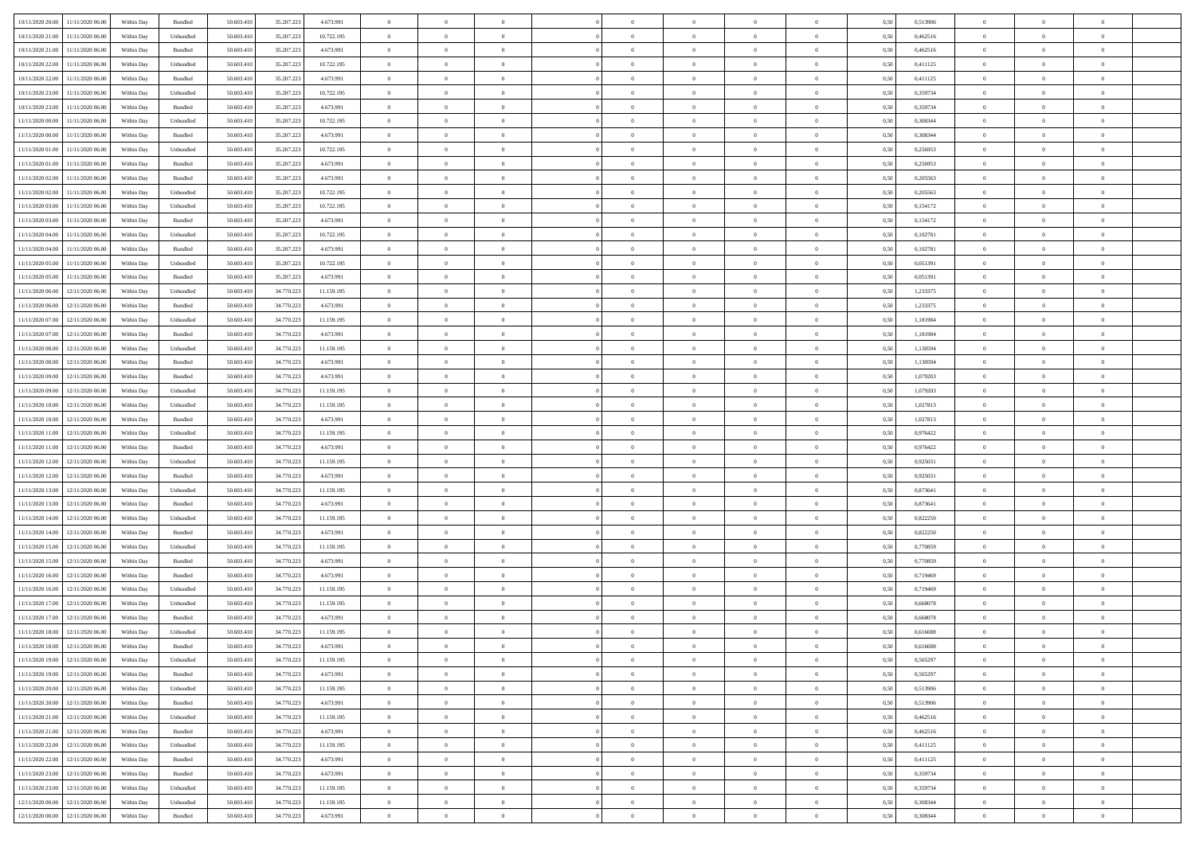| | | | | | | | | | | | | | | | | | | | | |
|---|---|---|---|---|---|---|---|---|---|---|---|---|---|---|---|---|---|---|---|---|
| 10/11/2020 20.00 | 11/11/2020 06.00 | Within Day | Bundled | 50.603.410 | 35.207.223 | 4.673.991 | 0 | 0 | 0 | | 0 | 0 | 0 | 0 | 0,50 | 0,513906 | 0 | 0 | 0 | |
| 10/11/2020 21.00 | 11/11/2020 06.00 | Within Day | Unbundled | 50.603.410 | 35.207.223 | 10.722.195 | 0 | 0 | 0 | | 0 | 0 | 0 | 0 | 0,50 | 0,462516 | 0 | 0 | 0 | |
| 10/11/2020 21.00 | 11/11/2020 06.00 | Within Day | Bundled | 50.603.410 | 35.207.223 | 4.673.991 | 0 | 0 | 0 | | 0 | 0 | 0 | 0 | 0,50 | 0,462516 | 0 | 0 | 0 | |
| 10/11/2020 22.00 | 11/11/2020 06.00 | Within Day | Unbundled | 50.603.410 | 35.207.223 | 10.722.195 | 0 | 0 | 0 | | 0 | 0 | 0 | 0 | 0,50 | 0,411125 | 0 | 0 | 0 | |
| 10/11/2020 22.00 | 11/11/2020 06.00 | Within Day | Bundled | 50.603.410 | 35.207.223 | 4.673.991 | 0 | 0 | 0 | | 0 | 0 | 0 | 0 | 0,50 | 0,411125 | 0 | 0 | 0 | |
| 10/11/2020 23.00 | 11/11/2020 06.00 | Within Day | Unbundled | 50.603.410 | 35.207.223 | 10.722.195 | 0 | 0 | 0 | | 0 | 0 | 0 | 0 | 0,50 | 0,359734 | 0 | 0 | 0 | |
| 10/11/2020 23.00 | 11/11/2020 06.00 | Within Day | Bundled | 50.603.410 | 35.207.223 | 4.673.991 | 0 | 0 | 0 | | 0 | 0 | 0 | 0 | 0,50 | 0,359734 | 0 | 0 | 0 | |
| 11/11/2020 00.00 | 11/11/2020 06.00 | Within Day | Unbundled | 50.603.410 | 35.207.223 | 10.722.195 | 0 | 0 | 0 | | 0 | 0 | 0 | 0 | 0,50 | 0,308344 | 0 | 0 | 0 | |
| 11/11/2020 00.00 | 11/11/2020 06.00 | Within Day | Bundled | 50.603.410 | 35.207.223 | 4.673.991 | 0 | 0 | 0 | | 0 | 0 | 0 | 0 | 0,50 | 0,308344 | 0 | 0 | 0 | |
| 11/11/2020 01.00 | 11/11/2020 06.00 | Within Day | Unbundled | 50.603.410 | 35.207.223 | 10.722.195 | 0 | 0 | 0 | | 0 | 0 | 0 | 0 | 0,50 | 0,256953 | 0 | 0 | 0 | |
| 11/11/2020 01.00 | 11/11/2020 06.00 | Within Day | Bundled | 50.603.410 | 35.207.223 | 4.673.991 | 0 | 0 | 0 | | 0 | 0 | 0 | 0 | 0,50 | 0,256953 | 0 | 0 | 0 | |
| 11/11/2020 02.00 | 11/11/2020 06.00 | Within Day | Bundled | 50.603.410 | 35.207.223 | 4.673.991 | 0 | 0 | 0 | | 0 | 0 | 0 | 0 | 0,50 | 0,205563 | 0 | 0 | 0 | |
| 11/11/2020 02.00 | 11/11/2020 06.00 | Within Day | Unbundled | 50.603.410 | 35.207.223 | 10.722.195 | 0 | 0 | 0 | | 0 | 0 | 0 | 0 | 0,50 | 0,205563 | 0 | 0 | 0 | |
| 11/11/2020 03.00 | 11/11/2020 06.00 | Within Day | Unbundled | 50.603.410 | 35.207.223 | 10.722.195 | 0 | 0 | 0 | | 0 | 0 | 0 | 0 | 0,50 | 0,154172 | 0 | 0 | 0 | |
| 11/11/2020 03.00 | 11/11/2020 06.00 | Within Day | Bundled | 50.603.410 | 35.207.223 | 4.673.991 | 0 | 0 | 0 | | 0 | 0 | 0 | 0 | 0,50 | 0,154172 | 0 | 0 | 0 | |
| 11/11/2020 04.00 | 11/11/2020 06.00 | Within Day | Unbundled | 50.603.410 | 35.207.223 | 10.722.195 | 0 | 0 | 0 | | 0 | 0 | 0 | 0 | 0,50 | 0,102781 | 0 | 0 | 0 | |
| 11/11/2020 04.00 | 11/11/2020 06.00 | Within Day | Bundled | 50.603.410 | 35.207.223 | 4.673.991 | 0 | 0 | 0 | | 0 | 0 | 0 | 0 | 0,50 | 0,102781 | 0 | 0 | 0 | |
| 11/11/2020 05.00 | 11/11/2020 06.00 | Within Day | Unbundled | 50.603.410 | 35.207.223 | 10.722.195 | 0 | 0 | 0 | | 0 | 0 | 0 | 0 | 0,50 | 0,051391 | 0 | 0 | 0 | |
| 11/11/2020 05.00 | 11/11/2020 06.00 | Within Day | Bundled | 50.603.410 | 35.207.223 | 4.673.991 | 0 | 0 | 0 | | 0 | 0 | 0 | 0 | 0,50 | 0,051391 | 0 | 0 | 0 | |
| 11/11/2020 06.00 | 12/11/2020 06.00 | Within Day | Unbundled | 50.603.410 | 34.770.223 | 11.159.195 | 0 | 0 | 0 | | 0 | 0 | 0 | 0 | 0,50 | 1,233375 | 0 | 0 | 0 | |
| 11/11/2020 06.00 | 12/11/2020 06.00 | Within Day | Bundled | 50.603.410 | 34.770.223 | 4.673.991 | 0 | 0 | 0 | | 0 | 0 | 0 | 0 | 0,50 | 1,233375 | 0 | 0 | 0 | |
| 11/11/2020 07.00 | 12/11/2020 06.00 | Within Day | Unbundled | 50.603.410 | 34.770.223 | 11.159.195 | 0 | 0 | 0 | | 0 | 0 | 0 | 0 | 0,50 | 1,181984 | 0 | 0 | 0 | |
| 11/11/2020 07.00 | 12/11/2020 06.00 | Within Day | Bundled | 50.603.410 | 34.770.223 | 4.673.991 | 0 | 0 | 0 | | 0 | 0 | 0 | 0 | 0,50 | 1,181984 | 0 | 0 | 0 | |
| 11/11/2020 08.00 | 12/11/2020 06.00 | Within Day | Unbundled | 50.603.410 | 34.770.223 | 11.159.195 | 0 | 0 | 0 | | 0 | 0 | 0 | 0 | 0,50 | 1,130594 | 0 | 0 | 0 | |
| 11/11/2020 08.00 | 12/11/2020 06.00 | Within Day | Bundled | 50.603.410 | 34.770.223 | 4.673.991 | 0 | 0 | 0 | | 0 | 0 | 0 | 0 | 0,50 | 1,130594 | 0 | 0 | 0 | |
| 11/11/2020 09.00 | 12/11/2020 06.00 | Within Day | Bundled | 50.603.410 | 34.770.223 | 4.673.991 | 0 | 0 | 0 | | 0 | 0 | 0 | 0 | 0,50 | 1,079203 | 0 | 0 | 0 | |
| 11/11/2020 09.00 | 12/11/2020 06.00 | Within Day | Unbundled | 50.603.410 | 34.770.223 | 11.159.195 | 0 | 0 | 0 | | 0 | 0 | 0 | 0 | 0,50 | 1,079203 | 0 | 0 | 0 | |
| 11/11/2020 10.00 | 12/11/2020 06.00 | Within Day | Unbundled | 50.603.410 | 34.770.223 | 11.159.195 | 0 | 0 | 0 | | 0 | 0 | 0 | 0 | 0,50 | 1,027813 | 0 | 0 | 0 | |
| 11/11/2020 10.00 | 12/11/2020 06.00 | Within Day | Bundled | 50.603.410 | 34.770.223 | 4.673.991 | 0 | 0 | 0 | | 0 | 0 | 0 | 0 | 0,50 | 1,027813 | 0 | 0 | 0 | |
| 11/11/2020 11.00 | 12/11/2020 06.00 | Within Day | Unbundled | 50.603.410 | 34.770.223 | 11.159.195 | 0 | 0 | 0 | | 0 | 0 | 0 | 0 | 0,50 | 0,976422 | 0 | 0 | 0 | |
| 11/11/2020 11.00 | 12/11/2020 06.00 | Within Day | Bundled | 50.603.410 | 34.770.223 | 4.673.991 | 0 | 0 | 0 | | 0 | 0 | 0 | 0 | 0,50 | 0,976422 | 0 | 0 | 0 | |
| 11/11/2020 12.00 | 12/11/2020 06.00 | Within Day | Unbundled | 50.603.410 | 34.770.223 | 11.159.195 | 0 | 0 | 0 | | 0 | 0 | 0 | 0 | 0,50 | 0,925031 | 0 | 0 | 0 | |
| 11/11/2020 12.00 | 12/11/2020 06.00 | Within Day | Bundled | 50.603.410 | 34.770.223 | 4.673.991 | 0 | 0 | 0 | | 0 | 0 | 0 | 0 | 0,50 | 0,925031 | 0 | 0 | 0 | |
| 11/11/2020 13.00 | 12/11/2020 06.00 | Within Day | Unbundled | 50.603.410 | 34.770.223 | 11.159.195 | 0 | 0 | 0 | | 0 | 0 | 0 | 0 | 0,50 | 0,873641 | 0 | 0 | 0 | |
| 11/11/2020 13.00 | 12/11/2020 06.00 | Within Day | Bundled | 50.603.410 | 34.770.223 | 4.673.991 | 0 | 0 | 0 | | 0 | 0 | 0 | 0 | 0,50 | 0,873641 | 0 | 0 | 0 | |
| 11/11/2020 14.00 | 12/11/2020 06.00 | Within Day | Unbundled | 50.603.410 | 34.770.223 | 11.159.195 | 0 | 0 | 0 | | 0 | 0 | 0 | 0 | 0,50 | 0,822250 | 0 | 0 | 0 | |
| 11/11/2020 14.00 | 12/11/2020 06.00 | Within Day | Bundled | 50.603.410 | 34.770.223 | 4.673.991 | 0 | 0 | 0 | | 0 | 0 | 0 | 0 | 0,50 | 0,822250 | 0 | 0 | 0 | |
| 11/11/2020 15.00 | 12/11/2020 06.00 | Within Day | Unbundled | 50.603.410 | 34.770.223 | 11.159.195 | 0 | 0 | 0 | | 0 | 0 | 0 | 0 | 0,50 | 0,770859 | 0 | 0 | 0 | |
| 11/11/2020 15.00 | 12/11/2020 06.00 | Within Day | Bundled | 50.603.410 | 34.770.223 | 4.673.991 | 0 | 0 | 0 | | 0 | 0 | 0 | 0 | 0,50 | 0,770859 | 0 | 0 | 0 | |
| 11/11/2020 16.00 | 12/11/2020 06.00 | Within Day | Bundled | 50.603.410 | 34.770.223 | 4.673.991 | 0 | 0 | 0 | | 0 | 0 | 0 | 0 | 0,50 | 0,719469 | 0 | 0 | 0 | |
| 11/11/2020 16.00 | 12/11/2020 06.00 | Within Day | Unbundled | 50.603.410 | 34.770.223 | 11.159.195 | 0 | 0 | 0 | | 0 | 0 | 0 | 0 | 0,50 | 0,719469 | 0 | 0 | 0 | |
| 11/11/2020 17.00 | 12/11/2020 06.00 | Within Day | Unbundled | 50.603.410 | 34.770.223 | 11.159.195 | 0 | 0 | 0 | | 0 | 0 | 0 | 0 | 0,50 | 0,668078 | 0 | 0 | 0 | |
| 11/11/2020 17.00 | 12/11/2020 06.00 | Within Day | Bundled | 50.603.410 | 34.770.223 | 4.673.991 | 0 | 0 | 0 | | 0 | 0 | 0 | 0 | 0,50 | 0,668078 | 0 | 0 | 0 | |
| 11/11/2020 18.00 | 12/11/2020 06.00 | Within Day | Unbundled | 50.603.410 | 34.770.223 | 11.159.195 | 0 | 0 | 0 | | 0 | 0 | 0 | 0 | 0,50 | 0,616688 | 0 | 0 | 0 | |
| 11/11/2020 18.00 | 12/11/2020 06.00 | Within Day | Bundled | 50.603.410 | 34.770.223 | 4.673.991 | 0 | 0 | 0 | | 0 | 0 | 0 | 0 | 0,50 | 0,616688 | 0 | 0 | 0 | |
| 11/11/2020 19.00 | 12/11/2020 06.00 | Within Day | Unbundled | 50.603.410 | 34.770.223 | 11.159.195 | 0 | 0 | 0 | | 0 | 0 | 0 | 0 | 0,50 | 0,565297 | 0 | 0 | 0 | |
| 11/11/2020 19.00 | 12/11/2020 06.00 | Within Day | Bundled | 50.603.410 | 34.770.223 | 4.673.991 | 0 | 0 | 0 | | 0 | 0 | 0 | 0 | 0,50 | 0,565297 | 0 | 0 | 0 | |
| 11/11/2020 20.00 | 12/11/2020 06.00 | Within Day | Unbundled | 50.603.410 | 34.770.223 | 11.159.195 | 0 | 0 | 0 | | 0 | 0 | 0 | 0 | 0,50 | 0,513906 | 0 | 0 | 0 | |
| 11/11/2020 20.00 | 12/11/2020 06.00 | Within Day | Bundled | 50.603.410 | 34.770.223 | 4.673.991 | 0 | 0 | 0 | | 0 | 0 | 0 | 0 | 0,50 | 0,513906 | 0 | 0 | 0 | |
| 11/11/2020 21.00 | 12/11/2020 06.00 | Within Day | Unbundled | 50.603.410 | 34.770.223 | 11.159.195 | 0 | 0 | 0 | | 0 | 0 | 0 | 0 | 0,50 | 0,462516 | 0 | 0 | 0 | |
| 11/11/2020 21.00 | 12/11/2020 06.00 | Within Day | Bundled | 50.603.410 | 34.770.223 | 4.673.991 | 0 | 0 | 0 | | 0 | 0 | 0 | 0 | 0,50 | 0,462516 | 0 | 0 | 0 | |
| 11/11/2020 22.00 | 12/11/2020 06.00 | Within Day | Unbundled | 50.603.410 | 34.770.223 | 11.159.195 | 0 | 0 | 0 | | 0 | 0 | 0 | 0 | 0,50 | 0,411125 | 0 | 0 | 0 | |
| 11/11/2020 22.00 | 12/11/2020 06.00 | Within Day | Bundled | 50.603.410 | 34.770.223 | 4.673.991 | 0 | 0 | 0 | | 0 | 0 | 0 | 0 | 0,50 | 0,411125 | 0 | 0 | 0 | |
| 11/11/2020 23.00 | 12/11/2020 06.00 | Within Day | Bundled | 50.603.410 | 34.770.223 | 4.673.991 | 0 | 0 | 0 | | 0 | 0 | 0 | 0 | 0,50 | 0,359734 | 0 | 0 | 0 | |
| 11/11/2020 23.00 | 12/11/2020 06.00 | Within Day | Unbundled | 50.603.410 | 34.770.223 | 11.159.195 | 0 | 0 | 0 | | 0 | 0 | 0 | 0 | 0,50 | 0,359734 | 0 | 0 | 0 | |
| 12/11/2020 00.00 | 12/11/2020 06.00 | Within Day | Unbundled | 50.603.410 | 34.770.223 | 11.159.195 | 0 | 0 | 0 | | 0 | 0 | 0 | 0 | 0,50 | 0,308344 | 0 | 0 | 0 | |
| 12/11/2020 00.00 | 12/11/2020 06.00 | Within Day | Bundled | 50.603.410 | 34.770.223 | 4.673.991 | 0 | 0 | 0 | | 0 | 0 | 0 | 0 | 0,50 | 0,308344 | 0 | 0 | 0 | |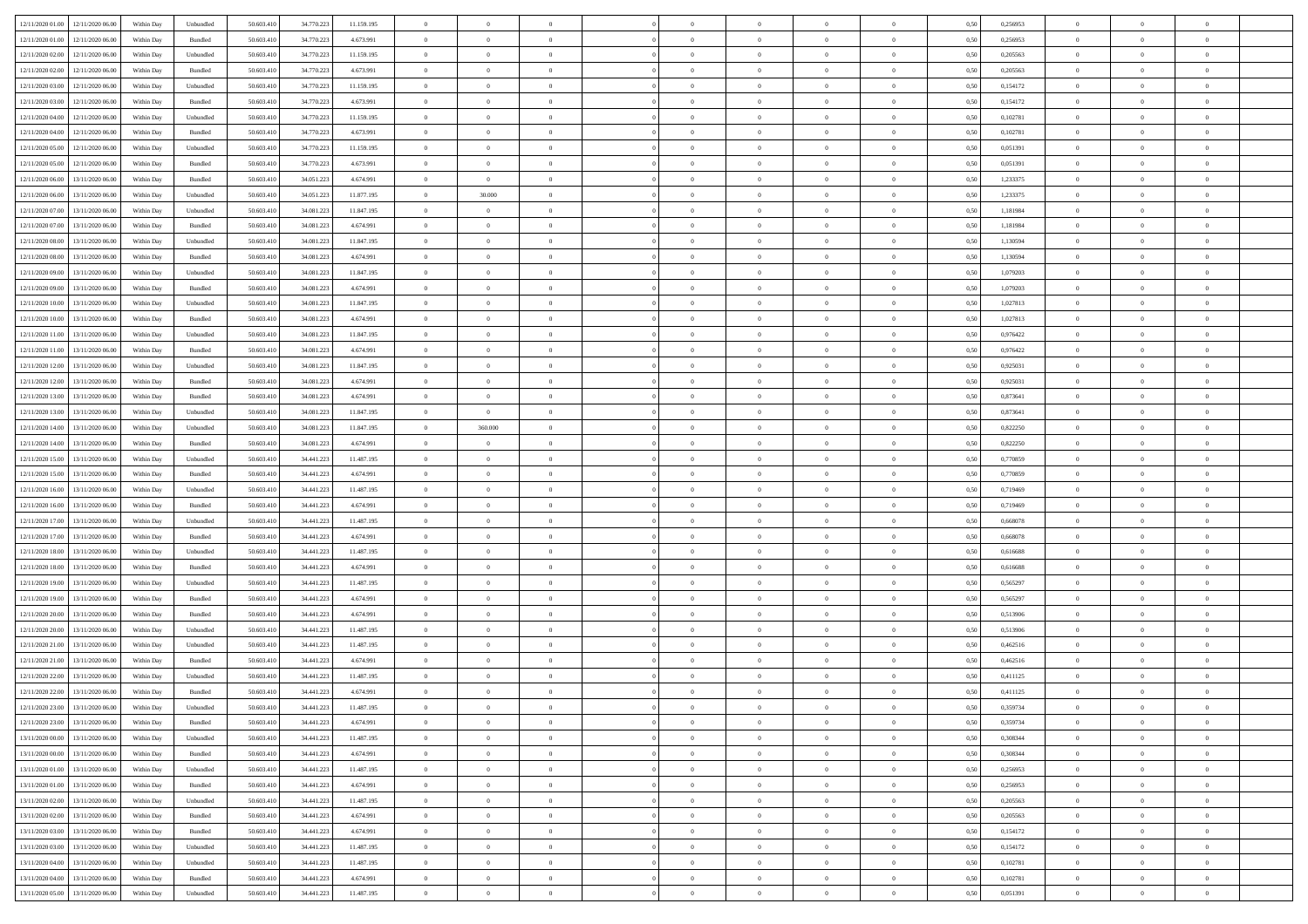| | | | | | | | | | | | | | | | | | | | | |
|---|---|---|---|---|---|---|---|---|---|---|---|---|---|---|---|---|---|---|---|---|
| 12/11/2020 01:00 | 12/11/2020 06:00 | Within Day | Unbundled | 50.603.410 | 34.770.223 | 11.159.195 | 0 | 0 | 0 | | 0 | 0 | 0 | 0 | 0,50 | 0,256953 | 0 | 0 | 0 | |
| 12/11/2020 01:00 | 12/11/2020 06:00 | Within Day | Bundled | 50.603.410 | 34.770.223 | 4.673.991 | 0 | 0 | 0 | | 0 | 0 | 0 | 0 | 0,50 | 0,256953 | 0 | 0 | 0 | |
| 12/11/2020 02:00 | 12/11/2020 06:00 | Within Day | Unbundled | 50.603.410 | 34.770.223 | 11.159.195 | 0 | 0 | 0 | | 0 | 0 | 0 | 0 | 0,50 | 0,205563 | 0 | 0 | 0 | |
| 12/11/2020 02:00 | 12/11/2020 06:00 | Within Day | Bundled | 50.603.410 | 34.770.223 | 4.673.991 | 0 | 0 | 0 | | 0 | 0 | 0 | 0 | 0,50 | 0,205563 | 0 | 0 | 0 | |
| 12/11/2020 03:00 | 12/11/2020 06:00 | Within Day | Unbundled | 50.603.410 | 34.770.223 | 11.159.195 | 0 | 0 | 0 | | 0 | 0 | 0 | 0 | 0,50 | 0,154172 | 0 | 0 | 0 | |
| 12/11/2020 03:00 | 12/11/2020 06:00 | Within Day | Bundled | 50.603.410 | 34.770.223 | 4.673.991 | 0 | 0 | 0 | | 0 | 0 | 0 | 0 | 0,50 | 0,154172 | 0 | 0 | 0 | |
| 12/11/2020 04:00 | 12/11/2020 06:00 | Within Day | Unbundled | 50.603.410 | 34.770.223 | 11.159.195 | 0 | 0 | 0 | | 0 | 0 | 0 | 0 | 0,50 | 0,102781 | 0 | 0 | 0 | |
| 12/11/2020 04:00 | 12/11/2020 06:00 | Within Day | Bundled | 50.603.410 | 34.770.223 | 4.673.991 | 0 | 0 | 0 | | 0 | 0 | 0 | 0 | 0,50 | 0,102781 | 0 | 0 | 0 | |
| 12/11/2020 05:00 | 12/11/2020 06:00 | Within Day | Unbundled | 50.603.410 | 34.770.223 | 11.159.195 | 0 | 0 | 0 | | 0 | 0 | 0 | 0 | 0,50 | 0,051391 | 0 | 0 | 0 | |
| 12/11/2020 05:00 | 12/11/2020 06:00 | Within Day | Bundled | 50.603.410 | 34.770.223 | 4.673.991 | 0 | 0 | 0 | | 0 | 0 | 0 | 0 | 0,50 | 0,051391 | 0 | 0 | 0 | |
| 12/11/2020 06:00 | 13/11/2020 06:00 | Within Day | Bundled | 50.603.410 | 34.051.223 | 4.674.991 | 0 | 0 | 0 | | 0 | 0 | 0 | 0 | 0,50 | 1,233375 | 0 | 0 | 0 | |
| 12/11/2020 06:00 | 13/11/2020 06:00 | Within Day | Unbundled | 50.603.410 | 34.051.223 | 11.877.195 | 0 | 30.000 | 0 | | 0 | 0 | 0 | 0 | 0,50 | 1,233375 | 0 | 0 | 0 | |
| 12/11/2020 07:00 | 13/11/2020 06:00 | Within Day | Unbundled | 50.603.410 | 34.081.223 | 11.847.195 | 0 | 0 | 0 | | 0 | 0 | 0 | 0 | 0,50 | 1,181984 | 0 | 0 | 0 | |
| 12/11/2020 07:00 | 13/11/2020 06:00 | Within Day | Bundled | 50.603.410 | 34.081.223 | 4.674.991 | 0 | 0 | 0 | | 0 | 0 | 0 | 0 | 0,50 | 1,181984 | 0 | 0 | 0 | |
| 12/11/2020 08:00 | 13/11/2020 06:00 | Within Day | Unbundled | 50.603.410 | 34.081.223 | 11.847.195 | 0 | 0 | 0 | | 0 | 0 | 0 | 0 | 0,50 | 1,130594 | 0 | 0 | 0 | |
| 12/11/2020 08:00 | 13/11/2020 06:00 | Within Day | Bundled | 50.603.410 | 34.081.223 | 4.674.991 | 0 | 0 | 0 | | 0 | 0 | 0 | 0 | 0,50 | 1,130594 | 0 | 0 | 0 | |
| 12/11/2020 09:00 | 13/11/2020 06:00 | Within Day | Unbundled | 50.603.410 | 34.081.223 | 11.847.195 | 0 | 0 | 0 | | 0 | 0 | 0 | 0 | 0,50 | 1,079203 | 0 | 0 | 0 | |
| 12/11/2020 09:00 | 13/11/2020 06:00 | Within Day | Bundled | 50.603.410 | 34.081.223 | 4.674.991 | 0 | 0 | 0 | | 0 | 0 | 0 | 0 | 0,50 | 1,079203 | 0 | 0 | 0 | |
| 12/11/2020 10:00 | 13/11/2020 06:00 | Within Day | Unbundled | 50.603.410 | 34.081.223 | 11.847.195 | 0 | 0 | 0 | | 0 | 0 | 0 | 0 | 0,50 | 1,027813 | 0 | 0 | 0 | |
| 12/11/2020 10:00 | 13/11/2020 06:00 | Within Day | Bundled | 50.603.410 | 34.081.223 | 4.674.991 | 0 | 0 | 0 | | 0 | 0 | 0 | 0 | 0,50 | 1,027813 | 0 | 0 | 0 | |
| 12/11/2020 11:00 | 13/11/2020 06:00 | Within Day | Unbundled | 50.603.410 | 34.081.223 | 11.847.195 | 0 | 0 | 0 | | 0 | 0 | 0 | 0 | 0,50 | 0,976422 | 0 | 0 | 0 | |
| 12/11/2020 11:00 | 13/11/2020 06:00 | Within Day | Bundled | 50.603.410 | 34.081.223 | 4.674.991 | 0 | 0 | 0 | | 0 | 0 | 0 | 0 | 0,50 | 0,976422 | 0 | 0 | 0 | |
| 12/11/2020 12:00 | 13/11/2020 06:00 | Within Day | Unbundled | 50.603.410 | 34.081.223 | 11.847.195 | 0 | 0 | 0 | | 0 | 0 | 0 | 0 | 0,50 | 0,925031 | 0 | 0 | 0 | |
| 12/11/2020 12:00 | 13/11/2020 06:00 | Within Day | Bundled | 50.603.410 | 34.081.223 | 4.674.991 | 0 | 0 | 0 | | 0 | 0 | 0 | 0 | 0,50 | 0,925031 | 0 | 0 | 0 | |
| 12/11/2020 13:00 | 13/11/2020 06:00 | Within Day | Bundled | 50.603.410 | 34.081.223 | 4.674.991 | 0 | 0 | 0 | | 0 | 0 | 0 | 0 | 0,50 | 0,873641 | 0 | 0 | 0 | |
| 12/11/2020 13:00 | 13/11/2020 06:00 | Within Day | Unbundled | 50.603.410 | 34.081.223 | 11.847.195 | 0 | 0 | 0 | | 0 | 0 | 0 | 0 | 0,50 | 0,873641 | 0 | 0 | 0 | |
| 12/11/2020 14:00 | 13/11/2020 06:00 | Within Day | Unbundled | 50.603.410 | 34.081.223 | 11.847.195 | 0 | 360.000 | 0 | | 0 | 0 | 0 | 0 | 0,50 | 0,822250 | 0 | 0 | 0 | |
| 12/11/2020 14:00 | 13/11/2020 06:00 | Within Day | Bundled | 50.603.410 | 34.081.223 | 4.674.991 | 0 | 0 | 0 | | 0 | 0 | 0 | 0 | 0,50 | 0,822250 | 0 | 0 | 0 | |
| 12/11/2020 15:00 | 13/11/2020 06:00 | Within Day | Unbundled | 50.603.410 | 34.441.223 | 11.487.195 | 0 | 0 | 0 | | 0 | 0 | 0 | 0 | 0,50 | 0,770859 | 0 | 0 | 0 | |
| 12/11/2020 15:00 | 13/11/2020 06:00 | Within Day | Bundled | 50.603.410 | 34.441.223 | 4.674.991 | 0 | 0 | 0 | | 0 | 0 | 0 | 0 | 0,50 | 0,770859 | 0 | 0 | 0 | |
| 12/11/2020 16:00 | 13/11/2020 06:00 | Within Day | Unbundled | 50.603.410 | 34.441.223 | 11.487.195 | 0 | 0 | 0 | | 0 | 0 | 0 | 0 | 0,50 | 0,719469 | 0 | 0 | 0 | |
| 12/11/2020 16:00 | 13/11/2020 06:00 | Within Day | Bundled | 50.603.410 | 34.441.223 | 4.674.991 | 0 | 0 | 0 | | 0 | 0 | 0 | 0 | 0,50 | 0,719469 | 0 | 0 | 0 | |
| 12/11/2020 17:00 | 13/11/2020 06:00 | Within Day | Unbundled | 50.603.410 | 34.441.223 | 11.487.195 | 0 | 0 | 0 | | 0 | 0 | 0 | 0 | 0,50 | 0,668078 | 0 | 0 | 0 | |
| 12/11/2020 17:00 | 13/11/2020 06:00 | Within Day | Bundled | 50.603.410 | 34.441.223 | 4.674.991 | 0 | 0 | 0 | | 0 | 0 | 0 | 0 | 0,50 | 0,668078 | 0 | 0 | 0 | |
| 12/11/2020 18:00 | 13/11/2020 06:00 | Within Day | Unbundled | 50.603.410 | 34.441.223 | 11.487.195 | 0 | 0 | 0 | | 0 | 0 | 0 | 0 | 0,50 | 0,616688 | 0 | 0 | 0 | |
| 12/11/2020 18:00 | 13/11/2020 06:00 | Within Day | Bundled | 50.603.410 | 34.441.223 | 4.674.991 | 0 | 0 | 0 | | 0 | 0 | 0 | 0 | 0,50 | 0,616688 | 0 | 0 | 0 | |
| 12/11/2020 19:00 | 13/11/2020 06:00 | Within Day | Unbundled | 50.603.410 | 34.441.223 | 11.487.195 | 0 | 0 | 0 | | 0 | 0 | 0 | 0 | 0,50 | 0,565297 | 0 | 0 | 0 | |
| 12/11/2020 19:00 | 13/11/2020 06:00 | Within Day | Bundled | 50.603.410 | 34.441.223 | 4.674.991 | 0 | 0 | 0 | | 0 | 0 | 0 | 0 | 0,50 | 0,565297 | 0 | 0 | 0 | |
| 12/11/2020 20:00 | 13/11/2020 06:00 | Within Day | Bundled | 50.603.410 | 34.441.223 | 4.674.991 | 0 | 0 | 0 | | 0 | 0 | 0 | 0 | 0,50 | 0,513906 | 0 | 0 | 0 | |
| 12/11/2020 20:00 | 13/11/2020 06:00 | Within Day | Unbundled | 50.603.410 | 34.441.223 | 11.487.195 | 0 | 0 | 0 | | 0 | 0 | 0 | 0 | 0,50 | 0,513906 | 0 | 0 | 0 | |
| 12/11/2020 21:00 | 13/11/2020 06:00 | Within Day | Unbundled | 50.603.410 | 34.441.223 | 11.487.195 | 0 | 0 | 0 | | 0 | 0 | 0 | 0 | 0,50 | 0,462516 | 0 | 0 | 0 | |
| 12/11/2020 21:00 | 13/11/2020 06:00 | Within Day | Bundled | 50.603.410 | 34.441.223 | 4.674.991 | 0 | 0 | 0 | | 0 | 0 | 0 | 0 | 0,50 | 0,462516 | 0 | 0 | 0 | |
| 12/11/2020 22:00 | 13/11/2020 06:00 | Within Day | Unbundled | 50.603.410 | 34.441.223 | 11.487.195 | 0 | 0 | 0 | | 0 | 0 | 0 | 0 | 0,50 | 0,411125 | 0 | 0 | 0 | |
| 12/11/2020 22:00 | 13/11/2020 06:00 | Within Day | Bundled | 50.603.410 | 34.441.223 | 4.674.991 | 0 | 0 | 0 | | 0 | 0 | 0 | 0 | 0,50 | 0,411125 | 0 | 0 | 0 | |
| 12/11/2020 23:00 | 13/11/2020 06:00 | Within Day | Unbundled | 50.603.410 | 34.441.223 | 11.487.195 | 0 | 0 | 0 | | 0 | 0 | 0 | 0 | 0,50 | 0,359734 | 0 | 0 | 0 | |
| 12/11/2020 23:00 | 13/11/2020 06:00 | Within Day | Bundled | 50.603.410 | 34.441.223 | 4.674.991 | 0 | 0 | 0 | | 0 | 0 | 0 | 0 | 0,50 | 0,359734 | 0 | 0 | 0 | |
| 13/11/2020 00:00 | 13/11/2020 06:00 | Within Day | Unbundled | 50.603.410 | 34.441.223 | 11.487.195 | 0 | 0 | 0 | | 0 | 0 | 0 | 0 | 0,50 | 0,308344 | 0 | 0 | 0 | |
| 13/11/2020 00:00 | 13/11/2020 06:00 | Within Day | Bundled | 50.603.410 | 34.441.223 | 4.674.991 | 0 | 0 | 0 | | 0 | 0 | 0 | 0 | 0,50 | 0,308344 | 0 | 0 | 0 | |
| 13/11/2020 01:00 | 13/11/2020 06:00 | Within Day | Unbundled | 50.603.410 | 34.441.223 | 11.487.195 | 0 | 0 | 0 | | 0 | 0 | 0 | 0 | 0,50 | 0,256953 | 0 | 0 | 0 | |
| 13/11/2020 01:00 | 13/11/2020 06:00 | Within Day | Bundled | 50.603.410 | 34.441.223 | 4.674.991 | 0 | 0 | 0 | | 0 | 0 | 0 | 0 | 0,50 | 0,256953 | 0 | 0 | 0 | |
| 13/11/2020 02:00 | 13/11/2020 06:00 | Within Day | Unbundled | 50.603.410 | 34.441.223 | 11.487.195 | 0 | 0 | 0 | | 0 | 0 | 0 | 0 | 0,50 | 0,205563 | 0 | 0 | 0 | |
| 13/11/2020 02:00 | 13/11/2020 06:00 | Within Day | Bundled | 50.603.410 | 34.441.223 | 4.674.991 | 0 | 0 | 0 | | 0 | 0 | 0 | 0 | 0,50 | 0,205563 | 0 | 0 | 0 | |
| 13/11/2020 03:00 | 13/11/2020 06:00 | Within Day | Bundled | 50.603.410 | 34.441.223 | 4.674.991 | 0 | 0 | 0 | | 0 | 0 | 0 | 0 | 0,50 | 0,154172 | 0 | 0 | 0 | |
| 13/11/2020 03:00 | 13/11/2020 06:00 | Within Day | Unbundled | 50.603.410 | 34.441.223 | 11.487.195 | 0 | 0 | 0 | | 0 | 0 | 0 | 0 | 0,50 | 0,154172 | 0 | 0 | 0 | |
| 13/11/2020 04:00 | 13/11/2020 06:00 | Within Day | Unbundled | 50.603.410 | 34.441.223 | 11.487.195 | 0 | 0 | 0 | | 0 | 0 | 0 | 0 | 0,50 | 0,102781 | 0 | 0 | 0 | |
| 13/11/2020 04:00 | 13/11/2020 06:00 | Within Day | Bundled | 50.603.410 | 34.441.223 | 4.674.991 | 0 | 0 | 0 | | 0 | 0 | 0 | 0 | 0,50 | 0,102781 | 0 | 0 | 0 | |
| 13/11/2020 05:00 | 13/11/2020 06:00 | Within Day | Unbundled | 50.603.410 | 34.441.223 | 11.487.195 | 0 | 0 | 0 | | 0 | 0 | 0 | 0 | 0,50 | 0,051391 | 0 | 0 | 0 | |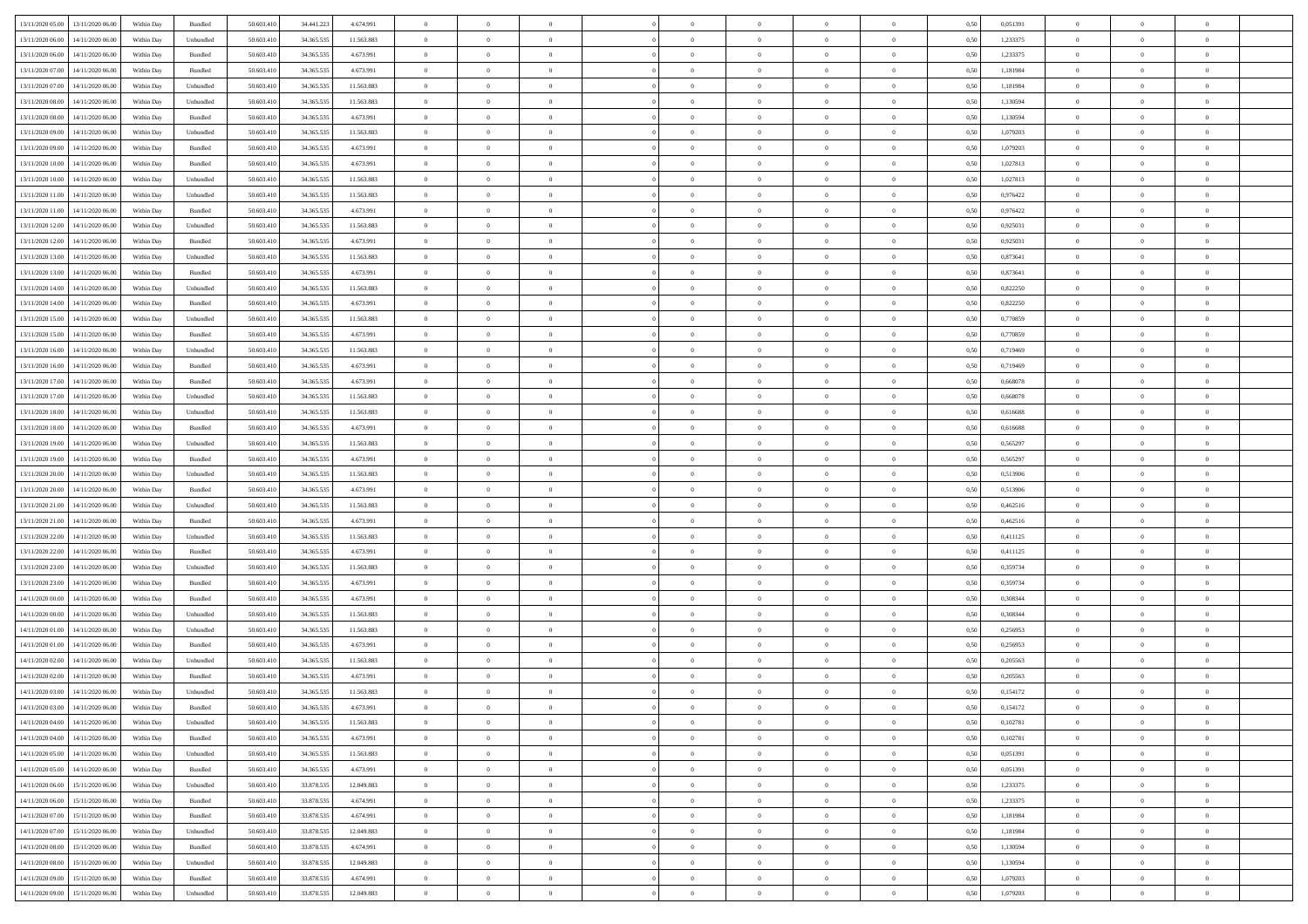| | | | | | | | | | | | | | | | | | | | | | |
|---|---|---|---|---|---|---|---|---|---|---|---|---|---|---|---|---|---|---|---|---|---|
| 13/11/2020 05.00 | 13/11/2020 06.00 | Within Day | Bundled | 50.603.410 | 34.441.223 | 4.674.991 | 0 | 0 | 0 | | 0 | 0 | 0 | 0 | 0 | 0,50 | 0,051391 | 0 | 0 | 0 | |
| 13/11/2020 06.00 | 14/11/2020 06.00 | Within Day | Unbundled | 50.603.410 | 34.365.535 | 11.563.883 | 0 | 0 | 0 | | 0 | 0 | 0 | 0 | 0 | 0,50 | 1,233375 | 0 | 0 | 0 | |
| 13/11/2020 06.00 | 14/11/2020 06.00 | Within Day | Bundled | 50.603.410 | 34.365.535 | 4.673.991 | 0 | 0 | 0 | | 0 | 0 | 0 | 0 | 0 | 0,50 | 1,233375 | 0 | 0 | 0 | |
| 13/11/2020 07.00 | 14/11/2020 06.00 | Within Day | Bundled | 50.603.410 | 34.365.535 | 4.673.991 | 0 | 0 | 0 | | 0 | 0 | 0 | 0 | 0 | 0,50 | 1,181984 | 0 | 0 | 0 | |
| 13/11/2020 07.00 | 14/11/2020 06.00 | Within Day | Unbundled | 50.603.410 | 34.365.535 | 11.563.883 | 0 | 0 | 0 | | 0 | 0 | 0 | 0 | 0 | 0,50 | 1,181984 | 0 | 0 | 0 | |
| 13/11/2020 08.00 | 14/11/2020 06.00 | Within Day | Unbundled | 50.603.410 | 34.365.535 | 11.563.883 | 0 | 0 | 0 | | 0 | 0 | 0 | 0 | 0 | 0,50 | 1,130594 | 0 | 0 | 0 | |
| 13/11/2020 08.00 | 14/11/2020 06.00 | Within Day | Bundled | 50.603.410 | 34.365.535 | 4.673.991 | 0 | 0 | 0 | | 0 | 0 | 0 | 0 | 0 | 0,50 | 1,130594 | 0 | 0 | 0 | |
| 13/11/2020 09.00 | 14/11/2020 06.00 | Within Day | Unbundled | 50.603.410 | 34.365.535 | 11.563.883 | 0 | 0 | 0 | | 0 | 0 | 0 | 0 | 0 | 0,50 | 1,079203 | 0 | 0 | 0 | |
| 13/11/2020 09.00 | 14/11/2020 06.00 | Within Day | Bundled | 50.603.410 | 34.365.535 | 4.673.991 | 0 | 0 | 0 | | 0 | 0 | 0 | 0 | 0 | 0,50 | 1,079203 | 0 | 0 | 0 | |
| 13/11/2020 10.00 | 14/11/2020 06.00 | Within Day | Bundled | 50.603.410 | 34.365.535 | 4.673.991 | 0 | 0 | 0 | | 0 | 0 | 0 | 0 | 0 | 0,50 | 1,027813 | 0 | 0 | 0 | |
| 13/11/2020 10.00 | 14/11/2020 06.00 | Within Day | Unbundled | 50.603.410 | 34.365.535 | 11.563.883 | 0 | 0 | 0 | | 0 | 0 | 0 | 0 | 0 | 0,50 | 1,027813 | 0 | 0 | 0 | |
| 13/11/2020 11.00 | 14/11/2020 06.00 | Within Day | Unbundled | 50.603.410 | 34.365.535 | 11.563.883 | 0 | 0 | 0 | | 0 | 0 | 0 | 0 | 0 | 0,50 | 0,976422 | 0 | 0 | 0 | |
| 13/11/2020 11.00 | 14/11/2020 06.00 | Within Day | Bundled | 50.603.410 | 34.365.535 | 4.673.991 | 0 | 0 | 0 | | 0 | 0 | 0 | 0 | 0 | 0,50 | 0,976422 | 0 | 0 | 0 | |
| 13/11/2020 12.00 | 14/11/2020 06.00 | Within Day | Unbundled | 50.603.410 | 34.365.535 | 11.563.883 | 0 | 0 | 0 | | 0 | 0 | 0 | 0 | 0 | 0,50 | 0,925031 | 0 | 0 | 0 | |
| 13/11/2020 12.00 | 14/11/2020 06.00 | Within Day | Bundled | 50.603.410 | 34.365.535 | 4.673.991 | 0 | 0 | 0 | | 0 | 0 | 0 | 0 | 0 | 0,50 | 0,925031 | 0 | 0 | 0 | |
| 13/11/2020 13.00 | 14/11/2020 06.00 | Within Day | Unbundled | 50.603.410 | 34.365.535 | 11.563.883 | 0 | 0 | 0 | | 0 | 0 | 0 | 0 | 0 | 0,50 | 0,873641 | 0 | 0 | 0 | |
| 13/11/2020 13.00 | 14/11/2020 06.00 | Within Day | Bundled | 50.603.410 | 34.365.535 | 4.673.991 | 0 | 0 | 0 | | 0 | 0 | 0 | 0 | 0 | 0,50 | 0,873641 | 0 | 0 | 0 | |
| 13/11/2020 14.00 | 14/11/2020 06.00 | Within Day | Unbundled | 50.603.410 | 34.365.535 | 11.563.883 | 0 | 0 | 0 | | 0 | 0 | 0 | 0 | 0 | 0,50 | 0,822250 | 0 | 0 | 0 | |
| 13/11/2020 14.00 | 14/11/2020 06.00 | Within Day | Bundled | 50.603.410 | 34.365.535 | 4.673.991 | 0 | 0 | 0 | | 0 | 0 | 0 | 0 | 0 | 0,50 | 0,822250 | 0 | 0 | 0 | |
| 13/11/2020 15.00 | 14/11/2020 06.00 | Within Day | Unbundled | 50.603.410 | 34.365.535 | 11.563.883 | 0 | 0 | 0 | | 0 | 0 | 0 | 0 | 0 | 0,50 | 0,770859 | 0 | 0 | 0 | |
| 13/11/2020 15.00 | 14/11/2020 06.00 | Within Day | Bundled | 50.603.410 | 34.365.535 | 4.673.991 | 0 | 0 | 0 | | 0 | 0 | 0 | 0 | 0 | 0,50 | 0,770859 | 0 | 0 | 0 | |
| 13/11/2020 16.00 | 14/11/2020 06.00 | Within Day | Unbundled | 50.603.410 | 34.365.535 | 11.563.883 | 0 | 0 | 0 | | 0 | 0 | 0 | 0 | 0 | 0,50 | 0,719469 | 0 | 0 | 0 | |
| 13/11/2020 16.00 | 14/11/2020 06.00 | Within Day | Bundled | 50.603.410 | 34.365.535 | 4.673.991 | 0 | 0 | 0 | | 0 | 0 | 0 | 0 | 0 | 0,50 | 0,719469 | 0 | 0 | 0 | |
| 13/11/2020 17.00 | 14/11/2020 06.00 | Within Day | Bundled | 50.603.410 | 34.365.535 | 4.673.991 | 0 | 0 | 0 | | 0 | 0 | 0 | 0 | 0 | 0,50 | 0,668078 | 0 | 0 | 0 | |
| 13/11/2020 17.00 | 14/11/2020 06.00 | Within Day | Unbundled | 50.603.410 | 34.365.535 | 11.563.883 | 0 | 0 | 0 | | 0 | 0 | 0 | 0 | 0 | 0,50 | 0,668078 | 0 | 0 | 0 | |
| 13/11/2020 18.00 | 14/11/2020 06.00 | Within Day | Unbundled | 50.603.410 | 34.365.535 | 11.563.883 | 0 | 0 | 0 | | 0 | 0 | 0 | 0 | 0 | 0,50 | 0,616688 | 0 | 0 | 0 | |
| 13/11/2020 18.00 | 14/11/2020 06.00 | Within Day | Bundled | 50.603.410 | 34.365.535 | 4.673.991 | 0 | 0 | 0 | | 0 | 0 | 0 | 0 | 0 | 0,50 | 0,616688 | 0 | 0 | 0 | |
| 13/11/2020 19.00 | 14/11/2020 06.00 | Within Day | Unbundled | 50.603.410 | 34.365.535 | 11.563.883 | 0 | 0 | 0 | | 0 | 0 | 0 | 0 | 0 | 0,50 | 0,565297 | 0 | 0 | 0 | |
| 13/11/2020 19.00 | 14/11/2020 06.00 | Within Day | Bundled | 50.603.410 | 34.365.535 | 4.673.991 | 0 | 0 | 0 | | 0 | 0 | 0 | 0 | 0 | 0,50 | 0,565297 | 0 | 0 | 0 | |
| 13/11/2020 20.00 | 14/11/2020 06.00 | Within Day | Unbundled | 50.603.410 | 34.365.535 | 11.563.883 | 0 | 0 | 0 | | 0 | 0 | 0 | 0 | 0 | 0,50 | 0,513906 | 0 | 0 | 0 | |
| 13/11/2020 20.00 | 14/11/2020 06.00 | Within Day | Bundled | 50.603.410 | 34.365.535 | 4.673.991 | 0 | 0 | 0 | | 0 | 0 | 0 | 0 | 0 | 0,50 | 0,513906 | 0 | 0 | 0 | |
| 13/11/2020 21.00 | 14/11/2020 06.00 | Within Day | Unbundled | 50.603.410 | 34.365.535 | 11.563.883 | 0 | 0 | 0 | | 0 | 0 | 0 | 0 | 0 | 0,50 | 0,462516 | 0 | 0 | 0 | |
| 13/11/2020 21.00 | 14/11/2020 06.00 | Within Day | Bundled | 50.603.410 | 34.365.535 | 4.673.991 | 0 | 0 | 0 | | 0 | 0 | 0 | 0 | 0 | 0,50 | 0,462516 | 0 | 0 | 0 | |
| 13/11/2020 22.00 | 14/11/2020 06.00 | Within Day | Unbundled | 50.603.410 | 34.365.535 | 11.563.883 | 0 | 0 | 0 | | 0 | 0 | 0 | 0 | 0 | 0,50 | 0,411125 | 0 | 0 | 0 | |
| 13/11/2020 22.00 | 14/11/2020 06.00 | Within Day | Bundled | 50.603.410 | 34.365.535 | 4.673.991 | 0 | 0 | 0 | | 0 | 0 | 0 | 0 | 0 | 0,50 | 0,411125 | 0 | 0 | 0 | |
| 13/11/2020 23.00 | 14/11/2020 06.00 | Within Day | Unbundled | 50.603.410 | 34.365.535 | 11.563.883 | 0 | 0 | 0 | | 0 | 0 | 0 | 0 | 0 | 0,50 | 0,359734 | 0 | 0 | 0 | |
| 13/11/2020 23.00 | 14/11/2020 06.00 | Within Day | Bundled | 50.603.410 | 34.365.535 | 4.673.991 | 0 | 0 | 0 | | 0 | 0 | 0 | 0 | 0 | 0,50 | 0,359734 | 0 | 0 | 0 | |
| 14/11/2020 00.00 | 14/11/2020 06.00 | Within Day | Bundled | 50.603.410 | 34.365.535 | 4.673.991 | 0 | 0 | 0 | | 0 | 0 | 0 | 0 | 0 | 0,50 | 0,308344 | 0 | 0 | 0 | |
| 14/11/2020 00.00 | 14/11/2020 06.00 | Within Day | Unbundled | 50.603.410 | 34.365.535 | 11.563.883 | 0 | 0 | 0 | | 0 | 0 | 0 | 0 | 0 | 0,50 | 0,308344 | 0 | 0 | 0 | |
| 14/11/2020 01.00 | 14/11/2020 06.00 | Within Day | Unbundled | 50.603.410 | 34.365.535 | 11.563.883 | 0 | 0 | 0 | | 0 | 0 | 0 | 0 | 0 | 0,50 | 0,256953 | 0 | 0 | 0 | |
| 14/11/2020 01.00 | 14/11/2020 06.00 | Within Day | Bundled | 50.603.410 | 34.365.535 | 4.673.991 | 0 | 0 | 0 | | 0 | 0 | 0 | 0 | 0 | 0,50 | 0,256953 | 0 | 0 | 0 | |
| 14/11/2020 02.00 | 14/11/2020 06.00 | Within Day | Unbundled | 50.603.410 | 34.365.535 | 11.563.883 | 0 | 0 | 0 | | 0 | 0 | 0 | 0 | 0 | 0,50 | 0,205563 | 0 | 0 | 0 | |
| 14/11/2020 02.00 | 14/11/2020 06.00 | Within Day | Bundled | 50.603.410 | 34.365.535 | 4.673.991 | 0 | 0 | 0 | | 0 | 0 | 0 | 0 | 0 | 0,50 | 0,205563 | 0 | 0 | 0 | |
| 14/11/2020 03.00 | 14/11/2020 06.00 | Within Day | Unbundled | 50.603.410 | 34.365.535 | 11.563.883 | 0 | 0 | 0 | | 0 | 0 | 0 | 0 | 0 | 0,50 | 0,154172 | 0 | 0 | 0 | |
| 14/11/2020 03.00 | 14/11/2020 06.00 | Within Day | Bundled | 50.603.410 | 34.365.535 | 4.673.991 | 0 | 0 | 0 | | 0 | 0 | 0 | 0 | 0 | 0,50 | 0,154172 | 0 | 0 | 0 | |
| 14/11/2020 04.00 | 14/11/2020 06.00 | Within Day | Unbundled | 50.603.410 | 34.365.535 | 11.563.883 | 0 | 0 | 0 | | 0 | 0 | 0 | 0 | 0 | 0,50 | 0,102781 | 0 | 0 | 0 | |
| 14/11/2020 04.00 | 14/11/2020 06.00 | Within Day | Bundled | 50.603.410 | 34.365.535 | 4.673.991 | 0 | 0 | 0 | | 0 | 0 | 0 | 0 | 0 | 0,50 | 0,102781 | 0 | 0 | 0 | |
| 14/11/2020 05.00 | 14/11/2020 06.00 | Within Day | Unbundled | 50.603.410 | 34.365.535 | 11.563.883 | 0 | 0 | 0 | | 0 | 0 | 0 | 0 | 0 | 0,50 | 0,051391 | 0 | 0 | 0 | |
| 14/11/2020 05.00 | 14/11/2020 06.00 | Within Day | Bundled | 50.603.410 | 34.365.535 | 4.673.991 | 0 | 0 | 0 | | 0 | 0 | 0 | 0 | 0 | 0,50 | 0,051391 | 0 | 0 | 0 | |
| 14/11/2020 06.00 | 15/11/2020 06.00 | Within Day | Unbundled | 50.603.410 | 33.878.535 | 12.049.883 | 0 | 0 | 0 | | 0 | 0 | 0 | 0 | 0 | 0,50 | 1,233375 | 0 | 0 | 0 | |
| 14/11/2020 06.00 | 15/11/2020 06.00 | Within Day | Bundled | 50.603.410 | 33.878.535 | 4.674.991 | 0 | 0 | 0 | | 0 | 0 | 0 | 0 | 0 | 0,50 | 1,233375 | 0 | 0 | 0 | |
| 14/11/2020 07.00 | 15/11/2020 06.00 | Within Day | Bundled | 50.603.410 | 33.878.535 | 4.674.991 | 0 | 0 | 0 | | 0 | 0 | 0 | 0 | 0 | 0,50 | 1,181984 | 0 | 0 | 0 | |
| 14/11/2020 07.00 | 15/11/2020 06.00 | Within Day | Unbundled | 50.603.410 | 33.878.535 | 12.049.883 | 0 | 0 | 0 | | 0 | 0 | 0 | 0 | 0 | 0,50 | 1,181984 | 0 | 0 | 0 | |
| 14/11/2020 08.00 | 15/11/2020 06.00 | Within Day | Bundled | 50.603.410 | 33.878.535 | 4.674.991 | 0 | 0 | 0 | | 0 | 0 | 0 | 0 | 0 | 0,50 | 1,130594 | 0 | 0 | 0 | |
| 14/11/2020 08.00 | 15/11/2020 06.00 | Within Day | Unbundled | 50.603.410 | 33.878.535 | 12.049.883 | 0 | 0 | 0 | | 0 | 0 | 0 | 0 | 0 | 0,50 | 1,130594 | 0 | 0 | 0 | |
| 14/11/2020 09.00 | 15/11/2020 06.00 | Within Day | Bundled | 50.603.410 | 33.878.535 | 4.674.991 | 0 | 0 | 0 | | 0 | 0 | 0 | 0 | 0 | 0,50 | 1,079203 | 0 | 0 | 0 | |
| 14/11/2020 09.00 | 15/11/2020 06.00 | Within Day | Unbundled | 50.603.410 | 33.878.535 | 12.049.883 | 0 | 0 | 0 | | 0 | 0 | 0 | 0 | 0 | 0,50 | 1,079203 | 0 | 0 | 0 | |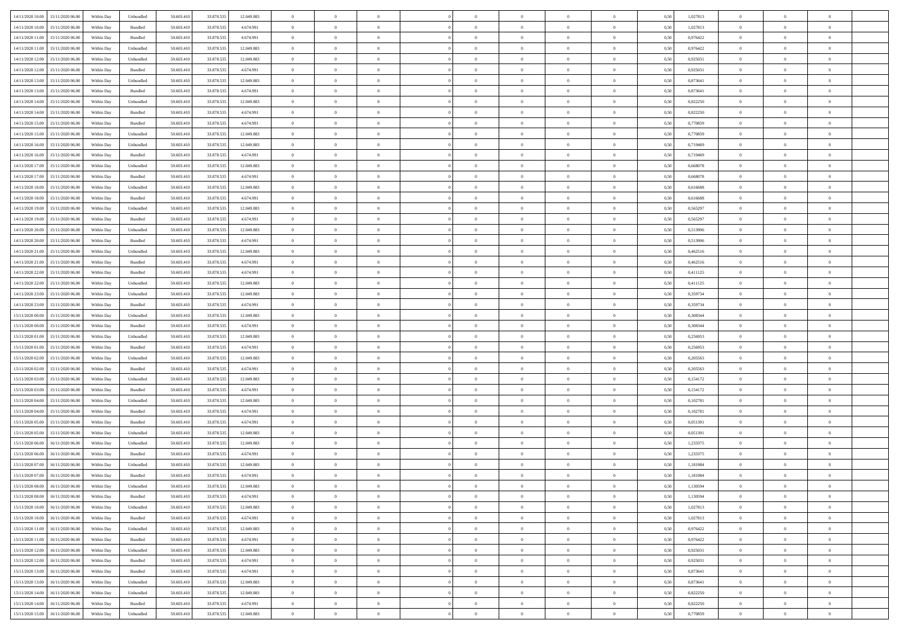| | | | | | | | | | | | | | | | | | | | | | |
|---|---|---|---|---|---|---|---|---|---|---|---|---|---|---|---|---|---|---|---|---|---|
| 14/11/2020 10.00 | 15/11/2020 06.00 | Within Day | Unbundled | 50.603.410 | 33.878.535 | 12.049.883 | 0 | 0 | 0 | | 0 | 0 | 0 | 0 | 0,50 | 1,027813 | 0 | 0 | 0 | |
| 14/11/2020 10.00 | 15/11/2020 06.00 | Within Day | Bundled | 50.603.410 | 33.878.535 | 4.674.991 | 0 | 0 | 0 | | 0 | 0 | 0 | 0 | 0,50 | 1,027813 | 0 | 0 | 0 | |
| 14/11/2020 11.00 | 15/11/2020 06.00 | Within Day | Bundled | 50.603.410 | 33.878.535 | 4.674.991 | 0 | 0 | 0 | | 0 | 0 | 0 | 0 | 0,50 | 0,976422 | 0 | 0 | 0 | |
| 14/11/2020 11.00 | 15/11/2020 06.00 | Within Day | Unbundled | 50.603.410 | 33.878.535 | 12.049.883 | 0 | 0 | 0 | | 0 | 0 | 0 | 0 | 0,50 | 0,976422 | 0 | 0 | 0 | |
| 14/11/2020 12.00 | 15/11/2020 06.00 | Within Day | Unbundled | 50.603.410 | 33.878.535 | 12.049.883 | 0 | 0 | 0 | | 0 | 0 | 0 | 0 | 0,50 | 0,925031 | 0 | 0 | 0 | |
| 14/11/2020 12.00 | 15/11/2020 06.00 | Within Day | Bundled | 50.603.410 | 33.878.535 | 4.674.991 | 0 | 0 | 0 | | 0 | 0 | 0 | 0 | 0,50 | 0,925031 | 0 | 0 | 0 | |
| 14/11/2020 13.00 | 15/11/2020 06.00 | Within Day | Unbundled | 50.603.410 | 33.878.535 | 12.049.883 | 0 | 0 | 0 | | 0 | 0 | 0 | 0 | 0,50 | 0,873641 | 0 | 0 | 0 | |
| 14/11/2020 13.00 | 15/11/2020 06.00 | Within Day | Bundled | 50.603.410 | 33.878.535 | 4.674.991 | 0 | 0 | 0 | | 0 | 0 | 0 | 0 | 0,50 | 0,873641 | 0 | 0 | 0 | |
| 14/11/2020 14.00 | 15/11/2020 06.00 | Within Day | Unbundled | 50.603.410 | 33.878.535 | 12.049.883 | 0 | 0 | 0 | | 0 | 0 | 0 | 0 | 0,50 | 0,822250 | 0 | 0 | 0 | |
| 14/11/2020 14.00 | 15/11/2020 06.00 | Within Day | Bundled | 50.603.410 | 33.878.535 | 4.674.991 | 0 | 0 | 0 | | 0 | 0 | 0 | 0 | 0,50 | 0,822250 | 0 | 0 | 0 | |
| 14/11/2020 15.00 | 15/11/2020 06.00 | Within Day | Bundled | 50.603.410 | 33.878.535 | 4.674.991 | 0 | 0 | 0 | | 0 | 0 | 0 | 0 | 0,50 | 0,770859 | 0 | 0 | 0 | |
| 14/11/2020 15.00 | 15/11/2020 06.00 | Within Day | Unbundled | 50.603.410 | 33.878.535 | 12.049.883 | 0 | 0 | 0 | | 0 | 0 | 0 | 0 | 0,50 | 0,770859 | 0 | 0 | 0 | |
| 14/11/2020 16.00 | 15/11/2020 06.00 | Within Day | Unbundled | 50.603.410 | 33.878.535 | 12.049.883 | 0 | 0 | 0 | | 0 | 0 | 0 | 0 | 0,50 | 0,719469 | 0 | 0 | 0 | |
| 14/11/2020 16.00 | 15/11/2020 06.00 | Within Day | Bundled | 50.603.410 | 33.878.535 | 4.674.991 | 0 | 0 | 0 | | 0 | 0 | 0 | 0 | 0,50 | 0,719469 | 0 | 0 | 0 | |
| 14/11/2020 17.00 | 15/11/2020 06.00 | Within Day | Unbundled | 50.603.410 | 33.878.535 | 12.049.883 | 0 | 0 | 0 | | 0 | 0 | 0 | 0 | 0,50 | 0,668078 | 0 | 0 | 0 | |
| 14/11/2020 17.00 | 15/11/2020 06.00 | Within Day | Bundled | 50.603.410 | 33.878.535 | 4.674.991 | 0 | 0 | 0 | | 0 | 0 | 0 | 0 | 0,50 | 0,668078 | 0 | 0 | 0 | |
| 14/11/2020 18.00 | 15/11/2020 06.00 | Within Day | Unbundled | 50.603.410 | 33.878.535 | 12.049.883 | 0 | 0 | 0 | | 0 | 0 | 0 | 0 | 0,50 | 0,616688 | 0 | 0 | 0 | |
| 14/11/2020 18.00 | 15/11/2020 06.00 | Within Day | Bundled | 50.603.410 | 33.878.535 | 4.674.991 | 0 | 0 | 0 | | 0 | 0 | 0 | 0 | 0,50 | 0,616688 | 0 | 0 | 0 | |
| 14/11/2020 19.00 | 15/11/2020 06.00 | Within Day | Unbundled | 50.603.410 | 33.878.535 | 12.049.883 | 0 | 0 | 0 | | 0 | 0 | 0 | 0 | 0,50 | 0,565297 | 0 | 0 | 0 | |
| 14/11/2020 19.00 | 15/11/2020 06.00 | Within Day | Bundled | 50.603.410 | 33.878.535 | 4.674.991 | 0 | 0 | 0 | | 0 | 0 | 0 | 0 | 0,50 | 0,565297 | 0 | 0 | 0 | |
| 14/11/2020 20.00 | 15/11/2020 06.00 | Within Day | Unbundled | 50.603.410 | 33.878.535 | 12.049.883 | 0 | 0 | 0 | | 0 | 0 | 0 | 0 | 0,50 | 0,513906 | 0 | 0 | 0 | |
| 14/11/2020 20.00 | 15/11/2020 06.00 | Within Day | Bundled | 50.603.410 | 33.878.535 | 4.674.991 | 0 | 0 | 0 | | 0 | 0 | 0 | 0 | 0,50 | 0,513906 | 0 | 0 | 0 | |
| 14/11/2020 21.00 | 15/11/2020 06.00 | Within Day | Unbundled | 50.603.410 | 33.878.535 | 12.049.883 | 0 | 0 | 0 | | 0 | 0 | 0 | 0 | 0,50 | 0,462516 | 0 | 0 | 0 | |
| 14/11/2020 21.00 | 15/11/2020 06.00 | Within Day | Bundled | 50.603.410 | 33.878.535 | 4.674.991 | 0 | 0 | 0 | | 0 | 0 | 0 | 0 | 0,50 | 0,462516 | 0 | 0 | 0 | |
| 14/11/2020 22.00 | 15/11/2020 06.00 | Within Day | Bundled | 50.603.410 | 33.878.535 | 4.674.991 | 0 | 0 | 0 | | 0 | 0 | 0 | 0 | 0,50 | 0,411125 | 0 | 0 | 0 | |
| 14/11/2020 22.00 | 15/11/2020 06.00 | Within Day | Unbundled | 50.603.410 | 33.878.535 | 12.049.883 | 0 | 0 | 0 | | 0 | 0 | 0 | 0 | 0,50 | 0,411125 | 0 | 0 | 0 | |
| 14/11/2020 23.00 | 15/11/2020 06.00 | Within Day | Unbundled | 50.603.410 | 33.878.535 | 12.049.883 | 0 | 0 | 0 | | 0 | 0 | 0 | 0 | 0,50 | 0,359734 | 0 | 0 | 0 | |
| 14/11/2020 23.00 | 15/11/2020 06.00 | Within Day | Bundled | 50.603.410 | 33.878.535 | 4.674.991 | 0 | 0 | 0 | | 0 | 0 | 0 | 0 | 0,50 | 0,359734 | 0 | 0 | 0 | |
| 15/11/2020 00.00 | 15/11/2020 06.00 | Within Day | Unbundled | 50.603.410 | 33.878.535 | 12.049.883 | 0 | 0 | 0 | | 0 | 0 | 0 | 0 | 0,50 | 0,308344 | 0 | 0 | 0 | |
| 15/11/2020 00.00 | 15/11/2020 06.00 | Within Day | Bundled | 50.603.410 | 33.878.535 | 4.674.991 | 0 | 0 | 0 | | 0 | 0 | 0 | 0 | 0,50 | 0,308344 | 0 | 0 | 0 | |
| 15/11/2020 01.00 | 15/11/2020 06.00 | Within Day | Unbundled | 50.603.410 | 33.878.535 | 12.049.883 | 0 | 0 | 0 | | 0 | 0 | 0 | 0 | 0,50 | 0,256953 | 0 | 0 | 0 | |
| 15/11/2020 01.00 | 15/11/2020 06.00 | Within Day | Bundled | 50.603.410 | 33.878.535 | 4.674.991 | 0 | 0 | 0 | | 0 | 0 | 0 | 0 | 0,50 | 0,256953 | 0 | 0 | 0 | |
| 15/11/2020 02.00 | 15/11/2020 06.00 | Within Day | Unbundled | 50.603.410 | 33.878.535 | 12.049.883 | 0 | 0 | 0 | | 0 | 0 | 0 | 0 | 0,50 | 0,205563 | 0 | 0 | 0 | |
| 15/11/2020 02.00 | 15/11/2020 06.00 | Within Day | Bundled | 50.603.410 | 33.878.535 | 4.674.991 | 0 | 0 | 0 | | 0 | 0 | 0 | 0 | 0,50 | 0,205563 | 0 | 0 | 0 | |
| 15/11/2020 03.00 | 15/11/2020 06.00 | Within Day | Unbundled | 50.603.410 | 33.878.535 | 12.049.883 | 0 | 0 | 0 | | 0 | 0 | 0 | 0 | 0,50 | 0,154172 | 0 | 0 | 0 | |
| 15/11/2020 03.00 | 15/11/2020 06.00 | Within Day | Bundled | 50.603.410 | 33.878.535 | 4.674.991 | 0 | 0 | 0 | | 0 | 0 | 0 | 0 | 0,50 | 0,154172 | 0 | 0 | 0 | |
| 15/11/2020 04.00 | 15/11/2020 06.00 | Within Day | Unbundled | 50.603.410 | 33.878.535 | 12.049.883 | 0 | 0 | 0 | | 0 | 0 | 0 | 0 | 0,50 | 0,102781 | 0 | 0 | 0 | |
| 15/11/2020 04.00 | 15/11/2020 06.00 | Within Day | Bundled | 50.603.410 | 33.878.535 | 4.674.991 | 0 | 0 | 0 | | 0 | 0 | 0 | 0 | 0,50 | 0,102781 | 0 | 0 | 0 | |
| 15/11/2020 05.00 | 15/11/2020 06.00 | Within Day | Bundled | 50.603.410 | 33.878.535 | 4.674.991 | 0 | 0 | 0 | | 0 | 0 | 0 | 0 | 0,50 | 0,051391 | 0 | 0 | 0 | |
| 15/11/2020 05.00 | 15/11/2020 06.00 | Within Day | Unbundled | 50.603.410 | 33.878.535 | 12.049.883 | 0 | 0 | 0 | | 0 | 0 | 0 | 0 | 0,50 | 0,051391 | 0 | 0 | 0 | |
| 15/11/2020 06.00 | 16/11/2020 06.00 | Within Day | Unbundled | 50.603.410 | 33.878.535 | 12.049.883 | 0 | 0 | 0 | | 0 | 0 | 0 | 0 | 0,50 | 1,233375 | 0 | 0 | 0 | |
| 15/11/2020 06.00 | 16/11/2020 06.00 | Within Day | Bundled | 50.603.410 | 33.878.535 | 4.674.991 | 0 | 0 | 0 | | 0 | 0 | 0 | 0 | 0,50 | 1,233375 | 0 | 0 | 0 | |
| 15/11/2020 07.00 | 16/11/2020 06.00 | Within Day | Unbundled | 50.603.410 | 33.878.535 | 12.049.883 | 0 | 0 | 0 | | 0 | 0 | 0 | 0 | 0,50 | 1,181984 | 0 | 0 | 0 | |
| 15/11/2020 07.00 | 16/11/2020 06.00 | Within Day | Bundled | 50.603.410 | 33.878.535 | 4.674.991 | 0 | 0 | 0 | | 0 | 0 | 0 | 0 | 0,50 | 1,181984 | 0 | 0 | 0 | |
| 15/11/2020 08.00 | 16/11/2020 06.00 | Within Day | Unbundled | 50.603.410 | 33.878.535 | 12.049.883 | 0 | 0 | 0 | | 0 | 0 | 0 | 0 | 0,50 | 1,130594 | 0 | 0 | 0 | |
| 15/11/2020 08.00 | 16/11/2020 06.00 | Within Day | Bundled | 50.603.410 | 33.878.535 | 4.674.991 | 0 | 0 | 0 | | 0 | 0 | 0 | 0 | 0,50 | 1,130594 | 0 | 0 | 0 | |
| 15/11/2020 10.00 | 16/11/2020 06.00 | Within Day | Unbundled | 50.603.410 | 33.878.535 | 12.049.883 | 0 | 0 | 0 | | 0 | 0 | 0 | 0 | 0,50 | 1,027813 | 0 | 0 | 0 | |
| 15/11/2020 10.00 | 16/11/2020 06.00 | Within Day | Bundled | 50.603.410 | 33.878.535 | 4.674.991 | 0 | 0 | 0 | | 0 | 0 | 0 | 0 | 0,50 | 1,027813 | 0 | 0 | 0 | |
| 15/11/2020 11.00 | 16/11/2020 06.00 | Within Day | Unbundled | 50.603.410 | 33.878.535 | 12.049.883 | 0 | 0 | 0 | | 0 | 0 | 0 | 0 | 0,50 | 0,976422 | 0 | 0 | 0 | |
| 15/11/2020 11.00 | 16/11/2020 06.00 | Within Day | Bundled | 50.603.410 | 33.878.535 | 4.674.991 | 0 | 0 | 0 | | 0 | 0 | 0 | 0 | 0,50 | 0,976422 | 0 | 0 | 0 | |
| 15/11/2020 12.00 | 16/11/2020 06.00 | Within Day | Unbundled | 50.603.410 | 33.878.535 | 12.049.883 | 0 | 0 | 0 | | 0 | 0 | 0 | 0 | 0,50 | 0,925031 | 0 | 0 | 0 | |
| 15/11/2020 12.00 | 16/11/2020 06.00 | Within Day | Bundled | 50.603.410 | 33.878.535 | 4.674.991 | 0 | 0 | 0 | | 0 | 0 | 0 | 0 | 0,50 | 0,925031 | 0 | 0 | 0 | |
| 15/11/2020 13.00 | 16/11/2020 06.00 | Within Day | Bundled | 50.603.410 | 33.878.535 | 4.674.991 | 0 | 0 | 0 | | 0 | 0 | 0 | 0 | 0,50 | 0,873641 | 0 | 0 | 0 | |
| 15/11/2020 13.00 | 16/11/2020 06.00 | Within Day | Unbundled | 50.603.410 | 33.878.535 | 12.049.883 | 0 | 0 | 0 | | 0 | 0 | 0 | 0 | 0,50 | 0,873641 | 0 | 0 | 0 | |
| 15/11/2020 14.00 | 16/11/2020 06.00 | Within Day | Unbundled | 50.603.410 | 33.878.535 | 12.049.883 | 0 | 0 | 0 | | 0 | 0 | 0 | 0 | 0,50 | 0,822250 | 0 | 0 | 0 | |
| 15/11/2020 14.00 | 16/11/2020 06.00 | Within Day | Bundled | 50.603.410 | 33.878.535 | 4.674.991 | 0 | 0 | 0 | | 0 | 0 | 0 | 0 | 0,50 | 0,822250 | 0 | 0 | 0 | |
| 15/11/2020 15.00 | 16/11/2020 06.00 | Within Day | Unbundled | 50.603.410 | 33.878.535 | 12.049.883 | 0 | 0 | 0 | | 0 | 0 | 0 | 0 | 0,50 | 0,770859 | 0 | 0 | 0 | |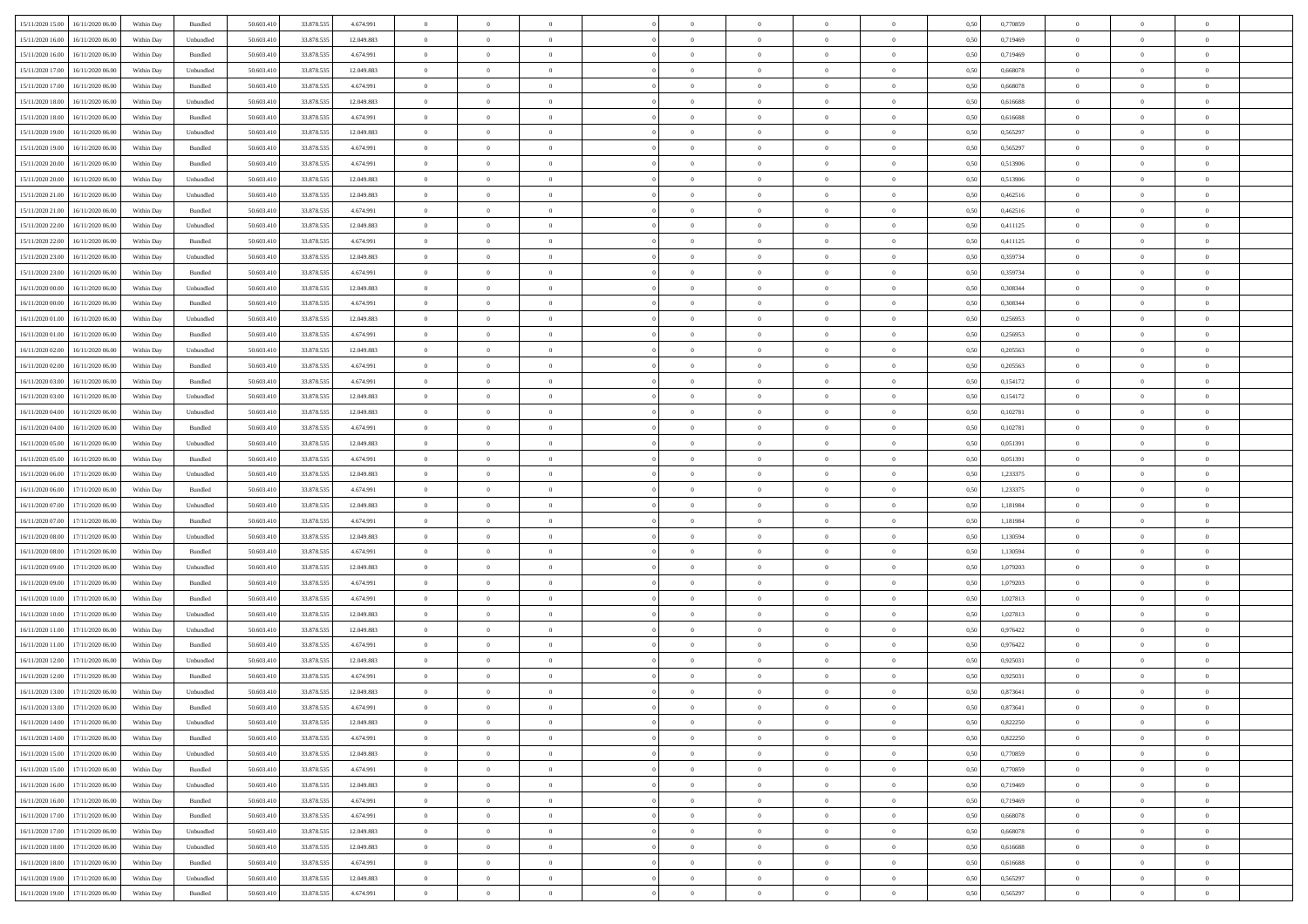| | | | | | | | | | | | | | | | | | | | | |
|---|---|---|---|---|---|---|---|---|---|---|---|---|---|---|---|---|---|---|---|---|
| 15/11/2020 15.00 | 16/11/2020 06.00 | Within Day | Bundled | 50.603.410 | 33.878.535 | 4.674.991 | 0 | 0 | 0 | | 0 | 0 | 0 | 0 | 0,50 | 0,770859 | 0 | 0 | 0 | |
| 15/11/2020 16.00 | 16/11/2020 06.00 | Within Day | Unbundled | 50.603.410 | 33.878.535 | 12.049.883 | 0 | 0 | 0 | | 0 | 0 | 0 | 0 | 0,50 | 0,719469 | 0 | 0 | 0 | |
| 15/11/2020 16.00 | 16/11/2020 06.00 | Within Day | Bundled | 50.603.410 | 33.878.535 | 4.674.991 | 0 | 0 | 0 | | 0 | 0 | 0 | 0 | 0,50 | 0,719469 | 0 | 0 | 0 | |
| 15/11/2020 17.00 | 16/11/2020 06.00 | Within Day | Unbundled | 50.603.410 | 33.878.535 | 12.049.883 | 0 | 0 | 0 | | 0 | 0 | 0 | 0 | 0,50 | 0,668078 | 0 | 0 | 0 | |
| 15/11/2020 17.00 | 16/11/2020 06.00 | Within Day | Bundled | 50.603.410 | 33.878.535 | 4.674.991 | 0 | 0 | 0 | | 0 | 0 | 0 | 0 | 0,50 | 0,668078 | 0 | 0 | 0 | |
| 15/11/2020 18.00 | 16/11/2020 06.00 | Within Day | Unbundled | 50.603.410 | 33.878.535 | 12.049.883 | 0 | 0 | 0 | | 0 | 0 | 0 | 0 | 0,50 | 0,616688 | 0 | 0 | 0 | |
| 15/11/2020 18.00 | 16/11/2020 06.00 | Within Day | Bundled | 50.603.410 | 33.878.535 | 4.674.991 | 0 | 0 | 0 | | 0 | 0 | 0 | 0 | 0,50 | 0,616688 | 0 | 0 | 0 | |
| 15/11/2020 19.00 | 16/11/2020 06.00 | Within Day | Unbundled | 50.603.410 | 33.878.535 | 12.049.883 | 0 | 0 | 0 | | 0 | 0 | 0 | 0 | 0,50 | 0,565297 | 0 | 0 | 0 | |
| 15/11/2020 19.00 | 16/11/2020 06.00 | Within Day | Bundled | 50.603.410 | 33.878.535 | 4.674.991 | 0 | 0 | 0 | | 0 | 0 | 0 | 0 | 0,50 | 0,565297 | 0 | 0 | 0 | |
| 15/11/2020 20.00 | 16/11/2020 06.00 | Within Day | Bundled | 50.603.410 | 33.878.535 | 4.674.991 | 0 | 0 | 0 | | 0 | 0 | 0 | 0 | 0,50 | 0,513906 | 0 | 0 | 0 | |
| 15/11/2020 20.00 | 16/11/2020 06.00 | Within Day | Unbundled | 50.603.410 | 33.878.535 | 12.049.883 | 0 | 0 | 0 | | 0 | 0 | 0 | 0 | 0,50 | 0,513906 | 0 | 0 | 0 | |
| 15/11/2020 21.00 | 16/11/2020 06.00 | Within Day | Unbundled | 50.603.410 | 33.878.535 | 12.049.883 | 0 | 0 | 0 | | 0 | 0 | 0 | 0 | 0,50 | 0,462516 | 0 | 0 | 0 | |
| 15/11/2020 21.00 | 16/11/2020 06.00 | Within Day | Bundled | 50.603.410 | 33.878.535 | 4.674.991 | 0 | 0 | 0 | | 0 | 0 | 0 | 0 | 0,50 | 0,462516 | 0 | 0 | 0 | |
| 15/11/2020 22.00 | 16/11/2020 06.00 | Within Day | Unbundled | 50.603.410 | 33.878.535 | 12.049.883 | 0 | 0 | 0 | | 0 | 0 | 0 | 0 | 0,50 | 0,411125 | 0 | 0 | 0 | |
| 15/11/2020 22.00 | 16/11/2020 06.00 | Within Day | Bundled | 50.603.410 | 33.878.535 | 4.674.991 | 0 | 0 | 0 | | 0 | 0 | 0 | 0 | 0,50 | 0,411125 | 0 | 0 | 0 | |
| 15/11/2020 23.00 | 16/11/2020 06.00 | Within Day | Unbundled | 50.603.410 | 33.878.535 | 12.049.883 | 0 | 0 | 0 | | 0 | 0 | 0 | 0 | 0,50 | 0,359734 | 0 | 0 | 0 | |
| 15/11/2020 23.00 | 16/11/2020 06.00 | Within Day | Bundled | 50.603.410 | 33.878.535 | 4.674.991 | 0 | 0 | 0 | | 0 | 0 | 0 | 0 | 0,50 | 0,359734 | 0 | 0 | 0 | |
| 16/11/2020 00.00 | 16/11/2020 06.00 | Within Day | Unbundled | 50.603.410 | 33.878.535 | 12.049.883 | 0 | 0 | 0 | | 0 | 0 | 0 | 0 | 0,50 | 0,308344 | 0 | 0 | 0 | |
| 16/11/2020 00.00 | 16/11/2020 06.00 | Within Day | Bundled | 50.603.410 | 33.878.535 | 4.674.991 | 0 | 0 | 0 | | 0 | 0 | 0 | 0 | 0,50 | 0,308344 | 0 | 0 | 0 | |
| 16/11/2020 01.00 | 16/11/2020 06.00 | Within Day | Unbundled | 50.603.410 | 33.878.535 | 12.049.883 | 0 | 0 | 0 | | 0 | 0 | 0 | 0 | 0,50 | 0,256953 | 0 | 0 | 0 | |
| 16/11/2020 01.00 | 16/11/2020 06.00 | Within Day | Bundled | 50.603.410 | 33.878.535 | 4.674.991 | 0 | 0 | 0 | | 0 | 0 | 0 | 0 | 0,50 | 0,256953 | 0 | 0 | 0 | |
| 16/11/2020 02.00 | 16/11/2020 06.00 | Within Day | Unbundled | 50.603.410 | 33.878.535 | 12.049.883 | 0 | 0 | 0 | | 0 | 0 | 0 | 0 | 0,50 | 0,205563 | 0 | 0 | 0 | |
| 16/11/2020 02.00 | 16/11/2020 06.00 | Within Day | Bundled | 50.603.410 | 33.878.535 | 4.674.991 | 0 | 0 | 0 | | 0 | 0 | 0 | 0 | 0,50 | 0,205563 | 0 | 0 | 0 | |
| 16/11/2020 03.00 | 16/11/2020 06.00 | Within Day | Bundled | 50.603.410 | 33.878.535 | 4.674.991 | 0 | 0 | 0 | | 0 | 0 | 0 | 0 | 0,50 | 0,154172 | 0 | 0 | 0 | |
| 16/11/2020 03.00 | 16/11/2020 06.00 | Within Day | Unbundled | 50.603.410 | 33.878.535 | 12.049.883 | 0 | 0 | 0 | | 0 | 0 | 0 | 0 | 0,50 | 0,154172 | 0 | 0 | 0 | |
| 16/11/2020 04.00 | 16/11/2020 06.00 | Within Day | Unbundled | 50.603.410 | 33.878.535 | 12.049.883 | 0 | 0 | 0 | | 0 | 0 | 0 | 0 | 0,50 | 0,102781 | 0 | 0 | 0 | |
| 16/11/2020 04.00 | 16/11/2020 06.00 | Within Day | Bundled | 50.603.410 | 33.878.535 | 4.674.991 | 0 | 0 | 0 | | 0 | 0 | 0 | 0 | 0,50 | 0,102781 | 0 | 0 | 0 | |
| 16/11/2020 05.00 | 16/11/2020 06.00 | Within Day | Unbundled | 50.603.410 | 33.878.535 | 12.049.883 | 0 | 0 | 0 | | 0 | 0 | 0 | 0 | 0,50 | 0,051391 | 0 | 0 | 0 | |
| 16/11/2020 05.00 | 16/11/2020 06.00 | Within Day | Bundled | 50.603.410 | 33.878.535 | 4.674.991 | 0 | 0 | 0 | | 0 | 0 | 0 | 0 | 0,50 | 0,051391 | 0 | 0 | 0 | |
| 16/11/2020 06.00 | 17/11/2020 06.00 | Within Day | Unbundled | 50.603.410 | 33.878.535 | 12.049.883 | 0 | 0 | 0 | | 0 | 0 | 0 | 0 | 0,50 | 1,233375 | 0 | 0 | 0 | |
| 16/11/2020 06.00 | 17/11/2020 06.00 | Within Day | Bundled | 50.603.410 | 33.878.535 | 4.674.991 | 0 | 0 | 0 | | 0 | 0 | 0 | 0 | 0,50 | 1,233375 | 0 | 0 | 0 | |
| 16/11/2020 07.00 | 17/11/2020 06.00 | Within Day | Unbundled | 50.603.410 | 33.878.535 | 12.049.883 | 0 | 0 | 0 | | 0 | 0 | 0 | 0 | 0,50 | 1,181984 | 0 | 0 | 0 | |
| 16/11/2020 07.00 | 17/11/2020 06.00 | Within Day | Bundled | 50.603.410 | 33.878.535 | 4.674.991 | 0 | 0 | 0 | | 0 | 0 | 0 | 0 | 0,50 | 1,181984 | 0 | 0 | 0 | |
| 16/11/2020 08.00 | 17/11/2020 06.00 | Within Day | Unbundled | 50.603.410 | 33.878.535 | 12.049.883 | 0 | 0 | 0 | | 0 | 0 | 0 | 0 | 0,50 | 1,130594 | 0 | 0 | 0 | |
| 16/11/2020 08.00 | 17/11/2020 06.00 | Within Day | Bundled | 50.603.410 | 33.878.535 | 4.674.991 | 0 | 0 | 0 | | 0 | 0 | 0 | 0 | 0,50 | 1,130594 | 0 | 0 | 0 | |
| 16/11/2020 09.00 | 17/11/2020 06.00 | Within Day | Unbundled | 50.603.410 | 33.878.535 | 12.049.883 | 0 | 0 | 0 | | 0 | 0 | 0 | 0 | 0,50 | 1,079203 | 0 | 0 | 0 | |
| 16/11/2020 09.00 | 17/11/2020 06.00 | Within Day | Bundled | 50.603.410 | 33.878.535 | 4.674.991 | 0 | 0 | 0 | | 0 | 0 | 0 | 0 | 0,50 | 1,079203 | 0 | 0 | 0 | |
| 16/11/2020 10.00 | 17/11/2020 06.00 | Within Day | Bundled | 50.603.410 | 33.878.535 | 4.674.991 | 0 | 0 | 0 | | 0 | 0 | 0 | 0 | 0,50 | 1,027813 | 0 | 0 | 0 | |
| 16/11/2020 10.00 | 17/11/2020 06.00 | Within Day | Unbundled | 50.603.410 | 33.878.535 | 12.049.883 | 0 | 0 | 0 | | 0 | 0 | 0 | 0 | 0,50 | 1,027813 | 0 | 0 | 0 | |
| 16/11/2020 11.00 | 17/11/2020 06.00 | Within Day | Unbundled | 50.603.410 | 33.878.535 | 12.049.883 | 0 | 0 | 0 | | 0 | 0 | 0 | 0 | 0,50 | 0,976422 | 0 | 0 | 0 | |
| 16/11/2020 11.00 | 17/11/2020 06.00 | Within Day | Bundled | 50.603.410 | 33.878.535 | 4.674.991 | 0 | 0 | 0 | | 0 | 0 | 0 | 0 | 0,50 | 0,976422 | 0 | 0 | 0 | |
| 16/11/2020 12.00 | 17/11/2020 06.00 | Within Day | Unbundled | 50.603.410 | 33.878.535 | 12.049.883 | 0 | 0 | 0 | | 0 | 0 | 0 | 0 | 0,50 | 0,925031 | 0 | 0 | 0 | |
| 16/11/2020 12.00 | 17/11/2020 06.00 | Within Day | Bundled | 50.603.410 | 33.878.535 | 4.674.991 | 0 | 0 | 0 | | 0 | 0 | 0 | 0 | 0,50 | 0,925031 | 0 | 0 | 0 | |
| 16/11/2020 13.00 | 17/11/2020 06.00 | Within Day | Unbundled | 50.603.410 | 33.878.535 | 12.049.883 | 0 | 0 | 0 | | 0 | 0 | 0 | 0 | 0,50 | 0,873641 | 0 | 0 | 0 | |
| 16/11/2020 13.00 | 17/11/2020 06.00 | Within Day | Bundled | 50.603.410 | 33.878.535 | 4.674.991 | 0 | 0 | 0 | | 0 | 0 | 0 | 0 | 0,50 | 0,873641 | 0 | 0 | 0 | |
| 16/11/2020 14.00 | 17/11/2020 06.00 | Within Day | Unbundled | 50.603.410 | 33.878.535 | 12.049.883 | 0 | 0 | 0 | | 0 | 0 | 0 | 0 | 0,50 | 0,822250 | 0 | 0 | 0 | |
| 16/11/2020 14.00 | 17/11/2020 06.00 | Within Day | Bundled | 50.603.410 | 33.878.535 | 4.674.991 | 0 | 0 | 0 | | 0 | 0 | 0 | 0 | 0,50 | 0,822250 | 0 | 0 | 0 | |
| 16/11/2020 15.00 | 17/11/2020 06.00 | Within Day | Unbundled | 50.603.410 | 33.878.535 | 12.049.883 | 0 | 0 | 0 | | 0 | 0 | 0 | 0 | 0,50 | 0,770859 | 0 | 0 | 0 | |
| 16/11/2020 15.00 | 17/11/2020 06.00 | Within Day | Bundled | 50.603.410 | 33.878.535 | 4.674.991 | 0 | 0 | 0 | | 0 | 0 | 0 | 0 | 0,50 | 0,770859 | 0 | 0 | 0 | |
| 16/11/2020 16.00 | 17/11/2020 06.00 | Within Day | Unbundled | 50.603.410 | 33.878.535 | 12.049.883 | 0 | 0 | 0 | | 0 | 0 | 0 | 0 | 0,50 | 0,719469 | 0 | 0 | 0 | |
| 16/11/2020 16.00 | 17/11/2020 06.00 | Within Day | Bundled | 50.603.410 | 33.878.535 | 4.674.991 | 0 | 0 | 0 | | 0 | 0 | 0 | 0 | 0,50 | 0,719469 | 0 | 0 | 0 | |
| 16/11/2020 17.00 | 17/11/2020 06.00 | Within Day | Bundled | 50.603.410 | 33.878.535 | 4.674.991 | 0 | 0 | 0 | | 0 | 0 | 0 | 0 | 0,50 | 0,668078 | 0 | 0 | 0 | |
| 16/11/2020 17.00 | 17/11/2020 06.00 | Within Day | Unbundled | 50.603.410 | 33.878.535 | 12.049.883 | 0 | 0 | 0 | | 0 | 0 | 0 | 0 | 0,50 | 0,668078 | 0 | 0 | 0 | |
| 16/11/2020 18.00 | 17/11/2020 06.00 | Within Day | Unbundled | 50.603.410 | 33.878.535 | 12.049.883 | 0 | 0 | 0 | | 0 | 0 | 0 | 0 | 0,50 | 0,616688 | 0 | 0 | 0 | |
| 16/11/2020 18.00 | 17/11/2020 06.00 | Within Day | Bundled | 50.603.410 | 33.878.535 | 4.674.991 | 0 | 0 | 0 | | 0 | 0 | 0 | 0 | 0,50 | 0,616688 | 0 | 0 | 0 | |
| 16/11/2020 19.00 | 17/11/2020 06.00 | Within Day | Unbundled | 50.603.410 | 33.878.535 | 12.049.883 | 0 | 0 | 0 | | 0 | 0 | 0 | 0 | 0,50 | 0,565297 | 0 | 0 | 0 | |
| 16/11/2020 19.00 | 17/11/2020 06.00 | Within Day | Bundled | 50.603.410 | 33.878.535 | 4.674.991 | 0 | 0 | 0 | | 0 | 0 | 0 | 0 | 0,50 | 0,565297 | 0 | 0 | 0 | |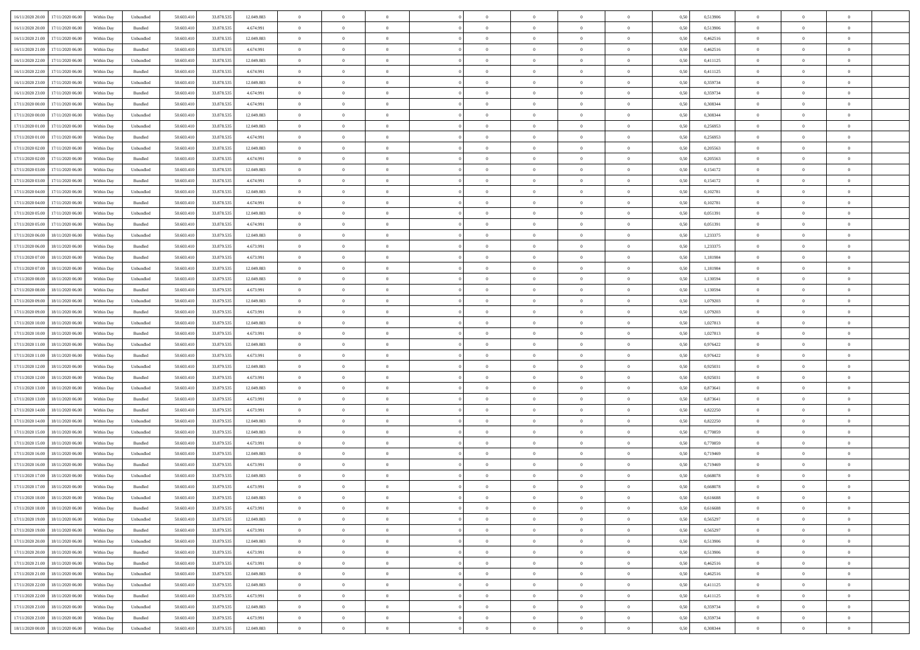| | | | | | | | | | | | | | | | | | | | | | |
|---|---|---|---|---|---|---|---|---|---|---|---|---|---|---|---|---|---|---|---|---|---|
| 16/11/2020 20.00 | 17/11/2020 06.00 | Within Day | Unbundled | 50.603.410 | 33.878.535 | 12.049.883 | 0 | 0 | 0 | | 0 | 0 | 0 | 0 | 0 | 0,50 | 0,513906 | 0 | 0 | 0 | |
| 16/11/2020 20.00 | 17/11/2020 06.00 | Within Day | Bundled | 50.603.410 | 33.878.535 | 4.674.991 | 0 | 0 | 0 | | 0 | 0 | 0 | 0 | 0 | 0,50 | 0,513906 | 0 | 0 | 0 | |
| 16/11/2020 21.00 | 17/11/2020 06.00 | Within Day | Unbundled | 50.603.410 | 33.878.535 | 12.049.883 | 0 | 0 | 0 | | 0 | 0 | 0 | 0 | 0 | 0,50 | 0,462516 | 0 | 0 | 0 | |
| 16/11/2020 21.00 | 17/11/2020 06.00 | Within Day | Bundled | 50.603.410 | 33.878.535 | 4.674.991 | 0 | 0 | 0 | | 0 | 0 | 0 | 0 | 0 | 0,50 | 0,462516 | 0 | 0 | 0 | |
| 16/11/2020 22.00 | 17/11/2020 06.00 | Within Day | Unbundled | 50.603.410 | 33.878.535 | 12.049.883 | 0 | 0 | 0 | | 0 | 0 | 0 | 0 | 0 | 0,50 | 0,411125 | 0 | 0 | 0 | |
| 16/11/2020 22.00 | 17/11/2020 06.00 | Within Day | Bundled | 50.603.410 | 33.878.535 | 4.674.991 | 0 | 0 | 0 | | 0 | 0 | 0 | 0 | 0 | 0,50 | 0,411125 | 0 | 0 | 0 | |
| 16/11/2020 23.00 | 17/11/2020 06.00 | Within Day | Unbundled | 50.603.410 | 33.878.535 | 12.049.883 | 0 | 0 | 0 | | 0 | 0 | 0 | 0 | 0 | 0,50 | 0,359734 | 0 | 0 | 0 | |
| 16/11/2020 23.00 | 17/11/2020 06.00 | Within Day | Bundled | 50.603.410 | 33.878.535 | 4.674.991 | 0 | 0 | 0 | | 0 | 0 | 0 | 0 | 0 | 0,50 | 0,359734 | 0 | 0 | 0 | |
| 17/11/2020 00.00 | 17/11/2020 06.00 | Within Day | Bundled | 50.603.410 | 33.878.535 | 4.674.991 | 0 | 0 | 0 | | 0 | 0 | 0 | 0 | 0 | 0,50 | 0,308344 | 0 | 0 | 0 | |
| 17/11/2020 00.00 | 17/11/2020 06.00 | Within Day | Unbundled | 50.603.410 | 33.878.535 | 12.049.883 | 0 | 0 | 0 | | 0 | 0 | 0 | 0 | 0 | 0,50 | 0,308344 | 0 | 0 | 0 | |
| 17/11/2020 01.00 | 17/11/2020 06.00 | Within Day | Unbundled | 50.603.410 | 33.878.535 | 12.049.883 | 0 | 0 | 0 | | 0 | 0 | 0 | 0 | 0 | 0,50 | 0,256953 | 0 | 0 | 0 | |
| 17/11/2020 01.00 | 17/11/2020 06.00 | Within Day | Bundled | 50.603.410 | 33.878.535 | 4.674.991 | 0 | 0 | 0 | | 0 | 0 | 0 | 0 | 0 | 0,50 | 0,256953 | 0 | 0 | 0 | |
| 17/11/2020 02.00 | 17/11/2020 06.00 | Within Day | Unbundled | 50.603.410 | 33.878.535 | 12.049.883 | 0 | 0 | 0 | | 0 | 0 | 0 | 0 | 0 | 0,50 | 0,205563 | 0 | 0 | 0 | |
| 17/11/2020 02.00 | 17/11/2020 06.00 | Within Day | Bundled | 50.603.410 | 33.878.535 | 4.674.991 | 0 | 0 | 0 | | 0 | 0 | 0 | 0 | 0 | 0,50 | 0,205563 | 0 | 0 | 0 | |
| 17/11/2020 03.00 | 17/11/2020 06.00 | Within Day | Unbundled | 50.603.410 | 33.878.535 | 12.049.883 | 0 | 0 | 0 | | 0 | 0 | 0 | 0 | 0 | 0,50 | 0,154172 | 0 | 0 | 0 | |
| 17/11/2020 03.00 | 17/11/2020 06.00 | Within Day | Bundled | 50.603.410 | 33.878.535 | 4.674.991 | 0 | 0 | 0 | | 0 | 0 | 0 | 0 | 0 | 0,50 | 0,154172 | 0 | 0 | 0 | |
| 17/11/2020 04.00 | 17/11/2020 06.00 | Within Day | Unbundled | 50.603.410 | 33.878.535 | 12.049.883 | 0 | 0 | 0 | | 0 | 0 | 0 | 0 | 0 | 0,50 | 0,102781 | 0 | 0 | 0 | |
| 17/11/2020 04.00 | 17/11/2020 06.00 | Within Day | Bundled | 50.603.410 | 33.878.535 | 4.674.991 | 0 | 0 | 0 | | 0 | 0 | 0 | 0 | 0 | 0,50 | 0,102781 | 0 | 0 | 0 | |
| 17/11/2020 05.00 | 17/11/2020 06.00 | Within Day | Unbundled | 50.603.410 | 33.878.535 | 12.049.883 | 0 | 0 | 0 | | 0 | 0 | 0 | 0 | 0 | 0,50 | 0,051391 | 0 | 0 | 0 | |
| 17/11/2020 05.00 | 17/11/2020 06.00 | Within Day | Bundled | 50.603.410 | 33.878.535 | 4.674.991 | 0 | 0 | 0 | | 0 | 0 | 0 | 0 | 0 | 0,50 | 0,051391 | 0 | 0 | 0 | |
| 17/11/2020 06.00 | 18/11/2020 06.00 | Within Day | Unbundled | 50.603.410 | 33.879.535 | 12.049.883 | 0 | 0 | 0 | | 0 | 0 | 0 | 0 | 0 | 0,50 | 1,233375 | 0 | 0 | 0 | |
| 17/11/2020 06.00 | 18/11/2020 06.00 | Within Day | Bundled | 50.603.410 | 33.879.535 | 4.673.991 | 0 | 0 | 0 | | 0 | 0 | 0 | 0 | 0 | 0,50 | 1,233375 | 0 | 0 | 0 | |
| 17/11/2020 07.00 | 18/11/2020 06.00 | Within Day | Bundled | 50.603.410 | 33.879.535 | 4.673.991 | 0 | 0 | 0 | | 0 | 0 | 0 | 0 | 0 | 0,50 | 1,181984 | 0 | 0 | 0 | |
| 17/11/2020 07.00 | 18/11/2020 06.00 | Within Day | Unbundled | 50.603.410 | 33.879.535 | 12.049.883 | 0 | 0 | 0 | | 0 | 0 | 0 | 0 | 0 | 0,50 | 1,181984 | 0 | 0 | 0 | |
| 17/11/2020 08.00 | 18/11/2020 06.00 | Within Day | Unbundled | 50.603.410 | 33.879.535 | 12.049.883 | 0 | 0 | 0 | | 0 | 0 | 0 | 0 | 0 | 0,50 | 1,130594 | 0 | 0 | 0 | |
| 17/11/2020 08.00 | 18/11/2020 06.00 | Within Day | Bundled | 50.603.410 | 33.879.535 | 4.673.991 | 0 | 0 | 0 | | 0 | 0 | 0 | 0 | 0 | 0,50 | 1,130594 | 0 | 0 | 0 | |
| 17/11/2020 09.00 | 18/11/2020 06.00 | Within Day | Unbundled | 50.603.410 | 33.879.535 | 12.049.883 | 0 | 0 | 0 | | 0 | 0 | 0 | 0 | 0 | 0,50 | 1,079203 | 0 | 0 | 0 | |
| 17/11/2020 09.00 | 18/11/2020 06.00 | Within Day | Bundled | 50.603.410 | 33.879.535 | 4.673.991 | 0 | 0 | 0 | | 0 | 0 | 0 | 0 | 0 | 0,50 | 1,079203 | 0 | 0 | 0 | |
| 17/11/2020 10.00 | 18/11/2020 06.00 | Within Day | Unbundled | 50.603.410 | 33.879.535 | 12.049.883 | 0 | 0 | 0 | | 0 | 0 | 0 | 0 | 0 | 0,50 | 1,027813 | 0 | 0 | 0 | |
| 17/11/2020 10.00 | 18/11/2020 06.00 | Within Day | Bundled | 50.603.410 | 33.879.535 | 4.673.991 | 0 | 0 | 0 | | 0 | 0 | 0 | 0 | 0 | 0,50 | 1,027813 | 0 | 0 | 0 | |
| 17/11/2020 11.00 | 18/11/2020 06.00 | Within Day | Unbundled | 50.603.410 | 33.879.535 | 12.049.883 | 0 | 0 | 0 | | 0 | 0 | 0 | 0 | 0 | 0,50 | 0,976422 | 0 | 0 | 0 | |
| 17/11/2020 11.00 | 18/11/2020 06.00 | Within Day | Bundled | 50.603.410 | 33.879.535 | 4.673.991 | 0 | 0 | 0 | | 0 | 0 | 0 | 0 | 0 | 0,50 | 0,976422 | 0 | 0 | 0 | |
| 17/11/2020 12.00 | 18/11/2020 06.00 | Within Day | Unbundled | 50.603.410 | 33.879.535 | 12.049.883 | 0 | 0 | 0 | | 0 | 0 | 0 | 0 | 0 | 0,50 | 0,925031 | 0 | 0 | 0 | |
| 17/11/2020 12.00 | 18/11/2020 06.00 | Within Day | Bundled | 50.603.410 | 33.879.535 | 4.673.991 | 0 | 0 | 0 | | 0 | 0 | 0 | 0 | 0 | 0,50 | 0,925031 | 0 | 0 | 0 | |
| 17/11/2020 13.00 | 18/11/2020 06.00 | Within Day | Unbundled | 50.603.410 | 33.879.535 | 12.049.883 | 0 | 0 | 0 | | 0 | 0 | 0 | 0 | 0 | 0,50 | 0,873641 | 0 | 0 | 0 | |
| 17/11/2020 13.00 | 18/11/2020 06.00 | Within Day | Bundled | 50.603.410 | 33.879.535 | 4.673.991 | 0 | 0 | 0 | | 0 | 0 | 0 | 0 | 0 | 0,50 | 0,873641 | 0 | 0 | 0 | |
| 17/11/2020 14.00 | 18/11/2020 06.00 | Within Day | Bundled | 50.603.410 | 33.879.535 | 4.673.991 | 0 | 0 | 0 | | 0 | 0 | 0 | 0 | 0 | 0,50 | 0,822250 | 0 | 0 | 0 | |
| 17/11/2020 14.00 | 18/11/2020 06.00 | Within Day | Unbundled | 50.603.410 | 33.879.535 | 12.049.883 | 0 | 0 | 0 | | 0 | 0 | 0 | 0 | 0 | 0,50 | 0,822250 | 0 | 0 | 0 | |
| 17/11/2020 15.00 | 18/11/2020 06.00 | Within Day | Unbundled | 50.603.410 | 33.879.535 | 12.049.883 | 0 | 0 | 0 | | 0 | 0 | 0 | 0 | 0 | 0,50 | 0,770859 | 0 | 0 | 0 | |
| 17/11/2020 15.00 | 18/11/2020 06.00 | Within Day | Bundled | 50.603.410 | 33.879.535 | 4.673.991 | 0 | 0 | 0 | | 0 | 0 | 0 | 0 | 0 | 0,50 | 0,770859 | 0 | 0 | 0 | |
| 17/11/2020 16.00 | 18/11/2020 06.00 | Within Day | Unbundled | 50.603.410 | 33.879.535 | 12.049.883 | 0 | 0 | 0 | | 0 | 0 | 0 | 0 | 0 | 0,50 | 0,719469 | 0 | 0 | 0 | |
| 17/11/2020 16.00 | 18/11/2020 06.00 | Within Day | Bundled | 50.603.410 | 33.879.535 | 4.673.991 | 0 | 0 | 0 | | 0 | 0 | 0 | 0 | 0 | 0,50 | 0,719469 | 0 | 0 | 0 | |
| 17/11/2020 17.00 | 18/11/2020 06.00 | Within Day | Unbundled | 50.603.410 | 33.879.535 | 12.049.883 | 0 | 0 | 0 | | 0 | 0 | 0 | 0 | 0 | 0,50 | 0,668078 | 0 | 0 | 0 | |
| 17/11/2020 17.00 | 18/11/2020 06.00 | Within Day | Bundled | 50.603.410 | 33.879.535 | 4.673.991 | 0 | 0 | 0 | | 0 | 0 | 0 | 0 | 0 | 0,50 | 0,668078 | 0 | 0 | 0 | |
| 17/11/2020 18.00 | 18/11/2020 06.00 | Within Day | Unbundled | 50.603.410 | 33.879.535 | 12.049.883 | 0 | 0 | 0 | | 0 | 0 | 0 | 0 | 0 | 0,50 | 0,616688 | 0 | 0 | 0 | |
| 17/11/2020 18.00 | 18/11/2020 06.00 | Within Day | Bundled | 50.603.410 | 33.879.535 | 4.673.991 | 0 | 0 | 0 | | 0 | 0 | 0 | 0 | 0 | 0,50 | 0,616688 | 0 | 0 | 0 | |
| 17/11/2020 19.00 | 18/11/2020 06.00 | Within Day | Unbundled | 50.603.410 | 33.879.535 | 12.049.883 | 0 | 0 | 0 | | 0 | 0 | 0 | 0 | 0 | 0,50 | 0,565297 | 0 | 0 | 0 | |
| 17/11/2020 19.00 | 18/11/2020 06.00 | Within Day | Bundled | 50.603.410 | 33.879.535 | 4.673.991 | 0 | 0 | 0 | | 0 | 0 | 0 | 0 | 0 | 0,50 | 0,565297 | 0 | 0 | 0 | |
| 17/11/2020 20.00 | 18/11/2020 06.00 | Within Day | Unbundled | 50.603.410 | 33.879.535 | 12.049.883 | 0 | 0 | 0 | | 0 | 0 | 0 | 0 | 0 | 0,50 | 0,513906 | 0 | 0 | 0 | |
| 17/11/2020 20.00 | 18/11/2020 06.00 | Within Day | Bundled | 50.603.410 | 33.879.535 | 4.673.991 | 0 | 0 | 0 | | 0 | 0 | 0 | 0 | 0 | 0,50 | 0,513906 | 0 | 0 | 0 | |
| 17/11/2020 21.00 | 18/11/2020 06.00 | Within Day | Bundled | 50.603.410 | 33.879.535 | 4.673.991 | 0 | 0 | 0 | | 0 | 0 | 0 | 0 | 0 | 0,50 | 0,462516 | 0 | 0 | 0 | |
| 17/11/2020 21.00 | 18/11/2020 06.00 | Within Day | Unbundled | 50.603.410 | 33.879.535 | 12.049.883 | 0 | 0 | 0 | | 0 | 0 | 0 | 0 | 0 | 0,50 | 0,462516 | 0 | 0 | 0 | |
| 17/11/2020 22.00 | 18/11/2020 06.00 | Within Day | Unbundled | 50.603.410 | 33.879.535 | 12.049.883 | 0 | 0 | 0 | | 0 | 0 | 0 | 0 | 0 | 0,50 | 0,411125 | 0 | 0 | 0 | |
| 17/11/2020 22.00 | 18/11/2020 06.00 | Within Day | Bundled | 50.603.410 | 33.879.535 | 4.673.991 | 0 | 0 | 0 | | 0 | 0 | 0 | 0 | 0 | 0,50 | 0,411125 | 0 | 0 | 0 | |
| 17/11/2020 23.00 | 18/11/2020 06.00 | Within Day | Unbundled | 50.603.410 | 33.879.535 | 12.049.883 | 0 | 0 | 0 | | 0 | 0 | 0 | 0 | 0 | 0,50 | 0,359734 | 0 | 0 | 0 | |
| 17/11/2020 23.00 | 18/11/2020 06.00 | Within Day | Bundled | 50.603.410 | 33.879.535 | 4.673.991 | 0 | 0 | 0 | | 0 | 0 | 0 | 0 | 0 | 0,50 | 0,359734 | 0 | 0 | 0 | |
| 18/11/2020 00.00 | 18/11/2020 06.00 | Within Day | Unbundled | 50.603.410 | 33.879.535 | 12.049.883 | 0 | 0 | 0 | | 0 | 0 | 0 | 0 | 0 | 0,50 | 0,308344 | 0 | 0 | 0 | |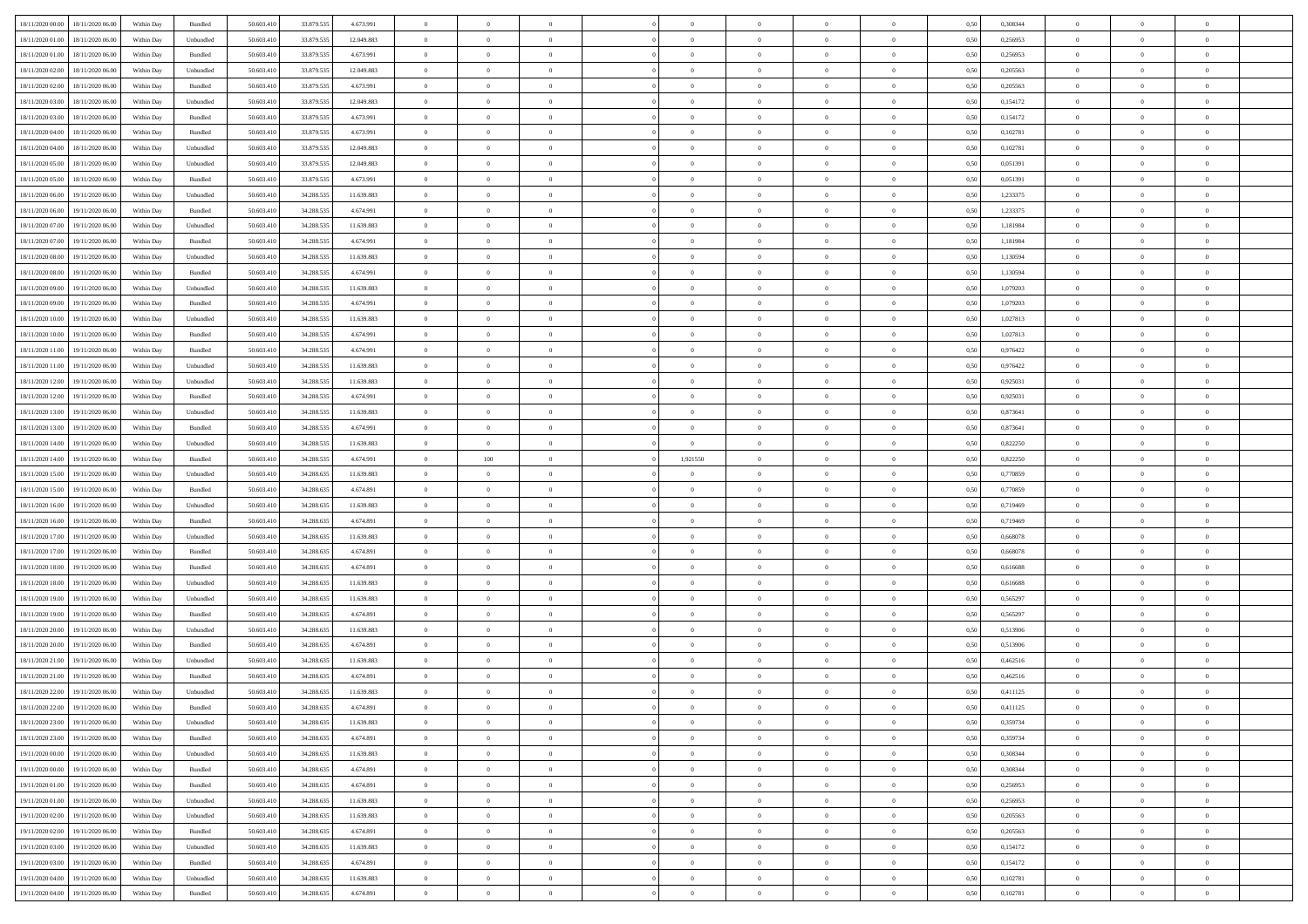| | | | | | | | | | | | | | | | | | | | | |
|---|---|---|---|---|---|---|---|---|---|---|---|---|---|---|---|---|---|---|---|---|
| 18/11/2020 00:00 | 18/11/2020 06:00 | Within Day | Bundled | 50.603.410 | 33.879.535 | 4.673.991 | 0 | 0 | 0 | | 0 | 0 | 0 | 0 | 0,50 | 0,308344 | 0 | 0 | 0 | |
| 18/11/2020 01:00 | 18/11/2020 06:00 | Within Day | Unbundled | 50.603.410 | 33.879.535 | 12.049.883 | 0 | 0 | 0 | | 0 | 0 | 0 | 0 | 0,50 | 0,256953 | 0 | 0 | 0 | |
| 18/11/2020 01:00 | 18/11/2020 06:00 | Within Day | Bundled | 50.603.410 | 33.879.535 | 4.673.991 | 0 | 0 | 0 | | 0 | 0 | 0 | 0 | 0,50 | 0,256953 | 0 | 0 | 0 | |
| 18/11/2020 02:00 | 18/11/2020 06:00 | Within Day | Unbundled | 50.603.410 | 33.879.535 | 12.049.883 | 0 | 0 | 0 | | 0 | 0 | 0 | 0 | 0,50 | 0,205563 | 0 | 0 | 0 | |
| 18/11/2020 02:00 | 18/11/2020 06:00 | Within Day | Bundled | 50.603.410 | 33.879.535 | 4.673.991 | 0 | 0 | 0 | | 0 | 0 | 0 | 0 | 0,50 | 0,205563 | 0 | 0 | 0 | |
| 18/11/2020 03:00 | 18/11/2020 06:00 | Within Day | Unbundled | 50.603.410 | 33.879.535 | 12.049.883 | 0 | 0 | 0 | | 0 | 0 | 0 | 0 | 0,50 | 0,154172 | 0 | 0 | 0 | |
| 18/11/2020 03:00 | 18/11/2020 06:00 | Within Day | Bundled | 50.603.410 | 33.879.535 | 4.673.991 | 0 | 0 | 0 | | 0 | 0 | 0 | 0 | 0,50 | 0,154172 | 0 | 0 | 0 | |
| 18/11/2020 04:00 | 18/11/2020 06:00 | Within Day | Bundled | 50.603.410 | 33.879.535 | 4.673.991 | 0 | 0 | 0 | | 0 | 0 | 0 | 0 | 0,50 | 0,102781 | 0 | 0 | 0 | |
| 18/11/2020 04:00 | 18/11/2020 06:00 | Within Day | Unbundled | 50.603.410 | 33.879.535 | 12.049.883 | 0 | 0 | 0 | | 0 | 0 | 0 | 0 | 0,50 | 0,102781 | 0 | 0 | 0 | |
| 18/11/2020 05:00 | 18/11/2020 06:00 | Within Day | Unbundled | 50.603.410 | 33.879.535 | 12.049.883 | 0 | 0 | 0 | | 0 | 0 | 0 | 0 | 0,50 | 0,051391 | 0 | 0 | 0 | |
| 18/11/2020 05:00 | 18/11/2020 06:00 | Within Day | Bundled | 50.603.410 | 33.879.535 | 4.673.991 | 0 | 0 | 0 | | 0 | 0 | 0 | 0 | 0,50 | 0,051391 | 0 | 0 | 0 | |
| 18/11/2020 06:00 | 19/11/2020 06:00 | Within Day | Unbundled | 50.603.410 | 34.288.535 | 11.639.883 | 0 | 0 | 0 | | 0 | 0 | 0 | 0 | 0,50 | 1,233375 | 0 | 0 | 0 | |
| 18/11/2020 06:00 | 19/11/2020 06:00 | Within Day | Bundled | 50.603.410 | 34.288.535 | 4.674.991 | 0 | 0 | 0 | | 0 | 0 | 0 | 0 | 0,50 | 1,233375 | 0 | 0 | 0 | |
| 18/11/2020 07:00 | 19/11/2020 06:00 | Within Day | Unbundled | 50.603.410 | 34.288.535 | 11.639.883 | 0 | 0 | 0 | | 0 | 0 | 0 | 0 | 0,50 | 1,181984 | 0 | 0 | 0 | |
| 18/11/2020 07:00 | 19/11/2020 06:00 | Within Day | Bundled | 50.603.410 | 34.288.535 | 4.674.991 | 0 | 0 | 0 | | 0 | 0 | 0 | 0 | 0,50 | 1,181984 | 0 | 0 | 0 | |
| 18/11/2020 08:00 | 19/11/2020 06:00 | Within Day | Unbundled | 50.603.410 | 34.288.535 | 11.639.883 | 0 | 0 | 0 | | 0 | 0 | 0 | 0 | 0,50 | 1,130594 | 0 | 0 | 0 | |
| 18/11/2020 08:00 | 19/11/2020 06:00 | Within Day | Bundled | 50.603.410 | 34.288.535 | 4.674.991 | 0 | 0 | 0 | | 0 | 0 | 0 | 0 | 0,50 | 1,130594 | 0 | 0 | 0 | |
| 18/11/2020 09:00 | 19/11/2020 06:00 | Within Day | Unbundled | 50.603.410 | 34.288.535 | 11.639.883 | 0 | 0 | 0 | | 0 | 0 | 0 | 0 | 0,50 | 1,079203 | 0 | 0 | 0 | |
| 18/11/2020 09:00 | 19/11/2020 06:00 | Within Day | Bundled | 50.603.410 | 34.288.535 | 4.674.991 | 0 | 0 | 0 | | 0 | 0 | 0 | 0 | 0,50 | 1,079203 | 0 | 0 | 0 | |
| 18/11/2020 10:00 | 19/11/2020 06:00 | Within Day | Unbundled | 50.603.410 | 34.288.535 | 11.639.883 | 0 | 0 | 0 | | 0 | 0 | 0 | 0 | 0,50 | 1,027813 | 0 | 0 | 0 | |
| 18/11/2020 10:00 | 19/11/2020 06:00 | Within Day | Bundled | 50.603.410 | 34.288.535 | 4.674.991 | 0 | 0 | 0 | | 0 | 0 | 0 | 0 | 0,50 | 1,027813 | 0 | 0 | 0 | |
| 18/11/2020 11:00 | 19/11/2020 06:00 | Within Day | Bundled | 50.603.410 | 34.288.535 | 4.674.991 | 0 | 0 | 0 | | 0 | 0 | 0 | 0 | 0,50 | 0,976422 | 0 | 0 | 0 | |
| 18/11/2020 11:00 | 19/11/2020 06:00 | Within Day | Unbundled | 50.603.410 | 34.288.535 | 11.639.883 | 0 | 0 | 0 | | 0 | 0 | 0 | 0 | 0,50 | 0,976422 | 0 | 0 | 0 | |
| 18/11/2020 12:00 | 19/11/2020 06:00 | Within Day | Unbundled | 50.603.410 | 34.288.535 | 11.639.883 | 0 | 0 | 0 | | 0 | 0 | 0 | 0 | 0,50 | 0,925031 | 0 | 0 | 0 | |
| 18/11/2020 12:00 | 19/11/2020 06:00 | Within Day | Bundled | 50.603.410 | 34.288.535 | 4.674.991 | 0 | 0 | 0 | | 0 | 0 | 0 | 0 | 0,50 | 0,925031 | 0 | 0 | 0 | |
| 18/11/2020 13:00 | 19/11/2020 06:00 | Within Day | Unbundled | 50.603.410 | 34.288.535 | 11.639.883 | 0 | 0 | 0 | | 0 | 0 | 0 | 0 | 0,50 | 0,873641 | 0 | 0 | 0 | |
| 18/11/2020 13:00 | 19/11/2020 06:00 | Within Day | Bundled | 50.603.410 | 34.288.535 | 4.674.991 | 0 | 0 | 0 | | 0 | 0 | 0 | 0 | 0,50 | 0,873641 | 0 | 0 | 0 | |
| 18/11/2020 14:00 | 19/11/2020 06:00 | Within Day | Unbundled | 50.603.410 | 34.288.535 | 11.639.883 | 0 | 0 | 0 | | 0 | 0 | 0 | 0 | 0,50 | 0,822250 | 0 | 0 | 0 | |
| 18/11/2020 14:00 | 19/11/2020 06:00 | Within Day | Bundled | 50.603.410 | 34.288.535 | 4.674.991 | 0 | 100 | 0 | | 1,921550 | 0 | 0 | 0 | 0,50 | 0,822250 | 0 | 0 | 0 | |
| 18/11/2020 15:00 | 19/11/2020 06:00 | Within Day | Unbundled | 50.603.410 | 34.288.635 | 11.639.883 | 0 | 0 | 0 | | 0 | 0 | 0 | 0 | 0,50 | 0,770859 | 0 | 0 | 0 | |
| 18/11/2020 15:00 | 19/11/2020 06:00 | Within Day | Bundled | 50.603.410 | 34.288.635 | 4.674.891 | 0 | 0 | 0 | | 0 | 0 | 0 | 0 | 0,50 | 0,770859 | 0 | 0 | 0 | |
| 18/11/2020 16:00 | 19/11/2020 06:00 | Within Day | Unbundled | 50.603.410 | 34.288.635 | 11.639.883 | 0 | 0 | 0 | | 0 | 0 | 0 | 0 | 0,50 | 0,719469 | 0 | 0 | 0 | |
| 18/11/2020 16:00 | 19/11/2020 06:00 | Within Day | Bundled | 50.603.410 | 34.288.635 | 4.674.891 | 0 | 0 | 0 | | 0 | 0 | 0 | 0 | 0,50 | 0,719469 | 0 | 0 | 0 | |
| 18/11/2020 17:00 | 19/11/2020 06:00 | Within Day | Unbundled | 50.603.410 | 34.288.635 | 11.639.883 | 0 | 0 | 0 | | 0 | 0 | 0 | 0 | 0,50 | 0,668078 | 0 | 0 | 0 | |
| 18/11/2020 17:00 | 19/11/2020 06:00 | Within Day | Bundled | 50.603.410 | 34.288.635 | 4.674.891 | 0 | 0 | 0 | | 0 | 0 | 0 | 0 | 0,50 | 0,668078 | 0 | 0 | 0 | |
| 18/11/2020 18:00 | 19/11/2020 06:00 | Within Day | Bundled | 50.603.410 | 34.288.635 | 4.674.891 | 0 | 0 | 0 | | 0 | 0 | 0 | 0 | 0,50 | 0,616688 | 0 | 0 | 0 | |
| 18/11/2020 18:00 | 19/11/2020 06:00 | Within Day | Unbundled | 50.603.410 | 34.288.635 | 11.639.883 | 0 | 0 | 0 | | 0 | 0 | 0 | 0 | 0,50 | 0,616688 | 0 | 0 | 0 | |
| 18/11/2020 19:00 | 19/11/2020 06:00 | Within Day | Unbundled | 50.603.410 | 34.288.635 | 11.639.883 | 0 | 0 | 0 | | 0 | 0 | 0 | 0 | 0,50 | 0,565297 | 0 | 0 | 0 | |
| 18/11/2020 19:00 | 19/11/2020 06:00 | Within Day | Bundled | 50.603.410 | 34.288.635 | 4.674.891 | 0 | 0 | 0 | | 0 | 0 | 0 | 0 | 0,50 | 0,565297 | 0 | 0 | 0 | |
| 18/11/2020 20:00 | 19/11/2020 06:00 | Within Day | Unbundled | 50.603.410 | 34.288.635 | 11.639.883 | 0 | 0 | 0 | | 0 | 0 | 0 | 0 | 0,50 | 0,513906 | 0 | 0 | 0 | |
| 18/11/2020 20:00 | 19/11/2020 06:00 | Within Day | Bundled | 50.603.410 | 34.288.635 | 4.674.891 | 0 | 0 | 0 | | 0 | 0 | 0 | 0 | 0,50 | 0,513906 | 0 | 0 | 0 | |
| 18/11/2020 21:00 | 19/11/2020 06:00 | Within Day | Unbundled | 50.603.410 | 34.288.635 | 11.639.883 | 0 | 0 | 0 | | 0 | 0 | 0 | 0 | 0,50 | 0,462516 | 0 | 0 | 0 | |
| 18/11/2020 21:00 | 19/11/2020 06:00 | Within Day | Bundled | 50.603.410 | 34.288.635 | 4.674.891 | 0 | 0 | 0 | | 0 | 0 | 0 | 0 | 0,50 | 0,462516 | 0 | 0 | 0 | |
| 18/11/2020 22:00 | 19/11/2020 06:00 | Within Day | Unbundled | 50.603.410 | 34.288.635 | 11.639.883 | 0 | 0 | 0 | | 0 | 0 | 0 | 0 | 0,50 | 0,411125 | 0 | 0 | 0 | |
| 18/11/2020 22:00 | 19/11/2020 06:00 | Within Day | Bundled | 50.603.410 | 34.288.635 | 4.674.891 | 0 | 0 | 0 | | 0 | 0 | 0 | 0 | 0,50 | 0,411125 | 0 | 0 | 0 | |
| 18/11/2020 23:00 | 19/11/2020 06:00 | Within Day | Unbundled | 50.603.410 | 34.288.635 | 11.639.883 | 0 | 0 | 0 | | 0 | 0 | 0 | 0 | 0,50 | 0,359734 | 0 | 0 | 0 | |
| 18/11/2020 23:00 | 19/11/2020 06:00 | Within Day | Bundled | 50.603.410 | 34.288.635 | 4.674.891 | 0 | 0 | 0 | | 0 | 0 | 0 | 0 | 0,50 | 0,359734 | 0 | 0 | 0 | |
| 19/11/2020 00:00 | 19/11/2020 06:00 | Within Day | Unbundled | 50.603.410 | 34.288.635 | 11.639.883 | 0 | 0 | 0 | | 0 | 0 | 0 | 0 | 0,50 | 0,308344 | 0 | 0 | 0 | |
| 19/11/2020 00:00 | 19/11/2020 06:00 | Within Day | Bundled | 50.603.410 | 34.288.635 | 4.674.891 | 0 | 0 | 0 | | 0 | 0 | 0 | 0 | 0,50 | 0,308344 | 0 | 0 | 0 | |
| 19/11/2020 01:00 | 19/11/2020 06:00 | Within Day | Bundled | 50.603.410 | 34.288.635 | 4.674.891 | 0 | 0 | 0 | | 0 | 0 | 0 | 0 | 0,50 | 0,256953 | 0 | 0 | 0 | |
| 19/11/2020 01:00 | 19/11/2020 06:00 | Within Day | Unbundled | 50.603.410 | 34.288.635 | 11.639.883 | 0 | 0 | 0 | | 0 | 0 | 0 | 0 | 0,50 | 0,256953 | 0 | 0 | 0 | |
| 19/11/2020 02:00 | 19/11/2020 06:00 | Within Day | Unbundled | 50.603.410 | 34.288.635 | 11.639.883 | 0 | 0 | 0 | | 0 | 0 | 0 | 0 | 0,50 | 0,205563 | 0 | 0 | 0 | |
| 19/11/2020 02:00 | 19/11/2020 06:00 | Within Day | Bundled | 50.603.410 | 34.288.635 | 4.674.891 | 0 | 0 | 0 | | 0 | 0 | 0 | 0 | 0,50 | 0,205563 | 0 | 0 | 0 | |
| 19/11/2020 03:00 | 19/11/2020 06:00 | Within Day | Unbundled | 50.603.410 | 34.288.635 | 11.639.883 | 0 | 0 | 0 | | 0 | 0 | 0 | 0 | 0,50 | 0,154172 | 0 | 0 | 0 | |
| 19/11/2020 03:00 | 19/11/2020 06:00 | Within Day | Bundled | 50.603.410 | 34.288.635 | 4.674.891 | 0 | 0 | 0 | | 0 | 0 | 0 | 0 | 0,50 | 0,154172 | 0 | 0 | 0 | |
| 19/11/2020 04:00 | 19/11/2020 06:00 | Within Day | Unbundled | 50.603.410 | 34.288.635 | 11.639.883 | 0 | 0 | 0 | | 0 | 0 | 0 | 0 | 0,50 | 0,102781 | 0 | 0 | 0 | |
| 19/11/2020 04:00 | 19/11/2020 06:00 | Within Day | Bundled | 50.603.410 | 34.288.635 | 4.674.891 | 0 | 0 | 0 | | 0 | 0 | 0 | 0 | 0,50 | 0,102781 | 0 | 0 | 0 | |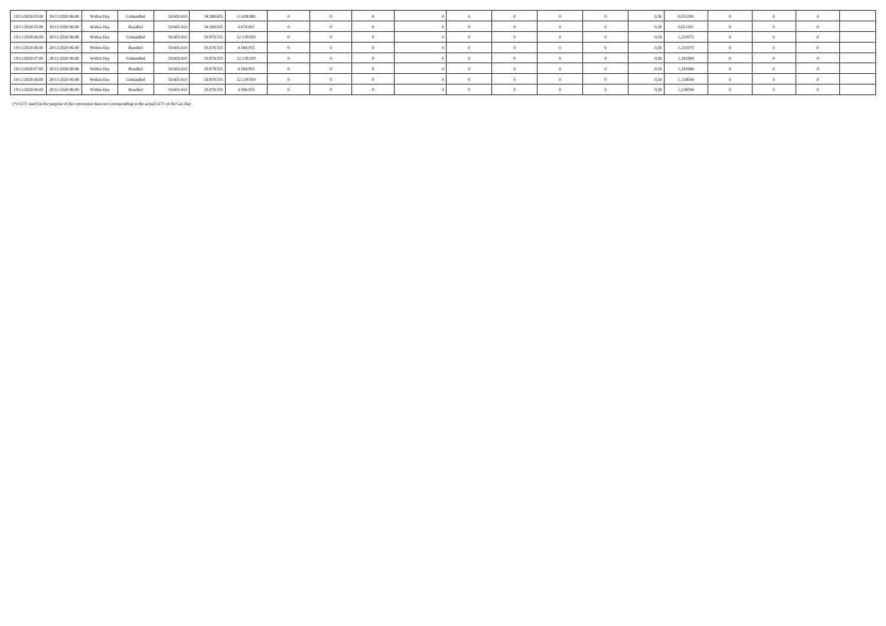| | | | | | | | | | | | | | | | | | | | | | |
|---|---|---|---|---|---|---|---|---|---|---|---|---|---|---|---|---|---|---|---|---|---|
| 19/11/2020 05.00 | 19/11/2020 06.00 | Within Day | Unbundled | 50.603.410 | 34.288.635 | 11.639.883 | 0 | 0 | 0 | | 0 | 0 | 0 | 0 | 0 | 0,50 | 0,051391 | 0 | 0 | 0 | |
| 19/11/2020 05.00 | 19/11/2020 06.00 | Within Day | Bundled | 50.603.410 | 34.288.635 | 4.674.891 | 0 | 0 | 0 | | 0 | 0 | 0 | 0 | 0 | 0,50 | 0,051391 | 0 | 0 | 0 | |
| 19/11/2020 06.00 | 20/11/2020 06.00 | Within Day | Unbundled | 50.603.410 | 33.878.535 | 12.139.919 | 0 | 0 | 0 | | 0 | 0 | 0 | 0 | 0 | 0,50 | 1,233375 | 0 | 0 | 0 | |
| 19/11/2020 06.00 | 20/11/2020 06.00 | Within Day | Bundled | 50.603.410 | 33.878.535 | 4.584.955 | 0 | 0 | 0 | | 0 | 0 | 0 | 0 | 0 | 0,50 | 1,233375 | 0 | 0 | 0 | |
| 19/11/2020 07.00 | 20/11/2020 06.00 | Within Day | Unbundled | 50.603.410 | 33.878.535 | 12.139.919 | 0 | 0 | 0 | | 0 | 0 | 0 | 0 | 0 | 0,50 | 1,181984 | 0 | 0 | 0 | |
| 19/11/2020 07.00 | 20/11/2020 06.00 | Within Day | Bundled | 50.603.410 | 33.878.535 | 4.584.955 | 0 | 0 | 0 | | 0 | 0 | 0 | 0 | 0 | 0,50 | 1,181984 | 0 | 0 | 0 | |
| 19/11/2020 08.00 | 20/11/2020 06.00 | Within Day | Unbundled | 50.603.410 | 33.878.535 | 12.139.919 | 0 | 0 | 0 | | 0 | 0 | 0 | 0 | 0 | 0,50 | 1,130594 | 0 | 0 | 0 | |
| 19/11/2020 08.00 | 20/11/2020 06.00 | Within Day | Bundled | 50.603.410 | 33.878.535 | 4.584.955 | 0 | 0 | 0 | | 0 | 0 | 0 | 0 | 0 | 0,50 | 1,130594 | 0 | 0 | 0 | |

(*) GCV used for the purpose of the conversion does not corresponding to the actual GCV of the Gas Day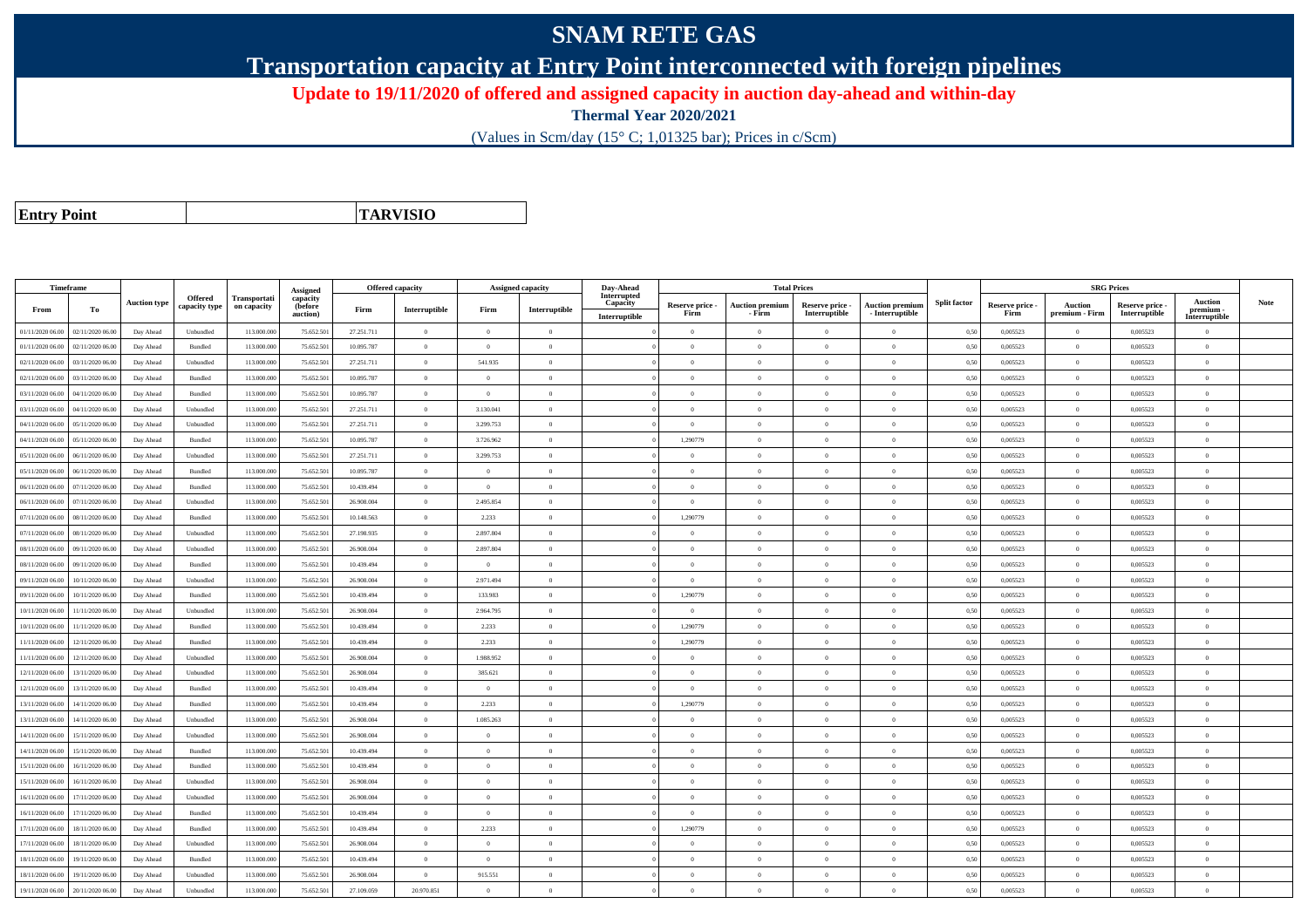# SNAM RETE GAS

## Transportation capacity at Entry Point interconnected with foreign pipelines

### Update to 19/11/2020 of offered and assigned capacity in auction day-ahead and within-day

**Thermal Year 2020/2021**

(Values in Scm/day (15° C; 1,01325 bar); Prices in c/Scm)

| **Entry Point** | **TARVISIO** |
|---|---|

| Timeframe | | Auction type | Offered capacity type | Transportation capacity | Assigned capacity (before auction) | Offered capacity | | Assigned capacity | | Day-Ahead Interrupted Capacity | Total Prices | | | | Split factor | SRG Prices | | | | Note |
|---|---|---|---|---|---|---|---|---|---|---|---|---|---|---|---|---|---|---|---|---|
| From | To | | | | | Firm | Interruptible | Firm | Interruptible | Interruptible | Reserve price - Firm | Auction premium - Firm | Reserve price - Interruptible | Auction premium - Interruptible | | Reserve price - Firm | Auction premium - Firm | Reserve price - Interruptible | Auction premium - Interruptible | |
| 01/11/2020 06.00 | 02/11/2020 06.00 | Day Ahead | Unbundled | 113.000.000 | 75.652.501 | 27.251.711 | 0 | 0 | 0 | 0 | 0 | 0 | 0 | 0 | 0,50 | 0,005523 | 0 | 0,005523 | 0 | |
| 01/11/2020 06.00 | 02/11/2020 06.00 | Day Ahead | Bundled | 113.000.000 | 75.652.501 | 10.095.787 | 0 | 0 | 0 | 0 | 0 | 0 | 0 | 0 | 0,50 | 0,005523 | 0 | 0,005523 | 0 | |
| 02/11/2020 06.00 | 03/11/2020 06.00 | Day Ahead | Unbundled | 113.000.000 | 75.652.501 | 27.251.711 | 0 | 541.935 | 0 | 0 | 0 | 0 | 0 | 0 | 0,50 | 0,005523 | 0 | 0,005523 | 0 | |
| 02/11/2020 06.00 | 03/11/2020 06.00 | Day Ahead | Bundled | 113.000.000 | 75.652.501 | 10.095.787 | 0 | 0 | 0 | 0 | 0 | 0 | 0 | 0 | 0,50 | 0,005523 | 0 | 0,005523 | 0 | |
| 03/11/2020 06.00 | 04/11/2020 06.00 | Day Ahead | Bundled | 113.000.000 | 75.652.501 | 10.095.787 | 0 | 0 | 0 | 0 | 0 | 0 | 0 | 0 | 0,50 | 0,005523 | 0 | 0,005523 | 0 | |
| 03/11/2020 06.00 | 04/11/2020 06.00 | Day Ahead | Unbundled | 113.000.000 | 75.652.501 | 27.251.711 | 0 | 3.130.041 | 0 | 0 | 0 | 0 | 0 | 0 | 0,50 | 0,005523 | 0 | 0,005523 | 0 | |
| 04/11/2020 06.00 | 05/11/2020 06.00 | Day Ahead | Unbundled | 113.000.000 | 75.652.501 | 27.251.711 | 0 | 3.299.753 | 0 | 0 | 0 | 0 | 0 | 0 | 0,50 | 0,005523 | 0 | 0,005523 | 0 | |
| 04/11/2020 06.00 | 05/11/2020 06.00 | Day Ahead | Bundled | 113.000.000 | 75.652.501 | 10.095.787 | 0 | 3.726.962 | 0 | 0 | 1,290779 | 0 | 0 | 0 | 0,50 | 0,005523 | 0 | 0,005523 | 0 | |
| 05/11/2020 06.00 | 06/11/2020 06.00 | Day Ahead | Unbundled | 113.000.000 | 75.652.501 | 27.251.711 | 0 | 3.299.753 | 0 | 0 | 0 | 0 | 0 | 0 | 0,50 | 0,005523 | 0 | 0,005523 | 0 | |
| 05/11/2020 06.00 | 06/11/2020 06.00 | Day Ahead | Bundled | 113.000.000 | 75.652.501 | 10.095.787 | 0 | 0 | 0 | 0 | 0 | 0 | 0 | 0 | 0,50 | 0,005523 | 0 | 0,005523 | 0 | |
| 06/11/2020 06.00 | 07/11/2020 06.00 | Day Ahead | Bundled | 113.000.000 | 75.652.501 | 10.439.494 | 0 | 0 | 0 | 0 | 0 | 0 | 0 | 0 | 0,50 | 0,005523 | 0 | 0,005523 | 0 | |
| 06/11/2020 06.00 | 07/11/2020 06.00 | Day Ahead | Unbundled | 113.000.000 | 75.652.501 | 26.908.004 | 0 | 2.495.854 | 0 | 0 | 0 | 0 | 0 | 0 | 0,50 | 0,005523 | 0 | 0,005523 | 0 | |
| 07/11/2020 06.00 | 08/11/2020 06.00 | Day Ahead | Bundled | 113.000.000 | 75.652.501 | 10.148.563 | 0 | 2.233 | 0 | 0 | 1,290779 | 0 | 0 | 0 | 0,50 | 0,005523 | 0 | 0,005523 | 0 | |
| 07/11/2020 06.00 | 08/11/2020 06.00 | Day Ahead | Unbundled | 113.000.000 | 75.652.501 | 27.198.935 | 0 | 2.897.804 | 0 | 0 | 0 | 0 | 0 | 0 | 0,50 | 0,005523 | 0 | 0,005523 | 0 | |
| 08/11/2020 06.00 | 09/11/2020 06.00 | Day Ahead | Unbundled | 113.000.000 | 75.652.501 | 26.908.004 | 0 | 2.897.804 | 0 | 0 | 0 | 0 | 0 | 0 | 0,50 | 0,005523 | 0 | 0,005523 | 0 | |
| 08/11/2020 06.00 | 09/11/2020 06.00 | Day Ahead | Bundled | 113.000.000 | 75.652.501 | 10.439.494 | 0 | 0 | 0 | 0 | 0 | 0 | 0 | 0 | 0,50 | 0,005523 | 0 | 0,005523 | 0 | |
| 09/11/2020 06.00 | 10/11/2020 06.00 | Day Ahead | Unbundled | 113.000.000 | 75.652.501 | 26.908.004 | 0 | 2.971.494 | 0 | 0 | 0 | 0 | 0 | 0 | 0,50 | 0,005523 | 0 | 0,005523 | 0 | |
| 09/11/2020 06.00 | 10/11/2020 06.00 | Day Ahead | Bundled | 113.000.000 | 75.652.501 | 10.439.494 | 0 | 133.983 | 0 | 0 | 1,290779 | 0 | 0 | 0 | 0,50 | 0,005523 | 0 | 0,005523 | 0 | |
| 10/11/2020 06.00 | 11/11/2020 06.00 | Day Ahead | Unbundled | 113.000.000 | 75.652.501 | 26.908.004 | 0 | 2.964.795 | 0 | 0 | 0 | 0 | 0 | 0 | 0,50 | 0,005523 | 0 | 0,005523 | 0 | |
| 10/11/2020 06.00 | 11/11/2020 06.00 | Day Ahead | Bundled | 113.000.000 | 75.652.501 | 10.439.494 | 0 | 2.233 | 0 | 0 | 1,290779 | 0 | 0 | 0 | 0,50 | 0,005523 | 0 | 0,005523 | 0 | |
| 11/11/2020 06.00 | 12/11/2020 06.00 | Day Ahead | Bundled | 113.000.000 | 75.652.501 | 10.439.494 | 0 | 2.233 | 0 | 0 | 1,290779 | 0 | 0 | 0 | 0,50 | 0,005523 | 0 | 0,005523 | 0 | |
| 11/11/2020 06.00 | 12/11/2020 06.00 | Day Ahead | Unbundled | 113.000.000 | 75.652.501 | 26.908.004 | 0 | 1.988.952 | 0 | 0 | 0 | 0 | 0 | 0 | 0,50 | 0,005523 | 0 | 0,005523 | 0 | |
| 12/11/2020 06.00 | 13/11/2020 06.00 | Day Ahead | Unbundled | 113.000.000 | 75.652.501 | 26.908.004 | 0 | 385.621 | 0 | 0 | 0 | 0 | 0 | 0 | 0,50 | 0,005523 | 0 | 0,005523 | 0 | |
| 12/11/2020 06.00 | 13/11/2020 06.00 | Day Ahead | Bundled | 113.000.000 | 75.652.501 | 10.439.494 | 0 | 0 | 0 | 0 | 0 | 0 | 0 | 0 | 0,50 | 0,005523 | 0 | 0,005523 | 0 | |
| 13/11/2020 06.00 | 14/11/2020 06.00 | Day Ahead | Bundled | 113.000.000 | 75.652.501 | 10.439.494 | 0 | 2.233 | 0 | 0 | 1,290779 | 0 | 0 | 0 | 0,50 | 0,005523 | 0 | 0,005523 | 0 | |
| 13/11/2020 06.00 | 14/11/2020 06.00 | Day Ahead | Unbundled | 113.000.000 | 75.652.501 | 26.908.004 | 0 | 1.085.263 | 0 | 0 | 0 | 0 | 0 | 0 | 0,50 | 0,005523 | 0 | 0,005523 | 0 | |
| 14/11/2020 06.00 | 15/11/2020 06.00 | Day Ahead | Unbundled | 113.000.000 | 75.652.501 | 26.908.004 | 0 | 0 | 0 | 0 | 0 | 0 | 0 | 0 | 0,50 | 0,005523 | 0 | 0,005523 | 0 | |
| 14/11/2020 06.00 | 15/11/2020 06.00 | Day Ahead | Bundled | 113.000.000 | 75.652.501 | 10.439.494 | 0 | 0 | 0 | 0 | 0 | 0 | 0 | 0 | 0,50 | 0,005523 | 0 | 0,005523 | 0 | |
| 15/11/2020 06.00 | 16/11/2020 06.00 | Day Ahead | Bundled | 113.000.000 | 75.652.501 | 10.439.494 | 0 | 0 | 0 | 0 | 0 | 0 | 0 | 0 | 0,50 | 0,005523 | 0 | 0,005523 | 0 | |
| 15/11/2020 06.00 | 16/11/2020 06.00 | Day Ahead | Unbundled | 113.000.000 | 75.652.501 | 26.908.004 | 0 | 0 | 0 | 0 | 0 | 0 | 0 | 0 | 0,50 | 0,005523 | 0 | 0,005523 | 0 | |
| 16/11/2020 06.00 | 17/11/2020 06.00 | Day Ahead | Unbundled | 113.000.000 | 75.652.501 | 26.908.004 | 0 | 0 | 0 | 0 | 0 | 0 | 0 | 0 | 0,50 | 0,005523 | 0 | 0,005523 | 0 | |
| 16/11/2020 06.00 | 17/11/2020 06.00 | Day Ahead | Bundled | 113.000.000 | 75.652.501 | 10.439.494 | 0 | 0 | 0 | 0 | 0 | 0 | 0 | 0 | 0,50 | 0,005523 | 0 | 0,005523 | 0 | |
| 17/11/2020 06.00 | 18/11/2020 06.00 | Day Ahead | Bundled | 113.000.000 | 75.652.501 | 10.439.494 | 0 | 2.233 | 0 | 0 | 1,290779 | 0 | 0 | 0 | 0,50 | 0,005523 | 0 | 0,005523 | 0 | |
| 17/11/2020 06.00 | 18/11/2020 06.00 | Day Ahead | Unbundled | 113.000.000 | 75.652.501 | 26.908.004 | 0 | 0 | 0 | 0 | 0 | 0 | 0 | 0 | 0,50 | 0,005523 | 0 | 0,005523 | 0 | |
| 18/11/2020 06.00 | 19/11/2020 06.00 | Day Ahead | Bundled | 113.000.000 | 75.652.501 | 10.439.494 | 0 | 0 | 0 | 0 | 0 | 0 | 0 | 0 | 0,50 | 0,005523 | 0 | 0,005523 | 0 | |
| 18/11/2020 06.00 | 19/11/2020 06.00 | Day Ahead | Unbundled | 113.000.000 | 75.652.501 | 26.908.004 | 0 | 915.551 | 0 | 0 | 0 | 0 | 0 | 0 | 0,50 | 0,005523 | 0 | 0,005523 | 0 | |
| 19/11/2020 06.00 | 20/11/2020 06.00 | Day Ahead | Unbundled | 113.000.000 | 75.652.501 | 27.109.059 | 20.970.851 | 0 | 0 | 0 | 0 | 0 | 0 | 0 | 0,50 | 0,005523 | 0 | 0,005523 | 0 | |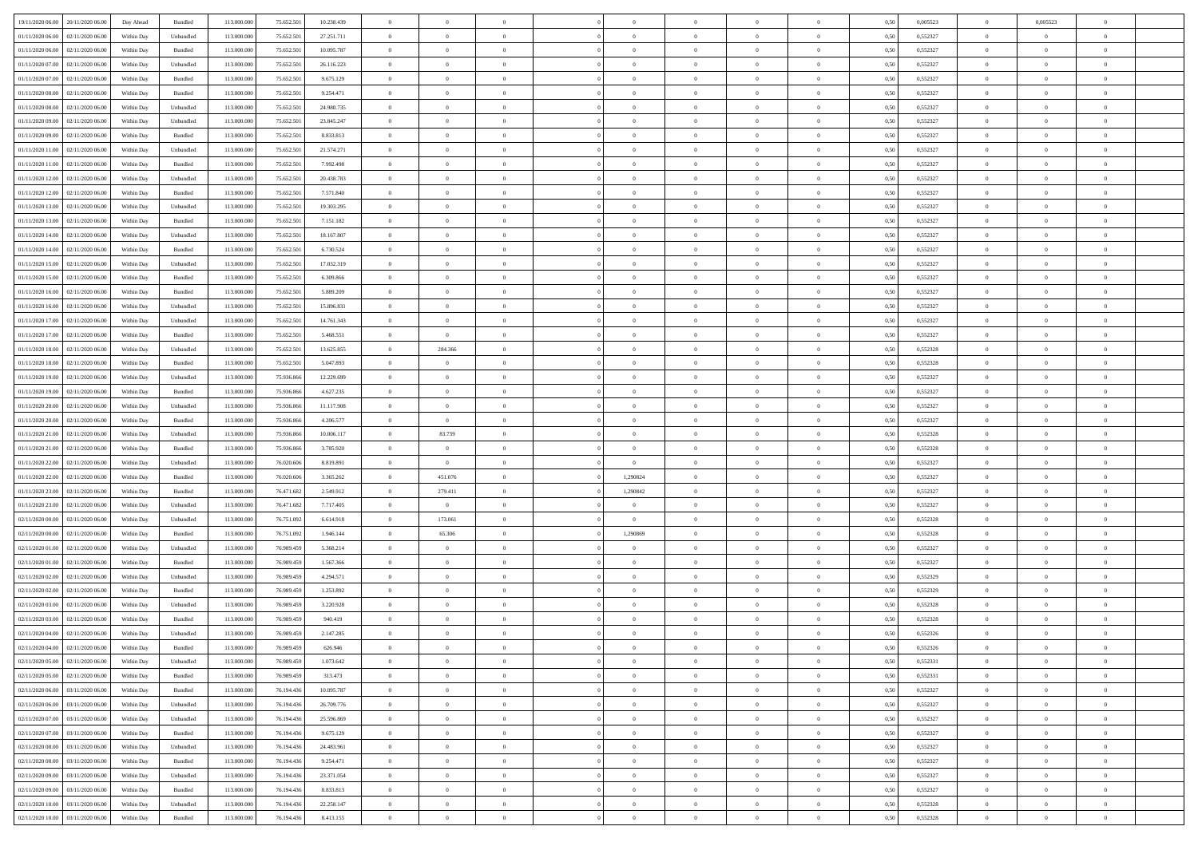| | | | | | | | | | | | | | | | | | | | | |
|---|---|---|---|---|---|---|---|---|---|---|---|---|---|---|---|---|---|---|---|---|
| 19/11/2020 06.00 | 20/11/2020 06.00 | Day Ahead | Bundled | 113.000.000 | 75.652.501 | 10.238.439 | 0 | 0 | 0 | | 0 | 0 | 0 | 0 | 0,50 | 0,005523 | 0 | 0,005523 | 0 | |
| 01/11/2020 06.00 | 02/11/2020 06.00 | Within Day | Unbundled | 113.000.000 | 75.652.501 | 27.251.711 | 0 | 0 | 0 | | 0 | 0 | 0 | 0 | 0,50 | 0,552327 | 0 | 0 | 0 | |
| 01/11/2020 06.00 | 02/11/2020 06.00 | Within Day | Bundled | 113.000.000 | 75.652.501 | 10.095.787 | 0 | 0 | 0 | | 0 | 0 | 0 | 0 | 0,50 | 0,552327 | 0 | 0 | 0 | |
| 01/11/2020 07.00 | 02/11/2020 06.00 | Within Day | Unbundled | 113.000.000 | 75.652.501 | 26.116.223 | 0 | 0 | 0 | | 0 | 0 | 0 | 0 | 0,50 | 0,552327 | 0 | 0 | 0 | |
| 01/11/2020 07.00 | 02/11/2020 06.00 | Within Day | Bundled | 113.000.000 | 75.652.501 | 9.675.129 | 0 | 0 | 0 | | 0 | 0 | 0 | 0 | 0,50 | 0,552327 | 0 | 0 | 0 | |
| 01/11/2020 08.00 | 02/11/2020 06.00 | Within Day | Bundled | 113.000.000 | 75.652.501 | 9.254.471 | 0 | 0 | 0 | | 0 | 0 | 0 | 0 | 0,50 | 0,552327 | 0 | 0 | 0 | |
| 01/11/2020 08.00 | 02/11/2020 06.00 | Within Day | Unbundled | 113.000.000 | 75.652.501 | 24.980.735 | 0 | 0 | 0 | | 0 | 0 | 0 | 0 | 0,50 | 0,552327 | 0 | 0 | 0 | |
| 01/11/2020 09.00 | 02/11/2020 06.00 | Within Day | Unbundled | 113.000.000 | 75.652.501 | 23.845.247 | 0 | 0 | 0 | | 0 | 0 | 0 | 0 | 0,50 | 0,552327 | 0 | 0 | 0 | |
| 01/11/2020 09.00 | 02/11/2020 06.00 | Within Day | Bundled | 113.000.000 | 75.652.501 | 8.833.813 | 0 | 0 | 0 | | 0 | 0 | 0 | 0 | 0,50 | 0,552327 | 0 | 0 | 0 | |
| 01/11/2020 11.00 | 02/11/2020 06.00 | Within Day | Unbundled | 113.000.000 | 75.652.501 | 21.574.271 | 0 | 0 | 0 | | 0 | 0 | 0 | 0 | 0,50 | 0,552327 | 0 | 0 | 0 | |
| 01/11/2020 11.00 | 02/11/2020 06.00 | Within Day | Bundled | 113.000.000 | 75.652.501 | 7.992.498 | 0 | 0 | 0 | | 0 | 0 | 0 | 0 | 0,50 | 0,552327 | 0 | 0 | 0 | |
| 01/11/2020 12.00 | 02/11/2020 06.00 | Within Day | Unbundled | 113.000.000 | 75.652.501 | 20.438.783 | 0 | 0 | 0 | | 0 | 0 | 0 | 0 | 0,50 | 0,552327 | 0 | 0 | 0 | |
| 01/11/2020 12.00 | 02/11/2020 06.00 | Within Day | Bundled | 113.000.000 | 75.652.501 | 7.571.840 | 0 | 0 | 0 | | 0 | 0 | 0 | 0 | 0,50 | 0,552327 | 0 | 0 | 0 | |
| 01/11/2020 13.00 | 02/11/2020 06.00 | Within Day | Unbundled | 113.000.000 | 75.652.501 | 19.303.295 | 0 | 0 | 0 | | 0 | 0 | 0 | 0 | 0,50 | 0,552327 | 0 | 0 | 0 | |
| 01/11/2020 13.00 | 02/11/2020 06.00 | Within Day | Bundled | 113.000.000 | 75.652.501 | 7.151.182 | 0 | 0 | 0 | | 0 | 0 | 0 | 0 | 0,50 | 0,552327 | 0 | 0 | 0 | |
| 01/11/2020 14.00 | 02/11/2020 06.00 | Within Day | Unbundled | 113.000.000 | 75.652.501 | 18.167.807 | 0 | 0 | 0 | | 0 | 0 | 0 | 0 | 0,50 | 0,552327 | 0 | 0 | 0 | |
| 01/11/2020 14.00 | 02/11/2020 06.00 | Within Day | Bundled | 113.000.000 | 75.652.501 | 6.730.524 | 0 | 0 | 0 | | 0 | 0 | 0 | 0 | 0,50 | 0,552327 | 0 | 0 | 0 | |
| 01/11/2020 15.00 | 02/11/2020 06.00 | Within Day | Unbundled | 113.000.000 | 75.652.501 | 17.032.319 | 0 | 0 | 0 | | 0 | 0 | 0 | 0 | 0,50 | 0,552327 | 0 | 0 | 0 | |
| 01/11/2020 15.00 | 02/11/2020 06.00 | Within Day | Bundled | 113.000.000 | 75.652.501 | 6.309.866 | 0 | 0 | 0 | | 0 | 0 | 0 | 0 | 0,50 | 0,552327 | 0 | 0 | 0 | |
| 01/11/2020 16.00 | 02/11/2020 06.00 | Within Day | Bundled | 113.000.000 | 75.652.501 | 5.889.209 | 0 | 0 | 0 | | 0 | 0 | 0 | 0 | 0,50 | 0,552327 | 0 | 0 | 0 | |
| 01/11/2020 16.00 | 02/11/2020 06.00 | Within Day | Unbundled | 113.000.000 | 75.652.501 | 15.896.831 | 0 | 0 | 0 | | 0 | 0 | 0 | 0 | 0,50 | 0,552327 | 0 | 0 | 0 | |
| 01/11/2020 17.00 | 02/11/2020 06.00 | Within Day | Unbundled | 113.000.000 | 75.652.501 | 14.761.343 | 0 | 0 | 0 | | 0 | 0 | 0 | 0 | 0,50 | 0,552327 | 0 | 0 | 0 | |
| 01/11/2020 17.00 | 02/11/2020 06.00 | Within Day | Bundled | 113.000.000 | 75.652.501 | 5.468.551 | 0 | 0 | 0 | | 0 | 0 | 0 | 0 | 0,50 | 0,552327 | 0 | 0 | 0 | |
| 01/11/2020 18.00 | 02/11/2020 06.00 | Within Day | Unbundled | 113.000.000 | 75.652.501 | 13.625.855 | 0 | 284.366 | 0 | | 0 | 0 | 0 | 0 | 0,50 | 0,552328 | 0 | 0 | 0 | |
| 01/11/2020 18.00 | 02/11/2020 06.00 | Within Day | Bundled | 113.000.000 | 75.652.501 | 5.047.893 | 0 | 0 | 0 | | 0 | 0 | 0 | 0 | 0,50 | 0,552328 | 0 | 0 | 0 | |
| 01/11/2020 19.00 | 02/11/2020 06.00 | Within Day | Unbundled | 113.000.000 | 75.936.866 | 12.229.699 | 0 | 0 | 0 | | 0 | 0 | 0 | 0 | 0,50 | 0,552327 | 0 | 0 | 0 | |
| 01/11/2020 19.00 | 02/11/2020 06.00 | Within Day | Bundled | 113.000.000 | 75.936.866 | 4.627.235 | 0 | 0 | 0 | | 0 | 0 | 0 | 0 | 0,50 | 0,552327 | 0 | 0 | 0 | |
| 01/11/2020 20.00 | 02/11/2020 06.00 | Within Day | Unbundled | 113.000.000 | 75.936.866 | 11.117.908 | 0 | 0 | 0 | | 0 | 0 | 0 | 0 | 0,50 | 0,552327 | 0 | 0 | 0 | |
| 01/11/2020 20.00 | 02/11/2020 06.00 | Within Day | Bundled | 113.000.000 | 75.936.866 | 4.206.577 | 0 | 0 | 0 | | 0 | 0 | 0 | 0 | 0,50 | 0,552327 | 0 | 0 | 0 | |
| 01/11/2020 21.00 | 02/11/2020 06.00 | Within Day | Unbundled | 113.000.000 | 75.936.866 | 10.006.117 | 0 | 83.739 | 0 | | 0 | 0 | 0 | 0 | 0,50 | 0,552328 | 0 | 0 | 0 | |
| 01/11/2020 21.00 | 02/11/2020 06.00 | Within Day | Bundled | 113.000.000 | 75.936.866 | 3.785.920 | 0 | 0 | 0 | | 0 | 0 | 0 | 0 | 0,50 | 0,552328 | 0 | 0 | 0 | |
| 01/11/2020 22.00 | 02/11/2020 06.00 | Within Day | Unbundled | 113.000.000 | 76.020.606 | 8.819.891 | 0 | 0 | 0 | | 0 | 0 | 0 | 0 | 0,50 | 0,552327 | 0 | 0 | 0 | |
| 01/11/2020 22.00 | 02/11/2020 06.00 | Within Day | Bundled | 113.000.000 | 76.020.606 | 3.365.262 | 0 | 451.076 | 0 | | 1,290824 | 0 | 0 | 0 | 0,50 | 0,552327 | 0 | 0 | 0 | |
| 01/11/2020 23.00 | 02/11/2020 06.00 | Within Day | Bundled | 113.000.000 | 76.471.682 | 2.549.912 | 0 | 279.411 | 0 | | 1,290842 | 0 | 0 | 0 | 0,50 | 0,552327 | 0 | 0 | 0 | |
| 01/11/2020 23.00 | 02/11/2020 06.00 | Within Day | Unbundled | 113.000.000 | 76.471.682 | 7.717.405 | 0 | 0 | 0 | | 0 | 0 | 0 | 0 | 0,50 | 0,552327 | 0 | 0 | 0 | |
| 02/11/2020 00.00 | 02/11/2020 06.00 | Within Day | Unbundled | 113.000.000 | 76.751.092 | 6.614.918 | 0 | 173.061 | 0 | | 0 | 0 | 0 | 0 | 0,50 | 0,552328 | 0 | 0 | 0 | |
| 02/11/2020 00.00 | 02/11/2020 06.00 | Within Day | Bundled | 113.000.000 | 76.751.092 | 1.946.144 | 0 | 65.306 | 0 | | 1,290869 | 0 | 0 | 0 | 0,50 | 0,552328 | 0 | 0 | 0 | |
| 02/11/2020 01.00 | 02/11/2020 06.00 | Within Day | Unbundled | 113.000.000 | 76.989.459 | 5.368.214 | 0 | 0 | 0 | | 0 | 0 | 0 | 0 | 0,50 | 0,552327 | 0 | 0 | 0 | |
| 02/11/2020 01.00 | 02/11/2020 06.00 | Within Day | Bundled | 113.000.000 | 76.989.459 | 1.567.366 | 0 | 0 | 0 | | 0 | 0 | 0 | 0 | 0,50 | 0,552327 | 0 | 0 | 0 | |
| 02/11/2020 02.00 | 02/11/2020 06.00 | Within Day | Unbundled | 113.000.000 | 76.989.459 | 4.294.571 | 0 | 0 | 0 | | 0 | 0 | 0 | 0 | 0,50 | 0,552329 | 0 | 0 | 0 | |
| 02/11/2020 02.00 | 02/11/2020 06.00 | Within Day | Bundled | 113.000.000 | 76.989.459 | 1.253.892 | 0 | 0 | 0 | | 0 | 0 | 0 | 0 | 0,50 | 0,552329 | 0 | 0 | 0 | |
| 02/11/2020 03.00 | 02/11/2020 06.00 | Within Day | Unbundled | 113.000.000 | 76.989.459 | 3.220.928 | 0 | 0 | 0 | | 0 | 0 | 0 | 0 | 0,50 | 0,552328 | 0 | 0 | 0 | |
| 02/11/2020 03.00 | 02/11/2020 06.00 | Within Day | Bundled | 113.000.000 | 76.989.459 | 940.419 | 0 | 0 | 0 | | 0 | 0 | 0 | 0 | 0,50 | 0,552328 | 0 | 0 | 0 | |
| 02/11/2020 04.00 | 02/11/2020 06.00 | Within Day | Unbundled | 113.000.000 | 76.989.459 | 2.147.285 | 0 | 0 | 0 | | 0 | 0 | 0 | 0 | 0,50 | 0,552326 | 0 | 0 | 0 | |
| 02/11/2020 04.00 | 02/11/2020 06.00 | Within Day | Bundled | 113.000.000 | 76.989.459 | 626.946 | 0 | 0 | 0 | | 0 | 0 | 0 | 0 | 0,50 | 0,552326 | 0 | 0 | 0 | |
| 02/11/2020 05.00 | 02/11/2020 06.00 | Within Day | Unbundled | 113.000.000 | 76.989.459 | 1.073.642 | 0 | 0 | 0 | | 0 | 0 | 0 | 0 | 0,50 | 0,552331 | 0 | 0 | 0 | |
| 02/11/2020 05.00 | 02/11/2020 06.00 | Within Day | Bundled | 113.000.000 | 76.989.459 | 313.473 | 0 | 0 | 0 | | 0 | 0 | 0 | 0 | 0,50 | 0,552331 | 0 | 0 | 0 | |
| 02/11/2020 06.00 | 03/11/2020 06.00 | Within Day | Bundled | 113.000.000 | 76.194.436 | 10.095.787 | 0 | 0 | 0 | | 0 | 0 | 0 | 0 | 0,50 | 0,552327 | 0 | 0 | 0 | |
| 02/11/2020 06.00 | 03/11/2020 06.00 | Within Day | Unbundled | 113.000.000 | 76.194.436 | 26.709.776 | 0 | 0 | 0 | | 0 | 0 | 0 | 0 | 0,50 | 0,552327 | 0 | 0 | 0 | |
| 02/11/2020 07.00 | 03/11/2020 06.00 | Within Day | Unbundled | 113.000.000 | 76.194.436 | 25.596.869 | 0 | 0 | 0 | | 0 | 0 | 0 | 0 | 0,50 | 0,552327 | 0 | 0 | 0 | |
| 02/11/2020 07.00 | 03/11/2020 06.00 | Within Day | Bundled | 113.000.000 | 76.194.436 | 9.675.129 | 0 | 0 | 0 | | 0 | 0 | 0 | 0 | 0,50 | 0,552327 | 0 | 0 | 0 | |
| 02/11/2020 08.00 | 03/11/2020 06.00 | Within Day | Unbundled | 113.000.000 | 76.194.436 | 24.483.961 | 0 | 0 | 0 | | 0 | 0 | 0 | 0 | 0,50 | 0,552327 | 0 | 0 | 0 | |
| 02/11/2020 08.00 | 03/11/2020 06.00 | Within Day | Bundled | 113.000.000 | 76.194.436 | 9.254.471 | 0 | 0 | 0 | | 0 | 0 | 0 | 0 | 0,50 | 0,552327 | 0 | 0 | 0 | |
| 02/11/2020 09.00 | 03/11/2020 06.00 | Within Day | Unbundled | 113.000.000 | 76.194.436 | 23.371.054 | 0 | 0 | 0 | | 0 | 0 | 0 | 0 | 0,50 | 0,552327 | 0 | 0 | 0 | |
| 02/11/2020 09.00 | 03/11/2020 06.00 | Within Day | Bundled | 113.000.000 | 76.194.436 | 8.833.813 | 0 | 0 | 0 | | 0 | 0 | 0 | 0 | 0,50 | 0,552327 | 0 | 0 | 0 | |
| 02/11/2020 10.00 | 03/11/2020 06.00 | Within Day | Unbundled | 113.000.000 | 76.194.436 | 22.258.147 | 0 | 0 | 0 | | 0 | 0 | 0 | 0 | 0,50 | 0,552328 | 0 | 0 | 0 | |
| 02/11/2020 10.00 | 03/11/2020 06.00 | Within Day | Bundled | 113.000.000 | 76.194.436 | 8.413.155 | 0 | 0 | 0 | | 0 | 0 | 0 | 0 | 0,50 | 0,552328 | 0 | 0 | 0 | |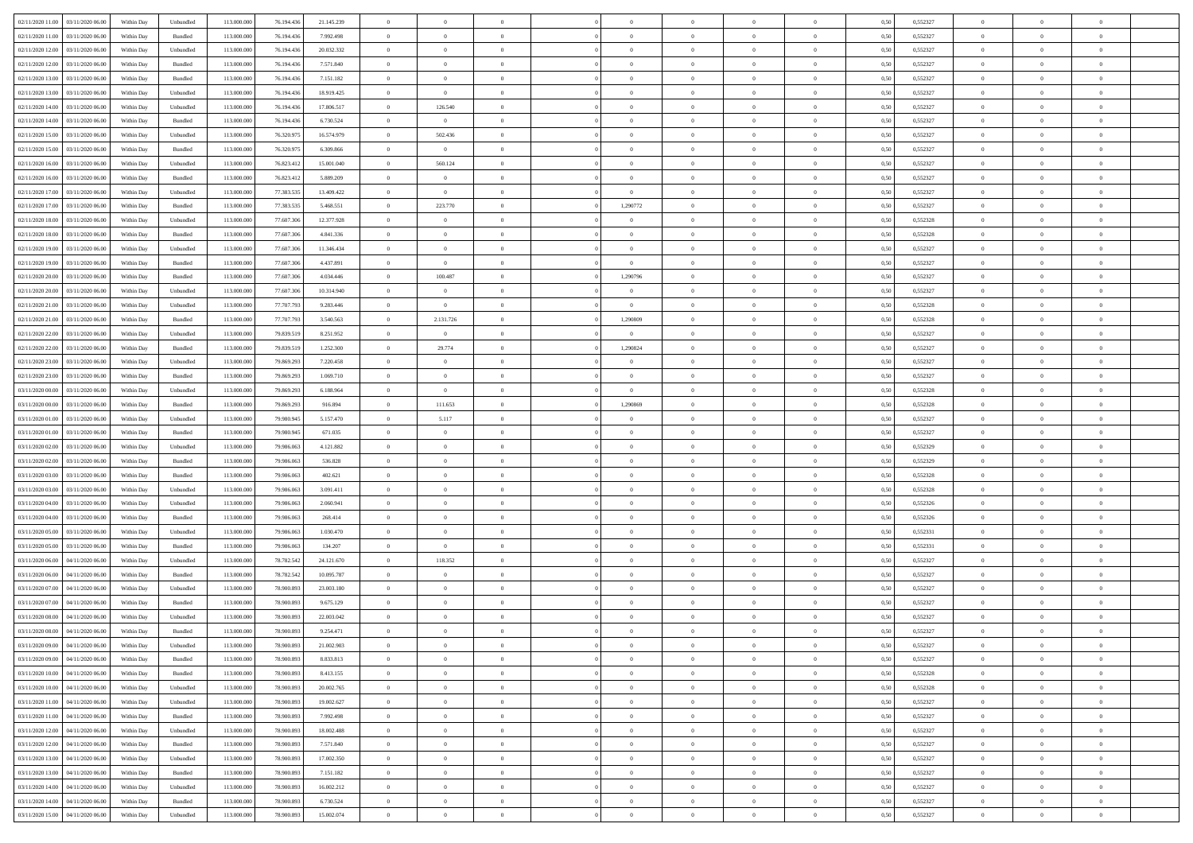| | | | | | | | | | | | | | | | | | | | | | |
|---|---|---|---|---|---|---|---|---|---|---|---|---|---|---|---|---|---|---|---|---|---|
| 02/11/2020 11:00 | 03/11/2020 06:00 | Within Day | Unbundled | 113.000.000 | 76.194.436 | 21.145.239 | 0 | 0 | 0 | | | 0 | 0 | 0 | 0 | 0,50 | 0,552327 | 0 | 0 | 0 | |
| 02/11/2020 11:00 | 03/11/2020 06:00 | Within Day | Bundled | 113.000.000 | 76.194.436 | 7.992.498 | 0 | 0 | 0 | | | 0 | 0 | 0 | 0 | 0,50 | 0,552327 | 0 | 0 | 0 | |
| 02/11/2020 12:00 | 03/11/2020 06:00 | Within Day | Unbundled | 113.000.000 | 76.194.436 | 20.032.332 | 0 | 0 | 0 | | | 0 | 0 | 0 | 0 | 0,50 | 0,552327 | 0 | 0 | 0 | |
| 02/11/2020 12:00 | 03/11/2020 06:00 | Within Day | Bundled | 113.000.000 | 76.194.436 | 7.571.840 | 0 | 0 | 0 | | | 0 | 0 | 0 | 0 | 0,50 | 0,552327 | 0 | 0 | 0 | |
| 02/11/2020 13:00 | 03/11/2020 06:00 | Within Day | Bundled | 113.000.000 | 76.194.436 | 7.151.182 | 0 | 0 | 0 | | | 0 | 0 | 0 | 0 | 0,50 | 0,552327 | 0 | 0 | 0 | |
| 02/11/2020 13:00 | 03/11/2020 06:00 | Within Day | Unbundled | 113.000.000 | 76.194.436 | 18.919.425 | 0 | 0 | 0 | | | 0 | 0 | 0 | 0 | 0,50 | 0,552327 | 0 | 0 | 0 | |
| 02/11/2020 14:00 | 03/11/2020 06:00 | Within Day | Unbundled | 113.000.000 | 76.194.436 | 17.806.517 | 0 | 126.540 | 0 | | | 0 | 0 | 0 | 0 | 0,50 | 0,552327 | 0 | 0 | 0 | |
| 02/11/2020 14:00 | 03/11/2020 06:00 | Within Day | Bundled | 113.000.000 | 76.194.436 | 6.730.524 | 0 | 0 | 0 | | | 0 | 0 | 0 | 0 | 0,50 | 0,552327 | 0 | 0 | 0 | |
| 02/11/2020 15:00 | 03/11/2020 06:00 | Within Day | Unbundled | 113.000.000 | 76.320.975 | 16.574.979 | 0 | 502.436 | 0 | | | 0 | 0 | 0 | 0 | 0,50 | 0,552327 | 0 | 0 | 0 | |
| 02/11/2020 15:00 | 03/11/2020 06:00 | Within Day | Bundled | 113.000.000 | 76.320.975 | 6.309.866 | 0 | 0 | 0 | | | 0 | 0 | 0 | 0 | 0,50 | 0,552327 | 0 | 0 | 0 | |
| 02/11/2020 16:00 | 03/11/2020 06:00 | Within Day | Unbundled | 113.000.000 | 76.823.412 | 15.001.040 | 0 | 560.124 | 0 | | | 0 | 0 | 0 | 0 | 0,50 | 0,552327 | 0 | 0 | 0 | |
| 02/11/2020 16:00 | 03/11/2020 06:00 | Within Day | Bundled | 113.000.000 | 76.823.412 | 5.889.209 | 0 | 0 | 0 | | | 0 | 0 | 0 | 0 | 0,50 | 0,552327 | 0 | 0 | 0 | |
| 02/11/2020 17:00 | 03/11/2020 06:00 | Within Day | Unbundled | 113.000.000 | 77.383.535 | 13.409.422 | 0 | 0 | 0 | | | 0 | 0 | 0 | 0 | 0,50 | 0,552327 | 0 | 0 | 0 | |
| 02/11/2020 17:00 | 03/11/2020 06:00 | Within Day | Bundled | 113.000.000 | 77.383.535 | 5.468.551 | 0 | 223.770 | 0 | | | 1,290772 | 0 | 0 | 0 | 0,50 | 0,552327 | 0 | 0 | 0 | |
| 02/11/2020 18:00 | 03/11/2020 06:00 | Within Day | Unbundled | 113.000.000 | 77.607.306 | 12.377.928 | 0 | 0 | 0 | | | 0 | 0 | 0 | 0 | 0,50 | 0,552328 | 0 | 0 | 0 | |
| 02/11/2020 18:00 | 03/11/2020 06:00 | Within Day | Bundled | 113.000.000 | 77.607.306 | 4.841.336 | 0 | 0 | 0 | | | 0 | 0 | 0 | 0 | 0,50 | 0,552328 | 0 | 0 | 0 | |
| 02/11/2020 19:00 | 03/11/2020 06:00 | Within Day | Unbundled | 113.000.000 | 77.607.306 | 11.346.434 | 0 | 0 | 0 | | | 0 | 0 | 0 | 0 | 0,50 | 0,552327 | 0 | 0 | 0 | |
| 02/11/2020 19:00 | 03/11/2020 06:00 | Within Day | Bundled | 113.000.000 | 77.607.306 | 4.437.891 | 0 | 0 | 0 | | | 0 | 0 | 0 | 0 | 0,50 | 0,552327 | 0 | 0 | 0 | |
| 02/11/2020 20:00 | 03/11/2020 06:00 | Within Day | Bundled | 113.000.000 | 77.607.306 | 4.034.446 | 0 | 100.487 | 0 | | | 1,290796 | 0 | 0 | 0 | 0,50 | 0,552327 | 0 | 0 | 0 | |
| 02/11/2020 20:00 | 03/11/2020 06:00 | Within Day | Unbundled | 113.000.000 | 77.607.306 | 10.314.940 | 0 | 0 | 0 | | | 0 | 0 | 0 | 0 | 0,50 | 0,552327 | 0 | 0 | 0 | |
| 02/11/2020 21:00 | 03/11/2020 06:00 | Within Day | Unbundled | 113.000.000 | 77.707.793 | 9.283.446 | 0 | 0 | 0 | | | 0 | 0 | 0 | 0 | 0,50 | 0,552328 | 0 | 0 | 0 | |
| 02/11/2020 21:00 | 03/11/2020 06:00 | Within Day | Bundled | 113.000.000 | 77.707.793 | 3.540.563 | 0 | 2.131.726 | 0 | | | 1,290809 | 0 | 0 | 0 | 0,50 | 0,552328 | 0 | 0 | 0 | |
| 02/11/2020 22:00 | 03/11/2020 06:00 | Within Day | Unbundled | 113.000.000 | 79.839.519 | 8.251.952 | 0 | 0 | 0 | | | 0 | 0 | 0 | 0 | 0,50 | 0,552327 | 0 | 0 | 0 | |
| 02/11/2020 22:00 | 03/11/2020 06:00 | Within Day | Bundled | 113.000.000 | 79.839.519 | 1.252.300 | 0 | 29.774 | 0 | | | 1,290824 | 0 | 0 | 0 | 0,50 | 0,552327 | 0 | 0 | 0 | |
| 02/11/2020 23:00 | 03/11/2020 06:00 | Within Day | Unbundled | 113.000.000 | 79.869.293 | 7.220.458 | 0 | 0 | 0 | | | 0 | 0 | 0 | 0 | 0,50 | 0,552327 | 0 | 0 | 0 | |
| 02/11/2020 23:00 | 03/11/2020 06:00 | Within Day | Bundled | 113.000.000 | 79.869.293 | 1.069.710 | 0 | 0 | 0 | | | 0 | 0 | 0 | 0 | 0,50 | 0,552327 | 0 | 0 | 0 | |
| 03/11/2020 00:00 | 03/11/2020 06:00 | Within Day | Unbundled | 113.000.000 | 79.869.293 | 6.188.964 | 0 | 0 | 0 | | | 0 | 0 | 0 | 0 | 0,50 | 0,552328 | 0 | 0 | 0 | |
| 03/11/2020 00:00 | 03/11/2020 06:00 | Within Day | Bundled | 113.000.000 | 79.869.293 | 916.894 | 0 | 111.653 | 0 | | | 1,290869 | 0 | 0 | 0 | 0,50 | 0,552328 | 0 | 0 | 0 | |
| 03/11/2020 01:00 | 03/11/2020 06:00 | Within Day | Unbundled | 113.000.000 | 79.980.945 | 5.157.470 | 0 | 5.117 | 0 | | | 0 | 0 | 0 | 0 | 0,50 | 0,552327 | 0 | 0 | 0 | |
| 03/11/2020 01:00 | 03/11/2020 06:00 | Within Day | Bundled | 113.000.000 | 79.980.945 | 671.035 | 0 | 0 | 0 | | | 0 | 0 | 0 | 0 | 0,50 | 0,552327 | 0 | 0 | 0 | |
| 03/11/2020 02:00 | 03/11/2020 06:00 | Within Day | Unbundled | 113.000.000 | 79.986.063 | 4.121.882 | 0 | 0 | 0 | | | 0 | 0 | 0 | 0 | 0,50 | 0,552329 | 0 | 0 | 0 | |
| 03/11/2020 02:00 | 03/11/2020 06:00 | Within Day | Bundled | 113.000.000 | 79.986.063 | 536.828 | 0 | 0 | 0 | | | 0 | 0 | 0 | 0 | 0,50 | 0,552329 | 0 | 0 | 0 | |
| 03/11/2020 03:00 | 03/11/2020 06:00 | Within Day | Bundled | 113.000.000 | 79.986.063 | 402.621 | 0 | 0 | 0 | | | 0 | 0 | 0 | 0 | 0,50 | 0,552328 | 0 | 0 | 0 | |
| 03/11/2020 03:00 | 03/11/2020 06:00 | Within Day | Unbundled | 113.000.000 | 79.986.063 | 3.091.411 | 0 | 0 | 0 | | | 0 | 0 | 0 | 0 | 0,50 | 0,552328 | 0 | 0 | 0 | |
| 03/11/2020 04:00 | 03/11/2020 06:00 | Within Day | Unbundled | 113.000.000 | 79.986.063 | 2.060.941 | 0 | 0 | 0 | | | 0 | 0 | 0 | 0 | 0,50 | 0,552326 | 0 | 0 | 0 | |
| 03/11/2020 04:00 | 03/11/2020 06:00 | Within Day | Bundled | 113.000.000 | 79.986.063 | 268.414 | 0 | 0 | 0 | | | 0 | 0 | 0 | 0 | 0,50 | 0,552326 | 0 | 0 | 0 | |
| 03/11/2020 05:00 | 03/11/2020 06:00 | Within Day | Unbundled | 113.000.000 | 79.986.063 | 1.030.470 | 0 | 0 | 0 | | | 0 | 0 | 0 | 0 | 0,50 | 0,552331 | 0 | 0 | 0 | |
| 03/11/2020 05:00 | 03/11/2020 06:00 | Within Day | Bundled | 113.000.000 | 79.986.063 | 134.207 | 0 | 0 | 0 | | | 0 | 0 | 0 | 0 | 0,50 | 0,552331 | 0 | 0 | 0 | |
| 03/11/2020 06:00 | 04/11/2020 06:00 | Within Day | Unbundled | 113.000.000 | 78.782.542 | 24.121.670 | 0 | 118.352 | 0 | | | 0 | 0 | 0 | 0 | 0,50 | 0,552327 | 0 | 0 | 0 | |
| 03/11/2020 06:00 | 04/11/2020 06:00 | Within Day | Bundled | 113.000.000 | 78.782.542 | 10.095.787 | 0 | 0 | 0 | | | 0 | 0 | 0 | 0 | 0,50 | 0,552327 | 0 | 0 | 0 | |
| 03/11/2020 07:00 | 04/11/2020 06:00 | Within Day | Unbundled | 113.000.000 | 78.900.893 | 23.003.180 | 0 | 0 | 0 | | | 0 | 0 | 0 | 0 | 0,50 | 0,552327 | 0 | 0 | 0 | |
| 03/11/2020 07:00 | 04/11/2020 06:00 | Within Day | Bundled | 113.000.000 | 78.900.893 | 9.675.129 | 0 | 0 | 0 | | | 0 | 0 | 0 | 0 | 0,50 | 0,552327 | 0 | 0 | 0 | |
| 03/11/2020 08:00 | 04/11/2020 06:00 | Within Day | Unbundled | 113.000.000 | 78.900.893 | 22.003.042 | 0 | 0 | 0 | | | 0 | 0 | 0 | 0 | 0,50 | 0,552327 | 0 | 0 | 0 | |
| 03/11/2020 08:00 | 04/11/2020 06:00 | Within Day | Bundled | 113.000.000 | 78.900.893 | 9.254.471 | 0 | 0 | 0 | | | 0 | 0 | 0 | 0 | 0,50 | 0,552327 | 0 | 0 | 0 | |
| 03/11/2020 09:00 | 04/11/2020 06:00 | Within Day | Unbundled | 113.000.000 | 78.900.893 | 21.002.903 | 0 | 0 | 0 | | | 0 | 0 | 0 | 0 | 0,50 | 0,552327 | 0 | 0 | 0 | |
| 03/11/2020 09:00 | 04/11/2020 06:00 | Within Day | Bundled | 113.000.000 | 78.900.893 | 8.833.813 | 0 | 0 | 0 | | | 0 | 0 | 0 | 0 | 0,50 | 0,552327 | 0 | 0 | 0 | |
| 03/11/2020 10:00 | 04/11/2020 06:00 | Within Day | Bundled | 113.000.000 | 78.900.893 | 8.413.155 | 0 | 0 | 0 | | | 0 | 0 | 0 | 0 | 0,50 | 0,552328 | 0 | 0 | 0 | |
| 03/11/2020 10:00 | 04/11/2020 06:00 | Within Day | Unbundled | 113.000.000 | 78.900.893 | 20.002.765 | 0 | 0 | 0 | | | 0 | 0 | 0 | 0 | 0,50 | 0,552328 | 0 | 0 | 0 | |
| 03/11/2020 11:00 | 04/11/2020 06:00 | Within Day | Unbundled | 113.000.000 | 78.900.893 | 19.002.627 | 0 | 0 | 0 | | | 0 | 0 | 0 | 0 | 0,50 | 0,552327 | 0 | 0 | 0 | |
| 03/11/2020 11:00 | 04/11/2020 06:00 | Within Day | Bundled | 113.000.000 | 78.900.893 | 7.992.498 | 0 | 0 | 0 | | | 0 | 0 | 0 | 0 | 0,50 | 0,552327 | 0 | 0 | 0 | |
| 03/11/2020 12:00 | 04/11/2020 06:00 | Within Day | Unbundled | 113.000.000 | 78.900.893 | 18.002.488 | 0 | 0 | 0 | | | 0 | 0 | 0 | 0 | 0,50 | 0,552327 | 0 | 0 | 0 | |
| 03/11/2020 12:00 | 04/11/2020 06:00 | Within Day | Bundled | 113.000.000 | 78.900.893 | 7.571.840 | 0 | 0 | 0 | | | 0 | 0 | 0 | 0 | 0,50 | 0,552327 | 0 | 0 | 0 | |
| 03/11/2020 13:00 | 04/11/2020 06:00 | Within Day | Unbundled | 113.000.000 | 78.900.893 | 17.002.350 | 0 | 0 | 0 | | | 0 | 0 | 0 | 0 | 0,50 | 0,552327 | 0 | 0 | 0 | |
| 03/11/2020 13:00 | 04/11/2020 06:00 | Within Day | Bundled | 113.000.000 | 78.900.893 | 7.151.182 | 0 | 0 | 0 | | | 0 | 0 | 0 | 0 | 0,50 | 0,552327 | 0 | 0 | 0 | |
| 03/11/2020 14:00 | 04/11/2020 06:00 | Within Day | Unbundled | 113.000.000 | 78.900.893 | 16.002.212 | 0 | 0 | 0 | | | 0 | 0 | 0 | 0 | 0,50 | 0,552327 | 0 | 0 | 0 | |
| 03/11/2020 14:00 | 04/11/2020 06:00 | Within Day | Bundled | 113.000.000 | 78.900.893 | 6.730.524 | 0 | 0 | 0 | | | 0 | 0 | 0 | 0 | 0,50 | 0,552327 | 0 | 0 | 0 | |
| 03/11/2020 15:00 | 04/11/2020 06:00 | Within Day | Unbundled | 113.000.000 | 78.900.893 | 15.002.074 | 0 | 0 | 0 | | | 0 | 0 | 0 | 0 | 0,50 | 0,552327 | 0 | 0 | 0 | |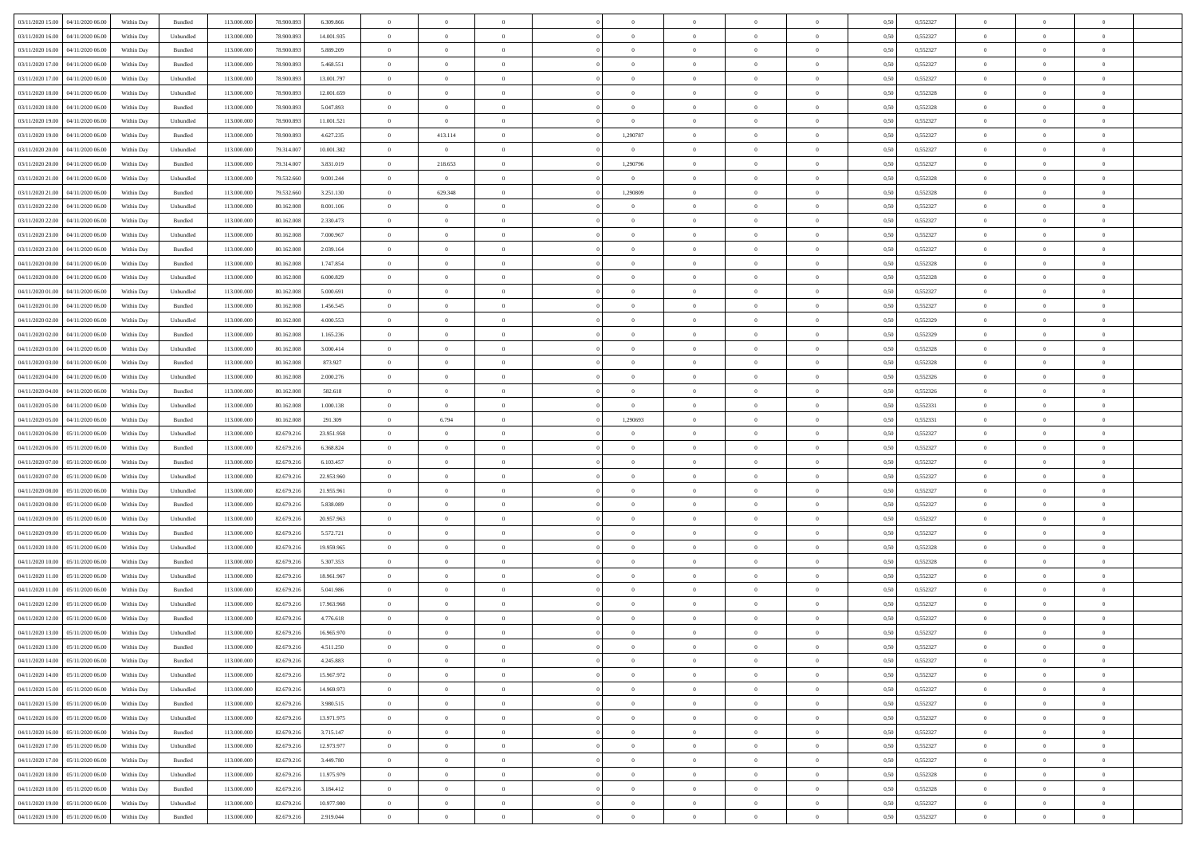| | | | | | | | | | | | | | | | | | | | | | |
|---|---|---|---|---|---|---|---|---|---|---|---|---|---|---|---|---|---|---|---|---|---|
| 03/11/2020 15.00 | 04/11/2020 06.00 | Within Day | Bundled | 113.000.000 | 78.900.893 | 6.309.866 | 0 | 0 | 0 | | 0 | 0 | 0 | 0 | 0 | 0,50 | 0,552327 | 0 | 0 | 0 | |
| 03/11/2020 16.00 | 04/11/2020 06.00 | Within Day | Unbundled | 113.000.000 | 78.900.893 | 14.001.935 | 0 | 0 | 0 | | 0 | 0 | 0 | 0 | 0 | 0,50 | 0,552327 | 0 | 0 | 0 | |
| 03/11/2020 16.00 | 04/11/2020 06.00 | Within Day | Bundled | 113.000.000 | 78.900.893 | 5.889.209 | 0 | 0 | 0 | | 0 | 0 | 0 | 0 | 0 | 0,50 | 0,552327 | 0 | 0 | 0 | |
| 03/11/2020 17.00 | 04/11/2020 06.00 | Within Day | Bundled | 113.000.000 | 78.900.893 | 5.468.551 | 0 | 0 | 0 | | 0 | 0 | 0 | 0 | 0 | 0,50 | 0,552327 | 0 | 0 | 0 | |
| 03/11/2020 17.00 | 04/11/2020 06.00 | Within Day | Unbundled | 113.000.000 | 78.900.893 | 13.001.797 | 0 | 0 | 0 | | 0 | 0 | 0 | 0 | 0 | 0,50 | 0,552327 | 0 | 0 | 0 | |
| 03/11/2020 18.00 | 04/11/2020 06.00 | Within Day | Unbundled | 113.000.000 | 78.900.893 | 12.001.659 | 0 | 0 | 0 | | 0 | 0 | 0 | 0 | 0 | 0,50 | 0,552328 | 0 | 0 | 0 | |
| 03/11/2020 18.00 | 04/11/2020 06.00 | Within Day | Bundled | 113.000.000 | 78.900.893 | 5.047.893 | 0 | 0 | 0 | | 0 | 0 | 0 | 0 | 0 | 0,50 | 0,552328 | 0 | 0 | 0 | |
| 03/11/2020 19.00 | 04/11/2020 06.00 | Within Day | Unbundled | 113.000.000 | 78.900.893 | 11.001.521 | 0 | 0 | 0 | | 0 | 0 | 0 | 0 | 0 | 0,50 | 0,552327 | 0 | 0 | 0 | |
| 03/11/2020 19.00 | 04/11/2020 06.00 | Within Day | Bundled | 113.000.000 | 78.900.893 | 4.627.235 | 0 | 413.114 | 0 | | 1,290787 | 0 | 0 | 0 | 0 | 0,50 | 0,552327 | 0 | 0 | 0 | |
| 03/11/2020 20.00 | 04/11/2020 06.00 | Within Day | Unbundled | 113.000.000 | 79.314.007 | 10.001.382 | 0 | 0 | 0 | | 0 | 0 | 0 | 0 | 0 | 0,50 | 0,552327 | 0 | 0 | 0 | |
| 03/11/2020 20.00 | 04/11/2020 06.00 | Within Day | Bundled | 113.000.000 | 79.314.007 | 3.831.019 | 0 | 218.653 | 0 | | 1,290796 | 0 | 0 | 0 | 0 | 0,50 | 0,552327 | 0 | 0 | 0 | |
| 03/11/2020 21.00 | 04/11/2020 06.00 | Within Day | Unbundled | 113.000.000 | 79.532.660 | 9.001.244 | 0 | 0 | 0 | | 0 | 0 | 0 | 0 | 0 | 0,50 | 0,552328 | 0 | 0 | 0 | |
| 03/11/2020 21.00 | 04/11/2020 06.00 | Within Day | Bundled | 113.000.000 | 79.532.660 | 3.251.130 | 0 | 629.348 | 0 | | 1,290809 | 0 | 0 | 0 | 0 | 0,50 | 0,552328 | 0 | 0 | 0 | |
| 03/11/2020 22.00 | 04/11/2020 06.00 | Within Day | Unbundled | 113.000.000 | 80.162.008 | 8.001.106 | 0 | 0 | 0 | | 0 | 0 | 0 | 0 | 0 | 0,50 | 0,552327 | 0 | 0 | 0 | |
| 03/11/2020 22.00 | 04/11/2020 06.00 | Within Day | Bundled | 113.000.000 | 80.162.008 | 2.330.473 | 0 | 0 | 0 | | 0 | 0 | 0 | 0 | 0 | 0,50 | 0,552327 | 0 | 0 | 0 | |
| 03/11/2020 23.00 | 04/11/2020 06.00 | Within Day | Unbundled | 113.000.000 | 80.162.008 | 7.000.967 | 0 | 0 | 0 | | 0 | 0 | 0 | 0 | 0 | 0,50 | 0,552327 | 0 | 0 | 0 | |
| 03/11/2020 23.00 | 04/11/2020 06.00 | Within Day | Bundled | 113.000.000 | 80.162.008 | 2.039.164 | 0 | 0 | 0 | | 0 | 0 | 0 | 0 | 0 | 0,50 | 0,552327 | 0 | 0 | 0 | |
| 04/11/2020 00.00 | 04/11/2020 06.00 | Within Day | Bundled | 113.000.000 | 80.162.008 | 1.747.854 | 0 | 0 | 0 | | 0 | 0 | 0 | 0 | 0 | 0,50 | 0,552328 | 0 | 0 | 0 | |
| 04/11/2020 00.00 | 04/11/2020 06.00 | Within Day | Unbundled | 113.000.000 | 80.162.008 | 6.000.829 | 0 | 0 | 0 | | 0 | 0 | 0 | 0 | 0 | 0,50 | 0,552328 | 0 | 0 | 0 | |
| 04/11/2020 01.00 | 04/11/2020 06.00 | Within Day | Unbundled | 113.000.000 | 80.162.008 | 5.000.691 | 0 | 0 | 0 | | 0 | 0 | 0 | 0 | 0 | 0,50 | 0,552327 | 0 | 0 | 0 | |
| 04/11/2020 01.00 | 04/11/2020 06.00 | Within Day | Bundled | 113.000.000 | 80.162.008 | 1.456.545 | 0 | 0 | 0 | | 0 | 0 | 0 | 0 | 0 | 0,50 | 0,552327 | 0 | 0 | 0 | |
| 04/11/2020 02.00 | 04/11/2020 06.00 | Within Day | Unbundled | 113.000.000 | 80.162.008 | 4.000.553 | 0 | 0 | 0 | | 0 | 0 | 0 | 0 | 0 | 0,50 | 0,552329 | 0 | 0 | 0 | |
| 04/11/2020 02.00 | 04/11/2020 06.00 | Within Day | Bundled | 113.000.000 | 80.162.008 | 1.165.236 | 0 | 0 | 0 | | 0 | 0 | 0 | 0 | 0 | 0,50 | 0,552329 | 0 | 0 | 0 | |
| 04/11/2020 03.00 | 04/11/2020 06.00 | Within Day | Unbundled | 113.000.000 | 80.162.008 | 3.000.414 | 0 | 0 | 0 | | 0 | 0 | 0 | 0 | 0 | 0,50 | 0,552328 | 0 | 0 | 0 | |
| 04/11/2020 03.00 | 04/11/2020 06.00 | Within Day | Bundled | 113.000.000 | 80.162.008 | 873.927 | 0 | 0 | 0 | | 0 | 0 | 0 | 0 | 0 | 0,50 | 0,552328 | 0 | 0 | 0 | |
| 04/11/2020 04.00 | 04/11/2020 06.00 | Within Day | Unbundled | 113.000.000 | 80.162.008 | 2.000.276 | 0 | 0 | 0 | | 0 | 0 | 0 | 0 | 0 | 0,50 | 0,552326 | 0 | 0 | 0 | |
| 04/11/2020 04.00 | 04/11/2020 06.00 | Within Day | Bundled | 113.000.000 | 80.162.008 | 582.618 | 0 | 0 | 0 | | 0 | 0 | 0 | 0 | 0 | 0,50 | 0,552326 | 0 | 0 | 0 | |
| 04/11/2020 05.00 | 04/11/2020 06.00 | Within Day | Unbundled | 113.000.000 | 80.162.008 | 1.000.138 | 0 | 0 | 0 | | 0 | 0 | 0 | 0 | 0 | 0,50 | 0,552331 | 0 | 0 | 0 | |
| 04/11/2020 05.00 | 04/11/2020 06.00 | Within Day | Bundled | 113.000.000 | 80.162.008 | 291.309 | 0 | 6.794 | 0 | | 1,290693 | 0 | 0 | 0 | 0 | 0,50 | 0,552331 | 0 | 0 | 0 | |
| 04/11/2020 06.00 | 05/11/2020 06.00 | Within Day | Unbundled | 113.000.000 | 82.679.216 | 23.951.958 | 0 | 0 | 0 | | 0 | 0 | 0 | 0 | 0 | 0,50 | 0,552327 | 0 | 0 | 0 | |
| 04/11/2020 06.00 | 05/11/2020 06.00 | Within Day | Bundled | 113.000.000 | 82.679.216 | 6.368.824 | 0 | 0 | 0 | | 0 | 0 | 0 | 0 | 0 | 0,50 | 0,552327 | 0 | 0 | 0 | |
| 04/11/2020 07.00 | 05/11/2020 06.00 | Within Day | Bundled | 113.000.000 | 82.679.216 | 6.103.457 | 0 | 0 | 0 | | 0 | 0 | 0 | 0 | 0 | 0,50 | 0,552327 | 0 | 0 | 0 | |
| 04/11/2020 07.00 | 05/11/2020 06.00 | Within Day | Unbundled | 113.000.000 | 82.679.216 | 22.953.960 | 0 | 0 | 0 | | 0 | 0 | 0 | 0 | 0 | 0,50 | 0,552327 | 0 | 0 | 0 | |
| 04/11/2020 08.00 | 05/11/2020 06.00 | Within Day | Unbundled | 113.000.000 | 82.679.216 | 21.955.961 | 0 | 0 | 0 | | 0 | 0 | 0 | 0 | 0 | 0,50 | 0,552327 | 0 | 0 | 0 | |
| 04/11/2020 08.00 | 05/11/2020 06.00 | Within Day | Bundled | 113.000.000 | 82.679.216 | 5.838.089 | 0 | 0 | 0 | | 0 | 0 | 0 | 0 | 0 | 0,50 | 0,552327 | 0 | 0 | 0 | |
| 04/11/2020 09.00 | 05/11/2020 06.00 | Within Day | Unbundled | 113.000.000 | 82.679.216 | 20.957.963 | 0 | 0 | 0 | | 0 | 0 | 0 | 0 | 0 | 0,50 | 0,552327 | 0 | 0 | 0 | |
| 04/11/2020 09.00 | 05/11/2020 06.00 | Within Day | Bundled | 113.000.000 | 82.679.216 | 5.572.721 | 0 | 0 | 0 | | 0 | 0 | 0 | 0 | 0 | 0,50 | 0,552327 | 0 | 0 | 0 | |
| 04/11/2020 10.00 | 05/11/2020 06.00 | Within Day | Unbundled | 113.000.000 | 82.679.216 | 19.959.965 | 0 | 0 | 0 | | 0 | 0 | 0 | 0 | 0 | 0,50 | 0,552328 | 0 | 0 | 0 | |
| 04/11/2020 10.00 | 05/11/2020 06.00 | Within Day | Bundled | 113.000.000 | 82.679.216 | 5.307.353 | 0 | 0 | 0 | | 0 | 0 | 0 | 0 | 0 | 0,50 | 0,552328 | 0 | 0 | 0 | |
| 04/11/2020 11.00 | 05/11/2020 06.00 | Within Day | Unbundled | 113.000.000 | 82.679.216 | 18.961.967 | 0 | 0 | 0 | | 0 | 0 | 0 | 0 | 0 | 0,50 | 0,552327 | 0 | 0 | 0 | |
| 04/11/2020 11.00 | 05/11/2020 06.00 | Within Day | Bundled | 113.000.000 | 82.679.216 | 5.041.986 | 0 | 0 | 0 | | 0 | 0 | 0 | 0 | 0 | 0,50 | 0,552327 | 0 | 0 | 0 | |
| 04/11/2020 12.00 | 05/11/2020 06.00 | Within Day | Unbundled | 113.000.000 | 82.679.216 | 17.963.968 | 0 | 0 | 0 | | 0 | 0 | 0 | 0 | 0 | 0,50 | 0,552327 | 0 | 0 | 0 | |
| 04/11/2020 12.00 | 05/11/2020 06.00 | Within Day | Bundled | 113.000.000 | 82.679.216 | 4.776.618 | 0 | 0 | 0 | | 0 | 0 | 0 | 0 | 0 | 0,50 | 0,552327 | 0 | 0 | 0 | |
| 04/11/2020 13.00 | 05/11/2020 06.00 | Within Day | Unbundled | 113.000.000 | 82.679.216 | 16.965.970 | 0 | 0 | 0 | | 0 | 0 | 0 | 0 | 0 | 0,50 | 0,552327 | 0 | 0 | 0 | |
| 04/11/2020 13.00 | 05/11/2020 06.00 | Within Day | Bundled | 113.000.000 | 82.679.216 | 4.511.250 | 0 | 0 | 0 | | 0 | 0 | 0 | 0 | 0 | 0,50 | 0,552327 | 0 | 0 | 0 | |
| 04/11/2020 14.00 | 05/11/2020 06.00 | Within Day | Bundled | 113.000.000 | 82.679.216 | 4.245.883 | 0 | 0 | 0 | | 0 | 0 | 0 | 0 | 0 | 0,50 | 0,552327 | 0 | 0 | 0 | |
| 04/11/2020 14.00 | 05/11/2020 06.00 | Within Day | Unbundled | 113.000.000 | 82.679.216 | 15.967.972 | 0 | 0 | 0 | | 0 | 0 | 0 | 0 | 0 | 0,50 | 0,552327 | 0 | 0 | 0 | |
| 04/11/2020 15.00 | 05/11/2020 06.00 | Within Day | Unbundled | 113.000.000 | 82.679.216 | 14.969.973 | 0 | 0 | 0 | | 0 | 0 | 0 | 0 | 0 | 0,50 | 0,552327 | 0 | 0 | 0 | |
| 04/11/2020 15.00 | 05/11/2020 06.00 | Within Day | Bundled | 113.000.000 | 82.679.216 | 3.980.515 | 0 | 0 | 0 | | 0 | 0 | 0 | 0 | 0 | 0,50 | 0,552327 | 0 | 0 | 0 | |
| 04/11/2020 16.00 | 05/11/2020 06.00 | Within Day | Unbundled | 113.000.000 | 82.679.216 | 13.971.975 | 0 | 0 | 0 | | 0 | 0 | 0 | 0 | 0 | 0,50 | 0,552327 | 0 | 0 | 0 | |
| 04/11/2020 16.00 | 05/11/2020 06.00 | Within Day | Bundled | 113.000.000 | 82.679.216 | 3.715.147 | 0 | 0 | 0 | | 0 | 0 | 0 | 0 | 0 | 0,50 | 0,552327 | 0 | 0 | 0 | |
| 04/11/2020 17.00 | 05/11/2020 06.00 | Within Day | Unbundled | 113.000.000 | 82.679.216 | 12.973.977 | 0 | 0 | 0 | | 0 | 0 | 0 | 0 | 0 | 0,50 | 0,552327 | 0 | 0 | 0 | |
| 04/11/2020 17.00 | 05/11/2020 06.00 | Within Day | Bundled | 113.000.000 | 82.679.216 | 3.449.780 | 0 | 0 | 0 | | 0 | 0 | 0 | 0 | 0 | 0,50 | 0,552327 | 0 | 0 | 0 | |
| 04/11/2020 18.00 | 05/11/2020 06.00 | Within Day | Unbundled | 113.000.000 | 82.679.216 | 11.975.979 | 0 | 0 | 0 | | 0 | 0 | 0 | 0 | 0 | 0,50 | 0,552328 | 0 | 0 | 0 | |
| 04/11/2020 18.00 | 05/11/2020 06.00 | Within Day | Bundled | 113.000.000 | 82.679.216 | 3.184.412 | 0 | 0 | 0 | | 0 | 0 | 0 | 0 | 0 | 0,50 | 0,552328 | 0 | 0 | 0 | |
| 04/11/2020 19.00 | 05/11/2020 06.00 | Within Day | Unbundled | 113.000.000 | 82.679.216 | 10.977.980 | 0 | 0 | 0 | | 0 | 0 | 0 | 0 | 0 | 0,50 | 0,552327 | 0 | 0 | 0 | |
| 04/11/2020 19.00 | 05/11/2020 06.00 | Within Day | Bundled | 113.000.000 | 82.679.216 | 2.919.044 | 0 | 0 | 0 | | 0 | 0 | 0 | 0 | 0 | 0,50 | 0,552327 | 0 | 0 | 0 | |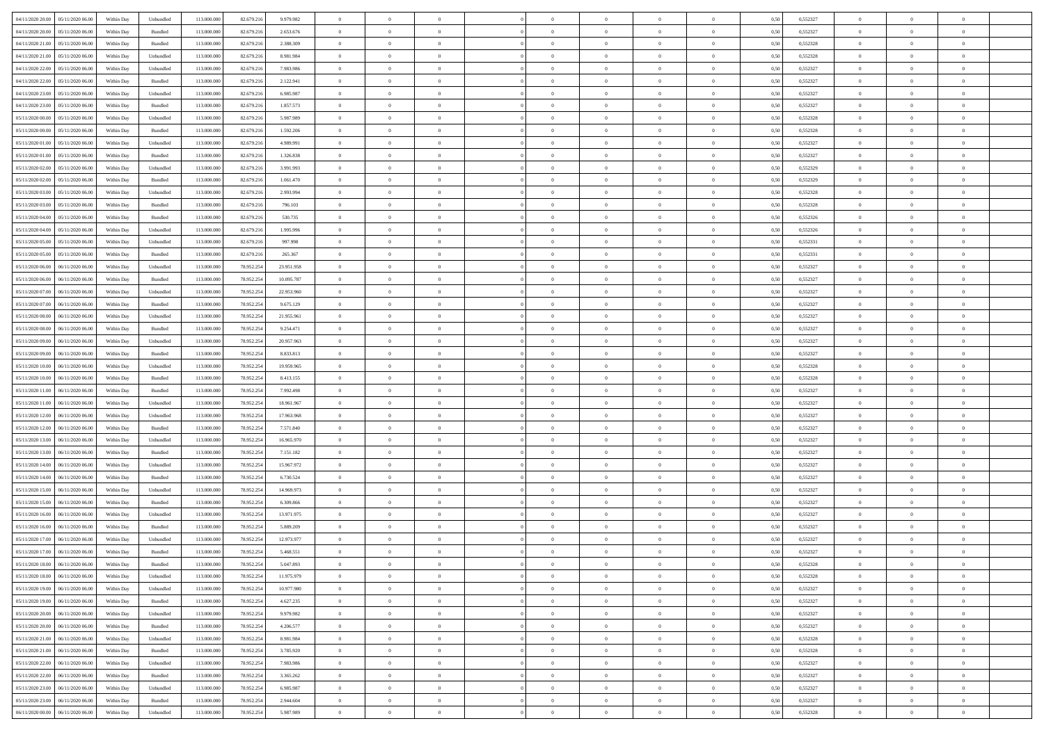| | | | | | | | | | | | | | | | | | | | | | |
|---|---|---|---|---|---|---|---|---|---|---|---|---|---|---|---|---|---|---|---|---|---|
| 04/11/2020 20:00 | 05/11/2020 06:00 | Within Day | Unbundled | 113.000.000 | 82.679.216 | 9.979.982 | 0 | 0 | 0 | | 0 | 0 | 0 | 0 | 0,50 | 0,552327 | 0 | 0 | 0 | |
| 04/11/2020 20:00 | 05/11/2020 06:00 | Within Day | Bundled | 113.000.000 | 82.679.216 | 2.653.676 | 0 | 0 | 0 | | 0 | 0 | 0 | 0 | 0,50 | 0,552327 | 0 | 0 | 0 | |
| 04/11/2020 21:00 | 05/11/2020 06:00 | Within Day | Bundled | 113.000.000 | 82.679.216 | 2.388.309 | 0 | 0 | 0 | | 0 | 0 | 0 | 0 | 0,50 | 0,552328 | 0 | 0 | 0 | |
| 04/11/2020 21:00 | 05/11/2020 06:00 | Within Day | Unbundled | 113.000.000 | 82.679.216 | 8.981.984 | 0 | 0 | 0 | | 0 | 0 | 0 | 0 | 0,50 | 0,552328 | 0 | 0 | 0 | |
| 04/11/2020 22:00 | 05/11/2020 06:00 | Within Day | Unbundled | 113.000.000 | 82.679.216 | 7.983.986 | 0 | 0 | 0 | | 0 | 0 | 0 | 0 | 0,50 | 0,552327 | 0 | 0 | 0 | |
| 04/11/2020 22:00 | 05/11/2020 06:00 | Within Day | Bundled | 113.000.000 | 82.679.216 | 2.122.941 | 0 | 0 | 0 | | 0 | 0 | 0 | 0 | 0,50 | 0,552327 | 0 | 0 | 0 | |
| 04/11/2020 23:00 | 05/11/2020 06:00 | Within Day | Unbundled | 113.000.000 | 82.679.216 | 6.985.987 | 0 | 0 | 0 | | 0 | 0 | 0 | 0 | 0,50 | 0,552327 | 0 | 0 | 0 | |
| 04/11/2020 23:00 | 05/11/2020 06:00 | Within Day | Bundled | 113.000.000 | 82.679.216 | 1.857.573 | 0 | 0 | 0 | | 0 | 0 | 0 | 0 | 0,50 | 0,552327 | 0 | 0 | 0 | |
| 05/11/2020 00:00 | 05/11/2020 06:00 | Within Day | Unbundled | 113.000.000 | 82.679.216 | 5.987.989 | 0 | 0 | 0 | | 0 | 0 | 0 | 0 | 0,50 | 0,552328 | 0 | 0 | 0 | |
| 05/11/2020 00:00 | 05/11/2020 06:00 | Within Day | Bundled | 113.000.000 | 82.679.216 | 1.592.206 | 0 | 0 | 0 | | 0 | 0 | 0 | 0 | 0,50 | 0,552328 | 0 | 0 | 0 | |
| 05/11/2020 01:00 | 05/11/2020 06:00 | Within Day | Unbundled | 113.000.000 | 82.679.216 | 4.989.991 | 0 | 0 | 0 | | 0 | 0 | 0 | 0 | 0,50 | 0,552327 | 0 | 0 | 0 | |
| 05/11/2020 01:00 | 05/11/2020 06:00 | Within Day | Bundled | 113.000.000 | 82.679.216 | 1.326.838 | 0 | 0 | 0 | | 0 | 0 | 0 | 0 | 0,50 | 0,552327 | 0 | 0 | 0 | |
| 05/11/2020 02:00 | 05/11/2020 06:00 | Within Day | Unbundled | 113.000.000 | 82.679.216 | 3.991.993 | 0 | 0 | 0 | | 0 | 0 | 0 | 0 | 0,50 | 0,552329 | 0 | 0 | 0 | |
| 05/11/2020 02:00 | 05/11/2020 06:00 | Within Day | Bundled | 113.000.000 | 82.679.216 | 1.061.470 | 0 | 0 | 0 | | 0 | 0 | 0 | 0 | 0,50 | 0,552329 | 0 | 0 | 0 | |
| 05/11/2020 03:00 | 05/11/2020 06:00 | Within Day | Unbundled | 113.000.000 | 82.679.216 | 2.993.994 | 0 | 0 | 0 | | 0 | 0 | 0 | 0 | 0,50 | 0,552328 | 0 | 0 | 0 | |
| 05/11/2020 03:00 | 05/11/2020 06:00 | Within Day | Bundled | 113.000.000 | 82.679.216 | 796.103 | 0 | 0 | 0 | | 0 | 0 | 0 | 0 | 0,50 | 0,552328 | 0 | 0 | 0 | |
| 05/11/2020 04:00 | 05/11/2020 06:00 | Within Day | Bundled | 113.000.000 | 82.679.216 | 530.735 | 0 | 0 | 0 | | 0 | 0 | 0 | 0 | 0,50 | 0,552326 | 0 | 0 | 0 | |
| 05/11/2020 04:00 | 05/11/2020 06:00 | Within Day | Unbundled | 113.000.000 | 82.679.216 | 1.995.996 | 0 | 0 | 0 | | 0 | 0 | 0 | 0 | 0,50 | 0,552326 | 0 | 0 | 0 | |
| 05/11/2020 05:00 | 05/11/2020 06:00 | Within Day | Unbundled | 113.000.000 | 82.679.216 | 997.998 | 0 | 0 | 0 | | 0 | 0 | 0 | 0 | 0,50 | 0,552331 | 0 | 0 | 0 | |
| 05/11/2020 05:00 | 05/11/2020 06:00 | Within Day | Bundled | 113.000.000 | 82.679.216 | 265.367 | 0 | 0 | 0 | | 0 | 0 | 0 | 0 | 0,50 | 0,552331 | 0 | 0 | 0 | |
| 05/11/2020 06:00 | 06/11/2020 06:00 | Within Day | Unbundled | 113.000.000 | 78.952.254 | 23.951.958 | 0 | 0 | 0 | | 0 | 0 | 0 | 0 | 0,50 | 0,552327 | 0 | 0 | 0 | |
| 05/11/2020 06:00 | 06/11/2020 06:00 | Within Day | Bundled | 113.000.000 | 78.952.254 | 10.095.787 | 0 | 0 | 0 | | 0 | 0 | 0 | 0 | 0,50 | 0,552327 | 0 | 0 | 0 | |
| 05/11/2020 07:00 | 06/11/2020 06:00 | Within Day | Unbundled | 113.000.000 | 78.952.254 | 22.953.960 | 0 | 0 | 0 | | 0 | 0 | 0 | 0 | 0,50 | 0,552327 | 0 | 0 | 0 | |
| 05/11/2020 07:00 | 06/11/2020 06:00 | Within Day | Bundled | 113.000.000 | 78.952.254 | 9.675.129 | 0 | 0 | 0 | | 0 | 0 | 0 | 0 | 0,50 | 0,552327 | 0 | 0 | 0 | |
| 05/11/2020 08:00 | 06/11/2020 06:00 | Within Day | Unbundled | 113.000.000 | 78.952.254 | 21.955.961 | 0 | 0 | 0 | | 0 | 0 | 0 | 0 | 0,50 | 0,552327 | 0 | 0 | 0 | |
| 05/11/2020 08:00 | 06/11/2020 06:00 | Within Day | Bundled | 113.000.000 | 78.952.254 | 9.254.471 | 0 | 0 | 0 | | 0 | 0 | 0 | 0 | 0,50 | 0,552327 | 0 | 0 | 0 | |
| 05/11/2020 09:00 | 06/11/2020 06:00 | Within Day | Unbundled | 113.000.000 | 78.952.254 | 20.957.963 | 0 | 0 | 0 | | 0 | 0 | 0 | 0 | 0,50 | 0,552327 | 0 | 0 | 0 | |
| 05/11/2020 09:00 | 06/11/2020 06:00 | Within Day | Bundled | 113.000.000 | 78.952.254 | 8.833.813 | 0 | 0 | 0 | | 0 | 0 | 0 | 0 | 0,50 | 0,552327 | 0 | 0 | 0 | |
| 05/11/2020 10:00 | 06/11/2020 06:00 | Within Day | Unbundled | 113.000.000 | 78.952.254 | 19.959.965 | 0 | 0 | 0 | | 0 | 0 | 0 | 0 | 0,50 | 0,552328 | 0 | 0 | 0 | |
| 05/11/2020 10:00 | 06/11/2020 06:00 | Within Day | Bundled | 113.000.000 | 78.952.254 | 8.413.155 | 0 | 0 | 0 | | 0 | 0 | 0 | 0 | 0,50 | 0,552328 | 0 | 0 | 0 | |
| 05/11/2020 11:00 | 06/11/2020 06:00 | Within Day | Bundled | 113.000.000 | 78.952.254 | 7.992.498 | 0 | 0 | 0 | | 0 | 0 | 0 | 0 | 0,50 | 0,552327 | 0 | 0 | 0 | |
| 05/11/2020 11:00 | 06/11/2020 06:00 | Within Day | Unbundled | 113.000.000 | 78.952.254 | 18.961.967 | 0 | 0 | 0 | | 0 | 0 | 0 | 0 | 0,50 | 0,552327 | 0 | 0 | 0 | |
| 05/11/2020 12:00 | 06/11/2020 06:00 | Within Day | Unbundled | 113.000.000 | 78.952.254 | 17.963.968 | 0 | 0 | 0 | | 0 | 0 | 0 | 0 | 0,50 | 0,552327 | 0 | 0 | 0 | |
| 05/11/2020 12:00 | 06/11/2020 06:00 | Within Day | Bundled | 113.000.000 | 78.952.254 | 7.571.840 | 0 | 0 | 0 | | 0 | 0 | 0 | 0 | 0,50 | 0,552327 | 0 | 0 | 0 | |
| 05/11/2020 13:00 | 06/11/2020 06:00 | Within Day | Unbundled | 113.000.000 | 78.952.254 | 16.965.970 | 0 | 0 | 0 | | 0 | 0 | 0 | 0 | 0,50 | 0,552327 | 0 | 0 | 0 | |
| 05/11/2020 13:00 | 06/11/2020 06:00 | Within Day | Bundled | 113.000.000 | 78.952.254 | 7.151.182 | 0 | 0 | 0 | | 0 | 0 | 0 | 0 | 0,50 | 0,552327 | 0 | 0 | 0 | |
| 05/11/2020 14:00 | 06/11/2020 06:00 | Within Day | Unbundled | 113.000.000 | 78.952.254 | 15.967.972 | 0 | 0 | 0 | | 0 | 0 | 0 | 0 | 0,50 | 0,552327 | 0 | 0 | 0 | |
| 05/11/2020 14:00 | 06/11/2020 06:00 | Within Day | Bundled | 113.000.000 | 78.952.254 | 6.730.524 | 0 | 0 | 0 | | 0 | 0 | 0 | 0 | 0,50 | 0,552327 | 0 | 0 | 0 | |
| 05/11/2020 15:00 | 06/11/2020 06:00 | Within Day | Unbundled | 113.000.000 | 78.952.254 | 14.969.973 | 0 | 0 | 0 | | 0 | 0 | 0 | 0 | 0,50 | 0,552327 | 0 | 0 | 0 | |
| 05/11/2020 15:00 | 06/11/2020 06:00 | Within Day | Bundled | 113.000.000 | 78.952.254 | 6.309.866 | 0 | 0 | 0 | | 0 | 0 | 0 | 0 | 0,50 | 0,552327 | 0 | 0 | 0 | |
| 05/11/2020 16:00 | 06/11/2020 06:00 | Within Day | Unbundled | 113.000.000 | 78.952.254 | 13.971.975 | 0 | 0 | 0 | | 0 | 0 | 0 | 0 | 0,50 | 0,552327 | 0 | 0 | 0 | |
| 05/11/2020 16:00 | 06/11/2020 06:00 | Within Day | Bundled | 113.000.000 | 78.952.254 | 5.889.209 | 0 | 0 | 0 | | 0 | 0 | 0 | 0 | 0,50 | 0,552327 | 0 | 0 | 0 | |
| 05/11/2020 17:00 | 06/11/2020 06:00 | Within Day | Unbundled | 113.000.000 | 78.952.254 | 12.973.977 | 0 | 0 | 0 | | 0 | 0 | 0 | 0 | 0,50 | 0,552327 | 0 | 0 | 0 | |
| 05/11/2020 17:00 | 06/11/2020 06:00 | Within Day | Bundled | 113.000.000 | 78.952.254 | 5.468.551 | 0 | 0 | 0 | | 0 | 0 | 0 | 0 | 0,50 | 0,552327 | 0 | 0 | 0 | |
| 05/11/2020 18:00 | 06/11/2020 06:00 | Within Day | Bundled | 113.000.000 | 78.952.254 | 5.047.893 | 0 | 0 | 0 | | 0 | 0 | 0 | 0 | 0,50 | 0,552328 | 0 | 0 | 0 | |
| 05/11/2020 18:00 | 06/11/2020 06:00 | Within Day | Unbundled | 113.000.000 | 78.952.254 | 11.975.979 | 0 | 0 | 0 | | 0 | 0 | 0 | 0 | 0,50 | 0,552328 | 0 | 0 | 0 | |
| 05/11/2020 19:00 | 06/11/2020 06:00 | Within Day | Unbundled | 113.000.000 | 78.952.254 | 10.977.980 | 0 | 0 | 0 | | 0 | 0 | 0 | 0 | 0,50 | 0,552327 | 0 | 0 | 0 | |
| 05/11/2020 19:00 | 06/11/2020 06:00 | Within Day | Bundled | 113.000.000 | 78.952.254 | 4.627.235 | 0 | 0 | 0 | | 0 | 0 | 0 | 0 | 0,50 | 0,552327 | 0 | 0 | 0 | |
| 05/11/2020 20:00 | 06/11/2020 06:00 | Within Day | Unbundled | 113.000.000 | 78.952.254 | 9.979.982 | 0 | 0 | 0 | | 0 | 0 | 0 | 0 | 0,50 | 0,552327 | 0 | 0 | 0 | |
| 05/11/2020 20:00 | 06/11/2020 06:00 | Within Day | Bundled | 113.000.000 | 78.952.254 | 4.206.577 | 0 | 0 | 0 | | 0 | 0 | 0 | 0 | 0,50 | 0,552327 | 0 | 0 | 0 | |
| 05/11/2020 21:00 | 06/11/2020 06:00 | Within Day | Unbundled | 113.000.000 | 78.952.254 | 8.981.984 | 0 | 0 | 0 | | 0 | 0 | 0 | 0 | 0,50 | 0,552328 | 0 | 0 | 0 | |
| 05/11/2020 21:00 | 06/11/2020 06:00 | Within Day | Bundled | 113.000.000 | 78.952.254 | 3.785.920 | 0 | 0 | 0 | | 0 | 0 | 0 | 0 | 0,50 | 0,552328 | 0 | 0 | 0 | |
| 05/11/2020 22:00 | 06/11/2020 06:00 | Within Day | Unbundled | 113.000.000 | 78.952.254 | 7.983.986 | 0 | 0 | 0 | | 0 | 0 | 0 | 0 | 0,50 | 0,552327 | 0 | 0 | 0 | |
| 05/11/2020 22:00 | 06/11/2020 06:00 | Within Day | Bundled | 113.000.000 | 78.952.254 | 3.365.262 | 0 | 0 | 0 | | 0 | 0 | 0 | 0 | 0,50 | 0,552327 | 0 | 0 | 0 | |
| 05/11/2020 23:00 | 06/11/2020 06:00 | Within Day | Unbundled | 113.000.000 | 78.952.254 | 6.985.987 | 0 | 0 | 0 | | 0 | 0 | 0 | 0 | 0,50 | 0,552327 | 0 | 0 | 0 | |
| 05/11/2020 23:00 | 06/11/2020 06:00 | Within Day | Bundled | 113.000.000 | 78.952.254 | 2.944.604 | 0 | 0 | 0 | | 0 | 0 | 0 | 0 | 0,50 | 0,552327 | 0 | 0 | 0 | |
| 06/11/2020 00:00 | 06/11/2020 06:00 | Within Day | Unbundled | 113.000.000 | 78.952.254 | 5.987.989 | 0 | 0 | 0 | | 0 | 0 | 0 | 0 | 0,50 | 0,552328 | 0 | 0 | 0 | |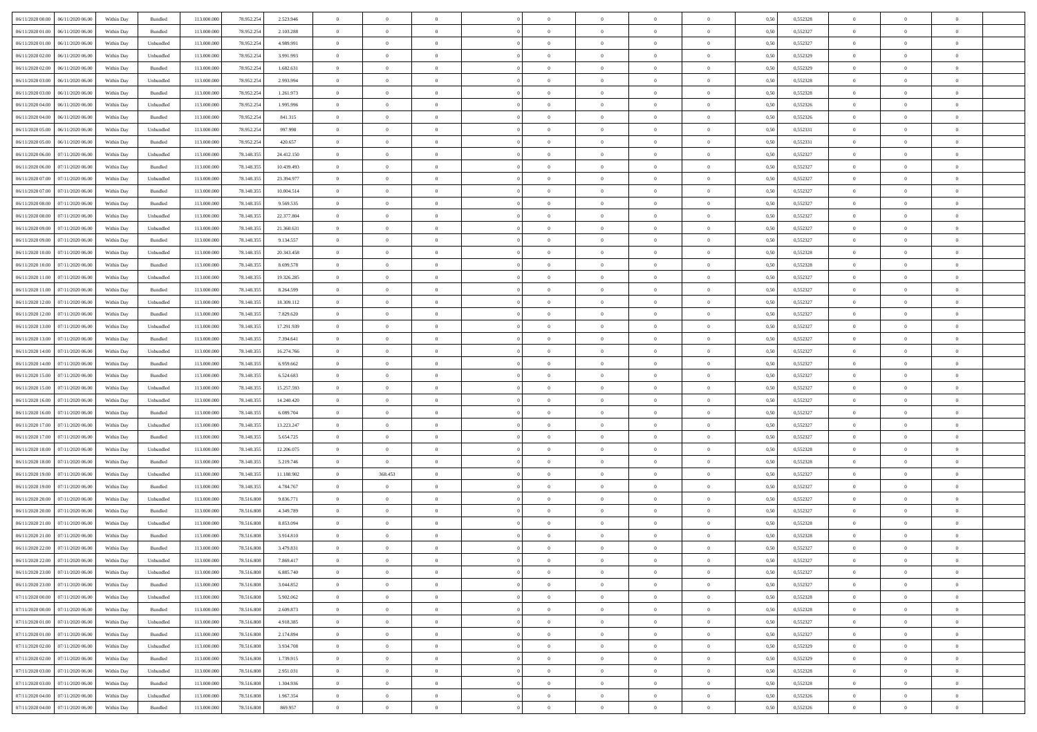| | | | | | | | | | | | | | | | | | | | | | |
|---|---|---|---|---|---|---|---|---|---|---|---|---|---|---|---|---|---|---|---|---|---|
| 06/11/2020 00.00 | 06/11/2020 06.00 | Within Day | Bundled | 113.000.000 | 78.952.254 | 2.523.946 | 0 | 0 | 0 | | 0 | 0 | 0 | 0 | 0 | 0,50 | 0,552328 | 0 | 0 | 0 | |
| 06/11/2020 01.00 | 06/11/2020 06.00 | Within Day | Bundled | 113.000.000 | 78.952.254 | 2.103.288 | 0 | 0 | 0 | | 0 | 0 | 0 | 0 | 0 | 0,50 | 0,552327 | 0 | 0 | 0 | |
| 06/11/2020 01.00 | 06/11/2020 06.00 | Within Day | Unbundled | 113.000.000 | 78.952.254 | 4.989.991 | 0 | 0 | 0 | | 0 | 0 | 0 | 0 | 0 | 0,50 | 0,552327 | 0 | 0 | 0 | |
| 06/11/2020 02.00 | 06/11/2020 06.00 | Within Day | Unbundled | 113.000.000 | 78.952.254 | 3.991.993 | 0 | 0 | 0 | | 0 | 0 | 0 | 0 | 0 | 0,50 | 0,552329 | 0 | 0 | 0 | |
| 06/11/2020 02.00 | 06/11/2020 06.00 | Within Day | Bundled | 113.000.000 | 78.952.254 | 1.682.631 | 0 | 0 | 0 | | 0 | 0 | 0 | 0 | 0 | 0,50 | 0,552329 | 0 | 0 | 0 | |
| 06/11/2020 03.00 | 06/11/2020 06.00 | Within Day | Unbundled | 113.000.000 | 78.952.254 | 2.993.994 | 0 | 0 | 0 | | 0 | 0 | 0 | 0 | 0 | 0,50 | 0,552328 | 0 | 0 | 0 | |
| 06/11/2020 03.00 | 06/11/2020 06.00 | Within Day | Bundled | 113.000.000 | 78.952.254 | 1.261.973 | 0 | 0 | 0 | | 0 | 0 | 0 | 0 | 0 | 0,50 | 0,552328 | 0 | 0 | 0 | |
| 06/11/2020 04.00 | 06/11/2020 06.00 | Within Day | Unbundled | 113.000.000 | 78.952.254 | 1.995.996 | 0 | 0 | 0 | | 0 | 0 | 0 | 0 | 0 | 0,50 | 0,552326 | 0 | 0 | 0 | |
| 06/11/2020 04.00 | 06/11/2020 06.00 | Within Day | Bundled | 113.000.000 | 78.952.254 | 841.315 | 0 | 0 | 0 | | 0 | 0 | 0 | 0 | 0 | 0,50 | 0,552326 | 0 | 0 | 0 | |
| 06/11/2020 05.00 | 06/11/2020 06.00 | Within Day | Unbundled | 113.000.000 | 78.952.254 | 997.998 | 0 | 0 | 0 | | 0 | 0 | 0 | 0 | 0 | 0,50 | 0,552331 | 0 | 0 | 0 | |
| 06/11/2020 05.00 | 06/11/2020 06.00 | Within Day | Bundled | 113.000.000 | 78.952.254 | 420.657 | 0 | 0 | 0 | | 0 | 0 | 0 | 0 | 0 | 0,50 | 0,552331 | 0 | 0 | 0 | |
| 06/11/2020 06.00 | 07/11/2020 06.00 | Within Day | Unbundled | 113.000.000 | 78.148.355 | 24.412.150 | 0 | 0 | 0 | | 0 | 0 | 0 | 0 | 0 | 0,50 | 0,552327 | 0 | 0 | 0 | |
| 06/11/2020 06.00 | 07/11/2020 06.00 | Within Day | Bundled | 113.000.000 | 78.148.355 | 10.439.493 | 0 | 0 | 0 | | 0 | 0 | 0 | 0 | 0 | 0,50 | 0,552327 | 0 | 0 | 0 | |
| 06/11/2020 07.00 | 07/11/2020 06.00 | Within Day | Unbundled | 113.000.000 | 78.148.355 | 23.394.977 | 0 | 0 | 0 | | 0 | 0 | 0 | 0 | 0 | 0,50 | 0,552327 | 0 | 0 | 0 | |
| 06/11/2020 07.00 | 07/11/2020 06.00 | Within Day | Bundled | 113.000.000 | 78.148.355 | 10.004.514 | 0 | 0 | 0 | | 0 | 0 | 0 | 0 | 0 | 0,50 | 0,552327 | 0 | 0 | 0 | |
| 06/11/2020 08.00 | 07/11/2020 06.00 | Within Day | Bundled | 113.000.000 | 78.148.355 | 9.569.535 | 0 | 0 | 0 | | 0 | 0 | 0 | 0 | 0 | 0,50 | 0,552327 | 0 | 0 | 0 | |
| 06/11/2020 08.00 | 07/11/2020 06.00 | Within Day | Unbundled | 113.000.000 | 78.148.355 | 22.377.804 | 0 | 0 | 0 | | 0 | 0 | 0 | 0 | 0 | 0,50 | 0,552327 | 0 | 0 | 0 | |
| 06/11/2020 09.00 | 07/11/2020 06.00 | Within Day | Unbundled | 113.000.000 | 78.148.355 | 21.360.631 | 0 | 0 | 0 | | 0 | 0 | 0 | 0 | 0 | 0,50 | 0,552327 | 0 | 0 | 0 | |
| 06/11/2020 09.00 | 07/11/2020 06.00 | Within Day | Bundled | 113.000.000 | 78.148.355 | 9.134.557 | 0 | 0 | 0 | | 0 | 0 | 0 | 0 | 0 | 0,50 | 0,552327 | 0 | 0 | 0 | |
| 06/11/2020 10.00 | 07/11/2020 06.00 | Within Day | Unbundled | 113.000.000 | 78.148.355 | 20.343.458 | 0 | 0 | 0 | | 0 | 0 | 0 | 0 | 0 | 0,50 | 0,552328 | 0 | 0 | 0 | |
| 06/11/2020 10.00 | 07/11/2020 06.00 | Within Day | Bundled | 113.000.000 | 78.148.355 | 8.699.578 | 0 | 0 | 0 | | 0 | 0 | 0 | 0 | 0 | 0,50 | 0,552328 | 0 | 0 | 0 | |
| 06/11/2020 11.00 | 07/11/2020 06.00 | Within Day | Unbundled | 113.000.000 | 78.148.355 | 19.326.285 | 0 | 0 | 0 | | 0 | 0 | 0 | 0 | 0 | 0,50 | 0,552327 | 0 | 0 | 0 | |
| 06/11/2020 11.00 | 07/11/2020 06.00 | Within Day | Bundled | 113.000.000 | 78.148.355 | 8.264.599 | 0 | 0 | 0 | | 0 | 0 | 0 | 0 | 0 | 0,50 | 0,552327 | 0 | 0 | 0 | |
| 06/11/2020 12.00 | 07/11/2020 06.00 | Within Day | Unbundled | 113.000.000 | 78.148.355 | 18.309.112 | 0 | 0 | 0 | | 0 | 0 | 0 | 0 | 0 | 0,50 | 0,552327 | 0 | 0 | 0 | |
| 06/11/2020 12.00 | 07/11/2020 06.00 | Within Day | Bundled | 113.000.000 | 78.148.355 | 7.829.620 | 0 | 0 | 0 | | 0 | 0 | 0 | 0 | 0 | 0,50 | 0,552327 | 0 | 0 | 0 | |
| 06/11/2020 13.00 | 07/11/2020 06.00 | Within Day | Unbundled | 113.000.000 | 78.148.355 | 17.291.939 | 0 | 0 | 0 | | 0 | 0 | 0 | 0 | 0 | 0,50 | 0,552327 | 0 | 0 | 0 | |
| 06/11/2020 13.00 | 07/11/2020 06.00 | Within Day | Bundled | 113.000.000 | 78.148.355 | 7.394.641 | 0 | 0 | 0 | | 0 | 0 | 0 | 0 | 0 | 0,50 | 0,552327 | 0 | 0 | 0 | |
| 06/11/2020 14.00 | 07/11/2020 06.00 | Within Day | Unbundled | 113.000.000 | 78.148.355 | 16.274.766 | 0 | 0 | 0 | | 0 | 0 | 0 | 0 | 0 | 0,50 | 0,552327 | 0 | 0 | 0 | |
| 06/11/2020 14.00 | 07/11/2020 06.00 | Within Day | Bundled | 113.000.000 | 78.148.355 | 6.959.662 | 0 | 0 | 0 | | 0 | 0 | 0 | 0 | 0 | 0,50 | 0,552327 | 0 | 0 | 0 | |
| 06/11/2020 15.00 | 07/11/2020 06.00 | Within Day | Bundled | 113.000.000 | 78.148.355 | 6.524.683 | 0 | 0 | 0 | | 0 | 0 | 0 | 0 | 0 | 0,50 | 0,552327 | 0 | 0 | 0 | |
| 06/11/2020 15.00 | 07/11/2020 06.00 | Within Day | Unbundled | 113.000.000 | 78.148.355 | 15.257.593 | 0 | 0 | 0 | | 0 | 0 | 0 | 0 | 0 | 0,50 | 0,552327 | 0 | 0 | 0 | |
| 06/11/2020 16.00 | 07/11/2020 06.00 | Within Day | Unbundled | 113.000.000 | 78.148.355 | 14.240.420 | 0 | 0 | 0 | | 0 | 0 | 0 | 0 | 0 | 0,50 | 0,552327 | 0 | 0 | 0 | |
| 06/11/2020 16.00 | 07/11/2020 06.00 | Within Day | Bundled | 113.000.000 | 78.148.355 | 6.089.704 | 0 | 0 | 0 | | 0 | 0 | 0 | 0 | 0 | 0,50 | 0,552327 | 0 | 0 | 0 | |
| 06/11/2020 17.00 | 07/11/2020 06.00 | Within Day | Unbundled | 113.000.000 | 78.148.355 | 13.223.247 | 0 | 0 | 0 | | 0 | 0 | 0 | 0 | 0 | 0,50 | 0,552327 | 0 | 0 | 0 | |
| 06/11/2020 17.00 | 07/11/2020 06.00 | Within Day | Bundled | 113.000.000 | 78.148.355 | 5.654.725 | 0 | 0 | 0 | | 0 | 0 | 0 | 0 | 0 | 0,50 | 0,552327 | 0 | 0 | 0 | |
| 06/11/2020 18.00 | 07/11/2020 06.00 | Within Day | Unbundled | 113.000.000 | 78.148.355 | 12.206.075 | 0 | 0 | 0 | | 0 | 0 | 0 | 0 | 0 | 0,50 | 0,552328 | 0 | 0 | 0 | |
| 06/11/2020 18.00 | 07/11/2020 06.00 | Within Day | Bundled | 113.000.000 | 78.148.355 | 5.219.746 | 0 | 0 | 0 | | 0 | 0 | 0 | 0 | 0 | 0,50 | 0,552328 | 0 | 0 | 0 | |
| 06/11/2020 19.00 | 07/11/2020 06.00 | Within Day | Unbundled | 113.000.000 | 78.148.355 | 11.188.902 | 0 | 368.453 | 0 | | 0 | 0 | 0 | 0 | 0 | 0,50 | 0,552327 | 0 | 0 | 0 | |
| 06/11/2020 19.00 | 07/11/2020 06.00 | Within Day | Bundled | 113.000.000 | 78.148.355 | 4.784.767 | 0 | 0 | 0 | | 0 | 0 | 0 | 0 | 0 | 0,50 | 0,552327 | 0 | 0 | 0 | |
| 06/11/2020 20.00 | 07/11/2020 06.00 | Within Day | Unbundled | 113.000.000 | 78.516.808 | 9.836.771 | 0 | 0 | 0 | | 0 | 0 | 0 | 0 | 0 | 0,50 | 0,552327 | 0 | 0 | 0 | |
| 06/11/2020 20.00 | 07/11/2020 06.00 | Within Day | Bundled | 113.000.000 | 78.516.808 | 4.349.789 | 0 | 0 | 0 | | 0 | 0 | 0 | 0 | 0 | 0,50 | 0,552327 | 0 | 0 | 0 | |
| 06/11/2020 21.00 | 07/11/2020 06.00 | Within Day | Unbundled | 113.000.000 | 78.516.808 | 8.853.094 | 0 | 0 | 0 | | 0 | 0 | 0 | 0 | 0 | 0,50 | 0,552328 | 0 | 0 | 0 | |
| 06/11/2020 21.00 | 07/11/2020 06.00 | Within Day | Bundled | 113.000.000 | 78.516.808 | 3.914.810 | 0 | 0 | 0 | | 0 | 0 | 0 | 0 | 0 | 0,50 | 0,552328 | 0 | 0 | 0 | |
| 06/11/2020 22.00 | 07/11/2020 06.00 | Within Day | Bundled | 113.000.000 | 78.516.808 | 3.479.831 | 0 | 0 | 0 | | 0 | 0 | 0 | 0 | 0 | 0,50 | 0,552327 | 0 | 0 | 0 | |
| 06/11/2020 22.00 | 07/11/2020 06.00 | Within Day | Unbundled | 113.000.000 | 78.516.808 | 7.869.417 | 0 | 0 | 0 | | 0 | 0 | 0 | 0 | 0 | 0,50 | 0,552327 | 0 | 0 | 0 | |
| 06/11/2020 23.00 | 07/11/2020 06.00 | Within Day | Unbundled | 113.000.000 | 78.516.808 | 6.885.740 | 0 | 0 | 0 | | 0 | 0 | 0 | 0 | 0 | 0,50 | 0,552327 | 0 | 0 | 0 | |
| 06/11/2020 23.00 | 07/11/2020 06.00 | Within Day | Bundled | 113.000.000 | 78.516.808 | 3.044.852 | 0 | 0 | 0 | | 0 | 0 | 0 | 0 | 0 | 0,50 | 0,552327 | 0 | 0 | 0 | |
| 07/11/2020 00.00 | 07/11/2020 06.00 | Within Day | Unbundled | 113.000.000 | 78.516.808 | 5.902.062 | 0 | 0 | 0 | | 0 | 0 | 0 | 0 | 0 | 0,50 | 0,552328 | 0 | 0 | 0 | |
| 07/11/2020 00.00 | 07/11/2020 06.00 | Within Day | Bundled | 113.000.000 | 78.516.808 | 2.609.873 | 0 | 0 | 0 | | 0 | 0 | 0 | 0 | 0 | 0,50 | 0,552328 | 0 | 0 | 0 | |
| 07/11/2020 01.00 | 07/11/2020 06.00 | Within Day | Unbundled | 113.000.000 | 78.516.808 | 4.918.385 | 0 | 0 | 0 | | 0 | 0 | 0 | 0 | 0 | 0,50 | 0,552327 | 0 | 0 | 0 | |
| 07/11/2020 01.00 | 07/11/2020 06.00 | Within Day | Bundled | 113.000.000 | 78.516.808 | 2.174.894 | 0 | 0 | 0 | | 0 | 0 | 0 | 0 | 0 | 0,50 | 0,552327 | 0 | 0 | 0 | |
| 07/11/2020 02.00 | 07/11/2020 06.00 | Within Day | Unbundled | 113.000.000 | 78.516.808 | 3.934.708 | 0 | 0 | 0 | | 0 | 0 | 0 | 0 | 0 | 0,50 | 0,552329 | 0 | 0 | 0 | |
| 07/11/2020 02.00 | 07/11/2020 06.00 | Within Day | Bundled | 113.000.000 | 78.516.808 | 1.739.915 | 0 | 0 | 0 | | 0 | 0 | 0 | 0 | 0 | 0,50 | 0,552329 | 0 | 0 | 0 | |
| 07/11/2020 03.00 | 07/11/2020 06.00 | Within Day | Unbundled | 113.000.000 | 78.516.808 | 2.951.031 | 0 | 0 | 0 | | 0 | 0 | 0 | 0 | 0 | 0,50 | 0,552328 | 0 | 0 | 0 | |
| 07/11/2020 03.00 | 07/11/2020 06.00 | Within Day | Bundled | 113.000.000 | 78.516.808 | 1.304.936 | 0 | 0 | 0 | | 0 | 0 | 0 | 0 | 0 | 0,50 | 0,552328 | 0 | 0 | 0 | |
| 07/11/2020 04.00 | 07/11/2020 06.00 | Within Day | Unbundled | 113.000.000 | 78.516.808 | 1.967.354 | 0 | 0 | 0 | | 0 | 0 | 0 | 0 | 0 | 0,50 | 0,552326 | 0 | 0 | 0 | |
| 07/11/2020 04.00 | 07/11/2020 06.00 | Within Day | Bundled | 113.000.000 | 78.516.808 | 869.957 | 0 | 0 | 0 | | 0 | 0 | 0 | 0 | 0 | 0,50 | 0,552326 | 0 | 0 | 0 | |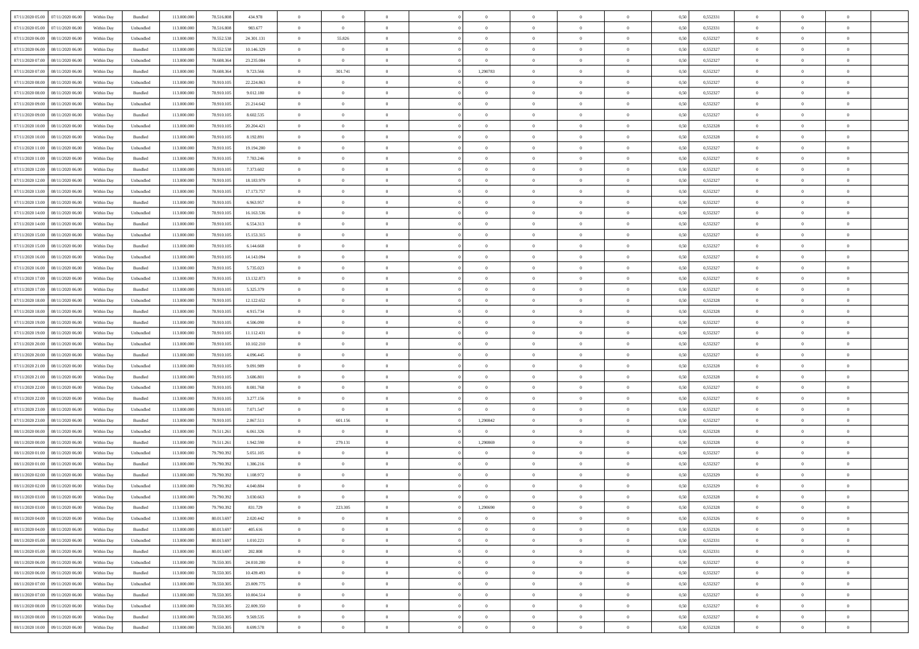| | | | | | | | | | | | | | | | | | | | | |
|---|---|---|---|---|---|---|---|---|---|---|---|---|---|---|---|---|---|---|---|---|
| 07/11/2020 05.00 | 07/11/2020 06.00 | Within Day | Bundled | 113.000.000 | 78.516.808 | 434.978 | 0 | 0 | 0 | | 0 | 0 | 0 | 0 | 0,50 | 0,552331 | 0 | 0 | 0 | |
| 07/11/2020 05.00 | 07/11/2020 06.00 | Within Day | Unbundled | 113.000.000 | 78.516.808 | 983.677 | 0 | 0 | 0 | | 0 | 0 | 0 | 0 | 0,50 | 0,552331 | 0 | 0 | 0 | |
| 07/11/2020 06.00 | 08/11/2020 06.00 | Within Day | Unbundled | 113.000.000 | 78.552.538 | 24.301.131 | 0 | 55.826 | 0 | | 0 | 0 | 0 | 0 | 0,50 | 0,552327 | 0 | 0 | 0 | |
| 07/11/2020 06.00 | 08/11/2020 06.00 | Within Day | Bundled | 113.000.000 | 78.552.538 | 10.146.329 | 0 | 0 | 0 | | 0 | 0 | 0 | 0 | 0,50 | 0,552327 | 0 | 0 | 0 | |
| 07/11/2020 07.00 | 08/11/2020 06.00 | Within Day | Unbundled | 113.000.000 | 78.608.364 | 23.235.084 | 0 | 0 | 0 | | 0 | 0 | 0 | 0 | 0,50 | 0,552327 | 0 | 0 | 0 | |
| 07/11/2020 07.00 | 08/11/2020 06.00 | Within Day | Bundled | 113.000.000 | 78.608.364 | 9.723.566 | 0 | 301.741 | 0 | | 1,290783 | 0 | 0 | 0 | 0,50 | 0,552327 | 0 | 0 | 0 | |
| 07/11/2020 08.00 | 08/11/2020 06.00 | Within Day | Unbundled | 113.000.000 | 78.910.105 | 22.224.863 | 0 | 0 | 0 | | 0 | 0 | 0 | 0 | 0,50 | 0,552327 | 0 | 0 | 0 | |
| 07/11/2020 08.00 | 08/11/2020 06.00 | Within Day | Bundled | 113.000.000 | 78.910.105 | 9.012.180 | 0 | 0 | 0 | | 0 | 0 | 0 | 0 | 0,50 | 0,552327 | 0 | 0 | 0 | |
| 07/11/2020 09.00 | 08/11/2020 06.00 | Within Day | Unbundled | 113.000.000 | 78.910.105 | 21.214.642 | 0 | 0 | 0 | | 0 | 0 | 0 | 0 | 0,50 | 0,552327 | 0 | 0 | 0 | |
| 07/11/2020 09.00 | 08/11/2020 06.00 | Within Day | Bundled | 113.000.000 | 78.910.105 | 8.602.535 | 0 | 0 | 0 | | 0 | 0 | 0 | 0 | 0,50 | 0,552327 | 0 | 0 | 0 | |
| 07/11/2020 10.00 | 08/11/2020 06.00 | Within Day | Unbundled | 113.000.000 | 78.910.105 | 20.204.421 | 0 | 0 | 0 | | 0 | 0 | 0 | 0 | 0,50 | 0,552328 | 0 | 0 | 0 | |
| 07/11/2020 10.00 | 08/11/2020 06.00 | Within Day | Bundled | 113.000.000 | 78.910.105 | 8.192.891 | 0 | 0 | 0 | | 0 | 0 | 0 | 0 | 0,50 | 0,552328 | 0 | 0 | 0 | |
| 07/11/2020 11.00 | 08/11/2020 06.00 | Within Day | Unbundled | 113.000.000 | 78.910.105 | 19.194.200 | 0 | 0 | 0 | | 0 | 0 | 0 | 0 | 0,50 | 0,552327 | 0 | 0 | 0 | |
| 07/11/2020 11.00 | 08/11/2020 06.00 | Within Day | Bundled | 113.000.000 | 78.910.105 | 7.783.246 | 0 | 0 | 0 | | 0 | 0 | 0 | 0 | 0,50 | 0,552327 | 0 | 0 | 0 | |
| 07/11/2020 12.00 | 08/11/2020 06.00 | Within Day | Bundled | 113.000.000 | 78.910.105 | 7.373.602 | 0 | 0 | 0 | | 0 | 0 | 0 | 0 | 0,50 | 0,552327 | 0 | 0 | 0 | |
| 07/11/2020 12.00 | 08/11/2020 06.00 | Within Day | Unbundled | 113.000.000 | 78.910.105 | 18.183.979 | 0 | 0 | 0 | | 0 | 0 | 0 | 0 | 0,50 | 0,552327 | 0 | 0 | 0 | |
| 07/11/2020 13.00 | 08/11/2020 06.00 | Within Day | Unbundled | 113.000.000 | 78.910.105 | 17.173.757 | 0 | 0 | 0 | | 0 | 0 | 0 | 0 | 0,50 | 0,552327 | 0 | 0 | 0 | |
| 07/11/2020 13.00 | 08/11/2020 06.00 | Within Day | Bundled | 113.000.000 | 78.910.105 | 6.963.957 | 0 | 0 | 0 | | 0 | 0 | 0 | 0 | 0,50 | 0,552327 | 0 | 0 | 0 | |
| 07/11/2020 14.00 | 08/11/2020 06.00 | Within Day | Unbundled | 113.000.000 | 78.910.105 | 16.163.536 | 0 | 0 | 0 | | 0 | 0 | 0 | 0 | 0,50 | 0,552327 | 0 | 0 | 0 | |
| 07/11/2020 14.00 | 08/11/2020 06.00 | Within Day | Bundled | 113.000.000 | 78.910.105 | 6.554.313 | 0 | 0 | 0 | | 0 | 0 | 0 | 0 | 0,50 | 0,552327 | 0 | 0 | 0 | |
| 07/11/2020 15.00 | 08/11/2020 06.00 | Within Day | Unbundled | 113.000.000 | 78.910.105 | 15.153.315 | 0 | 0 | 0 | | 0 | 0 | 0 | 0 | 0,50 | 0,552327 | 0 | 0 | 0 | |
| 07/11/2020 15.00 | 08/11/2020 06.00 | Within Day | Bundled | 113.000.000 | 78.910.105 | 6.144.668 | 0 | 0 | 0 | | 0 | 0 | 0 | 0 | 0,50 | 0,552327 | 0 | 0 | 0 | |
| 07/11/2020 16.00 | 08/11/2020 06.00 | Within Day | Unbundled | 113.000.000 | 78.910.105 | 14.143.094 | 0 | 0 | 0 | | 0 | 0 | 0 | 0 | 0,50 | 0,552327 | 0 | 0 | 0 | |
| 07/11/2020 16.00 | 08/11/2020 06.00 | Within Day | Bundled | 113.000.000 | 78.910.105 | 5.735.023 | 0 | 0 | 0 | | 0 | 0 | 0 | 0 | 0,50 | 0,552327 | 0 | 0 | 0 | |
| 07/11/2020 17.00 | 08/11/2020 06.00 | Within Day | Unbundled | 113.000.000 | 78.910.105 | 13.132.873 | 0 | 0 | 0 | | 0 | 0 | 0 | 0 | 0,50 | 0,552327 | 0 | 0 | 0 | |
| 07/11/2020 17.00 | 08/11/2020 06.00 | Within Day | Bundled | 113.000.000 | 78.910.105 | 5.325.379 | 0 | 0 | 0 | | 0 | 0 | 0 | 0 | 0,50 | 0,552327 | 0 | 0 | 0 | |
| 07/11/2020 18.00 | 08/11/2020 06.00 | Within Day | Unbundled | 113.000.000 | 78.910.105 | 12.122.652 | 0 | 0 | 0 | | 0 | 0 | 0 | 0 | 0,50 | 0,552328 | 0 | 0 | 0 | |
| 07/11/2020 18.00 | 08/11/2020 06.00 | Within Day | Bundled | 113.000.000 | 78.910.105 | 4.915.734 | 0 | 0 | 0 | | 0 | 0 | 0 | 0 | 0,50 | 0,552328 | 0 | 0 | 0 | |
| 07/11/2020 19.00 | 08/11/2020 06.00 | Within Day | Bundled | 113.000.000 | 78.910.105 | 4.506.090 | 0 | 0 | 0 | | 0 | 0 | 0 | 0 | 0,50 | 0,552327 | 0 | 0 | 0 | |
| 07/11/2020 19.00 | 08/11/2020 06.00 | Within Day | Unbundled | 113.000.000 | 78.910.105 | 11.112.431 | 0 | 0 | 0 | | 0 | 0 | 0 | 0 | 0,50 | 0,552327 | 0 | 0 | 0 | |
| 07/11/2020 20.00 | 08/11/2020 06.00 | Within Day | Unbundled | 113.000.000 | 78.910.105 | 10.102.210 | 0 | 0 | 0 | | 0 | 0 | 0 | 0 | 0,50 | 0,552327 | 0 | 0 | 0 | |
| 07/11/2020 20.00 | 08/11/2020 06.00 | Within Day | Bundled | 113.000.000 | 78.910.105 | 4.096.445 | 0 | 0 | 0 | | 0 | 0 | 0 | 0 | 0,50 | 0,552327 | 0 | 0 | 0 | |
| 07/11/2020 21.00 | 08/11/2020 06.00 | Within Day | Unbundled | 113.000.000 | 78.910.105 | 9.091.989 | 0 | 0 | 0 | | 0 | 0 | 0 | 0 | 0,50 | 0,552328 | 0 | 0 | 0 | |
| 07/11/2020 21.00 | 08/11/2020 06.00 | Within Day | Bundled | 113.000.000 | 78.910.105 | 3.686.801 | 0 | 0 | 0 | | 0 | 0 | 0 | 0 | 0,50 | 0,552328 | 0 | 0 | 0 | |
| 07/11/2020 22.00 | 08/11/2020 06.00 | Within Day | Unbundled | 113.000.000 | 78.910.105 | 8.081.768 | 0 | 0 | 0 | | 0 | 0 | 0 | 0 | 0,50 | 0,552327 | 0 | 0 | 0 | |
| 07/11/2020 22.00 | 08/11/2020 06.00 | Within Day | Bundled | 113.000.000 | 78.910.105 | 3.277.156 | 0 | 0 | 0 | | 0 | 0 | 0 | 0 | 0,50 | 0,552327 | 0 | 0 | 0 | |
| 07/11/2020 23.00 | 08/11/2020 06.00 | Within Day | Unbundled | 113.000.000 | 78.910.105 | 7.071.547 | 0 | 0 | 0 | | 0 | 0 | 0 | 0 | 0,50 | 0,552327 | 0 | 0 | 0 | |
| 07/11/2020 23.00 | 08/11/2020 06.00 | Within Day | Bundled | 113.000.000 | 78.910.105 | 2.867.511 | 0 | 601.156 | 0 | | 1,290842 | 0 | 0 | 0 | 0,50 | 0,552327 | 0 | 0 | 0 | |
| 08/11/2020 00.00 | 08/11/2020 06.00 | Within Day | Unbundled | 113.000.000 | 79.511.261 | 6.061.326 | 0 | 0 | 0 | | 0 | 0 | 0 | 0 | 0,50 | 0,552328 | 0 | 0 | 0 | |
| 08/11/2020 00.00 | 08/11/2020 06.00 | Within Day | Bundled | 113.000.000 | 79.511.261 | 1.942.590 | 0 | 279.131 | 0 | | 1,290869 | 0 | 0 | 0 | 0,50 | 0,552328 | 0 | 0 | 0 | |
| 08/11/2020 01.00 | 08/11/2020 06.00 | Within Day | Unbundled | 113.000.000 | 79.790.392 | 5.051.105 | 0 | 0 | 0 | | 0 | 0 | 0 | 0 | 0,50 | 0,552327 | 0 | 0 | 0 | |
| 08/11/2020 01.00 | 08/11/2020 06.00 | Within Day | Bundled | 113.000.000 | 79.790.392 | 1.386.216 | 0 | 0 | 0 | | 0 | 0 | 0 | 0 | 0,50 | 0,552327 | 0 | 0 | 0 | |
| 08/11/2020 02.00 | 08/11/2020 06.00 | Within Day | Bundled | 113.000.000 | 79.790.392 | 1.108.972 | 0 | 0 | 0 | | 0 | 0 | 0 | 0 | 0,50 | 0,552329 | 0 | 0 | 0 | |
| 08/11/2020 02.00 | 08/11/2020 06.00 | Within Day | Unbundled | 113.000.000 | 79.790.392 | 4.040.884 | 0 | 0 | 0 | | 0 | 0 | 0 | 0 | 0,50 | 0,552329 | 0 | 0 | 0 | |
| 08/11/2020 03.00 | 08/11/2020 06.00 | Within Day | Unbundled | 113.000.000 | 79.790.392 | 3.030.663 | 0 | 0 | 0 | | 0 | 0 | 0 | 0 | 0,50 | 0,552328 | 0 | 0 | 0 | |
| 08/11/2020 03.00 | 08/11/2020 06.00 | Within Day | Bundled | 113.000.000 | 79.790.392 | 831.729 | 0 | 223.305 | 0 | | 1,290690 | 0 | 0 | 0 | 0,50 | 0,552328 | 0 | 0 | 0 | |
| 08/11/2020 04.00 | 08/11/2020 06.00 | Within Day | Unbundled | 113.000.000 | 80.013.697 | 2.020.442 | 0 | 0 | 0 | | 0 | 0 | 0 | 0 | 0,50 | 0,552326 | 0 | 0 | 0 | |
| 08/11/2020 04.00 | 08/11/2020 06.00 | Within Day | Bundled | 113.000.000 | 80.013.697 | 405.616 | 0 | 0 | 0 | | 0 | 0 | 0 | 0 | 0,50 | 0,552326 | 0 | 0 | 0 | |
| 08/11/2020 05.00 | 08/11/2020 06.00 | Within Day | Unbundled | 113.000.000 | 80.013.697 | 1.010.221 | 0 | 0 | 0 | | 0 | 0 | 0 | 0 | 0,50 | 0,552331 | 0 | 0 | 0 | |
| 08/11/2020 05.00 | 08/11/2020 06.00 | Within Day | Bundled | 113.000.000 | 80.013.697 | 202.808 | 0 | 0 | 0 | | 0 | 0 | 0 | 0 | 0,50 | 0,552331 | 0 | 0 | 0 | |
| 08/11/2020 06.00 | 09/11/2020 06.00 | Within Day | Unbundled | 113.000.000 | 78.550.305 | 24.010.200 | 0 | 0 | 0 | | 0 | 0 | 0 | 0 | 0,50 | 0,552327 | 0 | 0 | 0 | |
| 08/11/2020 06.00 | 09/11/2020 06.00 | Within Day | Bundled | 113.000.000 | 78.550.305 | 10.439.493 | 0 | 0 | 0 | | 0 | 0 | 0 | 0 | 0,50 | 0,552327 | 0 | 0 | 0 | |
| 08/11/2020 07.00 | 09/11/2020 06.00 | Within Day | Unbundled | 113.000.000 | 78.550.305 | 23.009.775 | 0 | 0 | 0 | | 0 | 0 | 0 | 0 | 0,50 | 0,552327 | 0 | 0 | 0 | |
| 08/11/2020 07.00 | 09/11/2020 06.00 | Within Day | Bundled | 113.000.000 | 78.550.305 | 10.004.514 | 0 | 0 | 0 | | 0 | 0 | 0 | 0 | 0,50 | 0,552327 | 0 | 0 | 0 | |
| 08/11/2020 08.00 | 09/11/2020 06.00 | Within Day | Unbundled | 113.000.000 | 78.550.305 | 22.009.350 | 0 | 0 | 0 | | 0 | 0 | 0 | 0 | 0,50 | 0,552327 | 0 | 0 | 0 | |
| 08/11/2020 08.00 | 09/11/2020 06.00 | Within Day | Bundled | 113.000.000 | 78.550.305 | 9.569.535 | 0 | 0 | 0 | | 0 | 0 | 0 | 0 | 0,50 | 0,552327 | 0 | 0 | 0 | |
| 08/11/2020 10.00 | 09/11/2020 06.00 | Within Day | Bundled | 113.000.000 | 78.550.305 | 8.699.578 | 0 | 0 | 0 | | 0 | 0 | 0 | 0 | 0,50 | 0,552328 | 0 | 0 | 0 | |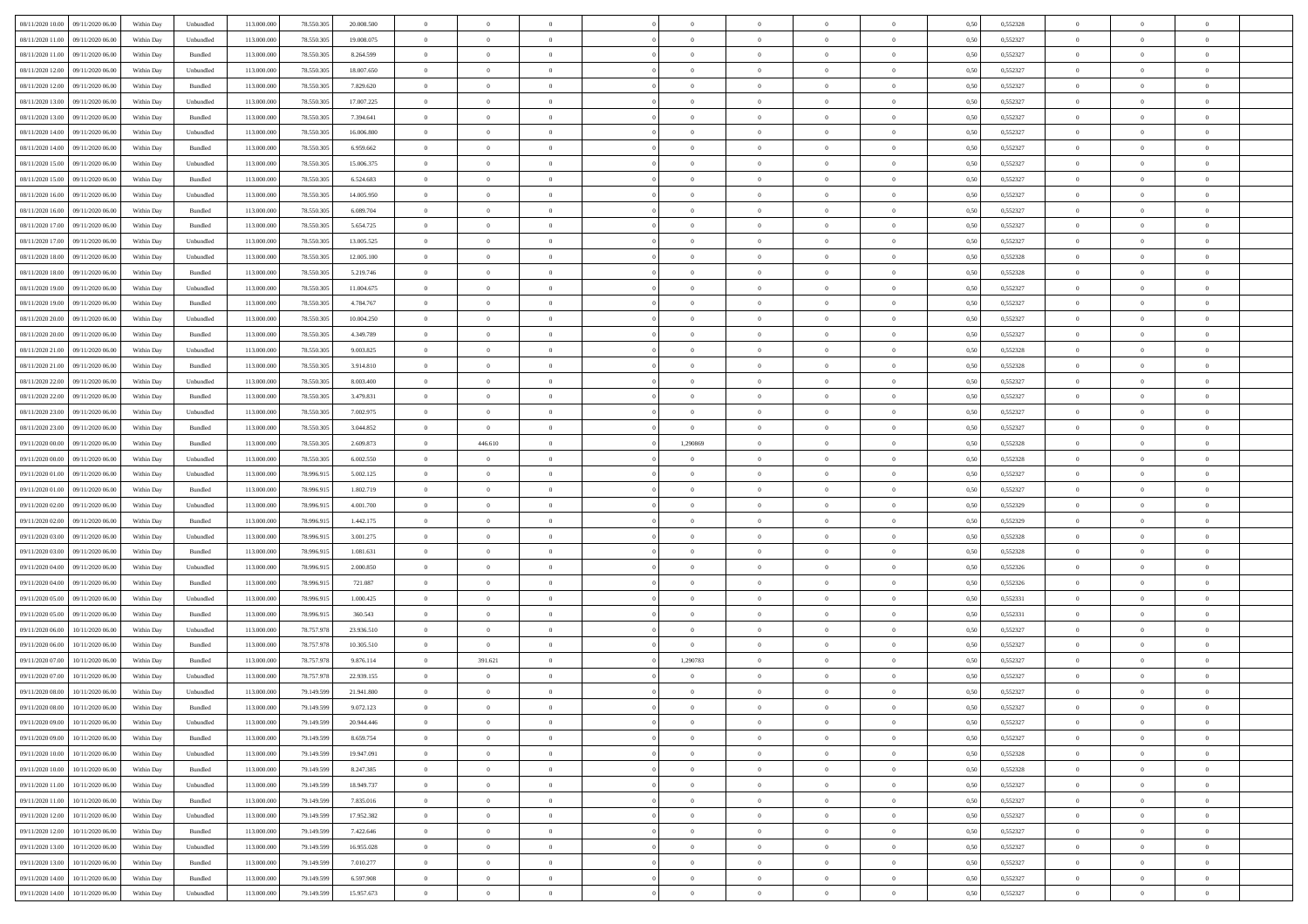| | | | | | | | | | | | | | | | | | | | | | |
|---|---|---|---|---|---|---|---|---|---|---|---|---|---|---|---|---|---|---|---|---|---|
| 08/11/2020 10.00 | 09/11/2020 06.00 | Within Day | Unbundled | 113.000.000 | 78.550.305 | 20.008.500 | 0 | 0 | 0 | | 0 | 0 | 0 | 0 | 0 | 0,50 | 0,552328 | 0 | 0 | 0 | |
| 08/11/2020 11.00 | 09/11/2020 06.00 | Within Day | Unbundled | 113.000.000 | 78.550.305 | 19.008.075 | 0 | 0 | 0 | | 0 | 0 | 0 | 0 | 0 | 0,50 | 0,552327 | 0 | 0 | 0 | |
| 08/11/2020 11.00 | 09/11/2020 06.00 | Within Day | Bundled | 113.000.000 | 78.550.305 | 8.264.599 | 0 | 0 | 0 | | 0 | 0 | 0 | 0 | 0 | 0,50 | 0,552327 | 0 | 0 | 0 | |
| 08/11/2020 12.00 | 09/11/2020 06.00 | Within Day | Unbundled | 113.000.000 | 78.550.305 | 18.007.650 | 0 | 0 | 0 | | 0 | 0 | 0 | 0 | 0 | 0,50 | 0,552327 | 0 | 0 | 0 | |
| 08/11/2020 12.00 | 09/11/2020 06.00 | Within Day | Bundled | 113.000.000 | 78.550.305 | 7.829.620 | 0 | 0 | 0 | | 0 | 0 | 0 | 0 | 0 | 0,50 | 0,552327 | 0 | 0 | 0 | |
| 08/11/2020 13.00 | 09/11/2020 06.00 | Within Day | Unbundled | 113.000.000 | 78.550.305 | 17.007.225 | 0 | 0 | 0 | | 0 | 0 | 0 | 0 | 0 | 0,50 | 0,552327 | 0 | 0 | 0 | |
| 08/11/2020 13.00 | 09/11/2020 06.00 | Within Day | Bundled | 113.000.000 | 78.550.305 | 7.394.641 | 0 | 0 | 0 | | 0 | 0 | 0 | 0 | 0 | 0,50 | 0,552327 | 0 | 0 | 0 | |
| 08/11/2020 14.00 | 09/11/2020 06.00 | Within Day | Unbundled | 113.000.000 | 78.550.305 | 16.006.800 | 0 | 0 | 0 | | 0 | 0 | 0 | 0 | 0 | 0,50 | 0,552327 | 0 | 0 | 0 | |
| 08/11/2020 14.00 | 09/11/2020 06.00 | Within Day | Bundled | 113.000.000 | 78.550.305 | 6.959.662 | 0 | 0 | 0 | | 0 | 0 | 0 | 0 | 0 | 0,50 | 0,552327 | 0 | 0 | 0 | |
| 08/11/2020 15.00 | 09/11/2020 06.00 | Within Day | Unbundled | 113.000.000 | 78.550.305 | 15.006.375 | 0 | 0 | 0 | | 0 | 0 | 0 | 0 | 0 | 0,50 | 0,552327 | 0 | 0 | 0 | |
| 08/11/2020 15.00 | 09/11/2020 06.00 | Within Day | Bundled | 113.000.000 | 78.550.305 | 6.524.683 | 0 | 0 | 0 | | 0 | 0 | 0 | 0 | 0 | 0,50 | 0,552327 | 0 | 0 | 0 | |
| 08/11/2020 16.00 | 09/11/2020 06.00 | Within Day | Unbundled | 113.000.000 | 78.550.305 | 14.005.950 | 0 | 0 | 0 | | 0 | 0 | 0 | 0 | 0 | 0,50 | 0,552327 | 0 | 0 | 0 | |
| 08/11/2020 16.00 | 09/11/2020 06.00 | Within Day | Bundled | 113.000.000 | 78.550.305 | 6.089.704 | 0 | 0 | 0 | | 0 | 0 | 0 | 0 | 0 | 0,50 | 0,552327 | 0 | 0 | 0 | |
| 08/11/2020 17.00 | 09/11/2020 06.00 | Within Day | Bundled | 113.000.000 | 78.550.305 | 5.654.725 | 0 | 0 | 0 | | 0 | 0 | 0 | 0 | 0 | 0,50 | 0,552327 | 0 | 0 | 0 | |
| 08/11/2020 17.00 | 09/11/2020 06.00 | Within Day | Unbundled | 113.000.000 | 78.550.305 | 13.005.525 | 0 | 0 | 0 | | 0 | 0 | 0 | 0 | 0 | 0,50 | 0,552327 | 0 | 0 | 0 | |
| 08/11/2020 18.00 | 09/11/2020 06.00 | Within Day | Unbundled | 113.000.000 | 78.550.305 | 12.005.100 | 0 | 0 | 0 | | 0 | 0 | 0 | 0 | 0 | 0,50 | 0,552328 | 0 | 0 | 0 | |
| 08/11/2020 18.00 | 09/11/2020 06.00 | Within Day | Bundled | 113.000.000 | 78.550.305 | 5.219.746 | 0 | 0 | 0 | | 0 | 0 | 0 | 0 | 0 | 0,50 | 0,552328 | 0 | 0 | 0 | |
| 08/11/2020 19.00 | 09/11/2020 06.00 | Within Day | Unbundled | 113.000.000 | 78.550.305 | 11.004.675 | 0 | 0 | 0 | | 0 | 0 | 0 | 0 | 0 | 0,50 | 0,552327 | 0 | 0 | 0 | |
| 08/11/2020 19.00 | 09/11/2020 06.00 | Within Day | Bundled | 113.000.000 | 78.550.305 | 4.784.767 | 0 | 0 | 0 | | 0 | 0 | 0 | 0 | 0 | 0,50 | 0,552327 | 0 | 0 | 0 | |
| 08/11/2020 20.00 | 09/11/2020 06.00 | Within Day | Unbundled | 113.000.000 | 78.550.305 | 10.004.250 | 0 | 0 | 0 | | 0 | 0 | 0 | 0 | 0 | 0,50 | 0,552327 | 0 | 0 | 0 | |
| 08/11/2020 20.00 | 09/11/2020 06.00 | Within Day | Bundled | 113.000.000 | 78.550.305 | 4.349.789 | 0 | 0 | 0 | | 0 | 0 | 0 | 0 | 0 | 0,50 | 0,552327 | 0 | 0 | 0 | |
| 08/11/2020 21.00 | 09/11/2020 06.00 | Within Day | Unbundled | 113.000.000 | 78.550.305 | 9.003.825 | 0 | 0 | 0 | | 0 | 0 | 0 | 0 | 0 | 0,50 | 0,552328 | 0 | 0 | 0 | |
| 08/11/2020 21.00 | 09/11/2020 06.00 | Within Day | Bundled | 113.000.000 | 78.550.305 | 3.914.810 | 0 | 0 | 0 | | 0 | 0 | 0 | 0 | 0 | 0,50 | 0,552328 | 0 | 0 | 0 | |
| 08/11/2020 22.00 | 09/11/2020 06.00 | Within Day | Unbundled | 113.000.000 | 78.550.305 | 8.003.400 | 0 | 0 | 0 | | 0 | 0 | 0 | 0 | 0 | 0,50 | 0,552327 | 0 | 0 | 0 | |
| 08/11/2020 22.00 | 09/11/2020 06.00 | Within Day | Bundled | 113.000.000 | 78.550.305 | 3.479.831 | 0 | 0 | 0 | | 0 | 0 | 0 | 0 | 0 | 0,50 | 0,552327 | 0 | 0 | 0 | |
| 08/11/2020 23.00 | 09/11/2020 06.00 | Within Day | Unbundled | 113.000.000 | 78.550.305 | 7.002.975 | 0 | 0 | 0 | | 0 | 0 | 0 | 0 | 0 | 0,50 | 0,552327 | 0 | 0 | 0 | |
| 08/11/2020 23.00 | 09/11/2020 06.00 | Within Day | Bundled | 113.000.000 | 78.550.305 | 3.044.852 | 0 | 0 | 0 | | 0 | 0 | 0 | 0 | 0 | 0,50 | 0,552327 | 0 | 0 | 0 | |
| 09/11/2020 00.00 | 09/11/2020 06.00 | Within Day | Bundled | 113.000.000 | 78.550.305 | 2.609.873 | 0 | 446.610 | 0 | | 1,290869 | 0 | 0 | 0 | 0 | 0,50 | 0,552328 | 0 | 0 | 0 | |
| 09/11/2020 00.00 | 09/11/2020 06.00 | Within Day | Unbundled | 113.000.000 | 78.550.305 | 6.002.550 | 0 | 0 | 0 | | 0 | 0 | 0 | 0 | 0 | 0,50 | 0,552328 | 0 | 0 | 0 | |
| 09/11/2020 01.00 | 09/11/2020 06.00 | Within Day | Unbundled | 113.000.000 | 78.996.915 | 5.002.125 | 0 | 0 | 0 | | 0 | 0 | 0 | 0 | 0 | 0,50 | 0,552327 | 0 | 0 | 0 | |
| 09/11/2020 01.00 | 09/11/2020 06.00 | Within Day | Bundled | 113.000.000 | 78.996.915 | 1.802.719 | 0 | 0 | 0 | | 0 | 0 | 0 | 0 | 0 | 0,50 | 0,552327 | 0 | 0 | 0 | |
| 09/11/2020 02.00 | 09/11/2020 06.00 | Within Day | Unbundled | 113.000.000 | 78.996.915 | 4.001.700 | 0 | 0 | 0 | | 0 | 0 | 0 | 0 | 0 | 0,50 | 0,552329 | 0 | 0 | 0 | |
| 09/11/2020 02.00 | 09/11/2020 06.00 | Within Day | Bundled | 113.000.000 | 78.996.915 | 1.442.175 | 0 | 0 | 0 | | 0 | 0 | 0 | 0 | 0 | 0,50 | 0,552329 | 0 | 0 | 0 | |
| 09/11/2020 03.00 | 09/11/2020 06.00 | Within Day | Unbundled | 113.000.000 | 78.996.915 | 3.001.275 | 0 | 0 | 0 | | 0 | 0 | 0 | 0 | 0 | 0,50 | 0,552328 | 0 | 0 | 0 | |
| 09/11/2020 03.00 | 09/11/2020 06.00 | Within Day | Bundled | 113.000.000 | 78.996.915 | 1.081.631 | 0 | 0 | 0 | | 0 | 0 | 0 | 0 | 0 | 0,50 | 0,552328 | 0 | 0 | 0 | |
| 09/11/2020 04.00 | 09/11/2020 06.00 | Within Day | Unbundled | 113.000.000 | 78.996.915 | 2.000.850 | 0 | 0 | 0 | | 0 | 0 | 0 | 0 | 0 | 0,50 | 0,552326 | 0 | 0 | 0 | |
| 09/11/2020 04.00 | 09/11/2020 06.00 | Within Day | Bundled | 113.000.000 | 78.996.915 | 721.087 | 0 | 0 | 0 | | 0 | 0 | 0 | 0 | 0 | 0,50 | 0,552326 | 0 | 0 | 0 | |
| 09/11/2020 05.00 | 09/11/2020 06.00 | Within Day | Unbundled | 113.000.000 | 78.996.915 | 1.000.425 | 0 | 0 | 0 | | 0 | 0 | 0 | 0 | 0 | 0,50 | 0,552331 | 0 | 0 | 0 | |
| 09/11/2020 05.00 | 09/11/2020 06.00 | Within Day | Bundled | 113.000.000 | 78.996.915 | 360.543 | 0 | 0 | 0 | | 0 | 0 | 0 | 0 | 0 | 0,50 | 0,552331 | 0 | 0 | 0 | |
| 09/11/2020 06.00 | 10/11/2020 06.00 | Within Day | Unbundled | 113.000.000 | 78.757.978 | 23.936.510 | 0 | 0 | 0 | | 0 | 0 | 0 | 0 | 0 | 0,50 | 0,552327 | 0 | 0 | 0 | |
| 09/11/2020 06.00 | 10/11/2020 06.00 | Within Day | Bundled | 113.000.000 | 78.757.978 | 10.305.510 | 0 | 0 | 0 | | 0 | 0 | 0 | 0 | 0 | 0,50 | 0,552327 | 0 | 0 | 0 | |
| 09/11/2020 07.00 | 10/11/2020 06.00 | Within Day | Bundled | 113.000.000 | 78.757.978 | 9.876.114 | 0 | 391.621 | 0 | | 1,290783 | 0 | 0 | 0 | 0 | 0,50 | 0,552327 | 0 | 0 | 0 | |
| 09/11/2020 07.00 | 10/11/2020 06.00 | Within Day | Unbundled | 113.000.000 | 78.757.978 | 22.939.155 | 0 | 0 | 0 | | 0 | 0 | 0 | 0 | 0 | 0,50 | 0,552327 | 0 | 0 | 0 | |
| 09/11/2020 08.00 | 10/11/2020 06.00 | Within Day | Unbundled | 113.000.000 | 79.149.599 | 21.941.800 | 0 | 0 | 0 | | 0 | 0 | 0 | 0 | 0 | 0,50 | 0,552327 | 0 | 0 | 0 | |
| 09/11/2020 08.00 | 10/11/2020 06.00 | Within Day | Bundled | 113.000.000 | 79.149.599 | 9.072.123 | 0 | 0 | 0 | | 0 | 0 | 0 | 0 | 0 | 0,50 | 0,552327 | 0 | 0 | 0 | |
| 09/11/2020 09.00 | 10/11/2020 06.00 | Within Day | Unbundled | 113.000.000 | 79.149.599 | 20.944.446 | 0 | 0 | 0 | | 0 | 0 | 0 | 0 | 0 | 0,50 | 0,552327 | 0 | 0 | 0 | |
| 09/11/2020 09.00 | 10/11/2020 06.00 | Within Day | Bundled | 113.000.000 | 79.149.599 | 8.659.754 | 0 | 0 | 0 | | 0 | 0 | 0 | 0 | 0 | 0,50 | 0,552327 | 0 | 0 | 0 | |
| 09/11/2020 10.00 | 10/11/2020 06.00 | Within Day | Unbundled | 113.000.000 | 79.149.599 | 19.947.091 | 0 | 0 | 0 | | 0 | 0 | 0 | 0 | 0 | 0,50 | 0,552328 | 0 | 0 | 0 | |
| 09/11/2020 10.00 | 10/11/2020 06.00 | Within Day | Bundled | 113.000.000 | 79.149.599 | 8.247.385 | 0 | 0 | 0 | | 0 | 0 | 0 | 0 | 0 | 0,50 | 0,552328 | 0 | 0 | 0 | |
| 09/11/2020 11.00 | 10/11/2020 06.00 | Within Day | Unbundled | 113.000.000 | 79.149.599 | 18.949.737 | 0 | 0 | 0 | | 0 | 0 | 0 | 0 | 0 | 0,50 | 0,552327 | 0 | 0 | 0 | |
| 09/11/2020 11.00 | 10/11/2020 06.00 | Within Day | Bundled | 113.000.000 | 79.149.599 | 7.835.016 | 0 | 0 | 0 | | 0 | 0 | 0 | 0 | 0 | 0,50 | 0,552327 | 0 | 0 | 0 | |
| 09/11/2020 12.00 | 10/11/2020 06.00 | Within Day | Unbundled | 113.000.000 | 79.149.599 | 17.952.382 | 0 | 0 | 0 | | 0 | 0 | 0 | 0 | 0 | 0,50 | 0,552327 | 0 | 0 | 0 | |
| 09/11/2020 12.00 | 10/11/2020 06.00 | Within Day | Bundled | 113.000.000 | 79.149.599 | 7.422.646 | 0 | 0 | 0 | | 0 | 0 | 0 | 0 | 0 | 0,50 | 0,552327 | 0 | 0 | 0 | |
| 09/11/2020 13.00 | 10/11/2020 06.00 | Within Day | Unbundled | 113.000.000 | 79.149.599 | 16.955.028 | 0 | 0 | 0 | | 0 | 0 | 0 | 0 | 0 | 0,50 | 0,552327 | 0 | 0 | 0 | |
| 09/11/2020 13.00 | 10/11/2020 06.00 | Within Day | Bundled | 113.000.000 | 79.149.599 | 7.010.277 | 0 | 0 | 0 | | 0 | 0 | 0 | 0 | 0 | 0,50 | 0,552327 | 0 | 0 | 0 | |
| 09/11/2020 14.00 | 10/11/2020 06.00 | Within Day | Bundled | 113.000.000 | 79.149.599 | 6.597.908 | 0 | 0 | 0 | | 0 | 0 | 0 | 0 | 0 | 0,50 | 0,552327 | 0 | 0 | 0 | |
| 09/11/2020 14.00 | 10/11/2020 06.00 | Within Day | Unbundled | 113.000.000 | 79.149.599 | 15.957.673 | 0 | 0 | 0 | | 0 | 0 | 0 | 0 | 0 | 0,50 | 0,552327 | 0 | 0 | 0 | |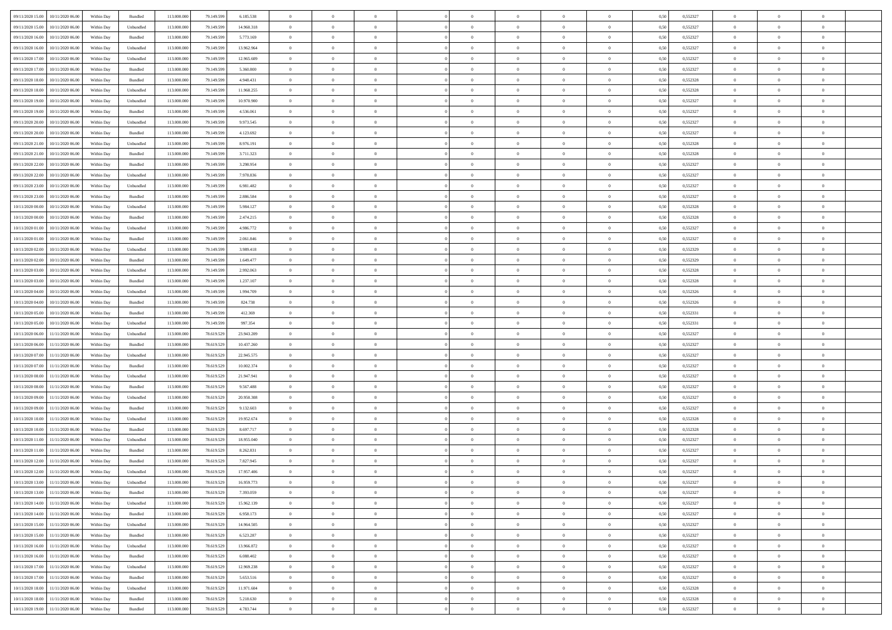| | | | | | | | | | | | | | | | | | | | | |
|---|---|---|---|---|---|---|---|---|---|---|---|---|---|---|---|---|---|---|---|---|
| 09/11/2020 15.00 | 10/11/2020 06.00 | Within Day | Bundled | 113.000.000 | 79.149.599 | 6.185.538 | 0 | 0 | 0 | | 0 | 0 | 0 | 0 | 0,50 | 0,552327 | 0 | 0 | 0 | |
| 09/11/2020 15.00 | 10/11/2020 06.00 | Within Day | Unbundled | 113.000.000 | 79.149.599 | 14.960.318 | 0 | 0 | 0 | | 0 | 0 | 0 | 0 | 0,50 | 0,552327 | 0 | 0 | 0 | |
| 09/11/2020 16.00 | 10/11/2020 06.00 | Within Day | Bundled | 113.000.000 | 79.149.599 | 5.773.169 | 0 | 0 | 0 | | 0 | 0 | 0 | 0 | 0,50 | 0,552327 | 0 | 0 | 0 | |
| 09/11/2020 16.00 | 10/11/2020 06.00 | Within Day | Unbundled | 113.000.000 | 79.149.599 | 13.962.964 | 0 | 0 | 0 | | 0 | 0 | 0 | 0 | 0,50 | 0,552327 | 0 | 0 | 0 | |
| 09/11/2020 17.00 | 10/11/2020 06.00 | Within Day | Unbundled | 113.000.000 | 79.149.599 | 12.965.609 | 0 | 0 | 0 | | 0 | 0 | 0 | 0 | 0,50 | 0,552327 | 0 | 0 | 0 | |
| 09/11/2020 17.00 | 10/11/2020 06.00 | Within Day | Bundled | 113.000.000 | 79.149.599 | 5.360.800 | 0 | 0 | 0 | | 0 | 0 | 0 | 0 | 0,50 | 0,552327 | 0 | 0 | 0 | |
| 09/11/2020 18.00 | 10/11/2020 06.00 | Within Day | Bundled | 113.000.000 | 79.149.599 | 4.948.431 | 0 | 0 | 0 | | 0 | 0 | 0 | 0 | 0,50 | 0,552328 | 0 | 0 | 0 | |
| 09/11/2020 18.00 | 10/11/2020 06.00 | Within Day | Unbundled | 113.000.000 | 79.149.599 | 11.968.255 | 0 | 0 | 0 | | 0 | 0 | 0 | 0 | 0,50 | 0,552328 | 0 | 0 | 0 | |
| 09/11/2020 19.00 | 10/11/2020 06.00 | Within Day | Unbundled | 113.000.000 | 79.149.599 | 10.970.900 | 0 | 0 | 0 | | 0 | 0 | 0 | 0 | 0,50 | 0,552327 | 0 | 0 | 0 | |
| 09/11/2020 19.00 | 10/11/2020 06.00 | Within Day | Bundled | 113.000.000 | 79.149.599 | 4.536.061 | 0 | 0 | 0 | | 0 | 0 | 0 | 0 | 0,50 | 0,552327 | 0 | 0 | 0 | |
| 09/11/2020 20.00 | 10/11/2020 06.00 | Within Day | Unbundled | 113.000.000 | 79.149.599 | 9.973.545 | 0 | 0 | 0 | | 0 | 0 | 0 | 0 | 0,50 | 0,552327 | 0 | 0 | 0 | |
| 09/11/2020 20.00 | 10/11/2020 06.00 | Within Day | Bundled | 113.000.000 | 79.149.599 | 4.123.692 | 0 | 0 | 0 | | 0 | 0 | 0 | 0 | 0,50 | 0,552327 | 0 | 0 | 0 | |
| 09/11/2020 21.00 | 10/11/2020 06.00 | Within Day | Unbundled | 113.000.000 | 79.149.599 | 8.976.191 | 0 | 0 | 0 | | 0 | 0 | 0 | 0 | 0,50 | 0,552328 | 0 | 0 | 0 | |
| 09/11/2020 21.00 | 10/11/2020 06.00 | Within Day | Bundled | 113.000.000 | 79.149.599 | 3.711.323 | 0 | 0 | 0 | | 0 | 0 | 0 | 0 | 0,50 | 0,552328 | 0 | 0 | 0 | |
| 09/11/2020 22.00 | 10/11/2020 06.00 | Within Day | Bundled | 113.000.000 | 79.149.599 | 3.298.954 | 0 | 0 | 0 | | 0 | 0 | 0 | 0 | 0,50 | 0,552327 | 0 | 0 | 0 | |
| 09/11/2020 22.00 | 10/11/2020 06.00 | Within Day | Unbundled | 113.000.000 | 79.149.599 | 7.978.836 | 0 | 0 | 0 | | 0 | 0 | 0 | 0 | 0,50 | 0,552327 | 0 | 0 | 0 | |
| 09/11/2020 23.00 | 10/11/2020 06.00 | Within Day | Unbundled | 113.000.000 | 79.149.599 | 6.981.482 | 0 | 0 | 0 | | 0 | 0 | 0 | 0 | 0,50 | 0,552327 | 0 | 0 | 0 | |
| 09/11/2020 23.00 | 10/11/2020 06.00 | Within Day | Bundled | 113.000.000 | 79.149.599 | 2.886.584 | 0 | 0 | 0 | | 0 | 0 | 0 | 0 | 0,50 | 0,552327 | 0 | 0 | 0 | |
| 10/11/2020 00.00 | 10/11/2020 06.00 | Within Day | Unbundled | 113.000.000 | 79.149.599 | 5.984.127 | 0 | 0 | 0 | | 0 | 0 | 0 | 0 | 0,50 | 0,552328 | 0 | 0 | 0 | |
| 10/11/2020 00.00 | 10/11/2020 06.00 | Within Day | Bundled | 113.000.000 | 79.149.599 | 2.474.215 | 0 | 0 | 0 | | 0 | 0 | 0 | 0 | 0,50 | 0,552328 | 0 | 0 | 0 | |
| 10/11/2020 01.00 | 10/11/2020 06.00 | Within Day | Unbundled | 113.000.000 | 79.149.599 | 4.986.772 | 0 | 0 | 0 | | 0 | 0 | 0 | 0 | 0,50 | 0,552327 | 0 | 0 | 0 | |
| 10/11/2020 01.00 | 10/11/2020 06.00 | Within Day | Bundled | 113.000.000 | 79.149.599 | 2.061.846 | 0 | 0 | 0 | | 0 | 0 | 0 | 0 | 0,50 | 0,552327 | 0 | 0 | 0 | |
| 10/11/2020 02.00 | 10/11/2020 06.00 | Within Day | Unbundled | 113.000.000 | 79.149.599 | 3.989.418 | 0 | 0 | 0 | | 0 | 0 | 0 | 0 | 0,50 | 0,552329 | 0 | 0 | 0 | |
| 10/11/2020 02.00 | 10/11/2020 06.00 | Within Day | Bundled | 113.000.000 | 79.149.599 | 1.649.477 | 0 | 0 | 0 | | 0 | 0 | 0 | 0 | 0,50 | 0,552329 | 0 | 0 | 0 | |
| 10/11/2020 03.00 | 10/11/2020 06.00 | Within Day | Unbundled | 113.000.000 | 79.149.599 | 2.992.063 | 0 | 0 | 0 | | 0 | 0 | 0 | 0 | 0,50 | 0,552328 | 0 | 0 | 0 | |
| 10/11/2020 03.00 | 10/11/2020 06.00 | Within Day | Bundled | 113.000.000 | 79.149.599 | 1.237.107 | 0 | 0 | 0 | | 0 | 0 | 0 | 0 | 0,50 | 0,552328 | 0 | 0 | 0 | |
| 10/11/2020 04.00 | 10/11/2020 06.00 | Within Day | Unbundled | 113.000.000 | 79.149.599 | 1.994.709 | 0 | 0 | 0 | | 0 | 0 | 0 | 0 | 0,50 | 0,552326 | 0 | 0 | 0 | |
| 10/11/2020 04.00 | 10/11/2020 06.00 | Within Day | Bundled | 113.000.000 | 79.149.599 | 824.738 | 0 | 0 | 0 | | 0 | 0 | 0 | 0 | 0,50 | 0,552326 | 0 | 0 | 0 | |
| 10/11/2020 05.00 | 10/11/2020 06.00 | Within Day | Bundled | 113.000.000 | 79.149.599 | 412.369 | 0 | 0 | 0 | | 0 | 0 | 0 | 0 | 0,50 | 0,552331 | 0 | 0 | 0 | |
| 10/11/2020 05.00 | 10/11/2020 06.00 | Within Day | Unbundled | 113.000.000 | 79.149.599 | 997.354 | 0 | 0 | 0 | | 0 | 0 | 0 | 0 | 0,50 | 0,552331 | 0 | 0 | 0 | |
| 10/11/2020 06.00 | 11/11/2020 06.00 | Within Day | Unbundled | 113.000.000 | 78.619.529 | 23.943.209 | 0 | 0 | 0 | | 0 | 0 | 0 | 0 | 0,50 | 0,552327 | 0 | 0 | 0 | |
| 10/11/2020 06.00 | 11/11/2020 06.00 | Within Day | Bundled | 113.000.000 | 78.619.529 | 10.437.260 | 0 | 0 | 0 | | 0 | 0 | 0 | 0 | 0,50 | 0,552327 | 0 | 0 | 0 | |
| 10/11/2020 07.00 | 11/11/2020 06.00 | Within Day | Unbundled | 113.000.000 | 78.619.529 | 22.945.575 | 0 | 0 | 0 | | 0 | 0 | 0 | 0 | 0,50 | 0,552327 | 0 | 0 | 0 | |
| 10/11/2020 07.00 | 11/11/2020 06.00 | Within Day | Bundled | 113.000.000 | 78.619.529 | 10.002.374 | 0 | 0 | 0 | | 0 | 0 | 0 | 0 | 0,50 | 0,552327 | 0 | 0 | 0 | |
| 10/11/2020 08.00 | 11/11/2020 06.00 | Within Day | Unbundled | 113.000.000 | 78.619.529 | 21.947.941 | 0 | 0 | 0 | | 0 | 0 | 0 | 0 | 0,50 | 0,552327 | 0 | 0 | 0 | |
| 10/11/2020 08.00 | 11/11/2020 06.00 | Within Day | Bundled | 113.000.000 | 78.619.529 | 9.567.488 | 0 | 0 | 0 | | 0 | 0 | 0 | 0 | 0,50 | 0,552327 | 0 | 0 | 0 | |
| 10/11/2020 09.00 | 11/11/2020 06.00 | Within Day | Unbundled | 113.000.000 | 78.619.529 | 20.950.308 | 0 | 0 | 0 | | 0 | 0 | 0 | 0 | 0,50 | 0,552327 | 0 | 0 | 0 | |
| 10/11/2020 09.00 | 11/11/2020 06.00 | Within Day | Bundled | 113.000.000 | 78.619.529 | 9.132.603 | 0 | 0 | 0 | | 0 | 0 | 0 | 0 | 0,50 | 0,552327 | 0 | 0 | 0 | |
| 10/11/2020 10.00 | 11/11/2020 06.00 | Within Day | Unbundled | 113.000.000 | 78.619.529 | 19.952.674 | 0 | 0 | 0 | | 0 | 0 | 0 | 0 | 0,50 | 0,552328 | 0 | 0 | 0 | |
| 10/11/2020 10.00 | 11/11/2020 06.00 | Within Day | Bundled | 113.000.000 | 78.619.529 | 8.697.717 | 0 | 0 | 0 | | 0 | 0 | 0 | 0 | 0,50 | 0,552328 | 0 | 0 | 0 | |
| 10/11/2020 11.00 | 11/11/2020 06.00 | Within Day | Unbundled | 113.000.000 | 78.619.529 | 18.955.040 | 0 | 0 | 0 | | 0 | 0 | 0 | 0 | 0,50 | 0,552327 | 0 | 0 | 0 | |
| 10/11/2020 11.00 | 11/11/2020 06.00 | Within Day | Bundled | 113.000.000 | 78.619.529 | 8.262.831 | 0 | 0 | 0 | | 0 | 0 | 0 | 0 | 0,50 | 0,552327 | 0 | 0 | 0 | |
| 10/11/2020 12.00 | 11/11/2020 06.00 | Within Day | Bundled | 113.000.000 | 78.619.529 | 7.827.945 | 0 | 0 | 0 | | 0 | 0 | 0 | 0 | 0,50 | 0,552327 | 0 | 0 | 0 | |
| 10/11/2020 12.00 | 11/11/2020 06.00 | Within Day | Unbundled | 113.000.000 | 78.619.529 | 17.957.406 | 0 | 0 | 0 | | 0 | 0 | 0 | 0 | 0,50 | 0,552327 | 0 | 0 | 0 | |
| 10/11/2020 13.00 | 11/11/2020 06.00 | Within Day | Unbundled | 113.000.000 | 78.619.529 | 16.959.773 | 0 | 0 | 0 | | 0 | 0 | 0 | 0 | 0,50 | 0,552327 | 0 | 0 | 0 | |
| 10/11/2020 13.00 | 11/11/2020 06.00 | Within Day | Bundled | 113.000.000 | 78.619.529 | 7.393.059 | 0 | 0 | 0 | | 0 | 0 | 0 | 0 | 0,50 | 0,552327 | 0 | 0 | 0 | |
| 10/11/2020 14.00 | 11/11/2020 06.00 | Within Day | Unbundled | 113.000.000 | 78.619.529 | 15.962.139 | 0 | 0 | 0 | | 0 | 0 | 0 | 0 | 0,50 | 0,552327 | 0 | 0 | 0 | |
| 10/11/2020 14.00 | 11/11/2020 06.00 | Within Day | Bundled | 113.000.000 | 78.619.529 | 6.958.173 | 0 | 0 | 0 | | 0 | 0 | 0 | 0 | 0,50 | 0,552327 | 0 | 0 | 0 | |
| 10/11/2020 15.00 | 11/11/2020 06.00 | Within Day | Unbundled | 113.000.000 | 78.619.529 | 14.964.505 | 0 | 0 | 0 | | 0 | 0 | 0 | 0 | 0,50 | 0,552327 | 0 | 0 | 0 | |
| 10/11/2020 15.00 | 11/11/2020 06.00 | Within Day | Bundled | 113.000.000 | 78.619.529 | 6.523.287 | 0 | 0 | 0 | | 0 | 0 | 0 | 0 | 0,50 | 0,552327 | 0 | 0 | 0 | |
| 10/11/2020 16.00 | 11/11/2020 06.00 | Within Day | Unbundled | 113.000.000 | 78.619.529 | 13.966.872 | 0 | 0 | 0 | | 0 | 0 | 0 | 0 | 0,50 | 0,552327 | 0 | 0 | 0 | |
| 10/11/2020 16.00 | 11/11/2020 06.00 | Within Day | Bundled | 113.000.000 | 78.619.529 | 6.088.402 | 0 | 0 | 0 | | 0 | 0 | 0 | 0 | 0,50 | 0,552327 | 0 | 0 | 0 | |
| 10/11/2020 17.00 | 11/11/2020 06.00 | Within Day | Unbundled | 113.000.000 | 78.619.529 | 12.969.238 | 0 | 0 | 0 | | 0 | 0 | 0 | 0 | 0,50 | 0,552327 | 0 | 0 | 0 | |
| 10/11/2020 17.00 | 11/11/2020 06.00 | Within Day | Bundled | 113.000.000 | 78.619.529 | 5.653.516 | 0 | 0 | 0 | | 0 | 0 | 0 | 0 | 0,50 | 0,552327 | 0 | 0 | 0 | |
| 10/11/2020 18.00 | 11/11/2020 06.00 | Within Day | Unbundled | 113.000.000 | 78.619.529 | 11.971.604 | 0 | 0 | 0 | | 0 | 0 | 0 | 0 | 0,50 | 0,552328 | 0 | 0 | 0 | |
| 10/11/2020 18.00 | 11/11/2020 06.00 | Within Day | Bundled | 113.000.000 | 78.619.529 | 5.218.630 | 0 | 0 | 0 | | 0 | 0 | 0 | 0 | 0,50 | 0,552328 | 0 | 0 | 0 | |
| 10/11/2020 19.00 | 11/11/2020 06.00 | Within Day | Bundled | 113.000.000 | 78.619.529 | 4.783.744 | 0 | 0 | 0 | | 0 | 0 | 0 | 0 | 0,50 | 0,552327 | 0 | 0 | 0 | |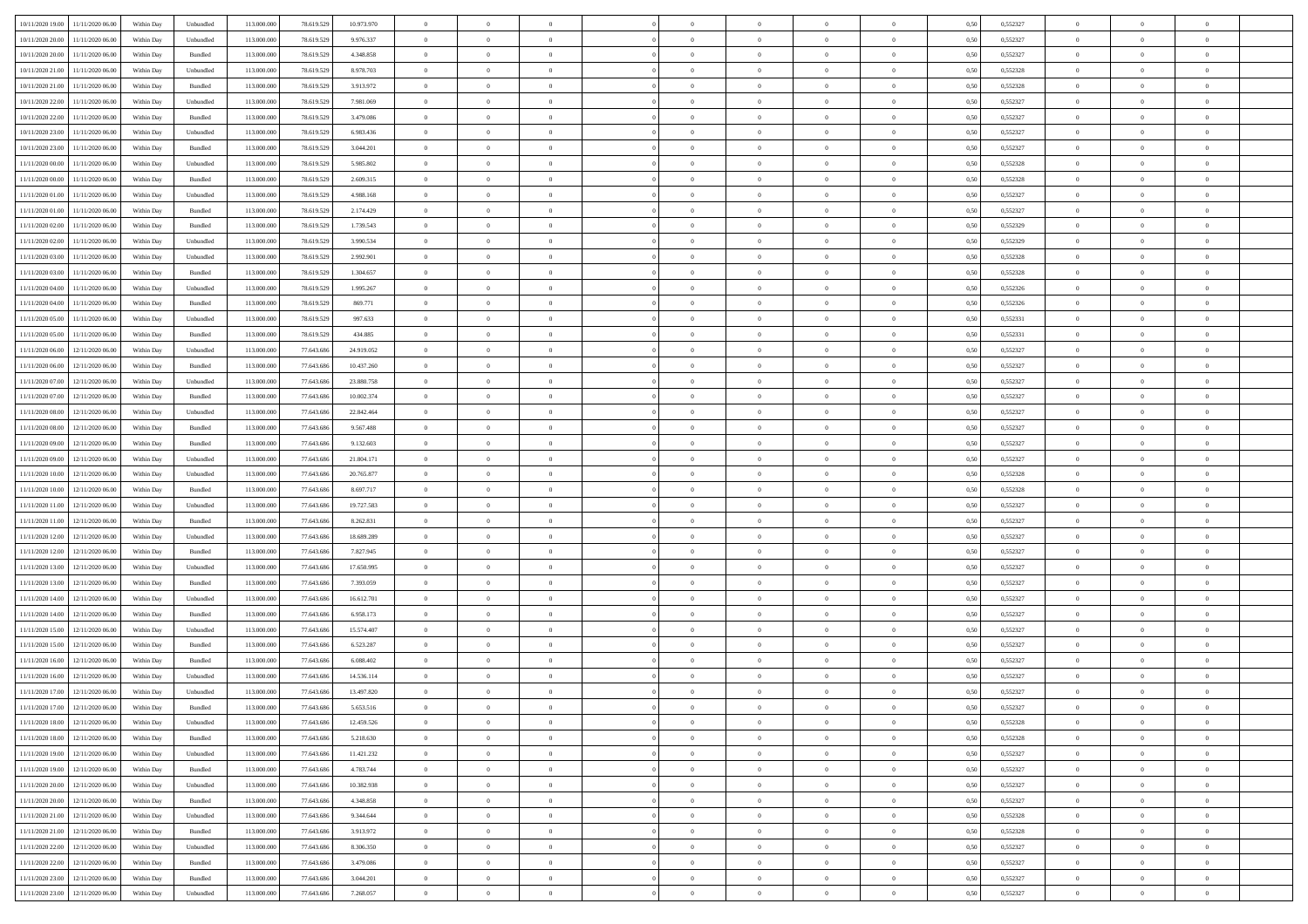| | | | | | | | | | | | | | | | | | | | | |
|---|---|---|---|---|---|---|---|---|---|---|---|---|---|---|---|---|---|---|---|---|
| 10/11/2020 19.00 | 11/11/2020 06.00 | Within Day | Unbundled | 113.000.000 | 78.619.529 | 10.973.970 | 0 | 0 | 0 | 0 | 0 | 0 | 0 | 0 | 0,50 | 0,552327 | 0 | 0 | 0 | |
| 10/11/2020 20.00 | 11/11/2020 06.00 | Within Day | Unbundled | 113.000.000 | 78.619.529 | 9.976.337 | 0 | 0 | 0 | 0 | 0 | 0 | 0 | 0 | 0,50 | 0,552327 | 0 | 0 | 0 | |
| 10/11/2020 20.00 | 11/11/2020 06.00 | Within Day | Bundled | 113.000.000 | 78.619.529 | 4.348.858 | 0 | 0 | 0 | 0 | 0 | 0 | 0 | 0 | 0,50 | 0,552327 | 0 | 0 | 0 | |
| 10/11/2020 21.00 | 11/11/2020 06.00 | Within Day | Unbundled | 113.000.000 | 78.619.529 | 8.978.703 | 0 | 0 | 0 | 0 | 0 | 0 | 0 | 0 | 0,50 | 0,552328 | 0 | 0 | 0 | |
| 10/11/2020 21.00 | 11/11/2020 06.00 | Within Day | Bundled | 113.000.000 | 78.619.529 | 3.913.972 | 0 | 0 | 0 | 0 | 0 | 0 | 0 | 0 | 0,50 | 0,552328 | 0 | 0 | 0 | |
| 10/11/2020 22.00 | 11/11/2020 06.00 | Within Day | Unbundled | 113.000.000 | 78.619.529 | 7.981.069 | 0 | 0 | 0 | 0 | 0 | 0 | 0 | 0 | 0,50 | 0,552327 | 0 | 0 | 0 | |
| 10/11/2020 22.00 | 11/11/2020 06.00 | Within Day | Bundled | 113.000.000 | 78.619.529 | 3.479.086 | 0 | 0 | 0 | 0 | 0 | 0 | 0 | 0 | 0,50 | 0,552327 | 0 | 0 | 0 | |
| 10/11/2020 23.00 | 11/11/2020 06.00 | Within Day | Unbundled | 113.000.000 | 78.619.529 | 6.983.436 | 0 | 0 | 0 | 0 | 0 | 0 | 0 | 0 | 0,50 | 0,552327 | 0 | 0 | 0 | |
| 10/11/2020 23.00 | 11/11/2020 06.00 | Within Day | Bundled | 113.000.000 | 78.619.529 | 3.044.201 | 0 | 0 | 0 | 0 | 0 | 0 | 0 | 0 | 0,50 | 0,552327 | 0 | 0 | 0 | |
| 11/11/2020 00.00 | 11/11/2020 06.00 | Within Day | Unbundled | 113.000.000 | 78.619.529 | 5.985.802 | 0 | 0 | 0 | 0 | 0 | 0 | 0 | 0 | 0,50 | 0,552328 | 0 | 0 | 0 | |
| 11/11/2020 00.00 | 11/11/2020 06.00 | Within Day | Bundled | 113.000.000 | 78.619.529 | 2.609.315 | 0 | 0 | 0 | 0 | 0 | 0 | 0 | 0 | 0,50 | 0,552328 | 0 | 0 | 0 | |
| 11/11/2020 01.00 | 11/11/2020 06.00 | Within Day | Unbundled | 113.000.000 | 78.619.529 | 4.988.168 | 0 | 0 | 0 | 0 | 0 | 0 | 0 | 0 | 0,50 | 0,552327 | 0 | 0 | 0 | |
| 11/11/2020 01.00 | 11/11/2020 06.00 | Within Day | Bundled | 113.000.000 | 78.619.529 | 2.174.429 | 0 | 0 | 0 | 0 | 0 | 0 | 0 | 0 | 0,50 | 0,552327 | 0 | 0 | 0 | |
| 11/11/2020 02.00 | 11/11/2020 06.00 | Within Day | Bundled | 113.000.000 | 78.619.529 | 1.739.543 | 0 | 0 | 0 | 0 | 0 | 0 | 0 | 0 | 0,50 | 0,552329 | 0 | 0 | 0 | |
| 11/11/2020 02.00 | 11/11/2020 06.00 | Within Day | Unbundled | 113.000.000 | 78.619.529 | 3.990.534 | 0 | 0 | 0 | 0 | 0 | 0 | 0 | 0 | 0,50 | 0,552329 | 0 | 0 | 0 | |
| 11/11/2020 03.00 | 11/11/2020 06.00 | Within Day | Unbundled | 113.000.000 | 78.619.529 | 2.992.901 | 0 | 0 | 0 | 0 | 0 | 0 | 0 | 0 | 0,50 | 0,552328 | 0 | 0 | 0 | |
| 11/11/2020 03.00 | 11/11/2020 06.00 | Within Day | Bundled | 113.000.000 | 78.619.529 | 1.304.657 | 0 | 0 | 0 | 0 | 0 | 0 | 0 | 0 | 0,50 | 0,552328 | 0 | 0 | 0 | |
| 11/11/2020 04.00 | 11/11/2020 06.00 | Within Day | Unbundled | 113.000.000 | 78.619.529 | 1.995.267 | 0 | 0 | 0 | 0 | 0 | 0 | 0 | 0 | 0,50 | 0,552326 | 0 | 0 | 0 | |
| 11/11/2020 04.00 | 11/11/2020 06.00 | Within Day | Bundled | 113.000.000 | 78.619.529 | 869.771 | 0 | 0 | 0 | 0 | 0 | 0 | 0 | 0 | 0,50 | 0,552326 | 0 | 0 | 0 | |
| 11/11/2020 05.00 | 11/11/2020 06.00 | Within Day | Unbundled | 113.000.000 | 78.619.529 | 997.633 | 0 | 0 | 0 | 0 | 0 | 0 | 0 | 0 | 0,50 | 0,552331 | 0 | 0 | 0 | |
| 11/11/2020 05.00 | 11/11/2020 06.00 | Within Day | Bundled | 113.000.000 | 78.619.529 | 434.885 | 0 | 0 | 0 | 0 | 0 | 0 | 0 | 0 | 0,50 | 0,552331 | 0 | 0 | 0 | |
| 11/11/2020 06.00 | 12/11/2020 06.00 | Within Day | Unbundled | 113.000.000 | 77.643.686 | 24.919.052 | 0 | 0 | 0 | 0 | 0 | 0 | 0 | 0 | 0,50 | 0,552327 | 0 | 0 | 0 | |
| 11/11/2020 06.00 | 12/11/2020 06.00 | Within Day | Bundled | 113.000.000 | 77.643.686 | 10.437.260 | 0 | 0 | 0 | 0 | 0 | 0 | 0 | 0 | 0,50 | 0,552327 | 0 | 0 | 0 | |
| 11/11/2020 07.00 | 12/11/2020 06.00 | Within Day | Unbundled | 113.000.000 | 77.643.686 | 23.880.758 | 0 | 0 | 0 | 0 | 0 | 0 | 0 | 0 | 0,50 | 0,552327 | 0 | 0 | 0 | |
| 11/11/2020 07.00 | 12/11/2020 06.00 | Within Day | Bundled | 113.000.000 | 77.643.686 | 10.002.374 | 0 | 0 | 0 | 0 | 0 | 0 | 0 | 0 | 0,50 | 0,552327 | 0 | 0 | 0 | |
| 11/11/2020 08.00 | 12/11/2020 06.00 | Within Day | Unbundled | 113.000.000 | 77.643.686 | 22.842.464 | 0 | 0 | 0 | 0 | 0 | 0 | 0 | 0 | 0,50 | 0,552327 | 0 | 0 | 0 | |
| 11/11/2020 08.00 | 12/11/2020 06.00 | Within Day | Bundled | 113.000.000 | 77.643.686 | 9.567.488 | 0 | 0 | 0 | 0 | 0 | 0 | 0 | 0 | 0,50 | 0,552327 | 0 | 0 | 0 | |
| 11/11/2020 09.00 | 12/11/2020 06.00 | Within Day | Bundled | 113.000.000 | 77.643.686 | 9.132.603 | 0 | 0 | 0 | 0 | 0 | 0 | 0 | 0 | 0,50 | 0,552327 | 0 | 0 | 0 | |
| 11/11/2020 09.00 | 12/11/2020 06.00 | Within Day | Unbundled | 113.000.000 | 77.643.686 | 21.804.171 | 0 | 0 | 0 | 0 | 0 | 0 | 0 | 0 | 0,50 | 0,552327 | 0 | 0 | 0 | |
| 11/11/2020 10.00 | 12/11/2020 06.00 | Within Day | Unbundled | 113.000.000 | 77.643.686 | 20.765.877 | 0 | 0 | 0 | 0 | 0 | 0 | 0 | 0 | 0,50 | 0,552328 | 0 | 0 | 0 | |
| 11/11/2020 10.00 | 12/11/2020 06.00 | Within Day | Bundled | 113.000.000 | 77.643.686 | 8.697.717 | 0 | 0 | 0 | 0 | 0 | 0 | 0 | 0 | 0,50 | 0,552328 | 0 | 0 | 0 | |
| 11/11/2020 11.00 | 12/11/2020 06.00 | Within Day | Unbundled | 113.000.000 | 77.643.686 | 19.727.583 | 0 | 0 | 0 | 0 | 0 | 0 | 0 | 0 | 0,50 | 0,552327 | 0 | 0 | 0 | |
| 11/11/2020 11.00 | 12/11/2020 06.00 | Within Day | Bundled | 113.000.000 | 77.643.686 | 8.262.831 | 0 | 0 | 0 | 0 | 0 | 0 | 0 | 0 | 0,50 | 0,552327 | 0 | 0 | 0 | |
| 11/11/2020 12.00 | 12/11/2020 06.00 | Within Day | Unbundled | 113.000.000 | 77.643.686 | 18.689.289 | 0 | 0 | 0 | 0 | 0 | 0 | 0 | 0 | 0,50 | 0,552327 | 0 | 0 | 0 | |
| 11/11/2020 12.00 | 12/11/2020 06.00 | Within Day | Bundled | 113.000.000 | 77.643.686 | 7.827.945 | 0 | 0 | 0 | 0 | 0 | 0 | 0 | 0 | 0,50 | 0,552327 | 0 | 0 | 0 | |
| 11/11/2020 13.00 | 12/11/2020 06.00 | Within Day | Unbundled | 113.000.000 | 77.643.686 | 17.650.995 | 0 | 0 | 0 | 0 | 0 | 0 | 0 | 0 | 0,50 | 0,552327 | 0 | 0 | 0 | |
| 11/11/2020 13.00 | 12/11/2020 06.00 | Within Day | Bundled | 113.000.000 | 77.643.686 | 7.393.059 | 0 | 0 | 0 | 0 | 0 | 0 | 0 | 0 | 0,50 | 0,552327 | 0 | 0 | 0 | |
| 11/11/2020 14.00 | 12/11/2020 06.00 | Within Day | Unbundled | 113.000.000 | 77.643.686 | 16.612.701 | 0 | 0 | 0 | 0 | 0 | 0 | 0 | 0 | 0,50 | 0,552327 | 0 | 0 | 0 | |
| 11/11/2020 14.00 | 12/11/2020 06.00 | Within Day | Bundled | 113.000.000 | 77.643.686 | 6.958.173 | 0 | 0 | 0 | 0 | 0 | 0 | 0 | 0 | 0,50 | 0,552327 | 0 | 0 | 0 | |
| 11/11/2020 15.00 | 12/11/2020 06.00 | Within Day | Unbundled | 113.000.000 | 77.643.686 | 15.574.407 | 0 | 0 | 0 | 0 | 0 | 0 | 0 | 0 | 0,50 | 0,552327 | 0 | 0 | 0 | |
| 11/11/2020 15.00 | 12/11/2020 06.00 | Within Day | Bundled | 113.000.000 | 77.643.686 | 6.523.287 | 0 | 0 | 0 | 0 | 0 | 0 | 0 | 0 | 0,50 | 0,552327 | 0 | 0 | 0 | |
| 11/11/2020 16.00 | 12/11/2020 06.00 | Within Day | Bundled | 113.000.000 | 77.643.686 | 6.088.402 | 0 | 0 | 0 | 0 | 0 | 0 | 0 | 0 | 0,50 | 0,552327 | 0 | 0 | 0 | |
| 11/11/2020 16.00 | 12/11/2020 06.00 | Within Day | Unbundled | 113.000.000 | 77.643.686 | 14.536.114 | 0 | 0 | 0 | 0 | 0 | 0 | 0 | 0 | 0,50 | 0,552327 | 0 | 0 | 0 | |
| 11/11/2020 17.00 | 12/11/2020 06.00 | Within Day | Unbundled | 113.000.000 | 77.643.686 | 13.497.820 | 0 | 0 | 0 | 0 | 0 | 0 | 0 | 0 | 0,50 | 0,552327 | 0 | 0 | 0 | |
| 11/11/2020 17.00 | 12/11/2020 06.00 | Within Day | Bundled | 113.000.000 | 77.643.686 | 5.653.516 | 0 | 0 | 0 | 0 | 0 | 0 | 0 | 0 | 0,50 | 0,552327 | 0 | 0 | 0 | |
| 11/11/2020 18.00 | 12/11/2020 06.00 | Within Day | Unbundled | 113.000.000 | 77.643.686 | 12.459.526 | 0 | 0 | 0 | 0 | 0 | 0 | 0 | 0 | 0,50 | 0,552328 | 0 | 0 | 0 | |
| 11/11/2020 18.00 | 12/11/2020 06.00 | Within Day | Bundled | 113.000.000 | 77.643.686 | 5.218.630 | 0 | 0 | 0 | 0 | 0 | 0 | 0 | 0 | 0,50 | 0,552328 | 0 | 0 | 0 | |
| 11/11/2020 19.00 | 12/11/2020 06.00 | Within Day | Unbundled | 113.000.000 | 77.643.686 | 11.421.232 | 0 | 0 | 0 | 0 | 0 | 0 | 0 | 0 | 0,50 | 0,552327 | 0 | 0 | 0 | |
| 11/11/2020 19.00 | 12/11/2020 06.00 | Within Day | Bundled | 113.000.000 | 77.643.686 | 4.783.744 | 0 | 0 | 0 | 0 | 0 | 0 | 0 | 0 | 0,50 | 0,552327 | 0 | 0 | 0 | |
| 11/11/2020 20.00 | 12/11/2020 06.00 | Within Day | Unbundled | 113.000.000 | 77.643.686 | 10.382.938 | 0 | 0 | 0 | 0 | 0 | 0 | 0 | 0 | 0,50 | 0,552327 | 0 | 0 | 0 | |
| 11/11/2020 20.00 | 12/11/2020 06.00 | Within Day | Bundled | 113.000.000 | 77.643.686 | 4.348.858 | 0 | 0 | 0 | 0 | 0 | 0 | 0 | 0 | 0,50 | 0,552327 | 0 | 0 | 0 | |
| 11/11/2020 21.00 | 12/11/2020 06.00 | Within Day | Unbundled | 113.000.000 | 77.643.686 | 9.344.644 | 0 | 0 | 0 | 0 | 0 | 0 | 0 | 0 | 0,50 | 0,552328 | 0 | 0 | 0 | |
| 11/11/2020 21.00 | 12/11/2020 06.00 | Within Day | Bundled | 113.000.000 | 77.643.686 | 3.913.972 | 0 | 0 | 0 | 0 | 0 | 0 | 0 | 0 | 0,50 | 0,552328 | 0 | 0 | 0 | |
| 11/11/2020 22.00 | 12/11/2020 06.00 | Within Day | Unbundled | 113.000.000 | 77.643.686 | 8.306.350 | 0 | 0 | 0 | 0 | 0 | 0 | 0 | 0 | 0,50 | 0,552327 | 0 | 0 | 0 | |
| 11/11/2020 22.00 | 12/11/2020 06.00 | Within Day | Bundled | 113.000.000 | 77.643.686 | 3.479.086 | 0 | 0 | 0 | 0 | 0 | 0 | 0 | 0 | 0,50 | 0,552327 | 0 | 0 | 0 | |
| 11/11/2020 23.00 | 12/11/2020 06.00 | Within Day | Bundled | 113.000.000 | 77.643.686 | 3.044.201 | 0 | 0 | 0 | 0 | 0 | 0 | 0 | 0 | 0,50 | 0,552327 | 0 | 0 | 0 | |
| 11/11/2020 23.00 | 12/11/2020 06.00 | Within Day | Unbundled | 113.000.000 | 77.643.686 | 7.268.057 | 0 | 0 | 0 | 0 | 0 | 0 | 0 | 0 | 0,50 | 0,552327 | 0 | 0 | 0 | |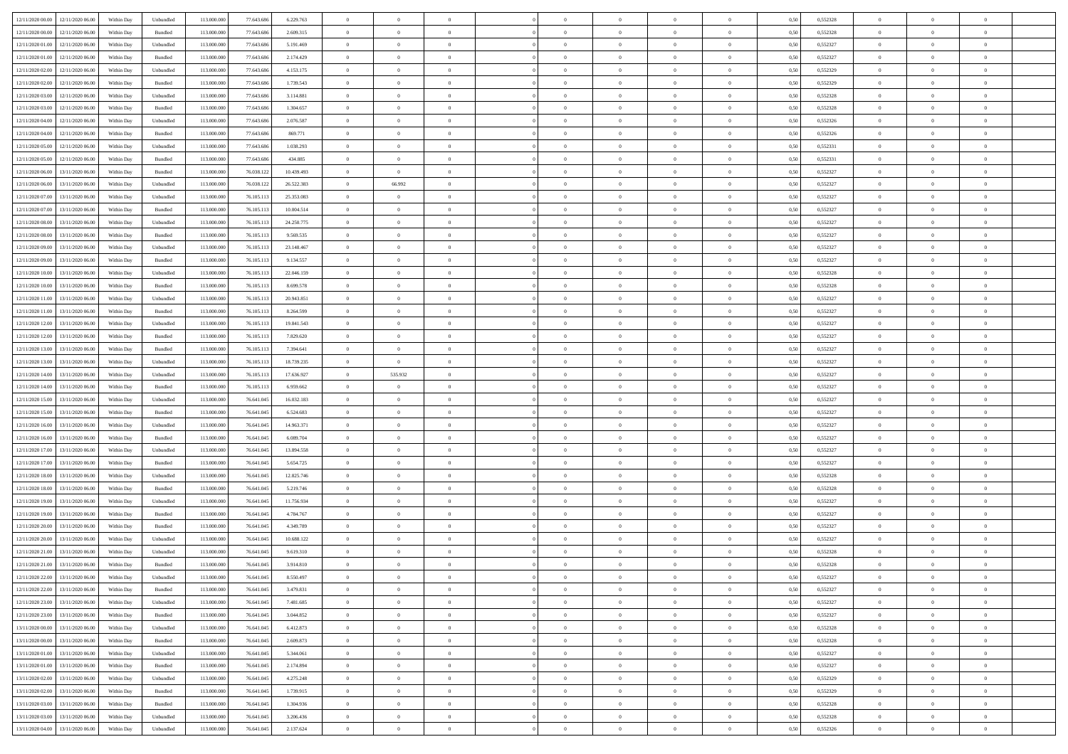| | | | | | | | | | | | | | | | | | | | | | |
|---|---|---|---|---|---|---|---|---|---|---|---|---|---|---|---|---|---|---|---|---|---|
| 12/11/2020 00.00 | 12/11/2020 06.00 | Within Day | Unbundled | 113.000.000 | 77.643.686 | 6.229.763 | 0 | 0 | 0 | | 0 | 0 | 0 | 0 | 0,50 | 0,552328 | 0 | 0 | 0 | |
| 12/11/2020 00.00 | 12/11/2020 06.00 | Within Day | Bundled | 113.000.000 | 77.643.686 | 2.609.315 | 0 | 0 | 0 | | 0 | 0 | 0 | 0 | 0,50 | 0,552328 | 0 | 0 | 0 | |
| 12/11/2020 01.00 | 12/11/2020 06.00 | Within Day | Unbundled | 113.000.000 | 77.643.686 | 5.191.469 | 0 | 0 | 0 | | 0 | 0 | 0 | 0 | 0,50 | 0,552327 | 0 | 0 | 0 | |
| 12/11/2020 01.00 | 12/11/2020 06.00 | Within Day | Bundled | 113.000.000 | 77.643.686 | 2.174.429 | 0 | 0 | 0 | | 0 | 0 | 0 | 0 | 0,50 | 0,552327 | 0 | 0 | 0 | |
| 12/11/2020 02.00 | 12/11/2020 06.00 | Within Day | Unbundled | 113.000.000 | 77.643.686 | 4.153.175 | 0 | 0 | 0 | | 0 | 0 | 0 | 0 | 0,50 | 0,552329 | 0 | 0 | 0 | |
| 12/11/2020 02.00 | 12/11/2020 06.00 | Within Day | Bundled | 113.000.000 | 77.643.686 | 1.739.543 | 0 | 0 | 0 | | 0 | 0 | 0 | 0 | 0,50 | 0,552329 | 0 | 0 | 0 | |
| 12/11/2020 03.00 | 12/11/2020 06.00 | Within Day | Unbundled | 113.000.000 | 77.643.686 | 3.114.881 | 0 | 0 | 0 | | 0 | 0 | 0 | 0 | 0,50 | 0,552328 | 0 | 0 | 0 | |
| 12/11/2020 03.00 | 12/11/2020 06.00 | Within Day | Bundled | 113.000.000 | 77.643.686 | 1.304.657 | 0 | 0 | 0 | | 0 | 0 | 0 | 0 | 0,50 | 0,552328 | 0 | 0 | 0 | |
| 12/11/2020 04.00 | 12/11/2020 06.00 | Within Day | Unbundled | 113.000.000 | 77.643.686 | 2.076.587 | 0 | 0 | 0 | | 0 | 0 | 0 | 0 | 0,50 | 0,552326 | 0 | 0 | 0 | |
| 12/11/2020 04.00 | 12/11/2020 06.00 | Within Day | Bundled | 113.000.000 | 77.643.686 | 869.771 | 0 | 0 | 0 | | 0 | 0 | 0 | 0 | 0,50 | 0,552326 | 0 | 0 | 0 | |
| 12/11/2020 05.00 | 12/11/2020 06.00 | Within Day | Unbundled | 113.000.000 | 77.643.686 | 1.038.293 | 0 | 0 | 0 | | 0 | 0 | 0 | 0 | 0,50 | 0,552331 | 0 | 0 | 0 | |
| 12/11/2020 05.00 | 12/11/2020 06.00 | Within Day | Bundled | 113.000.000 | 77.643.686 | 434.885 | 0 | 0 | 0 | | 0 | 0 | 0 | 0 | 0,50 | 0,552331 | 0 | 0 | 0 | |
| 12/11/2020 06.00 | 13/11/2020 06.00 | Within Day | Bundled | 113.000.000 | 76.038.122 | 10.439.493 | 0 | 0 | 0 | | 0 | 0 | 0 | 0 | 0,50 | 0,552327 | 0 | 0 | 0 | |
| 12/11/2020 06.00 | 13/11/2020 06.00 | Within Day | Unbundled | 113.000.000 | 76.038.122 | 26.522.383 | 0 | 66.992 | 0 | | 0 | 0 | 0 | 0 | 0,50 | 0,552327 | 0 | 0 | 0 | |
| 12/11/2020 07.00 | 13/11/2020 06.00 | Within Day | Unbundled | 113.000.000 | 76.105.113 | 25.353.083 | 0 | 0 | 0 | | 0 | 0 | 0 | 0 | 0,50 | 0,552327 | 0 | 0 | 0 | |
| 12/11/2020 07.00 | 13/11/2020 06.00 | Within Day | Bundled | 113.000.000 | 76.105.113 | 10.004.514 | 0 | 0 | 0 | | 0 | 0 | 0 | 0 | 0,50 | 0,552327 | 0 | 0 | 0 | |
| 12/11/2020 08.00 | 13/11/2020 06.00 | Within Day | Unbundled | 113.000.000 | 76.105.113 | 24.250.775 | 0 | 0 | 0 | | 0 | 0 | 0 | 0 | 0,50 | 0,552327 | 0 | 0 | 0 | |
| 12/11/2020 08.00 | 13/11/2020 06.00 | Within Day | Bundled | 113.000.000 | 76.105.113 | 9.569.535 | 0 | 0 | 0 | | 0 | 0 | 0 | 0 | 0,50 | 0,552327 | 0 | 0 | 0 | |
| 12/11/2020 09.00 | 13/11/2020 06.00 | Within Day | Unbundled | 113.000.000 | 76.105.113 | 23.148.467 | 0 | 0 | 0 | | 0 | 0 | 0 | 0 | 0,50 | 0,552327 | 0 | 0 | 0 | |
| 12/11/2020 09.00 | 13/11/2020 06.00 | Within Day | Bundled | 113.000.000 | 76.105.113 | 9.134.557 | 0 | 0 | 0 | | 0 | 0 | 0 | 0 | 0,50 | 0,552327 | 0 | 0 | 0 | |
| 12/11/2020 10.00 | 13/11/2020 06.00 | Within Day | Unbundled | 113.000.000 | 76.105.113 | 22.046.159 | 0 | 0 | 0 | | 0 | 0 | 0 | 0 | 0,50 | 0,552328 | 0 | 0 | 0 | |
| 12/11/2020 10.00 | 13/11/2020 06.00 | Within Day | Bundled | 113.000.000 | 76.105.113 | 8.699.578 | 0 | 0 | 0 | | 0 | 0 | 0 | 0 | 0,50 | 0,552328 | 0 | 0 | 0 | |
| 12/11/2020 11.00 | 13/11/2020 06.00 | Within Day | Unbundled | 113.000.000 | 76.105.113 | 20.943.851 | 0 | 0 | 0 | | 0 | 0 | 0 | 0 | 0,50 | 0,552327 | 0 | 0 | 0 | |
| 12/11/2020 11.00 | 13/11/2020 06.00 | Within Day | Bundled | 113.000.000 | 76.105.113 | 8.264.599 | 0 | 0 | 0 | | 0 | 0 | 0 | 0 | 0,50 | 0,552327 | 0 | 0 | 0 | |
| 12/11/2020 12.00 | 13/11/2020 06.00 | Within Day | Unbundled | 113.000.000 | 76.105.113 | 19.841.543 | 0 | 0 | 0 | | 0 | 0 | 0 | 0 | 0,50 | 0,552327 | 0 | 0 | 0 | |
| 12/11/2020 12.00 | 13/11/2020 06.00 | Within Day | Bundled | 113.000.000 | 76.105.113 | 7.829.620 | 0 | 0 | 0 | | 0 | 0 | 0 | 0 | 0,50 | 0,552327 | 0 | 0 | 0 | |
| 12/11/2020 13.00 | 13/11/2020 06.00 | Within Day | Bundled | 113.000.000 | 76.105.113 | 7.394.641 | 0 | 0 | 0 | | 0 | 0 | 0 | 0 | 0,50 | 0,552327 | 0 | 0 | 0 | |
| 12/11/2020 13.00 | 13/11/2020 06.00 | Within Day | Unbundled | 113.000.000 | 76.105.113 | 18.739.235 | 0 | 0 | 0 | | 0 | 0 | 0 | 0 | 0,50 | 0,552327 | 0 | 0 | 0 | |
| 12/11/2020 14.00 | 13/11/2020 06.00 | Within Day | Unbundled | 113.000.000 | 76.105.113 | 17.636.927 | 0 | 535.932 | 0 | | 0 | 0 | 0 | 0 | 0,50 | 0,552327 | 0 | 0 | 0 | |
| 12/11/2020 14.00 | 13/11/2020 06.00 | Within Day | Bundled | 113.000.000 | 76.105.113 | 6.959.662 | 0 | 0 | 0 | | 0 | 0 | 0 | 0 | 0,50 | 0,552327 | 0 | 0 | 0 | |
| 12/11/2020 15.00 | 13/11/2020 06.00 | Within Day | Unbundled | 113.000.000 | 76.641.045 | 16.032.183 | 0 | 0 | 0 | | 0 | 0 | 0 | 0 | 0,50 | 0,552327 | 0 | 0 | 0 | |
| 12/11/2020 15.00 | 13/11/2020 06.00 | Within Day | Bundled | 113.000.000 | 76.641.045 | 6.524.683 | 0 | 0 | 0 | | 0 | 0 | 0 | 0 | 0,50 | 0,552327 | 0 | 0 | 0 | |
| 12/11/2020 16.00 | 13/11/2020 06.00 | Within Day | Unbundled | 113.000.000 | 76.641.045 | 14.963.371 | 0 | 0 | 0 | | 0 | 0 | 0 | 0 | 0,50 | 0,552327 | 0 | 0 | 0 | |
| 12/11/2020 16.00 | 13/11/2020 06.00 | Within Day | Bundled | 113.000.000 | 76.641.045 | 6.089.704 | 0 | 0 | 0 | | 0 | 0 | 0 | 0 | 0,50 | 0,552327 | 0 | 0 | 0 | |
| 12/11/2020 17.00 | 13/11/2020 06.00 | Within Day | Unbundled | 113.000.000 | 76.641.045 | 13.894.558 | 0 | 0 | 0 | | 0 | 0 | 0 | 0 | 0,50 | 0,552327 | 0 | 0 | 0 | |
| 12/11/2020 17.00 | 13/11/2020 06.00 | Within Day | Bundled | 113.000.000 | 76.641.045 | 5.654.725 | 0 | 0 | 0 | | 0 | 0 | 0 | 0 | 0,50 | 0,552327 | 0 | 0 | 0 | |
| 12/11/2020 18.00 | 13/11/2020 06.00 | Within Day | Unbundled | 113.000.000 | 76.641.045 | 12.825.746 | 0 | 0 | 0 | | 0 | 0 | 0 | 0 | 0,50 | 0,552328 | 0 | 0 | 0 | |
| 12/11/2020 18.00 | 13/11/2020 06.00 | Within Day | Bundled | 113.000.000 | 76.641.045 | 5.219.746 | 0 | 0 | 0 | | 0 | 0 | 0 | 0 | 0,50 | 0,552328 | 0 | 0 | 0 | |
| 12/11/2020 19.00 | 13/11/2020 06.00 | Within Day | Unbundled | 113.000.000 | 76.641.045 | 11.756.934 | 0 | 0 | 0 | | 0 | 0 | 0 | 0 | 0,50 | 0,552327 | 0 | 0 | 0 | |
| 12/11/2020 19.00 | 13/11/2020 06.00 | Within Day | Bundled | 113.000.000 | 76.641.045 | 4.784.767 | 0 | 0 | 0 | | 0 | 0 | 0 | 0 | 0,50 | 0,552327 | 0 | 0 | 0 | |
| 12/11/2020 20.00 | 13/11/2020 06.00 | Within Day | Bundled | 113.000.000 | 76.641.045 | 4.349.789 | 0 | 0 | 0 | | 0 | 0 | 0 | 0 | 0,50 | 0,552327 | 0 | 0 | 0 | |
| 12/11/2020 20.00 | 13/11/2020 06.00 | Within Day | Unbundled | 113.000.000 | 76.641.045 | 10.688.122 | 0 | 0 | 0 | | 0 | 0 | 0 | 0 | 0,50 | 0,552327 | 0 | 0 | 0 | |
| 12/11/2020 21.00 | 13/11/2020 06.00 | Within Day | Unbundled | 113.000.000 | 76.641.045 | 9.619.310 | 0 | 0 | 0 | | 0 | 0 | 0 | 0 | 0,50 | 0,552328 | 0 | 0 | 0 | |
| 12/11/2020 21.00 | 13/11/2020 06.00 | Within Day | Bundled | 113.000.000 | 76.641.045 | 3.914.810 | 0 | 0 | 0 | | 0 | 0 | 0 | 0 | 0,50 | 0,552328 | 0 | 0 | 0 | |
| 12/11/2020 22.00 | 13/11/2020 06.00 | Within Day | Unbundled | 113.000.000 | 76.641.045 | 8.550.497 | 0 | 0 | 0 | | 0 | 0 | 0 | 0 | 0,50 | 0,552327 | 0 | 0 | 0 | |
| 12/11/2020 22.00 | 13/11/2020 06.00 | Within Day | Bundled | 113.000.000 | 76.641.045 | 3.479.831 | 0 | 0 | 0 | | 0 | 0 | 0 | 0 | 0,50 | 0,552327 | 0 | 0 | 0 | |
| 12/11/2020 23.00 | 13/11/2020 06.00 | Within Day | Unbundled | 113.000.000 | 76.641.045 | 7.481.685 | 0 | 0 | 0 | | 0 | 0 | 0 | 0 | 0,50 | 0,552327 | 0 | 0 | 0 | |
| 12/11/2020 23.00 | 13/11/2020 06.00 | Within Day | Bundled | 113.000.000 | 76.641.045 | 3.044.852 | 0 | 0 | 0 | | 0 | 0 | 0 | 0 | 0,50 | 0,552327 | 0 | 0 | 0 | |
| 13/11/2020 00.00 | 13/11/2020 06.00 | Within Day | Unbundled | 113.000.000 | 76.641.045 | 6.412.873 | 0 | 0 | 0 | | 0 | 0 | 0 | 0 | 0,50 | 0,552328 | 0 | 0 | 0 | |
| 13/11/2020 00.00 | 13/11/2020 06.00 | Within Day | Bundled | 113.000.000 | 76.641.045 | 2.609.873 | 0 | 0 | 0 | | 0 | 0 | 0 | 0 | 0,50 | 0,552328 | 0 | 0 | 0 | |
| 13/11/2020 01.00 | 13/11/2020 06.00 | Within Day | Unbundled | 113.000.000 | 76.641.045 | 5.344.061 | 0 | 0 | 0 | | 0 | 0 | 0 | 0 | 0,50 | 0,552327 | 0 | 0 | 0 | |
| 13/11/2020 01.00 | 13/11/2020 06.00 | Within Day | Bundled | 113.000.000 | 76.641.045 | 2.174.894 | 0 | 0 | 0 | | 0 | 0 | 0 | 0 | 0,50 | 0,552327 | 0 | 0 | 0 | |
| 13/11/2020 02.00 | 13/11/2020 06.00 | Within Day | Unbundled | 113.000.000 | 76.641.045 | 4.275.248 | 0 | 0 | 0 | | 0 | 0 | 0 | 0 | 0,50 | 0,552329 | 0 | 0 | 0 | |
| 13/11/2020 02.00 | 13/11/2020 06.00 | Within Day | Bundled | 113.000.000 | 76.641.045 | 1.739.915 | 0 | 0 | 0 | | 0 | 0 | 0 | 0 | 0,50 | 0,552329 | 0 | 0 | 0 | |
| 13/11/2020 03.00 | 13/11/2020 06.00 | Within Day | Bundled | 113.000.000 | 76.641.045 | 1.304.936 | 0 | 0 | 0 | | 0 | 0 | 0 | 0 | 0,50 | 0,552328 | 0 | 0 | 0 | |
| 13/11/2020 03.00 | 13/11/2020 06.00 | Within Day | Unbundled | 113.000.000 | 76.641.045 | 3.206.436 | 0 | 0 | 0 | | 0 | 0 | 0 | 0 | 0,50 | 0,552328 | 0 | 0 | 0 | |
| 13/11/2020 04.00 | 13/11/2020 06.00 | Within Day | Unbundled | 113.000.000 | 76.641.045 | 2.137.624 | 0 | 0 | 0 | | 0 | 0 | 0 | 0 | 0,50 | 0,552326 | 0 | 0 | 0 | |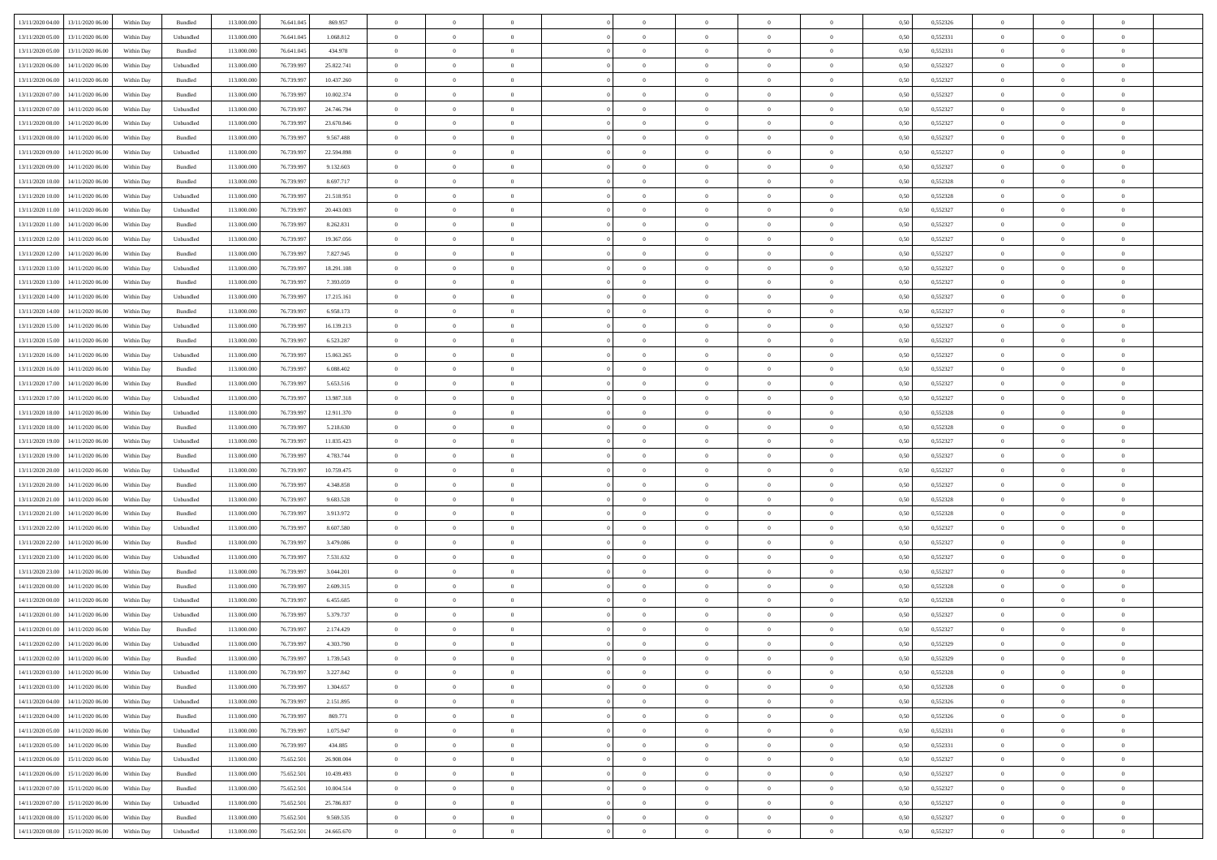| 13/11/2020 04:00 | 13/11/2020 06:00 | Within Day | Bundled | 113.000.000 | 76.641.045 | 869.957 | 0 | 0 | 0 | | 0 | 0 | 0 | 0 | 0,50 | 0,552326 | 0 | 0 | 0 | |
|---|---|---|---|---|---|---|---|---|---|---|---|---|---|---|---|---|---|---|---|---|
| 13/11/2020 05:00 | 13/11/2020 06:00 | Within Day | Unbundled | 113.000.000 | 76.641.045 | 1.068.812 | 0 | 0 | 0 | | 0 | 0 | 0 | 0 | 0,50 | 0,552331 | 0 | 0 | 0 | |
| 13/11/2020 05:00 | 13/11/2020 06:00 | Within Day | Bundled | 113.000.000 | 76.641.045 | 434.978 | 0 | 0 | 0 | | 0 | 0 | 0 | 0 | 0,50 | 0,552331 | 0 | 0 | 0 | |
| 13/11/2020 06:00 | 14/11/2020 06:00 | Within Day | Unbundled | 113.000.000 | 76.739.997 | 25.822.741 | 0 | 0 | 0 | | 0 | 0 | 0 | 0 | 0,50 | 0,552327 | 0 | 0 | 0 | |
| 13/11/2020 06:00 | 14/11/2020 06:00 | Within Day | Bundled | 113.000.000 | 76.739.997 | 10.437.260 | 0 | 0 | 0 | | 0 | 0 | 0 | 0 | 0,50 | 0,552327 | 0 | 0 | 0 | |
| 13/11/2020 07:00 | 14/11/2020 06:00 | Within Day | Bundled | 113.000.000 | 76.739.997 | 10.002.374 | 0 | 0 | 0 | | 0 | 0 | 0 | 0 | 0,50 | 0,552327 | 0 | 0 | 0 | |
| 13/11/2020 07:00 | 14/11/2020 06:00 | Within Day | Unbundled | 113.000.000 | 76.739.997 | 24.746.794 | 0 | 0 | 0 | | 0 | 0 | 0 | 0 | 0,50 | 0,552327 | 0 | 0 | 0 | |
| 13/11/2020 08:00 | 14/11/2020 06:00 | Within Day | Unbundled | 113.000.000 | 76.739.997 | 23.670.846 | 0 | 0 | 0 | | 0 | 0 | 0 | 0 | 0,50 | 0,552327 | 0 | 0 | 0 | |
| 13/11/2020 08:00 | 14/11/2020 06:00 | Within Day | Bundled | 113.000.000 | 76.739.997 | 9.567.488 | 0 | 0 | 0 | | 0 | 0 | 0 | 0 | 0,50 | 0,552327 | 0 | 0 | 0 | |
| 13/11/2020 09:00 | 14/11/2020 06:00 | Within Day | Unbundled | 113.000.000 | 76.739.997 | 22.594.898 | 0 | 0 | 0 | | 0 | 0 | 0 | 0 | 0,50 | 0,552327 | 0 | 0 | 0 | |
| 13/11/2020 09:00 | 14/11/2020 06:00 | Within Day | Bundled | 113.000.000 | 76.739.997 | 9.132.603 | 0 | 0 | 0 | | 0 | 0 | 0 | 0 | 0,50 | 0,552327 | 0 | 0 | 0 | |
| 13/11/2020 10:00 | 14/11/2020 06:00 | Within Day | Bundled | 113.000.000 | 76.739.997 | 8.697.717 | 0 | 0 | 0 | | 0 | 0 | 0 | 0 | 0,50 | 0,552328 | 0 | 0 | 0 | |
| 13/11/2020 10:00 | 14/11/2020 06:00 | Within Day | Unbundled | 113.000.000 | 76.739.997 | 21.518.951 | 0 | 0 | 0 | | 0 | 0 | 0 | 0 | 0,50 | 0,552328 | 0 | 0 | 0 | |
| 13/11/2020 11:00 | 14/11/2020 06:00 | Within Day | Unbundled | 113.000.000 | 76.739.997 | 20.443.003 | 0 | 0 | 0 | | 0 | 0 | 0 | 0 | 0,50 | 0,552327 | 0 | 0 | 0 | |
| 13/11/2020 11:00 | 14/11/2020 06:00 | Within Day | Bundled | 113.000.000 | 76.739.997 | 8.262.831 | 0 | 0 | 0 | | 0 | 0 | 0 | 0 | 0,50 | 0,552327 | 0 | 0 | 0 | |
| 13/11/2020 12:00 | 14/11/2020 06:00 | Within Day | Unbundled | 113.000.000 | 76.739.997 | 19.367.056 | 0 | 0 | 0 | | 0 | 0 | 0 | 0 | 0,50 | 0,552327 | 0 | 0 | 0 | |
| 13/11/2020 12:00 | 14/11/2020 06:00 | Within Day | Bundled | 113.000.000 | 76.739.997 | 7.827.945 | 0 | 0 | 0 | | 0 | 0 | 0 | 0 | 0,50 | 0,552327 | 0 | 0 | 0 | |
| 13/11/2020 13:00 | 14/11/2020 06:00 | Within Day | Unbundled | 113.000.000 | 76.739.997 | 18.291.108 | 0 | 0 | 0 | | 0 | 0 | 0 | 0 | 0,50 | 0,552327 | 0 | 0 | 0 | |
| 13/11/2020 13:00 | 14/11/2020 06:00 | Within Day | Bundled | 113.000.000 | 76.739.997 | 7.393.059 | 0 | 0 | 0 | | 0 | 0 | 0 | 0 | 0,50 | 0,552327 | 0 | 0 | 0 | |
| 13/11/2020 14:00 | 14/11/2020 06:00 | Within Day | Unbundled | 113.000.000 | 76.739.997 | 17.215.161 | 0 | 0 | 0 | | 0 | 0 | 0 | 0 | 0,50 | 0,552327 | 0 | 0 | 0 | |
| 13/11/2020 14:00 | 14/11/2020 06:00 | Within Day | Bundled | 113.000.000 | 76.739.997 | 6.958.173 | 0 | 0 | 0 | | 0 | 0 | 0 | 0 | 0,50 | 0,552327 | 0 | 0 | 0 | |
| 13/11/2020 15:00 | 14/11/2020 06:00 | Within Day | Unbundled | 113.000.000 | 76.739.997 | 16.139.213 | 0 | 0 | 0 | | 0 | 0 | 0 | 0 | 0,50 | 0,552327 | 0 | 0 | 0 | |
| 13/11/2020 15:00 | 14/11/2020 06:00 | Within Day | Bundled | 113.000.000 | 76.739.997 | 6.523.287 | 0 | 0 | 0 | | 0 | 0 | 0 | 0 | 0,50 | 0,552327 | 0 | 0 | 0 | |
| 13/11/2020 16:00 | 14/11/2020 06:00 | Within Day | Unbundled | 113.000.000 | 76.739.997 | 15.063.265 | 0 | 0 | 0 | | 0 | 0 | 0 | 0 | 0,50 | 0,552327 | 0 | 0 | 0 | |
| 13/11/2020 16:00 | 14/11/2020 06:00 | Within Day | Bundled | 113.000.000 | 76.739.997 | 6.088.402 | 0 | 0 | 0 | | 0 | 0 | 0 | 0 | 0,50 | 0,552327 | 0 | 0 | 0 | |
| 13/11/2020 17:00 | 14/11/2020 06:00 | Within Day | Bundled | 113.000.000 | 76.739.997 | 5.653.516 | 0 | 0 | 0 | | 0 | 0 | 0 | 0 | 0,50 | 0,552327 | 0 | 0 | 0 | |
| 13/11/2020 17:00 | 14/11/2020 06:00 | Within Day | Unbundled | 113.000.000 | 76.739.997 | 13.987.318 | 0 | 0 | 0 | | 0 | 0 | 0 | 0 | 0,50 | 0,552327 | 0 | 0 | 0 | |
| 13/11/2020 18:00 | 14/11/2020 06:00 | Within Day | Unbundled | 113.000.000 | 76.739.997 | 12.911.370 | 0 | 0 | 0 | | 0 | 0 | 0 | 0 | 0,50 | 0,552328 | 0 | 0 | 0 | |
| 13/11/2020 18:00 | 14/11/2020 06:00 | Within Day | Bundled | 113.000.000 | 76.739.997 | 5.218.630 | 0 | 0 | 0 | | 0 | 0 | 0 | 0 | 0,50 | 0,552328 | 0 | 0 | 0 | |
| 13/11/2020 19:00 | 14/11/2020 06:00 | Within Day | Unbundled | 113.000.000 | 76.739.997 | 11.835.423 | 0 | 0 | 0 | | 0 | 0 | 0 | 0 | 0,50 | 0,552327 | 0 | 0 | 0 | |
| 13/11/2020 19:00 | 14/11/2020 06:00 | Within Day | Bundled | 113.000.000 | 76.739.997 | 4.783.744 | 0 | 0 | 0 | | 0 | 0 | 0 | 0 | 0,50 | 0,552327 | 0 | 0 | 0 | |
| 13/11/2020 20:00 | 14/11/2020 06:00 | Within Day | Unbundled | 113.000.000 | 76.739.997 | 10.759.475 | 0 | 0 | 0 | | 0 | 0 | 0 | 0 | 0,50 | 0,552327 | 0 | 0 | 0 | |
| 13/11/2020 20:00 | 14/11/2020 06:00 | Within Day | Bundled | 113.000.000 | 76.739.997 | 4.348.858 | 0 | 0 | 0 | | 0 | 0 | 0 | 0 | 0,50 | 0,552327 | 0 | 0 | 0 | |
| 13/11/2020 21:00 | 14/11/2020 06:00 | Within Day | Unbundled | 113.000.000 | 76.739.997 | 9.683.528 | 0 | 0 | 0 | | 0 | 0 | 0 | 0 | 0,50 | 0,552328 | 0 | 0 | 0 | |
| 13/11/2020 21:00 | 14/11/2020 06:00 | Within Day | Bundled | 113.000.000 | 76.739.997 | 3.913.972 | 0 | 0 | 0 | | 0 | 0 | 0 | 0 | 0,50 | 0,552328 | 0 | 0 | 0 | |
| 13/11/2020 22:00 | 14/11/2020 06:00 | Within Day | Unbundled | 113.000.000 | 76.739.997 | 8.607.580 | 0 | 0 | 0 | | 0 | 0 | 0 | 0 | 0,50 | 0,552327 | 0 | 0 | 0 | |
| 13/11/2020 22:00 | 14/11/2020 06:00 | Within Day | Bundled | 113.000.000 | 76.739.997 | 3.479.086 | 0 | 0 | 0 | | 0 | 0 | 0 | 0 | 0,50 | 0,552327 | 0 | 0 | 0 | |
| 13/11/2020 23:00 | 14/11/2020 06:00 | Within Day | Unbundled | 113.000.000 | 76.739.997 | 7.531.632 | 0 | 0 | 0 | | 0 | 0 | 0 | 0 | 0,50 | 0,552327 | 0 | 0 | 0 | |
| 13/11/2020 23:00 | 14/11/2020 06:00 | Within Day | Bundled | 113.000.000 | 76.739.997 | 3.044.201 | 0 | 0 | 0 | | 0 | 0 | 0 | 0 | 0,50 | 0,552327 | 0 | 0 | 0 | |
| 14/11/2020 00:00 | 14/11/2020 06:00 | Within Day | Bundled | 113.000.000 | 76.739.997 | 2.609.315 | 0 | 0 | 0 | | 0 | 0 | 0 | 0 | 0,50 | 0,552328 | 0 | 0 | 0 | |
| 14/11/2020 00:00 | 14/11/2020 06:00 | Within Day | Unbundled | 113.000.000 | 76.739.997 | 6.455.685 | 0 | 0 | 0 | | 0 | 0 | 0 | 0 | 0,50 | 0,552328 | 0 | 0 | 0 | |
| 14/11/2020 01:00 | 14/11/2020 06:00 | Within Day | Unbundled | 113.000.000 | 76.739.997 | 5.379.737 | 0 | 0 | 0 | | 0 | 0 | 0 | 0 | 0,50 | 0,552327 | 0 | 0 | 0 | |
| 14/11/2020 01:00 | 14/11/2020 06:00 | Within Day | Bundled | 113.000.000 | 76.739.997 | 2.174.429 | 0 | 0 | 0 | | 0 | 0 | 0 | 0 | 0,50 | 0,552327 | 0 | 0 | 0 | |
| 14/11/2020 02:00 | 14/11/2020 06:00 | Within Day | Unbundled | 113.000.000 | 76.739.997 | 4.303.790 | 0 | 0 | 0 | | 0 | 0 | 0 | 0 | 0,50 | 0,552329 | 0 | 0 | 0 | |
| 14/11/2020 02:00 | 14/11/2020 06:00 | Within Day | Bundled | 113.000.000 | 76.739.997 | 1.739.543 | 0 | 0 | 0 | | 0 | 0 | 0 | 0 | 0,50 | 0,552329 | 0 | 0 | 0 | |
| 14/11/2020 03:00 | 14/11/2020 06:00 | Within Day | Unbundled | 113.000.000 | 76.739.997 | 3.227.842 | 0 | 0 | 0 | | 0 | 0 | 0 | 0 | 0,50 | 0,552328 | 0 | 0 | 0 | |
| 14/11/2020 03:00 | 14/11/2020 06:00 | Within Day | Bundled | 113.000.000 | 76.739.997 | 1.304.657 | 0 | 0 | 0 | | 0 | 0 | 0 | 0 | 0,50 | 0,552328 | 0 | 0 | 0 | |
| 14/11/2020 04:00 | 14/11/2020 06:00 | Within Day | Unbundled | 113.000.000 | 76.739.997 | 2.151.895 | 0 | 0 | 0 | | 0 | 0 | 0 | 0 | 0,50 | 0,552326 | 0 | 0 | 0 | |
| 14/11/2020 04:00 | 14/11/2020 06:00 | Within Day | Bundled | 113.000.000 | 76.739.997 | 869.771 | 0 | 0 | 0 | | 0 | 0 | 0 | 0 | 0,50 | 0,552326 | 0 | 0 | 0 | |
| 14/11/2020 05:00 | 14/11/2020 06:00 | Within Day | Unbundled | 113.000.000 | 76.739.997 | 1.075.947 | 0 | 0 | 0 | | 0 | 0 | 0 | 0 | 0,50 | 0,552331 | 0 | 0 | 0 | |
| 14/11/2020 05:00 | 14/11/2020 06:00 | Within Day | Bundled | 113.000.000 | 76.739.997 | 434.885 | 0 | 0 | 0 | | 0 | 0 | 0 | 0 | 0,50 | 0,552331 | 0 | 0 | 0 | |
| 14/11/2020 06:00 | 15/11/2020 06:00 | Within Day | Unbundled | 113.000.000 | 75.652.501 | 26.908.004 | 0 | 0 | 0 | | 0 | 0 | 0 | 0 | 0,50 | 0,552327 | 0 | 0 | 0 | |
| 14/11/2020 06:00 | 15/11/2020 06:00 | Within Day | Bundled | 113.000.000 | 75.652.501 | 10.439.493 | 0 | 0 | 0 | | 0 | 0 | 0 | 0 | 0,50 | 0,552327 | 0 | 0 | 0 | |
| 14/11/2020 07:00 | 15/11/2020 06:00 | Within Day | Bundled | 113.000.000 | 75.652.501 | 10.004.514 | 0 | 0 | 0 | | 0 | 0 | 0 | 0 | 0,50 | 0,552327 | 0 | 0 | 0 | |
| 14/11/2020 07:00 | 15/11/2020 06:00 | Within Day | Unbundled | 113.000.000 | 75.652.501 | 25.786.837 | 0 | 0 | 0 | | 0 | 0 | 0 | 0 | 0,50 | 0,552327 | 0 | 0 | 0 | |
| 14/11/2020 08:00 | 15/11/2020 06:00 | Within Day | Bundled | 113.000.000 | 75.652.501 | 9.569.535 | 0 | 0 | 0 | | 0 | 0 | 0 | 0 | 0,50 | 0,552327 | 0 | 0 | 0 | |
| 14/11/2020 08:00 | 15/11/2020 06:00 | Within Day | Unbundled | 113.000.000 | 75.652.501 | 24.665.670 | 0 | 0 | 0 | | 0 | 0 | 0 | 0 | 0,50 | 0,552327 | 0 | 0 | 0 | |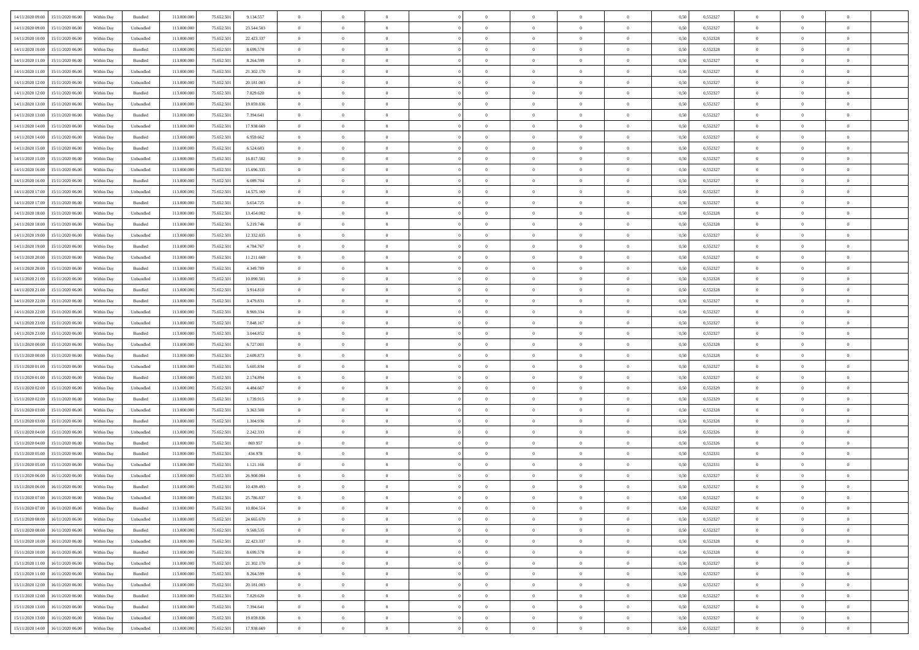| | | | | | | | | | | | | | | | | | | | | | |
|---|---|---|---|---|---|---|---|---|---|---|---|---|---|---|---|---|---|---|---|---|---|
| 14/11/2020 09:00 | 15/11/2020 06:00 | Within Day | Bundled | 113.000.000 | 75.652.501 | 9.134.557 | 0 | 0 | 0 | | 0 | 0 | 0 | 0 | 0,50 | 0,552327 | 0 | 0 | 0 | |
| 14/11/2020 09:00 | 15/11/2020 06:00 | Within Day | Unbundled | 113.000.000 | 75.652.501 | 23.544.503 | 0 | 0 | 0 | | 0 | 0 | 0 | 0 | 0,50 | 0,552327 | 0 | 0 | 0 | |
| 14/11/2020 10:00 | 15/11/2020 06:00 | Within Day | Unbundled | 113.000.000 | 75.652.501 | 22.423.337 | 0 | 0 | 0 | | 0 | 0 | 0 | 0 | 0,50 | 0,552328 | 0 | 0 | 0 | |
| 14/11/2020 10:00 | 15/11/2020 06:00 | Within Day | Bundled | 113.000.000 | 75.652.501 | 8.699.578 | 0 | 0 | 0 | | 0 | 0 | 0 | 0 | 0,50 | 0,552328 | 0 | 0 | 0 | |
| 14/11/2020 11:00 | 15/11/2020 06:00 | Within Day | Bundled | 113.000.000 | 75.652.501 | 8.264.599 | 0 | 0 | 0 | | 0 | 0 | 0 | 0 | 0,50 | 0,552327 | 0 | 0 | 0 | |
| 14/11/2020 11:00 | 15/11/2020 06:00 | Within Day | Unbundled | 113.000.000 | 75.652.501 | 21.302.170 | 0 | 0 | 0 | | 0 | 0 | 0 | 0 | 0,50 | 0,552327 | 0 | 0 | 0 | |
| 14/11/2020 12:00 | 15/11/2020 06:00 | Within Day | Unbundled | 113.000.000 | 75.652.501 | 20.181.003 | 0 | 0 | 0 | | 0 | 0 | 0 | 0 | 0,50 | 0,552327 | 0 | 0 | 0 | |
| 14/11/2020 12:00 | 15/11/2020 06:00 | Within Day | Bundled | 113.000.000 | 75.652.501 | 7.829.620 | 0 | 0 | 0 | | 0 | 0 | 0 | 0 | 0,50 | 0,552327 | 0 | 0 | 0 | |
| 14/11/2020 13:00 | 15/11/2020 06:00 | Within Day | Unbundled | 113.000.000 | 75.652.501 | 19.059.836 | 0 | 0 | 0 | | 0 | 0 | 0 | 0 | 0,50 | 0,552327 | 0 | 0 | 0 | |
| 14/11/2020 13:00 | 15/11/2020 06:00 | Within Day | Bundled | 113.000.000 | 75.652.501 | 7.394.641 | 0 | 0 | 0 | | 0 | 0 | 0 | 0 | 0,50 | 0,552327 | 0 | 0 | 0 | |
| 14/11/2020 14:00 | 15/11/2020 06:00 | Within Day | Unbundled | 113.000.000 | 75.652.501 | 17.938.669 | 0 | 0 | 0 | | 0 | 0 | 0 | 0 | 0,50 | 0,552327 | 0 | 0 | 0 | |
| 14/11/2020 14:00 | 15/11/2020 06:00 | Within Day | Bundled | 113.000.000 | 75.652.501 | 6.959.662 | 0 | 0 | 0 | | 0 | 0 | 0 | 0 | 0,50 | 0,552327 | 0 | 0 | 0 | |
| 14/11/2020 15:00 | 15/11/2020 06:00 | Within Day | Bundled | 113.000.000 | 75.652.501 | 6.524.683 | 0 | 0 | 0 | | 0 | 0 | 0 | 0 | 0,50 | 0,552327 | 0 | 0 | 0 | |
| 14/11/2020 15:00 | 15/11/2020 06:00 | Within Day | Unbundled | 113.000.000 | 75.652.501 | 16.817.502 | 0 | 0 | 0 | | 0 | 0 | 0 | 0 | 0,50 | 0,552327 | 0 | 0 | 0 | |
| 14/11/2020 16:00 | 15/11/2020 06:00 | Within Day | Unbundled | 113.000.000 | 75.652.501 | 15.696.335 | 0 | 0 | 0 | | 0 | 0 | 0 | 0 | 0,50 | 0,552327 | 0 | 0 | 0 | |
| 14/11/2020 16:00 | 15/11/2020 06:00 | Within Day | Bundled | 113.000.000 | 75.652.501 | 6.089.704 | 0 | 0 | 0 | | 0 | 0 | 0 | 0 | 0,50 | 0,552327 | 0 | 0 | 0 | |
| 14/11/2020 17:00 | 15/11/2020 06:00 | Within Day | Unbundled | 113.000.000 | 75.652.501 | 14.575.169 | 0 | 0 | 0 | | 0 | 0 | 0 | 0 | 0,50 | 0,552327 | 0 | 0 | 0 | |
| 14/11/2020 17:00 | 15/11/2020 06:00 | Within Day | Bundled | 113.000.000 | 75.652.501 | 5.654.725 | 0 | 0 | 0 | | 0 | 0 | 0 | 0 | 0,50 | 0,552327 | 0 | 0 | 0 | |
| 14/11/2020 18:00 | 15/11/2020 06:00 | Within Day | Unbundled | 113.000.000 | 75.652.501 | 13.454.002 | 0 | 0 | 0 | | 0 | 0 | 0 | 0 | 0,50 | 0,552328 | 0 | 0 | 0 | |
| 14/11/2020 18:00 | 15/11/2020 06:00 | Within Day | Bundled | 113.000.000 | 75.652.501 | 5.219.746 | 0 | 0 | 0 | | 0 | 0 | 0 | 0 | 0,50 | 0,552328 | 0 | 0 | 0 | |
| 14/11/2020 19:00 | 15/11/2020 06:00 | Within Day | Unbundled | 113.000.000 | 75.652.501 | 12.332.835 | 0 | 0 | 0 | | 0 | 0 | 0 | 0 | 0,50 | 0,552327 | 0 | 0 | 0 | |
| 14/11/2020 19:00 | 15/11/2020 06:00 | Within Day | Bundled | 113.000.000 | 75.652.501 | 4.784.767 | 0 | 0 | 0 | | 0 | 0 | 0 | 0 | 0,50 | 0,552327 | 0 | 0 | 0 | |
| 14/11/2020 20:00 | 15/11/2020 06:00 | Within Day | Unbundled | 113.000.000 | 75.652.501 | 11.211.668 | 0 | 0 | 0 | | 0 | 0 | 0 | 0 | 0,50 | 0,552327 | 0 | 0 | 0 | |
| 14/11/2020 20:00 | 15/11/2020 06:00 | Within Day | Bundled | 113.000.000 | 75.652.501 | 4.349.789 | 0 | 0 | 0 | | 0 | 0 | 0 | 0 | 0,50 | 0,552327 | 0 | 0 | 0 | |
| 14/11/2020 21:00 | 15/11/2020 06:00 | Within Day | Unbundled | 113.000.000 | 75.652.501 | 10.090.501 | 0 | 0 | 0 | | 0 | 0 | 0 | 0 | 0,50 | 0,552328 | 0 | 0 | 0 | |
| 14/11/2020 21:00 | 15/11/2020 06:00 | Within Day | Bundled | 113.000.000 | 75.652.501 | 3.914.810 | 0 | 0 | 0 | | 0 | 0 | 0 | 0 | 0,50 | 0,552328 | 0 | 0 | 0 | |
| 14/11/2020 22:00 | 15/11/2020 06:00 | Within Day | Bundled | 113.000.000 | 75.652.501 | 3.479.831 | 0 | 0 | 0 | | 0 | 0 | 0 | 0 | 0,50 | 0,552327 | 0 | 0 | 0 | |
| 14/11/2020 22:00 | 15/11/2020 06:00 | Within Day | Unbundled | 113.000.000 | 75.652.501 | 8.969.334 | 0 | 0 | 0 | | 0 | 0 | 0 | 0 | 0,50 | 0,552327 | 0 | 0 | 0 | |
| 14/11/2020 23:00 | 15/11/2020 06:00 | Within Day | Unbundled | 113.000.000 | 75.652.501 | 7.848.167 | 0 | 0 | 0 | | 0 | 0 | 0 | 0 | 0,50 | 0,552327 | 0 | 0 | 0 | |
| 14/11/2020 23:00 | 15/11/2020 06:00 | Within Day | Bundled | 113.000.000 | 75.652.501 | 3.044.852 | 0 | 0 | 0 | | 0 | 0 | 0 | 0 | 0,50 | 0,552327 | 0 | 0 | 0 | |
| 15/11/2020 00:00 | 15/11/2020 06:00 | Within Day | Unbundled | 113.000.000 | 75.652.501 | 6.727.001 | 0 | 0 | 0 | | 0 | 0 | 0 | 0 | 0,50 | 0,552328 | 0 | 0 | 0 | |
| 15/11/2020 00:00 | 15/11/2020 06:00 | Within Day | Bundled | 113.000.000 | 75.652.501 | 2.609.873 | 0 | 0 | 0 | | 0 | 0 | 0 | 0 | 0,50 | 0,552328 | 0 | 0 | 0 | |
| 15/11/2020 01:00 | 15/11/2020 06:00 | Within Day | Unbundled | 113.000.000 | 75.652.501 | 5.605.834 | 0 | 0 | 0 | | 0 | 0 | 0 | 0 | 0,50 | 0,552327 | 0 | 0 | 0 | |
| 15/11/2020 01:00 | 15/11/2020 06:00 | Within Day | Bundled | 113.000.000 | 75.652.501 | 2.174.894 | 0 | 0 | 0 | | 0 | 0 | 0 | 0 | 0,50 | 0,552327 | 0 | 0 | 0 | |
| 15/11/2020 02:00 | 15/11/2020 06:00 | Within Day | Unbundled | 113.000.000 | 75.652.501 | 4.484.667 | 0 | 0 | 0 | | 0 | 0 | 0 | 0 | 0,50 | 0,552329 | 0 | 0 | 0 | |
| 15/11/2020 02:00 | 15/11/2020 06:00 | Within Day | Bundled | 113.000.000 | 75.652.501 | 1.739.915 | 0 | 0 | 0 | | 0 | 0 | 0 | 0 | 0,50 | 0,552329 | 0 | 0 | 0 | |
| 15/11/2020 03:00 | 15/11/2020 06:00 | Within Day | Unbundled | 113.000.000 | 75.652.501 | 3.363.500 | 0 | 0 | 0 | | 0 | 0 | 0 | 0 | 0,50 | 0,552328 | 0 | 0 | 0 | |
| 15/11/2020 03:00 | 15/11/2020 06:00 | Within Day | Bundled | 113.000.000 | 75.652.501 | 1.304.936 | 0 | 0 | 0 | | 0 | 0 | 0 | 0 | 0,50 | 0,552328 | 0 | 0 | 0 | |
| 15/11/2020 04:00 | 15/11/2020 06:00 | Within Day | Unbundled | 113.000.000 | 75.652.501 | 2.242.333 | 0 | 0 | 0 | | 0 | 0 | 0 | 0 | 0,50 | 0,552326 | 0 | 0 | 0 | |
| 15/11/2020 04:00 | 15/11/2020 06:00 | Within Day | Bundled | 113.000.000 | 75.652.501 | 869.957 | 0 | 0 | 0 | | 0 | 0 | 0 | 0 | 0,50 | 0,552326 | 0 | 0 | 0 | |
| 15/11/2020 05:00 | 15/11/2020 06:00 | Within Day | Bundled | 113.000.000 | 75.652.501 | 434.978 | 0 | 0 | 0 | | 0 | 0 | 0 | 0 | 0,50 | 0,552331 | 0 | 0 | 0 | |
| 15/11/2020 05:00 | 15/11/2020 06:00 | Within Day | Unbundled | 113.000.000 | 75.652.501 | 1.121.166 | 0 | 0 | 0 | | 0 | 0 | 0 | 0 | 0,50 | 0,552331 | 0 | 0 | 0 | |
| 15/11/2020 06:00 | 16/11/2020 06:00 | Within Day | Unbundled | 113.000.000 | 75.652.501 | 26.908.004 | 0 | 0 | 0 | | 0 | 0 | 0 | 0 | 0,50 | 0,552327 | 0 | 0 | 0 | |
| 15/11/2020 06:00 | 16/11/2020 06:00 | Within Day | Bundled | 113.000.000 | 75.652.501 | 10.439.493 | 0 | 0 | 0 | | 0 | 0 | 0 | 0 | 0,50 | 0,552327 | 0 | 0 | 0 | |
| 15/11/2020 07:00 | 16/11/2020 06:00 | Within Day | Unbundled | 113.000.000 | 75.652.501 | 25.786.837 | 0 | 0 | 0 | | 0 | 0 | 0 | 0 | 0,50 | 0,552327 | 0 | 0 | 0 | |
| 15/11/2020 07:00 | 16/11/2020 06:00 | Within Day | Bundled | 113.000.000 | 75.652.501 | 10.004.514 | 0 | 0 | 0 | | 0 | 0 | 0 | 0 | 0,50 | 0,552327 | 0 | 0 | 0 | |
| 15/11/2020 08:00 | 16/11/2020 06:00 | Within Day | Unbundled | 113.000.000 | 75.652.501 | 24.665.670 | 0 | 0 | 0 | | 0 | 0 | 0 | 0 | 0,50 | 0,552327 | 0 | 0 | 0 | |
| 15/11/2020 08:00 | 16/11/2020 06:00 | Within Day | Bundled | 113.000.000 | 75.652.501 | 9.569.535 | 0 | 0 | 0 | | 0 | 0 | 0 | 0 | 0,50 | 0,552327 | 0 | 0 | 0 | |
| 15/11/2020 10:00 | 16/11/2020 06:00 | Within Day | Unbundled | 113.000.000 | 75.652.501 | 22.423.337 | 0 | 0 | 0 | | 0 | 0 | 0 | 0 | 0,50 | 0,552328 | 0 | 0 | 0 | |
| 15/11/2020 10:00 | 16/11/2020 06:00 | Within Day | Bundled | 113.000.000 | 75.652.501 | 8.699.578 | 0 | 0 | 0 | | 0 | 0 | 0 | 0 | 0,50 | 0,552328 | 0 | 0 | 0 | |
| 15/11/2020 11:00 | 16/11/2020 06:00 | Within Day | Unbundled | 113.000.000 | 75.652.501 | 21.302.170 | 0 | 0 | 0 | | 0 | 0 | 0 | 0 | 0,50 | 0,552327 | 0 | 0 | 0 | |
| 15/11/2020 11:00 | 16/11/2020 06:00 | Within Day | Bundled | 113.000.000 | 75.652.501 | 8.264.599 | 0 | 0 | 0 | | 0 | 0 | 0 | 0 | 0,50 | 0,552327 | 0 | 0 | 0 | |
| 15/11/2020 12:00 | 16/11/2020 06:00 | Within Day | Unbundled | 113.000.000 | 75.652.501 | 20.181.003 | 0 | 0 | 0 | | 0 | 0 | 0 | 0 | 0,50 | 0,552327 | 0 | 0 | 0 | |
| 15/11/2020 12:00 | 16/11/2020 06:00 | Within Day | Bundled | 113.000.000 | 75.652.501 | 7.829.620 | 0 | 0 | 0 | | 0 | 0 | 0 | 0 | 0,50 | 0,552327 | 0 | 0 | 0 | |
| 15/11/2020 13:00 | 16/11/2020 06:00 | Within Day | Bundled | 113.000.000 | 75.652.501 | 7.394.641 | 0 | 0 | 0 | | 0 | 0 | 0 | 0 | 0,50 | 0,552327 | 0 | 0 | 0 | |
| 15/11/2020 13:00 | 16/11/2020 06:00 | Within Day | Unbundled | 113.000.000 | 75.652.501 | 19.059.836 | 0 | 0 | 0 | | 0 | 0 | 0 | 0 | 0,50 | 0,552327 | 0 | 0 | 0 | |
| 15/11/2020 14:00 | 16/11/2020 06:00 | Within Day | Unbundled | 113.000.000 | 75.652.501 | 17.938.669 | 0 | 0 | 0 | | 0 | 0 | 0 | 0 | 0,50 | 0,552327 | 0 | 0 | 0 | |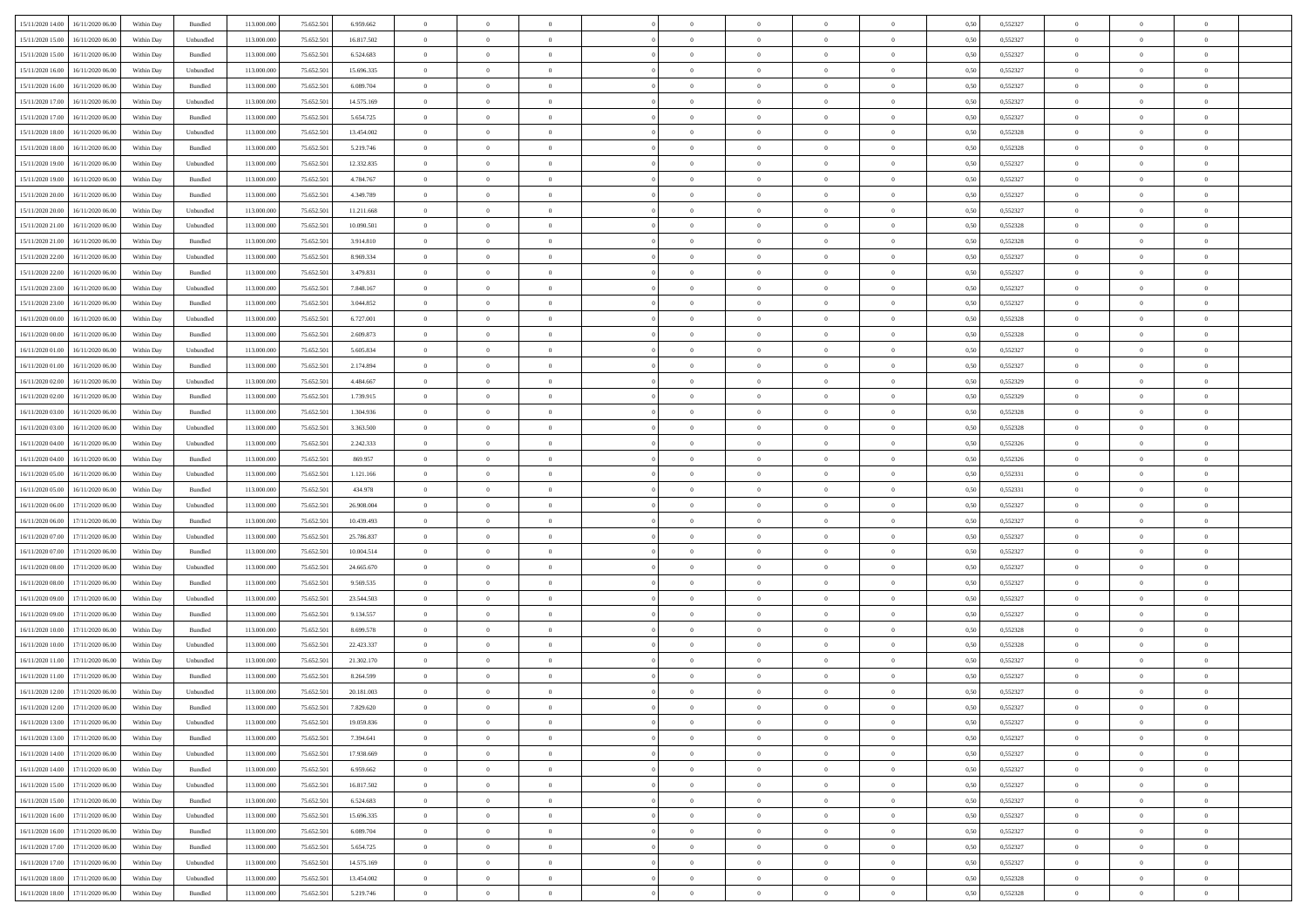| | | | | | | | | | | | | | | | | | | | | |
|---|---|---|---|---|---|---|---|---|---|---|---|---|---|---|---|---|---|---|---|---|
| 15/11/2020 14:00 | 16/11/2020 06:00 | Within Day | Bundled | 113.000.000 | 75.652.501 | 6.959.662 | 0 | 0 | 0 | | 0 | 0 | 0 | 0 | 0,50 | 0,552327 | 0 | 0 | 0 | |
| 15/11/2020 15:00 | 16/11/2020 06:00 | Within Day | Unbundled | 113.000.000 | 75.652.501 | 16.817.502 | 0 | 0 | 0 | | 0 | 0 | 0 | 0 | 0,50 | 0,552327 | 0 | 0 | 0 | |
| 15/11/2020 15:00 | 16/11/2020 06:00 | Within Day | Bundled | 113.000.000 | 75.652.501 | 6.524.683 | 0 | 0 | 0 | | 0 | 0 | 0 | 0 | 0,50 | 0,552327 | 0 | 0 | 0 | |
| 15/11/2020 16:00 | 16/11/2020 06:00 | Within Day | Unbundled | 113.000.000 | 75.652.501 | 15.696.335 | 0 | 0 | 0 | | 0 | 0 | 0 | 0 | 0,50 | 0,552327 | 0 | 0 | 0 | |
| 15/11/2020 16:00 | 16/11/2020 06:00 | Within Day | Bundled | 113.000.000 | 75.652.501 | 6.089.704 | 0 | 0 | 0 | | 0 | 0 | 0 | 0 | 0,50 | 0,552327 | 0 | 0 | 0 | |
| 15/11/2020 17:00 | 16/11/2020 06:00 | Within Day | Unbundled | 113.000.000 | 75.652.501 | 14.575.169 | 0 | 0 | 0 | | 0 | 0 | 0 | 0 | 0,50 | 0,552327 | 0 | 0 | 0 | |
| 15/11/2020 17:00 | 16/11/2020 06:00 | Within Day | Bundled | 113.000.000 | 75.652.501 | 5.654.725 | 0 | 0 | 0 | | 0 | 0 | 0 | 0 | 0,50 | 0,552327 | 0 | 0 | 0 | |
| 15/11/2020 18:00 | 16/11/2020 06:00 | Within Day | Unbundled | 113.000.000 | 75.652.501 | 13.454.002 | 0 | 0 | 0 | | 0 | 0 | 0 | 0 | 0,50 | 0,552328 | 0 | 0 | 0 | |
| 15/11/2020 18:00 | 16/11/2020 06:00 | Within Day | Bundled | 113.000.000 | 75.652.501 | 5.219.746 | 0 | 0 | 0 | | 0 | 0 | 0 | 0 | 0,50 | 0,552328 | 0 | 0 | 0 | |
| 15/11/2020 19:00 | 16/11/2020 06:00 | Within Day | Unbundled | 113.000.000 | 75.652.501 | 12.332.835 | 0 | 0 | 0 | | 0 | 0 | 0 | 0 | 0,50 | 0,552327 | 0 | 0 | 0 | |
| 15/11/2020 19:00 | 16/11/2020 06:00 | Within Day | Bundled | 113.000.000 | 75.652.501 | 4.784.767 | 0 | 0 | 0 | | 0 | 0 | 0 | 0 | 0,50 | 0,552327 | 0 | 0 | 0 | |
| 15/11/2020 20:00 | 16/11/2020 06:00 | Within Day | Bundled | 113.000.000 | 75.652.501 | 4.349.789 | 0 | 0 | 0 | | 0 | 0 | 0 | 0 | 0,50 | 0,552327 | 0 | 0 | 0 | |
| 15/11/2020 20:00 | 16/11/2020 06:00 | Within Day | Unbundled | 113.000.000 | 75.652.501 | 11.211.668 | 0 | 0 | 0 | | 0 | 0 | 0 | 0 | 0,50 | 0,552327 | 0 | 0 | 0 | |
| 15/11/2020 21:00 | 16/11/2020 06:00 | Within Day | Unbundled | 113.000.000 | 75.652.501 | 10.090.501 | 0 | 0 | 0 | | 0 | 0 | 0 | 0 | 0,50 | 0,552328 | 0 | 0 | 0 | |
| 15/11/2020 21:00 | 16/11/2020 06:00 | Within Day | Bundled | 113.000.000 | 75.652.501 | 3.914.810 | 0 | 0 | 0 | | 0 | 0 | 0 | 0 | 0,50 | 0,552328 | 0 | 0 | 0 | |
| 15/11/2020 22:00 | 16/11/2020 06:00 | Within Day | Unbundled | 113.000.000 | 75.652.501 | 8.969.334 | 0 | 0 | 0 | | 0 | 0 | 0 | 0 | 0,50 | 0,552327 | 0 | 0 | 0 | |
| 15/11/2020 22:00 | 16/11/2020 06:00 | Within Day | Bundled | 113.000.000 | 75.652.501 | 3.479.831 | 0 | 0 | 0 | | 0 | 0 | 0 | 0 | 0,50 | 0,552327 | 0 | 0 | 0 | |
| 15/11/2020 23:00 | 16/11/2020 06:00 | Within Day | Unbundled | 113.000.000 | 75.652.501 | 7.848.167 | 0 | 0 | 0 | | 0 | 0 | 0 | 0 | 0,50 | 0,552327 | 0 | 0 | 0 | |
| 15/11/2020 23:00 | 16/11/2020 06:00 | Within Day | Bundled | 113.000.000 | 75.652.501 | 3.044.852 | 0 | 0 | 0 | | 0 | 0 | 0 | 0 | 0,50 | 0,552327 | 0 | 0 | 0 | |
| 16/11/2020 00:00 | 16/11/2020 06:00 | Within Day | Unbundled | 113.000.000 | 75.652.501 | 6.727.001 | 0 | 0 | 0 | | 0 | 0 | 0 | 0 | 0,50 | 0,552328 | 0 | 0 | 0 | |
| 16/11/2020 00:00 | 16/11/2020 06:00 | Within Day | Bundled | 113.000.000 | 75.652.501 | 2.609.873 | 0 | 0 | 0 | | 0 | 0 | 0 | 0 | 0,50 | 0,552328 | 0 | 0 | 0 | |
| 16/11/2020 01:00 | 16/11/2020 06:00 | Within Day | Unbundled | 113.000.000 | 75.652.501 | 5.605.834 | 0 | 0 | 0 | | 0 | 0 | 0 | 0 | 0,50 | 0,552327 | 0 | 0 | 0 | |
| 16/11/2020 01:00 | 16/11/2020 06:00 | Within Day | Bundled | 113.000.000 | 75.652.501 | 2.174.894 | 0 | 0 | 0 | | 0 | 0 | 0 | 0 | 0,50 | 0,552327 | 0 | 0 | 0 | |
| 16/11/2020 02:00 | 16/11/2020 06:00 | Within Day | Unbundled | 113.000.000 | 75.652.501 | 4.484.667 | 0 | 0 | 0 | | 0 | 0 | 0 | 0 | 0,50 | 0,552329 | 0 | 0 | 0 | |
| 16/11/2020 02:00 | 16/11/2020 06:00 | Within Day | Bundled | 113.000.000 | 75.652.501 | 1.739.915 | 0 | 0 | 0 | | 0 | 0 | 0 | 0 | 0,50 | 0,552329 | 0 | 0 | 0 | |
| 16/11/2020 03:00 | 16/11/2020 06:00 | Within Day | Bundled | 113.000.000 | 75.652.501 | 1.304.936 | 0 | 0 | 0 | | 0 | 0 | 0 | 0 | 0,50 | 0,552328 | 0 | 0 | 0 | |
| 16/11/2020 03:00 | 16/11/2020 06:00 | Within Day | Unbundled | 113.000.000 | 75.652.501 | 3.363.500 | 0 | 0 | 0 | | 0 | 0 | 0 | 0 | 0,50 | 0,552328 | 0 | 0 | 0 | |
| 16/11/2020 04:00 | 16/11/2020 06:00 | Within Day | Unbundled | 113.000.000 | 75.652.501 | 2.242.333 | 0 | 0 | 0 | | 0 | 0 | 0 | 0 | 0,50 | 0,552326 | 0 | 0 | 0 | |
| 16/11/2020 04:00 | 16/11/2020 06:00 | Within Day | Bundled | 113.000.000 | 75.652.501 | 869.957 | 0 | 0 | 0 | | 0 | 0 | 0 | 0 | 0,50 | 0,552326 | 0 | 0 | 0 | |
| 16/11/2020 05:00 | 16/11/2020 06:00 | Within Day | Unbundled | 113.000.000 | 75.652.501 | 1.121.166 | 0 | 0 | 0 | | 0 | 0 | 0 | 0 | 0,50 | 0,552331 | 0 | 0 | 0 | |
| 16/11/2020 05:00 | 16/11/2020 06:00 | Within Day | Bundled | 113.000.000 | 75.652.501 | 434.978 | 0 | 0 | 0 | | 0 | 0 | 0 | 0 | 0,50 | 0,552331 | 0 | 0 | 0 | |
| 16/11/2020 06:00 | 17/11/2020 06:00 | Within Day | Unbundled | 113.000.000 | 75.652.501 | 26.908.004 | 0 | 0 | 0 | | 0 | 0 | 0 | 0 | 0,50 | 0,552327 | 0 | 0 | 0 | |
| 16/11/2020 06:00 | 17/11/2020 06:00 | Within Day | Bundled | 113.000.000 | 75.652.501 | 10.439.493 | 0 | 0 | 0 | | 0 | 0 | 0 | 0 | 0,50 | 0,552327 | 0 | 0 | 0 | |
| 16/11/2020 07:00 | 17/11/2020 06:00 | Within Day | Unbundled | 113.000.000 | 75.652.501 | 25.786.837 | 0 | 0 | 0 | | 0 | 0 | 0 | 0 | 0,50 | 0,552327 | 0 | 0 | 0 | |
| 16/11/2020 07:00 | 17/11/2020 06:00 | Within Day | Bundled | 113.000.000 | 75.652.501 | 10.004.514 | 0 | 0 | 0 | | 0 | 0 | 0 | 0 | 0,50 | 0,552327 | 0 | 0 | 0 | |
| 16/11/2020 08:00 | 17/11/2020 06:00 | Within Day | Unbundled | 113.000.000 | 75.652.501 | 24.665.670 | 0 | 0 | 0 | | 0 | 0 | 0 | 0 | 0,50 | 0,552327 | 0 | 0 | 0 | |
| 16/11/2020 08:00 | 17/11/2020 06:00 | Within Day | Bundled | 113.000.000 | 75.652.501 | 9.569.535 | 0 | 0 | 0 | | 0 | 0 | 0 | 0 | 0,50 | 0,552327 | 0 | 0 | 0 | |
| 16/11/2020 09:00 | 17/11/2020 06:00 | Within Day | Unbundled | 113.000.000 | 75.652.501 | 23.544.503 | 0 | 0 | 0 | | 0 | 0 | 0 | 0 | 0,50 | 0,552327 | 0 | 0 | 0 | |
| 16/11/2020 09:00 | 17/11/2020 06:00 | Within Day | Bundled | 113.000.000 | 75.652.501 | 9.134.557 | 0 | 0 | 0 | | 0 | 0 | 0 | 0 | 0,50 | 0,552327 | 0 | 0 | 0 | |
| 16/11/2020 10:00 | 17/11/2020 06:00 | Within Day | Bundled | 113.000.000 | 75.652.501 | 8.699.578 | 0 | 0 | 0 | | 0 | 0 | 0 | 0 | 0,50 | 0,552328 | 0 | 0 | 0 | |
| 16/11/2020 10:00 | 17/11/2020 06:00 | Within Day | Unbundled | 113.000.000 | 75.652.501 | 22.423.337 | 0 | 0 | 0 | | 0 | 0 | 0 | 0 | 0,50 | 0,552328 | 0 | 0 | 0 | |
| 16/11/2020 11:00 | 17/11/2020 06:00 | Within Day | Unbundled | 113.000.000 | 75.652.501 | 21.302.170 | 0 | 0 | 0 | | 0 | 0 | 0 | 0 | 0,50 | 0,552327 | 0 | 0 | 0 | |
| 16/11/2020 11:00 | 17/11/2020 06:00 | Within Day | Bundled | 113.000.000 | 75.652.501 | 8.264.599 | 0 | 0 | 0 | | 0 | 0 | 0 | 0 | 0,50 | 0,552327 | 0 | 0 | 0 | |
| 16/11/2020 12:00 | 17/11/2020 06:00 | Within Day | Unbundled | 113.000.000 | 75.652.501 | 20.181.003 | 0 | 0 | 0 | | 0 | 0 | 0 | 0 | 0,50 | 0,552327 | 0 | 0 | 0 | |
| 16/11/2020 12:00 | 17/11/2020 06:00 | Within Day | Bundled | 113.000.000 | 75.652.501 | 7.829.620 | 0 | 0 | 0 | | 0 | 0 | 0 | 0 | 0,50 | 0,552327 | 0 | 0 | 0 | |
| 16/11/2020 13:00 | 17/11/2020 06:00 | Within Day | Unbundled | 113.000.000 | 75.652.501 | 19.059.836 | 0 | 0 | 0 | | 0 | 0 | 0 | 0 | 0,50 | 0,552327 | 0 | 0 | 0 | |
| 16/11/2020 13:00 | 17/11/2020 06:00 | Within Day | Bundled | 113.000.000 | 75.652.501 | 7.394.641 | 0 | 0 | 0 | | 0 | 0 | 0 | 0 | 0,50 | 0,552327 | 0 | 0 | 0 | |
| 16/11/2020 14:00 | 17/11/2020 06:00 | Within Day | Unbundled | 113.000.000 | 75.652.501 | 17.938.669 | 0 | 0 | 0 | | 0 | 0 | 0 | 0 | 0,50 | 0,552327 | 0 | 0 | 0 | |
| 16/11/2020 14:00 | 17/11/2020 06:00 | Within Day | Bundled | 113.000.000 | 75.652.501 | 6.959.662 | 0 | 0 | 0 | | 0 | 0 | 0 | 0 | 0,50 | 0,552327 | 0 | 0 | 0 | |
| 16/11/2020 15:00 | 17/11/2020 06:00 | Within Day | Unbundled | 113.000.000 | 75.652.501 | 16.817.502 | 0 | 0 | 0 | | 0 | 0 | 0 | 0 | 0,50 | 0,552327 | 0 | 0 | 0 | |
| 16/11/2020 15:00 | 17/11/2020 06:00 | Within Day | Bundled | 113.000.000 | 75.652.501 | 6.524.683 | 0 | 0 | 0 | | 0 | 0 | 0 | 0 | 0,50 | 0,552327 | 0 | 0 | 0 | |
| 16/11/2020 16:00 | 17/11/2020 06:00 | Within Day | Unbundled | 113.000.000 | 75.652.501 | 15.696.335 | 0 | 0 | 0 | | 0 | 0 | 0 | 0 | 0,50 | 0,552327 | 0 | 0 | 0 | |
| 16/11/2020 16:00 | 17/11/2020 06:00 | Within Day | Bundled | 113.000.000 | 75.652.501 | 6.089.704 | 0 | 0 | 0 | | 0 | 0 | 0 | 0 | 0,50 | 0,552327 | 0 | 0 | 0 | |
| 16/11/2020 17:00 | 17/11/2020 06:00 | Within Day | Bundled | 113.000.000 | 75.652.501 | 5.654.725 | 0 | 0 | 0 | | 0 | 0 | 0 | 0 | 0,50 | 0,552327 | 0 | 0 | 0 | |
| 16/11/2020 17:00 | 17/11/2020 06:00 | Within Day | Unbundled | 113.000.000 | 75.652.501 | 14.575.169 | 0 | 0 | 0 | | 0 | 0 | 0 | 0 | 0,50 | 0,552327 | 0 | 0 | 0 | |
| 16/11/2020 18:00 | 17/11/2020 06:00 | Within Day | Unbundled | 113.000.000 | 75.652.501 | 13.454.002 | 0 | 0 | 0 | | 0 | 0 | 0 | 0 | 0,50 | 0,552328 | 0 | 0 | 0 | |
| 16/11/2020 18:00 | 17/11/2020 06:00 | Within Day | Bundled | 113.000.000 | 75.652.501 | 5.219.746 | 0 | 0 | 0 | | 0 | 0 | 0 | 0 | 0,50 | 0,552328 | 0 | 0 | 0 | |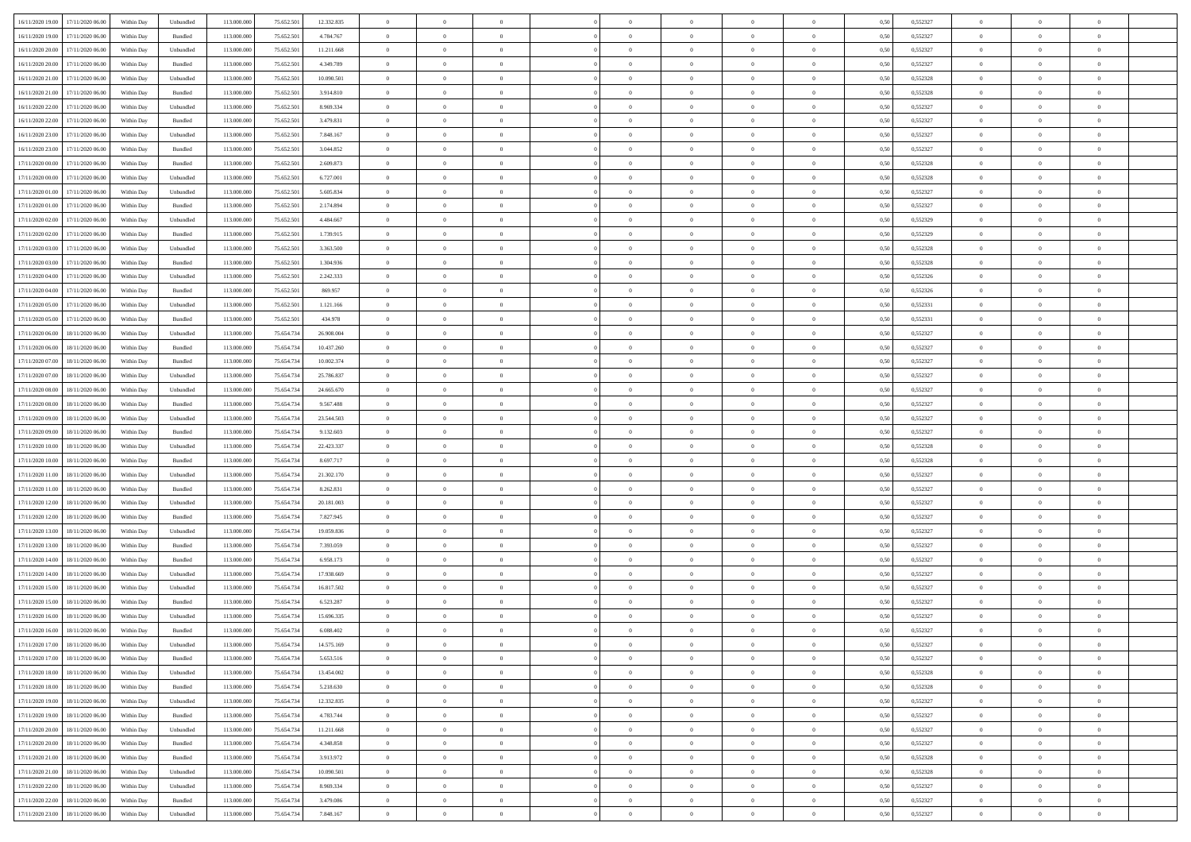| | | | | | | | | | | | | | | | | | | | | | |
|---|---|---|---|---|---|---|---|---|---|---|---|---|---|---|---|---|---|---|---|---|---|
| 16/11/2020 19.00 | 17/11/2020 06.00 | Within Day | Unbundled | 113.000.000 | 75.652.501 | 12.332.835 | 0 | 0 | 0 | | 0 | 0 | 0 | 0 | 0 | 0,50 | 0,552327 | 0 | 0 | 0 | |
| 16/11/2020 19.00 | 17/11/2020 06.00 | Within Day | Bundled | 113.000.000 | 75.652.501 | 4.784.767 | 0 | 0 | 0 | | 0 | 0 | 0 | 0 | 0 | 0,50 | 0,552327 | 0 | 0 | 0 | |
| 16/11/2020 20.00 | 17/11/2020 06.00 | Within Day | Unbundled | 113.000.000 | 75.652.501 | 11.211.668 | 0 | 0 | 0 | | 0 | 0 | 0 | 0 | 0 | 0,50 | 0,552327 | 0 | 0 | 0 | |
| 16/11/2020 20.00 | 17/11/2020 06.00 | Within Day | Bundled | 113.000.000 | 75.652.501 | 4.349.789 | 0 | 0 | 0 | | 0 | 0 | 0 | 0 | 0 | 0,50 | 0,552327 | 0 | 0 | 0 | |
| 16/11/2020 21.00 | 17/11/2020 06.00 | Within Day | Unbundled | 113.000.000 | 75.652.501 | 10.090.501 | 0 | 0 | 0 | | 0 | 0 | 0 | 0 | 0 | 0,50 | 0,552328 | 0 | 0 | 0 | |
| 16/11/2020 21.00 | 17/11/2020 06.00 | Within Day | Bundled | 113.000.000 | 75.652.501 | 3.914.810 | 0 | 0 | 0 | | 0 | 0 | 0 | 0 | 0 | 0,50 | 0,552328 | 0 | 0 | 0 | |
| 16/11/2020 22.00 | 17/11/2020 06.00 | Within Day | Unbundled | 113.000.000 | 75.652.501 | 8.969.334 | 0 | 0 | 0 | | 0 | 0 | 0 | 0 | 0 | 0,50 | 0,552327 | 0 | 0 | 0 | |
| 16/11/2020 22.00 | 17/11/2020 06.00 | Within Day | Bundled | 113.000.000 | 75.652.501 | 3.479.831 | 0 | 0 | 0 | | 0 | 0 | 0 | 0 | 0 | 0,50 | 0,552327 | 0 | 0 | 0 | |
| 16/11/2020 23.00 | 17/11/2020 06.00 | Within Day | Unbundled | 113.000.000 | 75.652.501 | 7.848.167 | 0 | 0 | 0 | | 0 | 0 | 0 | 0 | 0 | 0,50 | 0,552327 | 0 | 0 | 0 | |
| 16/11/2020 23.00 | 17/11/2020 06.00 | Within Day | Bundled | 113.000.000 | 75.652.501 | 3.044.852 | 0 | 0 | 0 | | 0 | 0 | 0 | 0 | 0 | 0,50 | 0,552327 | 0 | 0 | 0 | |
| 17/11/2020 00.00 | 17/11/2020 06.00 | Within Day | Bundled | 113.000.000 | 75.652.501 | 2.609.873 | 0 | 0 | 0 | | 0 | 0 | 0 | 0 | 0 | 0,50 | 0,552328 | 0 | 0 | 0 | |
| 17/11/2020 00.00 | 17/11/2020 06.00 | Within Day | Unbundled | 113.000.000 | 75.652.501 | 6.727.001 | 0 | 0 | 0 | | 0 | 0 | 0 | 0 | 0 | 0,50 | 0,552328 | 0 | 0 | 0 | |
| 17/11/2020 01.00 | 17/11/2020 06.00 | Within Day | Unbundled | 113.000.000 | 75.652.501 | 5.605.834 | 0 | 0 | 0 | | 0 | 0 | 0 | 0 | 0 | 0,50 | 0,552327 | 0 | 0 | 0 | |
| 17/11/2020 01.00 | 17/11/2020 06.00 | Within Day | Bundled | 113.000.000 | 75.652.501 | 2.174.894 | 0 | 0 | 0 | | 0 | 0 | 0 | 0 | 0 | 0,50 | 0,552327 | 0 | 0 | 0 | |
| 17/11/2020 02.00 | 17/11/2020 06.00 | Within Day | Unbundled | 113.000.000 | 75.652.501 | 4.484.667 | 0 | 0 | 0 | | 0 | 0 | 0 | 0 | 0 | 0,50 | 0,552329 | 0 | 0 | 0 | |
| 17/11/2020 02.00 | 17/11/2020 06.00 | Within Day | Bundled | 113.000.000 | 75.652.501 | 1.739.915 | 0 | 0 | 0 | | 0 | 0 | 0 | 0 | 0 | 0,50 | 0,552329 | 0 | 0 | 0 | |
| 17/11/2020 03.00 | 17/11/2020 06.00 | Within Day | Unbundled | 113.000.000 | 75.652.501 | 3.363.500 | 0 | 0 | 0 | | 0 | 0 | 0 | 0 | 0 | 0,50 | 0,552328 | 0 | 0 | 0 | |
| 17/11/2020 03.00 | 17/11/2020 06.00 | Within Day | Bundled | 113.000.000 | 75.652.501 | 1.304.936 | 0 | 0 | 0 | | 0 | 0 | 0 | 0 | 0 | 0,50 | 0,552328 | 0 | 0 | 0 | |
| 17/11/2020 04.00 | 17/11/2020 06.00 | Within Day | Unbundled | 113.000.000 | 75.652.501 | 2.242.333 | 0 | 0 | 0 | | 0 | 0 | 0 | 0 | 0 | 0,50 | 0,552326 | 0 | 0 | 0 | |
| 17/11/2020 04.00 | 17/11/2020 06.00 | Within Day | Bundled | 113.000.000 | 75.652.501 | 869.957 | 0 | 0 | 0 | | 0 | 0 | 0 | 0 | 0 | 0,50 | 0,552326 | 0 | 0 | 0 | |
| 17/11/2020 05.00 | 17/11/2020 06.00 | Within Day | Unbundled | 113.000.000 | 75.652.501 | 1.121.166 | 0 | 0 | 0 | | 0 | 0 | 0 | 0 | 0 | 0,50 | 0,552331 | 0 | 0 | 0 | |
| 17/11/2020 05.00 | 17/11/2020 06.00 | Within Day | Bundled | 113.000.000 | 75.652.501 | 434.978 | 0 | 0 | 0 | | 0 | 0 | 0 | 0 | 0 | 0,50 | 0,552331 | 0 | 0 | 0 | |
| 17/11/2020 06.00 | 18/11/2020 06.00 | Within Day | Unbundled | 113.000.000 | 75.654.734 | 26.908.004 | 0 | 0 | 0 | | 0 | 0 | 0 | 0 | 0 | 0,50 | 0,552327 | 0 | 0 | 0 | |
| 17/11/2020 06.00 | 18/11/2020 06.00 | Within Day | Bundled | 113.000.000 | 75.654.734 | 10.437.260 | 0 | 0 | 0 | | 0 | 0 | 0 | 0 | 0 | 0,50 | 0,552327 | 0 | 0 | 0 | |
| 17/11/2020 07.00 | 18/11/2020 06.00 | Within Day | Bundled | 113.000.000 | 75.654.734 | 10.002.374 | 0 | 0 | 0 | | 0 | 0 | 0 | 0 | 0 | 0,50 | 0,552327 | 0 | 0 | 0 | |
| 17/11/2020 07.00 | 18/11/2020 06.00 | Within Day | Unbundled | 113.000.000 | 75.654.734 | 25.786.837 | 0 | 0 | 0 | | 0 | 0 | 0 | 0 | 0 | 0,50 | 0,552327 | 0 | 0 | 0 | |
| 17/11/2020 08.00 | 18/11/2020 06.00 | Within Day | Unbundled | 113.000.000 | 75.654.734 | 24.665.670 | 0 | 0 | 0 | | 0 | 0 | 0 | 0 | 0 | 0,50 | 0,552327 | 0 | 0 | 0 | |
| 17/11/2020 08.00 | 18/11/2020 06.00 | Within Day | Bundled | 113.000.000 | 75.654.734 | 9.567.488 | 0 | 0 | 0 | | 0 | 0 | 0 | 0 | 0 | 0,50 | 0,552327 | 0 | 0 | 0 | |
| 17/11/2020 09.00 | 18/11/2020 06.00 | Within Day | Unbundled | 113.000.000 | 75.654.734 | 23.544.503 | 0 | 0 | 0 | | 0 | 0 | 0 | 0 | 0 | 0,50 | 0,552327 | 0 | 0 | 0 | |
| 17/11/2020 09.00 | 18/11/2020 06.00 | Within Day | Bundled | 113.000.000 | 75.654.734 | 9.132.603 | 0 | 0 | 0 | | 0 | 0 | 0 | 0 | 0 | 0,50 | 0,552327 | 0 | 0 | 0 | |
| 17/11/2020 10.00 | 18/11/2020 06.00 | Within Day | Unbundled | 113.000.000 | 75.654.734 | 22.423.337 | 0 | 0 | 0 | | 0 | 0 | 0 | 0 | 0 | 0,50 | 0,552328 | 0 | 0 | 0 | |
| 17/11/2020 10.00 | 18/11/2020 06.00 | Within Day | Bundled | 113.000.000 | 75.654.734 | 8.697.717 | 0 | 0 | 0 | | 0 | 0 | 0 | 0 | 0 | 0,50 | 0,552328 | 0 | 0 | 0 | |
| 17/11/2020 11.00 | 18/11/2020 06.00 | Within Day | Unbundled | 113.000.000 | 75.654.734 | 21.302.170 | 0 | 0 | 0 | | 0 | 0 | 0 | 0 | 0 | 0,50 | 0,552327 | 0 | 0 | 0 | |
| 17/11/2020 11.00 | 18/11/2020 06.00 | Within Day | Bundled | 113.000.000 | 75.654.734 | 8.262.831 | 0 | 0 | 0 | | 0 | 0 | 0 | 0 | 0 | 0,50 | 0,552327 | 0 | 0 | 0 | |
| 17/11/2020 12.00 | 18/11/2020 06.00 | Within Day | Unbundled | 113.000.000 | 75.654.734 | 20.181.003 | 0 | 0 | 0 | | 0 | 0 | 0 | 0 | 0 | 0,50 | 0,552327 | 0 | 0 | 0 | |
| 17/11/2020 12.00 | 18/11/2020 06.00 | Within Day | Bundled | 113.000.000 | 75.654.734 | 7.827.945 | 0 | 0 | 0 | | 0 | 0 | 0 | 0 | 0 | 0,50 | 0,552327 | 0 | 0 | 0 | |
| 17/11/2020 13.00 | 18/11/2020 06.00 | Within Day | Unbundled | 113.000.000 | 75.654.734 | 19.059.836 | 0 | 0 | 0 | | 0 | 0 | 0 | 0 | 0 | 0,50 | 0,552327 | 0 | 0 | 0 | |
| 17/11/2020 13.00 | 18/11/2020 06.00 | Within Day | Bundled | 113.000.000 | 75.654.734 | 7.393.059 | 0 | 0 | 0 | | 0 | 0 | 0 | 0 | 0 | 0,50 | 0,552327 | 0 | 0 | 0 | |
| 17/11/2020 14.00 | 18/11/2020 06.00 | Within Day | Bundled | 113.000.000 | 75.654.734 | 6.958.173 | 0 | 0 | 0 | | 0 | 0 | 0 | 0 | 0 | 0,50 | 0,552327 | 0 | 0 | 0 | |
| 17/11/2020 14.00 | 18/11/2020 06.00 | Within Day | Unbundled | 113.000.000 | 75.654.734 | 17.938.669 | 0 | 0 | 0 | | 0 | 0 | 0 | 0 | 0 | 0,50 | 0,552327 | 0 | 0 | 0 | |
| 17/11/2020 15.00 | 18/11/2020 06.00 | Within Day | Unbundled | 113.000.000 | 75.654.734 | 16.817.502 | 0 | 0 | 0 | | 0 | 0 | 0 | 0 | 0 | 0,50 | 0,552327 | 0 | 0 | 0 | |
| 17/11/2020 15.00 | 18/11/2020 06.00 | Within Day | Bundled | 113.000.000 | 75.654.734 | 6.523.287 | 0 | 0 | 0 | | 0 | 0 | 0 | 0 | 0 | 0,50 | 0,552327 | 0 | 0 | 0 | |
| 17/11/2020 16.00 | 18/11/2020 06.00 | Within Day | Unbundled | 113.000.000 | 75.654.734 | 15.696.335 | 0 | 0 | 0 | | 0 | 0 | 0 | 0 | 0 | 0,50 | 0,552327 | 0 | 0 | 0 | |
| 17/11/2020 16.00 | 18/11/2020 06.00 | Within Day | Bundled | 113.000.000 | 75.654.734 | 6.088.402 | 0 | 0 | 0 | | 0 | 0 | 0 | 0 | 0 | 0,50 | 0,552327 | 0 | 0 | 0 | |
| 17/11/2020 17.00 | 18/11/2020 06.00 | Within Day | Unbundled | 113.000.000 | 75.654.734 | 14.575.169 | 0 | 0 | 0 | | 0 | 0 | 0 | 0 | 0 | 0,50 | 0,552327 | 0 | 0 | 0 | |
| 17/11/2020 17.00 | 18/11/2020 06.00 | Within Day | Bundled | 113.000.000 | 75.654.734 | 5.653.516 | 0 | 0 | 0 | | 0 | 0 | 0 | 0 | 0 | 0,50 | 0,552327 | 0 | 0 | 0 | |
| 17/11/2020 18.00 | 18/11/2020 06.00 | Within Day | Unbundled | 113.000.000 | 75.654.734 | 13.454.002 | 0 | 0 | 0 | | 0 | 0 | 0 | 0 | 0 | 0,50 | 0,552328 | 0 | 0 | 0 | |
| 17/11/2020 18.00 | 18/11/2020 06.00 | Within Day | Bundled | 113.000.000 | 75.654.734 | 5.218.630 | 0 | 0 | 0 | | 0 | 0 | 0 | 0 | 0 | 0,50 | 0,552328 | 0 | 0 | 0 | |
| 17/11/2020 19.00 | 18/11/2020 06.00 | Within Day | Unbundled | 113.000.000 | 75.654.734 | 12.332.835 | 0 | 0 | 0 | | 0 | 0 | 0 | 0 | 0 | 0,50 | 0,552327 | 0 | 0 | 0 | |
| 17/11/2020 19.00 | 18/11/2020 06.00 | Within Day | Bundled | 113.000.000 | 75.654.734 | 4.783.744 | 0 | 0 | 0 | | 0 | 0 | 0 | 0 | 0 | 0,50 | 0,552327 | 0 | 0 | 0 | |
| 17/11/2020 20.00 | 18/11/2020 06.00 | Within Day | Unbundled | 113.000.000 | 75.654.734 | 11.211.668 | 0 | 0 | 0 | | 0 | 0 | 0 | 0 | 0 | 0,50 | 0,552327 | 0 | 0 | 0 | |
| 17/11/2020 20.00 | 18/11/2020 06.00 | Within Day | Bundled | 113.000.000 | 75.654.734 | 4.348.858 | 0 | 0 | 0 | | 0 | 0 | 0 | 0 | 0 | 0,50 | 0,552327 | 0 | 0 | 0 | |
| 17/11/2020 21.00 | 18/11/2020 06.00 | Within Day | Bundled | 113.000.000 | 75.654.734 | 3.913.972 | 0 | 0 | 0 | | 0 | 0 | 0 | 0 | 0 | 0,50 | 0,552328 | 0 | 0 | 0 | |
| 17/11/2020 21.00 | 18/11/2020 06.00 | Within Day | Unbundled | 113.000.000 | 75.654.734 | 10.090.501 | 0 | 0 | 0 | | 0 | 0 | 0 | 0 | 0 | 0,50 | 0,552328 | 0 | 0 | 0 | |
| 17/11/2020 22.00 | 18/11/2020 06.00 | Within Day | Unbundled | 113.000.000 | 75.654.734 | 8.969.334 | 0 | 0 | 0 | | 0 | 0 | 0 | 0 | 0 | 0,50 | 0,552327 | 0 | 0 | 0 | |
| 17/11/2020 22.00 | 18/11/2020 06.00 | Within Day | Bundled | 113.000.000 | 75.654.734 | 3.479.086 | 0 | 0 | 0 | | 0 | 0 | 0 | 0 | 0 | 0,50 | 0,552327 | 0 | 0 | 0 | |
| 17/11/2020 23.00 | 18/11/2020 06.00 | Within Day | Unbundled | 113.000.000 | 75.654.734 | 7.848.167 | 0 | 0 | 0 | | 0 | 0 | 0 | 0 | 0 | 0,50 | 0,552327 | 0 | 0 | 0 | |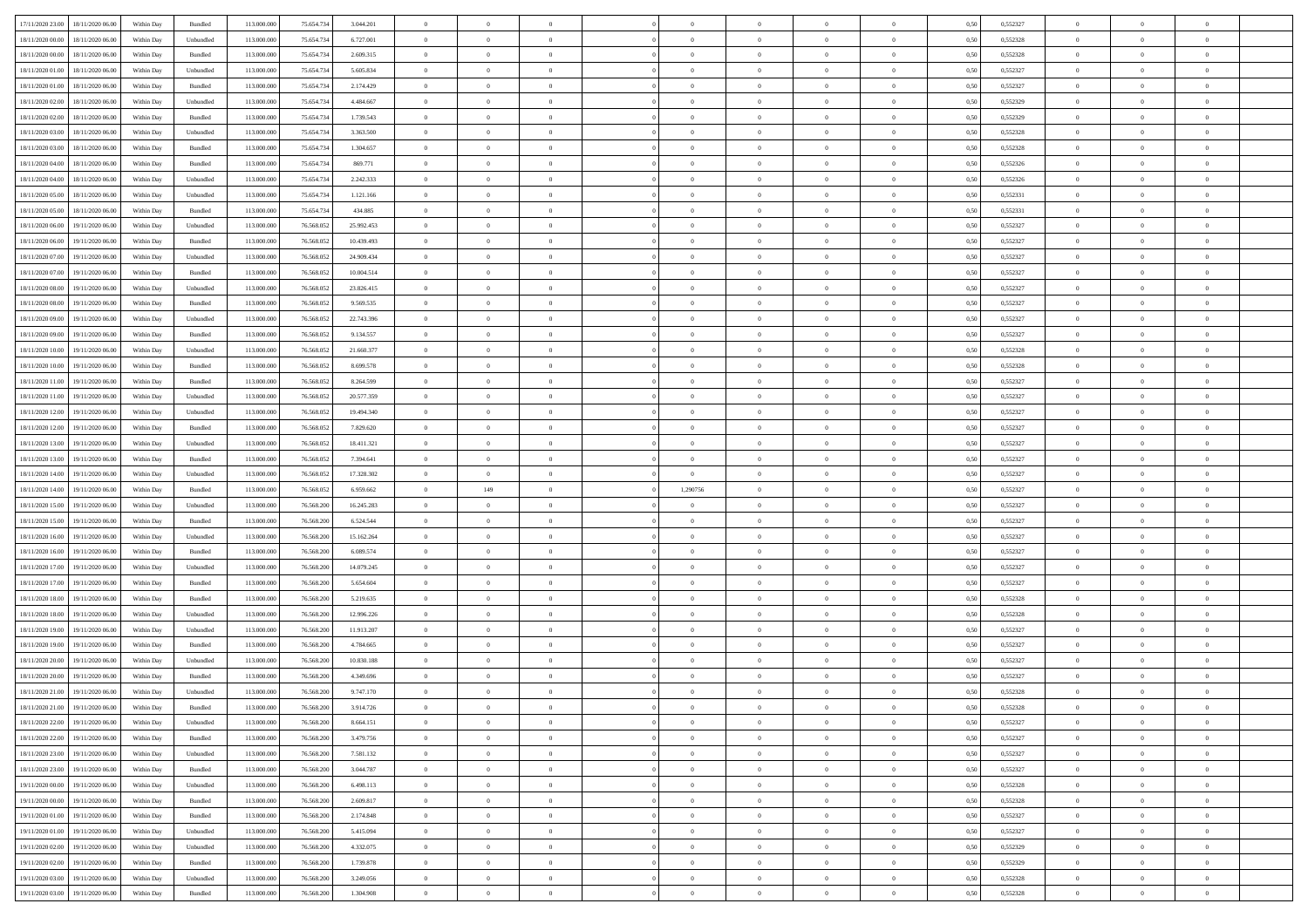| | | | | | | | | | | | | | | | | | | | | | |
|---|---|---|---|---|---|---|---|---|---|---|---|---|---|---|---|---|---|---|---|---|---|
| 17/11/2020 23:00 | 18/11/2020 06:00 | Within Day | Bundled | 113.000.000 | 75.654.734 | 3.044.201 | 0 | 0 | 0 | | 0 | 0 | 0 | 0 | 0,50 | 0,552327 | 0 | 0 | 0 | |
| 18/11/2020 00:00 | 18/11/2020 06:00 | Within Day | Unbundled | 113.000.000 | 75.654.734 | 6.727.001 | 0 | 0 | 0 | | 0 | 0 | 0 | 0 | 0,50 | 0,552328 | 0 | 0 | 0 | |
| 18/11/2020 00:00 | 18/11/2020 06:00 | Within Day | Bundled | 113.000.000 | 75.654.734 | 2.609.315 | 0 | 0 | 0 | | 0 | 0 | 0 | 0 | 0,50 | 0,552328 | 0 | 0 | 0 | |
| 18/11/2020 01:00 | 18/11/2020 06:00 | Within Day | Unbundled | 113.000.000 | 75.654.734 | 5.605.834 | 0 | 0 | 0 | | 0 | 0 | 0 | 0 | 0,50 | 0,552327 | 0 | 0 | 0 | |
| 18/11/2020 01:00 | 18/11/2020 06:00 | Within Day | Bundled | 113.000.000 | 75.654.734 | 2.174.429 | 0 | 0 | 0 | | 0 | 0 | 0 | 0 | 0,50 | 0,552327 | 0 | 0 | 0 | |
| 18/11/2020 02:00 | 18/11/2020 06:00 | Within Day | Unbundled | 113.000.000 | 75.654.734 | 4.484.667 | 0 | 0 | 0 | | 0 | 0 | 0 | 0 | 0,50 | 0,552329 | 0 | 0 | 0 | |
| 18/11/2020 02:00 | 18/11/2020 06:00 | Within Day | Bundled | 113.000.000 | 75.654.734 | 1.739.543 | 0 | 0 | 0 | | 0 | 0 | 0 | 0 | 0,50 | 0,552329 | 0 | 0 | 0 | |
| 18/11/2020 03:00 | 18/11/2020 06:00 | Within Day | Unbundled | 113.000.000 | 75.654.734 | 3.363.500 | 0 | 0 | 0 | | 0 | 0 | 0 | 0 | 0,50 | 0,552328 | 0 | 0 | 0 | |
| 18/11/2020 03:00 | 18/11/2020 06:00 | Within Day | Bundled | 113.000.000 | 75.654.734 | 1.304.657 | 0 | 0 | 0 | | 0 | 0 | 0 | 0 | 0,50 | 0,552328 | 0 | 0 | 0 | |
| 18/11/2020 04:00 | 18/11/2020 06:00 | Within Day | Bundled | 113.000.000 | 75.654.734 | 869.771 | 0 | 0 | 0 | | 0 | 0 | 0 | 0 | 0,50 | 0,552326 | 0 | 0 | 0 | |
| 18/11/2020 04:00 | 18/11/2020 06:00 | Within Day | Unbundled | 113.000.000 | 75.654.734 | 2.242.333 | 0 | 0 | 0 | | 0 | 0 | 0 | 0 | 0,50 | 0,552326 | 0 | 0 | 0 | |
| 18/11/2020 05:00 | 18/11/2020 06:00 | Within Day | Unbundled | 113.000.000 | 75.654.734 | 1.121.166 | 0 | 0 | 0 | | 0 | 0 | 0 | 0 | 0,50 | 0,552331 | 0 | 0 | 0 | |
| 18/11/2020 05:00 | 18/11/2020 06:00 | Within Day | Bundled | 113.000.000 | 75.654.734 | 434.885 | 0 | 0 | 0 | | 0 | 0 | 0 | 0 | 0,50 | 0,552331 | 0 | 0 | 0 | |
| 18/11/2020 06:00 | 19/11/2020 06:00 | Within Day | Unbundled | 113.000.000 | 76.568.052 | 25.992.453 | 0 | 0 | 0 | | 0 | 0 | 0 | 0 | 0,50 | 0,552327 | 0 | 0 | 0 | |
| 18/11/2020 06:00 | 19/11/2020 06:00 | Within Day | Bundled | 113.000.000 | 76.568.052 | 10.439.493 | 0 | 0 | 0 | | 0 | 0 | 0 | 0 | 0,50 | 0,552327 | 0 | 0 | 0 | |
| 18/11/2020 07:00 | 19/11/2020 06:00 | Within Day | Unbundled | 113.000.000 | 76.568.052 | 24.909.434 | 0 | 0 | 0 | | 0 | 0 | 0 | 0 | 0,50 | 0,552327 | 0 | 0 | 0 | |
| 18/11/2020 07:00 | 19/11/2020 06:00 | Within Day | Bundled | 113.000.000 | 76.568.052 | 10.004.514 | 0 | 0 | 0 | | 0 | 0 | 0 | 0 | 0,50 | 0,552327 | 0 | 0 | 0 | |
| 18/11/2020 08:00 | 19/11/2020 06:00 | Within Day | Unbundled | 113.000.000 | 76.568.052 | 23.826.415 | 0 | 0 | 0 | | 0 | 0 | 0 | 0 | 0,50 | 0,552327 | 0 | 0 | 0 | |
| 18/11/2020 08:00 | 19/11/2020 06:00 | Within Day | Bundled | 113.000.000 | 76.568.052 | 9.569.535 | 0 | 0 | 0 | | 0 | 0 | 0 | 0 | 0,50 | 0,552327 | 0 | 0 | 0 | |
| 18/11/2020 09:00 | 19/11/2020 06:00 | Within Day | Unbundled | 113.000.000 | 76.568.052 | 22.743.396 | 0 | 0 | 0 | | 0 | 0 | 0 | 0 | 0,50 | 0,552327 | 0 | 0 | 0 | |
| 18/11/2020 09:00 | 19/11/2020 06:00 | Within Day | Bundled | 113.000.000 | 76.568.052 | 9.134.557 | 0 | 0 | 0 | | 0 | 0 | 0 | 0 | 0,50 | 0,552327 | 0 | 0 | 0 | |
| 18/11/2020 10:00 | 19/11/2020 06:00 | Within Day | Unbundled | 113.000.000 | 76.568.052 | 21.660.377 | 0 | 0 | 0 | | 0 | 0 | 0 | 0 | 0,50 | 0,552328 | 0 | 0 | 0 | |
| 18/11/2020 10:00 | 19/11/2020 06:00 | Within Day | Bundled | 113.000.000 | 76.568.052 | 8.699.578 | 0 | 0 | 0 | | 0 | 0 | 0 | 0 | 0,50 | 0,552328 | 0 | 0 | 0 | |
| 18/11/2020 11:00 | 19/11/2020 06:00 | Within Day | Bundled | 113.000.000 | 76.568.052 | 8.264.599 | 0 | 0 | 0 | | 0 | 0 | 0 | 0 | 0,50 | 0,552327 | 0 | 0 | 0 | |
| 18/11/2020 11:00 | 19/11/2020 06:00 | Within Day | Unbundled | 113.000.000 | 76.568.052 | 20.577.359 | 0 | 0 | 0 | | 0 | 0 | 0 | 0 | 0,50 | 0,552327 | 0 | 0 | 0 | |
| 18/11/2020 12:00 | 19/11/2020 06:00 | Within Day | Unbundled | 113.000.000 | 76.568.052 | 19.494.340 | 0 | 0 | 0 | | 0 | 0 | 0 | 0 | 0,50 | 0,552327 | 0 | 0 | 0 | |
| 18/11/2020 12:00 | 19/11/2020 06:00 | Within Day | Bundled | 113.000.000 | 76.568.052 | 7.829.620 | 0 | 0 | 0 | | 0 | 0 | 0 | 0 | 0,50 | 0,552327 | 0 | 0 | 0 | |
| 18/11/2020 13:00 | 19/11/2020 06:00 | Within Day | Unbundled | 113.000.000 | 76.568.052 | 18.411.321 | 0 | 0 | 0 | | 0 | 0 | 0 | 0 | 0,50 | 0,552327 | 0 | 0 | 0 | |
| 18/11/2020 13:00 | 19/11/2020 06:00 | Within Day | Bundled | 113.000.000 | 76.568.052 | 7.394.641 | 0 | 0 | 0 | | 0 | 0 | 0 | 0 | 0,50 | 0,552327 | 0 | 0 | 0 | |
| 18/11/2020 14:00 | 19/11/2020 06:00 | Within Day | Unbundled | 113.000.000 | 76.568.052 | 17.328.302 | 0 | 0 | 0 | | 0 | 0 | 0 | 0 | 0,50 | 0,552327 | 0 | 0 | 0 | |
| 18/11/2020 14:00 | 19/11/2020 06:00 | Within Day | Bundled | 113.000.000 | 76.568.052 | 6.959.662 | 0 | 149 | 0 | | 1,290756 | 0 | 0 | 0 | 0,50 | 0,552327 | 0 | 0 | 0 | |
| 18/11/2020 15:00 | 19/11/2020 06:00 | Within Day | Unbundled | 113.000.000 | 76.568.200 | 16.245.283 | 0 | 0 | 0 | | 0 | 0 | 0 | 0 | 0,50 | 0,552327 | 0 | 0 | 0 | |
| 18/11/2020 15:00 | 19/11/2020 06:00 | Within Day | Bundled | 113.000.000 | 76.568.200 | 6.524.544 | 0 | 0 | 0 | | 0 | 0 | 0 | 0 | 0,50 | 0,552327 | 0 | 0 | 0 | |
| 18/11/2020 16:00 | 19/11/2020 06:00 | Within Day | Unbundled | 113.000.000 | 76.568.200 | 15.162.264 | 0 | 0 | 0 | | 0 | 0 | 0 | 0 | 0,50 | 0,552327 | 0 | 0 | 0 | |
| 18/11/2020 16:00 | 19/11/2020 06:00 | Within Day | Bundled | 113.000.000 | 76.568.200 | 6.089.574 | 0 | 0 | 0 | | 0 | 0 | 0 | 0 | 0,50 | 0,552327 | 0 | 0 | 0 | |
| 18/11/2020 17:00 | 19/11/2020 06:00 | Within Day | Unbundled | 113.000.000 | 76.568.200 | 14.079.245 | 0 | 0 | 0 | | 0 | 0 | 0 | 0 | 0,50 | 0,552327 | 0 | 0 | 0 | |
| 18/11/2020 17:00 | 19/11/2020 06:00 | Within Day | Bundled | 113.000.000 | 76.568.200 | 5.654.604 | 0 | 0 | 0 | | 0 | 0 | 0 | 0 | 0,50 | 0,552327 | 0 | 0 | 0 | |
| 18/11/2020 18:00 | 19/11/2020 06:00 | Within Day | Bundled | 113.000.000 | 76.568.200 | 5.219.635 | 0 | 0 | 0 | | 0 | 0 | 0 | 0 | 0,50 | 0,552328 | 0 | 0 | 0 | |
| 18/11/2020 18:00 | 19/11/2020 06:00 | Within Day | Unbundled | 113.000.000 | 76.568.200 | 12.996.226 | 0 | 0 | 0 | | 0 | 0 | 0 | 0 | 0,50 | 0,552328 | 0 | 0 | 0 | |
| 18/11/2020 19:00 | 19/11/2020 06:00 | Within Day | Unbundled | 113.000.000 | 76.568.200 | 11.913.207 | 0 | 0 | 0 | | 0 | 0 | 0 | 0 | 0,50 | 0,552327 | 0 | 0 | 0 | |
| 18/11/2020 19:00 | 19/11/2020 06:00 | Within Day | Bundled | 113.000.000 | 76.568.200 | 4.784.665 | 0 | 0 | 0 | | 0 | 0 | 0 | 0 | 0,50 | 0,552327 | 0 | 0 | 0 | |
| 18/11/2020 20:00 | 19/11/2020 06:00 | Within Day | Unbundled | 113.000.000 | 76.568.200 | 10.830.188 | 0 | 0 | 0 | | 0 | 0 | 0 | 0 | 0,50 | 0,552327 | 0 | 0 | 0 | |
| 18/11/2020 20:00 | 19/11/2020 06:00 | Within Day | Bundled | 113.000.000 | 76.568.200 | 4.349.696 | 0 | 0 | 0 | | 0 | 0 | 0 | 0 | 0,50 | 0,552327 | 0 | 0 | 0 | |
| 18/11/2020 21:00 | 19/11/2020 06:00 | Within Day | Unbundled | 113.000.000 | 76.568.200 | 9.747.170 | 0 | 0 | 0 | | 0 | 0 | 0 | 0 | 0,50 | 0,552328 | 0 | 0 | 0 | |
| 18/11/2020 21:00 | 19/11/2020 06:00 | Within Day | Bundled | 113.000.000 | 76.568.200 | 3.914.726 | 0 | 0 | 0 | | 0 | 0 | 0 | 0 | 0,50 | 0,552328 | 0 | 0 | 0 | |
| 18/11/2020 22:00 | 19/11/2020 06:00 | Within Day | Unbundled | 113.000.000 | 76.568.200 | 8.664.151 | 0 | 0 | 0 | | 0 | 0 | 0 | 0 | 0,50 | 0,552327 | 0 | 0 | 0 | |
| 18/11/2020 22:00 | 19/11/2020 06:00 | Within Day | Bundled | 113.000.000 | 76.568.200 | 3.479.756 | 0 | 0 | 0 | | 0 | 0 | 0 | 0 | 0,50 | 0,552327 | 0 | 0 | 0 | |
| 18/11/2020 23:00 | 19/11/2020 06:00 | Within Day | Unbundled | 113.000.000 | 76.568.200 | 7.581.132 | 0 | 0 | 0 | | 0 | 0 | 0 | 0 | 0,50 | 0,552327 | 0 | 0 | 0 | |
| 18/11/2020 23:00 | 19/11/2020 06:00 | Within Day | Bundled | 113.000.000 | 76.568.200 | 3.044.787 | 0 | 0 | 0 | | 0 | 0 | 0 | 0 | 0,50 | 0,552327 | 0 | 0 | 0 | |
| 19/11/2020 00:00 | 19/11/2020 06:00 | Within Day | Unbundled | 113.000.000 | 76.568.200 | 6.498.113 | 0 | 0 | 0 | | 0 | 0 | 0 | 0 | 0,50 | 0,552328 | 0 | 0 | 0 | |
| 19/11/2020 00:00 | 19/11/2020 06:00 | Within Day | Bundled | 113.000.000 | 76.568.200 | 2.609.817 | 0 | 0 | 0 | | 0 | 0 | 0 | 0 | 0,50 | 0,552328 | 0 | 0 | 0 | |
| 19/11/2020 01:00 | 19/11/2020 06:00 | Within Day | Bundled | 113.000.000 | 76.568.200 | 2.174.848 | 0 | 0 | 0 | | 0 | 0 | 0 | 0 | 0,50 | 0,552327 | 0 | 0 | 0 | |
| 19/11/2020 01:00 | 19/11/2020 06:00 | Within Day | Unbundled | 113.000.000 | 76.568.200 | 5.415.094 | 0 | 0 | 0 | | 0 | 0 | 0 | 0 | 0,50 | 0,552327 | 0 | 0 | 0 | |
| 19/11/2020 02:00 | 19/11/2020 06:00 | Within Day | Unbundled | 113.000.000 | 76.568.200 | 4.332.075 | 0 | 0 | 0 | | 0 | 0 | 0 | 0 | 0,50 | 0,552329 | 0 | 0 | 0 | |
| 19/11/2020 02:00 | 19/11/2020 06:00 | Within Day | Bundled | 113.000.000 | 76.568.200 | 1.739.878 | 0 | 0 | 0 | | 0 | 0 | 0 | 0 | 0,50 | 0,552329 | 0 | 0 | 0 | |
| 19/11/2020 03:00 | 19/11/2020 06:00 | Within Day | Unbundled | 113.000.000 | 76.568.200 | 3.249.056 | 0 | 0 | 0 | | 0 | 0 | 0 | 0 | 0,50 | 0,552328 | 0 | 0 | 0 | |
| 19/11/2020 03:00 | 19/11/2020 06:00 | Within Day | Bundled | 113.000.000 | 76.568.200 | 1.304.908 | 0 | 0 | 0 | | 0 | 0 | 0 | 0 | 0,50 | 0,552328 | 0 | 0 | 0 | |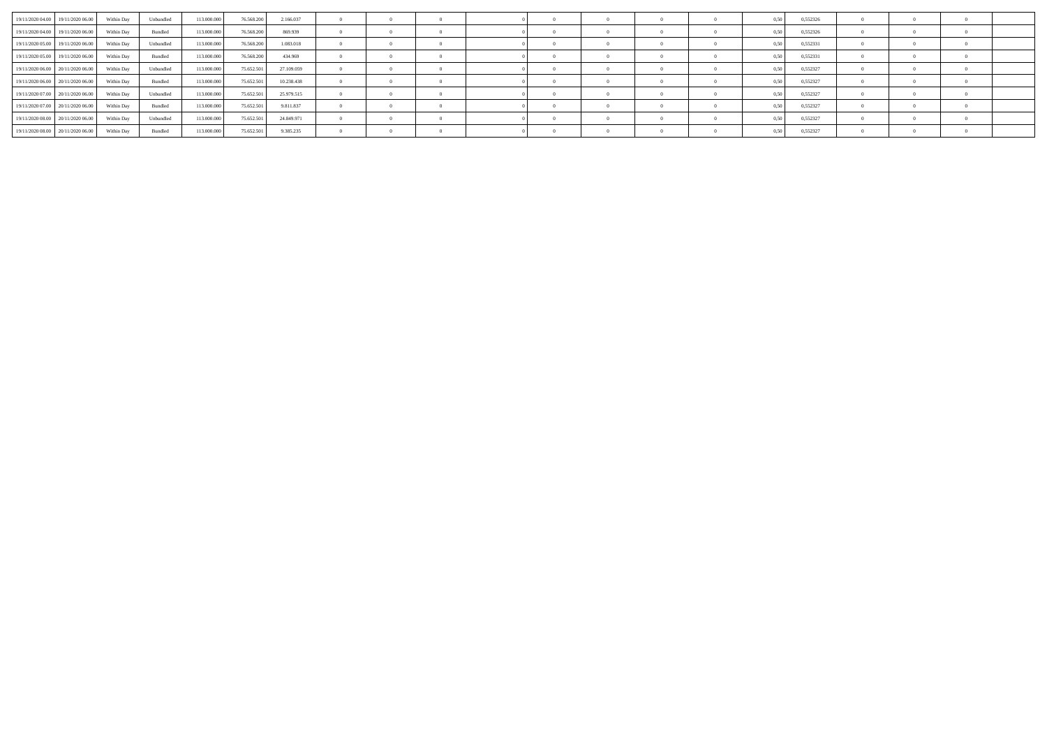| | | | | | | | | | | | | | | | | | | | | |
|---|---|---|---|---|---|---|---|---|---|---|---|---|---|---|---|---|---|---|---|---|
| 19/11/2020 04.00 | 19/11/2020 06.00 | Within Day | Unbundled | 113.000.000 | 76.568.200 | 2.166.037 | 0 | 0 | 0 | 0 | 0 | 0 | 0 | 0 | 0,50 | 0,552326 | 0 | 0 | 0 | |
| 19/11/2020 04.00 | 19/11/2020 06.00 | Within Day | Bundled | 113.000.000 | 76.568.200 | 869.939 | 0 | 0 | 0 | 0 | 0 | 0 | 0 | 0 | 0,50 | 0,552326 | 0 | 0 | 0 | |
| 19/11/2020 05.00 | 19/11/2020 06.00 | Within Day | Unbundled | 113.000.000 | 76.568.200 | 1.083.018 | 0 | 0 | 0 | 0 | 0 | 0 | 0 | 0 | 0,50 | 0,552331 | 0 | 0 | 0 | |
| 19/11/2020 05.00 | 19/11/2020 06.00 | Within Day | Bundled | 113.000.000 | 76.568.200 | 434.969 | 0 | 0 | 0 | 0 | 0 | 0 | 0 | 0 | 0,50 | 0,552331 | 0 | 0 | 0 | |
| 19/11/2020 06.00 | 20/11/2020 06.00 | Within Day | Unbundled | 113.000.000 | 75.652.501 | 27.109.059 | 0 | 0 | 0 | 0 | 0 | 0 | 0 | 0 | 0,50 | 0,552327 | 0 | 0 | 0 | |
| 19/11/2020 06.00 | 20/11/2020 06.00 | Within Day | Bundled | 113.000.000 | 75.652.501 | 10.238.438 | 0 | 0 | 0 | 0 | 0 | 0 | 0 | 0 | 0,50 | 0,552327 | 0 | 0 | 0 | |
| 19/11/2020 07.00 | 20/11/2020 06.00 | Within Day | Unbundled | 113.000.000 | 75.652.501 | 25.979.515 | 0 | 0 | 0 | 0 | 0 | 0 | 0 | 0 | 0,50 | 0,552327 | 0 | 0 | 0 | |
| 19/11/2020 07.00 | 20/11/2020 06.00 | Within Day | Bundled | 113.000.000 | 75.652.501 | 9.811.837 | 0 | 0 | 0 | 0 | 0 | 0 | 0 | 0 | 0,50 | 0,552327 | 0 | 0 | 0 | |
| 19/11/2020 08.00 | 20/11/2020 06.00 | Within Day | Unbundled | 113.000.000 | 75.652.501 | 24.849.971 | 0 | 0 | 0 | 0 | 0 | 0 | 0 | 0 | 0,50 | 0,552327 | 0 | 0 | 0 | |
| 19/11/2020 08.00 | 20/11/2020 06.00 | Within Day | Bundled | 113.000.000 | 75.652.501 | 9.385.235 | 0 | 0 | 0 | 0 | 0 | 0 | 0 | 0 | 0,50 | 0,552327 | 0 | 0 | 0 | |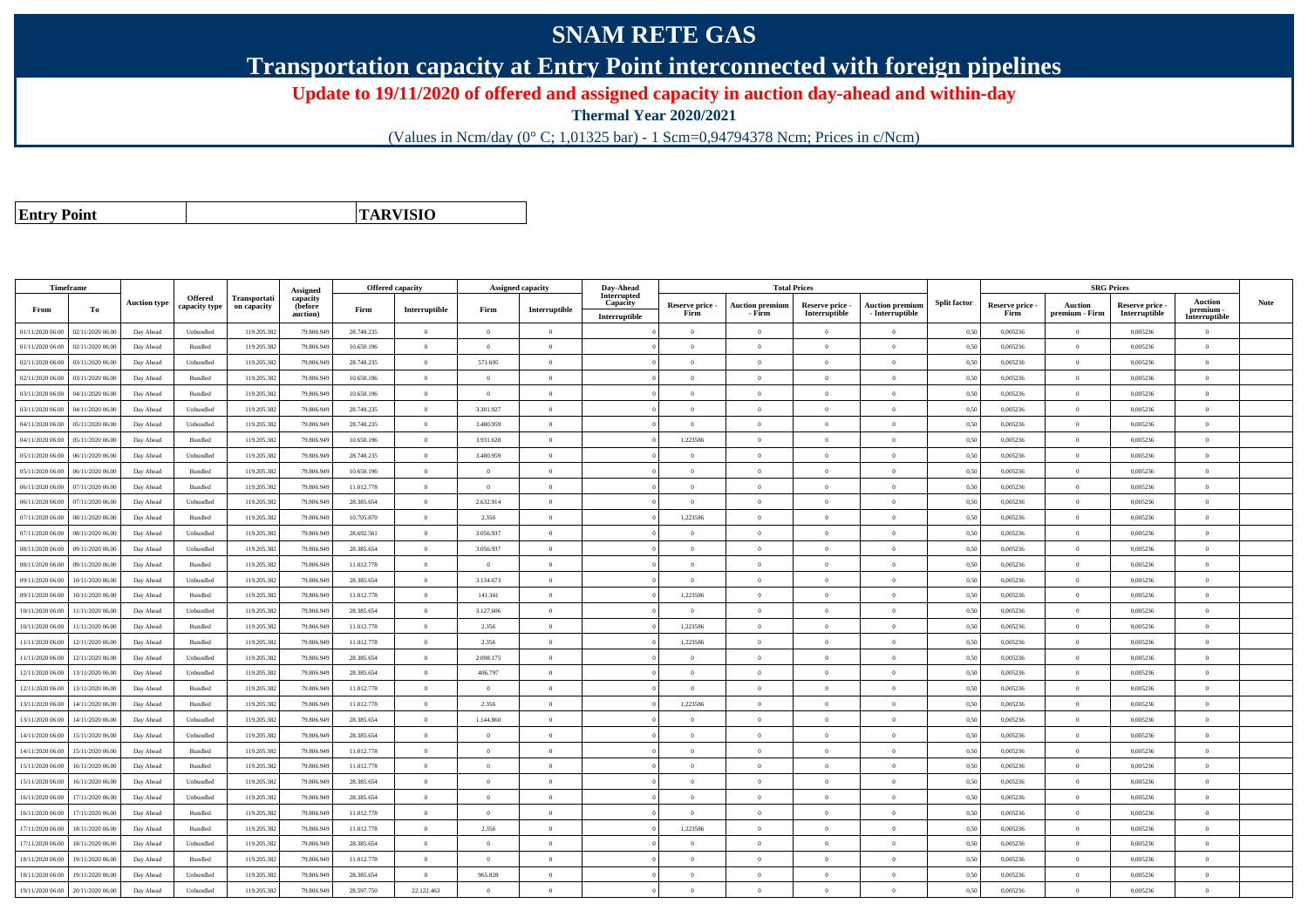# SNAM RETE GAS

## Transportation capacity at Entry Point interconnected with foreign pipelines

### Update to 19/11/2020 of offered and assigned capacity in auction day-ahead and within-day

**Thermal Year 2020/2021**

(Values in Ncm/day (0° C; 1,01325 bar) - 1 Scm=0,94794378 Ncm; Prices in c/Ncm)

| **Entry Point** | **TARVISIO** |
|---|---|

| Timeframe | | Auction type | Offered capacity type | Transportation capacity | Assigned capacity (before auction) | Offered capacity | | Assigned capacity | | Day-Ahead Interrupted Capacity | Total Prices | | | | Split factor | SRG Prices | | | | Note |
|---|---|---|---|---|---|---|---|---|---|---|---|---|---|---|---|---|---|---|---|---|
| From | To | | | | | Firm | Interruptible | Firm | Interruptible | Interruptible | Reserve price - Firm | Auction premium - Firm | Reserve price - Interruptible | Auction premium - Interruptible | | Reserve price - Firm | Auction premium - Firm | Reserve price - Interruptible | Auction premium - Interruptible | |
| 01/11/2020 06.00 | 02/11/2020 06.00 | Day Ahead | Unbundled | 119.205.382 | 79.806.949 | 28.748.235 | 0 | 0 | 0 | 0 | 0 | 0 | 0 | 0 | 0,50 | 0,005236 | 0 | 0,005236 | 0 | |
| 01/11/2020 06.00 | 02/11/2020 06.00 | Day Ahead | Bundled | 119.205.382 | 79.806.949 | 10.650.196 | 0 | 0 | 0 | 0 | 0 | 0 | 0 | 0 | 0,50 | 0,005236 | 0 | 0,005236 | 0 | |
| 02/11/2020 06.00 | 03/11/2020 06.00 | Day Ahead | Unbundled | 119.205.382 | 79.806.949 | 28.748.235 | 0 | 571.695 | 0 | 0 | 0 | 0 | 0 | 0 | 0,50 | 0,005236 | 0 | 0,005236 | 0 | |
| 02/11/2020 06.00 | 03/11/2020 06.00 | Day Ahead | Bundled | 119.205.382 | 79.806.949 | 10.650.196 | 0 | 0 | 0 | 0 | 0 | 0 | 0 | 0 | 0,50 | 0,005236 | 0 | 0,005236 | 0 | |
| 03/11/2020 06.00 | 04/11/2020 06.00 | Day Ahead | Bundled | 119.205.382 | 79.806.949 | 10.650.196 | 0 | 0 | 0 | 0 | 0 | 0 | 0 | 0 | 0,50 | 0,005236 | 0 | 0,005236 | 0 | |
| 03/11/2020 06.00 | 04/11/2020 06.00 | Day Ahead | Unbundled | 119.205.382 | 79.806.949 | 28.748.235 | 0 | 3.301.927 | 0 | 0 | 0 | 0 | 0 | 0 | 0,50 | 0,005236 | 0 | 0,005236 | 0 | |
| 04/11/2020 06.00 | 05/11/2020 06.00 | Day Ahead | Unbundled | 119.205.382 | 79.806.949 | 28.748.235 | 0 | 3.480.959 | 0 | 0 | 0 | 0 | 0 | 0 | 0,50 | 0,005236 | 0 | 0,005236 | 0 | |
| 04/11/2020 06.00 | 05/11/2020 06.00 | Day Ahead | Bundled | 119.205.382 | 79.806.949 | 10.650.196 | 0 | 3.931.628 | 0 | 0 | 1,223586 | 0 | 0 | 0 | 0,50 | 0,005236 | 0 | 0,005236 | 0 | |
| 05/11/2020 06.00 | 06/11/2020 06.00 | Day Ahead | Unbundled | 119.205.382 | 79.806.949 | 28.748.235 | 0 | 3.480.959 | 0 | 0 | 0 | 0 | 0 | 0 | 0,50 | 0,005236 | 0 | 0,005236 | 0 | |
| 05/11/2020 06.00 | 06/11/2020 06.00 | Day Ahead | Bundled | 119.205.382 | 79.806.949 | 10.650.196 | 0 | 0 | 0 | 0 | 0 | 0 | 0 | 0 | 0,50 | 0,005236 | 0 | 0,005236 | 0 | |
| 06/11/2020 06.00 | 07/11/2020 06.00 | Day Ahead | Bundled | 119.205.382 | 79.806.949 | 11.012.778 | 0 | 0 | 0 | 0 | 0 | 0 | 0 | 0 | 0,50 | 0,005236 | 0 | 0,005236 | 0 | |
| 06/11/2020 06.00 | 07/11/2020 06.00 | Day Ahead | Unbundled | 119.205.382 | 79.806.949 | 28.385.654 | 0 | 2.632.914 | 0 | 0 | 0 | 0 | 0 | 0 | 0,50 | 0,005236 | 0 | 0,005236 | 0 | |
| 07/11/2020 06.00 | 08/11/2020 06.00 | Day Ahead | Bundled | 119.205.382 | 79.806.949 | 10.705.870 | 0 | 2.356 | 0 | 0 | 1,223586 | 0 | 0 | 0 | 0,50 | 0,005236 | 0 | 0,005236 | 0 | |
| 07/11/2020 06.00 | 08/11/2020 06.00 | Day Ahead | Unbundled | 119.205.382 | 79.806.949 | 28.692.561 | 0 | 3.056.937 | 0 | 0 | 0 | 0 | 0 | 0 | 0,50 | 0,005236 | 0 | 0,005236 | 0 | |
| 08/11/2020 06.00 | 09/11/2020 06.00 | Day Ahead | Unbundled | 119.205.382 | 79.806.949 | 28.385.654 | 0 | 3.056.937 | 0 | 0 | 0 | 0 | 0 | 0 | 0,50 | 0,005236 | 0 | 0,005236 | 0 | |
| 08/11/2020 06.00 | 09/11/2020 06.00 | Day Ahead | Bundled | 119.205.382 | 79.806.949 | 11.012.778 | 0 | 0 | 0 | 0 | 0 | 0 | 0 | 0 | 0,50 | 0,005236 | 0 | 0,005236 | 0 | |
| 09/11/2020 06.00 | 10/11/2020 06.00 | Day Ahead | Unbundled | 119.205.382 | 79.806.949 | 28.385.654 | 0 | 3.134.673 | 0 | 0 | 0 | 0 | 0 | 0 | 0,50 | 0,005236 | 0 | 0,005236 | 0 | |
| 09/11/2020 06.00 | 10/11/2020 06.00 | Day Ahead | Bundled | 119.205.382 | 79.806.949 | 11.012.778 | 0 | 141.341 | 0 | 0 | 1,223586 | 0 | 0 | 0 | 0,50 | 0,005236 | 0 | 0,005236 | 0 | |
| 10/11/2020 06.00 | 11/11/2020 06.00 | Day Ahead | Unbundled | 119.205.382 | 79.806.949 | 28.385.654 | 0 | 3.127.606 | 0 | 0 | 0 | 0 | 0 | 0 | 0,50 | 0,005236 | 0 | 0,005236 | 0 | |
| 10/11/2020 06.00 | 11/11/2020 06.00 | Day Ahead | Bundled | 119.205.382 | 79.806.949 | 11.012.778 | 0 | 2.356 | 0 | 0 | 1,223586 | 0 | 0 | 0 | 0,50 | 0,005236 | 0 | 0,005236 | 0 | |
| 11/11/2020 06.00 | 12/11/2020 06.00 | Day Ahead | Bundled | 119.205.382 | 79.806.949 | 11.012.778 | 0 | 2.356 | 0 | 0 | 1,223586 | 0 | 0 | 0 | 0,50 | 0,005236 | 0 | 0,005236 | 0 | |
| 11/11/2020 06.00 | 12/11/2020 06.00 | Day Ahead | Unbundled | 119.205.382 | 79.806.949 | 28.385.654 | 0 | 2.098.175 | 0 | 0 | 0 | 0 | 0 | 0 | 0,50 | 0,005236 | 0 | 0,005236 | 0 | |
| 12/11/2020 06.00 | 13/11/2020 06.00 | Day Ahead | Unbundled | 119.205.382 | 79.806.949 | 28.385.654 | 0 | 406.797 | 0 | 0 | 0 | 0 | 0 | 0 | 0,50 | 0,005236 | 0 | 0,005236 | 0 | |
| 12/11/2020 06.00 | 13/11/2020 06.00 | Day Ahead | Bundled | 119.205.382 | 79.806.949 | 11.012.778 | 0 | 0 | 0 | 0 | 0 | 0 | 0 | 0 | 0,50 | 0,005236 | 0 | 0,005236 | 0 | |
| 13/11/2020 06.00 | 14/11/2020 06.00 | Day Ahead | Bundled | 119.205.382 | 79.806.949 | 11.012.778 | 0 | 2.356 | 0 | 0 | 1,223586 | 0 | 0 | 0 | 0,50 | 0,005236 | 0 | 0,005236 | 0 | |
| 13/11/2020 06.00 | 14/11/2020 06.00 | Day Ahead | Unbundled | 119.205.382 | 79.806.949 | 28.385.654 | 0 | 1.144.860 | 0 | 0 | 0 | 0 | 0 | 0 | 0,50 | 0,005236 | 0 | 0,005236 | 0 | |
| 14/11/2020 06.00 | 15/11/2020 06.00 | Day Ahead | Unbundled | 119.205.382 | 79.806.949 | 28.385.654 | 0 | 0 | 0 | 0 | 0 | 0 | 0 | 0 | 0,50 | 0,005236 | 0 | 0,005236 | 0 | |
| 14/11/2020 06.00 | 15/11/2020 06.00 | Day Ahead | Bundled | 119.205.382 | 79.806.949 | 11.012.778 | 0 | 0 | 0 | 0 | 0 | 0 | 0 | 0 | 0,50 | 0,005236 | 0 | 0,005236 | 0 | |
| 15/11/2020 06.00 | 16/11/2020 06.00 | Day Ahead | Bundled | 119.205.382 | 79.806.949 | 11.012.778 | 0 | 0 | 0 | 0 | 0 | 0 | 0 | 0 | 0,50 | 0,005236 | 0 | 0,005236 | 0 | |
| 15/11/2020 06.00 | 16/11/2020 06.00 | Day Ahead | Unbundled | 119.205.382 | 79.806.949 | 28.385.654 | 0 | 0 | 0 | 0 | 0 | 0 | 0 | 0 | 0,50 | 0,005236 | 0 | 0,005236 | 0 | |
| 16/11/2020 06.00 | 17/11/2020 06.00 | Day Ahead | Unbundled | 119.205.382 | 79.806.949 | 28.385.654 | 0 | 0 | 0 | 0 | 0 | 0 | 0 | 0 | 0,50 | 0,005236 | 0 | 0,005236 | 0 | |
| 16/11/2020 06.00 | 17/11/2020 06.00 | Day Ahead | Bundled | 119.205.382 | 79.806.949 | 11.012.778 | 0 | 0 | 0 | 0 | 0 | 0 | 0 | 0 | 0,50 | 0,005236 | 0 | 0,005236 | 0 | |
| 17/11/2020 06.00 | 18/11/2020 06.00 | Day Ahead | Bundled | 119.205.382 | 79.806.949 | 11.012.778 | 0 | 2.356 | 0 | 0 | 1,223586 | 0 | 0 | 0 | 0,50 | 0,005236 | 0 | 0,005236 | 0 | |
| 17/11/2020 06.00 | 18/11/2020 06.00 | Day Ahead | Unbundled | 119.205.382 | 79.806.949 | 28.385.654 | 0 | 0 | 0 | 0 | 0 | 0 | 0 | 0 | 0,50 | 0,005236 | 0 | 0,005236 | 0 | |
| 18/11/2020 06.00 | 19/11/2020 06.00 | Day Ahead | Bundled | 119.205.382 | 79.806.949 | 11.012.778 | 0 | 0 | 0 | 0 | 0 | 0 | 0 | 0 | 0,50 | 0,005236 | 0 | 0,005236 | 0 | |
| 18/11/2020 06.00 | 19/11/2020 06.00 | Day Ahead | Unbundled | 119.205.382 | 79.806.949 | 28.385.654 | 0 | 965.828 | 0 | 0 | 0 | 0 | 0 | 0 | 0,50 | 0,005236 | 0 | 0,005236 | 0 | |
| 19/11/2020 06.00 | 20/11/2020 06.00 | Day Ahead | Unbundled | 119.205.382 | 79.806.949 | 28.597.750 | 22.122.463 | 0 | 0 | 0 | 0 | 0 | 0 | 0 | 0,50 | 0,005236 | 0 | 0,005236 | 0 | |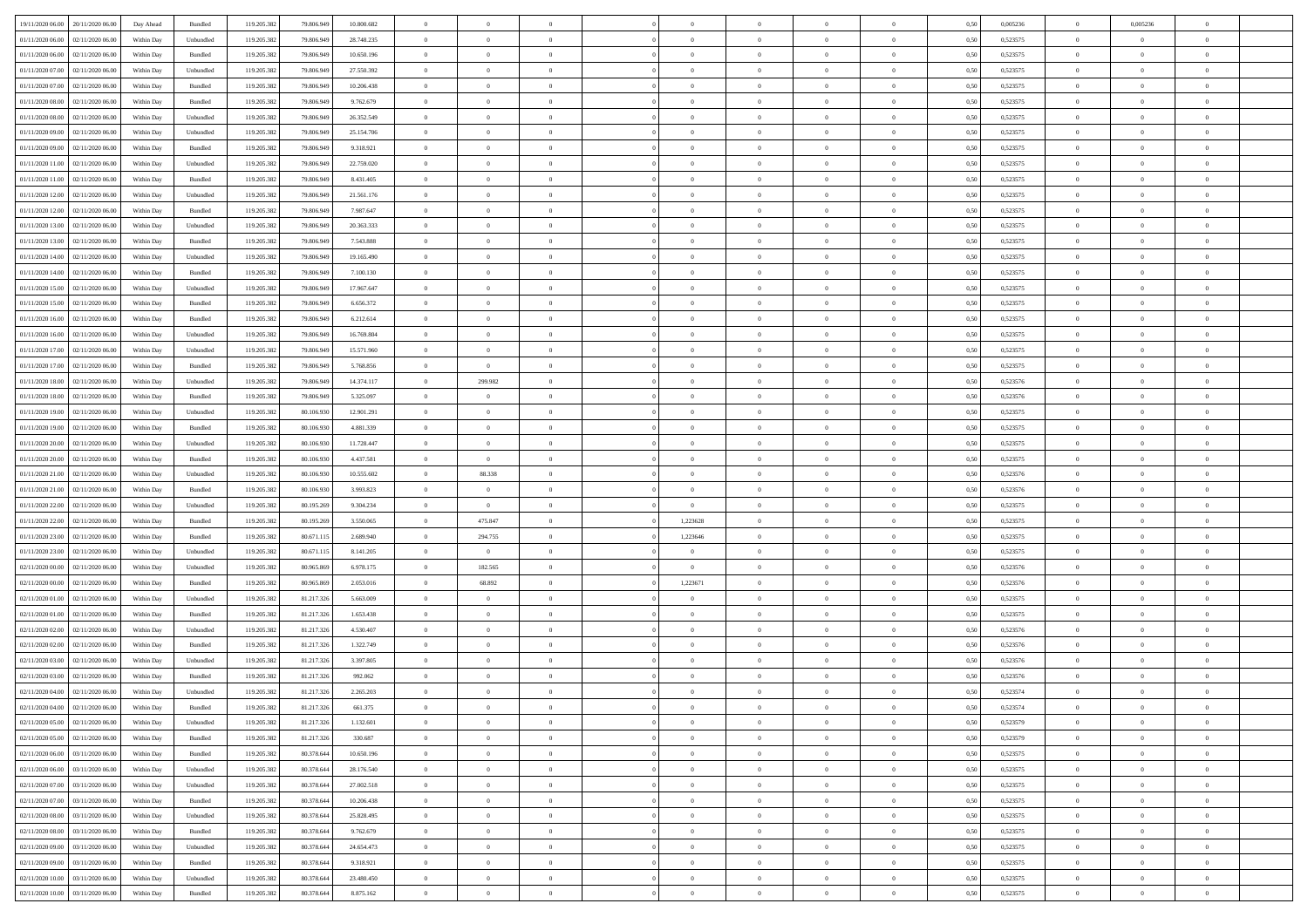| | | | | | | | | | | | | | | | | | | | | |
|---|---|---|---|---|---|---|---|---|---|---|---|---|---|---|---|---|---|---|---|---|
| 19/11/2020 06.00 | 20/11/2020 06.00 | Day Ahead | Bundled | 119.205.382 | 79.806.949 | 10.800.682 | 0 | 0 | 0 | | 0 | 0 | 0 | 0 | 0,50 | 0,005236 | 0 | 0,005236 | 0 | |
| 01/11/2020 06.00 | 02/11/2020 06.00 | Within Day | Unbundled | 119.205.382 | 79.806.949 | 28.748.235 | 0 | 0 | 0 | | 0 | 0 | 0 | 0 | 0,50 | 0,523575 | 0 | 0 | 0 | |
| 01/11/2020 06.00 | 02/11/2020 06.00 | Within Day | Bundled | 119.205.382 | 79.806.949 | 10.650.196 | 0 | 0 | 0 | | 0 | 0 | 0 | 0 | 0,50 | 0,523575 | 0 | 0 | 0 | |
| 01/11/2020 07.00 | 02/11/2020 06.00 | Within Day | Unbundled | 119.205.382 | 79.806.949 | 27.550.392 | 0 | 0 | 0 | | 0 | 0 | 0 | 0 | 0,50 | 0,523575 | 0 | 0 | 0 | |
| 01/11/2020 07.00 | 02/11/2020 06.00 | Within Day | Bundled | 119.205.382 | 79.806.949 | 10.206.438 | 0 | 0 | 0 | | 0 | 0 | 0 | 0 | 0,50 | 0,523575 | 0 | 0 | 0 | |
| 01/11/2020 08.00 | 02/11/2020 06.00 | Within Day | Bundled | 119.205.382 | 79.806.949 | 9.762.679 | 0 | 0 | 0 | | 0 | 0 | 0 | 0 | 0,50 | 0,523575 | 0 | 0 | 0 | |
| 01/11/2020 08.00 | 02/11/2020 06.00 | Within Day | Unbundled | 119.205.382 | 79.806.949 | 26.352.549 | 0 | 0 | 0 | | 0 | 0 | 0 | 0 | 0,50 | 0,523575 | 0 | 0 | 0 | |
| 01/11/2020 09.00 | 02/11/2020 06.00 | Within Day | Unbundled | 119.205.382 | 79.806.949 | 25.154.706 | 0 | 0 | 0 | | 0 | 0 | 0 | 0 | 0,50 | 0,523575 | 0 | 0 | 0 | |
| 01/11/2020 09.00 | 02/11/2020 06.00 | Within Day | Bundled | 119.205.382 | 79.806.949 | 9.318.921 | 0 | 0 | 0 | | 0 | 0 | 0 | 0 | 0,50 | 0,523575 | 0 | 0 | 0 | |
| 01/11/2020 11.00 | 02/11/2020 06.00 | Within Day | Unbundled | 119.205.382 | 79.806.949 | 22.759.020 | 0 | 0 | 0 | | 0 | 0 | 0 | 0 | 0,50 | 0,523575 | 0 | 0 | 0 | |
| 01/11/2020 11.00 | 02/11/2020 06.00 | Within Day | Bundled | 119.205.382 | 79.806.949 | 8.431.405 | 0 | 0 | 0 | | 0 | 0 | 0 | 0 | 0,50 | 0,523575 | 0 | 0 | 0 | |
| 01/11/2020 12.00 | 02/11/2020 06.00 | Within Day | Unbundled | 119.205.382 | 79.806.949 | 21.561.176 | 0 | 0 | 0 | | 0 | 0 | 0 | 0 | 0,50 | 0,523575 | 0 | 0 | 0 | |
| 01/11/2020 12.00 | 02/11/2020 06.00 | Within Day | Bundled | 119.205.382 | 79.806.949 | 7.987.647 | 0 | 0 | 0 | | 0 | 0 | 0 | 0 | 0,50 | 0,523575 | 0 | 0 | 0 | |
| 01/11/2020 13.00 | 02/11/2020 06.00 | Within Day | Unbundled | 119.205.382 | 79.806.949 | 20.363.333 | 0 | 0 | 0 | | 0 | 0 | 0 | 0 | 0,50 | 0,523575 | 0 | 0 | 0 | |
| 01/11/2020 13.00 | 02/11/2020 06.00 | Within Day | Bundled | 119.205.382 | 79.806.949 | 7.543.888 | 0 | 0 | 0 | | 0 | 0 | 0 | 0 | 0,50 | 0,523575 | 0 | 0 | 0 | |
| 01/11/2020 14.00 | 02/11/2020 06.00 | Within Day | Unbundled | 119.205.382 | 79.806.949 | 19.165.490 | 0 | 0 | 0 | | 0 | 0 | 0 | 0 | 0,50 | 0,523575 | 0 | 0 | 0 | |
| 01/11/2020 14.00 | 02/11/2020 06.00 | Within Day | Bundled | 119.205.382 | 79.806.949 | 7.100.130 | 0 | 0 | 0 | | 0 | 0 | 0 | 0 | 0,50 | 0,523575 | 0 | 0 | 0 | |
| 01/11/2020 15.00 | 02/11/2020 06.00 | Within Day | Unbundled | 119.205.382 | 79.806.949 | 17.967.647 | 0 | 0 | 0 | | 0 | 0 | 0 | 0 | 0,50 | 0,523575 | 0 | 0 | 0 | |
| 01/11/2020 15.00 | 02/11/2020 06.00 | Within Day | Bundled | 119.205.382 | 79.806.949 | 6.656.372 | 0 | 0 | 0 | | 0 | 0 | 0 | 0 | 0,50 | 0,523575 | 0 | 0 | 0 | |
| 01/11/2020 16.00 | 02/11/2020 06.00 | Within Day | Bundled | 119.205.382 | 79.806.949 | 6.212.614 | 0 | 0 | 0 | | 0 | 0 | 0 | 0 | 0,50 | 0,523575 | 0 | 0 | 0 | |
| 01/11/2020 16.00 | 02/11/2020 06.00 | Within Day | Unbundled | 119.205.382 | 79.806.949 | 16.769.804 | 0 | 0 | 0 | | 0 | 0 | 0 | 0 | 0,50 | 0,523575 | 0 | 0 | 0 | |
| 01/11/2020 17.00 | 02/11/2020 06.00 | Within Day | Unbundled | 119.205.382 | 79.806.949 | 15.571.960 | 0 | 0 | 0 | | 0 | 0 | 0 | 0 | 0,50 | 0,523575 | 0 | 0 | 0 | |
| 01/11/2020 17.00 | 02/11/2020 06.00 | Within Day | Bundled | 119.205.382 | 79.806.949 | 5.768.856 | 0 | 0 | 0 | | 0 | 0 | 0 | 0 | 0,50 | 0,523575 | 0 | 0 | 0 | |
| 01/11/2020 18.00 | 02/11/2020 06.00 | Within Day | Unbundled | 119.205.382 | 79.806.949 | 14.374.117 | 0 | 299.982 | 0 | | 0 | 0 | 0 | 0 | 0,50 | 0,523576 | 0 | 0 | 0 | |
| 01/11/2020 18.00 | 02/11/2020 06.00 | Within Day | Bundled | 119.205.382 | 79.806.949 | 5.325.097 | 0 | 0 | 0 | | 0 | 0 | 0 | 0 | 0,50 | 0,523576 | 0 | 0 | 0 | |
| 01/11/2020 19.00 | 02/11/2020 06.00 | Within Day | Unbundled | 119.205.382 | 80.106.930 | 12.901.291 | 0 | 0 | 0 | | 0 | 0 | 0 | 0 | 0,50 | 0,523575 | 0 | 0 | 0 | |
| 01/11/2020 19.00 | 02/11/2020 06.00 | Within Day | Bundled | 119.205.382 | 80.106.930 | 4.881.339 | 0 | 0 | 0 | | 0 | 0 | 0 | 0 | 0,50 | 0,523575 | 0 | 0 | 0 | |
| 01/11/2020 20.00 | 02/11/2020 06.00 | Within Day | Unbundled | 119.205.382 | 80.106.930 | 11.728.447 | 0 | 0 | 0 | | 0 | 0 | 0 | 0 | 0,50 | 0,523575 | 0 | 0 | 0 | |
| 01/11/2020 20.00 | 02/11/2020 06.00 | Within Day | Bundled | 119.205.382 | 80.106.930 | 4.437.581 | 0 | 0 | 0 | | 0 | 0 | 0 | 0 | 0,50 | 0,523575 | 0 | 0 | 0 | |
| 01/11/2020 21.00 | 02/11/2020 06.00 | Within Day | Unbundled | 119.205.382 | 80.106.930 | 10.555.602 | 0 | 88.338 | 0 | | 0 | 0 | 0 | 0 | 0,50 | 0,523576 | 0 | 0 | 0 | |
| 01/11/2020 21.00 | 02/11/2020 06.00 | Within Day | Bundled | 119.205.382 | 80.106.930 | 3.993.823 | 0 | 0 | 0 | | 0 | 0 | 0 | 0 | 0,50 | 0,523576 | 0 | 0 | 0 | |
| 01/11/2020 22.00 | 02/11/2020 06.00 | Within Day | Unbundled | 119.205.382 | 80.195.269 | 9.304.234 | 0 | 0 | 0 | | 0 | 0 | 0 | 0 | 0,50 | 0,523575 | 0 | 0 | 0 | |
| 01/11/2020 22.00 | 02/11/2020 06.00 | Within Day | Bundled | 119.205.382 | 80.195.269 | 3.550.065 | 0 | 475.847 | 0 | | 1,223628 | 0 | 0 | 0 | 0,50 | 0,523575 | 0 | 0 | 0 | |
| 01/11/2020 23.00 | 02/11/2020 06.00 | Within Day | Bundled | 119.205.382 | 80.671.115 | 2.689.940 | 0 | 294.755 | 0 | | 1,223646 | 0 | 0 | 0 | 0,50 | 0,523575 | 0 | 0 | 0 | |
| 01/11/2020 23.00 | 02/11/2020 06.00 | Within Day | Unbundled | 119.205.382 | 80.671.115 | 8.141.205 | 0 | 0 | 0 | | 0 | 0 | 0 | 0 | 0,50 | 0,523575 | 0 | 0 | 0 | |
| 02/11/2020 00.00 | 02/11/2020 06.00 | Within Day | Unbundled | 119.205.382 | 80.965.869 | 6.978.175 | 0 | 182.565 | 0 | | 0 | 0 | 0 | 0 | 0,50 | 0,523576 | 0 | 0 | 0 | |
| 02/11/2020 00.00 | 02/11/2020 06.00 | Within Day | Bundled | 119.205.382 | 80.965.869 | 2.053.016 | 0 | 68.892 | 0 | | 1,223671 | 0 | 0 | 0 | 0,50 | 0,523576 | 0 | 0 | 0 | |
| 02/11/2020 01.00 | 02/11/2020 06.00 | Within Day | Unbundled | 119.205.382 | 81.217.326 | 5.663.009 | 0 | 0 | 0 | | 0 | 0 | 0 | 0 | 0,50 | 0,523575 | 0 | 0 | 0 | |
| 02/11/2020 01.00 | 02/11/2020 06.00 | Within Day | Bundled | 119.205.382 | 81.217.326 | 1.653.438 | 0 | 0 | 0 | | 0 | 0 | 0 | 0 | 0,50 | 0,523575 | 0 | 0 | 0 | |
| 02/11/2020 02.00 | 02/11/2020 06.00 | Within Day | Unbundled | 119.205.382 | 81.217.326 | 4.530.407 | 0 | 0 | 0 | | 0 | 0 | 0 | 0 | 0,50 | 0,523576 | 0 | 0 | 0 | |
| 02/11/2020 02.00 | 02/11/2020 06.00 | Within Day | Bundled | 119.205.382 | 81.217.326 | 1.322.749 | 0 | 0 | 0 | | 0 | 0 | 0 | 0 | 0,50 | 0,523576 | 0 | 0 | 0 | |
| 02/11/2020 03.00 | 02/11/2020 06.00 | Within Day | Unbundled | 119.205.382 | 81.217.326 | 3.397.805 | 0 | 0 | 0 | | 0 | 0 | 0 | 0 | 0,50 | 0,523576 | 0 | 0 | 0 | |
| 02/11/2020 03.00 | 02/11/2020 06.00 | Within Day | Bundled | 119.205.382 | 81.217.326 | 992.062 | 0 | 0 | 0 | | 0 | 0 | 0 | 0 | 0,50 | 0,523576 | 0 | 0 | 0 | |
| 02/11/2020 04.00 | 02/11/2020 06.00 | Within Day | Unbundled | 119.205.382 | 81.217.326 | 2.265.203 | 0 | 0 | 0 | | 0 | 0 | 0 | 0 | 0,50 | 0,523574 | 0 | 0 | 0 | |
| 02/11/2020 04.00 | 02/11/2020 06.00 | Within Day | Bundled | 119.205.382 | 81.217.326 | 661.375 | 0 | 0 | 0 | | 0 | 0 | 0 | 0 | 0,50 | 0,523574 | 0 | 0 | 0 | |
| 02/11/2020 05.00 | 02/11/2020 06.00 | Within Day | Unbundled | 119.205.382 | 81.217.326 | 1.132.601 | 0 | 0 | 0 | | 0 | 0 | 0 | 0 | 0,50 | 0,523579 | 0 | 0 | 0 | |
| 02/11/2020 05.00 | 02/11/2020 06.00 | Within Day | Bundled | 119.205.382 | 81.217.326 | 330.687 | 0 | 0 | 0 | | 0 | 0 | 0 | 0 | 0,50 | 0,523579 | 0 | 0 | 0 | |
| 02/11/2020 06.00 | 03/11/2020 06.00 | Within Day | Bundled | 119.205.382 | 80.378.644 | 10.650.196 | 0 | 0 | 0 | | 0 | 0 | 0 | 0 | 0,50 | 0,523575 | 0 | 0 | 0 | |
| 02/11/2020 06.00 | 03/11/2020 06.00 | Within Day | Unbundled | 119.205.382 | 80.378.644 | 28.176.540 | 0 | 0 | 0 | | 0 | 0 | 0 | 0 | 0,50 | 0,523575 | 0 | 0 | 0 | |
| 02/11/2020 07.00 | 03/11/2020 06.00 | Within Day | Unbundled | 119.205.382 | 80.378.644 | 27.002.518 | 0 | 0 | 0 | | 0 | 0 | 0 | 0 | 0,50 | 0,523575 | 0 | 0 | 0 | |
| 02/11/2020 07.00 | 03/11/2020 06.00 | Within Day | Bundled | 119.205.382 | 80.378.644 | 10.206.438 | 0 | 0 | 0 | | 0 | 0 | 0 | 0 | 0,50 | 0,523575 | 0 | 0 | 0 | |
| 02/11/2020 08.00 | 03/11/2020 06.00 | Within Day | Unbundled | 119.205.382 | 80.378.644 | 25.828.495 | 0 | 0 | 0 | | 0 | 0 | 0 | 0 | 0,50 | 0,523575 | 0 | 0 | 0 | |
| 02/11/2020 08.00 | 03/11/2020 06.00 | Within Day | Bundled | 119.205.382 | 80.378.644 | 9.762.679 | 0 | 0 | 0 | | 0 | 0 | 0 | 0 | 0,50 | 0,523575 | 0 | 0 | 0 | |
| 02/11/2020 09.00 | 03/11/2020 06.00 | Within Day | Unbundled | 119.205.382 | 80.378.644 | 24.654.473 | 0 | 0 | 0 | | 0 | 0 | 0 | 0 | 0,50 | 0,523575 | 0 | 0 | 0 | |
| 02/11/2020 09.00 | 03/11/2020 06.00 | Within Day | Bundled | 119.205.382 | 80.378.644 | 9.318.921 | 0 | 0 | 0 | | 0 | 0 | 0 | 0 | 0,50 | 0,523575 | 0 | 0 | 0 | |
| 02/11/2020 10.00 | 03/11/2020 06.00 | Within Day | Unbundled | 119.205.382 | 80.378.644 | 23.480.450 | 0 | 0 | 0 | | 0 | 0 | 0 | 0 | 0,50 | 0,523575 | 0 | 0 | 0 | |
| 02/11/2020 10.00 | 03/11/2020 06.00 | Within Day | Bundled | 119.205.382 | 80.378.644 | 8.875.162 | 0 | 0 | 0 | | 0 | 0 | 0 | 0 | 0,50 | 0,523575 | 0 | 0 | 0 | |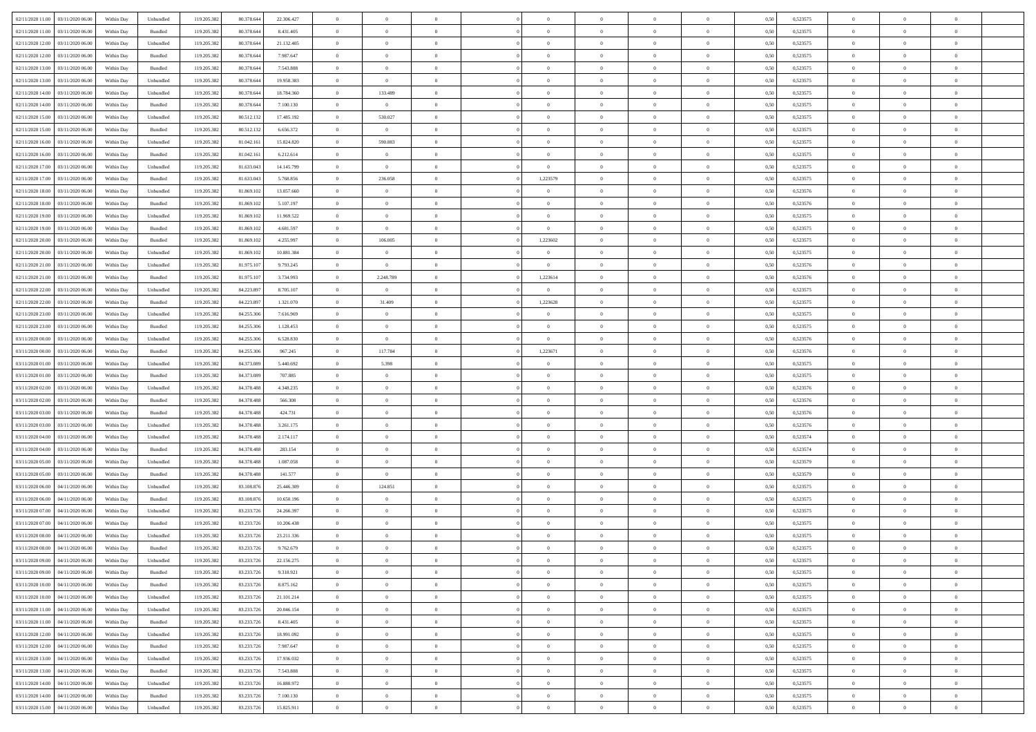| | | | | | | | | | | | | | | | | | | | |
|---|---|---|---|---|---|---|---|---|---|---|---|---|---|---|---|---|---|---|---|
| 02/11/2020 11.00 | 03/11/2020 06.00 | Within Day | Unbundled | 119.205.382 | 80.378.644 | 22.306.427 | 0 | 0 | 0 | | 0 | 0 | 0 | 0 | 0,50 | 0,523575 | 0 | 0 | 0 |
| 02/11/2020 11.00 | 03/11/2020 06.00 | Within Day | Bundled | 119.205.382 | 80.378.644 | 8.431.405 | 0 | 0 | 0 | | 0 | 0 | 0 | 0 | 0,50 | 0,523575 | 0 | 0 | 0 |
| 02/11/2020 12.00 | 03/11/2020 06.00 | Within Day | Unbundled | 119.205.382 | 80.378.644 | 21.132.405 | 0 | 0 | 0 | | 0 | 0 | 0 | 0 | 0,50 | 0,523575 | 0 | 0 | 0 |
| 02/11/2020 12.00 | 03/11/2020 06.00 | Within Day | Bundled | 119.205.382 | 80.378.644 | 7.987.647 | 0 | 0 | 0 | | 0 | 0 | 0 | 0 | 0,50 | 0,523575 | 0 | 0 | 0 |
| 02/11/2020 13.00 | 03/11/2020 06.00 | Within Day | Bundled | 119.205.382 | 80.378.644 | 7.543.888 | 0 | 0 | 0 | | 0 | 0 | 0 | 0 | 0,50 | 0,523575 | 0 | 0 | 0 |
| 02/11/2020 13.00 | 03/11/2020 06.00 | Within Day | Unbundled | 119.205.382 | 80.378.644 | 19.958.383 | 0 | 0 | 0 | | 0 | 0 | 0 | 0 | 0,50 | 0,523575 | 0 | 0 | 0 |
| 02/11/2020 14.00 | 03/11/2020 06.00 | Within Day | Unbundled | 119.205.382 | 80.378.644 | 18.784.360 | 0 | 133.489 | 0 | | 0 | 0 | 0 | 0 | 0,50 | 0,523575 | 0 | 0 | 0 |
| 02/11/2020 14.00 | 03/11/2020 06.00 | Within Day | Bundled | 119.205.382 | 80.378.644 | 7.100.130 | 0 | 0 | 0 | | 0 | 0 | 0 | 0 | 0,50 | 0,523575 | 0 | 0 | 0 |
| 02/11/2020 15.00 | 03/11/2020 06.00 | Within Day | Unbundled | 119.205.382 | 80.512.132 | 17.485.192 | 0 | 530.027 | 0 | | 0 | 0 | 0 | 0 | 0,50 | 0,523575 | 0 | 0 | 0 |
| 02/11/2020 15.00 | 03/11/2020 06.00 | Within Day | Bundled | 119.205.382 | 80.512.132 | 6.656.372 | 0 | 0 | 0 | | 0 | 0 | 0 | 0 | 0,50 | 0,523575 | 0 | 0 | 0 |
| 02/11/2020 16.00 | 03/11/2020 06.00 | Within Day | Unbundled | 119.205.382 | 81.042.161 | 15.824.820 | 0 | 590.883 | 0 | | 0 | 0 | 0 | 0 | 0,50 | 0,523575 | 0 | 0 | 0 |
| 02/11/2020 16.00 | 03/11/2020 06.00 | Within Day | Bundled | 119.205.382 | 81.042.161 | 6.212.614 | 0 | 0 | 0 | | 0 | 0 | 0 | 0 | 0,50 | 0,523575 | 0 | 0 | 0 |
| 02/11/2020 17.00 | 03/11/2020 06.00 | Within Day | Unbundled | 119.205.382 | 81.633.043 | 14.145.799 | 0 | 0 | 0 | | 0 | 0 | 0 | 0 | 0,50 | 0,523575 | 0 | 0 | 0 |
| 02/11/2020 17.00 | 03/11/2020 06.00 | Within Day | Bundled | 119.205.382 | 81.633.043 | 5.768.856 | 0 | 236.058 | 0 | | 1,223579 | 0 | 0 | 0 | 0,50 | 0,523575 | 0 | 0 | 0 |
| 02/11/2020 18.00 | 03/11/2020 06.00 | Within Day | Unbundled | 119.205.382 | 81.869.102 | 13.057.660 | 0 | 0 | 0 | | 0 | 0 | 0 | 0 | 0,50 | 0,523576 | 0 | 0 | 0 |
| 02/11/2020 18.00 | 03/11/2020 06.00 | Within Day | Bundled | 119.205.382 | 81.869.102 | 5.107.197 | 0 | 0 | 0 | | 0 | 0 | 0 | 0 | 0,50 | 0,523576 | 0 | 0 | 0 |
| 02/11/2020 19.00 | 03/11/2020 06.00 | Within Day | Unbundled | 119.205.382 | 81.869.102 | 11.969.522 | 0 | 0 | 0 | | 0 | 0 | 0 | 0 | 0,50 | 0,523575 | 0 | 0 | 0 |
| 02/11/2020 19.00 | 03/11/2020 06.00 | Within Day | Bundled | 119.205.382 | 81.869.102 | 4.681.597 | 0 | 0 | 0 | | 0 | 0 | 0 | 0 | 0,50 | 0,523575 | 0 | 0 | 0 |
| 02/11/2020 20.00 | 03/11/2020 06.00 | Within Day | Bundled | 119.205.382 | 81.869.102 | 4.255.997 | 0 | 106.005 | 0 | | 1,223602 | 0 | 0 | 0 | 0,50 | 0,523575 | 0 | 0 | 0 |
| 02/11/2020 20.00 | 03/11/2020 06.00 | Within Day | Unbundled | 119.205.382 | 81.869.102 | 10.881.384 | 0 | 0 | 0 | | 0 | 0 | 0 | 0 | 0,50 | 0,523575 | 0 | 0 | 0 |
| 02/11/2020 21.00 | 03/11/2020 06.00 | Within Day | Unbundled | 119.205.382 | 81.975.107 | 9.793.245 | 0 | 0 | 0 | | 0 | 0 | 0 | 0 | 0,50 | 0,523576 | 0 | 0 | 0 |
| 02/11/2020 21.00 | 03/11/2020 06.00 | Within Day | Bundled | 119.205.382 | 81.975.107 | 3.734.993 | 0 | 2.248.789 | 0 | | 1,223614 | 0 | 0 | 0 | 0,50 | 0,523576 | 0 | 0 | 0 |
| 02/11/2020 22.00 | 03/11/2020 06.00 | Within Day | Unbundled | 119.205.382 | 84.223.897 | 8.705.107 | 0 | 0 | 0 | | 0 | 0 | 0 | 0 | 0,50 | 0,523575 | 0 | 0 | 0 |
| 02/11/2020 22.00 | 03/11/2020 06.00 | Within Day | Bundled | 119.205.382 | 84.223.897 | 1.321.070 | 0 | 31.409 | 0 | | 1,223628 | 0 | 0 | 0 | 0,50 | 0,523575 | 0 | 0 | 0 |
| 02/11/2020 23.00 | 03/11/2020 06.00 | Within Day | Unbundled | 119.205.382 | 84.255.306 | 7.616.969 | 0 | 0 | 0 | | 0 | 0 | 0 | 0 | 0,50 | 0,523575 | 0 | 0 | 0 |
| 02/11/2020 23.00 | 03/11/2020 06.00 | Within Day | Bundled | 119.205.382 | 84.255.306 | 1.128.453 | 0 | 0 | 0 | | 0 | 0 | 0 | 0 | 0,50 | 0,523575 | 0 | 0 | 0 |
| 03/11/2020 00.00 | 03/11/2020 06.00 | Within Day | Unbundled | 119.205.382 | 84.255.306 | 6.528.830 | 0 | 0 | 0 | | 0 | 0 | 0 | 0 | 0,50 | 0,523576 | 0 | 0 | 0 |
| 03/11/2020 00.00 | 03/11/2020 06.00 | Within Day | Bundled | 119.205.382 | 84.255.306 | 967.245 | 0 | 117.784 | 0 | | 1,223671 | 0 | 0 | 0 | 0,50 | 0,523576 | 0 | 0 | 0 |
| 03/11/2020 01.00 | 03/11/2020 06.00 | Within Day | Unbundled | 119.205.382 | 84.373.089 | 5.440.692 | 0 | 5.398 | 0 | | 0 | 0 | 0 | 0 | 0,50 | 0,523575 | 0 | 0 | 0 |
| 03/11/2020 01.00 | 03/11/2020 06.00 | Within Day | Bundled | 119.205.382 | 84.373.089 | 707.885 | 0 | 0 | 0 | | 0 | 0 | 0 | 0 | 0,50 | 0,523575 | 0 | 0 | 0 |
| 03/11/2020 02.00 | 03/11/2020 06.00 | Within Day | Unbundled | 119.205.382 | 84.378.488 | 4.348.235 | 0 | 0 | 0 | | 0 | 0 | 0 | 0 | 0,50 | 0,523576 | 0 | 0 | 0 |
| 03/11/2020 02.00 | 03/11/2020 06.00 | Within Day | Bundled | 119.205.382 | 84.378.488 | 566.308 | 0 | 0 | 0 | | 0 | 0 | 0 | 0 | 0,50 | 0,523576 | 0 | 0 | 0 |
| 03/11/2020 03.00 | 03/11/2020 06.00 | Within Day | Bundled | 119.205.382 | 84.378.488 | 424.731 | 0 | 0 | 0 | | 0 | 0 | 0 | 0 | 0,50 | 0,523576 | 0 | 0 | 0 |
| 03/11/2020 03.00 | 03/11/2020 06.00 | Within Day | Unbundled | 119.205.382 | 84.378.488 | 3.261.175 | 0 | 0 | 0 | | 0 | 0 | 0 | 0 | 0,50 | 0,523576 | 0 | 0 | 0 |
| 03/11/2020 04.00 | 03/11/2020 06.00 | Within Day | Unbundled | 119.205.382 | 84.378.488 | 2.174.117 | 0 | 0 | 0 | | 0 | 0 | 0 | 0 | 0,50 | 0,523574 | 0 | 0 | 0 |
| 03/11/2020 04.00 | 03/11/2020 06.00 | Within Day | Bundled | 119.205.382 | 84.378.488 | 283.154 | 0 | 0 | 0 | | 0 | 0 | 0 | 0 | 0,50 | 0,523574 | 0 | 0 | 0 |
| 03/11/2020 05.00 | 03/11/2020 06.00 | Within Day | Unbundled | 119.205.382 | 84.378.488 | 1.087.058 | 0 | 0 | 0 | | 0 | 0 | 0 | 0 | 0,50 | 0,523579 | 0 | 0 | 0 |
| 03/11/2020 05.00 | 03/11/2020 06.00 | Within Day | Bundled | 119.205.382 | 84.378.488 | 141.577 | 0 | 0 | 0 | | 0 | 0 | 0 | 0 | 0,50 | 0,523579 | 0 | 0 | 0 |
| 03/11/2020 06.00 | 04/11/2020 06.00 | Within Day | Unbundled | 119.205.382 | 83.108.876 | 25.446.309 | 0 | 124.851 | 0 | | 0 | 0 | 0 | 0 | 0,50 | 0,523575 | 0 | 0 | 0 |
| 03/11/2020 06.00 | 04/11/2020 06.00 | Within Day | Bundled | 119.205.382 | 83.108.876 | 10.650.196 | 0 | 0 | 0 | | 0 | 0 | 0 | 0 | 0,50 | 0,523575 | 0 | 0 | 0 |
| 03/11/2020 07.00 | 04/11/2020 06.00 | Within Day | Unbundled | 119.205.382 | 83.233.726 | 24.266.397 | 0 | 0 | 0 | | 0 | 0 | 0 | 0 | 0,50 | 0,523575 | 0 | 0 | 0 |
| 03/11/2020 07.00 | 04/11/2020 06.00 | Within Day | Bundled | 119.205.382 | 83.233.726 | 10.206.438 | 0 | 0 | 0 | | 0 | 0 | 0 | 0 | 0,50 | 0,523575 | 0 | 0 | 0 |
| 03/11/2020 08.00 | 04/11/2020 06.00 | Within Day | Unbundled | 119.205.382 | 83.233.726 | 23.211.336 | 0 | 0 | 0 | | 0 | 0 | 0 | 0 | 0,50 | 0,523575 | 0 | 0 | 0 |
| 03/11/2020 08.00 | 04/11/2020 06.00 | Within Day | Bundled | 119.205.382 | 83.233.726 | 9.762.679 | 0 | 0 | 0 | | 0 | 0 | 0 | 0 | 0,50 | 0,523575 | 0 | 0 | 0 |
| 03/11/2020 09.00 | 04/11/2020 06.00 | Within Day | Unbundled | 119.205.382 | 83.233.726 | 22.156.275 | 0 | 0 | 0 | | 0 | 0 | 0 | 0 | 0,50 | 0,523575 | 0 | 0 | 0 |
| 03/11/2020 09.00 | 04/11/2020 06.00 | Within Day | Bundled | 119.205.382 | 83.233.726 | 9.318.921 | 0 | 0 | 0 | | 0 | 0 | 0 | 0 | 0,50 | 0,523575 | 0 | 0 | 0 |
| 03/11/2020 10.00 | 04/11/2020 06.00 | Within Day | Bundled | 119.205.382 | 83.233.726 | 8.875.162 | 0 | 0 | 0 | | 0 | 0 | 0 | 0 | 0,50 | 0,523575 | 0 | 0 | 0 |
| 03/11/2020 10.00 | 04/11/2020 06.00 | Within Day | Unbundled | 119.205.382 | 83.233.726 | 21.101.214 | 0 | 0 | 0 | | 0 | 0 | 0 | 0 | 0,50 | 0,523575 | 0 | 0 | 0 |
| 03/11/2020 11.00 | 04/11/2020 06.00 | Within Day | Unbundled | 119.205.382 | 83.233.726 | 20.046.154 | 0 | 0 | 0 | | 0 | 0 | 0 | 0 | 0,50 | 0,523575 | 0 | 0 | 0 |
| 03/11/2020 11.00 | 04/11/2020 06.00 | Within Day | Bundled | 119.205.382 | 83.233.726 | 8.431.405 | 0 | 0 | 0 | | 0 | 0 | 0 | 0 | 0,50 | 0,523575 | 0 | 0 | 0 |
| 03/11/2020 12.00 | 04/11/2020 06.00 | Within Day | Unbundled | 119.205.382 | 83.233.726 | 18.991.092 | 0 | 0 | 0 | | 0 | 0 | 0 | 0 | 0,50 | 0,523575 | 0 | 0 | 0 |
| 03/11/2020 12.00 | 04/11/2020 06.00 | Within Day | Bundled | 119.205.382 | 83.233.726 | 7.987.647 | 0 | 0 | 0 | | 0 | 0 | 0 | 0 | 0,50 | 0,523575 | 0 | 0 | 0 |
| 03/11/2020 13.00 | 04/11/2020 06.00 | Within Day | Unbundled | 119.205.382 | 83.233.726 | 17.936.032 | 0 | 0 | 0 | | 0 | 0 | 0 | 0 | 0,50 | 0,523575 | 0 | 0 | 0 |
| 03/11/2020 13.00 | 04/11/2020 06.00 | Within Day | Bundled | 119.205.382 | 83.233.726 | 7.543.888 | 0 | 0 | 0 | | 0 | 0 | 0 | 0 | 0,50 | 0,523575 | 0 | 0 | 0 |
| 03/11/2020 14.00 | 04/11/2020 06.00 | Within Day | Unbundled | 119.205.382 | 83.233.726 | 16.880.972 | 0 | 0 | 0 | | 0 | 0 | 0 | 0 | 0,50 | 0,523575 | 0 | 0 | 0 |
| 03/11/2020 14.00 | 04/11/2020 06.00 | Within Day | Bundled | 119.205.382 | 83.233.726 | 7.100.130 | 0 | 0 | 0 | | 0 | 0 | 0 | 0 | 0,50 | 0,523575 | 0 | 0 | 0 |
| 03/11/2020 15.00 | 04/11/2020 06.00 | Within Day | Unbundled | 119.205.382 | 83.233.726 | 15.825.911 | 0 | 0 | 0 | | 0 | 0 | 0 | 0 | 0,50 | 0,523575 | 0 | 0 | 0 |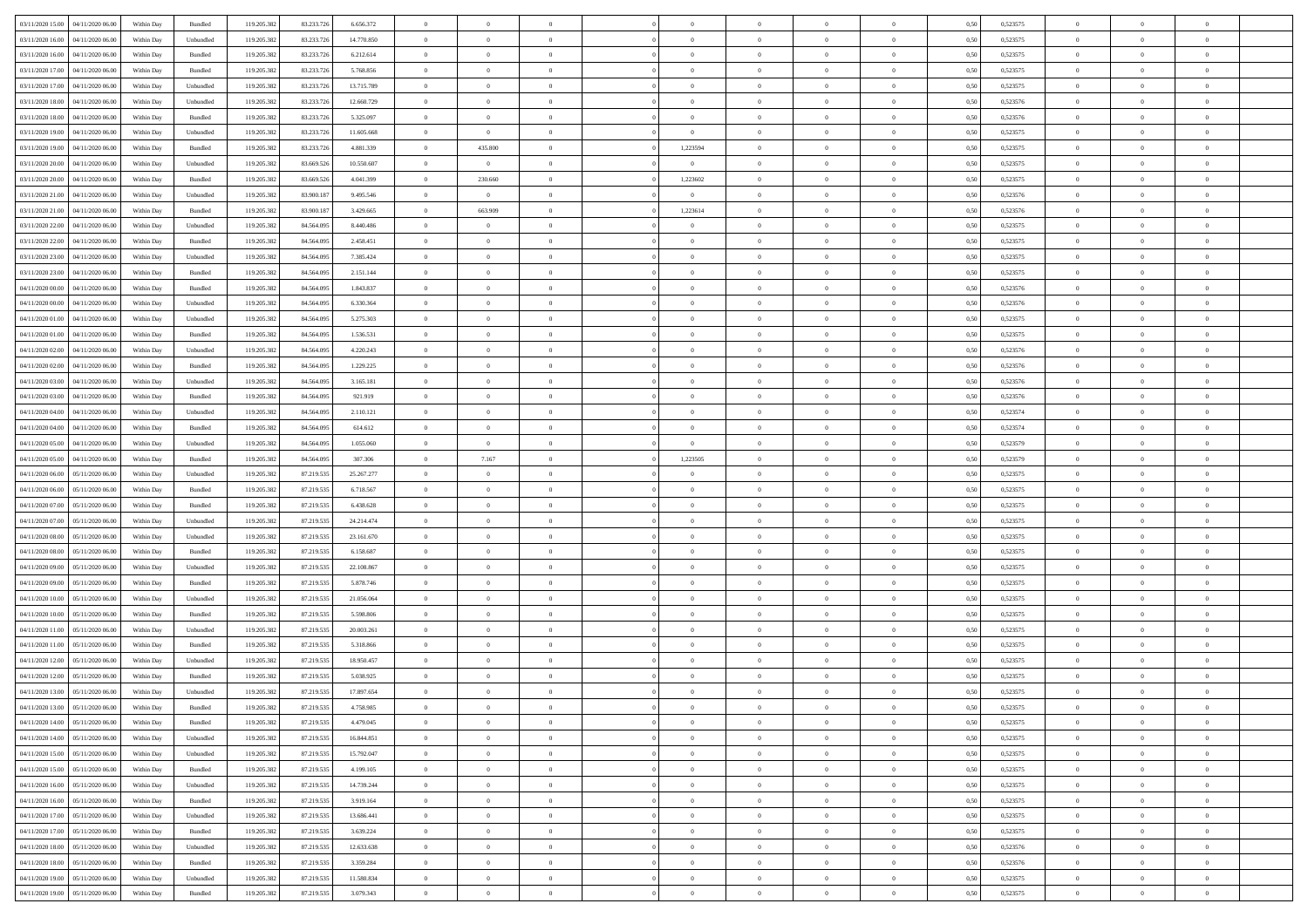| | | | | | | | | | | | | | | | | | | | | |
|---|---|---|---|---|---|---|---|---|---|---|---|---|---|---|---|---|---|---|---|---|
| 03/11/2020 15.00 | 04/11/2020 06.00 | Within Day | Bundled | 119.205.382 | 83.233.726 | 6.656.372 | 0 | 0 | 0 | | 0 | 0 | 0 | 0 | 0,50 | 0,523575 | 0 | 0 | 0 | |
| 03/11/2020 16.00 | 04/11/2020 06.00 | Within Day | Unbundled | 119.205.382 | 83.233.726 | 14.770.850 | 0 | 0 | 0 | | 0 | 0 | 0 | 0 | 0,50 | 0,523575 | 0 | 0 | 0 | |
| 03/11/2020 16.00 | 04/11/2020 06.00 | Within Day | Bundled | 119.205.382 | 83.233.726 | 6.212.614 | 0 | 0 | 0 | | 0 | 0 | 0 | 0 | 0,50 | 0,523575 | 0 | 0 | 0 | |
| 03/11/2020 17.00 | 04/11/2020 06.00 | Within Day | Bundled | 119.205.382 | 83.233.726 | 5.768.856 | 0 | 0 | 0 | | 0 | 0 | 0 | 0 | 0,50 | 0,523575 | 0 | 0 | 0 | |
| 03/11/2020 17.00 | 04/11/2020 06.00 | Within Day | Unbundled | 119.205.382 | 83.233.726 | 13.715.789 | 0 | 0 | 0 | | 0 | 0 | 0 | 0 | 0,50 | 0,523575 | 0 | 0 | 0 | |
| 03/11/2020 18.00 | 04/11/2020 06.00 | Within Day | Unbundled | 119.205.382 | 83.233.726 | 12.660.729 | 0 | 0 | 0 | | 0 | 0 | 0 | 0 | 0,50 | 0,523576 | 0 | 0 | 0 | |
| 03/11/2020 18.00 | 04/11/2020 06.00 | Within Day | Bundled | 119.205.382 | 83.233.726 | 5.325.097 | 0 | 0 | 0 | | 0 | 0 | 0 | 0 | 0,50 | 0,523576 | 0 | 0 | 0 | |
| 03/11/2020 19.00 | 04/11/2020 06.00 | Within Day | Unbundled | 119.205.382 | 83.233.726 | 11.605.668 | 0 | 0 | 0 | | 0 | 0 | 0 | 0 | 0,50 | 0,523575 | 0 | 0 | 0 | |
| 03/11/2020 19.00 | 04/11/2020 06.00 | Within Day | Bundled | 119.205.382 | 83.233.726 | 4.881.339 | 0 | 435.800 | 0 | | 1,223594 | 0 | 0 | 0 | 0,50 | 0,523575 | 0 | 0 | 0 | |
| 03/11/2020 20.00 | 04/11/2020 06.00 | Within Day | Unbundled | 119.205.382 | 83.669.526 | 10.550.607 | 0 | 0 | 0 | | 0 | 0 | 0 | 0 | 0,50 | 0,523575 | 0 | 0 | 0 | |
| 03/11/2020 20.00 | 04/11/2020 06.00 | Within Day | Bundled | 119.205.382 | 83.669.526 | 4.041.399 | 0 | 230.660 | 0 | | 1,223602 | 0 | 0 | 0 | 0,50 | 0,523575 | 0 | 0 | 0 | |
| 03/11/2020 21.00 | 04/11/2020 06.00 | Within Day | Unbundled | 119.205.382 | 83.900.187 | 9.495.546 | 0 | 0 | 0 | | 0 | 0 | 0 | 0 | 0,50 | 0,523576 | 0 | 0 | 0 | |
| 03/11/2020 21.00 | 04/11/2020 06.00 | Within Day | Bundled | 119.205.382 | 83.900.187 | 3.429.665 | 0 | 663.909 | 0 | | 1,223614 | 0 | 0 | 0 | 0,50 | 0,523576 | 0 | 0 | 0 | |
| 03/11/2020 22.00 | 04/11/2020 06.00 | Within Day | Unbundled | 119.205.382 | 84.564.095 | 8.440.486 | 0 | 0 | 0 | | 0 | 0 | 0 | 0 | 0,50 | 0,523575 | 0 | 0 | 0 | |
| 03/11/2020 22.00 | 04/11/2020 06.00 | Within Day | Bundled | 119.205.382 | 84.564.095 | 2.458.451 | 0 | 0 | 0 | | 0 | 0 | 0 | 0 | 0,50 | 0,523575 | 0 | 0 | 0 | |
| 03/11/2020 23.00 | 04/11/2020 06.00 | Within Day | Unbundled | 119.205.382 | 84.564.095 | 7.385.424 | 0 | 0 | 0 | | 0 | 0 | 0 | 0 | 0,50 | 0,523575 | 0 | 0 | 0 | |
| 03/11/2020 23.00 | 04/11/2020 06.00 | Within Day | Bundled | 119.205.382 | 84.564.095 | 2.151.144 | 0 | 0 | 0 | | 0 | 0 | 0 | 0 | 0,50 | 0,523575 | 0 | 0 | 0 | |
| 04/11/2020 00.00 | 04/11/2020 06.00 | Within Day | Bundled | 119.205.382 | 84.564.095 | 1.843.837 | 0 | 0 | 0 | | 0 | 0 | 0 | 0 | 0,50 | 0,523576 | 0 | 0 | 0 | |
| 04/11/2020 00.00 | 04/11/2020 06.00 | Within Day | Unbundled | 119.205.382 | 84.564.095 | 6.330.364 | 0 | 0 | 0 | | 0 | 0 | 0 | 0 | 0,50 | 0,523576 | 0 | 0 | 0 | |
| 04/11/2020 01.00 | 04/11/2020 06.00 | Within Day | Unbundled | 119.205.382 | 84.564.095 | 5.275.303 | 0 | 0 | 0 | | 0 | 0 | 0 | 0 | 0,50 | 0,523575 | 0 | 0 | 0 | |
| 04/11/2020 01.00 | 04/11/2020 06.00 | Within Day | Bundled | 119.205.382 | 84.564.095 | 1.536.531 | 0 | 0 | 0 | | 0 | 0 | 0 | 0 | 0,50 | 0,523575 | 0 | 0 | 0 | |
| 04/11/2020 02.00 | 04/11/2020 06.00 | Within Day | Unbundled | 119.205.382 | 84.564.095 | 4.220.243 | 0 | 0 | 0 | | 0 | 0 | 0 | 0 | 0,50 | 0,523576 | 0 | 0 | 0 | |
| 04/11/2020 02.00 | 04/11/2020 06.00 | Within Day | Bundled | 119.205.382 | 84.564.095 | 1.229.225 | 0 | 0 | 0 | | 0 | 0 | 0 | 0 | 0,50 | 0,523576 | 0 | 0 | 0 | |
| 04/11/2020 03.00 | 04/11/2020 06.00 | Within Day | Unbundled | 119.205.382 | 84.564.095 | 3.165.181 | 0 | 0 | 0 | | 0 | 0 | 0 | 0 | 0,50 | 0,523576 | 0 | 0 | 0 | |
| 04/11/2020 03.00 | 04/11/2020 06.00 | Within Day | Bundled | 119.205.382 | 84.564.095 | 921.919 | 0 | 0 | 0 | | 0 | 0 | 0 | 0 | 0,50 | 0,523576 | 0 | 0 | 0 | |
| 04/11/2020 04.00 | 04/11/2020 06.00 | Within Day | Unbundled | 119.205.382 | 84.564.095 | 2.110.121 | 0 | 0 | 0 | | 0 | 0 | 0 | 0 | 0,50 | 0,523574 | 0 | 0 | 0 | |
| 04/11/2020 04.00 | 04/11/2020 06.00 | Within Day | Bundled | 119.205.382 | 84.564.095 | 614.612 | 0 | 0 | 0 | | 0 | 0 | 0 | 0 | 0,50 | 0,523574 | 0 | 0 | 0 | |
| 04/11/2020 05.00 | 04/11/2020 06.00 | Within Day | Unbundled | 119.205.382 | 84.564.095 | 1.055.060 | 0 | 0 | 0 | | 0 | 0 | 0 | 0 | 0,50 | 0,523579 | 0 | 0 | 0 | |
| 04/11/2020 05.00 | 04/11/2020 06.00 | Within Day | Bundled | 119.205.382 | 84.564.095 | 307.306 | 0 | 7.167 | 0 | | 1,223505 | 0 | 0 | 0 | 0,50 | 0,523579 | 0 | 0 | 0 | |
| 04/11/2020 06.00 | 05/11/2020 06.00 | Within Day | Unbundled | 119.205.382 | 87.219.535 | 25.267.277 | 0 | 0 | 0 | | 0 | 0 | 0 | 0 | 0,50 | 0,523575 | 0 | 0 | 0 | |
| 04/11/2020 06.00 | 05/11/2020 06.00 | Within Day | Bundled | 119.205.382 | 87.219.535 | 6.718.567 | 0 | 0 | 0 | | 0 | 0 | 0 | 0 | 0,50 | 0,523575 | 0 | 0 | 0 | |
| 04/11/2020 07.00 | 05/11/2020 06.00 | Within Day | Bundled | 119.205.382 | 87.219.535 | 6.438.628 | 0 | 0 | 0 | | 0 | 0 | 0 | 0 | 0,50 | 0,523575 | 0 | 0 | 0 | |
| 04/11/2020 07.00 | 05/11/2020 06.00 | Within Day | Unbundled | 119.205.382 | 87.219.535 | 24.214.474 | 0 | 0 | 0 | | 0 | 0 | 0 | 0 | 0,50 | 0,523575 | 0 | 0 | 0 | |
| 04/11/2020 08.00 | 05/11/2020 06.00 | Within Day | Unbundled | 119.205.382 | 87.219.535 | 23.161.670 | 0 | 0 | 0 | | 0 | 0 | 0 | 0 | 0,50 | 0,523575 | 0 | 0 | 0 | |
| 04/11/2020 08.00 | 05/11/2020 06.00 | Within Day | Bundled | 119.205.382 | 87.219.535 | 6.158.687 | 0 | 0 | 0 | | 0 | 0 | 0 | 0 | 0,50 | 0,523575 | 0 | 0 | 0 | |
| 04/11/2020 09.00 | 05/11/2020 06.00 | Within Day | Unbundled | 119.205.382 | 87.219.535 | 22.108.867 | 0 | 0 | 0 | | 0 | 0 | 0 | 0 | 0,50 | 0,523575 | 0 | 0 | 0 | |
| 04/11/2020 09.00 | 05/11/2020 06.00 | Within Day | Bundled | 119.205.382 | 87.219.535 | 5.878.746 | 0 | 0 | 0 | | 0 | 0 | 0 | 0 | 0,50 | 0,523575 | 0 | 0 | 0 | |
| 04/11/2020 10.00 | 05/11/2020 06.00 | Within Day | Unbundled | 119.205.382 | 87.219.535 | 21.056.064 | 0 | 0 | 0 | | 0 | 0 | 0 | 0 | 0,50 | 0,523575 | 0 | 0 | 0 | |
| 04/11/2020 10.00 | 05/11/2020 06.00 | Within Day | Bundled | 119.205.382 | 87.219.535 | 5.598.806 | 0 | 0 | 0 | | 0 | 0 | 0 | 0 | 0,50 | 0,523575 | 0 | 0 | 0 | |
| 04/11/2020 11.00 | 05/11/2020 06.00 | Within Day | Unbundled | 119.205.382 | 87.219.535 | 20.003.261 | 0 | 0 | 0 | | 0 | 0 | 0 | 0 | 0,50 | 0,523575 | 0 | 0 | 0 | |
| 04/11/2020 11.00 | 05/11/2020 06.00 | Within Day | Bundled | 119.205.382 | 87.219.535 | 5.318.866 | 0 | 0 | 0 | | 0 | 0 | 0 | 0 | 0,50 | 0,523575 | 0 | 0 | 0 | |
| 04/11/2020 12.00 | 05/11/2020 06.00 | Within Day | Unbundled | 119.205.382 | 87.219.535 | 18.950.457 | 0 | 0 | 0 | | 0 | 0 | 0 | 0 | 0,50 | 0,523575 | 0 | 0 | 0 | |
| 04/11/2020 12.00 | 05/11/2020 06.00 | Within Day | Bundled | 119.205.382 | 87.219.535 | 5.038.925 | 0 | 0 | 0 | | 0 | 0 | 0 | 0 | 0,50 | 0,523575 | 0 | 0 | 0 | |
| 04/11/2020 13.00 | 05/11/2020 06.00 | Within Day | Unbundled | 119.205.382 | 87.219.535 | 17.897.654 | 0 | 0 | 0 | | 0 | 0 | 0 | 0 | 0,50 | 0,523575 | 0 | 0 | 0 | |
| 04/11/2020 13.00 | 05/11/2020 06.00 | Within Day | Bundled | 119.205.382 | 87.219.535 | 4.758.985 | 0 | 0 | 0 | | 0 | 0 | 0 | 0 | 0,50 | 0,523575 | 0 | 0 | 0 | |
| 04/11/2020 14.00 | 05/11/2020 06.00 | Within Day | Bundled | 119.205.382 | 87.219.535 | 4.479.045 | 0 | 0 | 0 | | 0 | 0 | 0 | 0 | 0,50 | 0,523575 | 0 | 0 | 0 | |
| 04/11/2020 14.00 | 05/11/2020 06.00 | Within Day | Unbundled | 119.205.382 | 87.219.535 | 16.844.851 | 0 | 0 | 0 | | 0 | 0 | 0 | 0 | 0,50 | 0,523575 | 0 | 0 | 0 | |
| 04/11/2020 15.00 | 05/11/2020 06.00 | Within Day | Unbundled | 119.205.382 | 87.219.535 | 15.792.047 | 0 | 0 | 0 | | 0 | 0 | 0 | 0 | 0,50 | 0,523575 | 0 | 0 | 0 | |
| 04/11/2020 15.00 | 05/11/2020 06.00 | Within Day | Bundled | 119.205.382 | 87.219.535 | 4.199.105 | 0 | 0 | 0 | | 0 | 0 | 0 | 0 | 0,50 | 0,523575 | 0 | 0 | 0 | |
| 04/11/2020 16.00 | 05/11/2020 06.00 | Within Day | Unbundled | 119.205.382 | 87.219.535 | 14.739.244 | 0 | 0 | 0 | | 0 | 0 | 0 | 0 | 0,50 | 0,523575 | 0 | 0 | 0 | |
| 04/11/2020 16.00 | 05/11/2020 06.00 | Within Day | Bundled | 119.205.382 | 87.219.535 | 3.919.164 | 0 | 0 | 0 | | 0 | 0 | 0 | 0 | 0,50 | 0,523575 | 0 | 0 | 0 | |
| 04/11/2020 17.00 | 05/11/2020 06.00 | Within Day | Unbundled | 119.205.382 | 87.219.535 | 13.686.441 | 0 | 0 | 0 | | 0 | 0 | 0 | 0 | 0,50 | 0,523575 | 0 | 0 | 0 | |
| 04/11/2020 17.00 | 05/11/2020 06.00 | Within Day | Bundled | 119.205.382 | 87.219.535 | 3.639.224 | 0 | 0 | 0 | | 0 | 0 | 0 | 0 | 0,50 | 0,523575 | 0 | 0 | 0 | |
| 04/11/2020 18.00 | 05/11/2020 06.00 | Within Day | Unbundled | 119.205.382 | 87.219.535 | 12.633.638 | 0 | 0 | 0 | | 0 | 0 | 0 | 0 | 0,50 | 0,523576 | 0 | 0 | 0 | |
| 04/11/2020 18.00 | 05/11/2020 06.00 | Within Day | Bundled | 119.205.382 | 87.219.535 | 3.359.284 | 0 | 0 | 0 | | 0 | 0 | 0 | 0 | 0,50 | 0,523576 | 0 | 0 | 0 | |
| 04/11/2020 19.00 | 05/11/2020 06.00 | Within Day | Unbundled | 119.205.382 | 87.219.535 | 11.580.834 | 0 | 0 | 0 | | 0 | 0 | 0 | 0 | 0,50 | 0,523575 | 0 | 0 | 0 | |
| 04/11/2020 19.00 | 05/11/2020 06.00 | Within Day | Bundled | 119.205.382 | 87.219.535 | 3.079.343 | 0 | 0 | 0 | | 0 | 0 | 0 | 0 | 0,50 | 0,523575 | 0 | 0 | 0 | |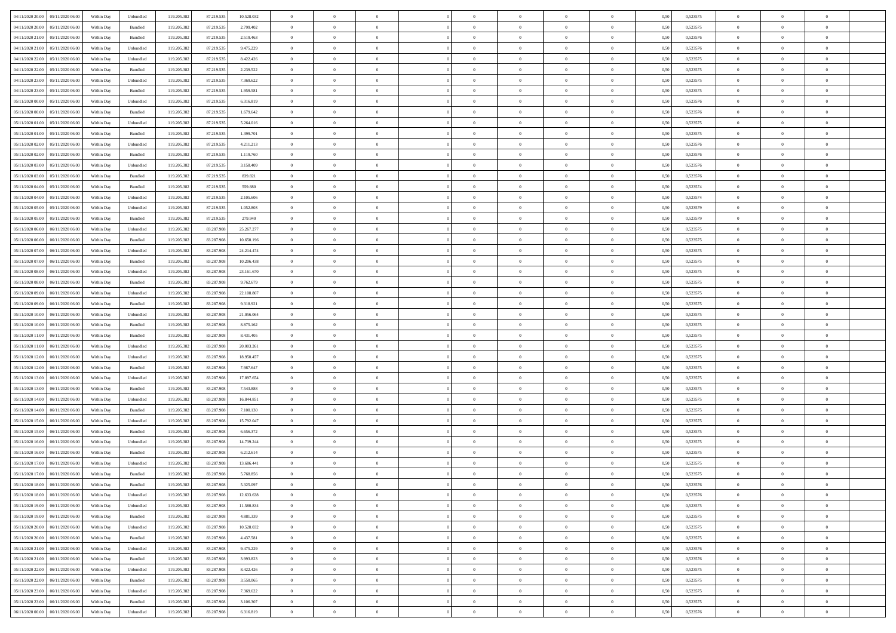| | | | | | | | | | | | | | | | | | | | | |
|---|---|---|---|---|---|---|---|---|---|---|---|---|---|---|---|---|---|---|---|---|
| 04/11/2020 20.00 | 05/11/2020 06.00 | Within Day | Unbundled | 119.205.382 | 87.219.535 | 10.528.032 | 0 | 0 | 0 | | 0 | 0 | 0 | 0 | 0,50 | 0,523575 | 0 | 0 | 0 | |
| 04/11/2020 20.00 | 05/11/2020 06.00 | Within Day | Bundled | 119.205.382 | 87.219.535 | 2.799.402 | 0 | 0 | 0 | | 0 | 0 | 0 | 0 | 0,50 | 0,523575 | 0 | 0 | 0 | |
| 04/11/2020 21.00 | 05/11/2020 06.00 | Within Day | Bundled | 119.205.382 | 87.219.535 | 2.519.463 | 0 | 0 | 0 | | 0 | 0 | 0 | 0 | 0,50 | 0,523576 | 0 | 0 | 0 | |
| 04/11/2020 21.00 | 05/11/2020 06.00 | Within Day | Unbundled | 119.205.382 | 87.219.535 | 9.475.229 | 0 | 0 | 0 | | 0 | 0 | 0 | 0 | 0,50 | 0,523576 | 0 | 0 | 0 | |
| 04/11/2020 22.00 | 05/11/2020 06.00 | Within Day | Unbundled | 119.205.382 | 87.219.535 | 8.422.426 | 0 | 0 | 0 | | 0 | 0 | 0 | 0 | 0,50 | 0,523575 | 0 | 0 | 0 | |
| 04/11/2020 22.00 | 05/11/2020 06.00 | Within Day | Bundled | 119.205.382 | 87.219.535 | 2.239.522 | 0 | 0 | 0 | | 0 | 0 | 0 | 0 | 0,50 | 0,523575 | 0 | 0 | 0 | |
| 04/11/2020 23.00 | 05/11/2020 06.00 | Within Day | Unbundled | 119.205.382 | 87.219.535 | 7.369.622 | 0 | 0 | 0 | | 0 | 0 | 0 | 0 | 0,50 | 0,523575 | 0 | 0 | 0 | |
| 04/11/2020 23.00 | 05/11/2020 06.00 | Within Day | Bundled | 119.205.382 | 87.219.535 | 1.959.581 | 0 | 0 | 0 | | 0 | 0 | 0 | 0 | 0,50 | 0,523575 | 0 | 0 | 0 | |
| 05/11/2020 00.00 | 05/11/2020 06.00 | Within Day | Unbundled | 119.205.382 | 87.219.535 | 6.316.819 | 0 | 0 | 0 | | 0 | 0 | 0 | 0 | 0,50 | 0,523576 | 0 | 0 | 0 | |
| 05/11/2020 00.00 | 05/11/2020 06.00 | Within Day | Bundled | 119.205.382 | 87.219.535 | 1.679.642 | 0 | 0 | 0 | | 0 | 0 | 0 | 0 | 0,50 | 0,523576 | 0 | 0 | 0 | |
| 05/11/2020 01.00 | 05/11/2020 06.00 | Within Day | Unbundled | 119.205.382 | 87.219.535 | 5.264.016 | 0 | 0 | 0 | | 0 | 0 | 0 | 0 | 0,50 | 0,523575 | 0 | 0 | 0 | |
| 05/11/2020 01.00 | 05/11/2020 06.00 | Within Day | Bundled | 119.205.382 | 87.219.535 | 1.399.701 | 0 | 0 | 0 | | 0 | 0 | 0 | 0 | 0,50 | 0,523575 | 0 | 0 | 0 | |
| 05/11/2020 02.00 | 05/11/2020 06.00 | Within Day | Unbundled | 119.205.382 | 87.219.535 | 4.211.213 | 0 | 0 | 0 | | 0 | 0 | 0 | 0 | 0,50 | 0,523576 | 0 | 0 | 0 | |
| 05/11/2020 02.00 | 05/11/2020 06.00 | Within Day | Bundled | 119.205.382 | 87.219.535 | 1.119.760 | 0 | 0 | 0 | | 0 | 0 | 0 | 0 | 0,50 | 0,523576 | 0 | 0 | 0 | |
| 05/11/2020 03.00 | 05/11/2020 06.00 | Within Day | Unbundled | 119.205.382 | 87.219.535 | 3.158.409 | 0 | 0 | 0 | | 0 | 0 | 0 | 0 | 0,50 | 0,523576 | 0 | 0 | 0 | |
| 05/11/2020 03.00 | 05/11/2020 06.00 | Within Day | Bundled | 119.205.382 | 87.219.535 | 839.821 | 0 | 0 | 0 | | 0 | 0 | 0 | 0 | 0,50 | 0,523576 | 0 | 0 | 0 | |
| 05/11/2020 04.00 | 05/11/2020 06.00 | Within Day | Bundled | 119.205.382 | 87.219.535 | 559.880 | 0 | 0 | 0 | | 0 | 0 | 0 | 0 | 0,50 | 0,523574 | 0 | 0 | 0 | |
| 05/11/2020 04.00 | 05/11/2020 06.00 | Within Day | Unbundled | 119.205.382 | 87.219.535 | 2.105.606 | 0 | 0 | 0 | | 0 | 0 | 0 | 0 | 0,50 | 0,523574 | 0 | 0 | 0 | |
| 05/11/2020 05.00 | 05/11/2020 06.00 | Within Day | Unbundled | 119.205.382 | 87.219.535 | 1.052.803 | 0 | 0 | 0 | | 0 | 0 | 0 | 0 | 0,50 | 0,523579 | 0 | 0 | 0 | |
| 05/11/2020 05.00 | 05/11/2020 06.00 | Within Day | Bundled | 119.205.382 | 87.219.535 | 279.940 | 0 | 0 | 0 | | 0 | 0 | 0 | 0 | 0,50 | 0,523579 | 0 | 0 | 0 | |
| 05/11/2020 06.00 | 06/11/2020 06.00 | Within Day | Unbundled | 119.205.382 | 83.287.908 | 25.267.277 | 0 | 0 | 0 | | 0 | 0 | 0 | 0 | 0,50 | 0,523575 | 0 | 0 | 0 | |
| 05/11/2020 06.00 | 06/11/2020 06.00 | Within Day | Bundled | 119.205.382 | 83.287.908 | 10.650.196 | 0 | 0 | 0 | | 0 | 0 | 0 | 0 | 0,50 | 0,523575 | 0 | 0 | 0 | |
| 05/11/2020 07.00 | 06/11/2020 06.00 | Within Day | Unbundled | 119.205.382 | 83.287.908 | 24.214.474 | 0 | 0 | 0 | | 0 | 0 | 0 | 0 | 0,50 | 0,523575 | 0 | 0 | 0 | |
| 05/11/2020 07.00 | 06/11/2020 06.00 | Within Day | Bundled | 119.205.382 | 83.287.908 | 10.206.438 | 0 | 0 | 0 | | 0 | 0 | 0 | 0 | 0,50 | 0,523575 | 0 | 0 | 0 | |
| 05/11/2020 08.00 | 06/11/2020 06.00 | Within Day | Unbundled | 119.205.382 | 83.287.908 | 23.161.670 | 0 | 0 | 0 | | 0 | 0 | 0 | 0 | 0,50 | 0,523575 | 0 | 0 | 0 | |
| 05/11/2020 08.00 | 06/11/2020 06.00 | Within Day | Bundled | 119.205.382 | 83.287.908 | 9.762.679 | 0 | 0 | 0 | | 0 | 0 | 0 | 0 | 0,50 | 0,523575 | 0 | 0 | 0 | |
| 05/11/2020 09.00 | 06/11/2020 06.00 | Within Day | Unbundled | 119.205.382 | 83.287.908 | 22.108.867 | 0 | 0 | 0 | | 0 | 0 | 0 | 0 | 0,50 | 0,523575 | 0 | 0 | 0 | |
| 05/11/2020 09.00 | 06/11/2020 06.00 | Within Day | Bundled | 119.205.382 | 83.287.908 | 9.318.921 | 0 | 0 | 0 | | 0 | 0 | 0 | 0 | 0,50 | 0,523575 | 0 | 0 | 0 | |
| 05/11/2020 10.00 | 06/11/2020 06.00 | Within Day | Unbundled | 119.205.382 | 83.287.908 | 21.056.064 | 0 | 0 | 0 | | 0 | 0 | 0 | 0 | 0,50 | 0,523575 | 0 | 0 | 0 | |
| 05/11/2020 10.00 | 06/11/2020 06.00 | Within Day | Bundled | 119.205.382 | 83.287.908 | 8.875.162 | 0 | 0 | 0 | | 0 | 0 | 0 | 0 | 0,50 | 0,523575 | 0 | 0 | 0 | |
| 05/11/2020 11.00 | 06/11/2020 06.00 | Within Day | Bundled | 119.205.382 | 83.287.908 | 8.431.405 | 0 | 0 | 0 | | 0 | 0 | 0 | 0 | 0,50 | 0,523575 | 0 | 0 | 0 | |
| 05/11/2020 11.00 | 06/11/2020 06.00 | Within Day | Unbundled | 119.205.382 | 83.287.908 | 20.003.261 | 0 | 0 | 0 | | 0 | 0 | 0 | 0 | 0,50 | 0,523575 | 0 | 0 | 0 | |
| 05/11/2020 12.00 | 06/11/2020 06.00 | Within Day | Unbundled | 119.205.382 | 83.287.908 | 18.950.457 | 0 | 0 | 0 | | 0 | 0 | 0 | 0 | 0,50 | 0,523575 | 0 | 0 | 0 | |
| 05/11/2020 12.00 | 06/11/2020 06.00 | Within Day | Bundled | 119.205.382 | 83.287.908 | 7.987.647 | 0 | 0 | 0 | | 0 | 0 | 0 | 0 | 0,50 | 0,523575 | 0 | 0 | 0 | |
| 05/11/2020 13.00 | 06/11/2020 06.00 | Within Day | Unbundled | 119.205.382 | 83.287.908 | 17.897.654 | 0 | 0 | 0 | | 0 | 0 | 0 | 0 | 0,50 | 0,523575 | 0 | 0 | 0 | |
| 05/11/2020 13.00 | 06/11/2020 06.00 | Within Day | Bundled | 119.205.382 | 83.287.908 | 7.543.888 | 0 | 0 | 0 | | 0 | 0 | 0 | 0 | 0,50 | 0,523575 | 0 | 0 | 0 | |
| 05/11/2020 14.00 | 06/11/2020 06.00 | Within Day | Unbundled | 119.205.382 | 83.287.908 | 16.844.851 | 0 | 0 | 0 | | 0 | 0 | 0 | 0 | 0,50 | 0,523575 | 0 | 0 | 0 | |
| 05/11/2020 14.00 | 06/11/2020 06.00 | Within Day | Bundled | 119.205.382 | 83.287.908 | 7.100.130 | 0 | 0 | 0 | | 0 | 0 | 0 | 0 | 0,50 | 0,523575 | 0 | 0 | 0 | |
| 05/11/2020 15.00 | 06/11/2020 06.00 | Within Day | Unbundled | 119.205.382 | 83.287.908 | 15.792.047 | 0 | 0 | 0 | | 0 | 0 | 0 | 0 | 0,50 | 0,523575 | 0 | 0 | 0 | |
| 05/11/2020 15.00 | 06/11/2020 06.00 | Within Day | Bundled | 119.205.382 | 83.287.908 | 6.656.372 | 0 | 0 | 0 | | 0 | 0 | 0 | 0 | 0,50 | 0,523575 | 0 | 0 | 0 | |
| 05/11/2020 16.00 | 06/11/2020 06.00 | Within Day | Unbundled | 119.205.382 | 83.287.908 | 14.739.244 | 0 | 0 | 0 | | 0 | 0 | 0 | 0 | 0,50 | 0,523575 | 0 | 0 | 0 | |
| 05/11/2020 16.00 | 06/11/2020 06.00 | Within Day | Bundled | 119.205.382 | 83.287.908 | 6.212.614 | 0 | 0 | 0 | | 0 | 0 | 0 | 0 | 0,50 | 0,523575 | 0 | 0 | 0 | |
| 05/11/2020 17.00 | 06/11/2020 06.00 | Within Day | Unbundled | 119.205.382 | 83.287.908 | 13.686.441 | 0 | 0 | 0 | | 0 | 0 | 0 | 0 | 0,50 | 0,523575 | 0 | 0 | 0 | |
| 05/11/2020 17.00 | 06/11/2020 06.00 | Within Day | Bundled | 119.205.382 | 83.287.908 | 5.768.856 | 0 | 0 | 0 | | 0 | 0 | 0 | 0 | 0,50 | 0,523575 | 0 | 0 | 0 | |
| 05/11/2020 18.00 | 06/11/2020 06.00 | Within Day | Bundled | 119.205.382 | 83.287.908 | 5.325.097 | 0 | 0 | 0 | | 0 | 0 | 0 | 0 | 0,50 | 0,523576 | 0 | 0 | 0 | |
| 05/11/2020 18.00 | 06/11/2020 06.00 | Within Day | Unbundled | 119.205.382 | 83.287.908 | 12.633.638 | 0 | 0 | 0 | | 0 | 0 | 0 | 0 | 0,50 | 0,523576 | 0 | 0 | 0 | |
| 05/11/2020 19.00 | 06/11/2020 06.00 | Within Day | Unbundled | 119.205.382 | 83.287.908 | 11.580.834 | 0 | 0 | 0 | | 0 | 0 | 0 | 0 | 0,50 | 0,523575 | 0 | 0 | 0 | |
| 05/11/2020 19.00 | 06/11/2020 06.00 | Within Day | Bundled | 119.205.382 | 83.287.908 | 4.881.339 | 0 | 0 | 0 | | 0 | 0 | 0 | 0 | 0,50 | 0,523575 | 0 | 0 | 0 | |
| 05/11/2020 20.00 | 06/11/2020 06.00 | Within Day | Unbundled | 119.205.382 | 83.287.908 | 10.528.032 | 0 | 0 | 0 | | 0 | 0 | 0 | 0 | 0,50 | 0,523575 | 0 | 0 | 0 | |
| 05/11/2020 20.00 | 06/11/2020 06.00 | Within Day | Bundled | 119.205.382 | 83.287.908 | 4.437.581 | 0 | 0 | 0 | | 0 | 0 | 0 | 0 | 0,50 | 0,523575 | 0 | 0 | 0 | |
| 05/11/2020 21.00 | 06/11/2020 06.00 | Within Day | Unbundled | 119.205.382 | 83.287.908 | 9.475.229 | 0 | 0 | 0 | | 0 | 0 | 0 | 0 | 0,50 | 0,523576 | 0 | 0 | 0 | |
| 05/11/2020 21.00 | 06/11/2020 06.00 | Within Day | Bundled | 119.205.382 | 83.287.908 | 3.993.823 | 0 | 0 | 0 | | 0 | 0 | 0 | 0 | 0,50 | 0,523576 | 0 | 0 | 0 | |
| 05/11/2020 22.00 | 06/11/2020 06.00 | Within Day | Unbundled | 119.205.382 | 83.287.908 | 8.422.426 | 0 | 0 | 0 | | 0 | 0 | 0 | 0 | 0,50 | 0,523575 | 0 | 0 | 0 | |
| 05/11/2020 22.00 | 06/11/2020 06.00 | Within Day | Bundled | 119.205.382 | 83.287.908 | 3.550.065 | 0 | 0 | 0 | | 0 | 0 | 0 | 0 | 0,50 | 0,523575 | 0 | 0 | 0 | |
| 05/11/2020 23.00 | 06/11/2020 06.00 | Within Day | Unbundled | 119.205.382 | 83.287.908 | 7.369.622 | 0 | 0 | 0 | | 0 | 0 | 0 | 0 | 0,50 | 0,523575 | 0 | 0 | 0 | |
| 05/11/2020 23.00 | 06/11/2020 06.00 | Within Day | Bundled | 119.205.382 | 83.287.908 | 3.106.307 | 0 | 0 | 0 | | 0 | 0 | 0 | 0 | 0,50 | 0,523575 | 0 | 0 | 0 | |
| 06/11/2020 00.00 | 06/11/2020 06.00 | Within Day | Unbundled | 119.205.382 | 83.287.908 | 6.316.819 | 0 | 0 | 0 | | 0 | 0 | 0 | 0 | 0,50 | 0,523576 | 0 | 0 | 0 | |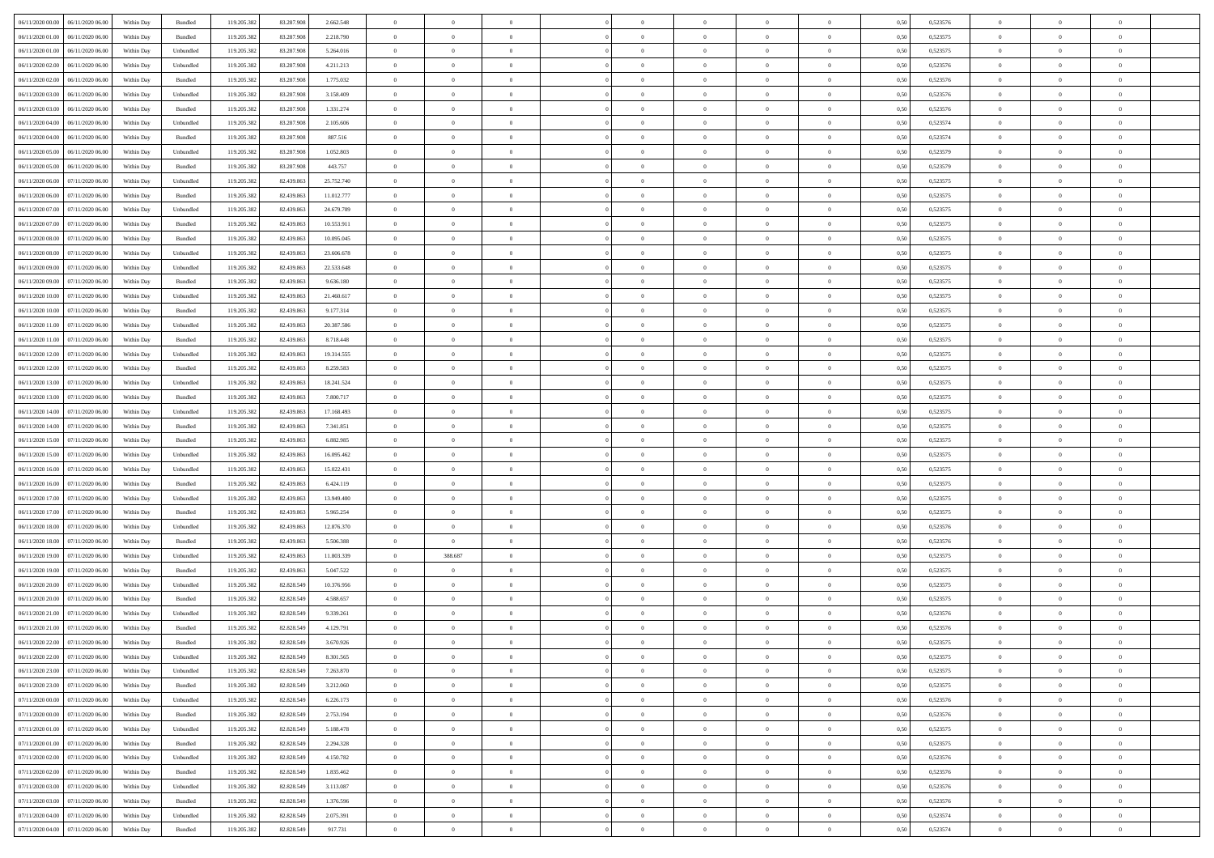| | | | | | | | | | | | | | | | | | | | | | |
|---|---|---|---|---|---|---|---|---|---|---|---|---|---|---|---|---|---|---|---|---|---|
| 06/11/2020 00.00 | 06/11/2020 06.00 | Within Day | Bundled | 119.205.382 | 83.287.908 | 2.662.548 | 0 | 0 | 0 | | 0 | 0 | 0 | 0 | 0,50 | 0,523576 | 0 | 0 | 0 | |
| 06/11/2020 01.00 | 06/11/2020 06.00 | Within Day | Bundled | 119.205.382 | 83.287.908 | 2.218.790 | 0 | 0 | 0 | | 0 | 0 | 0 | 0 | 0,50 | 0,523575 | 0 | 0 | 0 | |
| 06/11/2020 01.00 | 06/11/2020 06.00 | Within Day | Unbundled | 119.205.382 | 83.287.908 | 5.264.016 | 0 | 0 | 0 | | 0 | 0 | 0 | 0 | 0,50 | 0,523575 | 0 | 0 | 0 | |
| 06/11/2020 02.00 | 06/11/2020 06.00 | Within Day | Unbundled | 119.205.382 | 83.287.908 | 4.211.213 | 0 | 0 | 0 | | 0 | 0 | 0 | 0 | 0,50 | 0,523576 | 0 | 0 | 0 | |
| 06/11/2020 02.00 | 06/11/2020 06.00 | Within Day | Bundled | 119.205.382 | 83.287.908 | 1.775.032 | 0 | 0 | 0 | | 0 | 0 | 0 | 0 | 0,50 | 0,523576 | 0 | 0 | 0 | |
| 06/11/2020 03.00 | 06/11/2020 06.00 | Within Day | Unbundled | 119.205.382 | 83.287.908 | 3.158.409 | 0 | 0 | 0 | | 0 | 0 | 0 | 0 | 0,50 | 0,523576 | 0 | 0 | 0 | |
| 06/11/2020 03.00 | 06/11/2020 06.00 | Within Day | Bundled | 119.205.382 | 83.287.908 | 1.331.274 | 0 | 0 | 0 | | 0 | 0 | 0 | 0 | 0,50 | 0,523576 | 0 | 0 | 0 | |
| 06/11/2020 04.00 | 06/11/2020 06.00 | Within Day | Unbundled | 119.205.382 | 83.287.908 | 2.105.606 | 0 | 0 | 0 | | 0 | 0 | 0 | 0 | 0,50 | 0,523574 | 0 | 0 | 0 | |
| 06/11/2020 04.00 | 06/11/2020 06.00 | Within Day | Bundled | 119.205.382 | 83.287.908 | 887.516 | 0 | 0 | 0 | | 0 | 0 | 0 | 0 | 0,50 | 0,523574 | 0 | 0 | 0 | |
| 06/11/2020 05.00 | 06/11/2020 06.00 | Within Day | Unbundled | 119.205.382 | 83.287.908 | 1.052.803 | 0 | 0 | 0 | | 0 | 0 | 0 | 0 | 0,50 | 0,523579 | 0 | 0 | 0 | |
| 06/11/2020 05.00 | 06/11/2020 06.00 | Within Day | Bundled | 119.205.382 | 83.287.908 | 443.757 | 0 | 0 | 0 | | 0 | 0 | 0 | 0 | 0,50 | 0,523579 | 0 | 0 | 0 | |
| 06/11/2020 06.00 | 07/11/2020 06.00 | Within Day | Unbundled | 119.205.382 | 82.439.863 | 25.752.740 | 0 | 0 | 0 | | 0 | 0 | 0 | 0 | 0,50 | 0,523575 | 0 | 0 | 0 | |
| 06/11/2020 06.00 | 07/11/2020 06.00 | Within Day | Bundled | 119.205.382 | 82.439.863 | 11.012.777 | 0 | 0 | 0 | | 0 | 0 | 0 | 0 | 0,50 | 0,523575 | 0 | 0 | 0 | |
| 06/11/2020 07.00 | 07/11/2020 06.00 | Within Day | Unbundled | 119.205.382 | 82.439.863 | 24.679.709 | 0 | 0 | 0 | | 0 | 0 | 0 | 0 | 0,50 | 0,523575 | 0 | 0 | 0 | |
| 06/11/2020 07.00 | 07/11/2020 06.00 | Within Day | Bundled | 119.205.382 | 82.439.863 | 10.553.911 | 0 | 0 | 0 | | 0 | 0 | 0 | 0 | 0,50 | 0,523575 | 0 | 0 | 0 | |
| 06/11/2020 08.00 | 07/11/2020 06.00 | Within Day | Bundled | 119.205.382 | 82.439.863 | 10.095.045 | 0 | 0 | 0 | | 0 | 0 | 0 | 0 | 0,50 | 0,523575 | 0 | 0 | 0 | |
| 06/11/2020 08.00 | 07/11/2020 06.00 | Within Day | Unbundled | 119.205.382 | 82.439.863 | 23.606.678 | 0 | 0 | 0 | | 0 | 0 | 0 | 0 | 0,50 | 0,523575 | 0 | 0 | 0 | |
| 06/11/2020 09.00 | 07/11/2020 06.00 | Within Day | Unbundled | 119.205.382 | 82.439.863 | 22.533.648 | 0 | 0 | 0 | | 0 | 0 | 0 | 0 | 0,50 | 0,523575 | 0 | 0 | 0 | |
| 06/11/2020 09.00 | 07/11/2020 06.00 | Within Day | Bundled | 119.205.382 | 82.439.863 | 9.636.180 | 0 | 0 | 0 | | 0 | 0 | 0 | 0 | 0,50 | 0,523575 | 0 | 0 | 0 | |
| 06/11/2020 10.00 | 07/11/2020 06.00 | Within Day | Unbundled | 119.205.382 | 82.439.863 | 21.460.617 | 0 | 0 | 0 | | 0 | 0 | 0 | 0 | 0,50 | 0,523575 | 0 | 0 | 0 | |
| 06/11/2020 10.00 | 07/11/2020 06.00 | Within Day | Bundled | 119.205.382 | 82.439.863 | 9.177.314 | 0 | 0 | 0 | | 0 | 0 | 0 | 0 | 0,50 | 0,523575 | 0 | 0 | 0 | |
| 06/11/2020 11.00 | 07/11/2020 06.00 | Within Day | Unbundled | 119.205.382 | 82.439.863 | 20.387.586 | 0 | 0 | 0 | | 0 | 0 | 0 | 0 | 0,50 | 0,523575 | 0 | 0 | 0 | |
| 06/11/2020 11.00 | 07/11/2020 06.00 | Within Day | Bundled | 119.205.382 | 82.439.863 | 8.718.448 | 0 | 0 | 0 | | 0 | 0 | 0 | 0 | 0,50 | 0,523575 | 0 | 0 | 0 | |
| 06/11/2020 12.00 | 07/11/2020 06.00 | Within Day | Unbundled | 119.205.382 | 82.439.863 | 19.314.555 | 0 | 0 | 0 | | 0 | 0 | 0 | 0 | 0,50 | 0,523575 | 0 | 0 | 0 | |
| 06/11/2020 12.00 | 07/11/2020 06.00 | Within Day | Bundled | 119.205.382 | 82.439.863 | 8.259.583 | 0 | 0 | 0 | | 0 | 0 | 0 | 0 | 0,50 | 0,523575 | 0 | 0 | 0 | |
| 06/11/2020 13.00 | 07/11/2020 06.00 | Within Day | Unbundled | 119.205.382 | 82.439.863 | 18.241.524 | 0 | 0 | 0 | | 0 | 0 | 0 | 0 | 0,50 | 0,523575 | 0 | 0 | 0 | |
| 06/11/2020 13.00 | 07/11/2020 06.00 | Within Day | Bundled | 119.205.382 | 82.439.863 | 7.800.717 | 0 | 0 | 0 | | 0 | 0 | 0 | 0 | 0,50 | 0,523575 | 0 | 0 | 0 | |
| 06/11/2020 14.00 | 07/11/2020 06.00 | Within Day | Unbundled | 119.205.382 | 82.439.863 | 17.168.493 | 0 | 0 | 0 | | 0 | 0 | 0 | 0 | 0,50 | 0,523575 | 0 | 0 | 0 | |
| 06/11/2020 14.00 | 07/11/2020 06.00 | Within Day | Bundled | 119.205.382 | 82.439.863 | 7.341.851 | 0 | 0 | 0 | | 0 | 0 | 0 | 0 | 0,50 | 0,523575 | 0 | 0 | 0 | |
| 06/11/2020 15.00 | 07/11/2020 06.00 | Within Day | Bundled | 119.205.382 | 82.439.863 | 6.882.985 | 0 | 0 | 0 | | 0 | 0 | 0 | 0 | 0,50 | 0,523575 | 0 | 0 | 0 | |
| 06/11/2020 15.00 | 07/11/2020 06.00 | Within Day | Unbundled | 119.205.382 | 82.439.863 | 16.095.462 | 0 | 0 | 0 | | 0 | 0 | 0 | 0 | 0,50 | 0,523575 | 0 | 0 | 0 | |
| 06/11/2020 16.00 | 07/11/2020 06.00 | Within Day | Unbundled | 119.205.382 | 82.439.863 | 15.022.431 | 0 | 0 | 0 | | 0 | 0 | 0 | 0 | 0,50 | 0,523575 | 0 | 0 | 0 | |
| 06/11/2020 16.00 | 07/11/2020 06.00 | Within Day | Bundled | 119.205.382 | 82.439.863 | 6.424.119 | 0 | 0 | 0 | | 0 | 0 | 0 | 0 | 0,50 | 0,523575 | 0 | 0 | 0 | |
| 06/11/2020 17.00 | 07/11/2020 06.00 | Within Day | Unbundled | 119.205.382 | 82.439.863 | 13.949.400 | 0 | 0 | 0 | | 0 | 0 | 0 | 0 | 0,50 | 0,523575 | 0 | 0 | 0 | |
| 06/11/2020 17.00 | 07/11/2020 06.00 | Within Day | Bundled | 119.205.382 | 82.439.863 | 5.965.254 | 0 | 0 | 0 | | 0 | 0 | 0 | 0 | 0,50 | 0,523575 | 0 | 0 | 0 | |
| 06/11/2020 18.00 | 07/11/2020 06.00 | Within Day | Unbundled | 119.205.382 | 82.439.863 | 12.876.370 | 0 | 0 | 0 | | 0 | 0 | 0 | 0 | 0,50 | 0,523576 | 0 | 0 | 0 | |
| 06/11/2020 18.00 | 07/11/2020 06.00 | Within Day | Bundled | 119.205.382 | 82.439.863 | 5.506.388 | 0 | 0 | 0 | | 0 | 0 | 0 | 0 | 0,50 | 0,523576 | 0 | 0 | 0 | |
| 06/11/2020 19.00 | 07/11/2020 06.00 | Within Day | Unbundled | 119.205.382 | 82.439.863 | 11.803.339 | 0 | 388.687 | 0 | | 0 | 0 | 0 | 0 | 0,50 | 0,523575 | 0 | 0 | 0 | |
| 06/11/2020 19.00 | 07/11/2020 06.00 | Within Day | Bundled | 119.205.382 | 82.439.863 | 5.047.522 | 0 | 0 | 0 | | 0 | 0 | 0 | 0 | 0,50 | 0,523575 | 0 | 0 | 0 | |
| 06/11/2020 20.00 | 07/11/2020 06.00 | Within Day | Unbundled | 119.205.382 | 82.828.549 | 10.376.956 | 0 | 0 | 0 | | 0 | 0 | 0 | 0 | 0,50 | 0,523575 | 0 | 0 | 0 | |
| 06/11/2020 20.00 | 07/11/2020 06.00 | Within Day | Bundled | 119.205.382 | 82.828.549 | 4.588.657 | 0 | 0 | 0 | | 0 | 0 | 0 | 0 | 0,50 | 0,523575 | 0 | 0 | 0 | |
| 06/11/2020 21.00 | 07/11/2020 06.00 | Within Day | Unbundled | 119.205.382 | 82.828.549 | 9.339.261 | 0 | 0 | 0 | | 0 | 0 | 0 | 0 | 0,50 | 0,523576 | 0 | 0 | 0 | |
| 06/11/2020 21.00 | 07/11/2020 06.00 | Within Day | Bundled | 119.205.382 | 82.828.549 | 4.129.791 | 0 | 0 | 0 | | 0 | 0 | 0 | 0 | 0,50 | 0,523576 | 0 | 0 | 0 | |
| 06/11/2020 22.00 | 07/11/2020 06.00 | Within Day | Bundled | 119.205.382 | 82.828.549 | 3.670.926 | 0 | 0 | 0 | | 0 | 0 | 0 | 0 | 0,50 | 0,523575 | 0 | 0 | 0 | |
| 06/11/2020 22.00 | 07/11/2020 06.00 | Within Day | Unbundled | 119.205.382 | 82.828.549 | 8.301.565 | 0 | 0 | 0 | | 0 | 0 | 0 | 0 | 0,50 | 0,523575 | 0 | 0 | 0 | |
| 06/11/2020 23.00 | 07/11/2020 06.00 | Within Day | Unbundled | 119.205.382 | 82.828.549 | 7.263.870 | 0 | 0 | 0 | | 0 | 0 | 0 | 0 | 0,50 | 0,523575 | 0 | 0 | 0 | |
| 06/11/2020 23.00 | 07/11/2020 06.00 | Within Day | Bundled | 119.205.382 | 82.828.549 | 3.212.060 | 0 | 0 | 0 | | 0 | 0 | 0 | 0 | 0,50 | 0,523575 | 0 | 0 | 0 | |
| 07/11/2020 00.00 | 07/11/2020 06.00 | Within Day | Unbundled | 119.205.382 | 82.828.549 | 6.226.173 | 0 | 0 | 0 | | 0 | 0 | 0 | 0 | 0,50 | 0,523576 | 0 | 0 | 0 | |
| 07/11/2020 00.00 | 07/11/2020 06.00 | Within Day | Bundled | 119.205.382 | 82.828.549 | 2.753.194 | 0 | 0 | 0 | | 0 | 0 | 0 | 0 | 0,50 | 0,523576 | 0 | 0 | 0 | |
| 07/11/2020 01.00 | 07/11/2020 06.00 | Within Day | Unbundled | 119.205.382 | 82.828.549 | 5.188.478 | 0 | 0 | 0 | | 0 | 0 | 0 | 0 | 0,50 | 0,523575 | 0 | 0 | 0 | |
| 07/11/2020 01.00 | 07/11/2020 06.00 | Within Day | Bundled | 119.205.382 | 82.828.549 | 2.294.328 | 0 | 0 | 0 | | 0 | 0 | 0 | 0 | 0,50 | 0,523575 | 0 | 0 | 0 | |
| 07/11/2020 02.00 | 07/11/2020 06.00 | Within Day | Unbundled | 119.205.382 | 82.828.549 | 4.150.782 | 0 | 0 | 0 | | 0 | 0 | 0 | 0 | 0,50 | 0,523576 | 0 | 0 | 0 | |
| 07/11/2020 02.00 | 07/11/2020 06.00 | Within Day | Bundled | 119.205.382 | 82.828.549 | 1.835.462 | 0 | 0 | 0 | | 0 | 0 | 0 | 0 | 0,50 | 0,523576 | 0 | 0 | 0 | |
| 07/11/2020 03.00 | 07/11/2020 06.00 | Within Day | Unbundled | 119.205.382 | 82.828.549 | 3.113.087 | 0 | 0 | 0 | | 0 | 0 | 0 | 0 | 0,50 | 0,523576 | 0 | 0 | 0 | |
| 07/11/2020 03.00 | 07/11/2020 06.00 | Within Day | Bundled | 119.205.382 | 82.828.549 | 1.376.596 | 0 | 0 | 0 | | 0 | 0 | 0 | 0 | 0,50 | 0,523576 | 0 | 0 | 0 | |
| 07/11/2020 04.00 | 07/11/2020 06.00 | Within Day | Unbundled | 119.205.382 | 82.828.549 | 2.075.391 | 0 | 0 | 0 | | 0 | 0 | 0 | 0 | 0,50 | 0,523574 | 0 | 0 | 0 | |
| 07/11/2020 04.00 | 07/11/2020 06.00 | Within Day | Bundled | 119.205.382 | 82.828.549 | 917.731 | 0 | 0 | 0 | | 0 | 0 | 0 | 0 | 0,50 | 0,523574 | 0 | 0 | 0 | |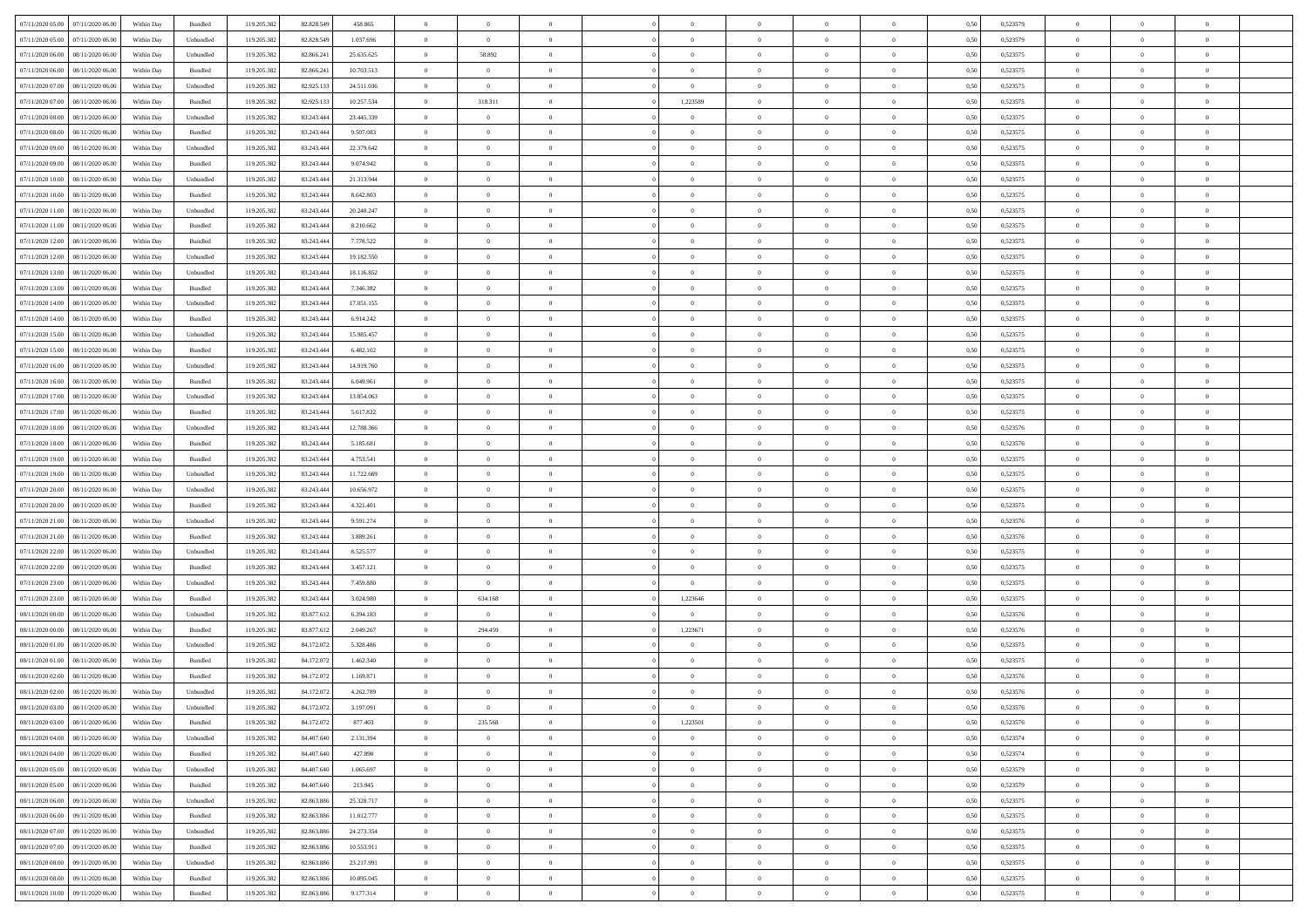| | | | | | | | | | | | | | | | | | | | | |
|---|---|---|---|---|---|---|---|---|---|---|---|---|---|---|---|---|---|---|---|---|
| 07/11/2020 05.00 | 07/11/2020 06.00 | Within Day | Bundled | 119.205.382 | 82.828.549 | 458.865 | 0 | 0 | 0 | | 0 | 0 | 0 | 0 | 0 | 0,50 | 0,523579 | 0 | 0 | 0 |
| 07/11/2020 05.00 | 07/11/2020 06.00 | Within Day | Unbundled | 119.205.382 | 82.828.549 | 1.037.696 | 0 | 0 | 0 | | 0 | 0 | 0 | 0 | 0 | 0,50 | 0,523579 | 0 | 0 | 0 |
| 07/11/2020 06.00 | 08/11/2020 06.00 | Within Day | Unbundled | 119.205.382 | 82.866.241 | 25.635.625 | 0 | 58.892 | 0 | | 0 | 0 | 0 | 0 | 0 | 0,50 | 0,523575 | 0 | 0 | 0 |
| 07/11/2020 06.00 | 08/11/2020 06.00 | Within Day | Bundled | 119.205.382 | 82.866.241 | 10.703.513 | 0 | 0 | 0 | | 0 | 0 | 0 | 0 | 0 | 0,50 | 0,523575 | 0 | 0 | 0 |
| 07/11/2020 07.00 | 08/11/2020 06.00 | Within Day | Unbundled | 119.205.382 | 82.925.133 | 24.511.036 | 0 | 0 | 0 | | 0 | 0 | 0 | 0 | 0 | 0,50 | 0,523575 | 0 | 0 | 0 |
| 07/11/2020 07.00 | 08/11/2020 06.00 | Within Day | Bundled | 119.205.382 | 82.925.133 | 10.257.534 | 0 | 318.311 | 0 | | 1,223589 | 0 | 0 | 0 | 0 | 0,50 | 0,523575 | 0 | 0 | 0 |
| 07/11/2020 08.00 | 08/11/2020 06.00 | Within Day | Unbundled | 119.205.382 | 83.243.444 | 23.445.339 | 0 | 0 | 0 | | 0 | 0 | 0 | 0 | 0 | 0,50 | 0,523575 | 0 | 0 | 0 |
| 07/11/2020 08.00 | 08/11/2020 06.00 | Within Day | Bundled | 119.205.382 | 83.243.444 | 9.507.083 | 0 | 0 | 0 | | 0 | 0 | 0 | 0 | 0 | 0,50 | 0,523575 | 0 | 0 | 0 |
| 07/11/2020 09.00 | 08/11/2020 06.00 | Within Day | Unbundled | 119.205.382 | 83.243.444 | 22.379.642 | 0 | 0 | 0 | | 0 | 0 | 0 | 0 | 0 | 0,50 | 0,523575 | 0 | 0 | 0 |
| 07/11/2020 09.00 | 08/11/2020 06.00 | Within Day | Bundled | 119.205.382 | 83.243.444 | 9.074.942 | 0 | 0 | 0 | | 0 | 0 | 0 | 0 | 0 | 0,50 | 0,523575 | 0 | 0 | 0 |
| 07/11/2020 10.00 | 08/11/2020 06.00 | Within Day | Unbundled | 119.205.382 | 83.243.444 | 21.313.944 | 0 | 0 | 0 | | 0 | 0 | 0 | 0 | 0 | 0,50 | 0,523575 | 0 | 0 | 0 |
| 07/11/2020 10.00 | 08/11/2020 06.00 | Within Day | Bundled | 119.205.382 | 83.243.444 | 8.642.803 | 0 | 0 | 0 | | 0 | 0 | 0 | 0 | 0 | 0,50 | 0,523575 | 0 | 0 | 0 |
| 07/11/2020 11.00 | 08/11/2020 06.00 | Within Day | Unbundled | 119.205.382 | 83.243.444 | 20.248.247 | 0 | 0 | 0 | | 0 | 0 | 0 | 0 | 0 | 0,50 | 0,523575 | 0 | 0 | 0 |
| 07/11/2020 11.00 | 08/11/2020 06.00 | Within Day | Bundled | 119.205.382 | 83.243.444 | 8.210.662 | 0 | 0 | 0 | | 0 | 0 | 0 | 0 | 0 | 0,50 | 0,523575 | 0 | 0 | 0 |
| 07/11/2020 12.00 | 08/11/2020 06.00 | Within Day | Bundled | 119.205.382 | 83.243.444 | 7.778.522 | 0 | 0 | 0 | | 0 | 0 | 0 | 0 | 0 | 0,50 | 0,523575 | 0 | 0 | 0 |
| 07/11/2020 12.00 | 08/11/2020 06.00 | Within Day | Unbundled | 119.205.382 | 83.243.444 | 19.182.550 | 0 | 0 | 0 | | 0 | 0 | 0 | 0 | 0 | 0,50 | 0,523575 | 0 | 0 | 0 |
| 07/11/2020 13.00 | 08/11/2020 06.00 | Within Day | Unbundled | 119.205.382 | 83.243.444 | 18.116.852 | 0 | 0 | 0 | | 0 | 0 | 0 | 0 | 0 | 0,50 | 0,523575 | 0 | 0 | 0 |
| 07/11/2020 13.00 | 08/11/2020 06.00 | Within Day | Bundled | 119.205.382 | 83.243.444 | 7.346.382 | 0 | 0 | 0 | | 0 | 0 | 0 | 0 | 0 | 0,50 | 0,523575 | 0 | 0 | 0 |
| 07/11/2020 14.00 | 08/11/2020 06.00 | Within Day | Unbundled | 119.205.382 | 83.243.444 | 17.051.155 | 0 | 0 | 0 | | 0 | 0 | 0 | 0 | 0 | 0,50 | 0,523575 | 0 | 0 | 0 |
| 07/11/2020 14.00 | 08/11/2020 06.00 | Within Day | Bundled | 119.205.382 | 83.243.444 | 6.914.242 | 0 | 0 | 0 | | 0 | 0 | 0 | 0 | 0 | 0,50 | 0,523575 | 0 | 0 | 0 |
| 07/11/2020 15.00 | 08/11/2020 06.00 | Within Day | Unbundled | 119.205.382 | 83.243.444 | 15.985.457 | 0 | 0 | 0 | | 0 | 0 | 0 | 0 | 0 | 0,50 | 0,523575 | 0 | 0 | 0 |
| 07/11/2020 15.00 | 08/11/2020 06.00 | Within Day | Bundled | 119.205.382 | 83.243.444 | 6.482.102 | 0 | 0 | 0 | | 0 | 0 | 0 | 0 | 0 | 0,50 | 0,523575 | 0 | 0 | 0 |
| 07/11/2020 16.00 | 08/11/2020 06.00 | Within Day | Unbundled | 119.205.382 | 83.243.444 | 14.919.760 | 0 | 0 | 0 | | 0 | 0 | 0 | 0 | 0 | 0,50 | 0,523575 | 0 | 0 | 0 |
| 07/11/2020 16.00 | 08/11/2020 06.00 | Within Day | Bundled | 119.205.382 | 83.243.444 | 6.049.961 | 0 | 0 | 0 | | 0 | 0 | 0 | 0 | 0 | 0,50 | 0,523575 | 0 | 0 | 0 |
| 07/11/2020 17.00 | 08/11/2020 06.00 | Within Day | Unbundled | 119.205.382 | 83.243.444 | 13.854.063 | 0 | 0 | 0 | | 0 | 0 | 0 | 0 | 0 | 0,50 | 0,523575 | 0 | 0 | 0 |
| 07/11/2020 17.00 | 08/11/2020 06.00 | Within Day | Bundled | 119.205.382 | 83.243.444 | 5.617.822 | 0 | 0 | 0 | | 0 | 0 | 0 | 0 | 0 | 0,50 | 0,523575 | 0 | 0 | 0 |
| 07/11/2020 18.00 | 08/11/2020 06.00 | Within Day | Unbundled | 119.205.382 | 83.243.444 | 12.788.366 | 0 | 0 | 0 | | 0 | 0 | 0 | 0 | 0 | 0,50 | 0,523576 | 0 | 0 | 0 |
| 07/11/2020 18.00 | 08/11/2020 06.00 | Within Day | Bundled | 119.205.382 | 83.243.444 | 5.185.681 | 0 | 0 | 0 | | 0 | 0 | 0 | 0 | 0 | 0,50 | 0,523576 | 0 | 0 | 0 |
| 07/11/2020 19.00 | 08/11/2020 06.00 | Within Day | Bundled | 119.205.382 | 83.243.444 | 4.753.541 | 0 | 0 | 0 | | 0 | 0 | 0 | 0 | 0 | 0,50 | 0,523575 | 0 | 0 | 0 |
| 07/11/2020 19.00 | 08/11/2020 06.00 | Within Day | Unbundled | 119.205.382 | 83.243.444 | 11.722.669 | 0 | 0 | 0 | | 0 | 0 | 0 | 0 | 0 | 0,50 | 0,523575 | 0 | 0 | 0 |
| 07/11/2020 20.00 | 08/11/2020 06.00 | Within Day | Unbundled | 119.205.382 | 83.243.444 | 10.656.972 | 0 | 0 | 0 | | 0 | 0 | 0 | 0 | 0 | 0,50 | 0,523575 | 0 | 0 | 0 |
| 07/11/2020 20.00 | 08/11/2020 06.00 | Within Day | Bundled | 119.205.382 | 83.243.444 | 4.321.401 | 0 | 0 | 0 | | 0 | 0 | 0 | 0 | 0 | 0,50 | 0,523575 | 0 | 0 | 0 |
| 07/11/2020 21.00 | 08/11/2020 06.00 | Within Day | Unbundled | 119.205.382 | 83.243.444 | 9.591.274 | 0 | 0 | 0 | | 0 | 0 | 0 | 0 | 0 | 0,50 | 0,523576 | 0 | 0 | 0 |
| 07/11/2020 21.00 | 08/11/2020 06.00 | Within Day | Bundled | 119.205.382 | 83.243.444 | 3.889.261 | 0 | 0 | 0 | | 0 | 0 | 0 | 0 | 0 | 0,50 | 0,523576 | 0 | 0 | 0 |
| 07/11/2020 22.00 | 08/11/2020 06.00 | Within Day | Unbundled | 119.205.382 | 83.243.444 | 8.525.577 | 0 | 0 | 0 | | 0 | 0 | 0 | 0 | 0 | 0,50 | 0,523575 | 0 | 0 | 0 |
| 07/11/2020 22.00 | 08/11/2020 06.00 | Within Day | Bundled | 119.205.382 | 83.243.444 | 3.457.121 | 0 | 0 | 0 | | 0 | 0 | 0 | 0 | 0 | 0,50 | 0,523575 | 0 | 0 | 0 |
| 07/11/2020 23.00 | 08/11/2020 06.00 | Within Day | Unbundled | 119.205.382 | 83.243.444 | 7.459.880 | 0 | 0 | 0 | | 0 | 0 | 0 | 0 | 0 | 0,50 | 0,523575 | 0 | 0 | 0 |
| 07/11/2020 23.00 | 08/11/2020 06.00 | Within Day | Bundled | 119.205.382 | 83.243.444 | 3.024.980 | 0 | 634.168 | 0 | | 1,223646 | 0 | 0 | 0 | 0 | 0,50 | 0,523575 | 0 | 0 | 0 |
| 08/11/2020 00.00 | 08/11/2020 06.00 | Within Day | Unbundled | 119.205.382 | 83.877.612 | 6.394.183 | 0 | 0 | 0 | | 0 | 0 | 0 | 0 | 0 | 0,50 | 0,523576 | 0 | 0 | 0 |
| 08/11/2020 00.00 | 08/11/2020 06.00 | Within Day | Bundled | 119.205.382 | 83.877.612 | 2.049.267 | 0 | 294.459 | 0 | | 1,223671 | 0 | 0 | 0 | 0 | 0,50 | 0,523576 | 0 | 0 | 0 |
| 08/11/2020 01.00 | 08/11/2020 06.00 | Within Day | Unbundled | 119.205.382 | 84.172.072 | 5.328.486 | 0 | 0 | 0 | | 0 | 0 | 0 | 0 | 0 | 0,50 | 0,523575 | 0 | 0 | 0 |
| 08/11/2020 01.00 | 08/11/2020 06.00 | Within Day | Bundled | 119.205.382 | 84.172.072 | 1.462.340 | 0 | 0 | 0 | | 0 | 0 | 0 | 0 | 0 | 0,50 | 0,523575 | 0 | 0 | 0 |
| 08/11/2020 02.00 | 08/11/2020 06.00 | Within Day | Bundled | 119.205.382 | 84.172.072 | 1.169.871 | 0 | 0 | 0 | | 0 | 0 | 0 | 0 | 0 | 0,50 | 0,523576 | 0 | 0 | 0 |
| 08/11/2020 02.00 | 08/11/2020 06.00 | Within Day | Unbundled | 119.205.382 | 84.172.072 | 4.262.789 | 0 | 0 | 0 | | 0 | 0 | 0 | 0 | 0 | 0,50 | 0,523576 | 0 | 0 | 0 |
| 08/11/2020 03.00 | 08/11/2020 06.00 | Within Day | Unbundled | 119.205.382 | 84.172.072 | 3.197.091 | 0 | 0 | 0 | | 0 | 0 | 0 | 0 | 0 | 0,50 | 0,523576 | 0 | 0 | 0 |
| 08/11/2020 03.00 | 08/11/2020 06.00 | Within Day | Bundled | 119.205.382 | 84.172.072 | 877.403 | 0 | 235.568 | 0 | | 1,223501 | 0 | 0 | 0 | 0 | 0,50 | 0,523576 | 0 | 0 | 0 |
| 08/11/2020 04.00 | 08/11/2020 06.00 | Within Day | Unbundled | 119.205.382 | 84.407.640 | 2.131.394 | 0 | 0 | 0 | | 0 | 0 | 0 | 0 | 0 | 0,50 | 0,523574 | 0 | 0 | 0 |
| 08/11/2020 04.00 | 08/11/2020 06.00 | Within Day | Bundled | 119.205.382 | 84.407.640 | 427.890 | 0 | 0 | 0 | | 0 | 0 | 0 | 0 | 0 | 0,50 | 0,523574 | 0 | 0 | 0 |
| 08/11/2020 05.00 | 08/11/2020 06.00 | Within Day | Unbundled | 119.205.382 | 84.407.640 | 1.065.697 | 0 | 0 | 0 | | 0 | 0 | 0 | 0 | 0 | 0,50 | 0,523579 | 0 | 0 | 0 |
| 08/11/2020 05.00 | 08/11/2020 06.00 | Within Day | Bundled | 119.205.382 | 84.407.640 | 213.945 | 0 | 0 | 0 | | 0 | 0 | 0 | 0 | 0 | 0,50 | 0,523579 | 0 | 0 | 0 |
| 08/11/2020 06.00 | 09/11/2020 06.00 | Within Day | Unbundled | 119.205.382 | 82.863.886 | 25.328.717 | 0 | 0 | 0 | | 0 | 0 | 0 | 0 | 0 | 0,50 | 0,523575 | 0 | 0 | 0 |
| 08/11/2020 06.00 | 09/11/2020 06.00 | Within Day | Bundled | 119.205.382 | 82.863.886 | 11.012.777 | 0 | 0 | 0 | | 0 | 0 | 0 | 0 | 0 | 0,50 | 0,523575 | 0 | 0 | 0 |
| 08/11/2020 07.00 | 09/11/2020 06.00 | Within Day | Unbundled | 119.205.382 | 82.863.886 | 24.273.354 | 0 | 0 | 0 | | 0 | 0 | 0 | 0 | 0 | 0,50 | 0,523575 | 0 | 0 | 0 |
| 08/11/2020 07.00 | 09/11/2020 06.00 | Within Day | Bundled | 119.205.382 | 82.863.886 | 10.553.911 | 0 | 0 | 0 | | 0 | 0 | 0 | 0 | 0 | 0,50 | 0,523575 | 0 | 0 | 0 |
| 08/11/2020 08.00 | 09/11/2020 06.00 | Within Day | Unbundled | 119.205.382 | 82.863.886 | 23.217.991 | 0 | 0 | 0 | | 0 | 0 | 0 | 0 | 0 | 0,50 | 0,523575 | 0 | 0 | 0 |
| 08/11/2020 08.00 | 09/11/2020 06.00 | Within Day | Bundled | 119.205.382 | 82.863.886 | 10.095.045 | 0 | 0 | 0 | | 0 | 0 | 0 | 0 | 0 | 0,50 | 0,523575 | 0 | 0 | 0 |
| 08/11/2020 10.00 | 09/11/2020 06.00 | Within Day | Bundled | 119.205.382 | 82.863.886 | 9.177.314 | 0 | 0 | 0 | | 0 | 0 | 0 | 0 | 0 | 0,50 | 0,523575 | 0 | 0 | 0 |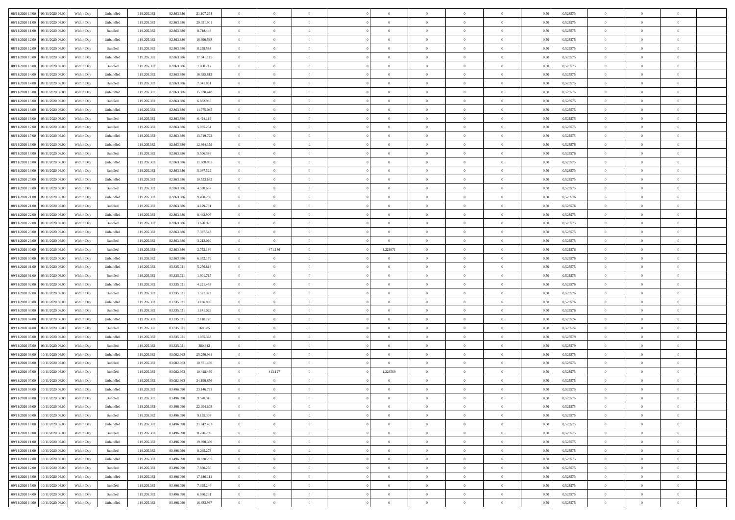| | | | | | | | | | | | | | | | | | | | | | |
|---|---|---|---|---|---|---|---|---|---|---|---|---|---|---|---|---|---|---|---|---|---|
| 08/11/2020 10:00 | 09/11/2020 06:00 | Within Day | Unbundled | 119.205.382 | 82.863.886 | 21.107.264 | 0 | 0 | 0 | | 0 | 0 | 0 | 0 | 0 | 0,50 | 0,523575 | 0 | 0 | 0 | |
| 08/11/2020 11:00 | 09/11/2020 06:00 | Within Day | Unbundled | 119.205.382 | 82.863.886 | 20.051.901 | 0 | 0 | 0 | | 0 | 0 | 0 | 0 | 0 | 0,50 | 0,523575 | 0 | 0 | 0 | |
| 08/11/2020 11:00 | 09/11/2020 06:00 | Within Day | Bundled | 119.205.382 | 82.863.886 | 8.718.448 | 0 | 0 | 0 | | 0 | 0 | 0 | 0 | 0 | 0,50 | 0,523575 | 0 | 0 | 0 | |
| 08/11/2020 12:00 | 09/11/2020 06:00 | Within Day | Unbundled | 119.205.382 | 82.863.886 | 18.996.538 | 0 | 0 | 0 | | 0 | 0 | 0 | 0 | 0 | 0,50 | 0,523575 | 0 | 0 | 0 | |
| 08/11/2020 12:00 | 09/11/2020 06:00 | Within Day | Bundled | 119.205.382 | 82.863.886 | 8.259.583 | 0 | 0 | 0 | | 0 | 0 | 0 | 0 | 0 | 0,50 | 0,523575 | 0 | 0 | 0 | |
| 08/11/2020 13:00 | 09/11/2020 06:00 | Within Day | Unbundled | 119.205.382 | 82.863.886 | 17.941.175 | 0 | 0 | 0 | | 0 | 0 | 0 | 0 | 0 | 0,50 | 0,523575 | 0 | 0 | 0 | |
| 08/11/2020 13:00 | 09/11/2020 06:00 | Within Day | Bundled | 119.205.382 | 82.863.886 | 7.800.717 | 0 | 0 | 0 | | 0 | 0 | 0 | 0 | 0 | 0,50 | 0,523575 | 0 | 0 | 0 | |
| 08/11/2020 14:00 | 09/11/2020 06:00 | Within Day | Unbundled | 119.205.382 | 82.863.886 | 16.885.812 | 0 | 0 | 0 | | 0 | 0 | 0 | 0 | 0 | 0,50 | 0,523575 | 0 | 0 | 0 | |
| 08/11/2020 14:00 | 09/11/2020 06:00 | Within Day | Bundled | 119.205.382 | 82.863.886 | 7.341.851 | 0 | 0 | 0 | | 0 | 0 | 0 | 0 | 0 | 0,50 | 0,523575 | 0 | 0 | 0 | |
| 08/11/2020 15:00 | 09/11/2020 06:00 | Within Day | Unbundled | 119.205.382 | 82.863.886 | 15.830.448 | 0 | 0 | 0 | | 0 | 0 | 0 | 0 | 0 | 0,50 | 0,523575 | 0 | 0 | 0 | |
| 08/11/2020 15:00 | 09/11/2020 06:00 | Within Day | Bundled | 119.205.382 | 82.863.886 | 6.882.985 | 0 | 0 | 0 | | 0 | 0 | 0 | 0 | 0 | 0,50 | 0,523575 | 0 | 0 | 0 | |
| 08/11/2020 16:00 | 09/11/2020 06:00 | Within Day | Unbundled | 119.205.382 | 82.863.886 | 14.775.085 | 0 | 0 | 0 | | 0 | 0 | 0 | 0 | 0 | 0,50 | 0,523575 | 0 | 0 | 0 | |
| 08/11/2020 16:00 | 09/11/2020 06:00 | Within Day | Bundled | 119.205.382 | 82.863.886 | 6.424.119 | 0 | 0 | 0 | | 0 | 0 | 0 | 0 | 0 | 0,50 | 0,523575 | 0 | 0 | 0 | |
| 08/11/2020 17:00 | 09/11/2020 06:00 | Within Day | Bundled | 119.205.382 | 82.863.886 | 5.965.254 | 0 | 0 | 0 | | 0 | 0 | 0 | 0 | 0 | 0,50 | 0,523575 | 0 | 0 | 0 | |
| 08/11/2020 17:00 | 09/11/2020 06:00 | Within Day | Unbundled | 119.205.382 | 82.863.886 | 13.719.722 | 0 | 0 | 0 | | 0 | 0 | 0 | 0 | 0 | 0,50 | 0,523575 | 0 | 0 | 0 | |
| 08/11/2020 18:00 | 09/11/2020 06:00 | Within Day | Unbundled | 119.205.382 | 82.863.886 | 12.664.359 | 0 | 0 | 0 | | 0 | 0 | 0 | 0 | 0 | 0,50 | 0,523576 | 0 | 0 | 0 | |
| 08/11/2020 18:00 | 09/11/2020 06:00 | Within Day | Bundled | 119.205.382 | 82.863.886 | 5.506.388 | 0 | 0 | 0 | | 0 | 0 | 0 | 0 | 0 | 0,50 | 0,523576 | 0 | 0 | 0 | |
| 08/11/2020 19:00 | 09/11/2020 06:00 | Within Day | Unbundled | 119.205.382 | 82.863.886 | 11.608.995 | 0 | 0 | 0 | | 0 | 0 | 0 | 0 | 0 | 0,50 | 0,523575 | 0 | 0 | 0 | |
| 08/11/2020 19:00 | 09/11/2020 06:00 | Within Day | Bundled | 119.205.382 | 82.863.886 | 5.047.522 | 0 | 0 | 0 | | 0 | 0 | 0 | 0 | 0 | 0,50 | 0,523575 | 0 | 0 | 0 | |
| 08/11/2020 20:00 | 09/11/2020 06:00 | Within Day | Unbundled | 119.205.382 | 82.863.886 | 10.553.632 | 0 | 0 | 0 | | 0 | 0 | 0 | 0 | 0 | 0,50 | 0,523575 | 0 | 0 | 0 | |
| 08/11/2020 20:00 | 09/11/2020 06:00 | Within Day | Bundled | 119.205.382 | 82.863.886 | 4.588.657 | 0 | 0 | 0 | | 0 | 0 | 0 | 0 | 0 | 0,50 | 0,523575 | 0 | 0 | 0 | |
| 08/11/2020 21:00 | 09/11/2020 06:00 | Within Day | Unbundled | 119.205.382 | 82.863.886 | 9.498.269 | 0 | 0 | 0 | | 0 | 0 | 0 | 0 | 0 | 0,50 | 0,523576 | 0 | 0 | 0 | |
| 08/11/2020 21:00 | 09/11/2020 06:00 | Within Day | Bundled | 119.205.382 | 82.863.886 | 4.129.791 | 0 | 0 | 0 | | 0 | 0 | 0 | 0 | 0 | 0,50 | 0,523576 | 0 | 0 | 0 | |
| 08/11/2020 22:00 | 09/11/2020 06:00 | Within Day | Unbundled | 119.205.382 | 82.863.886 | 8.442.906 | 0 | 0 | 0 | | 0 | 0 | 0 | 0 | 0 | 0,50 | 0,523575 | 0 | 0 | 0 | |
| 08/11/2020 22:00 | 09/11/2020 06:00 | Within Day | Bundled | 119.205.382 | 82.863.886 | 3.670.926 | 0 | 0 | 0 | | 0 | 0 | 0 | 0 | 0 | 0,50 | 0,523575 | 0 | 0 | 0 | |
| 08/11/2020 23:00 | 09/11/2020 06:00 | Within Day | Unbundled | 119.205.382 | 82.863.886 | 7.387.543 | 0 | 0 | 0 | | 0 | 0 | 0 | 0 | 0 | 0,50 | 0,523575 | 0 | 0 | 0 | |
| 08/11/2020 23:00 | 09/11/2020 06:00 | Within Day | Bundled | 119.205.382 | 82.863.886 | 3.212.060 | 0 | 0 | 0 | | 0 | 0 | 0 | 0 | 0 | 0,50 | 0,523575 | 0 | 0 | 0 | |
| 09/11/2020 00:00 | 09/11/2020 06:00 | Within Day | Bundled | 119.205.382 | 82.863.886 | 2.753.194 | 0 | 471.136 | 0 | | 1,223671 | 0 | 0 | 0 | 0 | 0,50 | 0,523576 | 0 | 0 | 0 | |
| 09/11/2020 00:00 | 09/11/2020 06:00 | Within Day | Unbundled | 119.205.382 | 82.863.886 | 6.332.179 | 0 | 0 | 0 | | 0 | 0 | 0 | 0 | 0 | 0,50 | 0,523576 | 0 | 0 | 0 | |
| 09/11/2020 01:00 | 09/11/2020 06:00 | Within Day | Unbundled | 119.205.382 | 83.335.021 | 5.276.816 | 0 | 0 | 0 | | 0 | 0 | 0 | 0 | 0 | 0,50 | 0,523575 | 0 | 0 | 0 | |
| 09/11/2020 01:00 | 09/11/2020 06:00 | Within Day | Bundled | 119.205.382 | 83.335.021 | 1.901.715 | 0 | 0 | 0 | | 0 | 0 | 0 | 0 | 0 | 0,50 | 0,523575 | 0 | 0 | 0 | |
| 09/11/2020 02:00 | 09/11/2020 06:00 | Within Day | Unbundled | 119.205.382 | 83.335.021 | 4.221.453 | 0 | 0 | 0 | | 0 | 0 | 0 | 0 | 0 | 0,50 | 0,523576 | 0 | 0 | 0 | |
| 09/11/2020 02:00 | 09/11/2020 06:00 | Within Day | Bundled | 119.205.382 | 83.335.021 | 1.521.372 | 0 | 0 | 0 | | 0 | 0 | 0 | 0 | 0 | 0,50 | 0,523576 | 0 | 0 | 0 | |
| 09/11/2020 03:00 | 09/11/2020 06:00 | Within Day | Unbundled | 119.205.382 | 83.335.021 | 3.166.090 | 0 | 0 | 0 | | 0 | 0 | 0 | 0 | 0 | 0,50 | 0,523576 | 0 | 0 | 0 | |
| 09/11/2020 03:00 | 09/11/2020 06:00 | Within Day | Bundled | 119.205.382 | 83.335.021 | 1.141.029 | 0 | 0 | 0 | | 0 | 0 | 0 | 0 | 0 | 0,50 | 0,523576 | 0 | 0 | 0 | |
| 09/11/2020 04:00 | 09/11/2020 06:00 | Within Day | Unbundled | 119.205.382 | 83.335.021 | 2.110.726 | 0 | 0 | 0 | | 0 | 0 | 0 | 0 | 0 | 0,50 | 0,523574 | 0 | 0 | 0 | |
| 09/11/2020 04:00 | 09/11/2020 06:00 | Within Day | Bundled | 119.205.382 | 83.335.021 | 760.685 | 0 | 0 | 0 | | 0 | 0 | 0 | 0 | 0 | 0,50 | 0,523574 | 0 | 0 | 0 | |
| 09/11/2020 05:00 | 09/11/2020 06:00 | Within Day | Unbundled | 119.205.382 | 83.335.021 | 1.055.363 | 0 | 0 | 0 | | 0 | 0 | 0 | 0 | 0 | 0,50 | 0,523579 | 0 | 0 | 0 | |
| 09/11/2020 05:00 | 09/11/2020 06:00 | Within Day | Bundled | 119.205.382 | 83.335.021 | 380.342 | 0 | 0 | 0 | | 0 | 0 | 0 | 0 | 0 | 0,50 | 0,523579 | 0 | 0 | 0 | |
| 09/11/2020 06:00 | 10/11/2020 06:00 | Within Day | Unbundled | 119.205.382 | 83.082.963 | 25.250.981 | 0 | 0 | 0 | | 0 | 0 | 0 | 0 | 0 | 0,50 | 0,523575 | 0 | 0 | 0 | |
| 09/11/2020 06:00 | 10/11/2020 06:00 | Within Day | Bundled | 119.205.382 | 83.082.963 | 10.871.436 | 0 | 0 | 0 | | 0 | 0 | 0 | 0 | 0 | 0,50 | 0,523575 | 0 | 0 | 0 | |
| 09/11/2020 07:00 | 10/11/2020 06:00 | Within Day | Bundled | 119.205.382 | 83.082.963 | 10.418.460 | 0 | 413.127 | 0 | | 1,223589 | 0 | 0 | 0 | 0 | 0,50 | 0,523575 | 0 | 0 | 0 | |
| 09/11/2020 07:00 | 10/11/2020 06:00 | Within Day | Unbundled | 119.205.382 | 83.082.963 | 24.198.856 | 0 | 0 | 0 | | 0 | 0 | 0 | 0 | 0 | 0,50 | 0,523575 | 0 | 0 | 0 | |
| 09/11/2020 08:00 | 10/11/2020 06:00 | Within Day | Unbundled | 119.205.382 | 83.496.090 | 23.146.731 | 0 | 0 | 0 | | 0 | 0 | 0 | 0 | 0 | 0,50 | 0,523575 | 0 | 0 | 0 | |
| 09/11/2020 08:00 | 10/11/2020 06:00 | Within Day | Bundled | 119.205.382 | 83.496.090 | 9.570.318 | 0 | 0 | 0 | | 0 | 0 | 0 | 0 | 0 | 0,50 | 0,523575 | 0 | 0 | 0 | |
| 09/11/2020 09:00 | 10/11/2020 06:00 | Within Day | Unbundled | 119.205.382 | 83.496.090 | 22.094.608 | 0 | 0 | 0 | | 0 | 0 | 0 | 0 | 0 | 0,50 | 0,523575 | 0 | 0 | 0 | |
| 09/11/2020 09:00 | 10/11/2020 06:00 | Within Day | Bundled | 119.205.382 | 83.496.090 | 9.135.303 | 0 | 0 | 0 | | 0 | 0 | 0 | 0 | 0 | 0,50 | 0,523575 | 0 | 0 | 0 | |
| 09/11/2020 10:00 | 10/11/2020 06:00 | Within Day | Unbundled | 119.205.382 | 83.496.090 | 21.042.483 | 0 | 0 | 0 | | 0 | 0 | 0 | 0 | 0 | 0,50 | 0,523575 | 0 | 0 | 0 | |
| 09/11/2020 10:00 | 10/11/2020 06:00 | Within Day | Bundled | 119.205.382 | 83.496.090 | 8.700.289 | 0 | 0 | 0 | | 0 | 0 | 0 | 0 | 0 | 0,50 | 0,523575 | 0 | 0 | 0 | |
| 09/11/2020 11:00 | 10/11/2020 06:00 | Within Day | Unbundled | 119.205.382 | 83.496.090 | 19.990.360 | 0 | 0 | 0 | | 0 | 0 | 0 | 0 | 0 | 0,50 | 0,523575 | 0 | 0 | 0 | |
| 09/11/2020 11:00 | 10/11/2020 06:00 | Within Day | Bundled | 119.205.382 | 83.496.090 | 8.265.275 | 0 | 0 | 0 | | 0 | 0 | 0 | 0 | 0 | 0,50 | 0,523575 | 0 | 0 | 0 | |
| 09/11/2020 12:00 | 10/11/2020 06:00 | Within Day | Unbundled | 119.205.382 | 83.496.090 | 18.938.235 | 0 | 0 | 0 | | 0 | 0 | 0 | 0 | 0 | 0,50 | 0,523575 | 0 | 0 | 0 | |
| 09/11/2020 12:00 | 10/11/2020 06:00 | Within Day | Bundled | 119.205.382 | 83.496.090 | 7.830.260 | 0 | 0 | 0 | | 0 | 0 | 0 | 0 | 0 | 0,50 | 0,523575 | 0 | 0 | 0 | |
| 09/11/2020 13:00 | 10/11/2020 06:00 | Within Day | Unbundled | 119.205.382 | 83.496.090 | 17.886.111 | 0 | 0 | 0 | | 0 | 0 | 0 | 0 | 0 | 0,50 | 0,523575 | 0 | 0 | 0 | |
| 09/11/2020 13:00 | 10/11/2020 06:00 | Within Day | Bundled | 119.205.382 | 83.496.090 | 7.395.246 | 0 | 0 | 0 | | 0 | 0 | 0 | 0 | 0 | 0,50 | 0,523575 | 0 | 0 | 0 | |
| 09/11/2020 14:00 | 10/11/2020 06:00 | Within Day | Bundled | 119.205.382 | 83.496.090 | 6.960.231 | 0 | 0 | 0 | | 0 | 0 | 0 | 0 | 0 | 0,50 | 0,523575 | 0 | 0 | 0 | |
| 09/11/2020 14:00 | 10/11/2020 06:00 | Within Day | Unbundled | 119.205.382 | 83.496.090 | 16.833.987 | 0 | 0 | 0 | | 0 | 0 | 0 | 0 | 0 | 0,50 | 0,523575 | 0 | 0 | 0 | |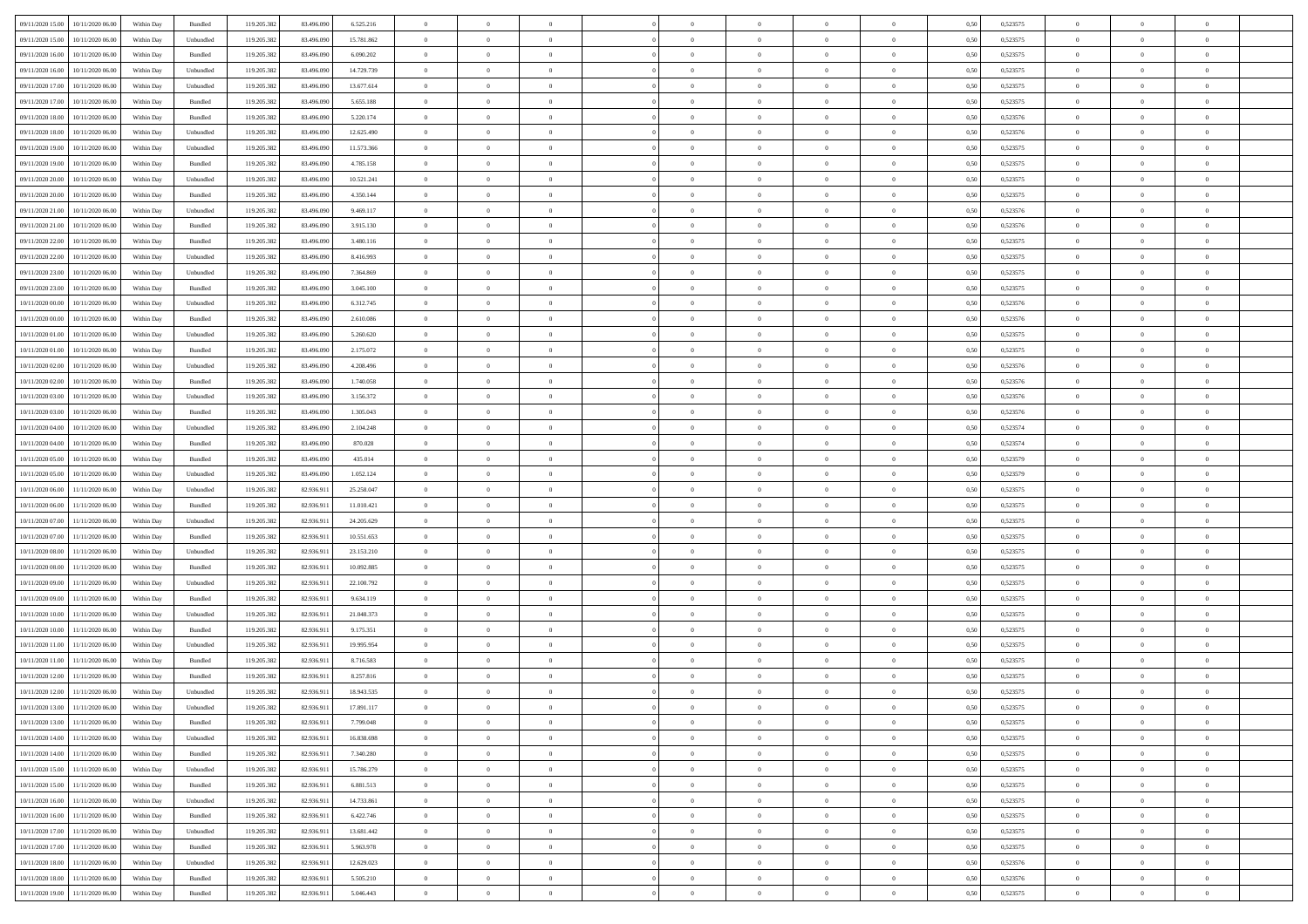| | | | | | | | | | | | | | | | | | | | | |
|---|---|---|---|---|---|---|---|---|---|---|---|---|---|---|---|---|---|---|---|---|
| 09/11/2020 15.00 | 10/11/2020 06.00 | Within Day | Bundled | 119.205.382 | 83.496.090 | 6.525.216 | 0 | 0 | 0 | | 0 | 0 | 0 | 0 | 0,50 | 0,523575 | 0 | 0 | 0 | |
| 09/11/2020 15.00 | 10/11/2020 06.00 | Within Day | Unbundled | 119.205.382 | 83.496.090 | 15.781.862 | 0 | 0 | 0 | | 0 | 0 | 0 | 0 | 0,50 | 0,523575 | 0 | 0 | 0 | |
| 09/11/2020 16.00 | 10/11/2020 06.00 | Within Day | Bundled | 119.205.382 | 83.496.090 | 6.090.202 | 0 | 0 | 0 | | 0 | 0 | 0 | 0 | 0,50 | 0,523575 | 0 | 0 | 0 | |
| 09/11/2020 16.00 | 10/11/2020 06.00 | Within Day | Unbundled | 119.205.382 | 83.496.090 | 14.729.739 | 0 | 0 | 0 | | 0 | 0 | 0 | 0 | 0,50 | 0,523575 | 0 | 0 | 0 | |
| 09/11/2020 17.00 | 10/11/2020 06.00 | Within Day | Unbundled | 119.205.382 | 83.496.090 | 13.677.614 | 0 | 0 | 0 | | 0 | 0 | 0 | 0 | 0,50 | 0,523575 | 0 | 0 | 0 | |
| 09/11/2020 17.00 | 10/11/2020 06.00 | Within Day | Bundled | 119.205.382 | 83.496.090 | 5.655.188 | 0 | 0 | 0 | | 0 | 0 | 0 | 0 | 0,50 | 0,523575 | 0 | 0 | 0 | |
| 09/11/2020 18.00 | 10/11/2020 06.00 | Within Day | Bundled | 119.205.382 | 83.496.090 | 5.220.174 | 0 | 0 | 0 | | 0 | 0 | 0 | 0 | 0,50 | 0,523576 | 0 | 0 | 0 | |
| 09/11/2020 18.00 | 10/11/2020 06.00 | Within Day | Unbundled | 119.205.382 | 83.496.090 | 12.625.490 | 0 | 0 | 0 | | 0 | 0 | 0 | 0 | 0,50 | 0,523576 | 0 | 0 | 0 | |
| 09/11/2020 19.00 | 10/11/2020 06.00 | Within Day | Unbundled | 119.205.382 | 83.496.090 | 11.573.366 | 0 | 0 | 0 | | 0 | 0 | 0 | 0 | 0,50 | 0,523575 | 0 | 0 | 0 | |
| 09/11/2020 19.00 | 10/11/2020 06.00 | Within Day | Bundled | 119.205.382 | 83.496.090 | 4.785.158 | 0 | 0 | 0 | | 0 | 0 | 0 | 0 | 0,50 | 0,523575 | 0 | 0 | 0 | |
| 09/11/2020 20.00 | 10/11/2020 06.00 | Within Day | Unbundled | 119.205.382 | 83.496.090 | 10.521.241 | 0 | 0 | 0 | | 0 | 0 | 0 | 0 | 0,50 | 0,523575 | 0 | 0 | 0 | |
| 09/11/2020 20.00 | 10/11/2020 06.00 | Within Day | Bundled | 119.205.382 | 83.496.090 | 4.350.144 | 0 | 0 | 0 | | 0 | 0 | 0 | 0 | 0,50 | 0,523575 | 0 | 0 | 0 | |
| 09/11/2020 21.00 | 10/11/2020 06.00 | Within Day | Unbundled | 119.205.382 | 83.496.090 | 9.469.117 | 0 | 0 | 0 | | 0 | 0 | 0 | 0 | 0,50 | 0,523576 | 0 | 0 | 0 | |
| 09/11/2020 21.00 | 10/11/2020 06.00 | Within Day | Bundled | 119.205.382 | 83.496.090 | 3.915.130 | 0 | 0 | 0 | | 0 | 0 | 0 | 0 | 0,50 | 0,523576 | 0 | 0 | 0 | |
| 09/11/2020 22.00 | 10/11/2020 06.00 | Within Day | Bundled | 119.205.382 | 83.496.090 | 3.480.116 | 0 | 0 | 0 | | 0 | 0 | 0 | 0 | 0,50 | 0,523575 | 0 | 0 | 0 | |
| 09/11/2020 22.00 | 10/11/2020 06.00 | Within Day | Unbundled | 119.205.382 | 83.496.090 | 8.416.993 | 0 | 0 | 0 | | 0 | 0 | 0 | 0 | 0,50 | 0,523575 | 0 | 0 | 0 | |
| 09/11/2020 23.00 | 10/11/2020 06.00 | Within Day | Unbundled | 119.205.382 | 83.496.090 | 7.364.869 | 0 | 0 | 0 | | 0 | 0 | 0 | 0 | 0,50 | 0,523575 | 0 | 0 | 0 | |
| 09/11/2020 23.00 | 10/11/2020 06.00 | Within Day | Bundled | 119.205.382 | 83.496.090 | 3.045.100 | 0 | 0 | 0 | | 0 | 0 | 0 | 0 | 0,50 | 0,523575 | 0 | 0 | 0 | |
| 10/11/2020 00.00 | 10/11/2020 06.00 | Within Day | Unbundled | 119.205.382 | 83.496.090 | 6.312.745 | 0 | 0 | 0 | | 0 | 0 | 0 | 0 | 0,50 | 0,523576 | 0 | 0 | 0 | |
| 10/11/2020 00.00 | 10/11/2020 06.00 | Within Day | Bundled | 119.205.382 | 83.496.090 | 2.610.086 | 0 | 0 | 0 | | 0 | 0 | 0 | 0 | 0,50 | 0,523576 | 0 | 0 | 0 | |
| 10/11/2020 01.00 | 10/11/2020 06.00 | Within Day | Unbundled | 119.205.382 | 83.496.090 | 5.260.620 | 0 | 0 | 0 | | 0 | 0 | 0 | 0 | 0,50 | 0,523575 | 0 | 0 | 0 | |
| 10/11/2020 01.00 | 10/11/2020 06.00 | Within Day | Bundled | 119.205.382 | 83.496.090 | 2.175.072 | 0 | 0 | 0 | | 0 | 0 | 0 | 0 | 0,50 | 0,523575 | 0 | 0 | 0 | |
| 10/11/2020 02.00 | 10/11/2020 06.00 | Within Day | Unbundled | 119.205.382 | 83.496.090 | 4.208.496 | 0 | 0 | 0 | | 0 | 0 | 0 | 0 | 0,50 | 0,523576 | 0 | 0 | 0 | |
| 10/11/2020 02.00 | 10/11/2020 06.00 | Within Day | Bundled | 119.205.382 | 83.496.090 | 1.740.058 | 0 | 0 | 0 | | 0 | 0 | 0 | 0 | 0,50 | 0,523576 | 0 | 0 | 0 | |
| 10/11/2020 03.00 | 10/11/2020 06.00 | Within Day | Unbundled | 119.205.382 | 83.496.090 | 3.156.372 | 0 | 0 | 0 | | 0 | 0 | 0 | 0 | 0,50 | 0,523576 | 0 | 0 | 0 | |
| 10/11/2020 03.00 | 10/11/2020 06.00 | Within Day | Bundled | 119.205.382 | 83.496.090 | 1.305.043 | 0 | 0 | 0 | | 0 | 0 | 0 | 0 | 0,50 | 0,523576 | 0 | 0 | 0 | |
| 10/11/2020 04.00 | 10/11/2020 06.00 | Within Day | Unbundled | 119.205.382 | 83.496.090 | 2.104.248 | 0 | 0 | 0 | | 0 | 0 | 0 | 0 | 0,50 | 0,523574 | 0 | 0 | 0 | |
| 10/11/2020 04.00 | 10/11/2020 06.00 | Within Day | Bundled | 119.205.382 | 83.496.090 | 870.028 | 0 | 0 | 0 | | 0 | 0 | 0 | 0 | 0,50 | 0,523574 | 0 | 0 | 0 | |
| 10/11/2020 05.00 | 10/11/2020 06.00 | Within Day | Bundled | 119.205.382 | 83.496.090 | 435.014 | 0 | 0 | 0 | | 0 | 0 | 0 | 0 | 0,50 | 0,523579 | 0 | 0 | 0 | |
| 10/11/2020 05.00 | 10/11/2020 06.00 | Within Day | Unbundled | 119.205.382 | 83.496.090 | 1.052.124 | 0 | 0 | 0 | | 0 | 0 | 0 | 0 | 0,50 | 0,523579 | 0 | 0 | 0 | |
| 10/11/2020 06.00 | 11/11/2020 06.00 | Within Day | Unbundled | 119.205.382 | 82.936.911 | 25.258.047 | 0 | 0 | 0 | | 0 | 0 | 0 | 0 | 0,50 | 0,523575 | 0 | 0 | 0 | |
| 10/11/2020 06.00 | 11/11/2020 06.00 | Within Day | Bundled | 119.205.382 | 82.936.911 | 11.010.421 | 0 | 0 | 0 | | 0 | 0 | 0 | 0 | 0,50 | 0,523575 | 0 | 0 | 0 | |
| 10/11/2020 07.00 | 11/11/2020 06.00 | Within Day | Unbundled | 119.205.382 | 82.936.911 | 24.205.629 | 0 | 0 | 0 | | 0 | 0 | 0 | 0 | 0,50 | 0,523575 | 0 | 0 | 0 | |
| 10/11/2020 07.00 | 11/11/2020 06.00 | Within Day | Bundled | 119.205.382 | 82.936.911 | 10.551.653 | 0 | 0 | 0 | | 0 | 0 | 0 | 0 | 0,50 | 0,523575 | 0 | 0 | 0 | |
| 10/11/2020 08.00 | 11/11/2020 06.00 | Within Day | Unbundled | 119.205.382 | 82.936.911 | 23.153.210 | 0 | 0 | 0 | | 0 | 0 | 0 | 0 | 0,50 | 0,523575 | 0 | 0 | 0 | |
| 10/11/2020 08.00 | 11/11/2020 06.00 | Within Day | Bundled | 119.205.382 | 82.936.911 | 10.092.885 | 0 | 0 | 0 | | 0 | 0 | 0 | 0 | 0,50 | 0,523575 | 0 | 0 | 0 | |
| 10/11/2020 09.00 | 11/11/2020 06.00 | Within Day | Unbundled | 119.205.382 | 82.936.911 | 22.100.792 | 0 | 0 | 0 | | 0 | 0 | 0 | 0 | 0,50 | 0,523575 | 0 | 0 | 0 | |
| 10/11/2020 09.00 | 11/11/2020 06.00 | Within Day | Bundled | 119.205.382 | 82.936.911 | 9.634.119 | 0 | 0 | 0 | | 0 | 0 | 0 | 0 | 0,50 | 0,523575 | 0 | 0 | 0 | |
| 10/11/2020 10.00 | 11/11/2020 06.00 | Within Day | Unbundled | 119.205.382 | 82.936.911 | 21.048.373 | 0 | 0 | 0 | | 0 | 0 | 0 | 0 | 0,50 | 0,523575 | 0 | 0 | 0 | |
| 10/11/2020 10.00 | 11/11/2020 06.00 | Within Day | Bundled | 119.205.382 | 82.936.911 | 9.175.351 | 0 | 0 | 0 | | 0 | 0 | 0 | 0 | 0,50 | 0,523575 | 0 | 0 | 0 | |
| 10/11/2020 11.00 | 11/11/2020 06.00 | Within Day | Unbundled | 119.205.382 | 82.936.911 | 19.995.954 | 0 | 0 | 0 | | 0 | 0 | 0 | 0 | 0,50 | 0,523575 | 0 | 0 | 0 | |
| 10/11/2020 11.00 | 11/11/2020 06.00 | Within Day | Bundled | 119.205.382 | 82.936.911 | 8.716.583 | 0 | 0 | 0 | | 0 | 0 | 0 | 0 | 0,50 | 0,523575 | 0 | 0 | 0 | |
| 10/11/2020 12.00 | 11/11/2020 06.00 | Within Day | Bundled | 119.205.382 | 82.936.911 | 8.257.816 | 0 | 0 | 0 | | 0 | 0 | 0 | 0 | 0,50 | 0,523575 | 0 | 0 | 0 | |
| 10/11/2020 12.00 | 11/11/2020 06.00 | Within Day | Unbundled | 119.205.382 | 82.936.911 | 18.943.535 | 0 | 0 | 0 | | 0 | 0 | 0 | 0 | 0,50 | 0,523575 | 0 | 0 | 0 | |
| 10/11/2020 13.00 | 11/11/2020 06.00 | Within Day | Unbundled | 119.205.382 | 82.936.911 | 17.891.117 | 0 | 0 | 0 | | 0 | 0 | 0 | 0 | 0,50 | 0,523575 | 0 | 0 | 0 | |
| 10/11/2020 13.00 | 11/11/2020 06.00 | Within Day | Bundled | 119.205.382 | 82.936.911 | 7.799.048 | 0 | 0 | 0 | | 0 | 0 | 0 | 0 | 0,50 | 0,523575 | 0 | 0 | 0 | |
| 10/11/2020 14.00 | 11/11/2020 06.00 | Within Day | Unbundled | 119.205.382 | 82.936.911 | 16.838.698 | 0 | 0 | 0 | | 0 | 0 | 0 | 0 | 0,50 | 0,523575 | 0 | 0 | 0 | |
| 10/11/2020 14.00 | 11/11/2020 06.00 | Within Day | Bundled | 119.205.382 | 82.936.911 | 7.340.280 | 0 | 0 | 0 | | 0 | 0 | 0 | 0 | 0,50 | 0,523575 | 0 | 0 | 0 | |
| 10/11/2020 15.00 | 11/11/2020 06.00 | Within Day | Unbundled | 119.205.382 | 82.936.911 | 15.786.279 | 0 | 0 | 0 | | 0 | 0 | 0 | 0 | 0,50 | 0,523575 | 0 | 0 | 0 | |
| 10/11/2020 15.00 | 11/11/2020 06.00 | Within Day | Bundled | 119.205.382 | 82.936.911 | 6.881.513 | 0 | 0 | 0 | | 0 | 0 | 0 | 0 | 0,50 | 0,523575 | 0 | 0 | 0 | |
| 10/11/2020 16.00 | 11/11/2020 06.00 | Within Day | Unbundled | 119.205.382 | 82.936.911 | 14.733.861 | 0 | 0 | 0 | | 0 | 0 | 0 | 0 | 0,50 | 0,523575 | 0 | 0 | 0 | |
| 10/11/2020 16.00 | 11/11/2020 06.00 | Within Day | Bundled | 119.205.382 | 82.936.911 | 6.422.746 | 0 | 0 | 0 | | 0 | 0 | 0 | 0 | 0,50 | 0,523575 | 0 | 0 | 0 | |
| 10/11/2020 17.00 | 11/11/2020 06.00 | Within Day | Unbundled | 119.205.382 | 82.936.911 | 13.681.442 | 0 | 0 | 0 | | 0 | 0 | 0 | 0 | 0,50 | 0,523575 | 0 | 0 | 0 | |
| 10/11/2020 17.00 | 11/11/2020 06.00 | Within Day | Bundled | 119.205.382 | 82.936.911 | 5.963.978 | 0 | 0 | 0 | | 0 | 0 | 0 | 0 | 0,50 | 0,523575 | 0 | 0 | 0 | |
| 10/11/2020 18.00 | 11/11/2020 06.00 | Within Day | Unbundled | 119.205.382 | 82.936.911 | 12.629.023 | 0 | 0 | 0 | | 0 | 0 | 0 | 0 | 0,50 | 0,523576 | 0 | 0 | 0 | |
| 10/11/2020 18.00 | 11/11/2020 06.00 | Within Day | Bundled | 119.205.382 | 82.936.911 | 5.505.210 | 0 | 0 | 0 | | 0 | 0 | 0 | 0 | 0,50 | 0,523576 | 0 | 0 | 0 | |
| 10/11/2020 19.00 | 11/11/2020 06.00 | Within Day | Bundled | 119.205.382 | 82.936.911 | 5.046.443 | 0 | 0 | 0 | | 0 | 0 | 0 | 0 | 0,50 | 0,523575 | 0 | 0 | 0 | |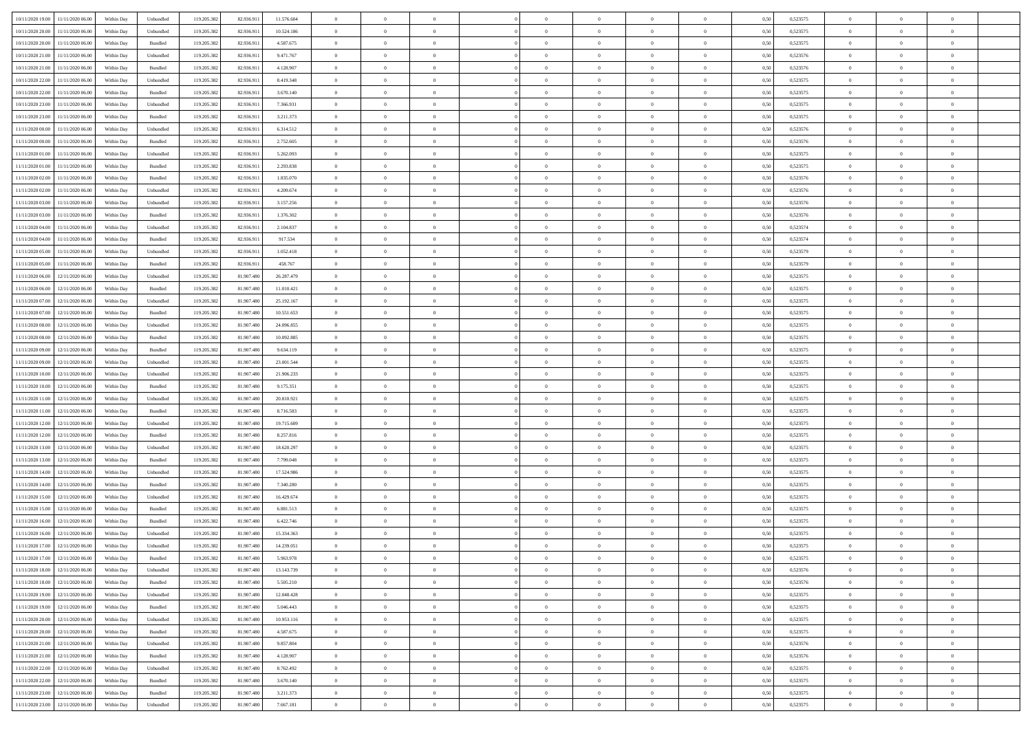| | | | | | | | | | | | | | | | | | | | | | |
|---|---|---|---|---|---|---|---|---|---|---|---|---|---|---|---|---|---|---|---|---|---|
| 10/11/2020 19:00 | 11/11/2020 06:00 | Within Day | Unbundled | 119.205.382 | 82.936.911 | 11.576.604 | 0 | 0 | 0 | | 0 | 0 | 0 | 0 | 0,50 | 0,523575 | 0 | 0 | 0 | |
| 10/11/2020 20:00 | 11/11/2020 06:00 | Within Day | Unbundled | 119.205.382 | 82.936.911 | 10.524.186 | 0 | 0 | 0 | | 0 | 0 | 0 | 0 | 0,50 | 0,523575 | 0 | 0 | 0 | |
| 10/11/2020 20:00 | 11/11/2020 06:00 | Within Day | Bundled | 119.205.382 | 82.936.911 | 4.587.675 | 0 | 0 | 0 | | 0 | 0 | 0 | 0 | 0,50 | 0,523575 | 0 | 0 | 0 | |
| 10/11/2020 21:00 | 11/11/2020 06:00 | Within Day | Unbundled | 119.205.382 | 82.936.911 | 9.471.767 | 0 | 0 | 0 | | 0 | 0 | 0 | 0 | 0,50 | 0,523576 | 0 | 0 | 0 | |
| 10/11/2020 21:00 | 11/11/2020 06:00 | Within Day | Bundled | 119.205.382 | 82.936.911 | 4.128.907 | 0 | 0 | 0 | | 0 | 0 | 0 | 0 | 0,50 | 0,523576 | 0 | 0 | 0 | |
| 10/11/2020 22:00 | 11/11/2020 06:00 | Within Day | Unbundled | 119.205.382 | 82.936.911 | 8.419.348 | 0 | 0 | 0 | | 0 | 0 | 0 | 0 | 0,50 | 0,523575 | 0 | 0 | 0 | |
| 10/11/2020 22:00 | 11/11/2020 06:00 | Within Day | Bundled | 119.205.382 | 82.936.911 | 3.670.140 | 0 | 0 | 0 | | 0 | 0 | 0 | 0 | 0,50 | 0,523575 | 0 | 0 | 0 | |
| 10/11/2020 23:00 | 11/11/2020 06:00 | Within Day | Unbundled | 119.205.382 | 82.936.911 | 7.366.931 | 0 | 0 | 0 | | 0 | 0 | 0 | 0 | 0,50 | 0,523575 | 0 | 0 | 0 | |
| 10/11/2020 23:00 | 11/11/2020 06:00 | Within Day | Bundled | 119.205.382 | 82.936.911 | 3.211.373 | 0 | 0 | 0 | | 0 | 0 | 0 | 0 | 0,50 | 0,523575 | 0 | 0 | 0 | |
| 11/11/2020 00:00 | 11/11/2020 06:00 | Within Day | Unbundled | 119.205.382 | 82.936.911 | 6.314.512 | 0 | 0 | 0 | | 0 | 0 | 0 | 0 | 0,50 | 0,523576 | 0 | 0 | 0 | |
| 11/11/2020 00:00 | 11/11/2020 06:00 | Within Day | Bundled | 119.205.382 | 82.936.911 | 2.752.605 | 0 | 0 | 0 | | 0 | 0 | 0 | 0 | 0,50 | 0,523576 | 0 | 0 | 0 | |
| 11/11/2020 01:00 | 11/11/2020 06:00 | Within Day | Unbundled | 119.205.382 | 82.936.911 | 5.262.093 | 0 | 0 | 0 | | 0 | 0 | 0 | 0 | 0,50 | 0,523575 | 0 | 0 | 0 | |
| 11/11/2020 01:00 | 11/11/2020 06:00 | Within Day | Bundled | 119.205.382 | 82.936.911 | 2.293.838 | 0 | 0 | 0 | | 0 | 0 | 0 | 0 | 0,50 | 0,523575 | 0 | 0 | 0 | |
| 11/11/2020 02:00 | 11/11/2020 06:00 | Within Day | Bundled | 119.205.382 | 82.936.911 | 1.835.070 | 0 | 0 | 0 | | 0 | 0 | 0 | 0 | 0,50 | 0,523576 | 0 | 0 | 0 | |
| 11/11/2020 02:00 | 11/11/2020 06:00 | Within Day | Unbundled | 119.205.382 | 82.936.911 | 4.209.674 | 0 | 0 | 0 | | 0 | 0 | 0 | 0 | 0,50 | 0,523576 | 0 | 0 | 0 | |
| 11/11/2020 03:00 | 11/11/2020 06:00 | Within Day | Unbundled | 119.205.382 | 82.936.911 | 3.157.256 | 0 | 0 | 0 | | 0 | 0 | 0 | 0 | 0,50 | 0,523576 | 0 | 0 | 0 | |
| 11/11/2020 03:00 | 11/11/2020 06:00 | Within Day | Bundled | 119.205.382 | 82.936.911 | 1.376.302 | 0 | 0 | 0 | | 0 | 0 | 0 | 0 | 0,50 | 0,523576 | 0 | 0 | 0 | |
| 11/11/2020 04:00 | 11/11/2020 06:00 | Within Day | Unbundled | 119.205.382 | 82.936.911 | 2.104.837 | 0 | 0 | 0 | | 0 | 0 | 0 | 0 | 0,50 | 0,523574 | 0 | 0 | 0 | |
| 11/11/2020 04:00 | 11/11/2020 06:00 | Within Day | Bundled | 119.205.382 | 82.936.911 | 917.534 | 0 | 0 | 0 | | 0 | 0 | 0 | 0 | 0,50 | 0,523574 | 0 | 0 | 0 | |
| 11/11/2020 05:00 | 11/11/2020 06:00 | Within Day | Unbundled | 119.205.382 | 82.936.911 | 1.052.418 | 0 | 0 | 0 | | 0 | 0 | 0 | 0 | 0,50 | 0,523579 | 0 | 0 | 0 | |
| 11/11/2020 05:00 | 11/11/2020 06:00 | Within Day | Bundled | 119.205.382 | 82.936.911 | 458.767 | 0 | 0 | 0 | | 0 | 0 | 0 | 0 | 0,50 | 0,523579 | 0 | 0 | 0 | |
| 11/11/2020 06:00 | 12/11/2020 06:00 | Within Day | Unbundled | 119.205.382 | 81.907.480 | 26.287.479 | 0 | 0 | 0 | | 0 | 0 | 0 | 0 | 0,50 | 0,523575 | 0 | 0 | 0 | |
| 11/11/2020 06:00 | 12/11/2020 06:00 | Within Day | Bundled | 119.205.382 | 81.907.480 | 11.010.421 | 0 | 0 | 0 | | 0 | 0 | 0 | 0 | 0,50 | 0,523575 | 0 | 0 | 0 | |
| 11/11/2020 07:00 | 12/11/2020 06:00 | Within Day | Unbundled | 119.205.382 | 81.907.480 | 25.192.167 | 0 | 0 | 0 | | 0 | 0 | 0 | 0 | 0,50 | 0,523575 | 0 | 0 | 0 | |
| 11/11/2020 07:00 | 12/11/2020 06:00 | Within Day | Bundled | 119.205.382 | 81.907.480 | 10.551.653 | 0 | 0 | 0 | | 0 | 0 | 0 | 0 | 0,50 | 0,523575 | 0 | 0 | 0 | |
| 11/11/2020 08:00 | 12/11/2020 06:00 | Within Day | Unbundled | 119.205.382 | 81.907.480 | 24.096.855 | 0 | 0 | 0 | | 0 | 0 | 0 | 0 | 0,50 | 0,523575 | 0 | 0 | 0 | |
| 11/11/2020 08:00 | 12/11/2020 06:00 | Within Day | Bundled | 119.205.382 | 81.907.480 | 10.092.885 | 0 | 0 | 0 | | 0 | 0 | 0 | 0 | 0,50 | 0,523575 | 0 | 0 | 0 | |
| 11/11/2020 09:00 | 12/11/2020 06:00 | Within Day | Bundled | 119.205.382 | 81.907.480 | 9.634.119 | 0 | 0 | 0 | | 0 | 0 | 0 | 0 | 0,50 | 0,523575 | 0 | 0 | 0 | |
| 11/11/2020 09:00 | 12/11/2020 06:00 | Within Day | Unbundled | 119.205.382 | 81.907.480 | 23.001.544 | 0 | 0 | 0 | | 0 | 0 | 0 | 0 | 0,50 | 0,523575 | 0 | 0 | 0 | |
| 11/11/2020 10:00 | 12/11/2020 06:00 | Within Day | Unbundled | 119.205.382 | 81.907.480 | 21.906.233 | 0 | 0 | 0 | | 0 | 0 | 0 | 0 | 0,50 | 0,523575 | 0 | 0 | 0 | |
| 11/11/2020 10:00 | 12/11/2020 06:00 | Within Day | Bundled | 119.205.382 | 81.907.480 | 9.175.351 | 0 | 0 | 0 | | 0 | 0 | 0 | 0 | 0,50 | 0,523575 | 0 | 0 | 0 | |
| 11/11/2020 11:00 | 12/11/2020 06:00 | Within Day | Unbundled | 119.205.382 | 81.907.480 | 20.810.921 | 0 | 0 | 0 | | 0 | 0 | 0 | 0 | 0,50 | 0,523575 | 0 | 0 | 0 | |
| 11/11/2020 11:00 | 12/11/2020 06:00 | Within Day | Bundled | 119.205.382 | 81.907.480 | 8.716.583 | 0 | 0 | 0 | | 0 | 0 | 0 | 0 | 0,50 | 0,523575 | 0 | 0 | 0 | |
| 11/11/2020 12:00 | 12/11/2020 06:00 | Within Day | Unbundled | 119.205.382 | 81.907.480 | 19.715.609 | 0 | 0 | 0 | | 0 | 0 | 0 | 0 | 0,50 | 0,523575 | 0 | 0 | 0 | |
| 11/11/2020 12:00 | 12/11/2020 06:00 | Within Day | Bundled | 119.205.382 | 81.907.480 | 8.257.816 | 0 | 0 | 0 | | 0 | 0 | 0 | 0 | 0,50 | 0,523575 | 0 | 0 | 0 | |
| 11/11/2020 13:00 | 12/11/2020 06:00 | Within Day | Unbundled | 119.205.382 | 81.907.480 | 18.620.297 | 0 | 0 | 0 | | 0 | 0 | 0 | 0 | 0,50 | 0,523575 | 0 | 0 | 0 | |
| 11/11/2020 13:00 | 12/11/2020 06:00 | Within Day | Bundled | 119.205.382 | 81.907.480 | 7.799.048 | 0 | 0 | 0 | | 0 | 0 | 0 | 0 | 0,50 | 0,523575 | 0 | 0 | 0 | |
| 11/11/2020 14:00 | 12/11/2020 06:00 | Within Day | Unbundled | 119.205.382 | 81.907.480 | 17.524.986 | 0 | 0 | 0 | | 0 | 0 | 0 | 0 | 0,50 | 0,523575 | 0 | 0 | 0 | |
| 11/11/2020 14:00 | 12/11/2020 06:00 | Within Day | Bundled | 119.205.382 | 81.907.480 | 7.340.280 | 0 | 0 | 0 | | 0 | 0 | 0 | 0 | 0,50 | 0,523575 | 0 | 0 | 0 | |
| 11/11/2020 15:00 | 12/11/2020 06:00 | Within Day | Unbundled | 119.205.382 | 81.907.480 | 16.429.674 | 0 | 0 | 0 | | 0 | 0 | 0 | 0 | 0,50 | 0,523575 | 0 | 0 | 0 | |
| 11/11/2020 15:00 | 12/11/2020 06:00 | Within Day | Bundled | 119.205.382 | 81.907.480 | 6.881.513 | 0 | 0 | 0 | | 0 | 0 | 0 | 0 | 0,50 | 0,523575 | 0 | 0 | 0 | |
| 11/11/2020 16:00 | 12/11/2020 06:00 | Within Day | Bundled | 119.205.382 | 81.907.480 | 6.422.746 | 0 | 0 | 0 | | 0 | 0 | 0 | 0 | 0,50 | 0,523575 | 0 | 0 | 0 | |
| 11/11/2020 16:00 | 12/11/2020 06:00 | Within Day | Unbundled | 119.205.382 | 81.907.480 | 15.334.363 | 0 | 0 | 0 | | 0 | 0 | 0 | 0 | 0,50 | 0,523575 | 0 | 0 | 0 | |
| 11/11/2020 17:00 | 12/11/2020 06:00 | Within Day | Unbundled | 119.205.382 | 81.907.480 | 14.239.051 | 0 | 0 | 0 | | 0 | 0 | 0 | 0 | 0,50 | 0,523575 | 0 | 0 | 0 | |
| 11/11/2020 17:00 | 12/11/2020 06:00 | Within Day | Bundled | 119.205.382 | 81.907.480 | 5.963.978 | 0 | 0 | 0 | | 0 | 0 | 0 | 0 | 0,50 | 0,523575 | 0 | 0 | 0 | |
| 11/11/2020 18:00 | 12/11/2020 06:00 | Within Day | Unbundled | 119.205.382 | 81.907.480 | 13.143.739 | 0 | 0 | 0 | | 0 | 0 | 0 | 0 | 0,50 | 0,523576 | 0 | 0 | 0 | |
| 11/11/2020 18:00 | 12/11/2020 06:00 | Within Day | Bundled | 119.205.382 | 81.907.480 | 5.505.210 | 0 | 0 | 0 | | 0 | 0 | 0 | 0 | 0,50 | 0,523576 | 0 | 0 | 0 | |
| 11/11/2020 19:00 | 12/11/2020 06:00 | Within Day | Unbundled | 119.205.382 | 81.907.480 | 12.048.428 | 0 | 0 | 0 | | 0 | 0 | 0 | 0 | 0,50 | 0,523575 | 0 | 0 | 0 | |
| 11/11/2020 19:00 | 12/11/2020 06:00 | Within Day | Bundled | 119.205.382 | 81.907.480 | 5.046.443 | 0 | 0 | 0 | | 0 | 0 | 0 | 0 | 0,50 | 0,523575 | 0 | 0 | 0 | |
| 11/11/2020 20:00 | 12/11/2020 06:00 | Within Day | Unbundled | 119.205.382 | 81.907.480 | 10.953.116 | 0 | 0 | 0 | | 0 | 0 | 0 | 0 | 0,50 | 0,523575 | 0 | 0 | 0 | |
| 11/11/2020 20:00 | 12/11/2020 06:00 | Within Day | Bundled | 119.205.382 | 81.907.480 | 4.587.675 | 0 | 0 | 0 | | 0 | 0 | 0 | 0 | 0,50 | 0,523575 | 0 | 0 | 0 | |
| 11/11/2020 21:00 | 12/11/2020 06:00 | Within Day | Unbundled | 119.205.382 | 81.907.480 | 9.857.804 | 0 | 0 | 0 | | 0 | 0 | 0 | 0 | 0,50 | 0,523576 | 0 | 0 | 0 | |
| 11/11/2020 21:00 | 12/11/2020 06:00 | Within Day | Bundled | 119.205.382 | 81.907.480 | 4.128.907 | 0 | 0 | 0 | | 0 | 0 | 0 | 0 | 0,50 | 0,523576 | 0 | 0 | 0 | |
| 11/11/2020 22:00 | 12/11/2020 06:00 | Within Day | Unbundled | 119.205.382 | 81.907.480 | 8.762.492 | 0 | 0 | 0 | | 0 | 0 | 0 | 0 | 0,50 | 0,523575 | 0 | 0 | 0 | |
| 11/11/2020 22:00 | 12/11/2020 06:00 | Within Day | Bundled | 119.205.382 | 81.907.480 | 3.670.140 | 0 | 0 | 0 | | 0 | 0 | 0 | 0 | 0,50 | 0,523575 | 0 | 0 | 0 | |
| 11/11/2020 23:00 | 12/11/2020 06:00 | Within Day | Bundled | 119.205.382 | 81.907.480 | 3.211.373 | 0 | 0 | 0 | | 0 | 0 | 0 | 0 | 0,50 | 0,523575 | 0 | 0 | 0 | |
| 11/11/2020 23:00 | 12/11/2020 06:00 | Within Day | Unbundled | 119.205.382 | 81.907.480 | 7.667.181 | 0 | 0 | 0 | | 0 | 0 | 0 | 0 | 0,50 | 0,523575 | 0 | 0 | 0 | |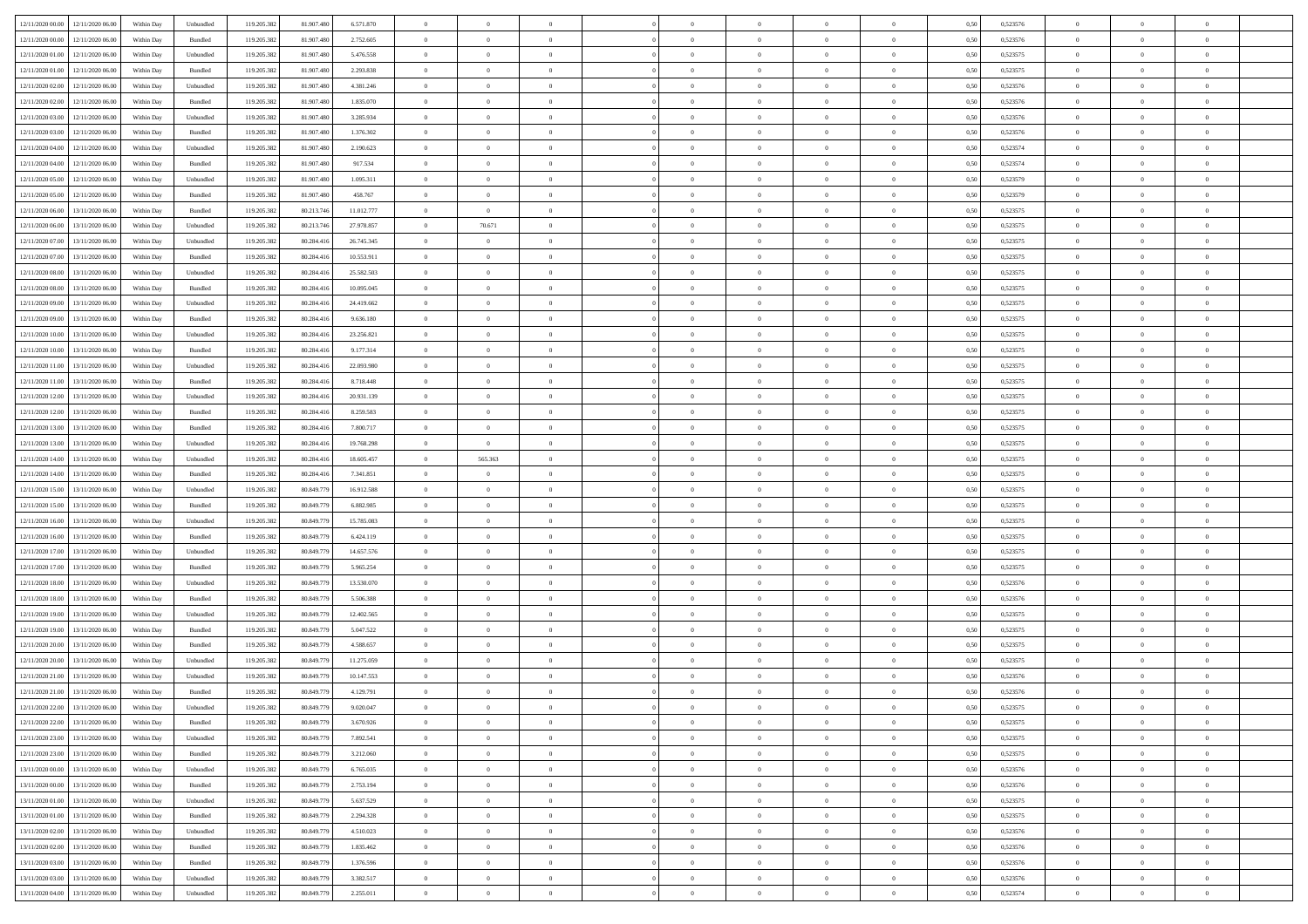| | | | | | | | | | | | | | | | | | | | | |
|---|---|---|---|---|---|---|---|---|---|---|---|---|---|---|---|---|---|---|---|---|
| 12/11/2020 00.00 | 12/11/2020 06.00 | Within Day | Unbundled | 119.205.382 | 81.907.480 | 6.571.870 | 0 | 0 | 0 | | 0 | 0 | 0 | 0 | 0,50 | 0,523576 | 0 | 0 | 0 | |
| 12/11/2020 00.00 | 12/11/2020 06.00 | Within Day | Bundled | 119.205.382 | 81.907.480 | 2.752.605 | 0 | 0 | 0 | | 0 | 0 | 0 | 0 | 0,50 | 0,523576 | 0 | 0 | 0 | |
| 12/11/2020 01.00 | 12/11/2020 06.00 | Within Day | Unbundled | 119.205.382 | 81.907.480 | 5.476.558 | 0 | 0 | 0 | | 0 | 0 | 0 | 0 | 0,50 | 0,523575 | 0 | 0 | 0 | |
| 12/11/2020 01.00 | 12/11/2020 06.00 | Within Day | Bundled | 119.205.382 | 81.907.480 | 2.293.838 | 0 | 0 | 0 | | 0 | 0 | 0 | 0 | 0,50 | 0,523575 | 0 | 0 | 0 | |
| 12/11/2020 02.00 | 12/11/2020 06.00 | Within Day | Unbundled | 119.205.382 | 81.907.480 | 4.381.246 | 0 | 0 | 0 | | 0 | 0 | 0 | 0 | 0,50 | 0,523576 | 0 | 0 | 0 | |
| 12/11/2020 02.00 | 12/11/2020 06.00 | Within Day | Bundled | 119.205.382 | 81.907.480 | 1.835.070 | 0 | 0 | 0 | | 0 | 0 | 0 | 0 | 0,50 | 0,523576 | 0 | 0 | 0 | |
| 12/11/2020 03.00 | 12/11/2020 06.00 | Within Day | Unbundled | 119.205.382 | 81.907.480 | 3.285.934 | 0 | 0 | 0 | | 0 | 0 | 0 | 0 | 0,50 | 0,523576 | 0 | 0 | 0 | |
| 12/11/2020 03.00 | 12/11/2020 06.00 | Within Day | Bundled | 119.205.382 | 81.907.480 | 1.376.302 | 0 | 0 | 0 | | 0 | 0 | 0 | 0 | 0,50 | 0,523576 | 0 | 0 | 0 | |
| 12/11/2020 04.00 | 12/11/2020 06.00 | Within Day | Unbundled | 119.205.382 | 81.907.480 | 2.190.623 | 0 | 0 | 0 | | 0 | 0 | 0 | 0 | 0,50 | 0,523574 | 0 | 0 | 0 | |
| 12/11/2020 04.00 | 12/11/2020 06.00 | Within Day | Bundled | 119.205.382 | 81.907.480 | 917.534 | 0 | 0 | 0 | | 0 | 0 | 0 | 0 | 0,50 | 0,523574 | 0 | 0 | 0 | |
| 12/11/2020 05.00 | 12/11/2020 06.00 | Within Day | Unbundled | 119.205.382 | 81.907.480 | 1.095.311 | 0 | 0 | 0 | | 0 | 0 | 0 | 0 | 0,50 | 0,523579 | 0 | 0 | 0 | |
| 12/11/2020 05.00 | 12/11/2020 06.00 | Within Day | Bundled | 119.205.382 | 81.907.480 | 458.767 | 0 | 0 | 0 | | 0 | 0 | 0 | 0 | 0,50 | 0,523579 | 0 | 0 | 0 | |
| 12/11/2020 06.00 | 13/11/2020 06.00 | Within Day | Bundled | 119.205.382 | 80.213.746 | 11.012.777 | 0 | 0 | 0 | | 0 | 0 | 0 | 0 | 0,50 | 0,523575 | 0 | 0 | 0 | |
| 12/11/2020 06.00 | 13/11/2020 06.00 | Within Day | Unbundled | 119.205.382 | 80.213.746 | 27.978.857 | 0 | 70.671 | 0 | | 0 | 0 | 0 | 0 | 0,50 | 0,523575 | 0 | 0 | 0 | |
| 12/11/2020 07.00 | 13/11/2020 06.00 | Within Day | Unbundled | 119.205.382 | 80.284.416 | 26.745.345 | 0 | 0 | 0 | | 0 | 0 | 0 | 0 | 0,50 | 0,523575 | 0 | 0 | 0 | |
| 12/11/2020 07.00 | 13/11/2020 06.00 | Within Day | Bundled | 119.205.382 | 80.284.416 | 10.553.911 | 0 | 0 | 0 | | 0 | 0 | 0 | 0 | 0,50 | 0,523575 | 0 | 0 | 0 | |
| 12/11/2020 08.00 | 13/11/2020 06.00 | Within Day | Unbundled | 119.205.382 | 80.284.416 | 25.582.503 | 0 | 0 | 0 | | 0 | 0 | 0 | 0 | 0,50 | 0,523575 | 0 | 0 | 0 | |
| 12/11/2020 08.00 | 13/11/2020 06.00 | Within Day | Bundled | 119.205.382 | 80.284.416 | 10.095.045 | 0 | 0 | 0 | | 0 | 0 | 0 | 0 | 0,50 | 0,523575 | 0 | 0 | 0 | |
| 12/11/2020 09.00 | 13/11/2020 06.00 | Within Day | Unbundled | 119.205.382 | 80.284.416 | 24.419.662 | 0 | 0 | 0 | | 0 | 0 | 0 | 0 | 0,50 | 0,523575 | 0 | 0 | 0 | |
| 12/11/2020 09.00 | 13/11/2020 06.00 | Within Day | Bundled | 119.205.382 | 80.284.416 | 9.636.180 | 0 | 0 | 0 | | 0 | 0 | 0 | 0 | 0,50 | 0,523575 | 0 | 0 | 0 | |
| 12/11/2020 10.00 | 13/11/2020 06.00 | Within Day | Unbundled | 119.205.382 | 80.284.416 | 23.256.821 | 0 | 0 | 0 | | 0 | 0 | 0 | 0 | 0,50 | 0,523575 | 0 | 0 | 0 | |
| 12/11/2020 10.00 | 13/11/2020 06.00 | Within Day | Bundled | 119.205.382 | 80.284.416 | 9.177.314 | 0 | 0 | 0 | | 0 | 0 | 0 | 0 | 0,50 | 0,523575 | 0 | 0 | 0 | |
| 12/11/2020 11.00 | 13/11/2020 06.00 | Within Day | Unbundled | 119.205.382 | 80.284.416 | 22.093.980 | 0 | 0 | 0 | | 0 | 0 | 0 | 0 | 0,50 | 0,523575 | 0 | 0 | 0 | |
| 12/11/2020 11.00 | 13/11/2020 06.00 | Within Day | Bundled | 119.205.382 | 80.284.416 | 8.718.448 | 0 | 0 | 0 | | 0 | 0 | 0 | 0 | 0,50 | 0,523575 | 0 | 0 | 0 | |
| 12/11/2020 12.00 | 13/11/2020 06.00 | Within Day | Unbundled | 119.205.382 | 80.284.416 | 20.931.139 | 0 | 0 | 0 | | 0 | 0 | 0 | 0 | 0,50 | 0,523575 | 0 | 0 | 0 | |
| 12/11/2020 12.00 | 13/11/2020 06.00 | Within Day | Bundled | 119.205.382 | 80.284.416 | 8.259.583 | 0 | 0 | 0 | | 0 | 0 | 0 | 0 | 0,50 | 0,523575 | 0 | 0 | 0 | |
| 12/11/2020 13.00 | 13/11/2020 06.00 | Within Day | Bundled | 119.205.382 | 80.284.416 | 7.800.717 | 0 | 0 | 0 | | 0 | 0 | 0 | 0 | 0,50 | 0,523575 | 0 | 0 | 0 | |
| 12/11/2020 13.00 | 13/11/2020 06.00 | Within Day | Unbundled | 119.205.382 | 80.284.416 | 19.768.298 | 0 | 0 | 0 | | 0 | 0 | 0 | 0 | 0,50 | 0,523575 | 0 | 0 | 0 | |
| 12/11/2020 14.00 | 13/11/2020 06.00 | Within Day | Unbundled | 119.205.382 | 80.284.416 | 18.605.457 | 0 | 565.363 | 0 | | 0 | 0 | 0 | 0 | 0,50 | 0,523575 | 0 | 0 | 0 | |
| 12/11/2020 14.00 | 13/11/2020 06.00 | Within Day | Bundled | 119.205.382 | 80.284.416 | 7.341.851 | 0 | 0 | 0 | | 0 | 0 | 0 | 0 | 0,50 | 0,523575 | 0 | 0 | 0 | |
| 12/11/2020 15.00 | 13/11/2020 06.00 | Within Day | Unbundled | 119.205.382 | 80.849.779 | 16.912.588 | 0 | 0 | 0 | | 0 | 0 | 0 | 0 | 0,50 | 0,523575 | 0 | 0 | 0 | |
| 12/11/2020 15.00 | 13/11/2020 06.00 | Within Day | Bundled | 119.205.382 | 80.849.779 | 6.882.985 | 0 | 0 | 0 | | 0 | 0 | 0 | 0 | 0,50 | 0,523575 | 0 | 0 | 0 | |
| 12/11/2020 16.00 | 13/11/2020 06.00 | Within Day | Unbundled | 119.205.382 | 80.849.779 | 15.785.083 | 0 | 0 | 0 | | 0 | 0 | 0 | 0 | 0,50 | 0,523575 | 0 | 0 | 0 | |
| 12/11/2020 16.00 | 13/11/2020 06.00 | Within Day | Bundled | 119.205.382 | 80.849.779 | 6.424.119 | 0 | 0 | 0 | | 0 | 0 | 0 | 0 | 0,50 | 0,523575 | 0 | 0 | 0 | |
| 12/11/2020 17.00 | 13/11/2020 06.00 | Within Day | Unbundled | 119.205.382 | 80.849.779 | 14.657.576 | 0 | 0 | 0 | | 0 | 0 | 0 | 0 | 0,50 | 0,523575 | 0 | 0 | 0 | |
| 12/11/2020 17.00 | 13/11/2020 06.00 | Within Day | Bundled | 119.205.382 | 80.849.779 | 5.965.254 | 0 | 0 | 0 | | 0 | 0 | 0 | 0 | 0,50 | 0,523575 | 0 | 0 | 0 | |
| 12/11/2020 18.00 | 13/11/2020 06.00 | Within Day | Unbundled | 119.205.382 | 80.849.779 | 13.530.070 | 0 | 0 | 0 | | 0 | 0 | 0 | 0 | 0,50 | 0,523576 | 0 | 0 | 0 | |
| 12/11/2020 18.00 | 13/11/2020 06.00 | Within Day | Bundled | 119.205.382 | 80.849.779 | 5.506.388 | 0 | 0 | 0 | | 0 | 0 | 0 | 0 | 0,50 | 0,523576 | 0 | 0 | 0 | |
| 12/11/2020 19.00 | 13/11/2020 06.00 | Within Day | Unbundled | 119.205.382 | 80.849.779 | 12.402.565 | 0 | 0 | 0 | | 0 | 0 | 0 | 0 | 0,50 | 0,523575 | 0 | 0 | 0 | |
| 12/11/2020 19.00 | 13/11/2020 06.00 | Within Day | Bundled | 119.205.382 | 80.849.779 | 5.047.522 | 0 | 0 | 0 | | 0 | 0 | 0 | 0 | 0,50 | 0,523575 | 0 | 0 | 0 | |
| 12/11/2020 20.00 | 13/11/2020 06.00 | Within Day | Bundled | 119.205.382 | 80.849.779 | 4.588.657 | 0 | 0 | 0 | | 0 | 0 | 0 | 0 | 0,50 | 0,523575 | 0 | 0 | 0 | |
| 12/11/2020 20.00 | 13/11/2020 06.00 | Within Day | Unbundled | 119.205.382 | 80.849.779 | 11.275.059 | 0 | 0 | 0 | | 0 | 0 | 0 | 0 | 0,50 | 0,523575 | 0 | 0 | 0 | |
| 12/11/2020 21.00 | 13/11/2020 06.00 | Within Day | Unbundled | 119.205.382 | 80.849.779 | 10.147.553 | 0 | 0 | 0 | | 0 | 0 | 0 | 0 | 0,50 | 0,523576 | 0 | 0 | 0 | |
| 12/11/2020 21.00 | 13/11/2020 06.00 | Within Day | Bundled | 119.205.382 | 80.849.779 | 4.129.791 | 0 | 0 | 0 | | 0 | 0 | 0 | 0 | 0,50 | 0,523576 | 0 | 0 | 0 | |
| 12/11/2020 22.00 | 13/11/2020 06.00 | Within Day | Unbundled | 119.205.382 | 80.849.779 | 9.020.047 | 0 | 0 | 0 | | 0 | 0 | 0 | 0 | 0,50 | 0,523575 | 0 | 0 | 0 | |
| 12/11/2020 22.00 | 13/11/2020 06.00 | Within Day | Bundled | 119.205.382 | 80.849.779 | 3.670.926 | 0 | 0 | 0 | | 0 | 0 | 0 | 0 | 0,50 | 0,523575 | 0 | 0 | 0 | |
| 12/11/2020 23.00 | 13/11/2020 06.00 | Within Day | Unbundled | 119.205.382 | 80.849.779 | 7.892.541 | 0 | 0 | 0 | | 0 | 0 | 0 | 0 | 0,50 | 0,523575 | 0 | 0 | 0 | |
| 12/11/2020 23.00 | 13/11/2020 06.00 | Within Day | Bundled | 119.205.382 | 80.849.779 | 3.212.060 | 0 | 0 | 0 | | 0 | 0 | 0 | 0 | 0,50 | 0,523575 | 0 | 0 | 0 | |
| 13/11/2020 00.00 | 13/11/2020 06.00 | Within Day | Unbundled | 119.205.382 | 80.849.779 | 6.765.035 | 0 | 0 | 0 | | 0 | 0 | 0 | 0 | 0,50 | 0,523576 | 0 | 0 | 0 | |
| 13/11/2020 00.00 | 13/11/2020 06.00 | Within Day | Bundled | 119.205.382 | 80.849.779 | 2.753.194 | 0 | 0 | 0 | | 0 | 0 | 0 | 0 | 0,50 | 0,523576 | 0 | 0 | 0 | |
| 13/11/2020 01.00 | 13/11/2020 06.00 | Within Day | Unbundled | 119.205.382 | 80.849.779 | 5.637.529 | 0 | 0 | 0 | | 0 | 0 | 0 | 0 | 0,50 | 0,523575 | 0 | 0 | 0 | |
| 13/11/2020 01.00 | 13/11/2020 06.00 | Within Day | Bundled | 119.205.382 | 80.849.779 | 2.294.328 | 0 | 0 | 0 | | 0 | 0 | 0 | 0 | 0,50 | 0,523575 | 0 | 0 | 0 | |
| 13/11/2020 02.00 | 13/11/2020 06.00 | Within Day | Unbundled | 119.205.382 | 80.849.779 | 4.510.023 | 0 | 0 | 0 | | 0 | 0 | 0 | 0 | 0,50 | 0,523576 | 0 | 0 | 0 | |
| 13/11/2020 02.00 | 13/11/2020 06.00 | Within Day | Bundled | 119.205.382 | 80.849.779 | 1.835.462 | 0 | 0 | 0 | | 0 | 0 | 0 | 0 | 0,50 | 0,523576 | 0 | 0 | 0 | |
| 13/11/2020 03.00 | 13/11/2020 06.00 | Within Day | Bundled | 119.205.382 | 80.849.779 | 1.376.596 | 0 | 0 | 0 | | 0 | 0 | 0 | 0 | 0,50 | 0,523576 | 0 | 0 | 0 | |
| 13/11/2020 03.00 | 13/11/2020 06.00 | Within Day | Unbundled | 119.205.382 | 80.849.779 | 3.382.517 | 0 | 0 | 0 | | 0 | 0 | 0 | 0 | 0,50 | 0,523576 | 0 | 0 | 0 | |
| 13/11/2020 04.00 | 13/11/2020 06.00 | Within Day | Unbundled | 119.205.382 | 80.849.779 | 2.255.011 | 0 | 0 | 0 | | 0 | 0 | 0 | 0 | 0,50 | 0,523574 | 0 | 0 | 0 | |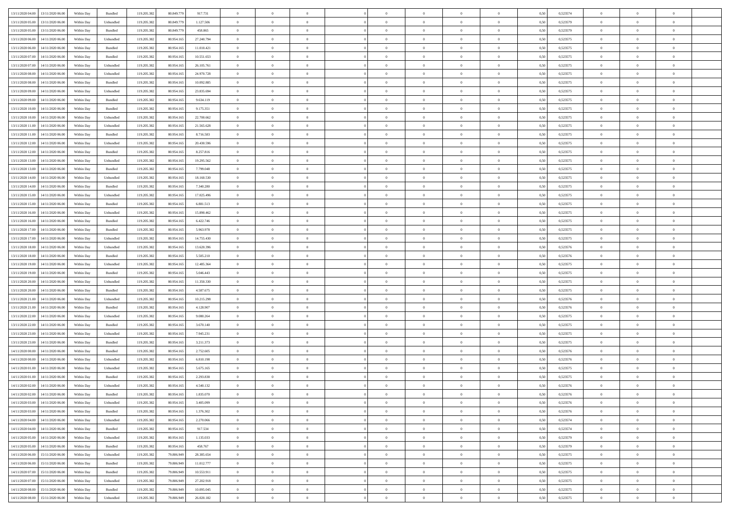| | | | | | | | | | | | | | | | | | | | | | |
|---|---|---|---|---|---|---|---|---|---|---|---|---|---|---|---|---|---|---|---|---|---|
| 13/11/2020 04.00 | 13/11/2020 06.00 | Within Day | Bundled | 119.205.382 | 80.849.779 | 917.731 | 0 | 0 | 0 | | 0 | 0 | 0 | 0 | 0,50 | 0,523574 | 0 | 0 | 0 | |
| 13/11/2020 05.00 | 13/11/2020 06.00 | Within Day | Unbundled | 119.205.382 | 80.849.779 | 1.127.506 | 0 | 0 | 0 | | 0 | 0 | 0 | 0 | 0,50 | 0,523579 | 0 | 0 | 0 | |
| 13/11/2020 05.00 | 13/11/2020 06.00 | Within Day | Bundled | 119.205.382 | 80.849.779 | 458.865 | 0 | 0 | 0 | | 0 | 0 | 0 | 0 | 0,50 | 0,523579 | 0 | 0 | 0 | |
| 13/11/2020 06.00 | 14/11/2020 06.00 | Within Day | Unbundled | 119.205.382 | 80.954.165 | 27.240.794 | 0 | 0 | 0 | | 0 | 0 | 0 | 0 | 0,50 | 0,523575 | 0 | 0 | 0 | |
| 13/11/2020 06.00 | 14/11/2020 06.00 | Within Day | Bundled | 119.205.382 | 80.954.165 | 11.010.421 | 0 | 0 | 0 | | 0 | 0 | 0 | 0 | 0,50 | 0,523575 | 0 | 0 | 0 | |
| 13/11/2020 07.00 | 14/11/2020 06.00 | Within Day | Bundled | 119.205.382 | 80.954.165 | 10.551.653 | 0 | 0 | 0 | | 0 | 0 | 0 | 0 | 0,50 | 0,523575 | 0 | 0 | 0 | |
| 13/11/2020 07.00 | 14/11/2020 06.00 | Within Day | Unbundled | 119.205.382 | 80.954.165 | 26.105.761 | 0 | 0 | 0 | | 0 | 0 | 0 | 0 | 0,50 | 0,523575 | 0 | 0 | 0 | |
| 13/11/2020 08.00 | 14/11/2020 06.00 | Within Day | Unbundled | 119.205.382 | 80.954.165 | 24.970.728 | 0 | 0 | 0 | | 0 | 0 | 0 | 0 | 0,50 | 0,523575 | 0 | 0 | 0 | |
| 13/11/2020 08.00 | 14/11/2020 06.00 | Within Day | Bundled | 119.205.382 | 80.954.165 | 10.092.885 | 0 | 0 | 0 | | 0 | 0 | 0 | 0 | 0,50 | 0,523575 | 0 | 0 | 0 | |
| 13/11/2020 09.00 | 14/11/2020 06.00 | Within Day | Unbundled | 119.205.382 | 80.954.165 | 23.835.694 | 0 | 0 | 0 | | 0 | 0 | 0 | 0 | 0,50 | 0,523575 | 0 | 0 | 0 | |
| 13/11/2020 09.00 | 14/11/2020 06.00 | Within Day | Bundled | 119.205.382 | 80.954.165 | 9.634.119 | 0 | 0 | 0 | | 0 | 0 | 0 | 0 | 0,50 | 0,523575 | 0 | 0 | 0 | |
| 13/11/2020 10.00 | 14/11/2020 06.00 | Within Day | Bundled | 119.205.382 | 80.954.165 | 9.175.351 | 0 | 0 | 0 | | 0 | 0 | 0 | 0 | 0,50 | 0,523575 | 0 | 0 | 0 | |
| 13/11/2020 10.00 | 14/11/2020 06.00 | Within Day | Unbundled | 119.205.382 | 80.954.165 | 22.700.662 | 0 | 0 | 0 | | 0 | 0 | 0 | 0 | 0,50 | 0,523575 | 0 | 0 | 0 | |
| 13/11/2020 11.00 | 14/11/2020 06.00 | Within Day | Unbundled | 119.205.382 | 80.954.165 | 21.565.628 | 0 | 0 | 0 | | 0 | 0 | 0 | 0 | 0,50 | 0,523575 | 0 | 0 | 0 | |
| 13/11/2020 11.00 | 14/11/2020 06.00 | Within Day | Bundled | 119.205.382 | 80.954.165 | 8.716.583 | 0 | 0 | 0 | | 0 | 0 | 0 | 0 | 0,50 | 0,523575 | 0 | 0 | 0 | |
| 13/11/2020 12.00 | 14/11/2020 06.00 | Within Day | Unbundled | 119.205.382 | 80.954.165 | 20.430.596 | 0 | 0 | 0 | | 0 | 0 | 0 | 0 | 0,50 | 0,523575 | 0 | 0 | 0 | |
| 13/11/2020 12.00 | 14/11/2020 06.00 | Within Day | Bundled | 119.205.382 | 80.954.165 | 8.257.816 | 0 | 0 | 0 | | 0 | 0 | 0 | 0 | 0,50 | 0,523575 | 0 | 0 | 0 | |
| 13/11/2020 13.00 | 14/11/2020 06.00 | Within Day | Unbundled | 119.205.382 | 80.954.165 | 19.295.562 | 0 | 0 | 0 | | 0 | 0 | 0 | 0 | 0,50 | 0,523575 | 0 | 0 | 0 | |
| 13/11/2020 13.00 | 14/11/2020 06.00 | Within Day | Bundled | 119.205.382 | 80.954.165 | 7.799.048 | 0 | 0 | 0 | | 0 | 0 | 0 | 0 | 0,50 | 0,523575 | 0 | 0 | 0 | |
| 13/11/2020 14.00 | 14/11/2020 06.00 | Within Day | Unbundled | 119.205.382 | 80.954.165 | 18.160.530 | 0 | 0 | 0 | | 0 | 0 | 0 | 0 | 0,50 | 0,523575 | 0 | 0 | 0 | |
| 13/11/2020 14.00 | 14/11/2020 06.00 | Within Day | Bundled | 119.205.382 | 80.954.165 | 7.340.280 | 0 | 0 | 0 | | 0 | 0 | 0 | 0 | 0,50 | 0,523575 | 0 | 0 | 0 | |
| 13/11/2020 15.00 | 14/11/2020 06.00 | Within Day | Unbundled | 119.205.382 | 80.954.165 | 17.025.496 | 0 | 0 | 0 | | 0 | 0 | 0 | 0 | 0,50 | 0,523575 | 0 | 0 | 0 | |
| 13/11/2020 15.00 | 14/11/2020 06.00 | Within Day | Bundled | 119.205.382 | 80.954.165 | 6.881.513 | 0 | 0 | 0 | | 0 | 0 | 0 | 0 | 0,50 | 0,523575 | 0 | 0 | 0 | |
| 13/11/2020 16.00 | 14/11/2020 06.00 | Within Day | Unbundled | 119.205.382 | 80.954.165 | 15.890.462 | 0 | 0 | 0 | | 0 | 0 | 0 | 0 | 0,50 | 0,523575 | 0 | 0 | 0 | |
| 13/11/2020 16.00 | 14/11/2020 06.00 | Within Day | Bundled | 119.205.382 | 80.954.165 | 6.422.746 | 0 | 0 | 0 | | 0 | 0 | 0 | 0 | 0,50 | 0,523575 | 0 | 0 | 0 | |
| 13/11/2020 17.00 | 14/11/2020 06.00 | Within Day | Bundled | 119.205.382 | 80.954.165 | 5.963.978 | 0 | 0 | 0 | | 0 | 0 | 0 | 0 | 0,50 | 0,523575 | 0 | 0 | 0 | |
| 13/11/2020 17.00 | 14/11/2020 06.00 | Within Day | Unbundled | 119.205.382 | 80.954.165 | 14.755.430 | 0 | 0 | 0 | | 0 | 0 | 0 | 0 | 0,50 | 0,523575 | 0 | 0 | 0 | |
| 13/11/2020 18.00 | 14/11/2020 06.00 | Within Day | Unbundled | 119.205.382 | 80.954.165 | 13.620.396 | 0 | 0 | 0 | | 0 | 0 | 0 | 0 | 0,50 | 0,523576 | 0 | 0 | 0 | |
| 13/11/2020 18.00 | 14/11/2020 06.00 | Within Day | Bundled | 119.205.382 | 80.954.165 | 5.505.210 | 0 | 0 | 0 | | 0 | 0 | 0 | 0 | 0,50 | 0,523576 | 0 | 0 | 0 | |
| 13/11/2020 19.00 | 14/11/2020 06.00 | Within Day | Unbundled | 119.205.382 | 80.954.165 | 12.485.364 | 0 | 0 | 0 | | 0 | 0 | 0 | 0 | 0,50 | 0,523575 | 0 | 0 | 0 | |
| 13/11/2020 19.00 | 14/11/2020 06.00 | Within Day | Bundled | 119.205.382 | 80.954.165 | 5.046.443 | 0 | 0 | 0 | | 0 | 0 | 0 | 0 | 0,50 | 0,523575 | 0 | 0 | 0 | |
| 13/11/2020 20.00 | 14/11/2020 06.00 | Within Day | Unbundled | 119.205.382 | 80.954.165 | 11.350.330 | 0 | 0 | 0 | | 0 | 0 | 0 | 0 | 0,50 | 0,523575 | 0 | 0 | 0 | |
| 13/11/2020 20.00 | 14/11/2020 06.00 | Within Day | Bundled | 119.205.382 | 80.954.165 | 4.587.675 | 0 | 0 | 0 | | 0 | 0 | 0 | 0 | 0,50 | 0,523575 | 0 | 0 | 0 | |
| 13/11/2020 21.00 | 14/11/2020 06.00 | Within Day | Unbundled | 119.205.382 | 80.954.165 | 10.215.298 | 0 | 0 | 0 | | 0 | 0 | 0 | 0 | 0,50 | 0,523576 | 0 | 0 | 0 | |
| 13/11/2020 21.00 | 14/11/2020 06.00 | Within Day | Bundled | 119.205.382 | 80.954.165 | 4.128.907 | 0 | 0 | 0 | | 0 | 0 | 0 | 0 | 0,50 | 0,523576 | 0 | 0 | 0 | |
| 13/11/2020 22.00 | 14/11/2020 06.00 | Within Day | Unbundled | 119.205.382 | 80.954.165 | 9.080.264 | 0 | 0 | 0 | | 0 | 0 | 0 | 0 | 0,50 | 0,523575 | 0 | 0 | 0 | |
| 13/11/2020 22.00 | 14/11/2020 06.00 | Within Day | Bundled | 119.205.382 | 80.954.165 | 3.670.140 | 0 | 0 | 0 | | 0 | 0 | 0 | 0 | 0,50 | 0,523575 | 0 | 0 | 0 | |
| 13/11/2020 23.00 | 14/11/2020 06.00 | Within Day | Unbundled | 119.205.382 | 80.954.165 | 7.945.231 | 0 | 0 | 0 | | 0 | 0 | 0 | 0 | 0,50 | 0,523575 | 0 | 0 | 0 | |
| 13/11/2020 23.00 | 14/11/2020 06.00 | Within Day | Bundled | 119.205.382 | 80.954.165 | 3.211.373 | 0 | 0 | 0 | | 0 | 0 | 0 | 0 | 0,50 | 0,523575 | 0 | 0 | 0 | |
| 14/11/2020 00.00 | 14/11/2020 06.00 | Within Day | Bundled | 119.205.382 | 80.954.165 | 2.752.605 | 0 | 0 | 0 | | 0 | 0 | 0 | 0 | 0,50 | 0,523576 | 0 | 0 | 0 | |
| 14/11/2020 00.00 | 14/11/2020 06.00 | Within Day | Unbundled | 119.205.382 | 80.954.165 | 6.810.198 | 0 | 0 | 0 | | 0 | 0 | 0 | 0 | 0,50 | 0,523576 | 0 | 0 | 0 | |
| 14/11/2020 01.00 | 14/11/2020 06.00 | Within Day | Unbundled | 119.205.382 | 80.954.165 | 5.675.165 | 0 | 0 | 0 | | 0 | 0 | 0 | 0 | 0,50 | 0,523575 | 0 | 0 | 0 | |
| 14/11/2020 01.00 | 14/11/2020 06.00 | Within Day | Bundled | 119.205.382 | 80.954.165 | 2.293.838 | 0 | 0 | 0 | | 0 | 0 | 0 | 0 | 0,50 | 0,523575 | 0 | 0 | 0 | |
| 14/11/2020 02.00 | 14/11/2020 06.00 | Within Day | Unbundled | 119.205.382 | 80.954.165 | 4.540.132 | 0 | 0 | 0 | | 0 | 0 | 0 | 0 | 0,50 | 0,523576 | 0 | 0 | 0 | |
| 14/11/2020 02.00 | 14/11/2020 06.00 | Within Day | Bundled | 119.205.382 | 80.954.165 | 1.835.070 | 0 | 0 | 0 | | 0 | 0 | 0 | 0 | 0,50 | 0,523576 | 0 | 0 | 0 | |
| 14/11/2020 03.00 | 14/11/2020 06.00 | Within Day | Unbundled | 119.205.382 | 80.954.165 | 3.405.099 | 0 | 0 | 0 | | 0 | 0 | 0 | 0 | 0,50 | 0,523576 | 0 | 0 | 0 | |
| 14/11/2020 03.00 | 14/11/2020 06.00 | Within Day | Bundled | 119.205.382 | 80.954.165 | 1.376.302 | 0 | 0 | 0 | | 0 | 0 | 0 | 0 | 0,50 | 0,523576 | 0 | 0 | 0 | |
| 14/11/2020 04.00 | 14/11/2020 06.00 | Within Day | Unbundled | 119.205.382 | 80.954.165 | 2.270.066 | 0 | 0 | 0 | | 0 | 0 | 0 | 0 | 0,50 | 0,523574 | 0 | 0 | 0 | |
| 14/11/2020 04.00 | 14/11/2020 06.00 | Within Day | Bundled | 119.205.382 | 80.954.165 | 917.534 | 0 | 0 | 0 | | 0 | 0 | 0 | 0 | 0,50 | 0,523574 | 0 | 0 | 0 | |
| 14/11/2020 05.00 | 14/11/2020 06.00 | Within Day | Unbundled | 119.205.382 | 80.954.165 | 1.135.033 | 0 | 0 | 0 | | 0 | 0 | 0 | 0 | 0,50 | 0,523579 | 0 | 0 | 0 | |
| 14/11/2020 05.00 | 14/11/2020 06.00 | Within Day | Bundled | 119.205.382 | 80.954.165 | 458.767 | 0 | 0 | 0 | | 0 | 0 | 0 | 0 | 0,50 | 0,523579 | 0 | 0 | 0 | |
| 14/11/2020 06.00 | 15/11/2020 06.00 | Within Day | Unbundled | 119.205.382 | 79.806.949 | 28.385.654 | 0 | 0 | 0 | | 0 | 0 | 0 | 0 | 0,50 | 0,523575 | 0 | 0 | 0 | |
| 14/11/2020 06.00 | 15/11/2020 06.00 | Within Day | Bundled | 119.205.382 | 79.806.949 | 11.012.777 | 0 | 0 | 0 | | 0 | 0 | 0 | 0 | 0,50 | 0,523575 | 0 | 0 | 0 | |
| 14/11/2020 07.00 | 15/11/2020 06.00 | Within Day | Bundled | 119.205.382 | 79.806.949 | 10.553.911 | 0 | 0 | 0 | | 0 | 0 | 0 | 0 | 0,50 | 0,523575 | 0 | 0 | 0 | |
| 14/11/2020 07.00 | 15/11/2020 06.00 | Within Day | Unbundled | 119.205.382 | 79.806.949 | 27.202.918 | 0 | 0 | 0 | | 0 | 0 | 0 | 0 | 0,50 | 0,523575 | 0 | 0 | 0 | |
| 14/11/2020 08.00 | 15/11/2020 06.00 | Within Day | Bundled | 119.205.382 | 79.806.949 | 10.095.045 | 0 | 0 | 0 | | 0 | 0 | 0 | 0 | 0,50 | 0,523575 | 0 | 0 | 0 | |
| 14/11/2020 08.00 | 15/11/2020 06.00 | Within Day | Unbundled | 119.205.382 | 79.806.949 | 26.020.182 | 0 | 0 | 0 | | 0 | 0 | 0 | 0 | 0,50 | 0,523575 | 0 | 0 | 0 | |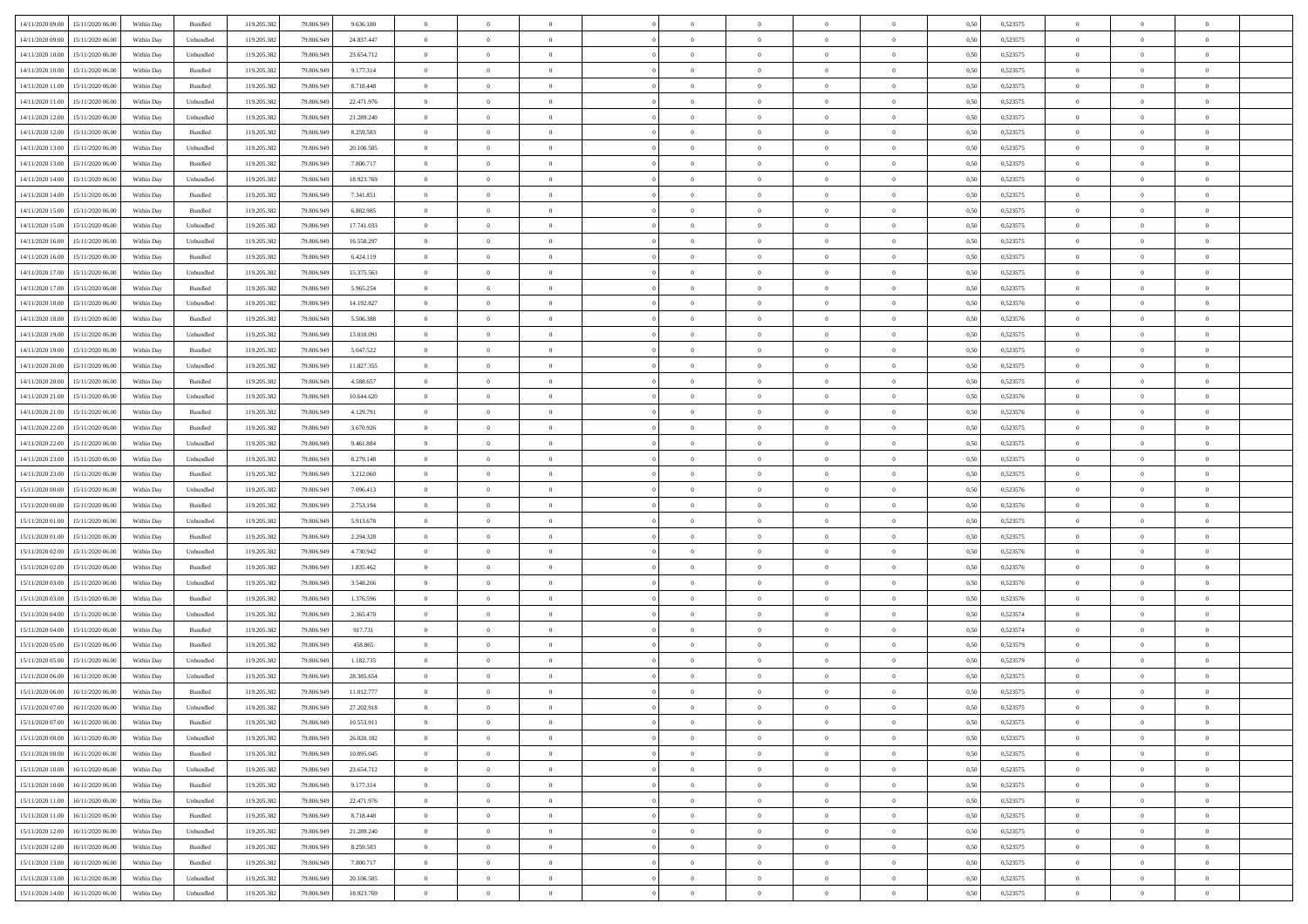| | | | | | | | | | | | | | | | | | | | | | |
|---|---|---|---|---|---|---|---|---|---|---|---|---|---|---|---|---|---|---|---|---|---|
| 14/11/2020 09.00 | 15/11/2020 06.00 | Within Day | Bundled | 119.205.382 | 79.806.949 | 9.636.180 | 0 | 0 | 0 | | 0 | 0 | 0 | 0 | 0,50 | 0,523575 | 0 | 0 | 0 | |
| 14/11/2020 09.00 | 15/11/2020 06.00 | Within Day | Unbundled | 119.205.382 | 79.806.949 | 24.837.447 | 0 | 0 | 0 | | 0 | 0 | 0 | 0 | 0,50 | 0,523575 | 0 | 0 | 0 | |
| 14/11/2020 10.00 | 15/11/2020 06.00 | Within Day | Unbundled | 119.205.382 | 79.806.949 | 23.654.712 | 0 | 0 | 0 | | 0 | 0 | 0 | 0 | 0,50 | 0,523575 | 0 | 0 | 0 | |
| 14/11/2020 10.00 | 15/11/2020 06.00 | Within Day | Bundled | 119.205.382 | 79.806.949 | 9.177.314 | 0 | 0 | 0 | | 0 | 0 | 0 | 0 | 0,50 | 0,523575 | 0 | 0 | 0 | |
| 14/11/2020 11.00 | 15/11/2020 06.00 | Within Day | Bundled | 119.205.382 | 79.806.949 | 8.718.448 | 0 | 0 | 0 | | 0 | 0 | 0 | 0 | 0,50 | 0,523575 | 0 | 0 | 0 | |
| 14/11/2020 11.00 | 15/11/2020 06.00 | Within Day | Unbundled | 119.205.382 | 79.806.949 | 22.471.976 | 0 | 0 | 0 | | 0 | 0 | 0 | 0 | 0,50 | 0,523575 | 0 | 0 | 0 | |
| 14/11/2020 12.00 | 15/11/2020 06.00 | Within Day | Unbundled | 119.205.382 | 79.806.949 | 21.289.240 | 0 | 0 | 0 | | 0 | 0 | 0 | 0 | 0,50 | 0,523575 | 0 | 0 | 0 | |
| 14/11/2020 12.00 | 15/11/2020 06.00 | Within Day | Bundled | 119.205.382 | 79.806.949 | 8.259.583 | 0 | 0 | 0 | | 0 | 0 | 0 | 0 | 0,50 | 0,523575 | 0 | 0 | 0 | |
| 14/11/2020 13.00 | 15/11/2020 06.00 | Within Day | Unbundled | 119.205.382 | 79.806.949 | 20.106.505 | 0 | 0 | 0 | | 0 | 0 | 0 | 0 | 0,50 | 0,523575 | 0 | 0 | 0 | |
| 14/11/2020 13.00 | 15/11/2020 06.00 | Within Day | Bundled | 119.205.382 | 79.806.949 | 7.800.717 | 0 | 0 | 0 | | 0 | 0 | 0 | 0 | 0,50 | 0,523575 | 0 | 0 | 0 | |
| 14/11/2020 14.00 | 15/11/2020 06.00 | Within Day | Unbundled | 119.205.382 | 79.806.949 | 18.923.769 | 0 | 0 | 0 | | 0 | 0 | 0 | 0 | 0,50 | 0,523575 | 0 | 0 | 0 | |
| 14/11/2020 14.00 | 15/11/2020 06.00 | Within Day | Bundled | 119.205.382 | 79.806.949 | 7.341.851 | 0 | 0 | 0 | | 0 | 0 | 0 | 0 | 0,50 | 0,523575 | 0 | 0 | 0 | |
| 14/11/2020 15.00 | 15/11/2020 06.00 | Within Day | Bundled | 119.205.382 | 79.806.949 | 6.882.985 | 0 | 0 | 0 | | 0 | 0 | 0 | 0 | 0,50 | 0,523575 | 0 | 0 | 0 | |
| 14/11/2020 15.00 | 15/11/2020 06.00 | Within Day | Unbundled | 119.205.382 | 79.806.949 | 17.741.033 | 0 | 0 | 0 | | 0 | 0 | 0 | 0 | 0,50 | 0,523575 | 0 | 0 | 0 | |
| 14/11/2020 16.00 | 15/11/2020 06.00 | Within Day | Unbundled | 119.205.382 | 79.806.949 | 16.558.297 | 0 | 0 | 0 | | 0 | 0 | 0 | 0 | 0,50 | 0,523575 | 0 | 0 | 0 | |
| 14/11/2020 16.00 | 15/11/2020 06.00 | Within Day | Bundled | 119.205.382 | 79.806.949 | 6.424.119 | 0 | 0 | 0 | | 0 | 0 | 0 | 0 | 0,50 | 0,523575 | 0 | 0 | 0 | |
| 14/11/2020 17.00 | 15/11/2020 06.00 | Within Day | Unbundled | 119.205.382 | 79.806.949 | 15.375.563 | 0 | 0 | 0 | | 0 | 0 | 0 | 0 | 0,50 | 0,523575 | 0 | 0 | 0 | |
| 14/11/2020 17.00 | 15/11/2020 06.00 | Within Day | Bundled | 119.205.382 | 79.806.949 | 5.965.254 | 0 | 0 | 0 | | 0 | 0 | 0 | 0 | 0,50 | 0,523575 | 0 | 0 | 0 | |
| 14/11/2020 18.00 | 15/11/2020 06.00 | Within Day | Unbundled | 119.205.382 | 79.806.949 | 14.192.827 | 0 | 0 | 0 | | 0 | 0 | 0 | 0 | 0,50 | 0,523576 | 0 | 0 | 0 | |
| 14/11/2020 18.00 | 15/11/2020 06.00 | Within Day | Bundled | 119.205.382 | 79.806.949 | 5.506.388 | 0 | 0 | 0 | | 0 | 0 | 0 | 0 | 0,50 | 0,523576 | 0 | 0 | 0 | |
| 14/11/2020 19.00 | 15/11/2020 06.00 | Within Day | Unbundled | 119.205.382 | 79.806.949 | 13.010.091 | 0 | 0 | 0 | | 0 | 0 | 0 | 0 | 0,50 | 0,523575 | 0 | 0 | 0 | |
| 14/11/2020 19.00 | 15/11/2020 06.00 | Within Day | Bundled | 119.205.382 | 79.806.949 | 5.047.522 | 0 | 0 | 0 | | 0 | 0 | 0 | 0 | 0,50 | 0,523575 | 0 | 0 | 0 | |
| 14/11/2020 20.00 | 15/11/2020 06.00 | Within Day | Unbundled | 119.205.382 | 79.806.949 | 11.827.355 | 0 | 0 | 0 | | 0 | 0 | 0 | 0 | 0,50 | 0,523575 | 0 | 0 | 0 | |
| 14/11/2020 20.00 | 15/11/2020 06.00 | Within Day | Bundled | 119.205.382 | 79.806.949 | 4.588.657 | 0 | 0 | 0 | | 0 | 0 | 0 | 0 | 0,50 | 0,523575 | 0 | 0 | 0 | |
| 14/11/2020 21.00 | 15/11/2020 06.00 | Within Day | Unbundled | 119.205.382 | 79.806.949 | 10.644.620 | 0 | 0 | 0 | | 0 | 0 | 0 | 0 | 0,50 | 0,523576 | 0 | 0 | 0 | |
| 14/11/2020 21.00 | 15/11/2020 06.00 | Within Day | Bundled | 119.205.382 | 79.806.949 | 4.129.791 | 0 | 0 | 0 | | 0 | 0 | 0 | 0 | 0,50 | 0,523576 | 0 | 0 | 0 | |
| 14/11/2020 22.00 | 15/11/2020 06.00 | Within Day | Bundled | 119.205.382 | 79.806.949 | 3.670.926 | 0 | 0 | 0 | | 0 | 0 | 0 | 0 | 0,50 | 0,523575 | 0 | 0 | 0 | |
| 14/11/2020 22.00 | 15/11/2020 06.00 | Within Day | Unbundled | 119.205.382 | 79.806.949 | 9.461.884 | 0 | 0 | 0 | | 0 | 0 | 0 | 0 | 0,50 | 0,523575 | 0 | 0 | 0 | |
| 14/11/2020 23.00 | 15/11/2020 06.00 | Within Day | Unbundled | 119.205.382 | 79.806.949 | 8.279.148 | 0 | 0 | 0 | | 0 | 0 | 0 | 0 | 0,50 | 0,523575 | 0 | 0 | 0 | |
| 14/11/2020 23.00 | 15/11/2020 06.00 | Within Day | Bundled | 119.205.382 | 79.806.949 | 3.212.060 | 0 | 0 | 0 | | 0 | 0 | 0 | 0 | 0,50 | 0,523575 | 0 | 0 | 0 | |
| 15/11/2020 00.00 | 15/11/2020 06.00 | Within Day | Unbundled | 119.205.382 | 79.806.949 | 7.096.413 | 0 | 0 | 0 | | 0 | 0 | 0 | 0 | 0,50 | 0,523576 | 0 | 0 | 0 | |
| 15/11/2020 00.00 | 15/11/2020 06.00 | Within Day | Bundled | 119.205.382 | 79.806.949 | 2.753.194 | 0 | 0 | 0 | | 0 | 0 | 0 | 0 | 0,50 | 0,523576 | 0 | 0 | 0 | |
| 15/11/2020 01.00 | 15/11/2020 06.00 | Within Day | Unbundled | 119.205.382 | 79.806.949 | 5.913.678 | 0 | 0 | 0 | | 0 | 0 | 0 | 0 | 0,50 | 0,523575 | 0 | 0 | 0 | |
| 15/11/2020 01.00 | 15/11/2020 06.00 | Within Day | Bundled | 119.205.382 | 79.806.949 | 2.294.328 | 0 | 0 | 0 | | 0 | 0 | 0 | 0 | 0,50 | 0,523575 | 0 | 0 | 0 | |
| 15/11/2020 02.00 | 15/11/2020 06.00 | Within Day | Unbundled | 119.205.382 | 79.806.949 | 4.730.942 | 0 | 0 | 0 | | 0 | 0 | 0 | 0 | 0,50 | 0,523576 | 0 | 0 | 0 | |
| 15/11/2020 02.00 | 15/11/2020 06.00 | Within Day | Bundled | 119.205.382 | 79.806.949 | 1.835.462 | 0 | 0 | 0 | | 0 | 0 | 0 | 0 | 0,50 | 0,523576 | 0 | 0 | 0 | |
| 15/11/2020 03.00 | 15/11/2020 06.00 | Within Day | Unbundled | 119.205.382 | 79.806.949 | 3.548.206 | 0 | 0 | 0 | | 0 | 0 | 0 | 0 | 0,50 | 0,523576 | 0 | 0 | 0 | |
| 15/11/2020 03.00 | 15/11/2020 06.00 | Within Day | Bundled | 119.205.382 | 79.806.949 | 1.376.596 | 0 | 0 | 0 | | 0 | 0 | 0 | 0 | 0,50 | 0,523576 | 0 | 0 | 0 | |
| 15/11/2020 04.00 | 15/11/2020 06.00 | Within Day | Unbundled | 119.205.382 | 79.806.949 | 2.365.470 | 0 | 0 | 0 | | 0 | 0 | 0 | 0 | 0,50 | 0,523574 | 0 | 0 | 0 | |
| 15/11/2020 04.00 | 15/11/2020 06.00 | Within Day | Bundled | 119.205.382 | 79.806.949 | 917.731 | 0 | 0 | 0 | | 0 | 0 | 0 | 0 | 0,50 | 0,523574 | 0 | 0 | 0 | |
| 15/11/2020 05.00 | 15/11/2020 06.00 | Within Day | Bundled | 119.205.382 | 79.806.949 | 458.865 | 0 | 0 | 0 | | 0 | 0 | 0 | 0 | 0,50 | 0,523579 | 0 | 0 | 0 | |
| 15/11/2020 05.00 | 15/11/2020 06.00 | Within Day | Unbundled | 119.205.382 | 79.806.949 | 1.182.735 | 0 | 0 | 0 | | 0 | 0 | 0 | 0 | 0,50 | 0,523579 | 0 | 0 | 0 | |
| 15/11/2020 06.00 | 16/11/2020 06.00 | Within Day | Unbundled | 119.205.382 | 79.806.949 | 28.385.654 | 0 | 0 | 0 | | 0 | 0 | 0 | 0 | 0,50 | 0,523575 | 0 | 0 | 0 | |
| 15/11/2020 06.00 | 16/11/2020 06.00 | Within Day | Bundled | 119.205.382 | 79.806.949 | 11.012.777 | 0 | 0 | 0 | | 0 | 0 | 0 | 0 | 0,50 | 0,523575 | 0 | 0 | 0 | |
| 15/11/2020 07.00 | 16/11/2020 06.00 | Within Day | Unbundled | 119.205.382 | 79.806.949 | 27.202.918 | 0 | 0 | 0 | | 0 | 0 | 0 | 0 | 0,50 | 0,523575 | 0 | 0 | 0 | |
| 15/11/2020 07.00 | 16/11/2020 06.00 | Within Day | Bundled | 119.205.382 | 79.806.949 | 10.553.911 | 0 | 0 | 0 | | 0 | 0 | 0 | 0 | 0,50 | 0,523575 | 0 | 0 | 0 | |
| 15/11/2020 08.00 | 16/11/2020 06.00 | Within Day | Unbundled | 119.205.382 | 79.806.949 | 26.020.182 | 0 | 0 | 0 | | 0 | 0 | 0 | 0 | 0,50 | 0,523575 | 0 | 0 | 0 | |
| 15/11/2020 08.00 | 16/11/2020 06.00 | Within Day | Bundled | 119.205.382 | 79.806.949 | 10.095.045 | 0 | 0 | 0 | | 0 | 0 | 0 | 0 | 0,50 | 0,523575 | 0 | 0 | 0 | |
| 15/11/2020 10.00 | 16/11/2020 06.00 | Within Day | Unbundled | 119.205.382 | 79.806.949 | 23.654.712 | 0 | 0 | 0 | | 0 | 0 | 0 | 0 | 0,50 | 0,523575 | 0 | 0 | 0 | |
| 15/11/2020 10.00 | 16/11/2020 06.00 | Within Day | Bundled | 119.205.382 | 79.806.949 | 9.177.314 | 0 | 0 | 0 | | 0 | 0 | 0 | 0 | 0,50 | 0,523575 | 0 | 0 | 0 | |
| 15/11/2020 11.00 | 16/11/2020 06.00 | Within Day | Unbundled | 119.205.382 | 79.806.949 | 22.471.976 | 0 | 0 | 0 | | 0 | 0 | 0 | 0 | 0,50 | 0,523575 | 0 | 0 | 0 | |
| 15/11/2020 11.00 | 16/11/2020 06.00 | Within Day | Bundled | 119.205.382 | 79.806.949 | 8.718.448 | 0 | 0 | 0 | | 0 | 0 | 0 | 0 | 0,50 | 0,523575 | 0 | 0 | 0 | |
| 15/11/2020 12.00 | 16/11/2020 06.00 | Within Day | Unbundled | 119.205.382 | 79.806.949 | 21.289.240 | 0 | 0 | 0 | | 0 | 0 | 0 | 0 | 0,50 | 0,523575 | 0 | 0 | 0 | |
| 15/11/2020 12.00 | 16/11/2020 06.00 | Within Day | Bundled | 119.205.382 | 79.806.949 | 8.259.583 | 0 | 0 | 0 | | 0 | 0 | 0 | 0 | 0,50 | 0,523575 | 0 | 0 | 0 | |
| 15/11/2020 13.00 | 16/11/2020 06.00 | Within Day | Bundled | 119.205.382 | 79.806.949 | 7.800.717 | 0 | 0 | 0 | | 0 | 0 | 0 | 0 | 0,50 | 0,523575 | 0 | 0 | 0 | |
| 15/11/2020 13.00 | 16/11/2020 06.00 | Within Day | Unbundled | 119.205.382 | 79.806.949 | 20.106.505 | 0 | 0 | 0 | | 0 | 0 | 0 | 0 | 0,50 | 0,523575 | 0 | 0 | 0 | |
| 15/11/2020 14.00 | 16/11/2020 06.00 | Within Day | Unbundled | 119.205.382 | 79.806.949 | 18.923.769 | 0 | 0 | 0 | | 0 | 0 | 0 | 0 | 0,50 | 0,523575 | 0 | 0 | 0 | |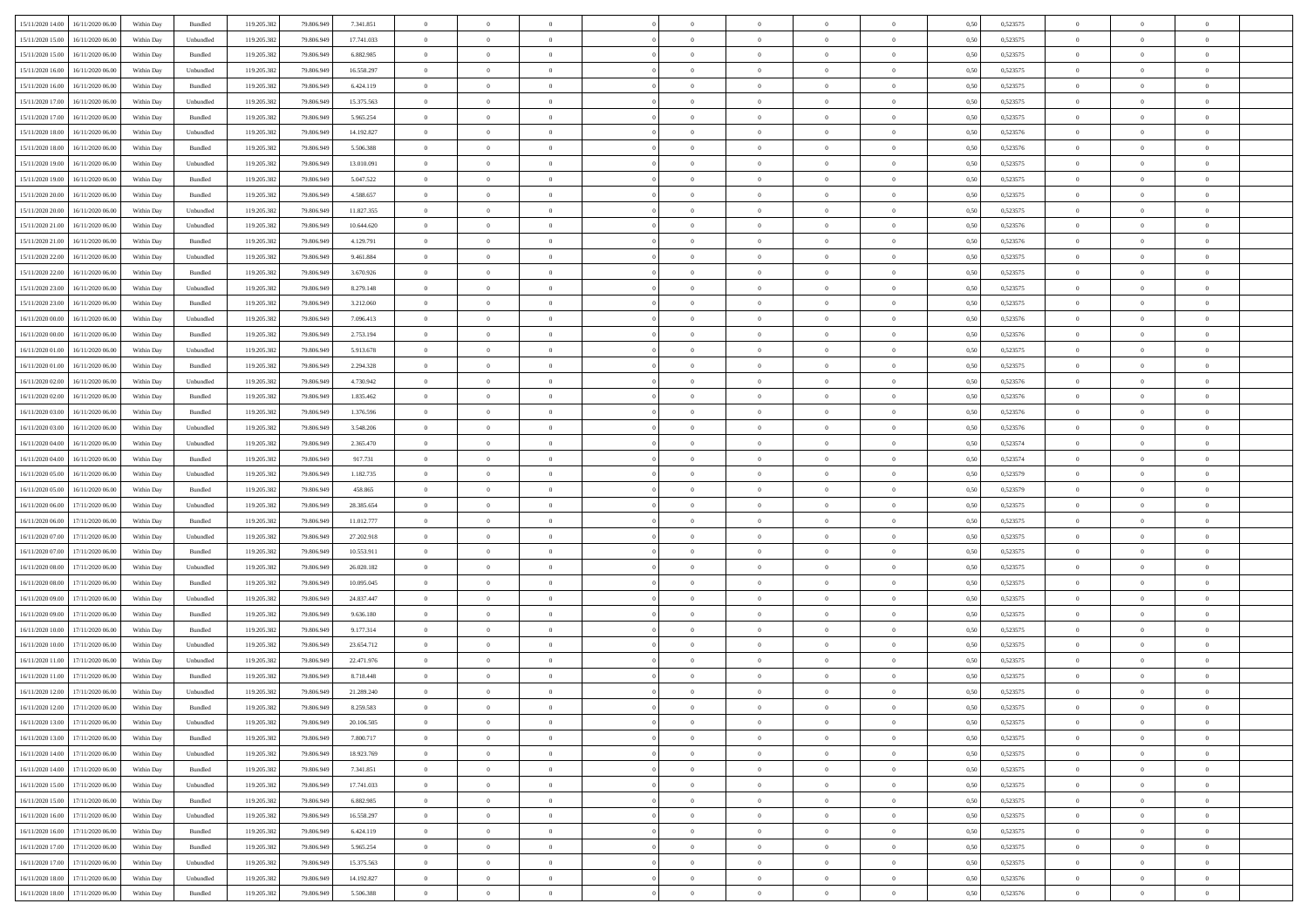| | | | | | | | | | | | | | | | | | | | | |
|---|---|---|---|---|---|---|---|---|---|---|---|---|---|---|---|---|---|---|---|---|
| 15/11/2020 14.00 | 16/11/2020 06.00 | Within Day | Bundled | 119.205.382 | 79.806.949 | 7.341.851 | 0 | 0 | 0 | | 0 | 0 | 0 | 0 | 0,50 | 0,523575 | 0 | 0 | 0 | |
| 15/11/2020 15.00 | 16/11/2020 06.00 | Within Day | Unbundled | 119.205.382 | 79.806.949 | 17.741.033 | 0 | 0 | 0 | | 0 | 0 | 0 | 0 | 0,50 | 0,523575 | 0 | 0 | 0 | |
| 15/11/2020 15.00 | 16/11/2020 06.00 | Within Day | Bundled | 119.205.382 | 79.806.949 | 6.882.985 | 0 | 0 | 0 | | 0 | 0 | 0 | 0 | 0,50 | 0,523575 | 0 | 0 | 0 | |
| 15/11/2020 16.00 | 16/11/2020 06.00 | Within Day | Unbundled | 119.205.382 | 79.806.949 | 16.558.297 | 0 | 0 | 0 | | 0 | 0 | 0 | 0 | 0,50 | 0,523575 | 0 | 0 | 0 | |
| 15/11/2020 16.00 | 16/11/2020 06.00 | Within Day | Bundled | 119.205.382 | 79.806.949 | 6.424.119 | 0 | 0 | 0 | | 0 | 0 | 0 | 0 | 0,50 | 0,523575 | 0 | 0 | 0 | |
| 15/11/2020 17.00 | 16/11/2020 06.00 | Within Day | Unbundled | 119.205.382 | 79.806.949 | 15.375.563 | 0 | 0 | 0 | | 0 | 0 | 0 | 0 | 0,50 | 0,523575 | 0 | 0 | 0 | |
| 15/11/2020 17.00 | 16/11/2020 06.00 | Within Day | Bundled | 119.205.382 | 79.806.949 | 5.965.254 | 0 | 0 | 0 | | 0 | 0 | 0 | 0 | 0,50 | 0,523575 | 0 | 0 | 0 | |
| 15/11/2020 18.00 | 16/11/2020 06.00 | Within Day | Unbundled | 119.205.382 | 79.806.949 | 14.192.827 | 0 | 0 | 0 | | 0 | 0 | 0 | 0 | 0,50 | 0,523576 | 0 | 0 | 0 | |
| 15/11/2020 18.00 | 16/11/2020 06.00 | Within Day | Bundled | 119.205.382 | 79.806.949 | 5.506.388 | 0 | 0 | 0 | | 0 | 0 | 0 | 0 | 0,50 | 0,523576 | 0 | 0 | 0 | |
| 15/11/2020 19.00 | 16/11/2020 06.00 | Within Day | Unbundled | 119.205.382 | 79.806.949 | 13.010.091 | 0 | 0 | 0 | | 0 | 0 | 0 | 0 | 0,50 | 0,523575 | 0 | 0 | 0 | |
| 15/11/2020 19.00 | 16/11/2020 06.00 | Within Day | Bundled | 119.205.382 | 79.806.949 | 5.047.522 | 0 | 0 | 0 | | 0 | 0 | 0 | 0 | 0,50 | 0,523575 | 0 | 0 | 0 | |
| 15/11/2020 20.00 | 16/11/2020 06.00 | Within Day | Bundled | 119.205.382 | 79.806.949 | 4.588.657 | 0 | 0 | 0 | | 0 | 0 | 0 | 0 | 0,50 | 0,523575 | 0 | 0 | 0 | |
| 15/11/2020 20.00 | 16/11/2020 06.00 | Within Day | Unbundled | 119.205.382 | 79.806.949 | 11.827.355 | 0 | 0 | 0 | | 0 | 0 | 0 | 0 | 0,50 | 0,523575 | 0 | 0 | 0 | |
| 15/11/2020 21.00 | 16/11/2020 06.00 | Within Day | Unbundled | 119.205.382 | 79.806.949 | 10.644.620 | 0 | 0 | 0 | | 0 | 0 | 0 | 0 | 0,50 | 0,523576 | 0 | 0 | 0 | |
| 15/11/2020 21.00 | 16/11/2020 06.00 | Within Day | Bundled | 119.205.382 | 79.806.949 | 4.129.791 | 0 | 0 | 0 | | 0 | 0 | 0 | 0 | 0,50 | 0,523576 | 0 | 0 | 0 | |
| 15/11/2020 22.00 | 16/11/2020 06.00 | Within Day | Unbundled | 119.205.382 | 79.806.949 | 9.461.884 | 0 | 0 | 0 | | 0 | 0 | 0 | 0 | 0,50 | 0,523575 | 0 | 0 | 0 | |
| 15/11/2020 22.00 | 16/11/2020 06.00 | Within Day | Bundled | 119.205.382 | 79.806.949 | 3.670.926 | 0 | 0 | 0 | | 0 | 0 | 0 | 0 | 0,50 | 0,523575 | 0 | 0 | 0 | |
| 15/11/2020 23.00 | 16/11/2020 06.00 | Within Day | Unbundled | 119.205.382 | 79.806.949 | 8.279.148 | 0 | 0 | 0 | | 0 | 0 | 0 | 0 | 0,50 | 0,523575 | 0 | 0 | 0 | |
| 15/11/2020 23.00 | 16/11/2020 06.00 | Within Day | Bundled | 119.205.382 | 79.806.949 | 3.212.060 | 0 | 0 | 0 | | 0 | 0 | 0 | 0 | 0,50 | 0,523575 | 0 | 0 | 0 | |
| 16/11/2020 00.00 | 16/11/2020 06.00 | Within Day | Unbundled | 119.205.382 | 79.806.949 | 7.096.413 | 0 | 0 | 0 | | 0 | 0 | 0 | 0 | 0,50 | 0,523576 | 0 | 0 | 0 | |
| 16/11/2020 00.00 | 16/11/2020 06.00 | Within Day | Bundled | 119.205.382 | 79.806.949 | 2.753.194 | 0 | 0 | 0 | | 0 | 0 | 0 | 0 | 0,50 | 0,523576 | 0 | 0 | 0 | |
| 16/11/2020 01.00 | 16/11/2020 06.00 | Within Day | Unbundled | 119.205.382 | 79.806.949 | 5.913.678 | 0 | 0 | 0 | | 0 | 0 | 0 | 0 | 0,50 | 0,523575 | 0 | 0 | 0 | |
| 16/11/2020 01.00 | 16/11/2020 06.00 | Within Day | Bundled | 119.205.382 | 79.806.949 | 2.294.328 | 0 | 0 | 0 | | 0 | 0 | 0 | 0 | 0,50 | 0,523575 | 0 | 0 | 0 | |
| 16/11/2020 02.00 | 16/11/2020 06.00 | Within Day | Unbundled | 119.205.382 | 79.806.949 | 4.730.942 | 0 | 0 | 0 | | 0 | 0 | 0 | 0 | 0,50 | 0,523576 | 0 | 0 | 0 | |
| 16/11/2020 02.00 | 16/11/2020 06.00 | Within Day | Bundled | 119.205.382 | 79.806.949 | 1.835.462 | 0 | 0 | 0 | | 0 | 0 | 0 | 0 | 0,50 | 0,523576 | 0 | 0 | 0 | |
| 16/11/2020 03.00 | 16/11/2020 06.00 | Within Day | Bundled | 119.205.382 | 79.806.949 | 1.376.596 | 0 | 0 | 0 | | 0 | 0 | 0 | 0 | 0,50 | 0,523576 | 0 | 0 | 0 | |
| 16/11/2020 03.00 | 16/11/2020 06.00 | Within Day | Unbundled | 119.205.382 | 79.806.949 | 3.548.206 | 0 | 0 | 0 | | 0 | 0 | 0 | 0 | 0,50 | 0,523576 | 0 | 0 | 0 | |
| 16/11/2020 04.00 | 16/11/2020 06.00 | Within Day | Unbundled | 119.205.382 | 79.806.949 | 2.365.470 | 0 | 0 | 0 | | 0 | 0 | 0 | 0 | 0,50 | 0,523574 | 0 | 0 | 0 | |
| 16/11/2020 04.00 | 16/11/2020 06.00 | Within Day | Bundled | 119.205.382 | 79.806.949 | 917.731 | 0 | 0 | 0 | | 0 | 0 | 0 | 0 | 0,50 | 0,523574 | 0 | 0 | 0 | |
| 16/11/2020 05.00 | 16/11/2020 06.00 | Within Day | Unbundled | 119.205.382 | 79.806.949 | 1.182.735 | 0 | 0 | 0 | | 0 | 0 | 0 | 0 | 0,50 | 0,523579 | 0 | 0 | 0 | |
| 16/11/2020 05.00 | 16/11/2020 06.00 | Within Day | Bundled | 119.205.382 | 79.806.949 | 458.865 | 0 | 0 | 0 | | 0 | 0 | 0 | 0 | 0,50 | 0,523579 | 0 | 0 | 0 | |
| 16/11/2020 06.00 | 17/11/2020 06.00 | Within Day | Unbundled | 119.205.382 | 79.806.949 | 28.385.654 | 0 | 0 | 0 | | 0 | 0 | 0 | 0 | 0,50 | 0,523575 | 0 | 0 | 0 | |
| 16/11/2020 06.00 | 17/11/2020 06.00 | Within Day | Bundled | 119.205.382 | 79.806.949 | 11.012.777 | 0 | 0 | 0 | | 0 | 0 | 0 | 0 | 0,50 | 0,523575 | 0 | 0 | 0 | |
| 16/11/2020 07.00 | 17/11/2020 06.00 | Within Day | Unbundled | 119.205.382 | 79.806.949 | 27.202.918 | 0 | 0 | 0 | | 0 | 0 | 0 | 0 | 0,50 | 0,523575 | 0 | 0 | 0 | |
| 16/11/2020 07.00 | 17/11/2020 06.00 | Within Day | Bundled | 119.205.382 | 79.806.949 | 10.553.911 | 0 | 0 | 0 | | 0 | 0 | 0 | 0 | 0,50 | 0,523575 | 0 | 0 | 0 | |
| 16/11/2020 08.00 | 17/11/2020 06.00 | Within Day | Unbundled | 119.205.382 | 79.806.949 | 26.020.182 | 0 | 0 | 0 | | 0 | 0 | 0 | 0 | 0,50 | 0,523575 | 0 | 0 | 0 | |
| 16/11/2020 08.00 | 17/11/2020 06.00 | Within Day | Bundled | 119.205.382 | 79.806.949 | 10.095.045 | 0 | 0 | 0 | | 0 | 0 | 0 | 0 | 0,50 | 0,523575 | 0 | 0 | 0 | |
| 16/11/2020 09.00 | 17/11/2020 06.00 | Within Day | Unbundled | 119.205.382 | 79.806.949 | 24.837.447 | 0 | 0 | 0 | | 0 | 0 | 0 | 0 | 0,50 | 0,523575 | 0 | 0 | 0 | |
| 16/11/2020 09.00 | 17/11/2020 06.00 | Within Day | Bundled | 119.205.382 | 79.806.949 | 9.636.180 | 0 | 0 | 0 | | 0 | 0 | 0 | 0 | 0,50 | 0,523575 | 0 | 0 | 0 | |
| 16/11/2020 10.00 | 17/11/2020 06.00 | Within Day | Bundled | 119.205.382 | 79.806.949 | 9.177.314 | 0 | 0 | 0 | | 0 | 0 | 0 | 0 | 0,50 | 0,523575 | 0 | 0 | 0 | |
| 16/11/2020 10.00 | 17/11/2020 06.00 | Within Day | Unbundled | 119.205.382 | 79.806.949 | 23.654.712 | 0 | 0 | 0 | | 0 | 0 | 0 | 0 | 0,50 | 0,523575 | 0 | 0 | 0 | |
| 16/11/2020 11.00 | 17/11/2020 06.00 | Within Day | Unbundled | 119.205.382 | 79.806.949 | 22.471.976 | 0 | 0 | 0 | | 0 | 0 | 0 | 0 | 0,50 | 0,523575 | 0 | 0 | 0 | |
| 16/11/2020 11.00 | 17/11/2020 06.00 | Within Day | Bundled | 119.205.382 | 79.806.949 | 8.718.448 | 0 | 0 | 0 | | 0 | 0 | 0 | 0 | 0,50 | 0,523575 | 0 | 0 | 0 | |
| 16/11/2020 12.00 | 17/11/2020 06.00 | Within Day | Unbundled | 119.205.382 | 79.806.949 | 21.289.240 | 0 | 0 | 0 | | 0 | 0 | 0 | 0 | 0,50 | 0,523575 | 0 | 0 | 0 | |
| 16/11/2020 12.00 | 17/11/2020 06.00 | Within Day | Bundled | 119.205.382 | 79.806.949 | 8.259.583 | 0 | 0 | 0 | | 0 | 0 | 0 | 0 | 0,50 | 0,523575 | 0 | 0 | 0 | |
| 16/11/2020 13.00 | 17/11/2020 06.00 | Within Day | Unbundled | 119.205.382 | 79.806.949 | 20.106.505 | 0 | 0 | 0 | | 0 | 0 | 0 | 0 | 0,50 | 0,523575 | 0 | 0 | 0 | |
| 16/11/2020 13.00 | 17/11/2020 06.00 | Within Day | Bundled | 119.205.382 | 79.806.949 | 7.800.717 | 0 | 0 | 0 | | 0 | 0 | 0 | 0 | 0,50 | 0,523575 | 0 | 0 | 0 | |
| 16/11/2020 14.00 | 17/11/2020 06.00 | Within Day | Unbundled | 119.205.382 | 79.806.949 | 18.923.769 | 0 | 0 | 0 | | 0 | 0 | 0 | 0 | 0,50 | 0,523575 | 0 | 0 | 0 | |
| 16/11/2020 14.00 | 17/11/2020 06.00 | Within Day | Bundled | 119.205.382 | 79.806.949 | 7.341.851 | 0 | 0 | 0 | | 0 | 0 | 0 | 0 | 0,50 | 0,523575 | 0 | 0 | 0 | |
| 16/11/2020 15.00 | 17/11/2020 06.00 | Within Day | Unbundled | 119.205.382 | 79.806.949 | 17.741.033 | 0 | 0 | 0 | | 0 | 0 | 0 | 0 | 0,50 | 0,523575 | 0 | 0 | 0 | |
| 16/11/2020 15.00 | 17/11/2020 06.00 | Within Day | Bundled | 119.205.382 | 79.806.949 | 6.882.985 | 0 | 0 | 0 | | 0 | 0 | 0 | 0 | 0,50 | 0,523575 | 0 | 0 | 0 | |
| 16/11/2020 16.00 | 17/11/2020 06.00 | Within Day | Unbundled | 119.205.382 | 79.806.949 | 16.558.297 | 0 | 0 | 0 | | 0 | 0 | 0 | 0 | 0,50 | 0,523575 | 0 | 0 | 0 | |
| 16/11/2020 16.00 | 17/11/2020 06.00 | Within Day | Bundled | 119.205.382 | 79.806.949 | 6.424.119 | 0 | 0 | 0 | | 0 | 0 | 0 | 0 | 0,50 | 0,523575 | 0 | 0 | 0 | |
| 16/11/2020 17.00 | 17/11/2020 06.00 | Within Day | Bundled | 119.205.382 | 79.806.949 | 5.965.254 | 0 | 0 | 0 | | 0 | 0 | 0 | 0 | 0,50 | 0,523575 | 0 | 0 | 0 | |
| 16/11/2020 17.00 | 17/11/2020 06.00 | Within Day | Unbundled | 119.205.382 | 79.806.949 | 15.375.563 | 0 | 0 | 0 | | 0 | 0 | 0 | 0 | 0,50 | 0,523575 | 0 | 0 | 0 | |
| 16/11/2020 18.00 | 17/11/2020 06.00 | Within Day | Unbundled | 119.205.382 | 79.806.949 | 14.192.827 | 0 | 0 | 0 | | 0 | 0 | 0 | 0 | 0,50 | 0,523576 | 0 | 0 | 0 | |
| 16/11/2020 18.00 | 17/11/2020 06.00 | Within Day | Bundled | 119.205.382 | 79.806.949 | 5.506.388 | 0 | 0 | 0 | | 0 | 0 | 0 | 0 | 0,50 | 0,523576 | 0 | 0 | 0 | |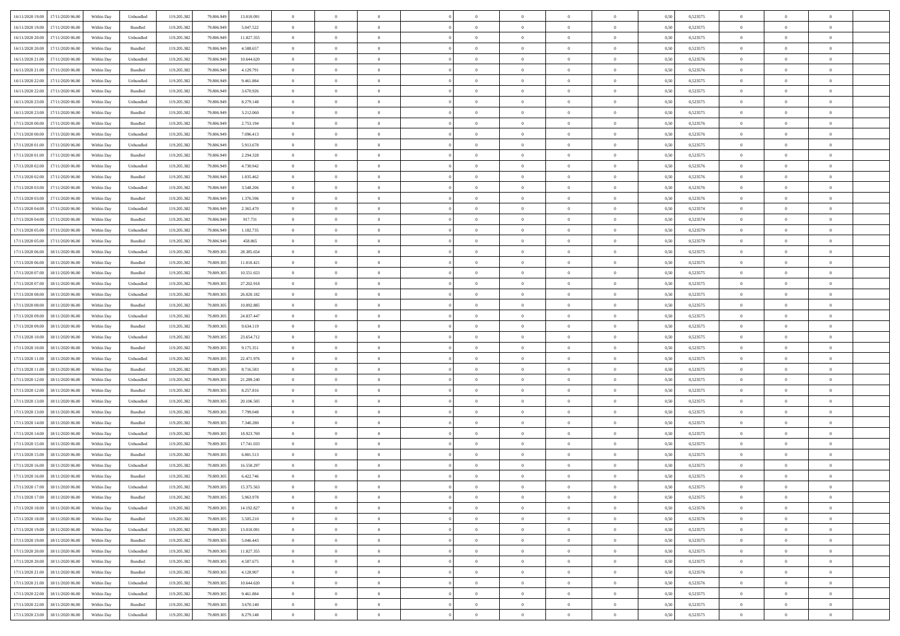| | | | | | | | | | | | | | | | | | | | | | |
|---|---|---|---|---|---|---|---|---|---|---|---|---|---|---|---|---|---|---|---|---|---|
| 16/11/2020 19.00 | 17/11/2020 06.00 | Within Day | Unbundled | 119.205.382 | 79.806.949 | 13.010.091 | 0 | 0 | 0 | | 0 | 0 | 0 | 0 | 0,50 | 0,523575 | 0 | 0 | 0 | |
| 16/11/2020 19.00 | 17/11/2020 06.00 | Within Day | Bundled | 119.205.382 | 79.806.949 | 5.047.522 | 0 | 0 | 0 | | 0 | 0 | 0 | 0 | 0,50 | 0,523575 | 0 | 0 | 0 | |
| 16/11/2020 20.00 | 17/11/2020 06.00 | Within Day | Unbundled | 119.205.382 | 79.806.949 | 11.827.355 | 0 | 0 | 0 | | 0 | 0 | 0 | 0 | 0,50 | 0,523575 | 0 | 0 | 0 | |
| 16/11/2020 20.00 | 17/11/2020 06.00 | Within Day | Bundled | 119.205.382 | 79.806.949 | 4.588.657 | 0 | 0 | 0 | | 0 | 0 | 0 | 0 | 0,50 | 0,523575 | 0 | 0 | 0 | |
| 16/11/2020 21.00 | 17/11/2020 06.00 | Within Day | Unbundled | 119.205.382 | 79.806.949 | 10.644.620 | 0 | 0 | 0 | | 0 | 0 | 0 | 0 | 0,50 | 0,523576 | 0 | 0 | 0 | |
| 16/11/2020 21.00 | 17/11/2020 06.00 | Within Day | Bundled | 119.205.382 | 79.806.949 | 4.129.791 | 0 | 0 | 0 | | 0 | 0 | 0 | 0 | 0,50 | 0,523576 | 0 | 0 | 0 | |
| 16/11/2020 22.00 | 17/11/2020 06.00 | Within Day | Unbundled | 119.205.382 | 79.806.949 | 9.461.884 | 0 | 0 | 0 | | 0 | 0 | 0 | 0 | 0,50 | 0,523575 | 0 | 0 | 0 | |
| 16/11/2020 22.00 | 17/11/2020 06.00 | Within Day | Bundled | 119.205.382 | 79.806.949 | 3.670.926 | 0 | 0 | 0 | | 0 | 0 | 0 | 0 | 0,50 | 0,523575 | 0 | 0 | 0 | |
| 16/11/2020 23.00 | 17/11/2020 06.00 | Within Day | Unbundled | 119.205.382 | 79.806.949 | 8.279.148 | 0 | 0 | 0 | | 0 | 0 | 0 | 0 | 0,50 | 0,523575 | 0 | 0 | 0 | |
| 16/11/2020 23.00 | 17/11/2020 06.00 | Within Day | Bundled | 119.205.382 | 79.806.949 | 3.212.060 | 0 | 0 | 0 | | 0 | 0 | 0 | 0 | 0,50 | 0,523575 | 0 | 0 | 0 | |
| 17/11/2020 00.00 | 17/11/2020 06.00 | Within Day | Bundled | 119.205.382 | 79.806.949 | 2.753.194 | 0 | 0 | 0 | | 0 | 0 | 0 | 0 | 0,50 | 0,523576 | 0 | 0 | 0 | |
| 17/11/2020 00.00 | 17/11/2020 06.00 | Within Day | Unbundled | 119.205.382 | 79.806.949 | 7.096.413 | 0 | 0 | 0 | | 0 | 0 | 0 | 0 | 0,50 | 0,523576 | 0 | 0 | 0 | |
| 17/11/2020 01.00 | 17/11/2020 06.00 | Within Day | Unbundled | 119.205.382 | 79.806.949 | 5.913.678 | 0 | 0 | 0 | | 0 | 0 | 0 | 0 | 0,50 | 0,523575 | 0 | 0 | 0 | |
| 17/11/2020 01.00 | 17/11/2020 06.00 | Within Day | Bundled | 119.205.382 | 79.806.949 | 2.294.328 | 0 | 0 | 0 | | 0 | 0 | 0 | 0 | 0,50 | 0,523575 | 0 | 0 | 0 | |
| 17/11/2020 02.00 | 17/11/2020 06.00 | Within Day | Unbundled | 119.205.382 | 79.806.949 | 4.730.942 | 0 | 0 | 0 | | 0 | 0 | 0 | 0 | 0,50 | 0,523576 | 0 | 0 | 0 | |
| 17/11/2020 02.00 | 17/11/2020 06.00 | Within Day | Bundled | 119.205.382 | 79.806.949 | 1.835.462 | 0 | 0 | 0 | | 0 | 0 | 0 | 0 | 0,50 | 0,523576 | 0 | 0 | 0 | |
| 17/11/2020 03.00 | 17/11/2020 06.00 | Within Day | Unbundled | 119.205.382 | 79.806.949 | 3.548.206 | 0 | 0 | 0 | | 0 | 0 | 0 | 0 | 0,50 | 0,523576 | 0 | 0 | 0 | |
| 17/11/2020 03.00 | 17/11/2020 06.00 | Within Day | Bundled | 119.205.382 | 79.806.949 | 1.376.596 | 0 | 0 | 0 | | 0 | 0 | 0 | 0 | 0,50 | 0,523576 | 0 | 0 | 0 | |
| 17/11/2020 04.00 | 17/11/2020 06.00 | Within Day | Unbundled | 119.205.382 | 79.806.949 | 2.365.470 | 0 | 0 | 0 | | 0 | 0 | 0 | 0 | 0,50 | 0,523574 | 0 | 0 | 0 | |
| 17/11/2020 04.00 | 17/11/2020 06.00 | Within Day | Bundled | 119.205.382 | 79.806.949 | 917.731 | 0 | 0 | 0 | | 0 | 0 | 0 | 0 | 0,50 | 0,523574 | 0 | 0 | 0 | |
| 17/11/2020 05.00 | 17/11/2020 06.00 | Within Day | Unbundled | 119.205.382 | 79.806.949 | 1.182.735 | 0 | 0 | 0 | | 0 | 0 | 0 | 0 | 0,50 | 0,523579 | 0 | 0 | 0 | |
| 17/11/2020 05.00 | 17/11/2020 06.00 | Within Day | Bundled | 119.205.382 | 79.806.949 | 458.865 | 0 | 0 | 0 | | 0 | 0 | 0 | 0 | 0,50 | 0,523579 | 0 | 0 | 0 | |
| 17/11/2020 06.00 | 18/11/2020 06.00 | Within Day | Unbundled | 119.205.382 | 79.809.305 | 28.385.654 | 0 | 0 | 0 | | 0 | 0 | 0 | 0 | 0,50 | 0,523575 | 0 | 0 | 0 | |
| 17/11/2020 06.00 | 18/11/2020 06.00 | Within Day | Bundled | 119.205.382 | 79.809.305 | 11.010.421 | 0 | 0 | 0 | | 0 | 0 | 0 | 0 | 0,50 | 0,523575 | 0 | 0 | 0 | |
| 17/11/2020 07.00 | 18/11/2020 06.00 | Within Day | Bundled | 119.205.382 | 79.809.305 | 10.551.653 | 0 | 0 | 0 | | 0 | 0 | 0 | 0 | 0,50 | 0,523575 | 0 | 0 | 0 | |
| 17/11/2020 07.00 | 18/11/2020 06.00 | Within Day | Unbundled | 119.205.382 | 79.809.305 | 27.202.918 | 0 | 0 | 0 | | 0 | 0 | 0 | 0 | 0,50 | 0,523575 | 0 | 0 | 0 | |
| 17/11/2020 08.00 | 18/11/2020 06.00 | Within Day | Unbundled | 119.205.382 | 79.809.305 | 26.020.182 | 0 | 0 | 0 | | 0 | 0 | 0 | 0 | 0,50 | 0,523575 | 0 | 0 | 0 | |
| 17/11/2020 08.00 | 18/11/2020 06.00 | Within Day | Bundled | 119.205.382 | 79.809.305 | 10.092.885 | 0 | 0 | 0 | | 0 | 0 | 0 | 0 | 0,50 | 0,523575 | 0 | 0 | 0 | |
| 17/11/2020 09.00 | 18/11/2020 06.00 | Within Day | Unbundled | 119.205.382 | 79.809.305 | 24.837.447 | 0 | 0 | 0 | | 0 | 0 | 0 | 0 | 0,50 | 0,523575 | 0 | 0 | 0 | |
| 17/11/2020 09.00 | 18/11/2020 06.00 | Within Day | Bundled | 119.205.382 | 79.809.305 | 9.634.119 | 0 | 0 | 0 | | 0 | 0 | 0 | 0 | 0,50 | 0,523575 | 0 | 0 | 0 | |
| 17/11/2020 10.00 | 18/11/2020 06.00 | Within Day | Unbundled | 119.205.382 | 79.809.305 | 23.654.712 | 0 | 0 | 0 | | 0 | 0 | 0 | 0 | 0,50 | 0,523575 | 0 | 0 | 0 | |
| 17/11/2020 10.00 | 18/11/2020 06.00 | Within Day | Bundled | 119.205.382 | 79.809.305 | 9.175.351 | 0 | 0 | 0 | | 0 | 0 | 0 | 0 | 0,50 | 0,523575 | 0 | 0 | 0 | |
| 17/11/2020 11.00 | 18/11/2020 06.00 | Within Day | Unbundled | 119.205.382 | 79.809.305 | 22.471.976 | 0 | 0 | 0 | | 0 | 0 | 0 | 0 | 0,50 | 0,523575 | 0 | 0 | 0 | |
| 17/11/2020 11.00 | 18/11/2020 06.00 | Within Day | Bundled | 119.205.382 | 79.809.305 | 8.716.583 | 0 | 0 | 0 | | 0 | 0 | 0 | 0 | 0,50 | 0,523575 | 0 | 0 | 0 | |
| 17/11/2020 12.00 | 18/11/2020 06.00 | Within Day | Unbundled | 119.205.382 | 79.809.305 | 21.289.240 | 0 | 0 | 0 | | 0 | 0 | 0 | 0 | 0,50 | 0,523575 | 0 | 0 | 0 | |
| 17/11/2020 12.00 | 18/11/2020 06.00 | Within Day | Bundled | 119.205.382 | 79.809.305 | 8.257.816 | 0 | 0 | 0 | | 0 | 0 | 0 | 0 | 0,50 | 0,523575 | 0 | 0 | 0 | |
| 17/11/2020 13.00 | 18/11/2020 06.00 | Within Day | Unbundled | 119.205.382 | 79.809.305 | 20.106.505 | 0 | 0 | 0 | | 0 | 0 | 0 | 0 | 0,50 | 0,523575 | 0 | 0 | 0 | |
| 17/11/2020 13.00 | 18/11/2020 06.00 | Within Day | Bundled | 119.205.382 | 79.809.305 | 7.799.048 | 0 | 0 | 0 | | 0 | 0 | 0 | 0 | 0,50 | 0,523575 | 0 | 0 | 0 | |
| 17/11/2020 14.00 | 18/11/2020 06.00 | Within Day | Bundled | 119.205.382 | 79.809.305 | 7.340.280 | 0 | 0 | 0 | | 0 | 0 | 0 | 0 | 0,50 | 0,523575 | 0 | 0 | 0 | |
| 17/11/2020 14.00 | 18/11/2020 06.00 | Within Day | Unbundled | 119.205.382 | 79.809.305 | 18.923.769 | 0 | 0 | 0 | | 0 | 0 | 0 | 0 | 0,50 | 0,523575 | 0 | 0 | 0 | |
| 17/11/2020 15.00 | 18/11/2020 06.00 | Within Day | Unbundled | 119.205.382 | 79.809.305 | 17.741.033 | 0 | 0 | 0 | | 0 | 0 | 0 | 0 | 0,50 | 0,523575 | 0 | 0 | 0 | |
| 17/11/2020 15.00 | 18/11/2020 06.00 | Within Day | Bundled | 119.205.382 | 79.809.305 | 6.881.513 | 0 | 0 | 0 | | 0 | 0 | 0 | 0 | 0,50 | 0,523575 | 0 | 0 | 0 | |
| 17/11/2020 16.00 | 18/11/2020 06.00 | Within Day | Unbundled | 119.205.382 | 79.809.305 | 16.558.297 | 0 | 0 | 0 | | 0 | 0 | 0 | 0 | 0,50 | 0,523575 | 0 | 0 | 0 | |
| 17/11/2020 16.00 | 18/11/2020 06.00 | Within Day | Bundled | 119.205.382 | 79.809.305 | 6.422.746 | 0 | 0 | 0 | | 0 | 0 | 0 | 0 | 0,50 | 0,523575 | 0 | 0 | 0 | |
| 17/11/2020 17.00 | 18/11/2020 06.00 | Within Day | Unbundled | 119.205.382 | 79.809.305 | 15.375.563 | 0 | 0 | 0 | | 0 | 0 | 0 | 0 | 0,50 | 0,523575 | 0 | 0 | 0 | |
| 17/11/2020 17.00 | 18/11/2020 06.00 | Within Day | Bundled | 119.205.382 | 79.809.305 | 5.963.978 | 0 | 0 | 0 | | 0 | 0 | 0 | 0 | 0,50 | 0,523575 | 0 | 0 | 0 | |
| 17/11/2020 18.00 | 18/11/2020 06.00 | Within Day | Unbundled | 119.205.382 | 79.809.305 | 14.192.827 | 0 | 0 | 0 | | 0 | 0 | 0 | 0 | 0,50 | 0,523576 | 0 | 0 | 0 | |
| 17/11/2020 18.00 | 18/11/2020 06.00 | Within Day | Bundled | 119.205.382 | 79.809.305 | 5.505.210 | 0 | 0 | 0 | | 0 | 0 | 0 | 0 | 0,50 | 0,523576 | 0 | 0 | 0 | |
| 17/11/2020 19.00 | 18/11/2020 06.00 | Within Day | Unbundled | 119.205.382 | 79.809.305 | 13.010.091 | 0 | 0 | 0 | | 0 | 0 | 0 | 0 | 0,50 | 0,523575 | 0 | 0 | 0 | |
| 17/11/2020 19.00 | 18/11/2020 06.00 | Within Day | Bundled | 119.205.382 | 79.809.305 | 5.046.443 | 0 | 0 | 0 | | 0 | 0 | 0 | 0 | 0,50 | 0,523575 | 0 | 0 | 0 | |
| 17/11/2020 20.00 | 18/11/2020 06.00 | Within Day | Unbundled | 119.205.382 | 79.809.305 | 11.827.355 | 0 | 0 | 0 | | 0 | 0 | 0 | 0 | 0,50 | 0,523575 | 0 | 0 | 0 | |
| 17/11/2020 20.00 | 18/11/2020 06.00 | Within Day | Bundled | 119.205.382 | 79.809.305 | 4.587.675 | 0 | 0 | 0 | | 0 | 0 | 0 | 0 | 0,50 | 0,523575 | 0 | 0 | 0 | |
| 17/11/2020 21.00 | 18/11/2020 06.00 | Within Day | Bundled | 119.205.382 | 79.809.305 | 4.128.907 | 0 | 0 | 0 | | 0 | 0 | 0 | 0 | 0,50 | 0,523576 | 0 | 0 | 0 | |
| 17/11/2020 21.00 | 18/11/2020 06.00 | Within Day | Unbundled | 119.205.382 | 79.809.305 | 10.644.620 | 0 | 0 | 0 | | 0 | 0 | 0 | 0 | 0,50 | 0,523576 | 0 | 0 | 0 | |
| 17/11/2020 22.00 | 18/11/2020 06.00 | Within Day | Unbundled | 119.205.382 | 79.809.305 | 9.461.884 | 0 | 0 | 0 | | 0 | 0 | 0 | 0 | 0,50 | 0,523575 | 0 | 0 | 0 | |
| 17/11/2020 22.00 | 18/11/2020 06.00 | Within Day | Bundled | 119.205.382 | 79.809.305 | 3.670.140 | 0 | 0 | 0 | | 0 | 0 | 0 | 0 | 0,50 | 0,523575 | 0 | 0 | 0 | |
| 17/11/2020 23.00 | 18/11/2020 06.00 | Within Day | Unbundled | 119.205.382 | 79.809.305 | 8.279.148 | 0 | 0 | 0 | | 0 | 0 | 0 | 0 | 0,50 | 0,523575 | 0 | 0 | 0 | |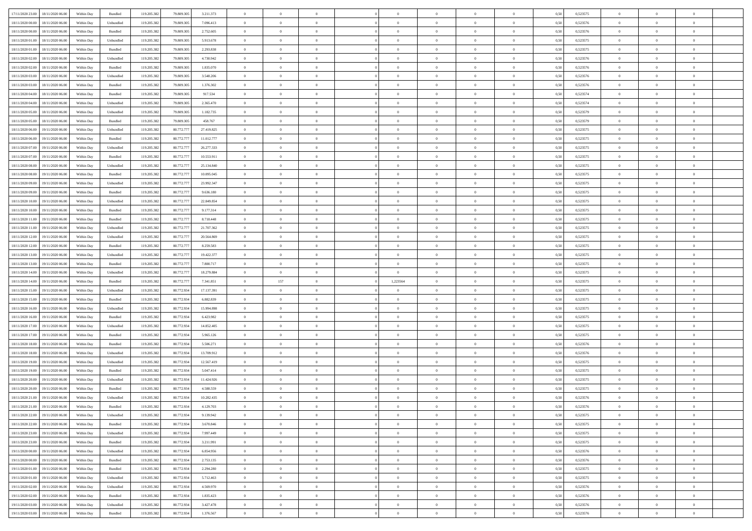| | | | | | | | | | | | | | | | | | | | | |
|---|---|---|---|---|---|---|---|---|---|---|---|---|---|---|---|---|---|---|---|---|
| 17/11/2020 23.00 | 18/11/2020 06.00 | Within Day | Bundled | 119.205.382 | 79.809.305 | 3.211.373 | 0 | 0 | 0 | | 0 | 0 | 0 | 0 | 0,50 | 0,523575 | 0 | 0 | 0 | |
| 18/11/2020 00.00 | 18/11/2020 06.00 | Within Day | Unbundled | 119.205.382 | 79.809.305 | 7.096.413 | 0 | 0 | 0 | | 0 | 0 | 0 | 0 | 0,50 | 0,523576 | 0 | 0 | 0 | |
| 18/11/2020 00.00 | 18/11/2020 06.00 | Within Day | Bundled | 119.205.382 | 79.809.305 | 2.752.605 | 0 | 0 | 0 | | 0 | 0 | 0 | 0 | 0,50 | 0,523576 | 0 | 0 | 0 | |
| 18/11/2020 01.00 | 18/11/2020 06.00 | Within Day | Unbundled | 119.205.382 | 79.809.305 | 5.913.678 | 0 | 0 | 0 | | 0 | 0 | 0 | 0 | 0,50 | 0,523575 | 0 | 0 | 0 | |
| 18/11/2020 01.00 | 18/11/2020 06.00 | Within Day | Bundled | 119.205.382 | 79.809.305 | 2.293.838 | 0 | 0 | 0 | | 0 | 0 | 0 | 0 | 0,50 | 0,523575 | 0 | 0 | 0 | |
| 18/11/2020 02.00 | 18/11/2020 06.00 | Within Day | Unbundled | 119.205.382 | 79.809.305 | 4.730.942 | 0 | 0 | 0 | | 0 | 0 | 0 | 0 | 0,50 | 0,523576 | 0 | 0 | 0 | |
| 18/11/2020 02.00 | 18/11/2020 06.00 | Within Day | Bundled | 119.205.382 | 79.809.305 | 1.835.070 | 0 | 0 | 0 | | 0 | 0 | 0 | 0 | 0,50 | 0,523576 | 0 | 0 | 0 | |
| 18/11/2020 03.00 | 18/11/2020 06.00 | Within Day | Unbundled | 119.205.382 | 79.809.305 | 3.548.206 | 0 | 0 | 0 | | 0 | 0 | 0 | 0 | 0,50 | 0,523576 | 0 | 0 | 0 | |
| 18/11/2020 03.00 | 18/11/2020 06.00 | Within Day | Bundled | 119.205.382 | 79.809.305 | 1.376.302 | 0 | 0 | 0 | | 0 | 0 | 0 | 0 | 0,50 | 0,523576 | 0 | 0 | 0 | |
| 18/11/2020 04.00 | 18/11/2020 06.00 | Within Day | Bundled | 119.205.382 | 79.809.305 | 917.534 | 0 | 0 | 0 | | 0 | 0 | 0 | 0 | 0,50 | 0,523574 | 0 | 0 | 0 | |
| 18/11/2020 04.00 | 18/11/2020 06.00 | Within Day | Unbundled | 119.205.382 | 79.809.305 | 2.365.470 | 0 | 0 | 0 | | 0 | 0 | 0 | 0 | 0,50 | 0,523574 | 0 | 0 | 0 | |
| 18/11/2020 05.00 | 18/11/2020 06.00 | Within Day | Unbundled | 119.205.382 | 79.809.305 | 1.182.735 | 0 | 0 | 0 | | 0 | 0 | 0 | 0 | 0,50 | 0,523579 | 0 | 0 | 0 | |
| 18/11/2020 05.00 | 18/11/2020 06.00 | Within Day | Bundled | 119.205.382 | 79.809.305 | 458.767 | 0 | 0 | 0 | | 0 | 0 | 0 | 0 | 0,50 | 0,523579 | 0 | 0 | 0 | |
| 18/11/2020 06.00 | 19/11/2020 06.00 | Within Day | Unbundled | 119.205.382 | 80.772.777 | 27.419.825 | 0 | 0 | 0 | | 0 | 0 | 0 | 0 | 0,50 | 0,523575 | 0 | 0 | 0 | |
| 18/11/2020 06.00 | 19/11/2020 06.00 | Within Day | Bundled | 119.205.382 | 80.772.777 | 11.012.777 | 0 | 0 | 0 | | 0 | 0 | 0 | 0 | 0,50 | 0,523575 | 0 | 0 | 0 | |
| 18/11/2020 07.00 | 19/11/2020 06.00 | Within Day | Unbundled | 119.205.382 | 80.772.777 | 26.277.333 | 0 | 0 | 0 | | 0 | 0 | 0 | 0 | 0,50 | 0,523575 | 0 | 0 | 0 | |
| 18/11/2020 07.00 | 19/11/2020 06.00 | Within Day | Bundled | 119.205.382 | 80.772.777 | 10.553.911 | 0 | 0 | 0 | | 0 | 0 | 0 | 0 | 0,50 | 0,523575 | 0 | 0 | 0 | |
| 18/11/2020 08.00 | 19/11/2020 06.00 | Within Day | Unbundled | 119.205.382 | 80.772.777 | 25.134.840 | 0 | 0 | 0 | | 0 | 0 | 0 | 0 | 0,50 | 0,523575 | 0 | 0 | 0 | |
| 18/11/2020 08.00 | 19/11/2020 06.00 | Within Day | Bundled | 119.205.382 | 80.772.777 | 10.095.045 | 0 | 0 | 0 | | 0 | 0 | 0 | 0 | 0,50 | 0,523575 | 0 | 0 | 0 | |
| 18/11/2020 09.00 | 19/11/2020 06.00 | Within Day | Unbundled | 119.205.382 | 80.772.777 | 23.992.347 | 0 | 0 | 0 | | 0 | 0 | 0 | 0 | 0,50 | 0,523575 | 0 | 0 | 0 | |
| 18/11/2020 09.00 | 19/11/2020 06.00 | Within Day | Bundled | 119.205.382 | 80.772.777 | 9.636.180 | 0 | 0 | 0 | | 0 | 0 | 0 | 0 | 0,50 | 0,523575 | 0 | 0 | 0 | |
| 18/11/2020 10.00 | 19/11/2020 06.00 | Within Day | Unbundled | 119.205.382 | 80.772.777 | 22.849.854 | 0 | 0 | 0 | | 0 | 0 | 0 | 0 | 0,50 | 0,523575 | 0 | 0 | 0 | |
| 18/11/2020 10.00 | 19/11/2020 06.00 | Within Day | Bundled | 119.205.382 | 80.772.777 | 9.177.314 | 0 | 0 | 0 | | 0 | 0 | 0 | 0 | 0,50 | 0,523575 | 0 | 0 | 0 | |
| 18/11/2020 11.00 | 19/11/2020 06.00 | Within Day | Bundled | 119.205.382 | 80.772.777 | 8.718.448 | 0 | 0 | 0 | | 0 | 0 | 0 | 0 | 0,50 | 0,523575 | 0 | 0 | 0 | |
| 18/11/2020 11.00 | 19/11/2020 06.00 | Within Day | Unbundled | 119.205.382 | 80.772.777 | 21.707.362 | 0 | 0 | 0 | | 0 | 0 | 0 | 0 | 0,50 | 0,523575 | 0 | 0 | 0 | |
| 18/11/2020 12.00 | 19/11/2020 06.00 | Within Day | Unbundled | 119.205.382 | 80.772.777 | 20.564.869 | 0 | 0 | 0 | | 0 | 0 | 0 | 0 | 0,50 | 0,523575 | 0 | 0 | 0 | |
| 18/11/2020 12.00 | 19/11/2020 06.00 | Within Day | Bundled | 119.205.382 | 80.772.777 | 8.259.583 | 0 | 0 | 0 | | 0 | 0 | 0 | 0 | 0,50 | 0,523575 | 0 | 0 | 0 | |
| 18/11/2020 13.00 | 19/11/2020 06.00 | Within Day | Unbundled | 119.205.382 | 80.772.777 | 19.422.377 | 0 | 0 | 0 | | 0 | 0 | 0 | 0 | 0,50 | 0,523575 | 0 | 0 | 0 | |
| 18/11/2020 13.00 | 19/11/2020 06.00 | Within Day | Bundled | 119.205.382 | 80.772.777 | 7.800.717 | 0 | 0 | 0 | | 0 | 0 | 0 | 0 | 0,50 | 0,523575 | 0 | 0 | 0 | |
| 18/11/2020 14.00 | 19/11/2020 06.00 | Within Day | Unbundled | 119.205.382 | 80.772.777 | 18.279.884 | 0 | 0 | 0 | | 0 | 0 | 0 | 0 | 0,50 | 0,523575 | 0 | 0 | 0 | |
| 18/11/2020 14.00 | 19/11/2020 06.00 | Within Day | Bundled | 119.205.382 | 80.772.777 | 7.341.851 | 0 | 157 | 0 | | 1,223564 | 0 | 0 | 0 | 0,50 | 0,523575 | 0 | 0 | 0 | |
| 18/11/2020 15.00 | 19/11/2020 06.00 | Within Day | Unbundled | 119.205.382 | 80.772.934 | 17.137.391 | 0 | 0 | 0 | | 0 | 0 | 0 | 0 | 0,50 | 0,523575 | 0 | 0 | 0 | |
| 18/11/2020 15.00 | 19/11/2020 06.00 | Within Day | Bundled | 119.205.382 | 80.772.934 | 6.882.839 | 0 | 0 | 0 | | 0 | 0 | 0 | 0 | 0,50 | 0,523575 | 0 | 0 | 0 | |
| 18/11/2020 16.00 | 19/11/2020 06.00 | Within Day | Unbundled | 119.205.382 | 80.772.934 | 15.994.898 | 0 | 0 | 0 | | 0 | 0 | 0 | 0 | 0,50 | 0,523575 | 0 | 0 | 0 | |
| 18/11/2020 16.00 | 19/11/2020 06.00 | Within Day | Bundled | 119.205.382 | 80.772.934 | 6.423.982 | 0 | 0 | 0 | | 0 | 0 | 0 | 0 | 0,50 | 0,523575 | 0 | 0 | 0 | |
| 18/11/2020 17.00 | 19/11/2020 06.00 | Within Day | Unbundled | 119.205.382 | 80.772.934 | 14.852.405 | 0 | 0 | 0 | | 0 | 0 | 0 | 0 | 0,50 | 0,523575 | 0 | 0 | 0 | |
| 18/11/2020 17.00 | 19/11/2020 06.00 | Within Day | Bundled | 119.205.382 | 80.772.934 | 5.965.126 | 0 | 0 | 0 | | 0 | 0 | 0 | 0 | 0,50 | 0,523575 | 0 | 0 | 0 | |
| 18/11/2020 18.00 | 19/11/2020 06.00 | Within Day | Bundled | 119.205.382 | 80.772.934 | 5.506.271 | 0 | 0 | 0 | | 0 | 0 | 0 | 0 | 0,50 | 0,523576 | 0 | 0 | 0 | |
| 18/11/2020 18.00 | 19/11/2020 06.00 | Within Day | Unbundled | 119.205.382 | 80.772.934 | 13.709.912 | 0 | 0 | 0 | | 0 | 0 | 0 | 0 | 0,50 | 0,523576 | 0 | 0 | 0 | |
| 18/11/2020 19.00 | 19/11/2020 06.00 | Within Day | Unbundled | 119.205.382 | 80.772.934 | 12.567.419 | 0 | 0 | 0 | | 0 | 0 | 0 | 0 | 0,50 | 0,523575 | 0 | 0 | 0 | |
| 18/11/2020 19.00 | 19/11/2020 06.00 | Within Day | Bundled | 119.205.382 | 80.772.934 | 5.047.414 | 0 | 0 | 0 | | 0 | 0 | 0 | 0 | 0,50 | 0,523575 | 0 | 0 | 0 | |
| 18/11/2020 20.00 | 19/11/2020 06.00 | Within Day | Unbundled | 119.205.382 | 80.772.934 | 11.424.926 | 0 | 0 | 0 | | 0 | 0 | 0 | 0 | 0,50 | 0,523575 | 0 | 0 | 0 | |
| 18/11/2020 20.00 | 19/11/2020 06.00 | Within Day | Bundled | 119.205.382 | 80.772.934 | 4.588.559 | 0 | 0 | 0 | | 0 | 0 | 0 | 0 | 0,50 | 0,523575 | 0 | 0 | 0 | |
| 18/11/2020 21.00 | 19/11/2020 06.00 | Within Day | Unbundled | 119.205.382 | 80.772.934 | 10.282.435 | 0 | 0 | 0 | | 0 | 0 | 0 | 0 | 0,50 | 0,523576 | 0 | 0 | 0 | |
| 18/11/2020 21.00 | 19/11/2020 06.00 | Within Day | Bundled | 119.205.382 | 80.772.934 | 4.129.703 | 0 | 0 | 0 | | 0 | 0 | 0 | 0 | 0,50 | 0,523576 | 0 | 0 | 0 | |
| 18/11/2020 22.00 | 19/11/2020 06.00 | Within Day | Unbundled | 119.205.382 | 80.772.934 | 9.139.942 | 0 | 0 | 0 | | 0 | 0 | 0 | 0 | 0,50 | 0,523575 | 0 | 0 | 0 | |
| 18/11/2020 22.00 | 19/11/2020 06.00 | Within Day | Bundled | 119.205.382 | 80.772.934 | 3.670.846 | 0 | 0 | 0 | | 0 | 0 | 0 | 0 | 0,50 | 0,523575 | 0 | 0 | 0 | |
| 18/11/2020 23.00 | 19/11/2020 06.00 | Within Day | Unbundled | 119.205.382 | 80.772.934 | 7.997.449 | 0 | 0 | 0 | | 0 | 0 | 0 | 0 | 0,50 | 0,523575 | 0 | 0 | 0 | |
| 18/11/2020 23.00 | 19/11/2020 06.00 | Within Day | Bundled | 119.205.382 | 80.772.934 | 3.211.991 | 0 | 0 | 0 | | 0 | 0 | 0 | 0 | 0,50 | 0,523575 | 0 | 0 | 0 | |
| 19/11/2020 00.00 | 19/11/2020 06.00 | Within Day | Unbundled | 119.205.382 | 80.772.934 | 6.854.956 | 0 | 0 | 0 | | 0 | 0 | 0 | 0 | 0,50 | 0,523576 | 0 | 0 | 0 | |
| 19/11/2020 00.00 | 19/11/2020 06.00 | Within Day | Bundled | 119.205.382 | 80.772.934 | 2.753.135 | 0 | 0 | 0 | | 0 | 0 | 0 | 0 | 0,50 | 0,523576 | 0 | 0 | 0 | |
| 19/11/2020 01.00 | 19/11/2020 06.00 | Within Day | Bundled | 119.205.382 | 80.772.934 | 2.294.280 | 0 | 0 | 0 | | 0 | 0 | 0 | 0 | 0,50 | 0,523575 | 0 | 0 | 0 | |
| 19/11/2020 01.00 | 19/11/2020 06.00 | Within Day | Unbundled | 119.205.382 | 80.772.934 | 5.712.463 | 0 | 0 | 0 | | 0 | 0 | 0 | 0 | 0,50 | 0,523575 | 0 | 0 | 0 | |
| 19/11/2020 02.00 | 19/11/2020 06.00 | Within Day | Unbundled | 119.205.382 | 80.772.934 | 4.569.970 | 0 | 0 | 0 | | 0 | 0 | 0 | 0 | 0,50 | 0,523576 | 0 | 0 | 0 | |
| 19/11/2020 02.00 | 19/11/2020 06.00 | Within Day | Bundled | 119.205.382 | 80.772.934 | 1.835.423 | 0 | 0 | 0 | | 0 | 0 | 0 | 0 | 0,50 | 0,523576 | 0 | 0 | 0 | |
| 19/11/2020 03.00 | 19/11/2020 06.00 | Within Day | Unbundled | 119.205.382 | 80.772.934 | 3.427.478 | 0 | 0 | 0 | | 0 | 0 | 0 | 0 | 0,50 | 0,523576 | 0 | 0 | 0 | |
| 19/11/2020 03.00 | 19/11/2020 06.00 | Within Day | Bundled | 119.205.382 | 80.772.934 | 1.376.567 | 0 | 0 | 0 | | 0 | 0 | 0 | 0 | 0,50 | 0,523576 | 0 | 0 | 0 | |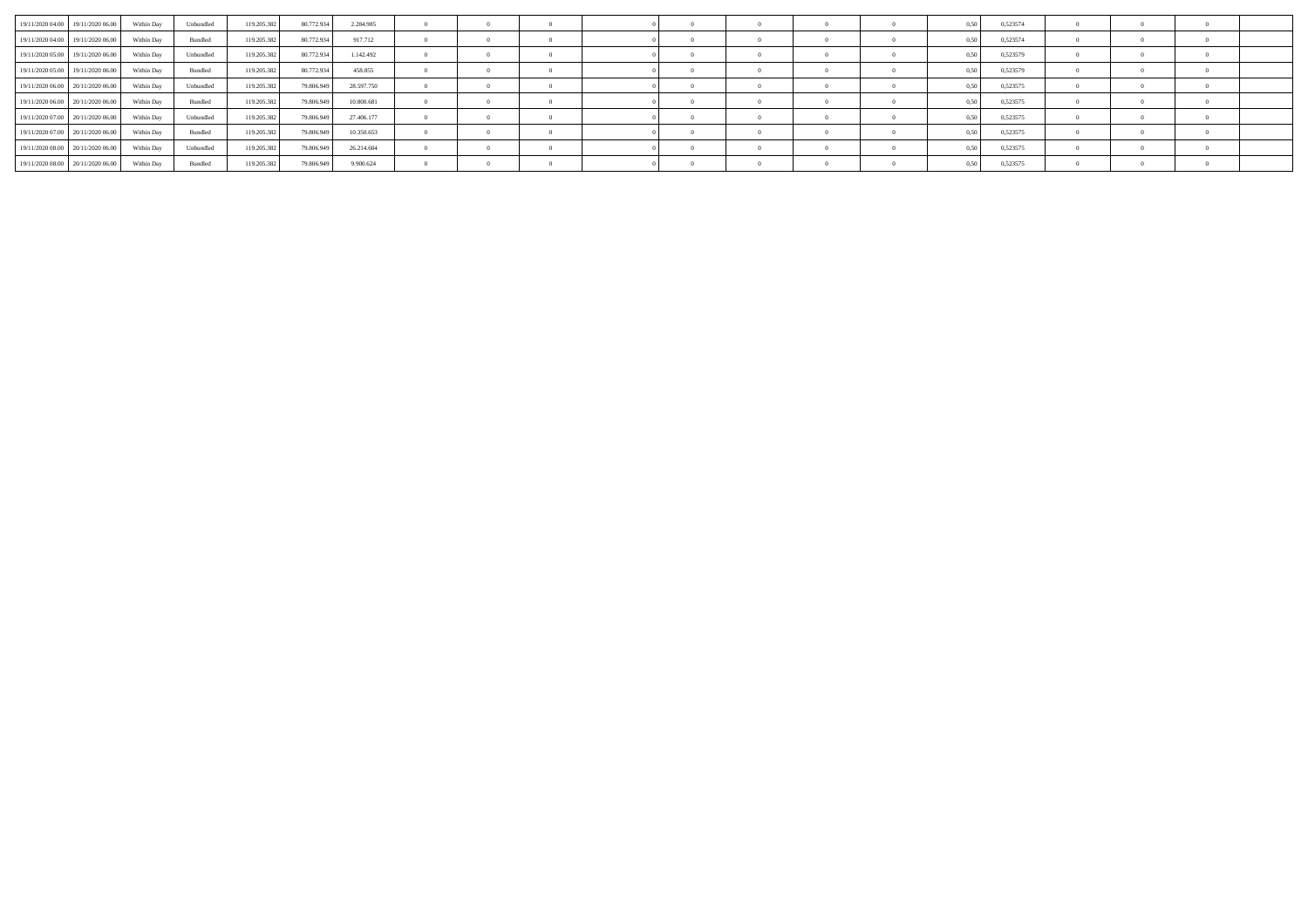| | | | | | | | | | | | | | | | | | | | | |
|---|---|---|---|---|---|---|---|---|---|---|---|---|---|---|---|---|---|---|---|---|
| 19/11/2020 04.00 | 19/11/2020 06.00 | Within Day | Unbundled | 119.205.382 | 80.772.934 | 2.284.985 | 0 | 0 | 0 | 0 | 0 | 0 | 0 | 0 | 0,50 | 0,523574 | 0 | 0 | 0 | |
| 19/11/2020 04.00 | 19/11/2020 06.00 | Within Day | Bundled | 119.205.382 | 80.772.934 | 917.712 | 0 | 0 | 0 | 0 | 0 | 0 | 0 | 0 | 0,50 | 0,523574 | 0 | 0 | 0 | |
| 19/11/2020 05.00 | 19/11/2020 06.00 | Within Day | Unbundled | 119.205.382 | 80.772.934 | 1.142.492 | 0 | 0 | 0 | 0 | 0 | 0 | 0 | 0 | 0,50 | 0,523579 | 0 | 0 | 0 | |
| 19/11/2020 05.00 | 19/11/2020 06.00 | Within Day | Bundled | 119.205.382 | 80.772.934 | 458.855 | 0 | 0 | 0 | 0 | 0 | 0 | 0 | 0 | 0,50 | 0,523579 | 0 | 0 | 0 | |
| 19/11/2020 06.00 | 20/11/2020 06.00 | Within Day | Unbundled | 119.205.382 | 79.806.949 | 28.597.750 | 0 | 0 | 0 | 0 | 0 | 0 | 0 | 0 | 0,50 | 0,523575 | 0 | 0 | 0 | |
| 19/11/2020 06.00 | 20/11/2020 06.00 | Within Day | Bundled | 119.205.382 | 79.806.949 | 10.800.681 | 0 | 0 | 0 | 0 | 0 | 0 | 0 | 0 | 0,50 | 0,523575 | 0 | 0 | 0 | |
| 19/11/2020 07.00 | 20/11/2020 06.00 | Within Day | Unbundled | 119.205.382 | 79.806.949 | 27.406.177 | 0 | 0 | 0 | 0 | 0 | 0 | 0 | 0 | 0,50 | 0,523575 | 0 | 0 | 0 | |
| 19/11/2020 07.00 | 20/11/2020 06.00 | Within Day | Bundled | 119.205.382 | 79.806.949 | 10.350.653 | 0 | 0 | 0 | 0 | 0 | 0 | 0 | 0 | 0,50 | 0,523575 | 0 | 0 | 0 | |
| 19/11/2020 08.00 | 20/11/2020 06.00 | Within Day | Unbundled | 119.205.382 | 79.806.949 | 26.214.604 | 0 | 0 | 0 | 0 | 0 | 0 | 0 | 0 | 0,50 | 0,523575 | 0 | 0 | 0 | |
| 19/11/2020 08.00 | 20/11/2020 06.00 | Within Day | Bundled | 119.205.382 | 79.806.949 | 9.900.624 | 0 | 0 | 0 | 0 | 0 | 0 | 0 | 0 | 0,50 | 0,523575 | 0 | 0 | 0 | |